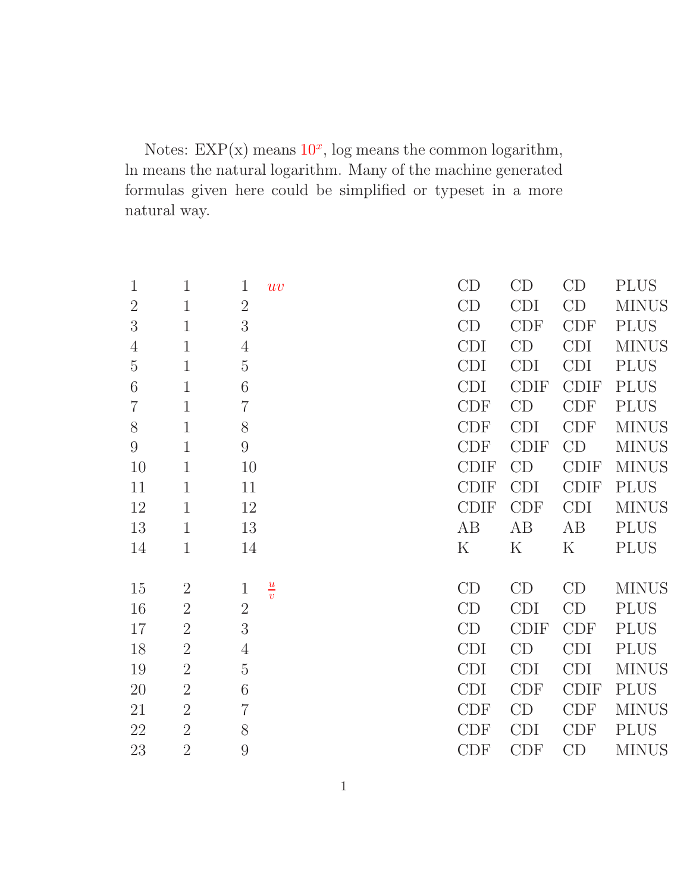Notes: EXP(x) means $10^x$, log means the common logarithm, ln means the natural logarithm. Many of the machine generated formulas given here could be simplified or typeset in a more natural way.

| | | | | | | | |
|---|---|---|---|---|---|---|---|
| 1 | 1 | 1 | $uv$ | CD | CD | CD | PLUS |
| 2 | 1 | 2 | | CD | CDI | CD | MINUS |
| 3 | 1 | 3 | | CD | CDF | CDF | PLUS |
| 4 | 1 | 4 | | CDI | CD | CDI | MINUS |
| 5 | 1 | 5 | | CDI | CDI | CDI | PLUS |
| 6 | 1 | 6 | | CDI | CDIF | CDIF | PLUS |
| 7 | 1 | 7 | | CDF | CD | CDF | PLUS |
| 8 | 1 | 8 | | CDF | CDI | CDF | MINUS |
| 9 | 1 | 9 | | CDF | CDIF | CD | MINUS |
| 10 | 1 | 10 | | CDIF | CD | CDIF | MINUS |
| 11 | 1 | 11 | | CDIF | CDI | CDIF | PLUS |
| 12 | 1 | 12 | | CDIF | CDF | CDI | MINUS |
| 13 | 1 | 13 | | AB | AB | AB | PLUS |
| 14 | 1 | 14 | | K | K | K | PLUS |
| | | | | | | | |
| 15 | 2 | 1 | $\frac{u}{v}$ | CD | CD | CD | MINUS |
| 16 | 2 | 2 | | CD | CDI | CD | PLUS |
| 17 | 2 | 3 | | CD | CDIF | CDF | PLUS |
| 18 | 2 | 4 | | CDI | CD | CDI | PLUS |
| 19 | 2 | 5 | | CDI | CDI | CDI | MINUS |
| 20 | 2 | 6 | | CDI | CDF | CDIF | PLUS |
| 21 | 2 | 7 | | CDF | CD | CDF | MINUS |
| 22 | 2 | 8 | | CDF | CDI | CDF | PLUS |
| 23 | 2 | 9 | | CDF | CDF | CD | MINUS |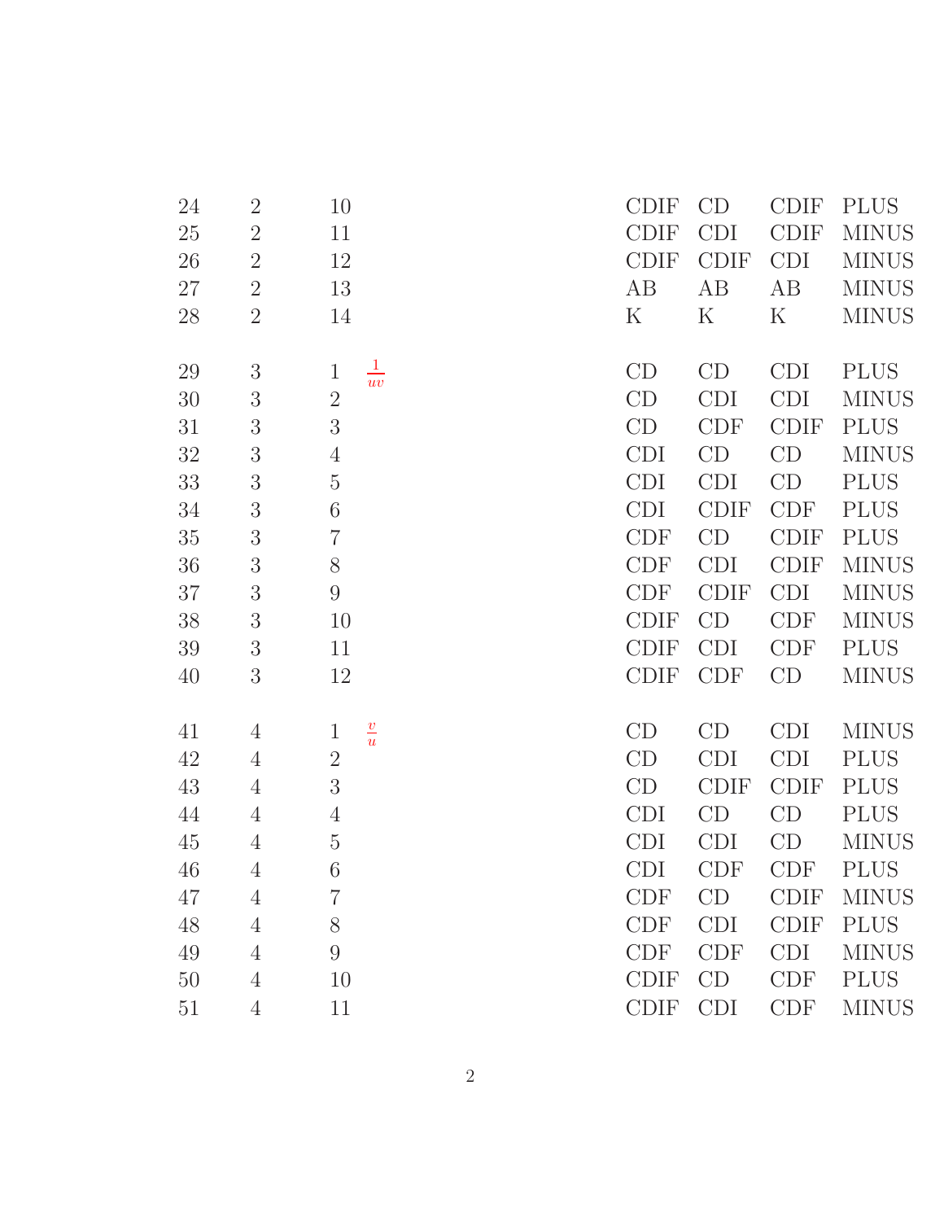| | | | | | | | |
|---|---|---|---|---|---|---|---|
| 24 | 2 | 10 | | CDIF | CD | CDIF | PLUS |
| 25 | 2 | 11 | | CDIF | CDI | CDIF | MINUS |
| 26 | 2 | 12 | | CDIF | CDIF | CDI | MINUS |
| 27 | 2 | 13 | | AB | AB | AB | MINUS |
| 28 | 2 | 14 | | K | K | K | MINUS |
| | | | | | | | |
| 29 | 3 | 1 | $\frac{1}{uv}$ | CD | CD | CDI | PLUS |
| 30 | 3 | 2 | | CD | CDI | CDI | MINUS |
| 31 | 3 | 3 | | CD | CDF | CDIF | PLUS |
| 32 | 3 | 4 | | CDI | CD | CD | MINUS |
| 33 | 3 | 5 | | CDI | CDI | CD | PLUS |
| 34 | 3 | 6 | | CDI | CDIF | CDF | PLUS |
| 35 | 3 | 7 | | CDF | CD | CDIF | PLUS |
| 36 | 3 | 8 | | CDF | CDI | CDIF | MINUS |
| 37 | 3 | 9 | | CDF | CDIF | CDI | MINUS |
| 38 | 3 | 10 | | CDIF | CD | CDF | MINUS |
| 39 | 3 | 11 | | CDIF | CDI | CDF | PLUS |
| 40 | 3 | 12 | | CDIF | CDF | CD | MINUS |
| | | | | | | | |
| 41 | 4 | 1 | $\frac{v}{u}$ | CD | CD | CDI | MINUS |
| 42 | 4 | 2 | | CD | CDI | CDI | PLUS |
| 43 | 4 | 3 | | CD | CDIF | CDIF | PLUS |
| 44 | 4 | 4 | | CDI | CD | CD | PLUS |
| 45 | 4 | 5 | | CDI | CDI | CD | MINUS |
| 46 | 4 | 6 | | CDI | CDF | CDF | PLUS |
| 47 | 4 | 7 | | CDF | CD | CDIF | MINUS |
| 48 | 4 | 8 | | CDF | CDI | CDIF | PLUS |
| 49 | 4 | 9 | | CDF | CDF | CDI | MINUS |
| 50 | 4 | 10 | | CDIF | CD | CDF | PLUS |
| 51 | 4 | 11 | | CDIF | CDI | CDF | MINUS |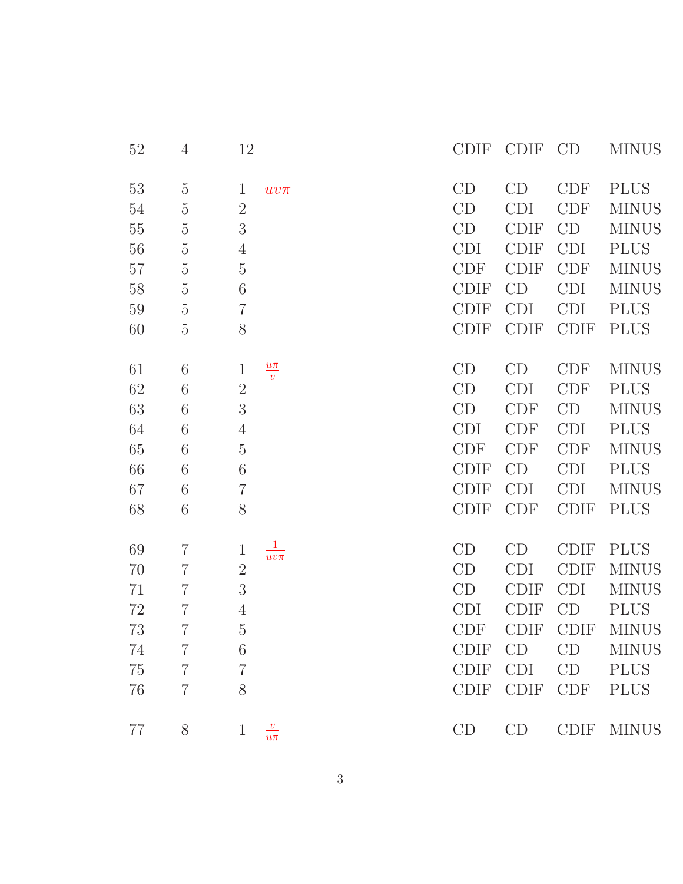| | | | | | | | |
|---|---|---|---|---|---|---|---|
| 52 | 4 | 12 | | CDIF | CDIF | CD | MINUS |
| 53 | 5 | 1 | $uv\pi$ | CD | CD | CDF | PLUS |
| 54 | 5 | 2 | | CD | CDI | CDF | MINUS |
| 55 | 5 | 3 | | CD | CDIF | CD | MINUS |
| 56 | 5 | 4 | | CDI | CDIF | CDI | PLUS |
| 57 | 5 | 5 | | CDF | CDIF | CDF | MINUS |
| 58 | 5 | 6 | | CDIF | CD | CDI | MINUS |
| 59 | 5 | 7 | | CDIF | CDI | CDI | PLUS |
| 60 | 5 | 8 | | CDIF | CDIF | CDIF | PLUS |
| 61 | 6 | 1 | $\frac{u\pi}{v}$ | CD | CD | CDF | MINUS |
| 62 | 6 | 2 | | CD | CDI | CDF | PLUS |
| 63 | 6 | 3 | | CD | CDF | CD | MINUS |
| 64 | 6 | 4 | | CDI | CDF | CDI | PLUS |
| 65 | 6 | 5 | | CDF | CDF | CDF | MINUS |
| 66 | 6 | 6 | | CDIF | CD | CDI | PLUS |
| 67 | 6 | 7 | | CDIF | CDI | CDI | MINUS |
| 68 | 6 | 8 | | CDIF | CDF | CDIF | PLUS |
| 69 | 7 | 1 | $\frac{1}{uv\pi}$ | CD | CD | CDIF | PLUS |
| 70 | 7 | 2 | | CD | CDI | CDIF | MINUS |
| 71 | 7 | 3 | | CD | CDIF | CDI | MINUS |
| 72 | 7 | 4 | | CDI | CDIF | CD | PLUS |
| 73 | 7 | 5 | | CDF | CDIF | CDIF | MINUS |
| 74 | 7 | 6 | | CDIF | CD | CD | MINUS |
| 75 | 7 | 7 | | CDIF | CDI | CD | PLUS |
| 76 | 7 | 8 | | CDIF | CDIF | CDF | PLUS |
| 77 | 8 | 1 | $\frac{v}{u\pi}$ | CD | CD | CDIF | MINUS |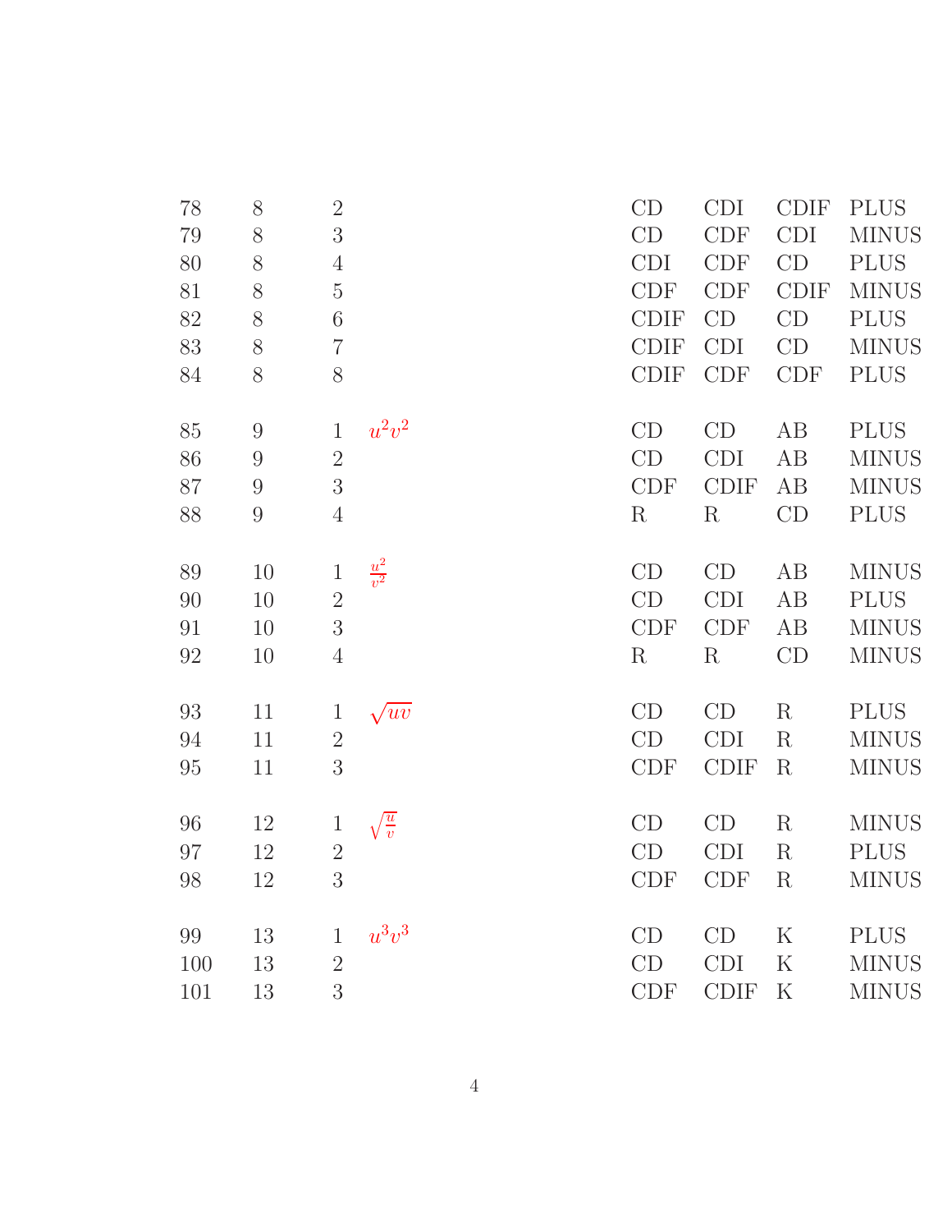| | | | | | | | |
|---|---|---|---|---|---|---|---|
| 78 | 8 | 2 | | CD | CDI | CDIF | PLUS |
| 79 | 8 | 3 | | CD | CDF | CDI | MINUS |
| 80 | 8 | 4 | | CDI | CDF | CD | PLUS |
| 81 | 8 | 5 | | CDF | CDF | CDIF | MINUS |
| 82 | 8 | 6 | | CDIF | CD | CD | PLUS |
| 83 | 8 | 7 | | CDIF | CDI | CD | MINUS |
| 84 | 8 | 8 | | CDIF | CDF | CDF | PLUS |
| | | | | | | | |
| 85 | 9 | 1 | $u^2v^2$ | CD | CD | AB | PLUS |
| 86 | 9 | 2 | | CD | CDI | AB | MINUS |
| 87 | 9 | 3 | | CDF | CDIF | AB | MINUS |
| 88 | 9 | 4 | | R | R | CD | PLUS |
| | | | | | | | |
| 89 | 10 | 1 | $\frac{u^2}{v^2}$ | CD | CD | AB | MINUS |
| 90 | 10 | 2 | | CD | CDI | AB | PLUS |
| 91 | 10 | 3 | | CDF | CDF | AB | MINUS |
| 92 | 10 | 4 | | R | R | CD | MINUS |
| | | | | | | | |
| 93 | 11 | 1 | $\sqrt{uv}$ | CD | CD | R | PLUS |
| 94 | 11 | 2 | | CD | CDI | R | MINUS |
| 95 | 11 | 3 | | CDF | CDIF | R | MINUS |
| | | | | | | | |
| 96 | 12 | 1 | $\sqrt{\frac{u}{v}}$ | CD | CD | R | MINUS |
| 97 | 12 | 2 | | CD | CDI | R | PLUS |
| 98 | 12 | 3 | | CDF | CDF | R | MINUS |
| | | | | | | | |
| 99 | 13 | 1 | $u^3v^3$ | CD | CD | K | PLUS |
| 100 | 13 | 2 | | CD | CDI | K | MINUS |
| 101 | 13 | 3 | | CDF | CDIF | K | MINUS |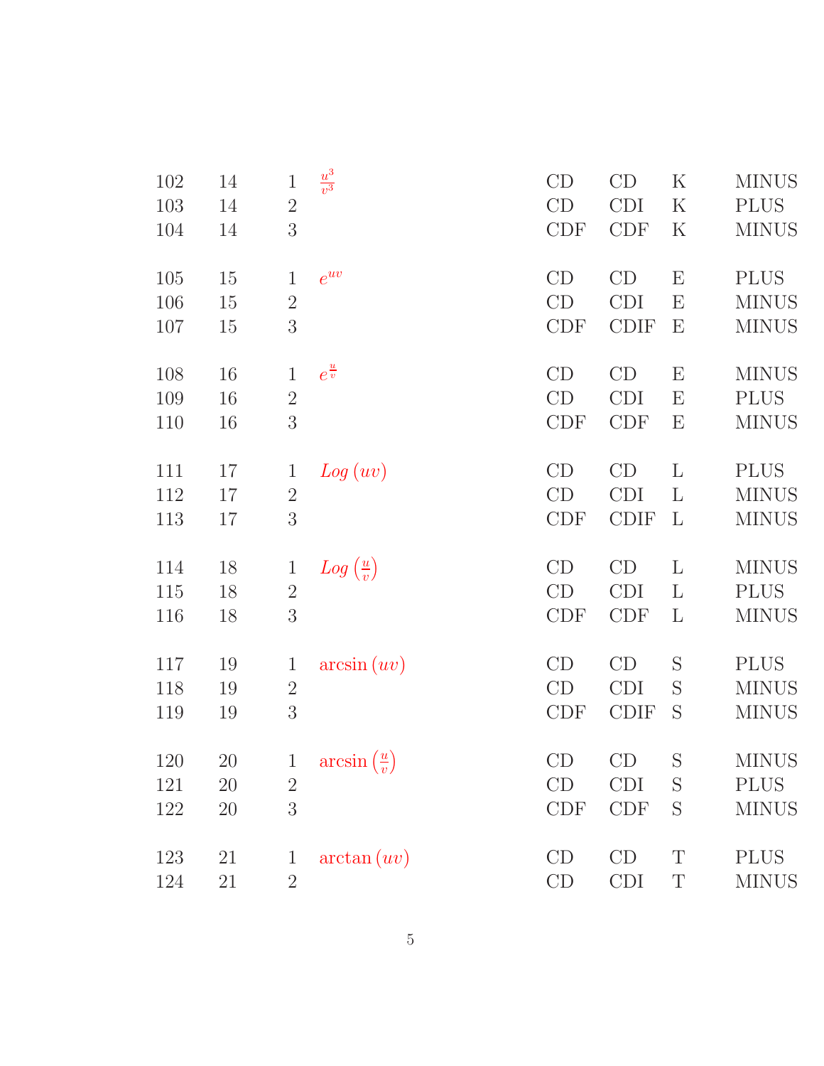| | | | | | | | |
|---|---|---|---|---|---|---|---|
| 102 | 14 | 1 | $\frac{u^3}{v^3}$ | CD | CD | K | MINUS |
| 103 | 14 | 2 | | CD | CDI | K | PLUS |
| 104 | 14 | 3 | | CDF | CDF | K | MINUS |
| | | | | | | | |
| 105 | 15 | 1 | $e^{uv}$ | CD | CD | E | PLUS |
| 106 | 15 | 2 | | CD | CDI | E | MINUS |
| 107 | 15 | 3 | | CDF | CDIF | E | MINUS |
| | | | | | | | |
| 108 | 16 | 1 | $e^{\frac{u}{v}}$ | CD | CD | E | MINUS |
| 109 | 16 | 2 | | CD | CDI | E | PLUS |
| 110 | 16 | 3 | | CDF | CDF | E | MINUS |
| | | | | | | | |
| 111 | 17 | 1 | $Log\left(uv\right)$ | CD | CD | L | PLUS |
| 112 | 17 | 2 | | CD | CDI | L | MINUS |
| 113 | 17 | 3 | | CDF | CDIF | L | MINUS |
| | | | | | | | |
| 114 | 18 | 1 | $Log\left(\frac{u}{v}\right)$ | CD | CD | L | MINUS |
| 115 | 18 | 2 | | CD | CDI | L | PLUS |
| 116 | 18 | 3 | | CDF | CDF | L | MINUS |
| | | | | | | | |
| 117 | 19 | 1 | $\arcsin\left(uv\right)$ | CD | CD | S | PLUS |
| 118 | 19 | 2 | | CD | CDI | S | MINUS |
| 119 | 19 | 3 | | CDF | CDIF | S | MINUS |
| | | | | | | | |
| 120 | 20 | 1 | $\arcsin\left(\frac{u}{v}\right)$ | CD | CD | S | MINUS |
| 121 | 20 | 2 | | CD | CDI | S | PLUS |
| 122 | 20 | 3 | | CDF | CDF | S | MINUS |
| | | | | | | | |
| 123 | 21 | 1 | $\arctan\left(uv\right)$ | CD | CD | T | PLUS |
| 124 | 21 | 2 | | CD | CDI | T | MINUS |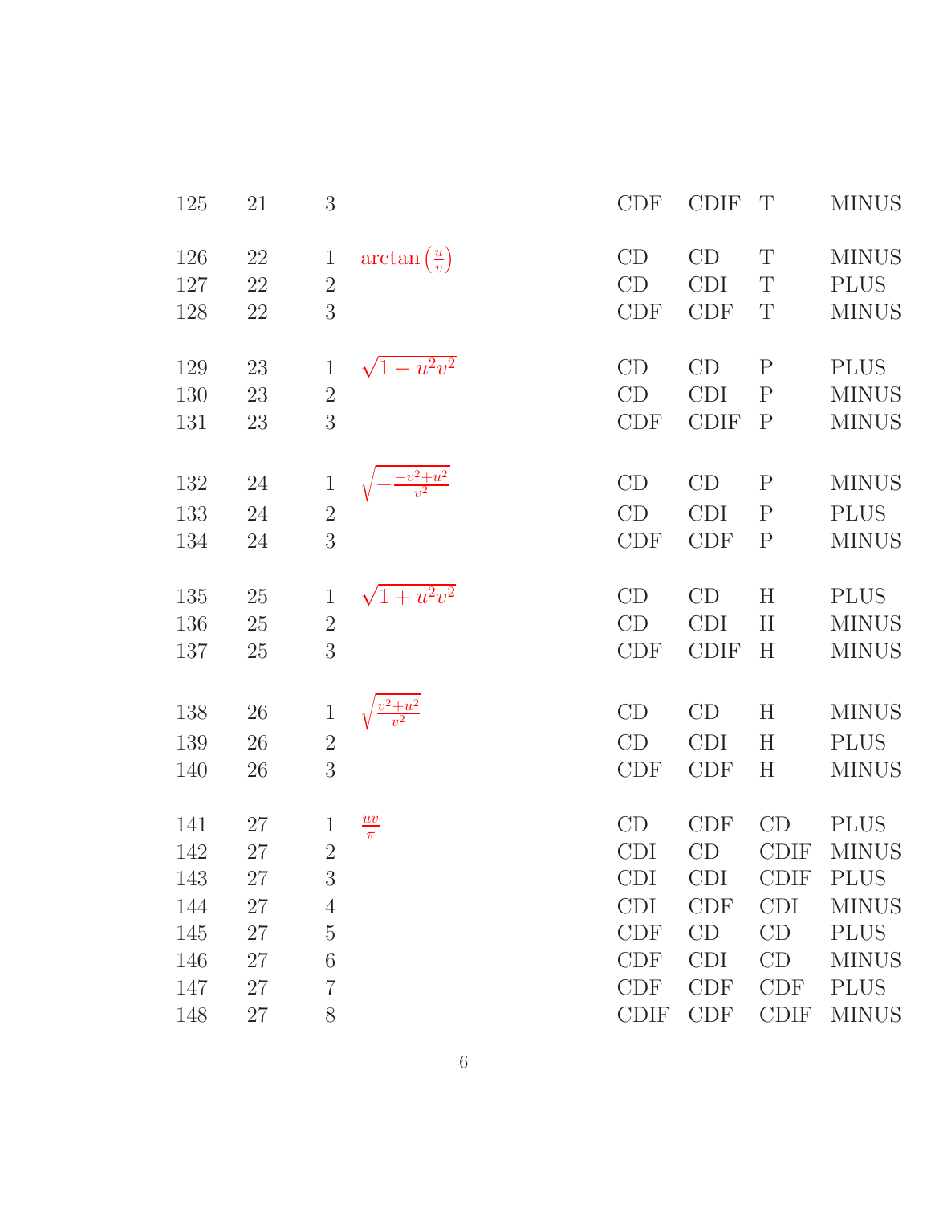| | | | | | | | |
|---|---|---|---|---|---|---|---|
| 125 | 21 | 3 | | CDF | CDIF | T | MINUS |
| 126 | 22 | 1 | $\arctan\left(\frac{u}{v}\right)$ | CD | CD | T | MINUS |
| 127 | 22 | 2 | | CD | CDI | T | PLUS |
| 128 | 22 | 3 | | CDF | CDF | T | MINUS |
| 129 | 23 | 1 | $\sqrt{1-u^2v^2}$ | CD | CD | P | PLUS |
| 130 | 23 | 2 | | CD | CDI | P | MINUS |
| 131 | 23 | 3 | | CDF | CDIF | P | MINUS |
| 132 | 24 | 1 | $\sqrt{-\frac{-v^2+u^2}{v^2}}$ | CD | CD | P | MINUS |
| 133 | 24 | 2 | | CD | CDI | P | PLUS |
| 134 | 24 | 3 | | CDF | CDF | P | MINUS |
| 135 | 25 | 1 | $\sqrt{1+u^2v^2}$ | CD | CD | H | PLUS |
| 136 | 25 | 2 | | CD | CDI | H | MINUS |
| 137 | 25 | 3 | | CDF | CDIF | H | MINUS |
| 138 | 26 | 1 | $\sqrt{\frac{v^2+u^2}{v^2}}$ | CD | CD | H | MINUS |
| 139 | 26 | 2 | | CD | CDI | H | PLUS |
| 140 | 26 | 3 | | CDF | CDF | H | MINUS |
| 141 | 27 | 1 | $\frac{uv}{\pi}$ | CD | CDF | CD | PLUS |
| 142 | 27 | 2 | | CDI | CD | CDIF | MINUS |
| 143 | 27 | 3 | | CDI | CDI | CDIF | PLUS |
| 144 | 27 | 4 | | CDI | CDF | CDI | MINUS |
| 145 | 27 | 5 | | CDF | CD | CD | PLUS |
| 146 | 27 | 6 | | CDF | CDI | CD | MINUS |
| 147 | 27 | 7 | | CDF | CDF | CDF | PLUS |
| 148 | 27 | 8 | | CDIF | CDF | CDIF | MINUS |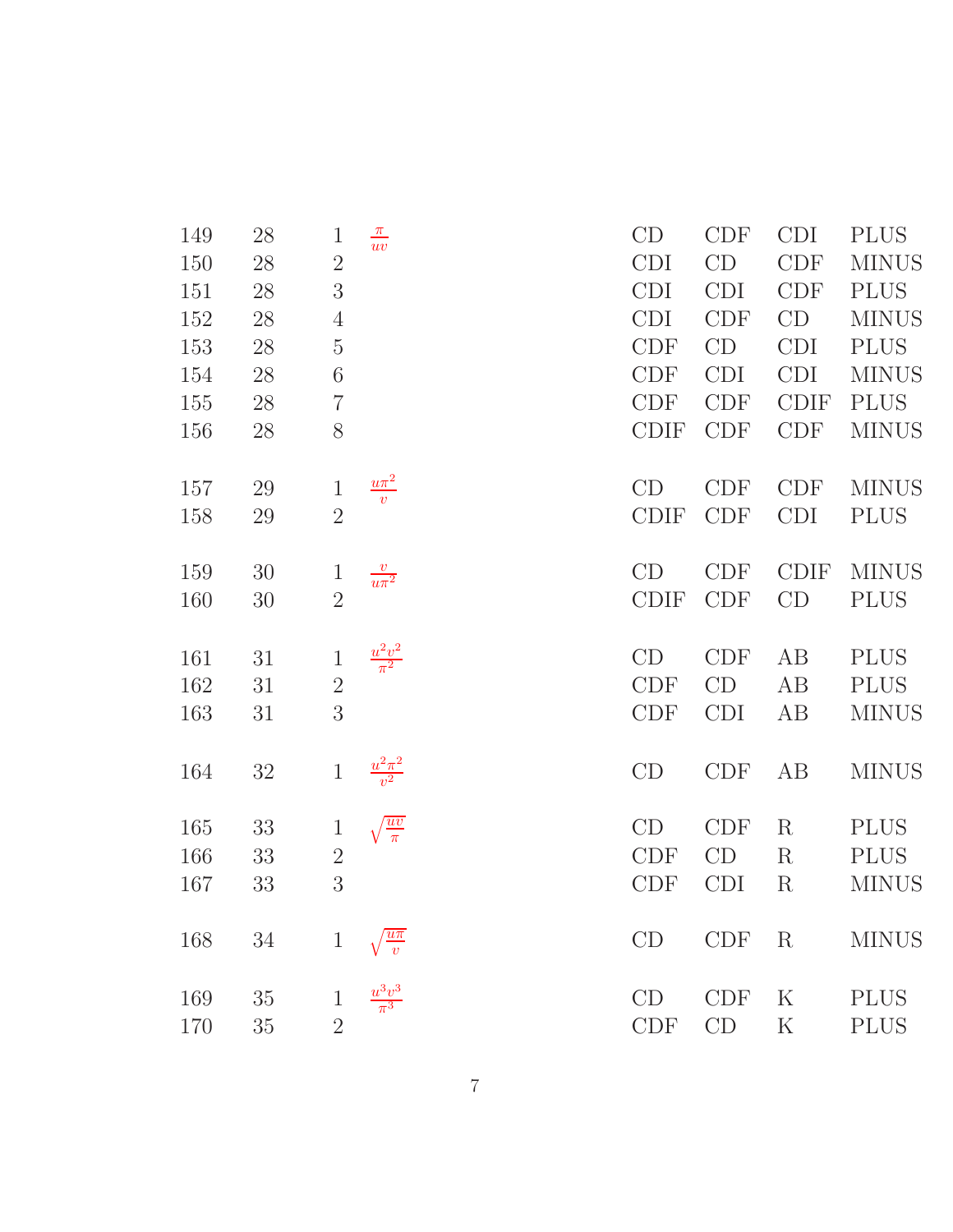| | | | | | | | |
|---|---|---|---|---|---|---|---|
| 149 | 28 | 1 | $\frac{\pi}{uv}$ | CD | CDF | CDI | PLUS |
| 150 | 28 | 2 | | CDI | CD | CDF | MINUS |
| 151 | 28 | 3 | | CDI | CDI | CDF | PLUS |
| 152 | 28 | 4 | | CDI | CDF | CD | MINUS |
| 153 | 28 | 5 | | CDF | CD | CDI | PLUS |
| 154 | 28 | 6 | | CDF | CDI | CDI | MINUS |
| 155 | 28 | 7 | | CDF | CDF | CDIF | PLUS |
| 156 | 28 | 8 | | CDIF | CDF | CDF | MINUS |
| 157 | 29 | 1 | $\frac{u\pi^2}{v}$ | CD | CDF | CDF | MINUS |
| 158 | 29 | 2 | | CDIF | CDF | CDI | PLUS |
| 159 | 30 | 1 | $\frac{v}{u\pi^2}$ | CD | CDF | CDIF | MINUS |
| 160 | 30 | 2 | | CDIF | CDF | CD | PLUS |
| 161 | 31 | 1 | $\frac{u^2v^2}{\pi^2}$ | CD | CDF | AB | PLUS |
| 162 | 31 | 2 | | CDF | CD | AB | PLUS |
| 163 | 31 | 3 | | CDF | CDI | AB | MINUS |
| 164 | 32 | 1 | $\frac{u^2\pi^2}{v^2}$ | CD | CDF | AB | MINUS |
| 165 | 33 | 1 | $\sqrt{\frac{uv}{\pi}}$ | CD | CDF | R | PLUS |
| 166 | 33 | 2 | | CDF | CD | R | PLUS |
| 167 | 33 | 3 | | CDF | CDI | R | MINUS |
| 168 | 34 | 1 | $\sqrt{\frac{u\pi}{v}}$ | CD | CDF | R | MINUS |
| 169 | 35 | 1 | $\frac{u^3v^3}{\pi^3}$ | CD | CDF | K | PLUS |
| 170 | 35 | 2 | | CDF | CD | K | PLUS |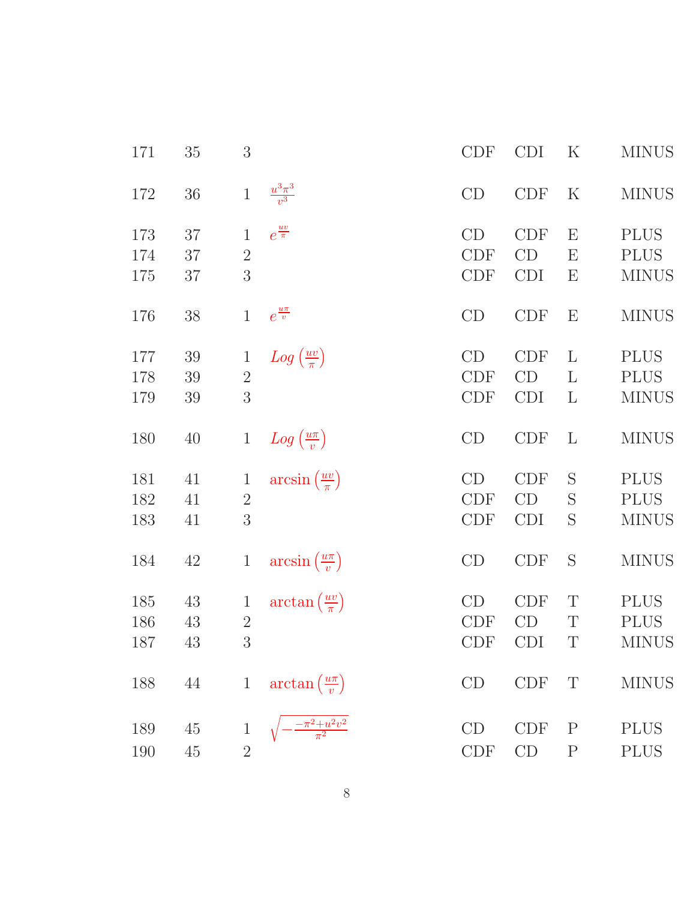| | | | | | | | |
|---|---|---|---|---|---|---|---|
| 171 | 35 | 3 | | CDF | CDI | K | MINUS |
| 172 | 36 | 1 | $\frac{u^3\pi^3}{v^3}$ | CD | CDF | K | MINUS |
| 173 | 37 | 1 | $e^{\frac{uv}{\pi}}$ | CD | CDF | E | PLUS |
| 174 | 37 | 2 | | CDF | CD | E | PLUS |
| 175 | 37 | 3 | | CDF | CDI | E | MINUS |
| 176 | 38 | 1 | $e^{\frac{u\pi}{v}}$ | CD | CDF | E | MINUS |
| 177 | 39 | 1 | $Log\left(\frac{uv}{\pi}\right)$ | CD | CDF | L | PLUS |
| 178 | 39 | 2 | | CDF | CD | L | PLUS |
| 179 | 39 | 3 | | CDF | CDI | L | MINUS |
| 180 | 40 | 1 | $Log\left(\frac{u\pi}{v}\right)$ | CD | CDF | L | MINUS |
| 181 | 41 | 1 | $\arcsin\left(\frac{uv}{\pi}\right)$ | CD | CDF | S | PLUS |
| 182 | 41 | 2 | | CDF | CD | S | PLUS |
| 183 | 41 | 3 | | CDF | CDI | S | MINUS |
| 184 | 42 | 1 | $\arcsin\left(\frac{u\pi}{v}\right)$ | CD | CDF | S | MINUS |
| 185 | 43 | 1 | $\arctan\left(\frac{uv}{\pi}\right)$ | CD | CDF | T | PLUS |
| 186 | 43 | 2 | | CDF | CD | T | PLUS |
| 187 | 43 | 3 | | CDF | CDI | T | MINUS |
| 188 | 44 | 1 | $\arctan\left(\frac{u\pi}{v}\right)$ | CD | CDF | T | MINUS |
| 189 | 45 | 1 | $\sqrt{-\frac{-\pi^2+u^2v^2}{\pi^2}}$ | CD | CDF | P | PLUS |
| 190 | 45 | 2 | | CDF | CD | P | PLUS |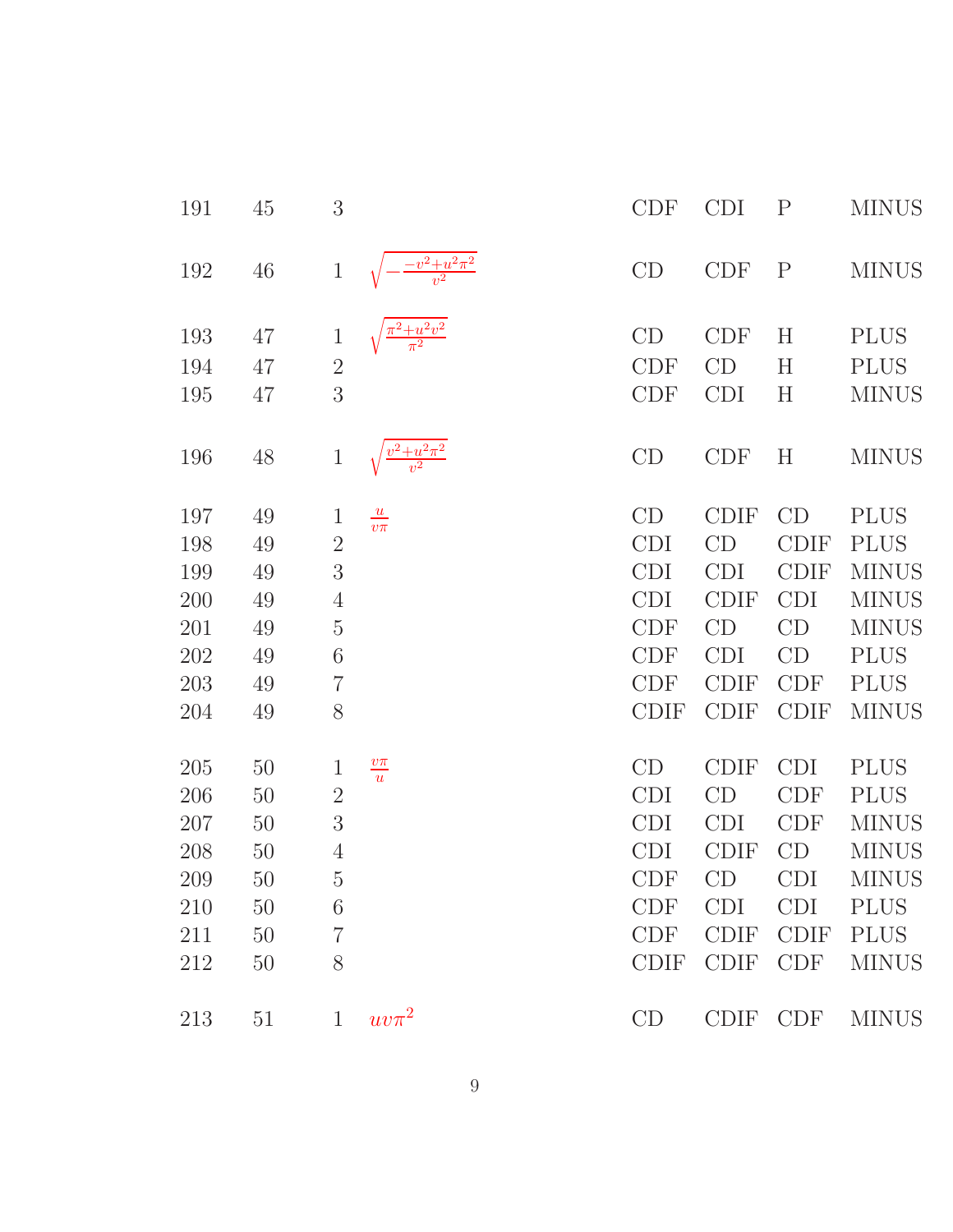| | | | | | | | |
|---|---|---|---|---|---|---|---|
| 191 | 45 | 3 | | CDF | CDI | P | MINUS |
| 192 | 46 | 1 | $\sqrt{-\frac{-v^2+u^2\pi^2}{v^2}}$ | CD | CDF | P | MINUS |
| 193 | 47 | 1 | $\sqrt{\frac{\pi^2+u^2v^2}{\pi^2}}$ | CD | CDF | H | PLUS |
| 194 | 47 | 2 | | CDF | CD | H | PLUS |
| 195 | 47 | 3 | | CDF | CDI | H | MINUS |
| 196 | 48 | 1 | $\sqrt{\frac{v^2+u^2\pi^2}{v^2}}$ | CD | CDF | H | MINUS |
| 197 | 49 | 1 | $\frac{u}{v\pi}$ | CD | CDIF | CD | PLUS |
| 198 | 49 | 2 | | CDI | CD | CDIF | PLUS |
| 199 | 49 | 3 | | CDI | CDI | CDIF | MINUS |
| 200 | 49 | 4 | | CDI | CDIF | CDI | MINUS |
| 201 | 49 | 5 | | CDF | CD | CD | MINUS |
| 202 | 49 | 6 | | CDF | CDI | CD | PLUS |
| 203 | 49 | 7 | | CDF | CDIF | CDF | PLUS |
| 204 | 49 | 8 | | CDIF | CDIF | CDIF | MINUS |
| 205 | 50 | 1 | $\frac{v\pi}{u}$ | CD | CDIF | CDI | PLUS |
| 206 | 50 | 2 | | CDI | CD | CDF | PLUS |
| 207 | 50 | 3 | | CDI | CDI | CDF | MINUS |
| 208 | 50 | 4 | | CDI | CDIF | CD | MINUS |
| 209 | 50 | 5 | | CDF | CD | CDI | MINUS |
| 210 | 50 | 6 | | CDF | CDI | CDI | PLUS |
| 211 | 50 | 7 | | CDF | CDIF | CDIF | PLUS |
| 212 | 50 | 8 | | CDIF | CDIF | CDF | MINUS |
| 213 | 51 | 1 | $uv\pi^2$ | CD | CDIF | CDF | MINUS |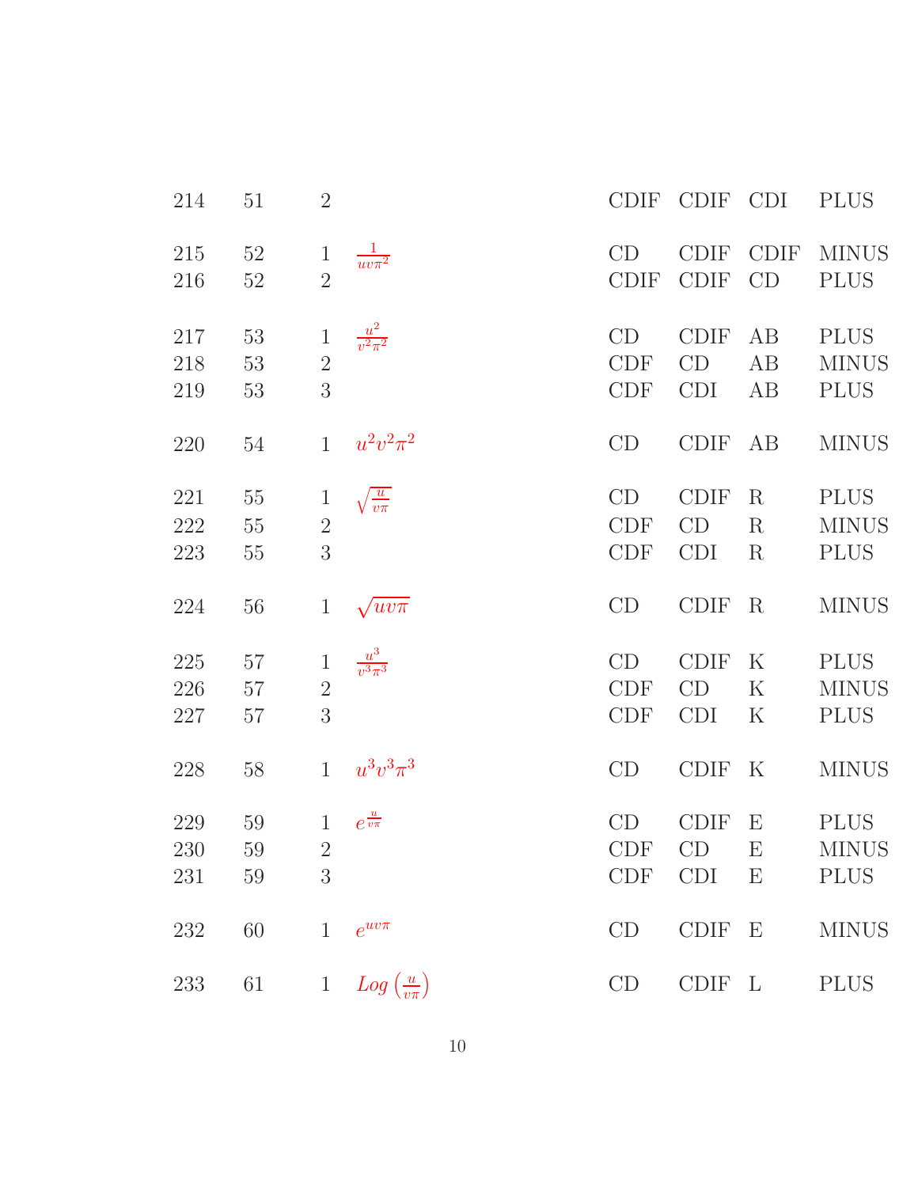| | | | | | | | |
|---|---|---|---|---|---|---|---|
| 214 | 51 | 2 | | CDIF | CDIF | CDI | PLUS |
| 215 | 52 | 1 | $\frac{1}{uv\pi^2}$ | CD | CDIF | CDIF | MINUS |
| 216 | 52 | 2 | | CDIF | CDIF | CD | PLUS |
| 217 | 53 | 1 | $\frac{u^2}{v^2\pi^2}$ | CD | CDIF | AB | PLUS |
| 218 | 53 | 2 | | CDF | CD | AB | MINUS |
| 219 | 53 | 3 | | CDF | CDI | AB | PLUS |
| 220 | 54 | 1 | $u^2v^2\pi^2$ | CD | CDIF | AB | MINUS |
| 221 | 55 | 1 | $\sqrt{\frac{u}{v\pi}}$ | CD | CDIF | R | PLUS |
| 222 | 55 | 2 | | CDF | CD | R | MINUS |
| 223 | 55 | 3 | | CDF | CDI | R | PLUS |
| 224 | 56 | 1 | $\sqrt{uv\pi}$ | CD | CDIF | R | MINUS |
| 225 | 57 | 1 | $\frac{u^3}{v^3\pi^3}$ | CD | CDIF | K | PLUS |
| 226 | 57 | 2 | | CDF | CD | K | MINUS |
| 227 | 57 | 3 | | CDF | CDI | K | PLUS |
| 228 | 58 | 1 | $u^3v^3\pi^3$ | CD | CDIF | K | MINUS |
| 229 | 59 | 1 | $e^{\frac{u}{v\pi}}$ | CD | CDIF | E | PLUS |
| 230 | 59 | 2 | | CDF | CD | E | MINUS |
| 231 | 59 | 3 | | CDF | CDI | E | PLUS |
| 232 | 60 | 1 | $e^{uv\pi}$ | CD | CDIF | E | MINUS |
| 233 | 61 | 1 | $Log\left(\frac{u}{v\pi}\right)$ | CD | CDIF | L | PLUS |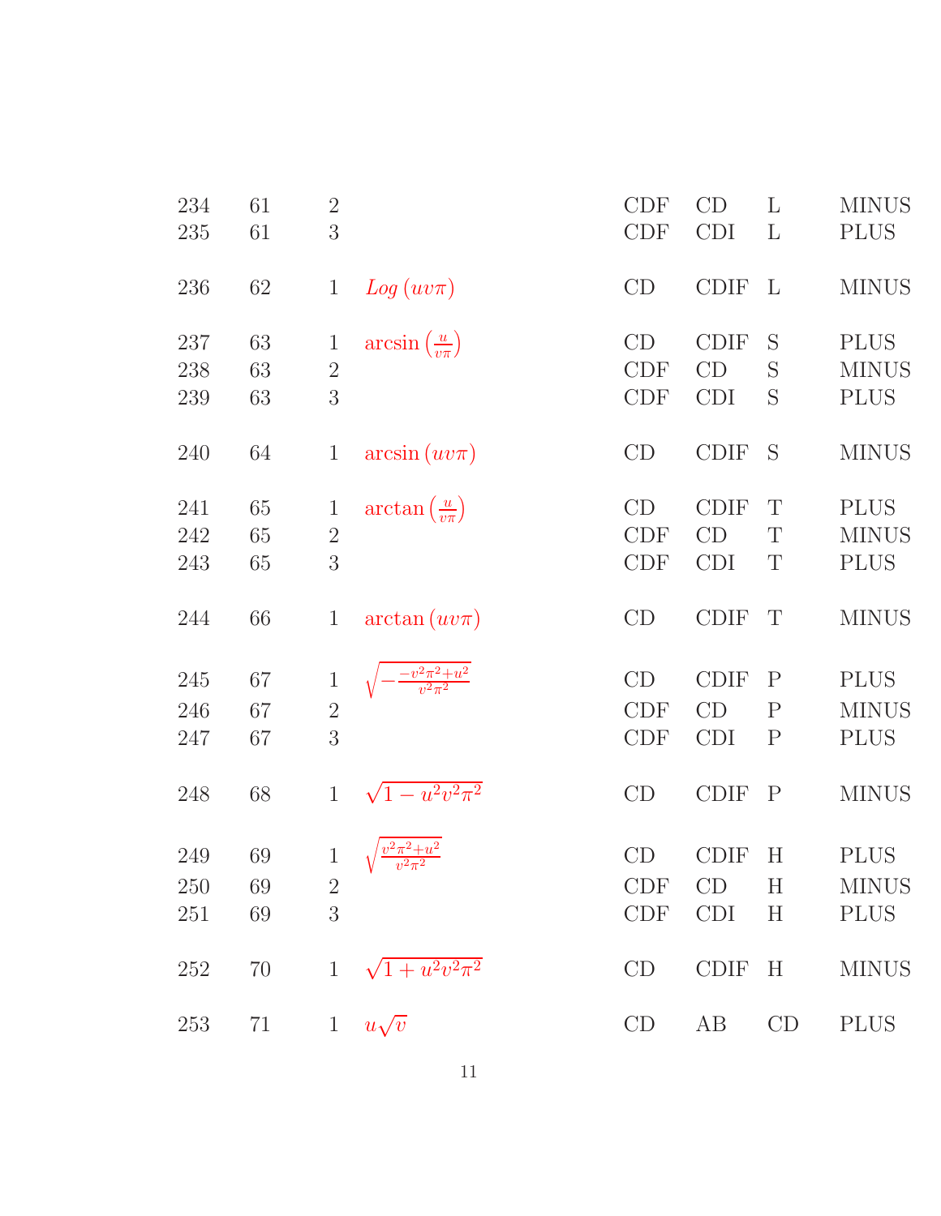| | | | | | | | |
|---|---|---|---|---|---|---|---|
| 234 | 61 | 2 | | CDF | CD | L | MINUS |
| 235 | 61 | 3 | | CDF | CDI | L | PLUS |
| 236 | 62 | 1 | $Log\left(uv\pi\right)$ | CD | CDIF | L | MINUS |
| 237 | 63 | 1 | $\arcsin\left(\frac{u}{v\pi}\right)$ | CD | CDIF | S | PLUS |
| 238 | 63 | 2 | | CDF | CD | S | MINUS |
| 239 | 63 | 3 | | CDF | CDI | S | PLUS |
| 240 | 64 | 1 | $\arcsin\left(uv\pi\right)$ | CD | CDIF | S | MINUS |
| 241 | 65 | 1 | $\arctan\left(\frac{u}{v\pi}\right)$ | CD | CDIF | T | PLUS |
| 242 | 65 | 2 | | CDF | CD | T | MINUS |
| 243 | 65 | 3 | | CDF | CDI | T | PLUS |
| 244 | 66 | 1 | $\arctan\left(uv\pi\right)$ | CD | CDIF | T | MINUS |
| 245 | 67 | 1 | $\sqrt{-\frac{-v^2\pi^2+u^2}{v^2\pi^2}}$ | CD | CDIF | P | PLUS |
| 246 | 67 | 2 | | CDF | CD | P | MINUS |
| 247 | 67 | 3 | | CDF | CDI | P | PLUS |
| 248 | 68 | 1 | $\sqrt{1-u^2v^2\pi^2}$ | CD | CDIF | P | MINUS |
| 249 | 69 | 1 | $\sqrt{\frac{v^2\pi^2+u^2}{v^2\pi^2}}$ | CD | CDIF | H | PLUS |
| 250 | 69 | 2 | | CDF | CD | H | MINUS |
| 251 | 69 | 3 | | CDF | CDI | H | PLUS |
| 252 | 70 | 1 | $\sqrt{1+u^2v^2\pi^2}$ | CD | CDIF | H | MINUS |
| 253 | 71 | 1 | $u\sqrt{v}$ | CD | AB | CD | PLUS |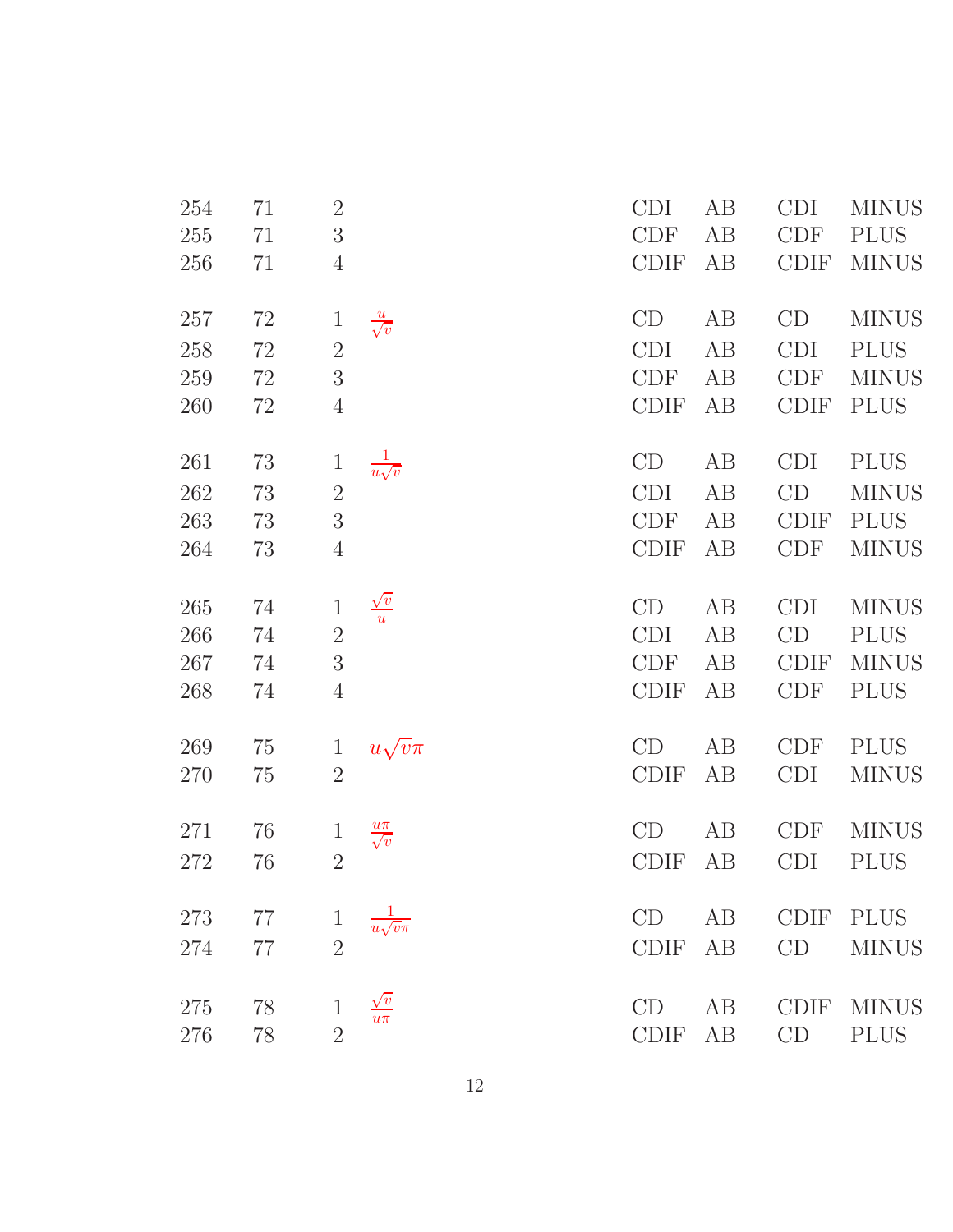| | | | | | | | |
|---|---|---|---|---|---|---|---|
| 254 | 71 | 2 | | CDI | AB | CDI | MINUS |
| 255 | 71 | 3 | | CDF | AB | CDF | PLUS |
| 256 | 71 | 4 | | CDIF | AB | CDIF | MINUS |
| | | | | | | | |
| 257 | 72 | 1 | $\frac{u}{\sqrt{v}}$ | CD | AB | CD | MINUS |
| 258 | 72 | 2 | | CDI | AB | CDI | PLUS |
| 259 | 72 | 3 | | CDF | AB | CDF | MINUS |
| 260 | 72 | 4 | | CDIF | AB | CDIF | PLUS |
| | | | | | | | |
| 261 | 73 | 1 | $\frac{1}{u\sqrt{v}}$ | CD | AB | CDI | PLUS |
| 262 | 73 | 2 | | CDI | AB | CD | MINUS |
| 263 | 73 | 3 | | CDF | AB | CDIF | PLUS |
| 264 | 73 | 4 | | CDIF | AB | CDF | MINUS |
| | | | | | | | |
| 265 | 74 | 1 | $\frac{\sqrt{v}}{u}$ | CD | AB | CDI | MINUS |
| 266 | 74 | 2 | | CDI | AB | CD | PLUS |
| 267 | 74 | 3 | | CDF | AB | CDIF | MINUS |
| 268 | 74 | 4 | | CDIF | AB | CDF | PLUS |
| | | | | | | | |
| 269 | 75 | 1 | $u\sqrt{v}\pi$ | CD | AB | CDF | PLUS |
| 270 | 75 | 2 | | CDIF | AB | CDI | MINUS |
| | | | | | | | |
| 271 | 76 | 1 | $\frac{u\pi}{\sqrt{v}}$ | CD | AB | CDF | MINUS |
| 272 | 76 | 2 | | CDIF | AB | CDI | PLUS |
| | | | | | | | |
| 273 | 77 | 1 | $\frac{1}{u\sqrt{v}\pi}$ | CD | AB | CDIF | PLUS |
| 274 | 77 | 2 | | CDIF | AB | CD | MINUS |
| | | | | | | | |
| 275 | 78 | 1 | $\frac{\sqrt{v}}{u\pi}$ | CD | AB | CDIF | MINUS |
| 276 | 78 | 2 | | CDIF | AB | CD | PLUS |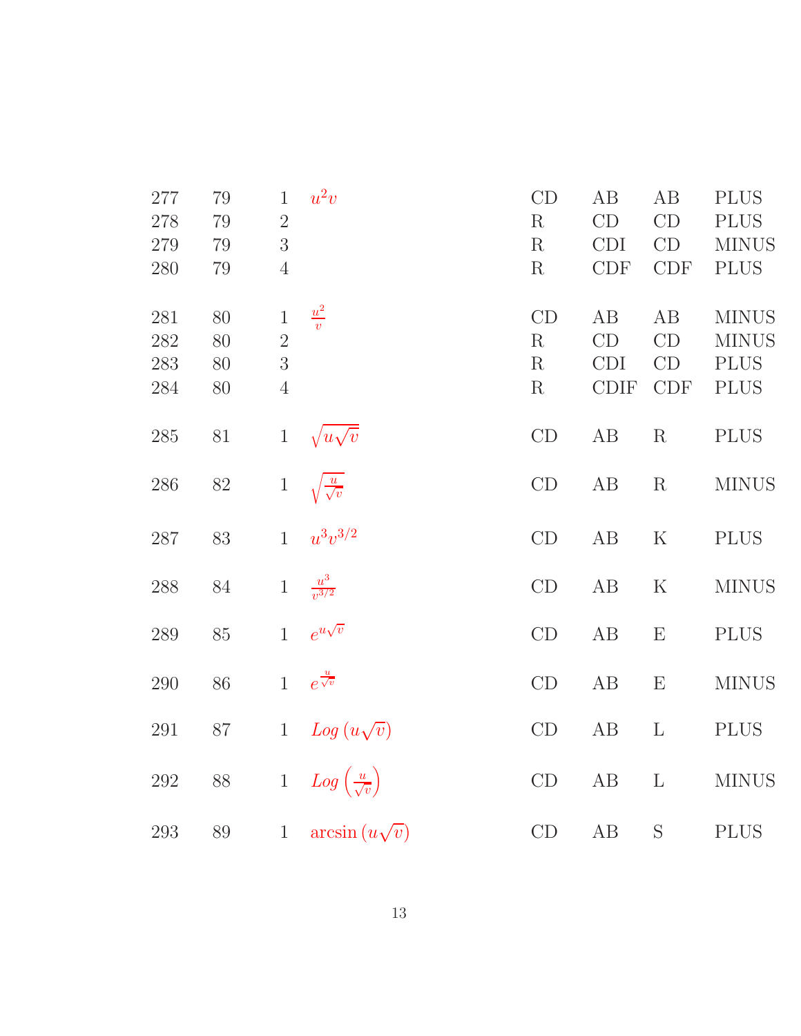| | | | | | | | |
|---|---|---|---|---|---|---|---|
| 277 | 79 | 1 | $u^2v$ | CD | AB | AB | PLUS |
| 278 | 79 | 2 | | R | CD | CD | PLUS |
| 279 | 79 | 3 | | R | CDI | CD | MINUS |
| 280 | 79 | 4 | | R | CDF | CDF | PLUS |
| 281 | 80 | 1 | $\frac{u^2}{v}$ | CD | AB | AB | MINUS |
| 282 | 80 | 2 | | R | CD | CD | MINUS |
| 283 | 80 | 3 | | R | CDI | CD | PLUS |
| 284 | 80 | 4 | | R | CDIF | CDF | PLUS |
| 285 | 81 | 1 | $\sqrt{u\sqrt{v}}$ | CD | AB | R | PLUS |
| 286 | 82 | 1 | $\sqrt{\frac{u}{\sqrt{v}}}$ | CD | AB | R | MINUS |
| 287 | 83 | 1 | $u^3v^{3/2}$ | CD | AB | K | PLUS |
| 288 | 84 | 1 | $\frac{u^3}{v^{3/2}}$ | CD | AB | K | MINUS |
| 289 | 85 | 1 | $e^{u\sqrt{v}}$ | CD | AB | E | PLUS |
| 290 | 86 | 1 | $e^{\frac{u}{\sqrt{v}}}$ | CD | AB | E | MINUS |
| 291 | 87 | 1 | $Log\left(u\sqrt{v}\right)$ | CD | AB | L | PLUS |
| 292 | 88 | 1 | $Log\left(\frac{u}{\sqrt{v}}\right)$ | CD | AB | L | MINUS |
| 293 | 89 | 1 | $\arcsin\left(u\sqrt{v}\right)$ | CD | AB | S | PLUS |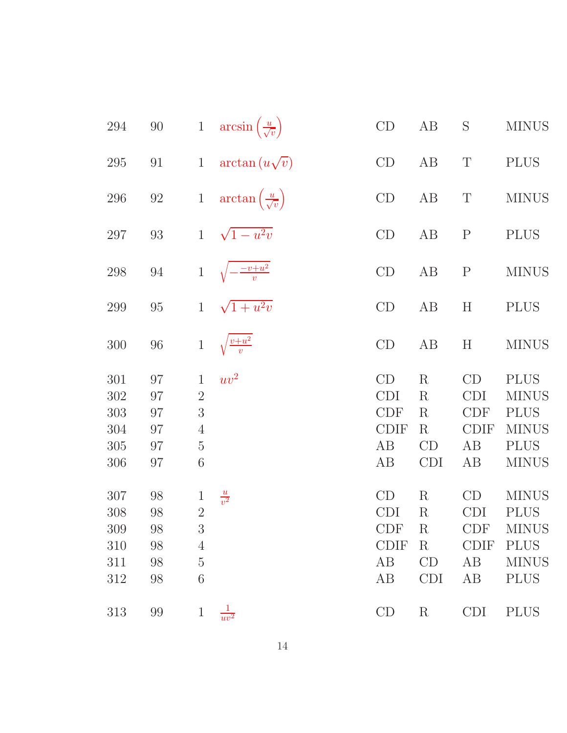| | | | | | | | |
|---|---|---|---|---|---|---|---|
| 294 | 90 | 1 | $\arcsin\left(\frac{u}{\sqrt{v}}\right)$ | CD | AB | S | MINUS |
| 295 | 91 | 1 | $\arctan\left(u\sqrt{v}\right)$ | CD | AB | T | PLUS |
| 296 | 92 | 1 | $\arctan\left(\frac{u}{\sqrt{v}}\right)$ | CD | AB | T | MINUS |
| 297 | 93 | 1 | $\sqrt{1-u^2v}$ | CD | AB | P | PLUS |
| 298 | 94 | 1 | $\sqrt{-\frac{-v+u^2}{v}}$ | CD | AB | P | MINUS |
| 299 | 95 | 1 | $\sqrt{1+u^2v}$ | CD | AB | H | PLUS |
| 300 | 96 | 1 | $\sqrt{\frac{v+u^2}{v}}$ | CD | AB | H | MINUS |
| 301 | 97 | 1 | $uv^2$ | CD | R | CD | PLUS |
| 302 | 97 | 2 | | CDI | R | CDI | MINUS |
| 303 | 97 | 3 | | CDF | R | CDF | PLUS |
| 304 | 97 | 4 | | CDIF | R | CDIF | MINUS |
| 305 | 97 | 5 | | AB | CD | AB | PLUS |
| 306 | 97 | 6 | | AB | CDI | AB | MINUS |
| 307 | 98 | 1 | $\frac{u}{v^2}$ | CD | R | CD | MINUS |
| 308 | 98 | 2 | | CDI | R | CDI | PLUS |
| 309 | 98 | 3 | | CDF | R | CDF | MINUS |
| 310 | 98 | 4 | | CDIF | R | CDIF | PLUS |
| 311 | 98 | 5 | | AB | CD | AB | MINUS |
| 312 | 98 | 6 | | AB | CDI | AB | PLUS |
| 313 | 99 | 1 | $\frac{1}{uv^2}$ | CD | R | CDI | PLUS |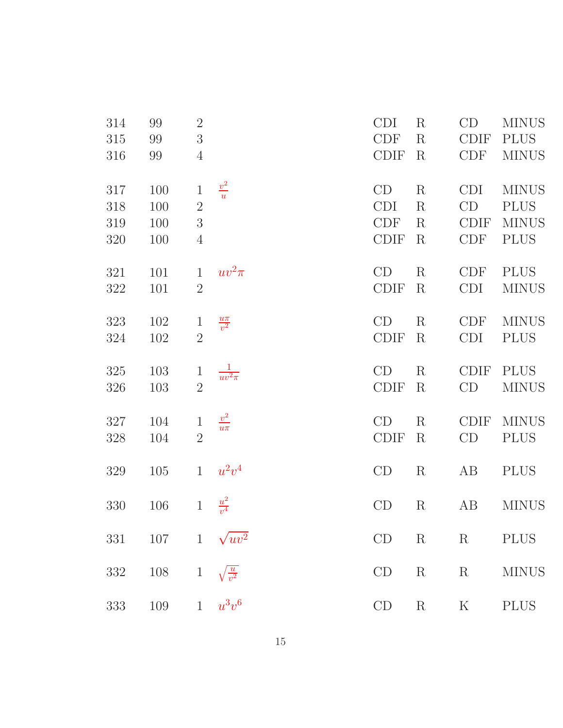| | | | | | | | |
|---|---|---|---|---|---|---|---|
| 314 | 99 | 2 | | CDI | R | CD | MINUS |
| 315 | 99 | 3 | | CDF | R | CDIF | PLUS |
| 316 | 99 | 4 | | CDIF | R | CDF | MINUS |
| 317 | 100 | 1 | $\frac{v^2}{u}$ | CD | R | CDI | MINUS |
| 318 | 100 | 2 | | CDI | R | CD | PLUS |
| 319 | 100 | 3 | | CDF | R | CDIF | MINUS |
| 320 | 100 | 4 | | CDIF | R | CDF | PLUS |
| 321 | 101 | 1 | $uv^2\pi$ | CD | R | CDF | PLUS |
| 322 | 101 | 2 | | CDIF | R | CDI | MINUS |
| 323 | 102 | 1 | $\frac{u\pi}{v^2}$ | CD | R | CDF | MINUS |
| 324 | 102 | 2 | | CDIF | R | CDI | PLUS |
| 325 | 103 | 1 | $\frac{1}{uv^2\pi}$ | CD | R | CDIF | PLUS |
| 326 | 103 | 2 | | CDIF | R | CD | MINUS |
| 327 | 104 | 1 | $\frac{v^2}{u\pi}$ | CD | R | CDIF | MINUS |
| 328 | 104 | 2 | | CDIF | R | CD | PLUS |
| 329 | 105 | 1 | $u^2v^4$ | CD | R | AB | PLUS |
| 330 | 106 | 1 | $\frac{u^2}{v^4}$ | CD | R | AB | MINUS |
| 331 | 107 | 1 | $\sqrt{uv^2}$ | CD | R | R | PLUS |
| 332 | 108 | 1 | $\sqrt{\frac{u}{v^2}}$ | CD | R | R | MINUS |
| 333 | 109 | 1 | $u^3v^6$ | CD | R | K | PLUS |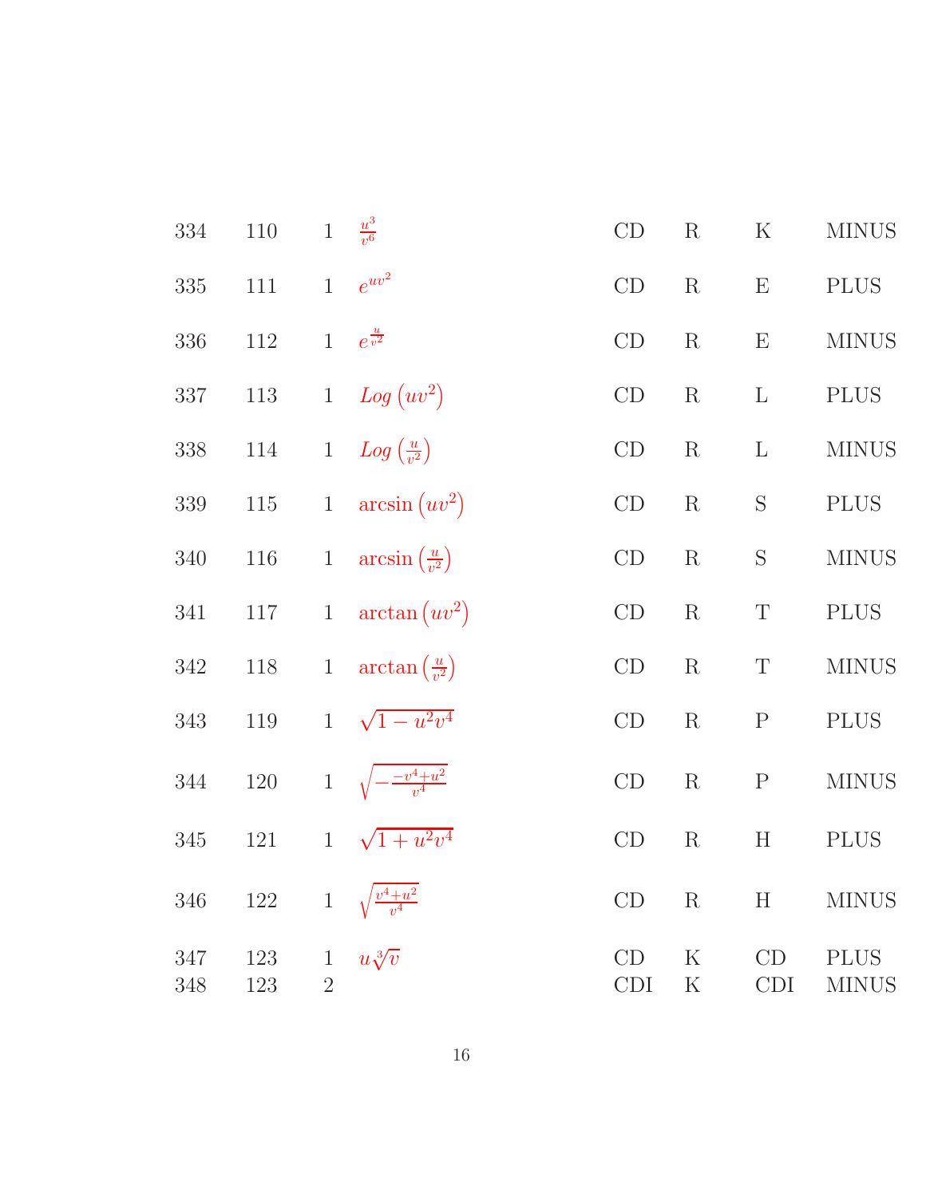| | | | | | | | |
|---|---|---|---|---|---|---|---|
| 334 | 110 | 1 | $\frac{u^3}{v^6}$ | CD | R | K | MINUS |
| 335 | 111 | 1 | $e^{uv^2}$ | CD | R | E | PLUS |
| 336 | 112 | 1 | $e^{\frac{u}{v^2}}$ | CD | R | E | MINUS |
| 337 | 113 | 1 | $Log\left(uv^2\right)$ | CD | R | L | PLUS |
| 338 | 114 | 1 | $Log\left(\frac{u}{v^2}\right)$ | CD | R | L | MINUS |
| 339 | 115 | 1 | $\arcsin\left(uv^2\right)$ | CD | R | S | PLUS |
| 340 | 116 | 1 | $\arcsin\left(\frac{u}{v^2}\right)$ | CD | R | S | MINUS |
| 341 | 117 | 1 | $\arctan\left(uv^2\right)$ | CD | R | T | PLUS |
| 342 | 118 | 1 | $\arctan\left(\frac{u}{v^2}\right)$ | CD | R | T | MINUS |
| 343 | 119 | 1 | $\sqrt{1-u^2v^4}$ | CD | R | P | PLUS |
| 344 | 120 | 1 | $\sqrt{-\frac{-v^4+u^2}{v^4}}$ | CD | R | P | MINUS |
| 345 | 121 | 1 | $\sqrt{1+u^2v^4}$ | CD | R | H | PLUS |
| 346 | 122 | 1 | $\sqrt{\frac{v^4+u^2}{v^4}}$ | CD | R | H | MINUS |
| 347 | 123 | 1 | $u\sqrt[3]{v}$ | CD | K | CD | PLUS |
| 348 | 123 | 2 | | CDI | K | CDI | MINUS |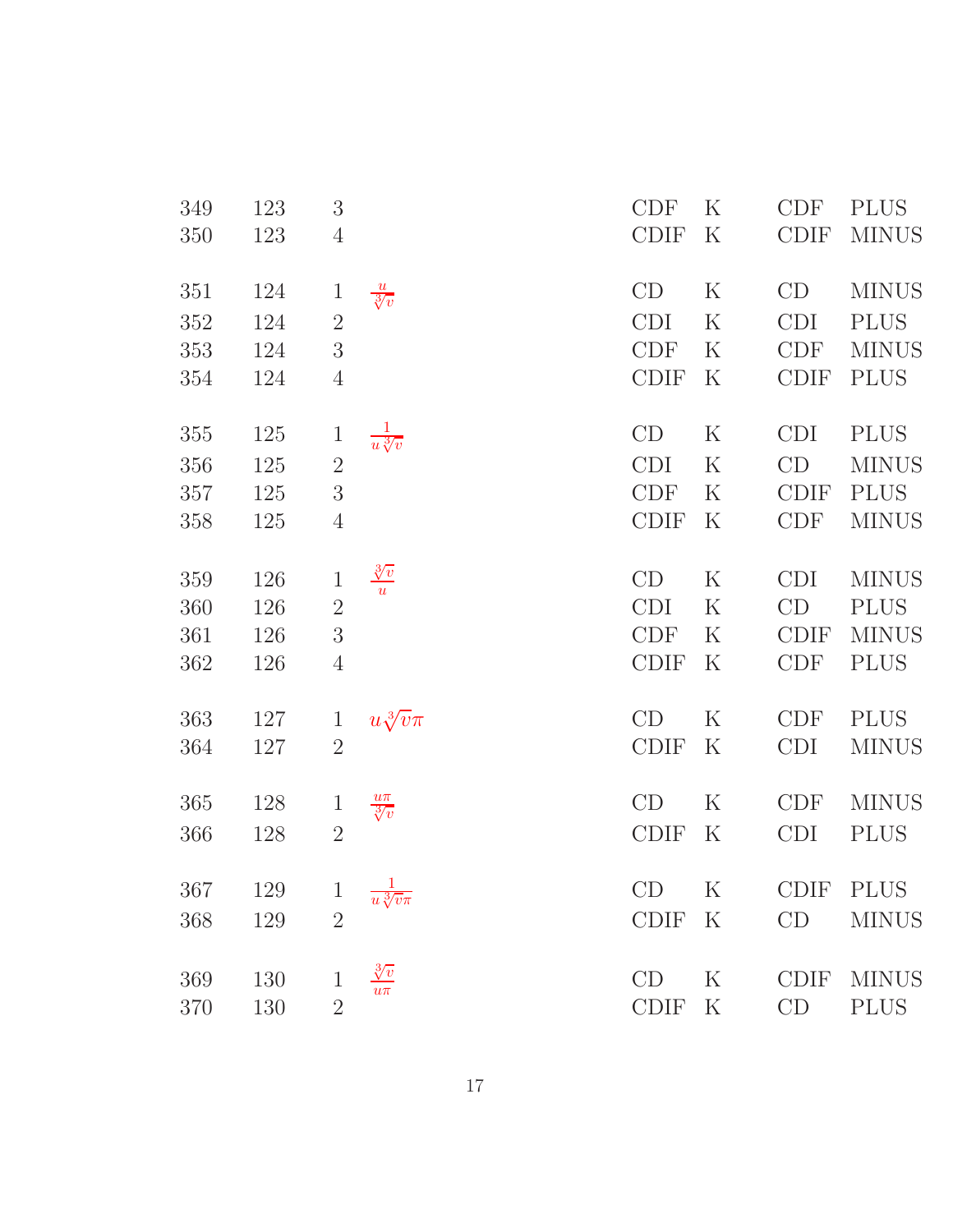| | | | | | | | |
|---|---|---|---|---|---|---|---|
| 349 | 123 | 3 | | CDF | K | CDF | PLUS |
| 350 | 123 | 4 | | CDIF | K | CDIF | MINUS |
| 351 | 124 | 1 | $\frac{u}{\sqrt[3]{v}}$ | CD | K | CD | MINUS |
| 352 | 124 | 2 | | CDI | K | CDI | PLUS |
| 353 | 124 | 3 | | CDF | K | CDF | MINUS |
| 354 | 124 | 4 | | CDIF | K | CDIF | PLUS |
| 355 | 125 | 1 | $\frac{1}{u\sqrt[3]{v}}$ | CD | K | CDI | PLUS |
| 356 | 125 | 2 | | CDI | K | CD | MINUS |
| 357 | 125 | 3 | | CDF | K | CDIF | PLUS |
| 358 | 125 | 4 | | CDIF | K | CDF | MINUS |
| 359 | 126 | 1 | $\frac{\sqrt[3]{v}}{u}$ | CD | K | CDI | MINUS |
| 360 | 126 | 2 | | CDI | K | CD | PLUS |
| 361 | 126 | 3 | | CDF | K | CDIF | MINUS |
| 362 | 126 | 4 | | CDIF | K | CDF | PLUS |
| 363 | 127 | 1 | $u\sqrt[3]{v}\pi$ | CD | K | CDF | PLUS |
| 364 | 127 | 2 | | CDIF | K | CDI | MINUS |
| 365 | 128 | 1 | $\frac{u\pi}{\sqrt[3]{v}}$ | CD | K | CDF | MINUS |
| 366 | 128 | 2 | | CDIF | K | CDI | PLUS |
| 367 | 129 | 1 | $\frac{1}{u\sqrt[3]{v}\pi}$ | CD | K | CDIF | PLUS |
| 368 | 129 | 2 | | CDIF | K | CD | MINUS |
| 369 | 130 | 1 | $\frac{\sqrt[3]{v}}{u\pi}$ | CD | K | CDIF | MINUS |
| 370 | 130 | 2 | | CDIF | K | CD | PLUS |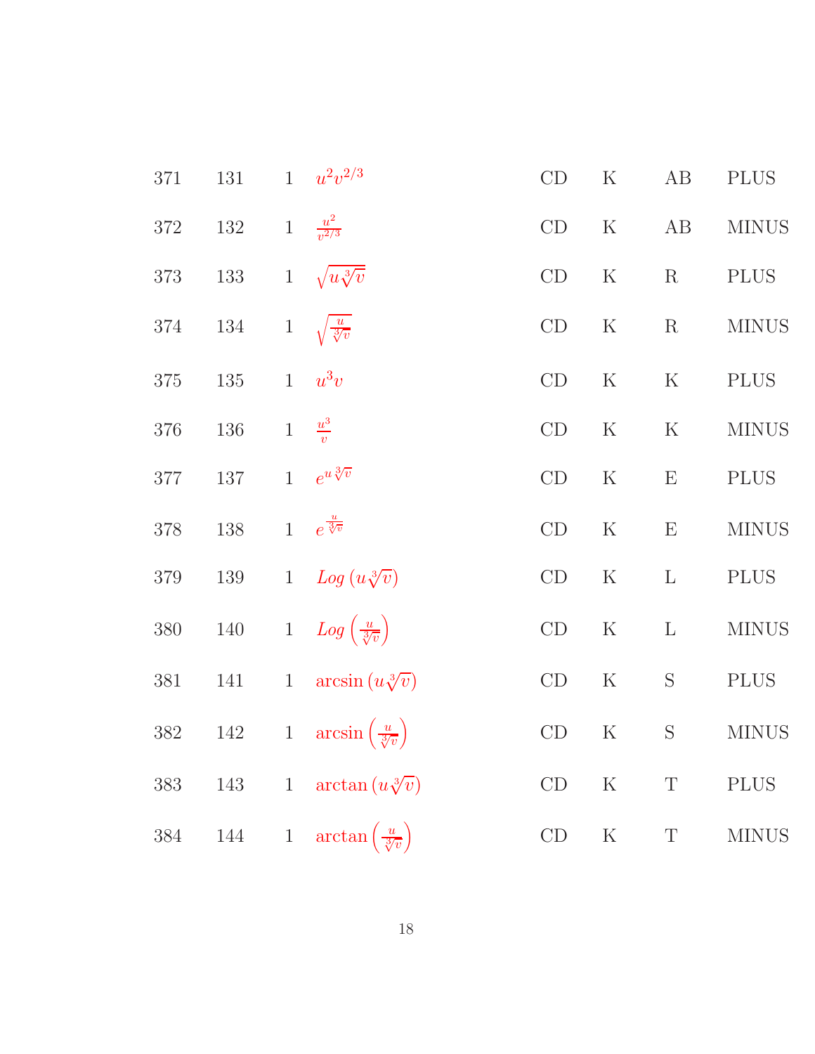| | | | | | | | |
|---|---|---|---|---|---|---|---|
| 371 | 131 | 1 | $u^2v^{2/3}$ | CD | K | AB | PLUS |
| 372 | 132 | 1 | $\frac{u^2}{v^{2/3}}$ | CD | K | AB | MINUS |
| 373 | 133 | 1 | $\sqrt{u\sqrt[3]{v}}$ | CD | K | R | PLUS |
| 374 | 134 | 1 | $\sqrt{\frac{u}{\sqrt[3]{v}}}$ | CD | K | R | MINUS |
| 375 | 135 | 1 | $u^3v$ | CD | K | K | PLUS |
| 376 | 136 | 1 | $\frac{u^3}{v}$ | CD | K | K | MINUS |
| 377 | 137 | 1 | $e^{u\sqrt[3]{v}}$ | CD | K | E | PLUS |
| 378 | 138 | 1 | $e^{\frac{u}{\sqrt[3]{v}}}$ | CD | K | E | MINUS |
| 379 | 139 | 1 | $Log\left(u\sqrt[3]{v}\right)$ | CD | K | L | PLUS |
| 380 | 140 | 1 | $Log\left(\frac{u}{\sqrt[3]{v}}\right)$ | CD | K | L | MINUS |
| 381 | 141 | 1 | $\arcsin\left(u\sqrt[3]{v}\right)$ | CD | K | S | PLUS |
| 382 | 142 | 1 | $\arcsin\left(\frac{u}{\sqrt[3]{v}}\right)$ | CD | K | S | MINUS |
| 383 | 143 | 1 | $\arctan\left(u\sqrt[3]{v}\right)$ | CD | K | T | PLUS |
| 384 | 144 | 1 | $\arctan\left(\frac{u}{\sqrt[3]{v}}\right)$ | CD | K | T | MINUS |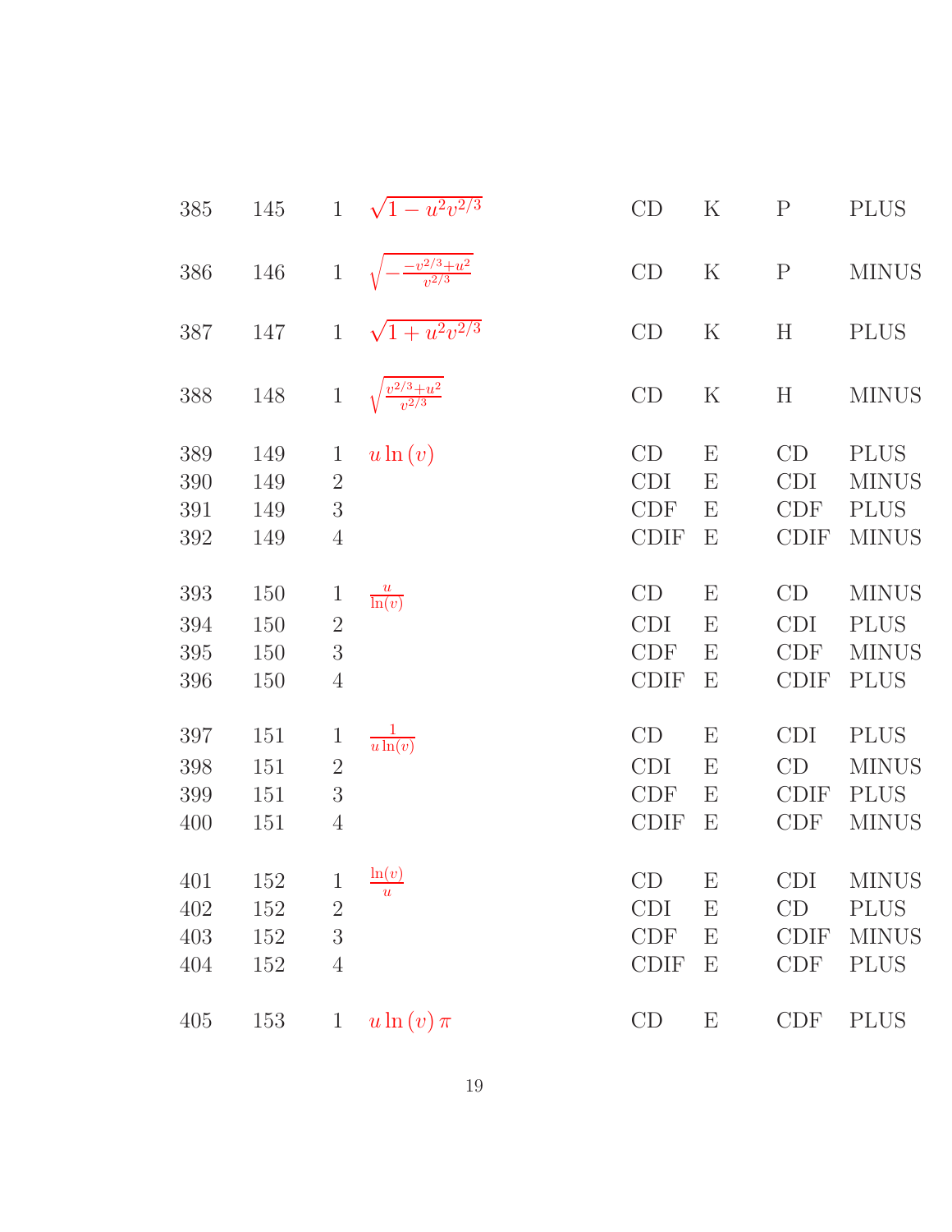| | | | | | | | |
|---|---|---|---|---|---|---|---|
| 385 | 145 | 1 | $\sqrt{1-u^2v^{2/3}}$ | CD | K | P | PLUS |
| 386 | 146 | 1 | $\sqrt{-\frac{-v^{2/3}+u^2}{v^{2/3}}}$ | CD | K | P | MINUS |
| 387 | 147 | 1 | $\sqrt{1+u^2v^{2/3}}$ | CD | K | H | PLUS |
| 388 | 148 | 1 | $\sqrt{\frac{v^{2/3}+u^2}{v^{2/3}}}$ | CD | K | H | MINUS |
| 389 | 149 | 1 | $u\ln(v)$ | CD | E | CD | PLUS |
| 390 | 149 | 2 | | CDI | E | CDI | MINUS |
| 391 | 149 | 3 | | CDF | E | CDF | PLUS |
| 392 | 149 | 4 | | CDIF | E | CDIF | MINUS |
| 393 | 150 | 1 | $\frac{u}{\ln(v)}$ | CD | E | CD | MINUS |
| 394 | 150 | 2 | | CDI | E | CDI | PLUS |
| 395 | 150 | 3 | | CDF | E | CDF | MINUS |
| 396 | 150 | 4 | | CDIF | E | CDIF | PLUS |
| 397 | 151 | 1 | $\frac{1}{u\ln(v)}$ | CD | E | CDI | PLUS |
| 398 | 151 | 2 | | CDI | E | CD | MINUS |
| 399 | 151 | 3 | | CDF | E | CDIF | PLUS |
| 400 | 151 | 4 | | CDIF | E | CDF | MINUS |
| 401 | 152 | 1 | $\frac{\ln(v)}{u}$ | CD | E | CDI | MINUS |
| 402 | 152 | 2 | | CDI | E | CD | PLUS |
| 403 | 152 | 3 | | CDF | E | CDIF | MINUS |
| 404 | 152 | 4 | | CDIF | E | CDF | PLUS |
| 405 | 153 | 1 | $u\ln(v)\pi$ | CD | E | CDF | PLUS |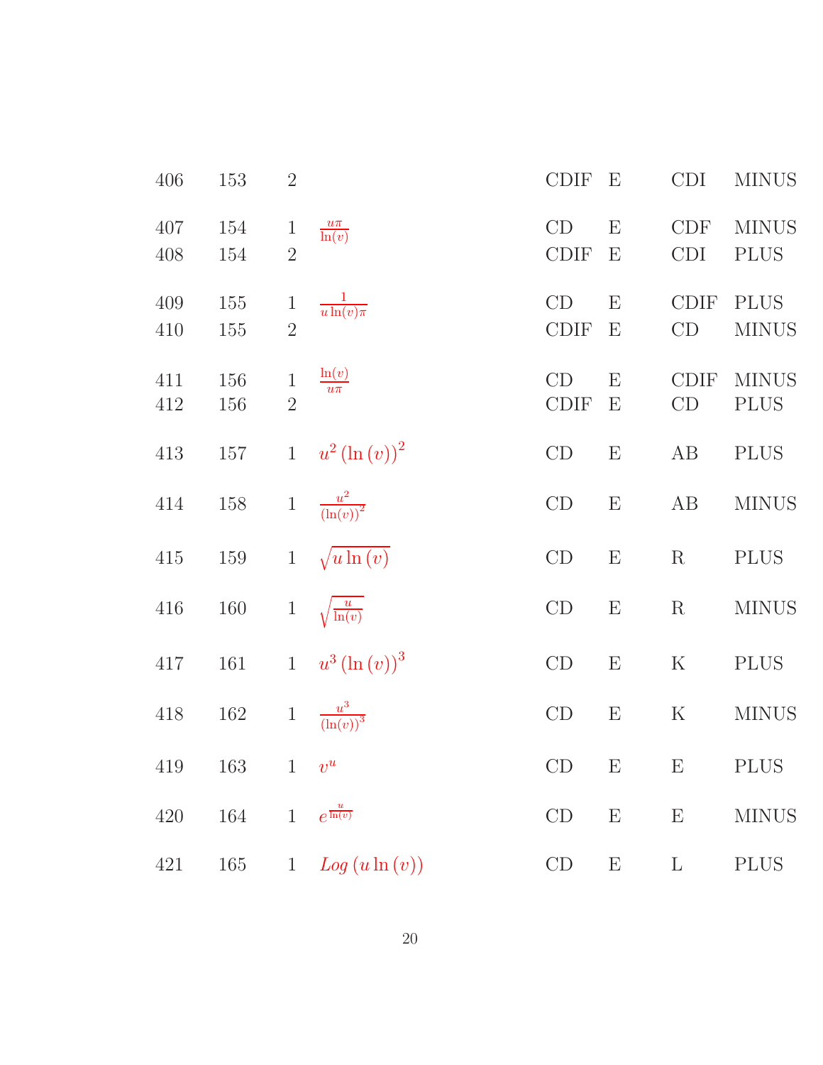| | | | | | | | |
|---|---|---|---|---|---|---|---|
| 406 | 153 | 2 | | CDIF | E | CDI | MINUS |
| 407 | 154 | 1 | $\frac{u\pi}{\ln(v)}$ | CD | E | CDF | MINUS |
| 408 | 154 | 2 | | CDIF | E | CDI | PLUS |
| 409 | 155 | 1 | $\frac{1}{u\ln(v)\pi}$ | CD | E | CDIF | PLUS |
| 410 | 155 | 2 | | CDIF | E | CD | MINUS |
| 411 | 156 | 1 | $\frac{\ln(v)}{u\pi}$ | CD | E | CDIF | MINUS |
| 412 | 156 | 2 | | CDIF | E | CD | PLUS |
| 413 | 157 | 1 | $u^2 (\ln(v))^2$ | CD | E | AB | PLUS |
| 414 | 158 | 1 | $\frac{u^2}{(\ln(v))^2}$ | CD | E | AB | MINUS |
| 415 | 159 | 1 | $\sqrt{u\ln(v)}$ | CD | E | R | PLUS |
| 416 | 160 | 1 | $\sqrt{\frac{u}{\ln(v)}}$ | CD | E | R | MINUS |
| 417 | 161 | 1 | $u^3 (\ln(v))^3$ | CD | E | K | PLUS |
| 418 | 162 | 1 | $\frac{u^3}{(\ln(v))^3}$ | CD | E | K | MINUS |
| 419 | 163 | 1 | $v^u$ | CD | E | E | PLUS |
| 420 | 164 | 1 | $e^{\frac{u}{\ln(v)}}$ | CD | E | E | MINUS |
| 421 | 165 | 1 | $Log(u\ln(v))$ | CD | E | L | PLUS |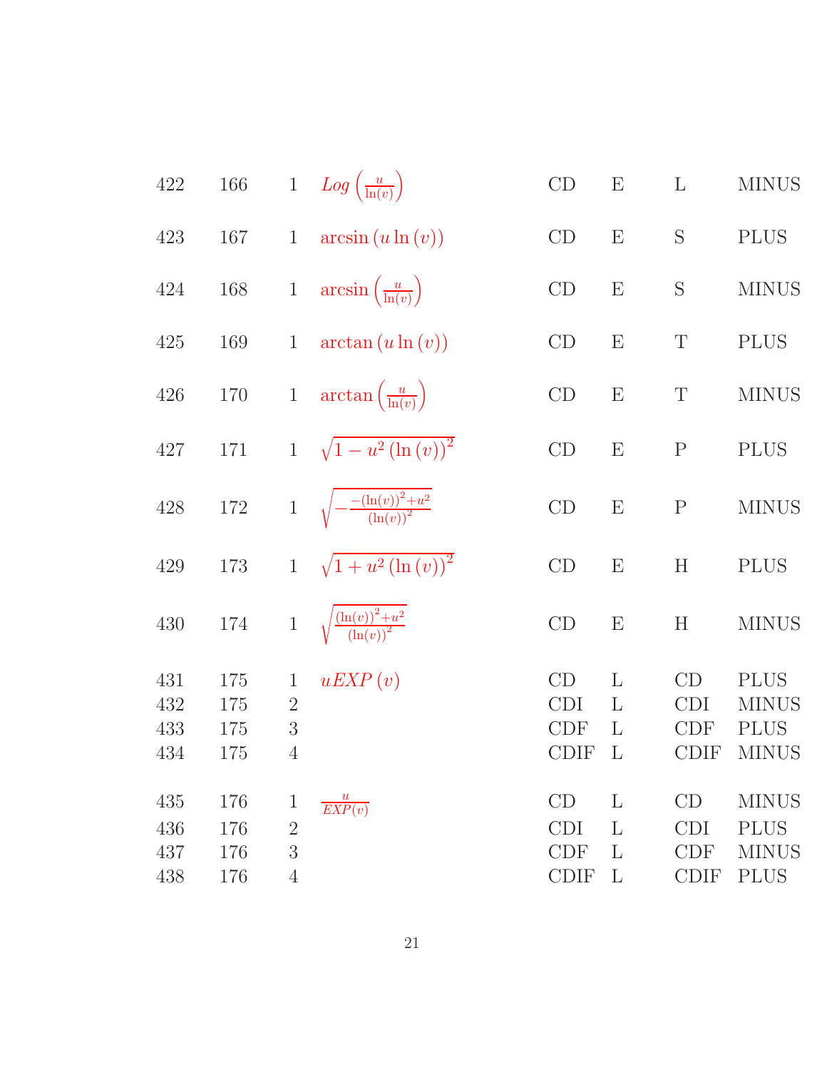| | | | | | | | |
|---|---|---|---|---|---|---|---|
| 422 | 166 | 1 | $Log\left(\frac{u}{\ln(v)}\right)$ | CD | E | L | MINUS |
| 423 | 167 | 1 | $\arcsin\left(u\ln\left(v\right)\right)$ | CD | E | S | PLUS |
| 424 | 168 | 1 | $\arcsin\left(\frac{u}{\ln(v)}\right)$ | CD | E | S | MINUS |
| 425 | 169 | 1 | $\arctan\left(u\ln\left(v\right)\right)$ | CD | E | T | PLUS |
| 426 | 170 | 1 | $\arctan\left(\frac{u}{\ln(v)}\right)$ | CD | E | T | MINUS |
| 427 | 171 | 1 | $\sqrt{1-u^2\left(\ln\left(v\right)\right)^2}$ | CD | E | P | PLUS |
| 428 | 172 | 1 | $\sqrt{-\frac{-(\ln(v))^2+u^2}{(\ln(v))^2}}$ | CD | E | P | MINUS |
| 429 | 173 | 1 | $\sqrt{1+u^2\left(\ln\left(v\right)\right)^2}$ | CD | E | H | PLUS |
| 430 | 174 | 1 | $\sqrt{\frac{(\ln(v))^2+u^2}{(\ln(v))^2}}$ | CD | E | H | MINUS |
| 431 | 175 | 1 | $uEXP\left(v\right)$ | CD | L | CD | PLUS |
| 432 | 175 | 2 | | CDI | L | CDI | MINUS |
| 433 | 175 | 3 | | CDF | L | CDF | PLUS |
| 434 | 175 | 4 | | CDIF | L | CDIF | MINUS |
| 435 | 176 | 1 | $\frac{u}{EXP(v)}$ | CD | L | CD | MINUS |
| 436 | 176 | 2 | | CDI | L | CDI | PLUS |
| 437 | 176 | 3 | | CDF | L | CDF | MINUS |
| 438 | 176 | 4 | | CDIF | L | CDIF | PLUS |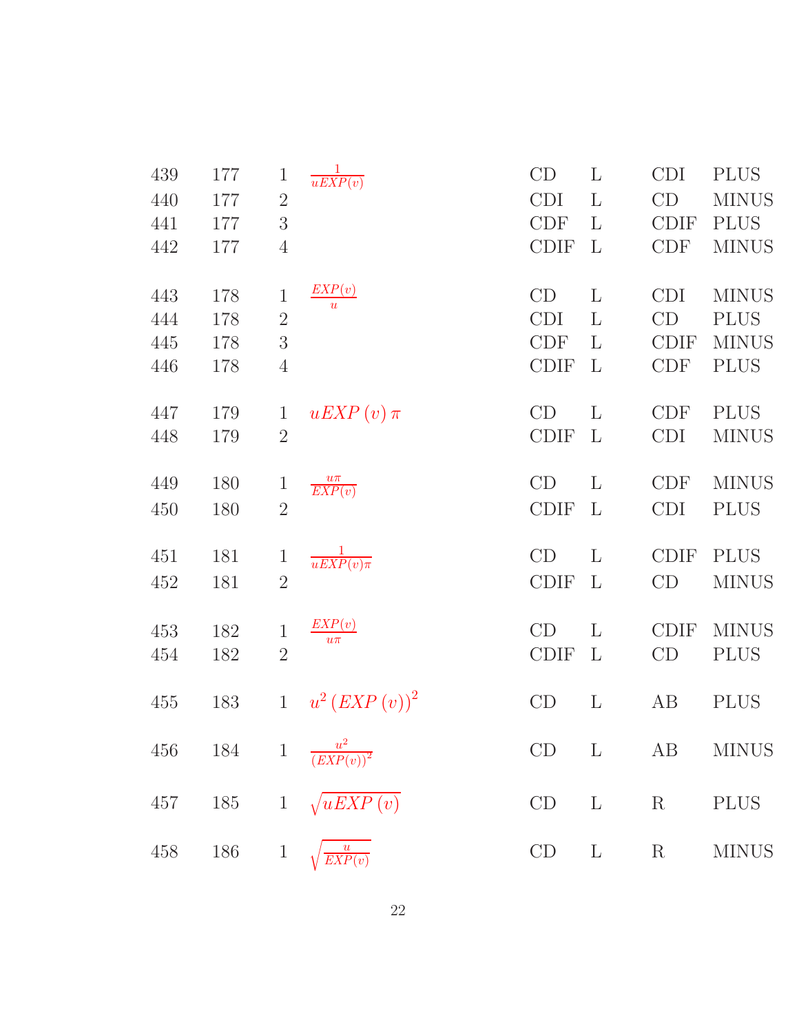| | | | | | | | |
|---|---|---|---|---|---|---|---|
| 439 | 177 | 1 | $\frac{1}{uEXP(v)}$ | CD | L | CDI | PLUS |
| 440 | 177 | 2 | | CDI | L | CD | MINUS |
| 441 | 177 | 3 | | CDF | L | CDIF | PLUS |
| 442 | 177 | 4 | | CDIF | L | CDF | MINUS |
| 443 | 178 | 1 | $\frac{EXP(v)}{u}$ | CD | L | CDI | MINUS |
| 444 | 178 | 2 | | CDI | L | CD | PLUS |
| 445 | 178 | 3 | | CDF | L | CDIF | MINUS |
| 446 | 178 | 4 | | CDIF | L | CDF | PLUS |
| 447 | 179 | 1 | $uEXP(v)\pi$ | CD | L | CDF | PLUS |
| 448 | 179 | 2 | | CDIF | L | CDI | MINUS |
| 449 | 180 | 1 | $\frac{u\pi}{EXP(v)}$ | CD | L | CDF | MINUS |
| 450 | 180 | 2 | | CDIF | L | CDI | PLUS |
| 451 | 181 | 1 | $\frac{1}{uEXP(v)\pi}$ | CD | L | CDIF | PLUS |
| 452 | 181 | 2 | | CDIF | L | CD | MINUS |
| 453 | 182 | 1 | $\frac{EXP(v)}{u\pi}$ | CD | L | CDIF | MINUS |
| 454 | 182 | 2 | | CDIF | L | CD | PLUS |
| 455 | 183 | 1 | $u^2 (EXP(v))^2$ | CD | L | AB | PLUS |
| 456 | 184 | 1 | $\frac{u^2}{(EXP(v))^2}$ | CD | L | AB | MINUS |
| 457 | 185 | 1 | $\sqrt{uEXP(v)}$ | CD | L | R | PLUS |
| 458 | 186 | 1 | $\sqrt{\frac{u}{EXP(v)}}$ | CD | L | R | MINUS |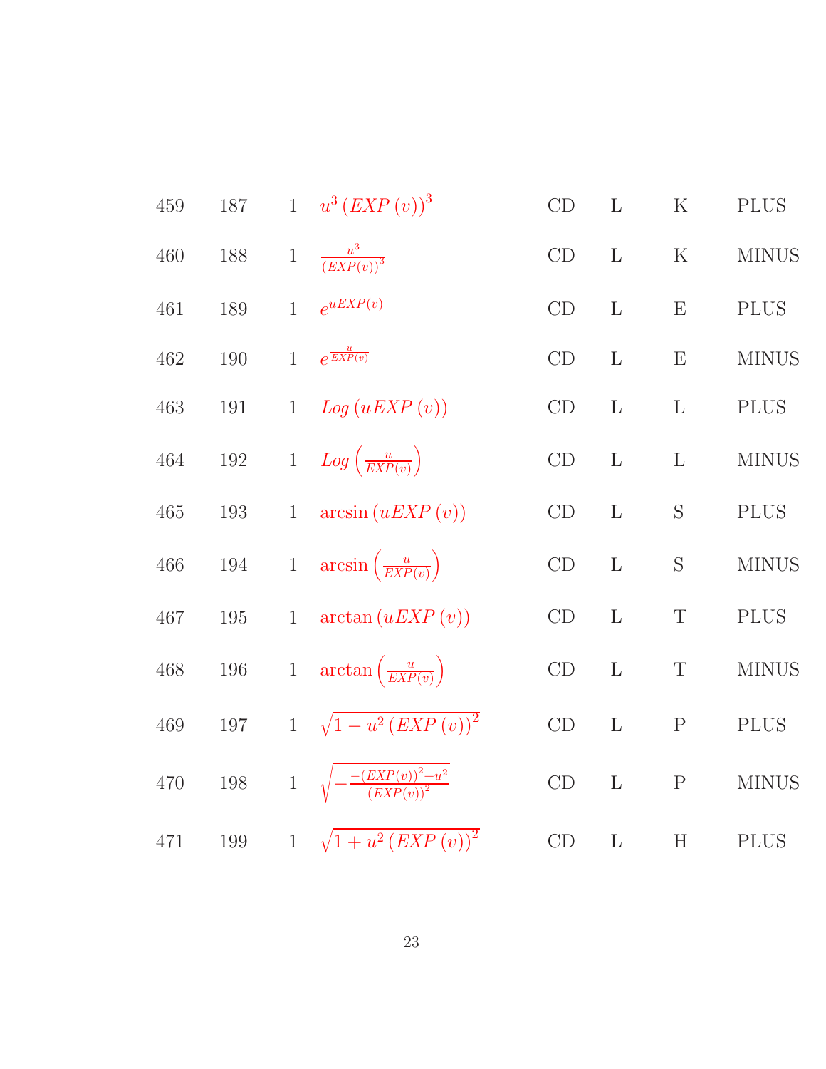| | | | | | | | |
|---|---|---|---|---|---|---|---|
| 459 | 187 | 1 | $u^3 (EXP(v))^3$ | CD | L | K | PLUS |
| 460 | 188 | 1 | $\frac{u^3}{(EXP(v))^3}$ | CD | L | K | MINUS |
| 461 | 189 | 1 | $e^{uEXP(v)}$ | CD | L | E | PLUS |
| 462 | 190 | 1 | $e^{\frac{u}{EXP(v)}}$ | CD | L | E | MINUS |
| 463 | 191 | 1 | $Log(uEXP(v))$ | CD | L | L | PLUS |
| 464 | 192 | 1 | $Log\left(\frac{u}{EXP(v)}\right)$ | CD | L | L | MINUS |
| 465 | 193 | 1 | $\arcsin(uEXP(v))$ | CD | L | S | PLUS |
| 466 | 194 | 1 | $\arcsin\left(\frac{u}{EXP(v)}\right)$ | CD | L | S | MINUS |
| 467 | 195 | 1 | $\arctan(uEXP(v))$ | CD | L | T | PLUS |
| 468 | 196 | 1 | $\arctan\left(\frac{u}{EXP(v)}\right)$ | CD | L | T | MINUS |
| 469 | 197 | 1 | $\sqrt{1 - u^2 (EXP(v))^2}$ | CD | L | P | PLUS |
| 470 | 198 | 1 | $\sqrt{-\frac{-(EXP(v))^2 + u^2}{(EXP(v))^2}}$ | CD | L | P | MINUS |
| 471 | 199 | 1 | $\sqrt{1 + u^2 (EXP(v))^2}$ | CD | L | H | PLUS |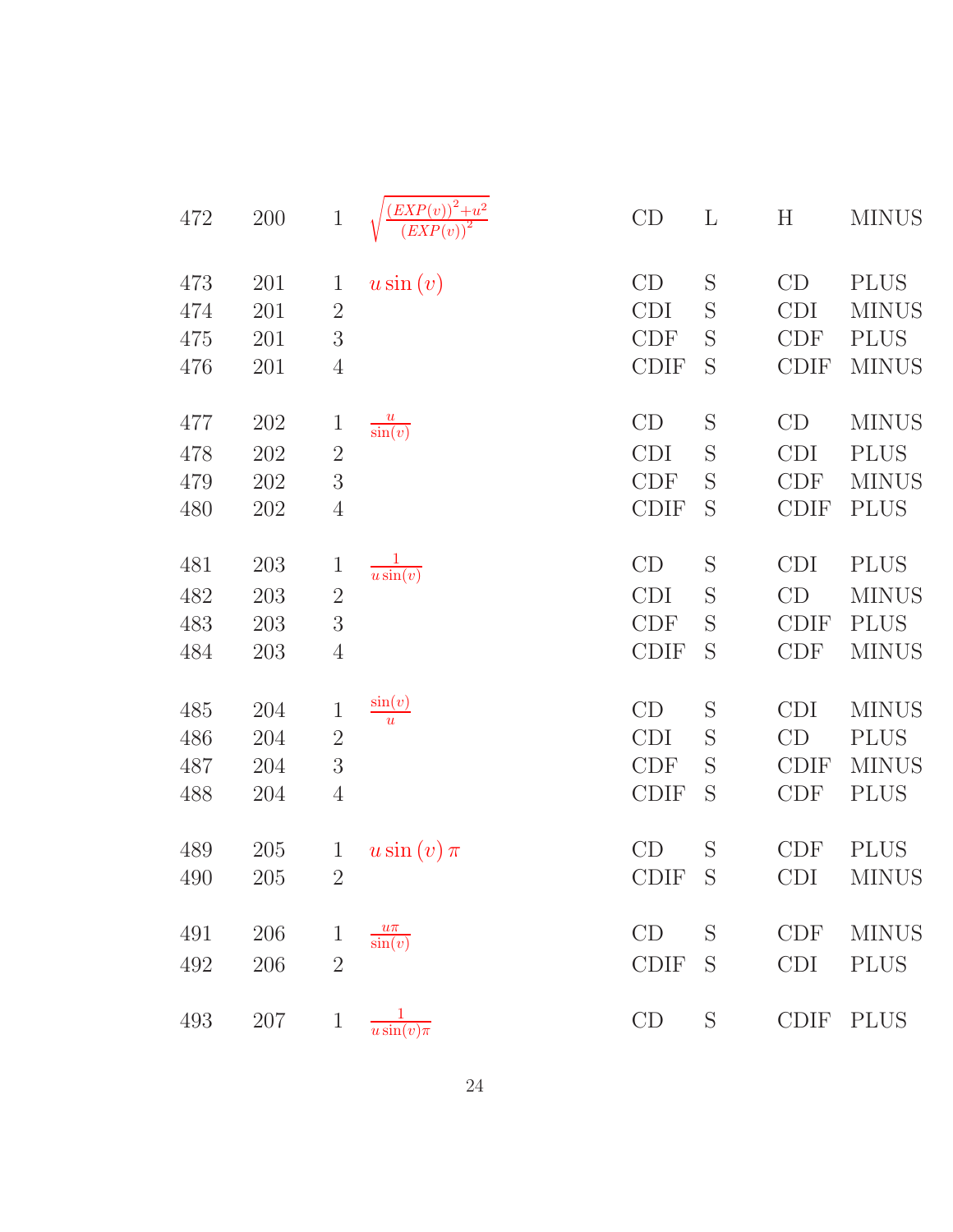| | | | | | | | |
|---|---|---|---|---|---|---|---|
| 472 | 200 | 1 | $\sqrt{\frac{(EXP(v))^2+u^2}{(EXP(v))^2}}$ | CD | L | H | MINUS |
| 473 | 201 | 1 | $u\sin(v)$ | CD | S | CD | PLUS |
| 474 | 201 | 2 | | CDI | S | CDI | MINUS |
| 475 | 201 | 3 | | CDF | S | CDF | PLUS |
| 476 | 201 | 4 | | CDIF | S | CDIF | MINUS |
| 477 | 202 | 1 | $\frac{u}{\sin(v)}$ | CD | S | CD | MINUS |
| 478 | 202 | 2 | | CDI | S | CDI | PLUS |
| 479 | 202 | 3 | | CDF | S | CDF | MINUS |
| 480 | 202 | 4 | | CDIF | S | CDIF | PLUS |
| 481 | 203 | 1 | $\frac{1}{u\sin(v)}$ | CD | S | CDI | PLUS |
| 482 | 203 | 2 | | CDI | S | CD | MINUS |
| 483 | 203 | 3 | | CDF | S | CDIF | PLUS |
| 484 | 203 | 4 | | CDIF | S | CDF | MINUS |
| 485 | 204 | 1 | $\frac{\sin(v)}{u}$ | CD | S | CDI | MINUS |
| 486 | 204 | 2 | | CDI | S | CD | PLUS |
| 487 | 204 | 3 | | CDF | S | CDIF | MINUS |
| 488 | 204 | 4 | | CDIF | S | CDF | PLUS |
| 489 | 205 | 1 | $u\sin(v)\pi$ | CD | S | CDF | PLUS |
| 490 | 205 | 2 | | CDIF | S | CDI | MINUS |
| 491 | 206 | 1 | $\frac{u\pi}{\sin(v)}$ | CD | S | CDF | MINUS |
| 492 | 206 | 2 | | CDIF | S | CDI | PLUS |
| 493 | 207 | 1 | $\frac{1}{u\sin(v)\pi}$ | CD | S | CDIF | PLUS |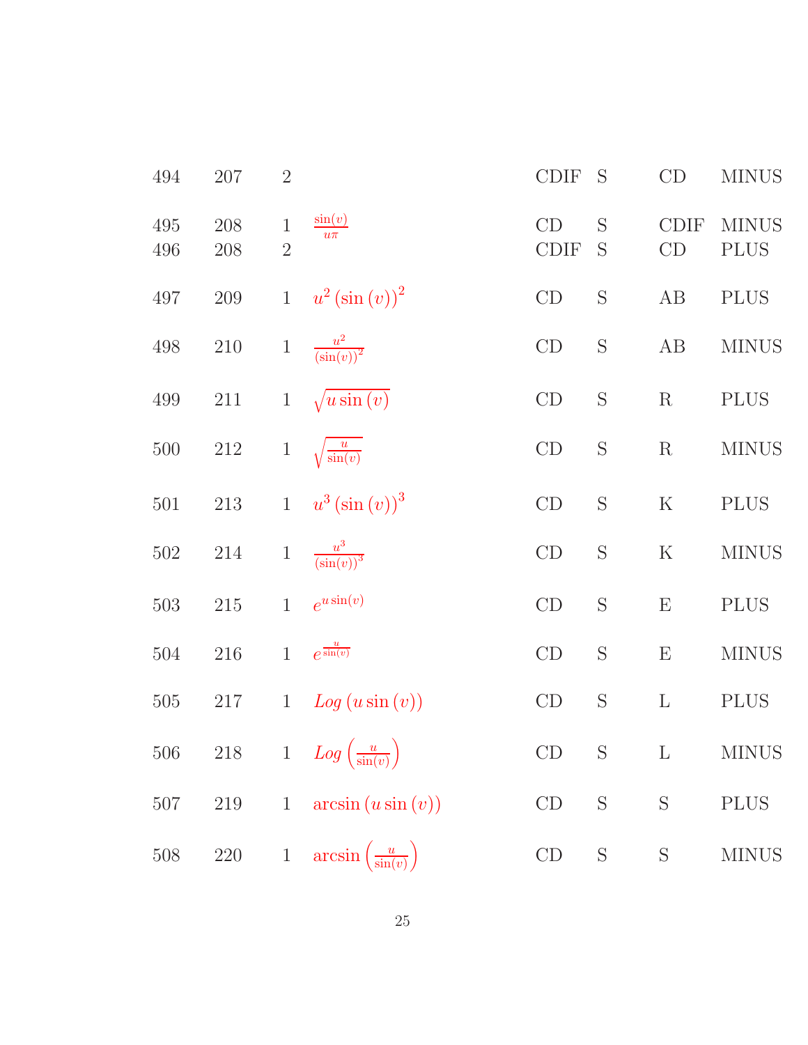| | | | | | | | |
|---|---|---|---|---|---|---|---|
| 494 | 207 | 2 | | CDIF | S | CD | MINUS |
| 495 | 208 | 1 | $\frac{\sin(v)}{u\pi}$ | CD | S | CDIF | MINUS |
| 496 | 208 | 2 | | CDIF | S | CD | PLUS |
| 497 | 209 | 1 | $u^2 (\sin(v))^2$ | CD | S | AB | PLUS |
| 498 | 210 | 1 | $\frac{u^2}{(\sin(v))^2}$ | CD | S | AB | MINUS |
| 499 | 211 | 1 | $\sqrt{u \sin(v)}$ | CD | S | R | PLUS |
| 500 | 212 | 1 | $\sqrt{\frac{u}{\sin(v)}}$ | CD | S | R | MINUS |
| 501 | 213 | 1 | $u^3 (\sin(v))^3$ | CD | S | K | PLUS |
| 502 | 214 | 1 | $\frac{u^3}{(\sin(v))^3}$ | CD | S | K | MINUS |
| 503 | 215 | 1 | $e^{u \sin(v)}$ | CD | S | E | PLUS |
| 504 | 216 | 1 | $e^{\frac{u}{\sin(v)}}$ | CD | S | E | MINUS |
| 505 | 217 | 1 | $Log(u \sin(v))$ | CD | S | L | PLUS |
| 506 | 218 | 1 | $Log\left(\frac{u}{\sin(v)}\right)$ | CD | S | L | MINUS |
| 507 | 219 | 1 | $\arcsin(u \sin(v))$ | CD | S | S | PLUS |
| 508 | 220 | 1 | $\arcsin\left(\frac{u}{\sin(v)}\right)$ | CD | S | S | MINUS |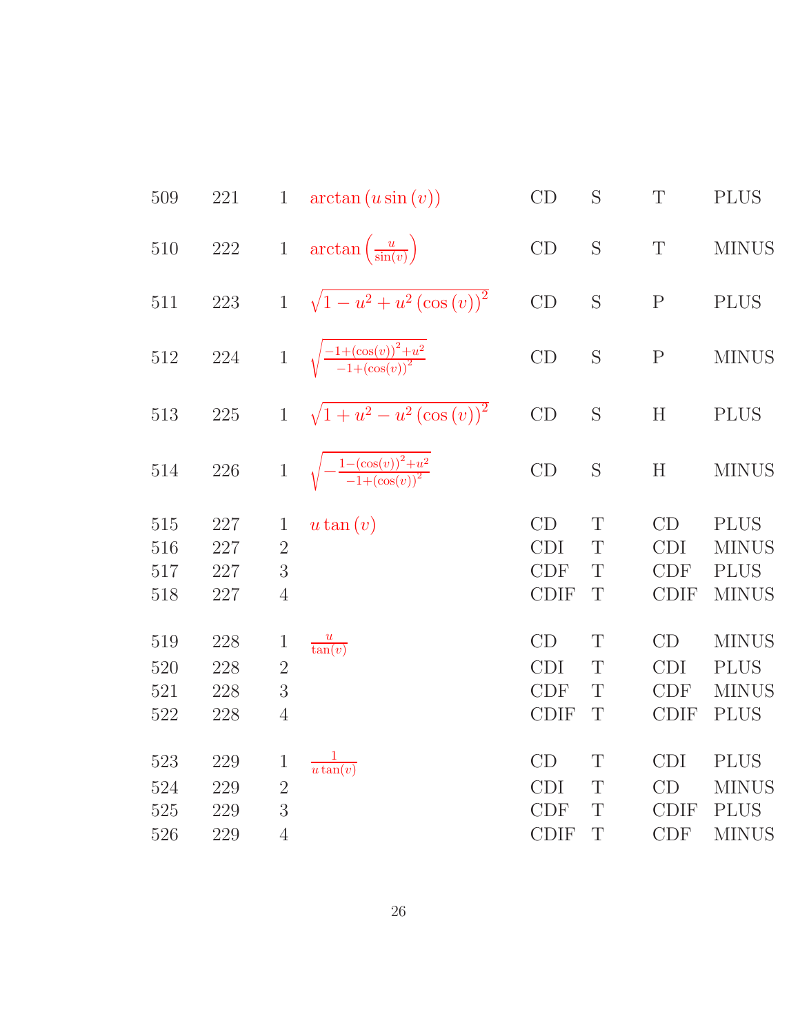| | | | | | | | |
|---|---|---|---|---|---|---|---|
| 509 | 221 | 1 | $\arctan\left(u\sin\left(v\right)\right)$ | CD | S | T | PLUS |
| 510 | 222 | 1 | $\arctan\left(\frac{u}{\sin(v)}\right)$ | CD | S | T | MINUS |
| 511 | 223 | 1 | $\sqrt{1-u^2+u^2\left(\cos\left(v\right)\right)^2}$ | CD | S | P | PLUS |
| 512 | 224 | 1 | $\sqrt{\frac{-1+(\cos(v))^2+u^2}{-1+(\cos(v))^2}}$ | CD | S | P | MINUS |
| 513 | 225 | 1 | $\sqrt{1+u^2-u^2\left(\cos\left(v\right)\right)^2}$ | CD | S | H | PLUS |
| 514 | 226 | 1 | $\sqrt{-\frac{1-(\cos(v))^2+u^2}{-1+(\cos(v))^2}}$ | CD | S | H | MINUS |
| 515 | 227 | 1 | $u\tan\left(v\right)$ | CD | T | CD | PLUS |
| 516 | 227 | 2 | | CDI | T | CDI | MINUS |
| 517 | 227 | 3 | | CDF | T | CDF | PLUS |
| 518 | 227 | 4 | | CDIF | T | CDIF | MINUS |
| 519 | 228 | 1 | $\frac{u}{\tan(v)}$ | CD | T | CD | MINUS |
| 520 | 228 | 2 | | CDI | T | CDI | PLUS |
| 521 | 228 | 3 | | CDF | T | CDF | MINUS |
| 522 | 228 | 4 | | CDIF | T | CDIF | PLUS |
| 523 | 229 | 1 | $\frac{1}{u\tan(v)}$ | CD | T | CDI | PLUS |
| 524 | 229 | 2 | | CDI | T | CD | MINUS |
| 525 | 229 | 3 | | CDF | T | CDIF | PLUS |
| 526 | 229 | 4 | | CDIF | T | CDF | MINUS |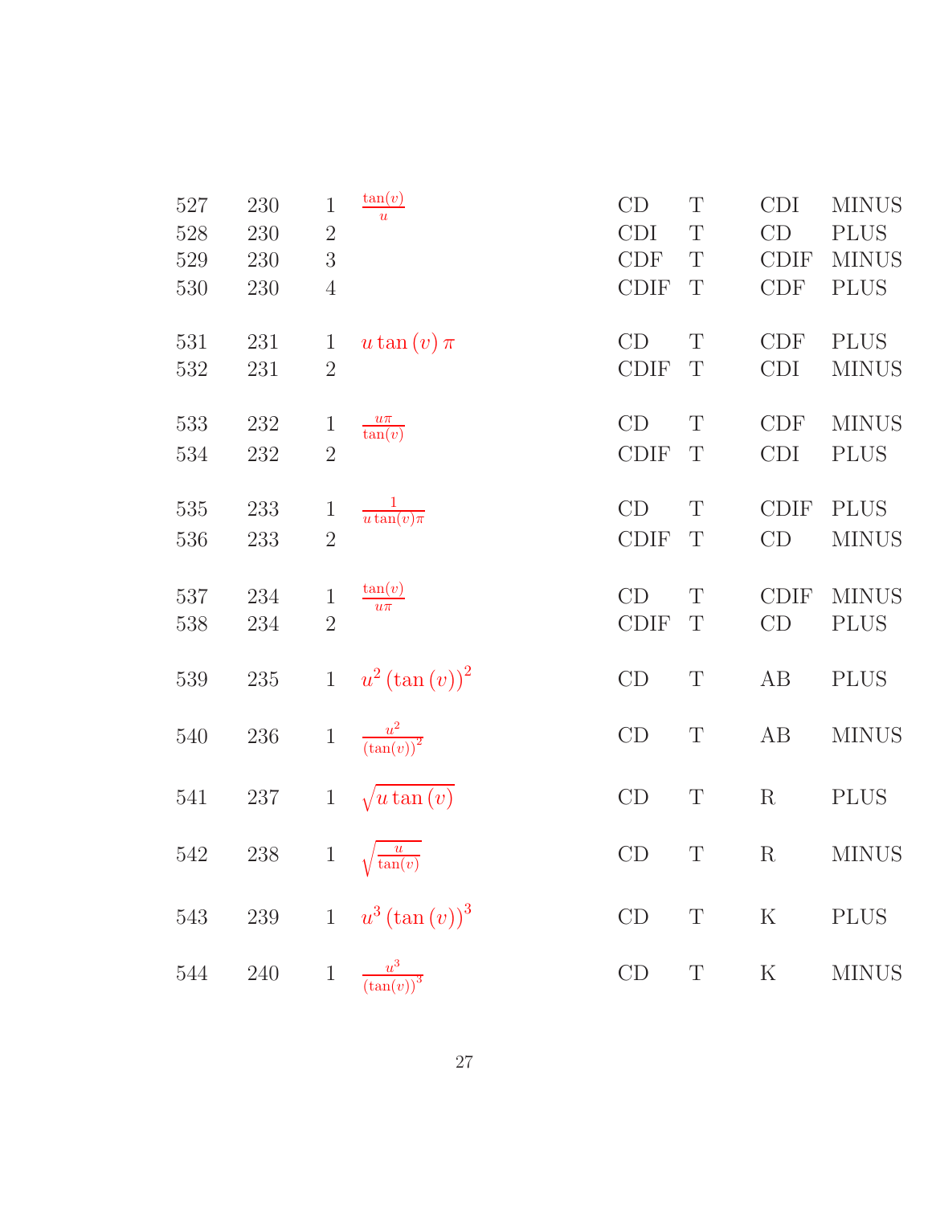| | | | | | | | |
|---|---|---|---|---|---|---|---|
| 527 | 230 | 1 | $\frac{\tan(v)}{u}$ | CD | T | CDI | MINUS |
| 528 | 230 | 2 | | CDI | T | CD | PLUS |
| 529 | 230 | 3 | | CDF | T | CDIF | MINUS |
| 530 | 230 | 4 | | CDIF | T | CDF | PLUS |
| 531 | 231 | 1 | $u \tan(v) \pi$ | CD | T | CDF | PLUS |
| 532 | 231 | 2 | | CDIF | T | CDI | MINUS |
| 533 | 232 | 1 | $\frac{u\pi}{\tan(v)}$ | CD | T | CDF | MINUS |
| 534 | 232 | 2 | | CDIF | T | CDI | PLUS |
| 535 | 233 | 1 | $\frac{1}{u \tan(v)\pi}$ | CD | T | CDIF | PLUS |
| 536 | 233 | 2 | | CDIF | T | CD | MINUS |
| 537 | 234 | 1 | $\frac{\tan(v)}{u\pi}$ | CD | T | CDIF | MINUS |
| 538 | 234 | 2 | | CDIF | T | CD | PLUS |
| 539 | 235 | 1 | $u^2 (\tan(v))^2$ | CD | T | AB | PLUS |
| 540 | 236 | 1 | $\frac{u^2}{(\tan(v))^2}$ | CD | T | AB | MINUS |
| 541 | 237 | 1 | $\sqrt{u \tan(v)}$ | CD | T | R | PLUS |
| 542 | 238 | 1 | $\sqrt{\frac{u}{\tan(v)}}$ | CD | T | R | MINUS |
| 543 | 239 | 1 | $u^3 (\tan(v))^3$ | CD | T | K | PLUS |
| 544 | 240 | 1 | $\frac{u^3}{(\tan(v))^3}$ | CD | T | K | MINUS |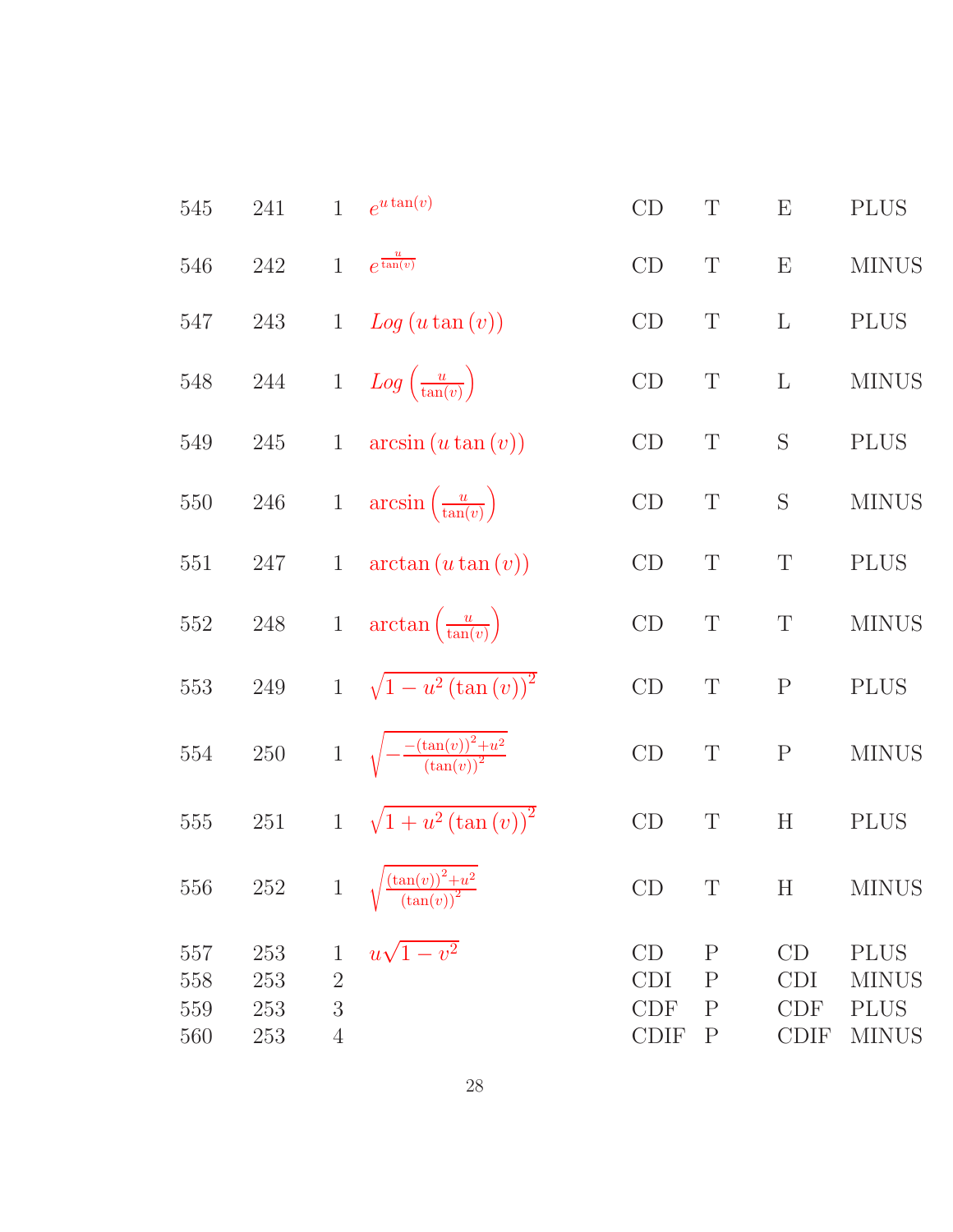| | | | | | | | |
|---|---|---|---|---|---|---|---|
| 545 | 241 | 1 | $e^{u\tan(v)}$ | CD | T | E | PLUS |
| 546 | 242 | 1 | $e^{\frac{u}{\tan(v)}}$ | CD | T | E | MINUS |
| 547 | 243 | 1 | $Log\left(u\tan\left(v\right)\right)$ | CD | T | L | PLUS |
| 548 | 244 | 1 | $Log\left(\frac{u}{\tan(v)}\right)$ | CD | T | L | MINUS |
| 549 | 245 | 1 | $\arcsin\left(u\tan\left(v\right)\right)$ | CD | T | S | PLUS |
| 550 | 246 | 1 | $\arcsin\left(\frac{u}{\tan(v)}\right)$ | CD | T | S | MINUS |
| 551 | 247 | 1 | $\arctan\left(u\tan\left(v\right)\right)$ | CD | T | T | PLUS |
| 552 | 248 | 1 | $\arctan\left(\frac{u}{\tan(v)}\right)$ | CD | T | T | MINUS |
| 553 | 249 | 1 | $\sqrt{1-u^2\left(\tan\left(v\right)\right)^2}$ | CD | T | P | PLUS |
| 554 | 250 | 1 | $\sqrt{-\frac{-\left(\tan(v)\right)^2+u^2}{\left(\tan(v)\right)^2}}$ | CD | T | P | MINUS |
| 555 | 251 | 1 | $\sqrt{1+u^2\left(\tan\left(v\right)\right)^2}$ | CD | T | H | PLUS |
| 556 | 252 | 1 | $\sqrt{\frac{\left(\tan(v)\right)^2+u^2}{\left(\tan(v)\right)^2}}$ | CD | T | H | MINUS |
| 557 | 253 | 1 | $u\sqrt{1-v^2}$ | CD | P | CD | PLUS |
| 558 | 253 | 2 | | CDI | P | CDI | MINUS |
| 559 | 253 | 3 | | CDF | P | CDF | PLUS |
| 560 | 253 | 4 | | CDIF | P | CDIF | MINUS |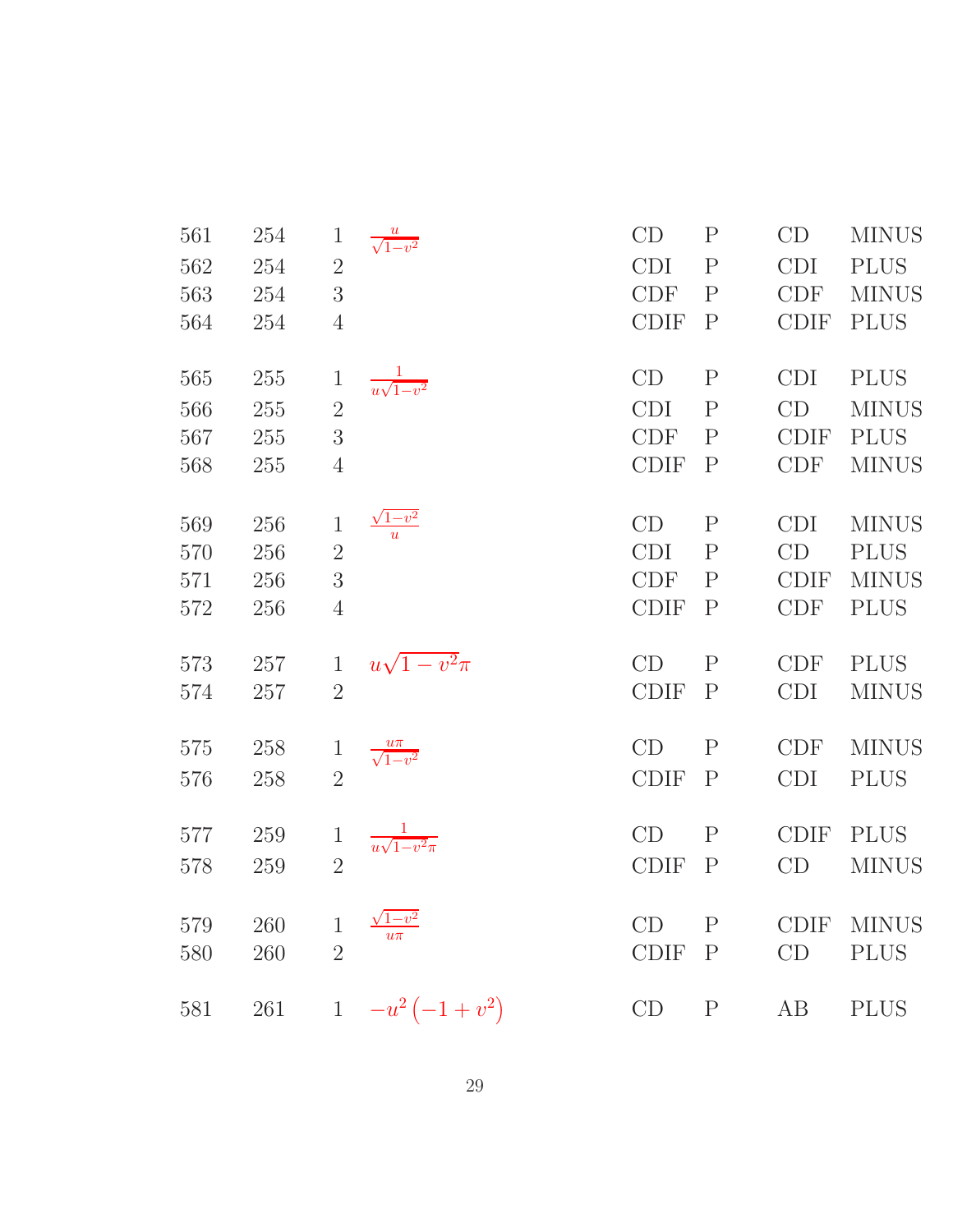| | | | | | | | |
|---|---|---|---|---|---|---|---|
| 561 | 254 | 1 | $\frac{u}{\sqrt{1-v^2}}$ | CD | P | CD | MINUS |
| 562 | 254 | 2 | | CDI | P | CDI | PLUS |
| 563 | 254 | 3 | | CDF | P | CDF | MINUS |
| 564 | 254 | 4 | | CDIF | P | CDIF | PLUS |
| 565 | 255 | 1 | $\frac{1}{u\sqrt{1-v^2}}$ | CD | P | CDI | PLUS |
| 566 | 255 | 2 | | CDI | P | CD | MINUS |
| 567 | 255 | 3 | | CDF | P | CDIF | PLUS |
| 568 | 255 | 4 | | CDIF | P | CDF | MINUS |
| 569 | 256 | 1 | $\frac{\sqrt{1-v^2}}{u}$ | CD | P | CDI | MINUS |
| 570 | 256 | 2 | | CDI | P | CD | PLUS |
| 571 | 256 | 3 | | CDF | P | CDIF | MINUS |
| 572 | 256 | 4 | | CDIF | P | CDF | PLUS |
| 573 | 257 | 1 | $u\sqrt{1-v^2}\pi$ | CD | P | CDF | PLUS |
| 574 | 257 | 2 | | CDIF | P | CDI | MINUS |
| 575 | 258 | 1 | $\frac{u\pi}{\sqrt{1-v^2}}$ | CD | P | CDF | MINUS |
| 576 | 258 | 2 | | CDIF | P | CDI | PLUS |
| 577 | 259 | 1 | $\frac{1}{u\sqrt{1-v^2}\pi}$ | CD | P | CDIF | PLUS |
| 578 | 259 | 2 | | CDIF | P | CD | MINUS |
| 579 | 260 | 1 | $\frac{\sqrt{1-v^2}}{u\pi}$ | CD | P | CDIF | MINUS |
| 580 | 260 | 2 | | CDIF | P | CD | PLUS |
| 581 | 261 | 1 | $-u^2\left(-1+v^2\right)$ | CD | P | AB | PLUS |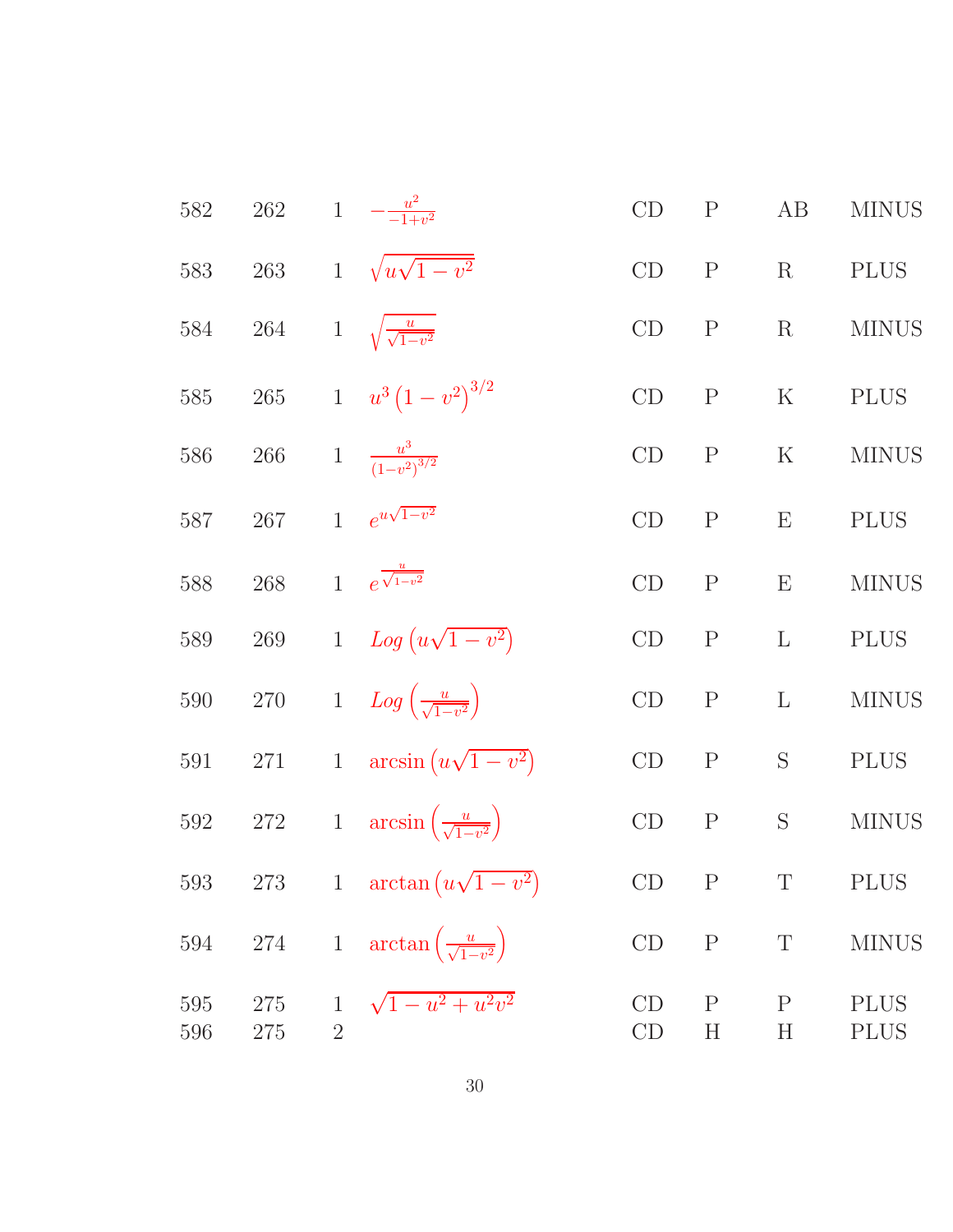| | | | | | | | |
|---|---|---|---|---|---|---|---|
| 582 | 262 | 1 | $-\frac{u^2}{-1+v^2}$ | CD | P | AB | MINUS |
| 583 | 263 | 1 | $\sqrt{u\sqrt{1-v^2}}$ | CD | P | R | PLUS |
| 584 | 264 | 1 | $\sqrt{\frac{u}{\sqrt{1-v^2}}}$ | CD | P | R | MINUS |
| 585 | 265 | 1 | $u^3\left(1-v^2\right)^{3/2}$ | CD | P | K | PLUS |
| 586 | 266 | 1 | $\frac{u^3}{\left(1-v^2\right)^{3/2}}$ | CD | P | K | MINUS |
| 587 | 267 | 1 | $e^{u\sqrt{1-v^2}}$ | CD | P | E | PLUS |
| 588 | 268 | 1 | $e^{\frac{u}{\sqrt{1-v^2}}}$ | CD | P | E | MINUS |
| 589 | 269 | 1 | $Log\left(u\sqrt{1-v^2}\right)$ | CD | P | L | PLUS |
| 590 | 270 | 1 | $Log\left(\frac{u}{\sqrt{1-v^2}}\right)$ | CD | P | L | MINUS |
| 591 | 271 | 1 | $\arcsin\left(u\sqrt{1-v^2}\right)$ | CD | P | S | PLUS |
| 592 | 272 | 1 | $\arcsin\left(\frac{u}{\sqrt{1-v^2}}\right)$ | CD | P | S | MINUS |
| 593 | 273 | 1 | $\arctan\left(u\sqrt{1-v^2}\right)$ | CD | P | T | PLUS |
| 594 | 274 | 1 | $\arctan\left(\frac{u}{\sqrt{1-v^2}}\right)$ | CD | P | T | MINUS |
| 595 | 275 | 1 | $\sqrt{1-u^2+u^2v^2}$ | CD | P | P | PLUS |
| 596 | 275 | 2 | | CD | H | H | PLUS |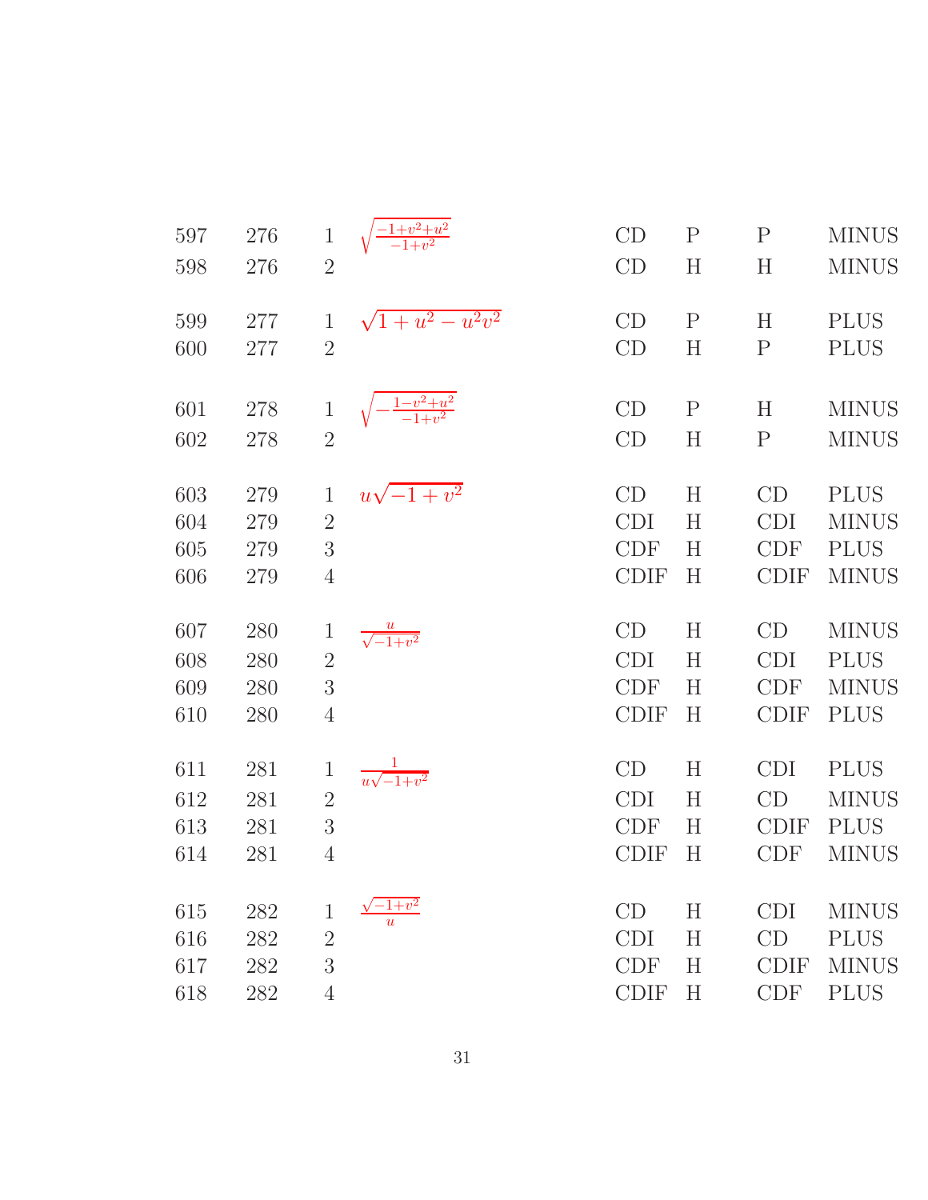| | | | | | | | |
|---|---|---|---|---|---|---|---|
| 597 | 276 | 1 | $\sqrt{\frac{-1+v^2+u^2}{-1+v^2}}$ | CD | P | P | MINUS |
| 598 | 276 | 2 | | CD | H | H | MINUS |
| 599 | 277 | 1 | $\sqrt{1+u^2-u^2v^2}$ | CD | P | H | PLUS |
| 600 | 277 | 2 | | CD | H | P | PLUS |
| 601 | 278 | 1 | $\sqrt{-\frac{1-v^2+u^2}{-1+v^2}}$ | CD | P | H | MINUS |
| 602 | 278 | 2 | | CD | H | P | MINUS |
| 603 | 279 | 1 | $u\sqrt{-1+v^2}$ | CD | H | CD | PLUS |
| 604 | 279 | 2 | | CDI | H | CDI | MINUS |
| 605 | 279 | 3 | | CDF | H | CDF | PLUS |
| 606 | 279 | 4 | | CDIF | H | CDIF | MINUS |
| 607 | 280 | 1 | $\frac{u}{\sqrt{-1+v^2}}$ | CD | H | CD | MINUS |
| 608 | 280 | 2 | | CDI | H | CDI | PLUS |
| 609 | 280 | 3 | | CDF | H | CDF | MINUS |
| 610 | 280 | 4 | | CDIF | H | CDIF | PLUS |
| 611 | 281 | 1 | $\frac{1}{u\sqrt{-1+v^2}}$ | CD | H | CDI | PLUS |
| 612 | 281 | 2 | | CDI | H | CD | MINUS |
| 613 | 281 | 3 | | CDF | H | CDIF | PLUS |
| 614 | 281 | 4 | | CDIF | H | CDF | MINUS |
| 615 | 282 | 1 | $\frac{\sqrt{-1+v^2}}{u}$ | CD | H | CDI | MINUS |
| 616 | 282 | 2 | | CDI | H | CD | PLUS |
| 617 | 282 | 3 | | CDF | H | CDIF | MINUS |
| 618 | 282 | 4 | | CDIF | H | CDF | PLUS |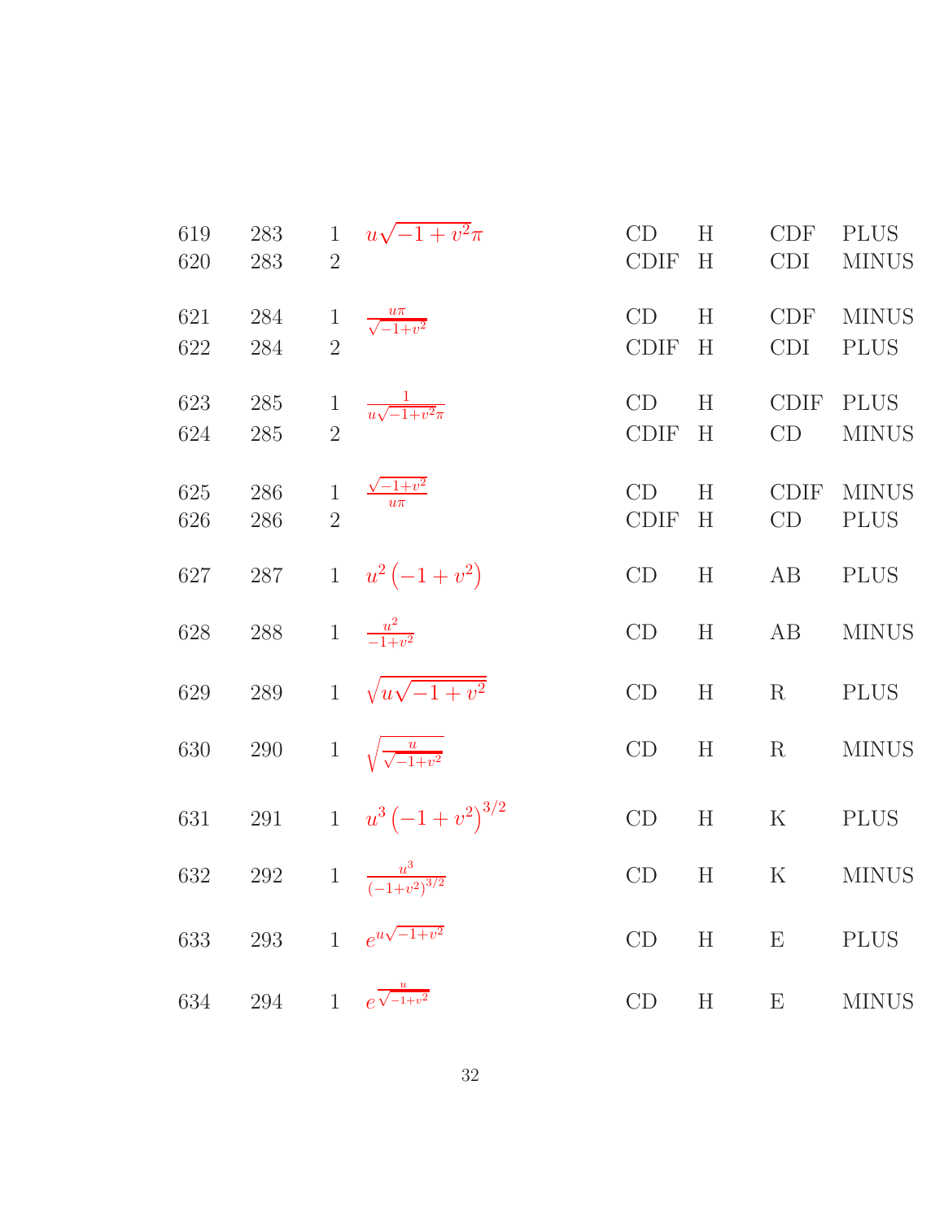| | | | | | | | |
|---|---|---|---|---|---|---|---|
| 619 | 283 | 1 | $u\sqrt{-1+v^2}\pi$ | CD | H | CDF | PLUS |
| 620 | 283 | 2 | | CDIF | H | CDI | MINUS |
| 621 | 284 | 1 | $\frac{u\pi}{\sqrt{-1+v^2}}$ | CD | H | CDF | MINUS |
| 622 | 284 | 2 | | CDIF | H | CDI | PLUS |
| 623 | 285 | 1 | $\frac{1}{u\sqrt{-1+v^2}\pi}$ | CD | H | CDIF | PLUS |
| 624 | 285 | 2 | | CDIF | H | CD | MINUS |
| 625 | 286 | 1 | $\frac{\sqrt{-1+v^2}}{u\pi}$ | CD | H | CDIF | MINUS |
| 626 | 286 | 2 | | CDIF | H | CD | PLUS |
| 627 | 287 | 1 | $u^2\left(-1+v^2\right)$ | CD | H | AB | PLUS |
| 628 | 288 | 1 | $\frac{u^2}{-1+v^2}$ | CD | H | AB | MINUS |
| 629 | 289 | 1 | $\sqrt{u\sqrt{-1+v^2}}$ | CD | H | R | PLUS |
| 630 | 290 | 1 | $\sqrt{\frac{u}{\sqrt{-1+v^2}}}$ | CD | H | R | MINUS |
| 631 | 291 | 1 | $u^3\left(-1+v^2\right)^{3/2}$ | CD | H | K | PLUS |
| 632 | 292 | 1 | $\frac{u^3}{\left(-1+v^2\right)^{3/2}}$ | CD | H | K | MINUS |
| 633 | 293 | 1 | $e^{u\sqrt{-1+v^2}}$ | CD | H | E | PLUS |
| 634 | 294 | 1 | $e^{\frac{u}{\sqrt{-1+v^2}}}$ | CD | H | E | MINUS |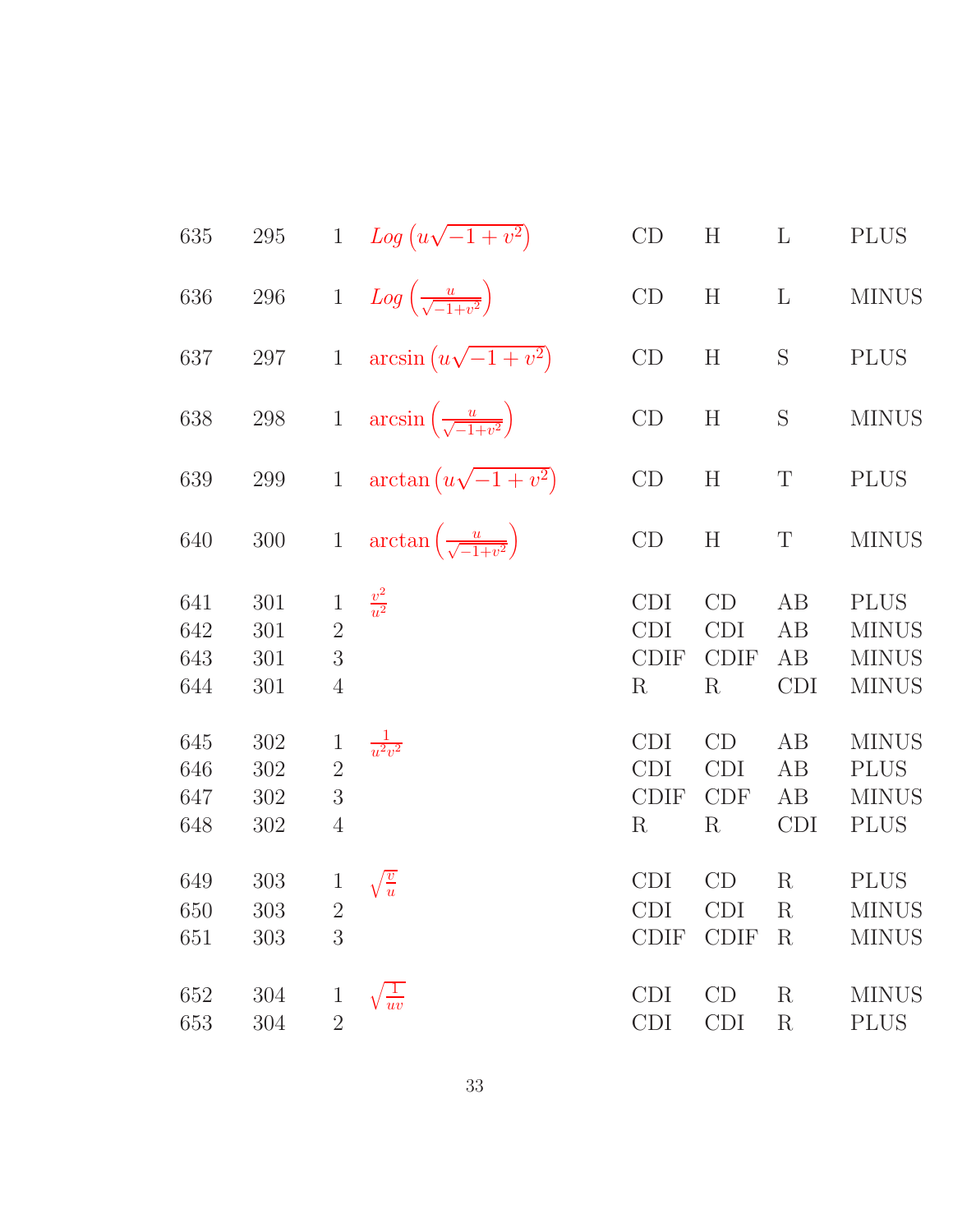| | | | | | | | |
|---|---|---|---|---|---|---|---|
| 635 | 295 | 1 | $Log\left(u\sqrt{-1+v^2}\right)$ | CD | H | L | PLUS |
| 636 | 296 | 1 | $Log\left(\frac{u}{\sqrt{-1+v^2}}\right)$ | CD | H | L | MINUS |
| 637 | 297 | 1 | $\arcsin\left(u\sqrt{-1+v^2}\right)$ | CD | H | S | PLUS |
| 638 | 298 | 1 | $\arcsin\left(\frac{u}{\sqrt{-1+v^2}}\right)$ | CD | H | S | MINUS |
| 639 | 299 | 1 | $\arctan\left(u\sqrt{-1+v^2}\right)$ | CD | H | T | PLUS |
| 640 | 300 | 1 | $\arctan\left(\frac{u}{\sqrt{-1+v^2}}\right)$ | CD | H | T | MINUS |
| 641 | 301 | 1 | $\frac{v^2}{u^2}$ | CDI | CD | AB | PLUS |
| 642 | 301 | 2 | | CDI | CDI | AB | MINUS |
| 643 | 301 | 3 | | CDIF | CDIF | AB | MINUS |
| 644 | 301 | 4 | | R | R | CDI | MINUS |
| 645 | 302 | 1 | $\frac{1}{u^2v^2}$ | CDI | CD | AB | MINUS |
| 646 | 302 | 2 | | CDI | CDI | AB | PLUS |
| 647 | 302 | 3 | | CDIF | CDF | AB | MINUS |
| 648 | 302 | 4 | | R | R | CDI | PLUS |
| 649 | 303 | 1 | $\sqrt{\frac{v}{u}}$ | CDI | CD | R | PLUS |
| 650 | 303 | 2 | | CDI | CDI | R | MINUS |
| 651 | 303 | 3 | | CDIF | CDIF | R | MINUS |
| 652 | 304 | 1 | $\sqrt{\frac{1}{uv}}$ | CDI | CD | R | MINUS |
| 653 | 304 | 2 | | CDI | CDI | R | PLUS |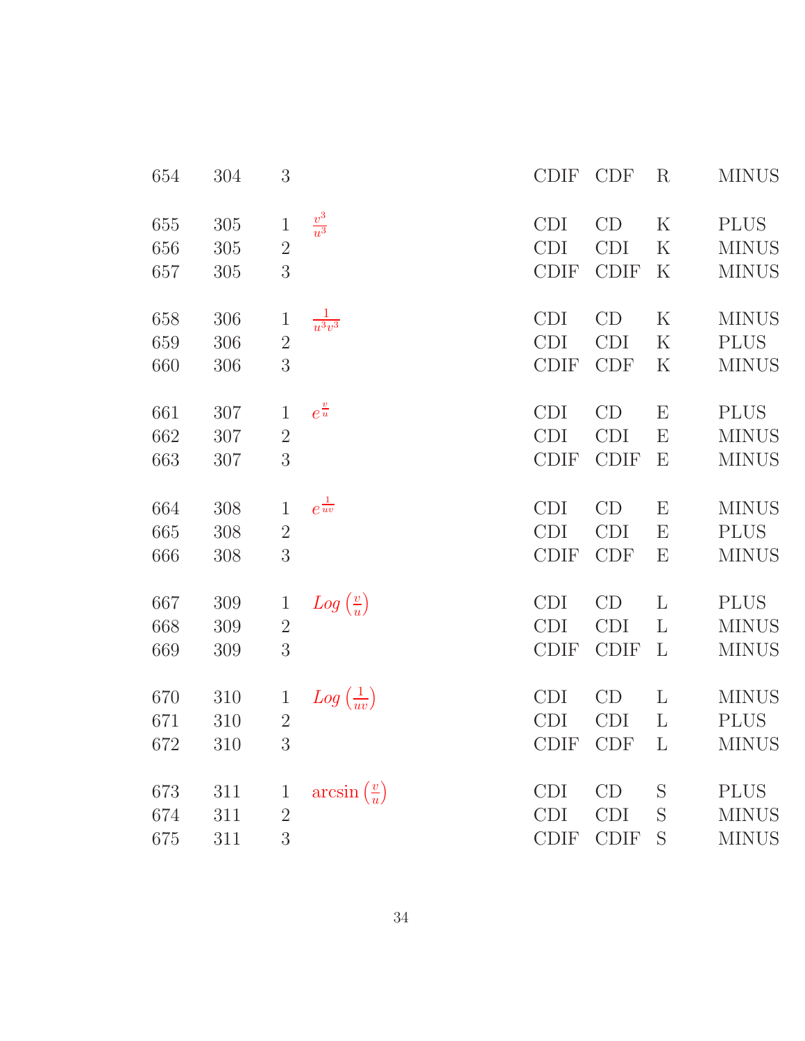| | | | | | | | |
|---|---|---|---|---|---|---|---|
| 654 | 304 | 3 | | CDIF | CDF | R | MINUS |
| 655 | 305 | 1 | $\frac{v^3}{u^3}$ | CDI | CD | K | PLUS |
| 656 | 305 | 2 | | CDI | CDI | K | MINUS |
| 657 | 305 | 3 | | CDIF | CDIF | K | MINUS |
| 658 | 306 | 1 | $\frac{1}{u^3 v^3}$ | CDI | CD | K | MINUS |
| 659 | 306 | 2 | | CDI | CDI | K | PLUS |
| 660 | 306 | 3 | | CDIF | CDF | K | MINUS |
| 661 | 307 | 1 | $e^{\frac{v}{u}}$ | CDI | CD | E | PLUS |
| 662 | 307 | 2 | | CDI | CDI | E | MINUS |
| 663 | 307 | 3 | | CDIF | CDIF | E | MINUS |
| 664 | 308 | 1 | $e^{\frac{1}{uv}}$ | CDI | CD | E | MINUS |
| 665 | 308 | 2 | | CDI | CDI | E | PLUS |
| 666 | 308 | 3 | | CDIF | CDF | E | MINUS |
| 667 | 309 | 1 | $Log\left(\frac{v}{u}\right)$ | CDI | CD | L | PLUS |
| 668 | 309 | 2 | | CDI | CDI | L | MINUS |
| 669 | 309 | 3 | | CDIF | CDIF | L | MINUS |
| 670 | 310 | 1 | $Log\left(\frac{1}{uv}\right)$ | CDI | CD | L | MINUS |
| 671 | 310 | 2 | | CDI | CDI | L | PLUS |
| 672 | 310 | 3 | | CDIF | CDF | L | MINUS |
| 673 | 311 | 1 | $\arcsin\left(\frac{v}{u}\right)$ | CDI | CD | S | PLUS |
| 674 | 311 | 2 | | CDI | CDI | S | MINUS |
| 675 | 311 | 3 | | CDIF | CDIF | S | MINUS |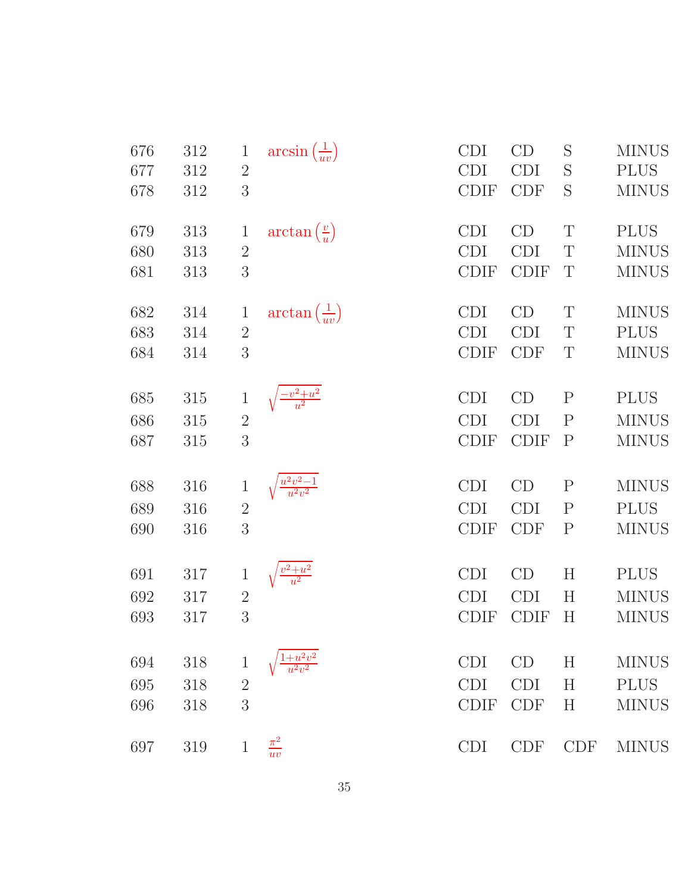| | | | | | | | |
|---|---|---|---|---|---|---|---|
| 676 | 312 | 1 | $\arcsin\left(\frac{1}{uv}\right)$ | CDI | CD | S | MINUS |
| 677 | 312 | 2 | | CDI | CDI | S | PLUS |
| 678 | 312 | 3 | | CDIF | CDF | S | MINUS |
| 679 | 313 | 1 | $\arctan\left(\frac{v}{u}\right)$ | CDI | CD | T | PLUS |
| 680 | 313 | 2 | | CDI | CDI | T | MINUS |
| 681 | 313 | 3 | | CDIF | CDIF | T | MINUS |
| 682 | 314 | 1 | $\arctan\left(\frac{1}{uv}\right)$ | CDI | CD | T | MINUS |
| 683 | 314 | 2 | | CDI | CDI | T | PLUS |
| 684 | 314 | 3 | | CDIF | CDF | T | MINUS |
| 685 | 315 | 1 | $\sqrt{\frac{-v^2+u^2}{u^2}}$ | CDI | CD | P | PLUS |
| 686 | 315 | 2 | | CDI | CDI | P | MINUS |
| 687 | 315 | 3 | | CDIF | CDIF | P | MINUS |
| 688 | 316 | 1 | $\sqrt{\frac{u^2v^2-1}{u^2v^2}}$ | CDI | CD | P | MINUS |
| 689 | 316 | 2 | | CDI | CDI | P | PLUS |
| 690 | 316 | 3 | | CDIF | CDF | P | MINUS |
| 691 | 317 | 1 | $\sqrt{\frac{v^2+u^2}{u^2}}$ | CDI | CD | H | PLUS |
| 692 | 317 | 2 | | CDI | CDI | H | MINUS |
| 693 | 317 | 3 | | CDIF | CDIF | H | MINUS |
| 694 | 318 | 1 | $\sqrt{\frac{1+u^2v^2}{u^2v^2}}$ | CDI | CD | H | MINUS |
| 695 | 318 | 2 | | CDI | CDI | H | PLUS |
| 696 | 318 | 3 | | CDIF | CDF | H | MINUS |
| 697 | 319 | 1 | $\frac{\pi^2}{uv}$ | CDI | CDF | CDF | MINUS |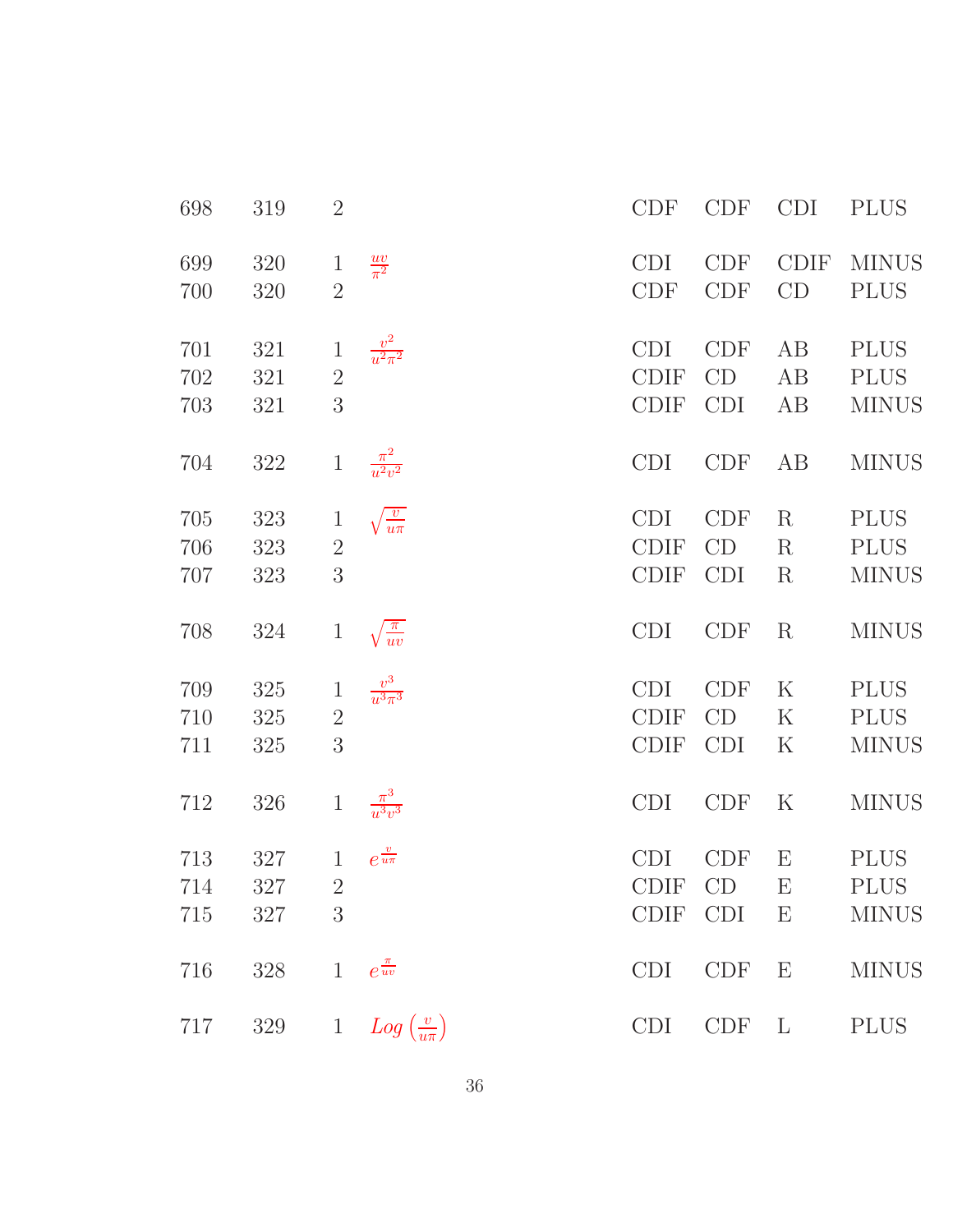| | | | | | | | |
|---|---|---|---|---|---|---|---|
| 698 | 319 | 2 | | CDF | CDF | CDI | PLUS |
| 699 | 320 | 1 | $\frac{uv}{\pi^2}$ | CDI | CDF | CDIF | MINUS |
| 700 | 320 | 2 | | CDF | CDF | CD | PLUS |
| 701 | 321 | 1 | $\frac{v^2}{u^2\pi^2}$ | CDI | CDF | AB | PLUS |
| 702 | 321 | 2 | | CDIF | CD | AB | PLUS |
| 703 | 321 | 3 | | CDIF | CDI | AB | MINUS |
| 704 | 322 | 1 | $\frac{\pi^2}{u^2v^2}$ | CDI | CDF | AB | MINUS |
| 705 | 323 | 1 | $\sqrt{\frac{v}{u\pi}}$ | CDI | CDF | R | PLUS |
| 706 | 323 | 2 | | CDIF | CD | R | PLUS |
| 707 | 323 | 3 | | CDIF | CDI | R | MINUS |
| 708 | 324 | 1 | $\sqrt{\frac{\pi}{uv}}$ | CDI | CDF | R | MINUS |
| 709 | 325 | 1 | $\frac{v^3}{u^3\pi^3}$ | CDI | CDF | K | PLUS |
| 710 | 325 | 2 | | CDIF | CD | K | PLUS |
| 711 | 325 | 3 | | CDIF | CDI | K | MINUS |
| 712 | 326 | 1 | $\frac{\pi^3}{u^3v^3}$ | CDI | CDF | K | MINUS |
| 713 | 327 | 1 | $e^{\frac{v}{u\pi}}$ | CDI | CDF | E | PLUS |
| 714 | 327 | 2 | | CDIF | CD | E | PLUS |
| 715 | 327 | 3 | | CDIF | CDI | E | MINUS |
| 716 | 328 | 1 | $e^{\frac{\pi}{uv}}$ | CDI | CDF | E | MINUS |
| 717 | 329 | 1 | $Log\left(\frac{v}{u\pi}\right)$ | CDI | CDF | L | PLUS |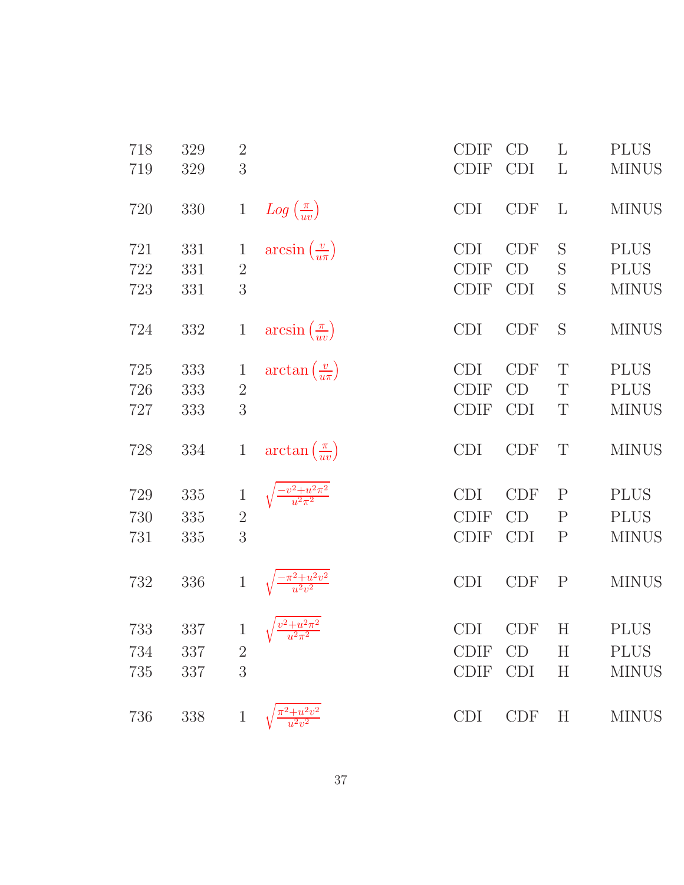| | | | | | | | |
|---|---|---|---|---|---|---|---|
| 718 | 329 | 2 | | CDIF | CD | L | PLUS |
| 719 | 329 | 3 | | CDIF | CDI | L | MINUS |
| 720 | 330 | 1 | $Log\left(\frac{\pi}{uv}\right)$ | CDI | CDF | L | MINUS |
| 721 | 331 | 1 | $\arcsin\left(\frac{v}{u\pi}\right)$ | CDI | CDF | S | PLUS |
| 722 | 331 | 2 | | CDIF | CD | S | PLUS |
| 723 | 331 | 3 | | CDIF | CDI | S | MINUS |
| 724 | 332 | 1 | $\arcsin\left(\frac{\pi}{uv}\right)$ | CDI | CDF | S | MINUS |
| 725 | 333 | 1 | $\arctan\left(\frac{v}{u\pi}\right)$ | CDI | CDF | T | PLUS |
| 726 | 333 | 2 | | CDIF | CD | T | PLUS |
| 727 | 333 | 3 | | CDIF | CDI | T | MINUS |
| 728 | 334 | 1 | $\arctan\left(\frac{\pi}{uv}\right)$ | CDI | CDF | T | MINUS |
| 729 | 335 | 1 | $\sqrt{\frac{-v^2+u^2\pi^2}{u^2\pi^2}}$ | CDI | CDF | P | PLUS |
| 730 | 335 | 2 | | CDIF | CD | P | PLUS |
| 731 | 335 | 3 | | CDIF | CDI | P | MINUS |
| 732 | 336 | 1 | $\sqrt{\frac{-\pi^2+u^2v^2}{u^2v^2}}$ | CDI | CDF | P | MINUS |
| 733 | 337 | 1 | $\sqrt{\frac{v^2+u^2\pi^2}{u^2\pi^2}}$ | CDI | CDF | H | PLUS |
| 734 | 337 | 2 | | CDIF | CD | H | PLUS |
| 735 | 337 | 3 | | CDIF | CDI | H | MINUS |
| 736 | 338 | 1 | $\sqrt{\frac{\pi^2+u^2v^2}{u^2v^2}}$ | CDI | CDF | H | MINUS |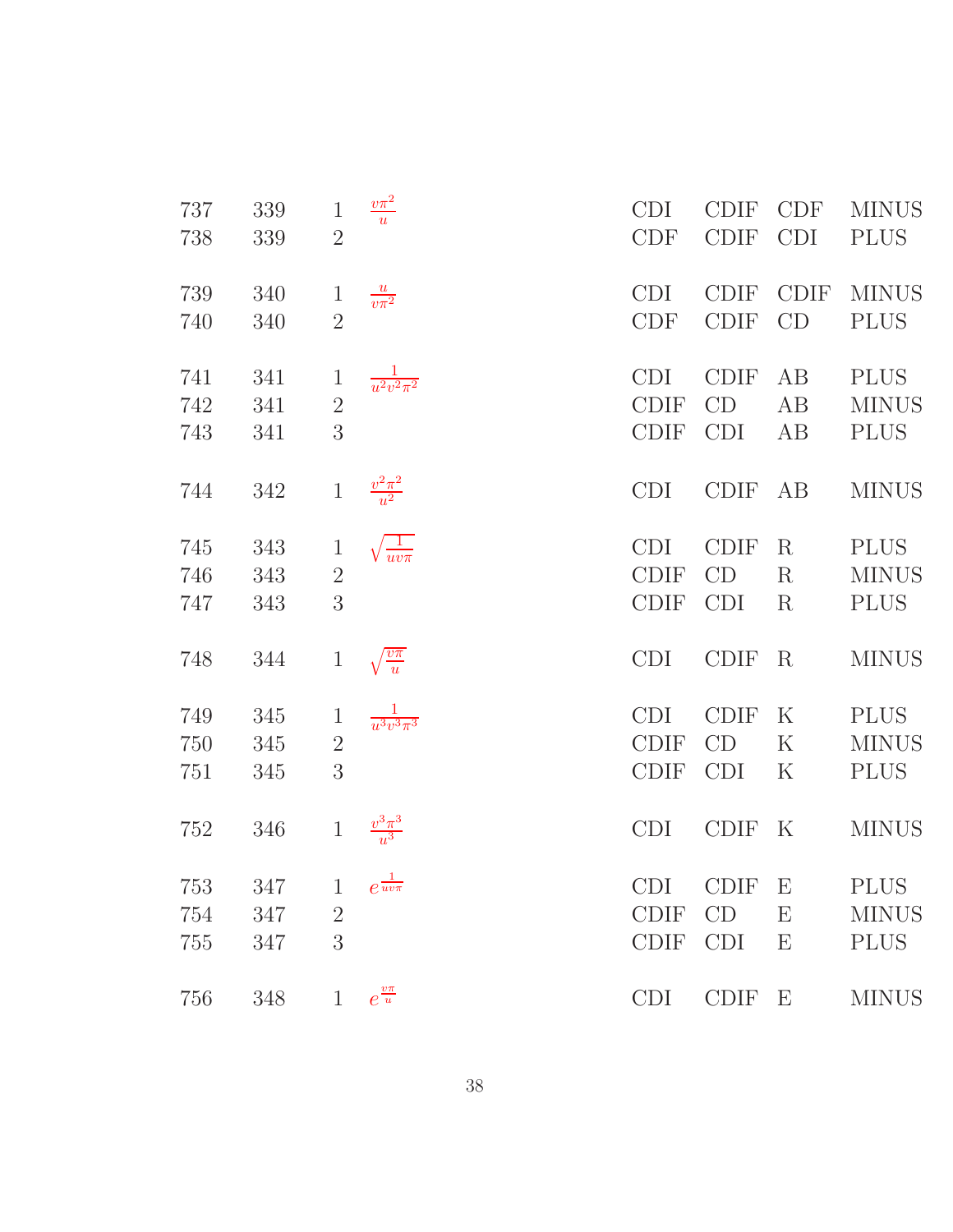| | | | | | | | |
|---|---|---|---|---|---|---|---|
| 737 | 339 | 1 | $\frac{v\pi^2}{u}$ | CDI | CDIF | CDF | MINUS |
| 738 | 339 | 2 | | CDF | CDIF | CDI | PLUS |
| 739 | 340 | 1 | $\frac{u}{v\pi^2}$ | CDI | CDIF | CDIF | MINUS |
| 740 | 340 | 2 | | CDF | CDIF | CD | PLUS |
| 741 | 341 | 1 | $\frac{1}{u^2v^2\pi^2}$ | CDI | CDIF | AB | PLUS |
| 742 | 341 | 2 | | CDIF | CD | AB | MINUS |
| 743 | 341 | 3 | | CDIF | CDI | AB | PLUS |
| 744 | 342 | 1 | $\frac{v^2\pi^2}{u^2}$ | CDI | CDIF | AB | MINUS |
| 745 | 343 | 1 | $\sqrt{\frac{1}{uv\pi}}$ | CDI | CDIF | R | PLUS |
| 746 | 343 | 2 | | CDIF | CD | R | MINUS |
| 747 | 343 | 3 | | CDIF | CDI | R | PLUS |
| 748 | 344 | 1 | $\sqrt{\frac{v\pi}{u}}$ | CDI | CDIF | R | MINUS |
| 749 | 345 | 1 | $\frac{1}{u^3v^3\pi^3}$ | CDI | CDIF | K | PLUS |
| 750 | 345 | 2 | | CDIF | CD | K | MINUS |
| 751 | 345 | 3 | | CDIF | CDI | K | PLUS |
| 752 | 346 | 1 | $\frac{v^3\pi^3}{u^3}$ | CDI | CDIF | K | MINUS |
| 753 | 347 | 1 | $e^{\frac{1}{uv\pi}}$ | CDI | CDIF | E | PLUS |
| 754 | 347 | 2 | | CDIF | CD | E | MINUS |
| 755 | 347 | 3 | | CDIF | CDI | E | PLUS |
| 756 | 348 | 1 | $e^{\frac{v\pi}{u}}$ | CDI | CDIF | E | MINUS |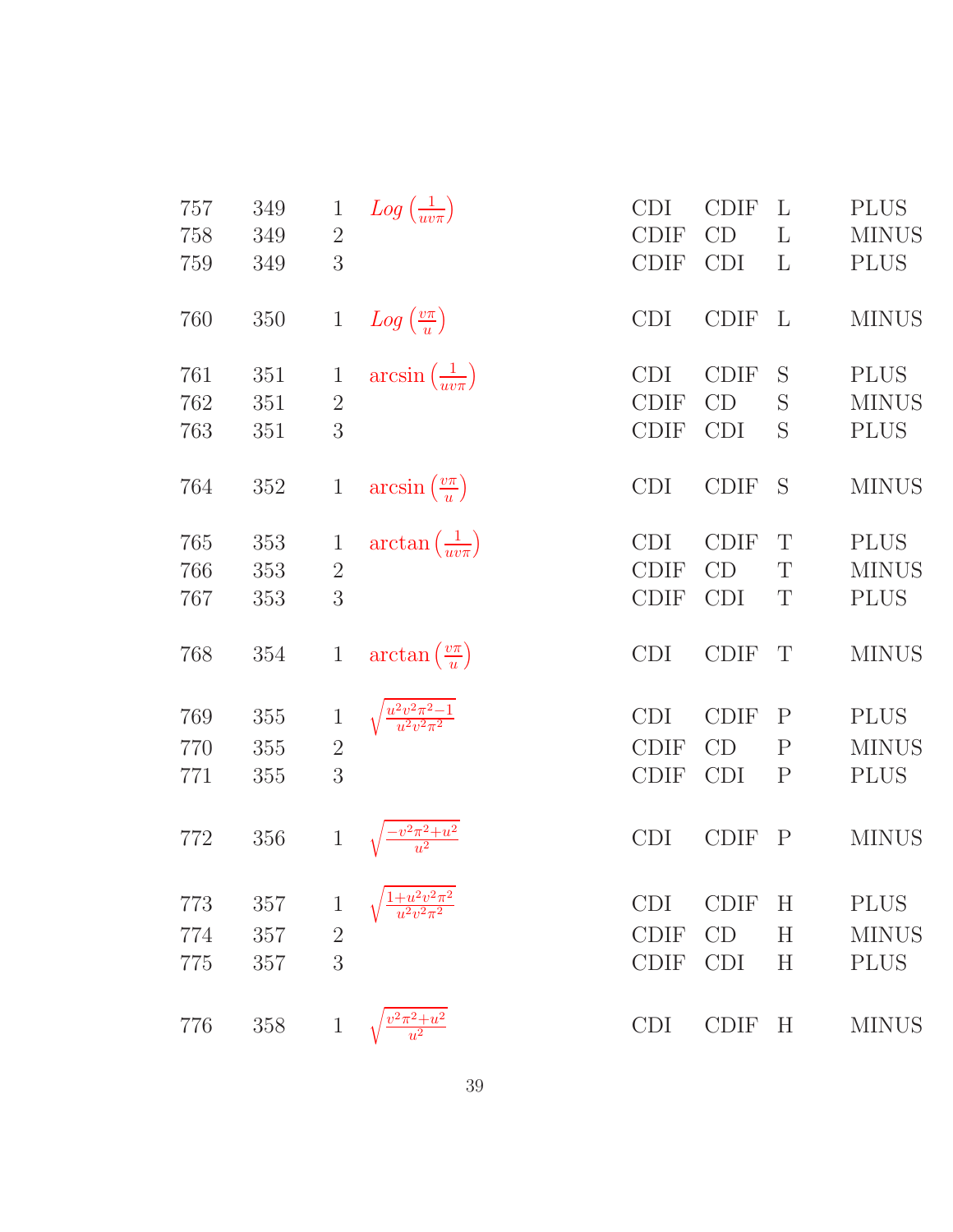| | | | | | | | |
|---|---|---|---|---|---|---|---|
| 757 | 349 | 1 | $Log\left(\frac{1}{uv\pi}\right)$ | CDI | CDIF | L | PLUS |
| 758 | 349 | 2 | | CDIF | CD | L | MINUS |
| 759 | 349 | 3 | | CDIF | CDI | L | PLUS |
| 760 | 350 | 1 | $Log\left(\frac{v\pi}{u}\right)$ | CDI | CDIF | L | MINUS |
| 761 | 351 | 1 | $\arcsin\left(\frac{1}{uv\pi}\right)$ | CDI | CDIF | S | PLUS |
| 762 | 351 | 2 | | CDIF | CD | S | MINUS |
| 763 | 351 | 3 | | CDIF | CDI | S | PLUS |
| 764 | 352 | 1 | $\arcsin\left(\frac{v\pi}{u}\right)$ | CDI | CDIF | S | MINUS |
| 765 | 353 | 1 | $\arctan\left(\frac{1}{uv\pi}\right)$ | CDI | CDIF | T | PLUS |
| 766 | 353 | 2 | | CDIF | CD | T | MINUS |
| 767 | 353 | 3 | | CDIF | CDI | T | PLUS |
| 768 | 354 | 1 | $\arctan\left(\frac{v\pi}{u}\right)$ | CDI | CDIF | T | MINUS |
| 769 | 355 | 1 | $\sqrt{\frac{u^2v^2\pi^2-1}{u^2v^2\pi^2}}$ | CDI | CDIF | P | PLUS |
| 770 | 355 | 2 | | CDIF | CD | P | MINUS |
| 771 | 355 | 3 | | CDIF | CDI | P | PLUS |
| 772 | 356 | 1 | $\sqrt{\frac{-v^2\pi^2+u^2}{u^2}}$ | CDI | CDIF | P | MINUS |
| 773 | 357 | 1 | $\sqrt{\frac{1+u^2v^2\pi^2}{u^2v^2\pi^2}}$ | CDI | CDIF | H | PLUS |
| 774 | 357 | 2 | | CDIF | CD | H | MINUS |
| 775 | 357 | 3 | | CDIF | CDI | H | PLUS |
| 776 | 358 | 1 | $\sqrt{\frac{v^2\pi^2+u^2}{u^2}}$ | CDI | CDIF | H | MINUS |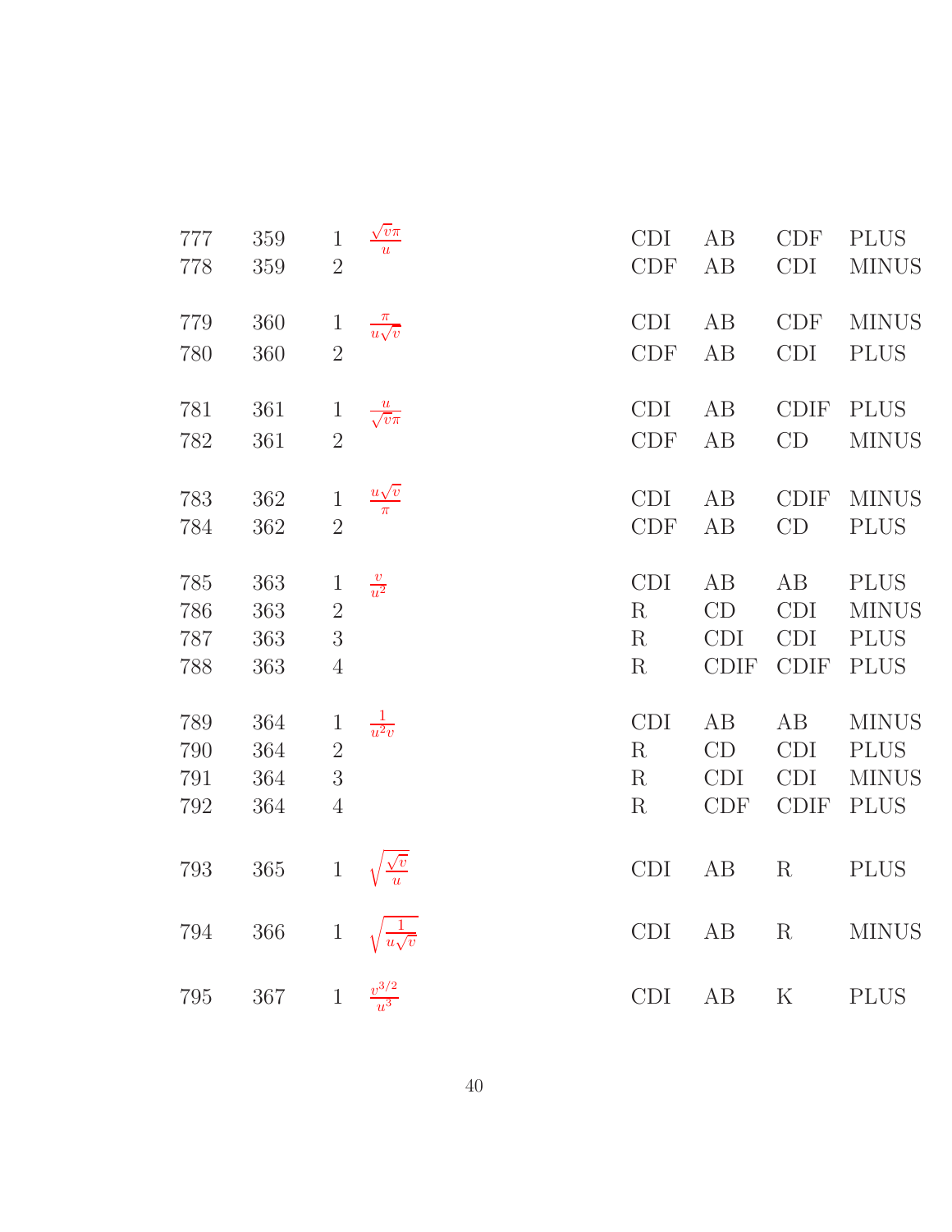| | | | | | | | |
|---|---|---|---|---|---|---|---|
| 777 | 359 | 1 | $\frac{\sqrt{v}\pi}{u}$ | CDI | AB | CDF | PLUS |
| 778 | 359 | 2 | | CDF | AB | CDI | MINUS |
| 779 | 360 | 1 | $\frac{\pi}{u\sqrt{v}}$ | CDI | AB | CDF | MINUS |
| 780 | 360 | 2 | | CDF | AB | CDI | PLUS |
| 781 | 361 | 1 | $\frac{u}{\sqrt{v}\pi}$ | CDI | AB | CDIF | PLUS |
| 782 | 361 | 2 | | CDF | AB | CD | MINUS |
| 783 | 362 | 1 | $\frac{u\sqrt{v}}{\pi}$ | CDI | AB | CDIF | MINUS |
| 784 | 362 | 2 | | CDF | AB | CD | PLUS |
| 785 | 363 | 1 | $\frac{v}{u^2}$ | CDI | AB | AB | PLUS |
| 786 | 363 | 2 | | R | CD | CDI | MINUS |
| 787 | 363 | 3 | | R | CDI | CDI | PLUS |
| 788 | 363 | 4 | | R | CDIF | CDIF | PLUS |
| 789 | 364 | 1 | $\frac{1}{u^2 v}$ | CDI | AB | AB | MINUS |
| 790 | 364 | 2 | | R | CD | CDI | PLUS |
| 791 | 364 | 3 | | R | CDI | CDI | MINUS |
| 792 | 364 | 4 | | R | CDF | CDIF | PLUS |
| 793 | 365 | 1 | $\sqrt{\frac{\sqrt{v}}{u}}$ | CDI | AB | R | PLUS |
| 794 | 366 | 1 | $\sqrt{\frac{1}{u\sqrt{v}}}$ | CDI | AB | R | MINUS |
| 795 | 367 | 1 | $\frac{v^{3/2}}{u^3}$ | CDI | AB | K | PLUS |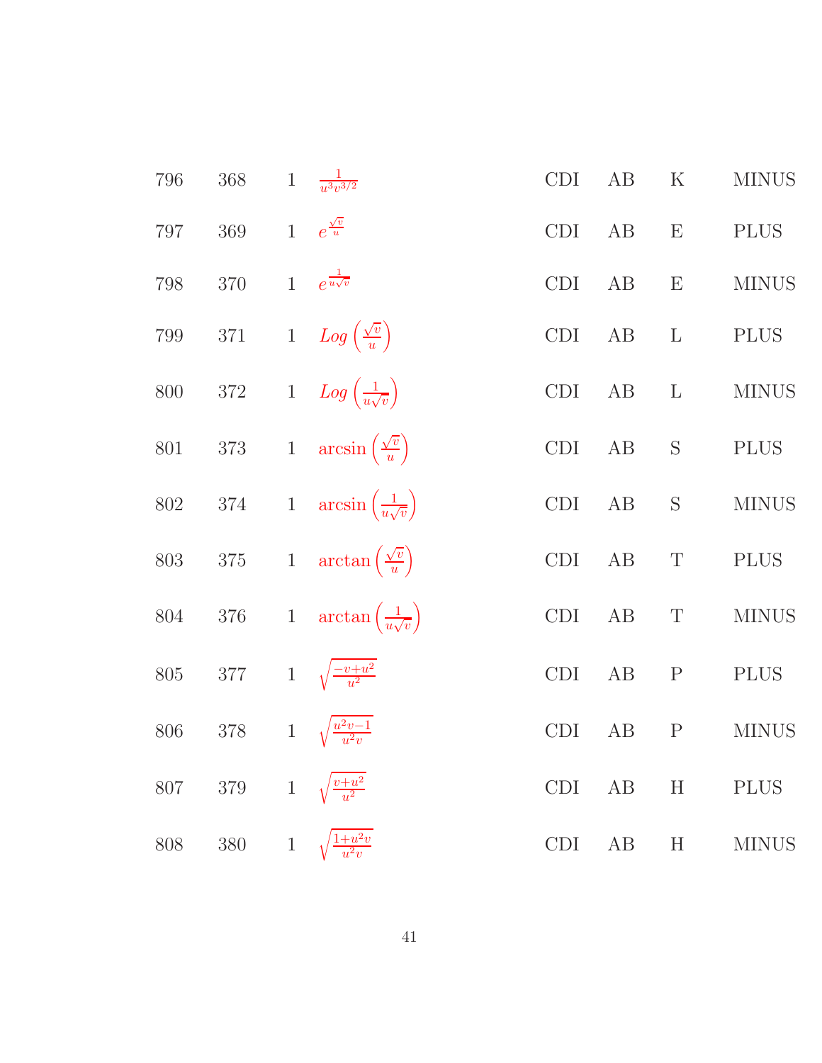| | | | | | | | |
|---|---|---|---|---|---|---|---|
| 796 | 368 | 1 | $\frac{1}{u^3 v^{3/2}}$ | CDI | AB | K | MINUS |
| 797 | 369 | 1 | $e^{\frac{\sqrt{v}}{u}}$ | CDI | AB | E | PLUS |
| 798 | 370 | 1 | $e^{\frac{1}{u\sqrt{v}}}$ | CDI | AB | E | MINUS |
| 799 | 371 | 1 | $Log\left(\frac{\sqrt{v}}{u}\right)$ | CDI | AB | L | PLUS |
| 800 | 372 | 1 | $Log\left(\frac{1}{u\sqrt{v}}\right)$ | CDI | AB | L | MINUS |
| 801 | 373 | 1 | $\arcsin\left(\frac{\sqrt{v}}{u}\right)$ | CDI | AB | S | PLUS |
| 802 | 374 | 1 | $\arcsin\left(\frac{1}{u\sqrt{v}}\right)$ | CDI | AB | S | MINUS |
| 803 | 375 | 1 | $\arctan\left(\frac{\sqrt{v}}{u}\right)$ | CDI | AB | T | PLUS |
| 804 | 376 | 1 | $\arctan\left(\frac{1}{u\sqrt{v}}\right)$ | CDI | AB | T | MINUS |
| 805 | 377 | 1 | $\sqrt{\frac{-v+u^2}{u^2}}$ | CDI | AB | P | PLUS |
| 806 | 378 | 1 | $\sqrt{\frac{u^2 v-1}{u^2 v}}$ | CDI | AB | P | MINUS |
| 807 | 379 | 1 | $\sqrt{\frac{v+u^2}{u^2}}$ | CDI | AB | H | PLUS |
| 808 | 380 | 1 | $\sqrt{\frac{1+u^2 v}{u^2 v}}$ | CDI | AB | H | MINUS |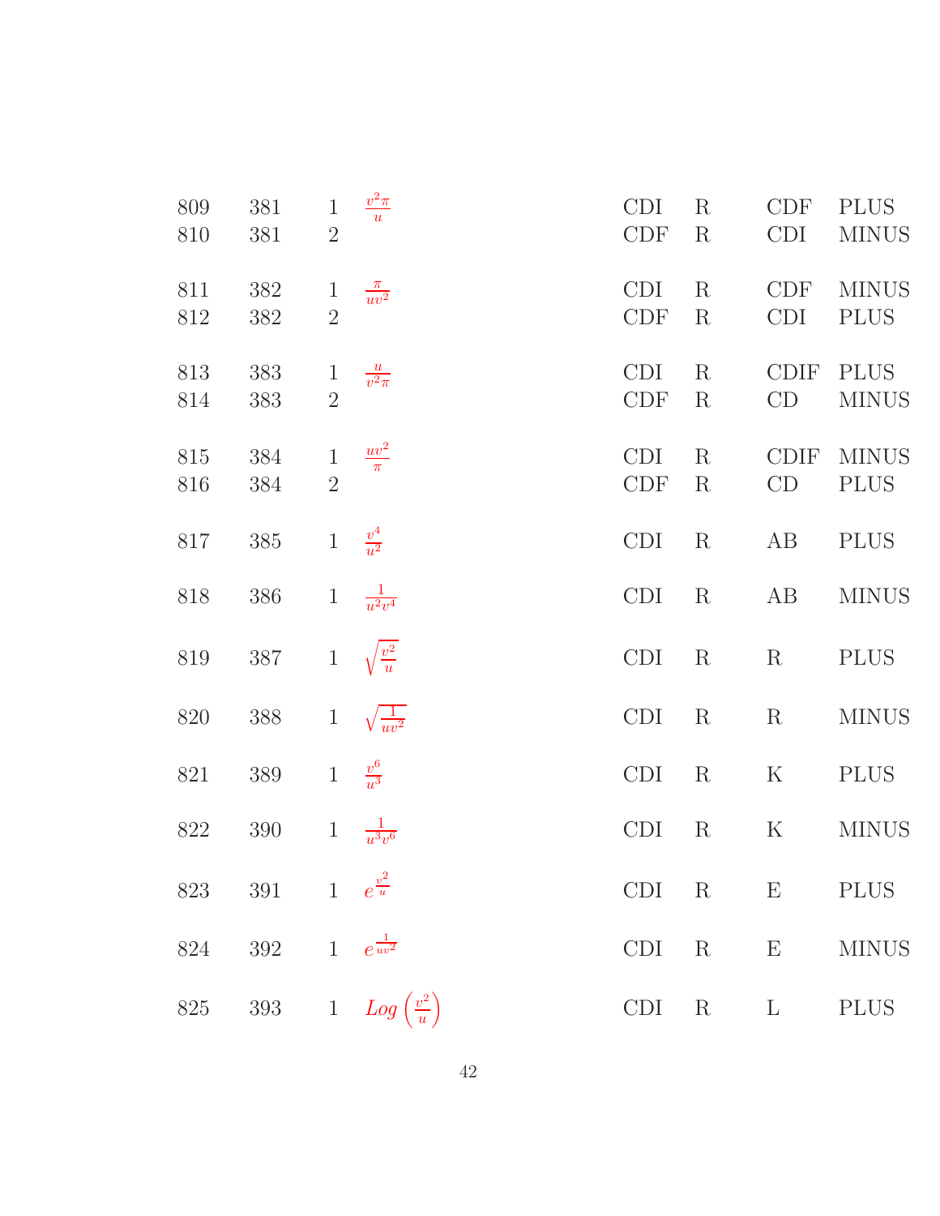| | | | | | | | |
|---|---|---|---|---|---|---|---|
| 809 | 381 | 1 | $\frac{v^2\pi}{u}$ | CDI | R | CDF | PLUS |
| 810 | 381 | 2 | | CDF | R | CDI | MINUS |
| 811 | 382 | 1 | $\frac{\pi}{uv^2}$ | CDI | R | CDF | MINUS |
| 812 | 382 | 2 | | CDF | R | CDI | PLUS |
| 813 | 383 | 1 | $\frac{u}{v^2\pi}$ | CDI | R | CDIF | PLUS |
| 814 | 383 | 2 | | CDF | R | CD | MINUS |
| 815 | 384 | 1 | $\frac{uv^2}{\pi}$ | CDI | R | CDIF | MINUS |
| 816 | 384 | 2 | | CDF | R | CD | PLUS |
| 817 | 385 | 1 | $\frac{v^4}{u^2}$ | CDI | R | AB | PLUS |
| 818 | 386 | 1 | $\frac{1}{u^2v^4}$ | CDI | R | AB | MINUS |
| 819 | 387 | 1 | $\sqrt{\frac{v^2}{u}}$ | CDI | R | R | PLUS |
| 820 | 388 | 1 | $\sqrt{\frac{1}{uv^2}}$ | CDI | R | R | MINUS |
| 821 | 389 | 1 | $\frac{v^6}{u^3}$ | CDI | R | K | PLUS |
| 822 | 390 | 1 | $\frac{1}{u^3v^6}$ | CDI | R | K | MINUS |
| 823 | 391 | 1 | $e^{\frac{v^2}{u}}$ | CDI | R | E | PLUS |
| 824 | 392 | 1 | $e^{\frac{1}{uv^2}}$ | CDI | R | E | MINUS |
| 825 | 393 | 1 | $Log\left(\frac{v^2}{u}\right)$ | CDI | R | L | PLUS |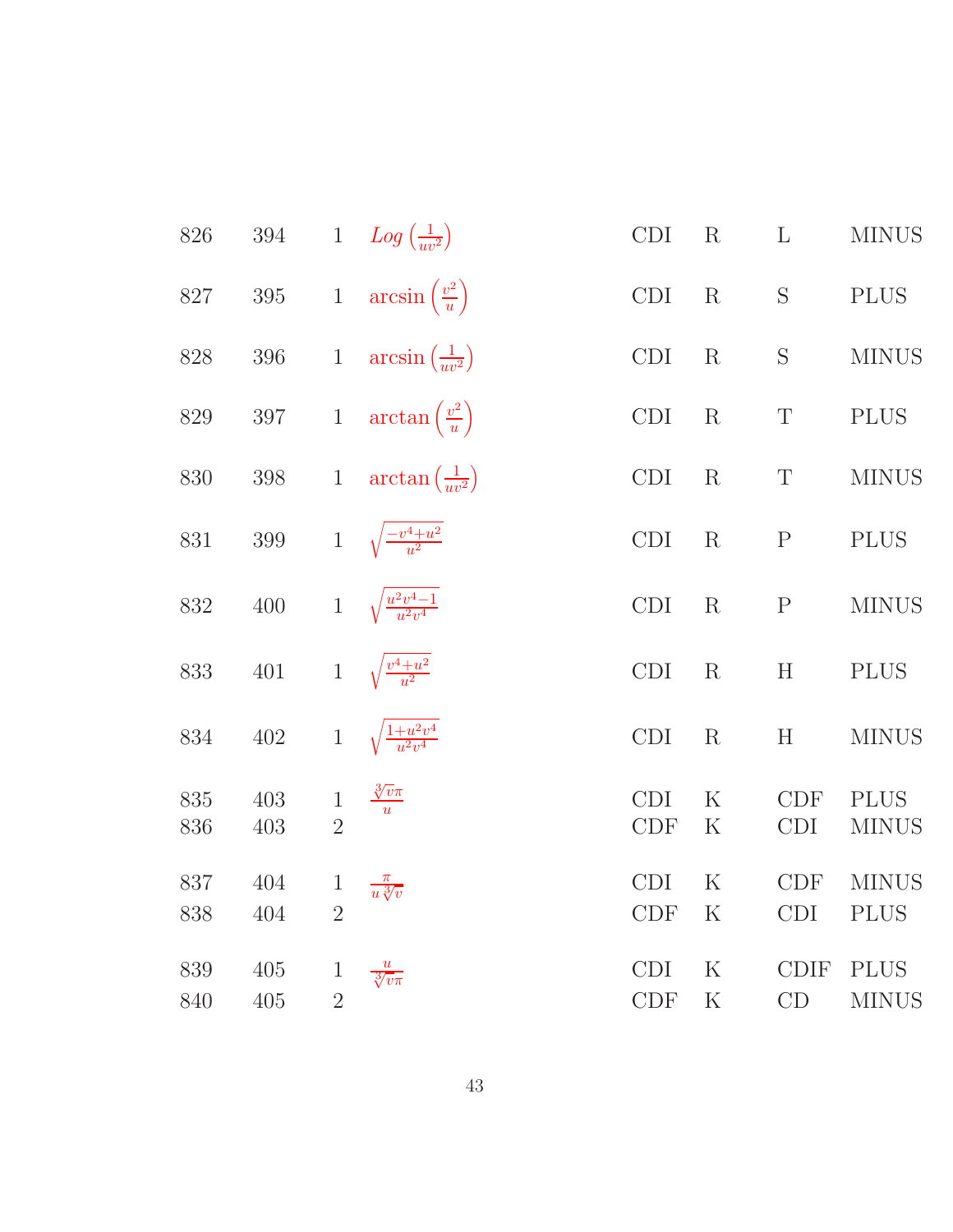| | | | | | | | |
|---|---|---|---|---|---|---|---|
| 826 | 394 | 1 | $Log\left(\frac{1}{uv^2}\right)$ | CDI | R | L | MINUS |
| 827 | 395 | 1 | $\arcsin\left(\frac{v^2}{u}\right)$ | CDI | R | S | PLUS |
| 828 | 396 | 1 | $\arcsin\left(\frac{1}{uv^2}\right)$ | CDI | R | S | MINUS |
| 829 | 397 | 1 | $\arctan\left(\frac{v^2}{u}\right)$ | CDI | R | T | PLUS |
| 830 | 398 | 1 | $\arctan\left(\frac{1}{uv^2}\right)$ | CDI | R | T | MINUS |
| 831 | 399 | 1 | $\sqrt{\frac{-v^4+u^2}{u^2}}$ | CDI | R | P | PLUS |
| 832 | 400 | 1 | $\sqrt{\frac{u^2v^4-1}{u^2v^4}}$ | CDI | R | P | MINUS |
| 833 | 401 | 1 | $\sqrt{\frac{v^4+u^2}{u^2}}$ | CDI | R | H | PLUS |
| 834 | 402 | 1 | $\sqrt{\frac{1+u^2v^4}{u^2v^4}}$ | CDI | R | H | MINUS |
| 835 | 403 | 1 | $\frac{\sqrt[3]{v}\pi}{u}$ | CDI | K | CDF | PLUS |
| 836 | 403 | 2 | | CDF | K | CDI | MINUS |
| 837 | 404 | 1 | $\frac{\pi}{u\sqrt[3]{v}}$ | CDI | K | CDF | MINUS |
| 838 | 404 | 2 | | CDF | K | CDI | PLUS |
| 839 | 405 | 1 | $\frac{u}{\sqrt[3]{v}\pi}$ | CDI | K | CDIF | PLUS |
| 840 | 405 | 2 | | CDF | K | CD | MINUS |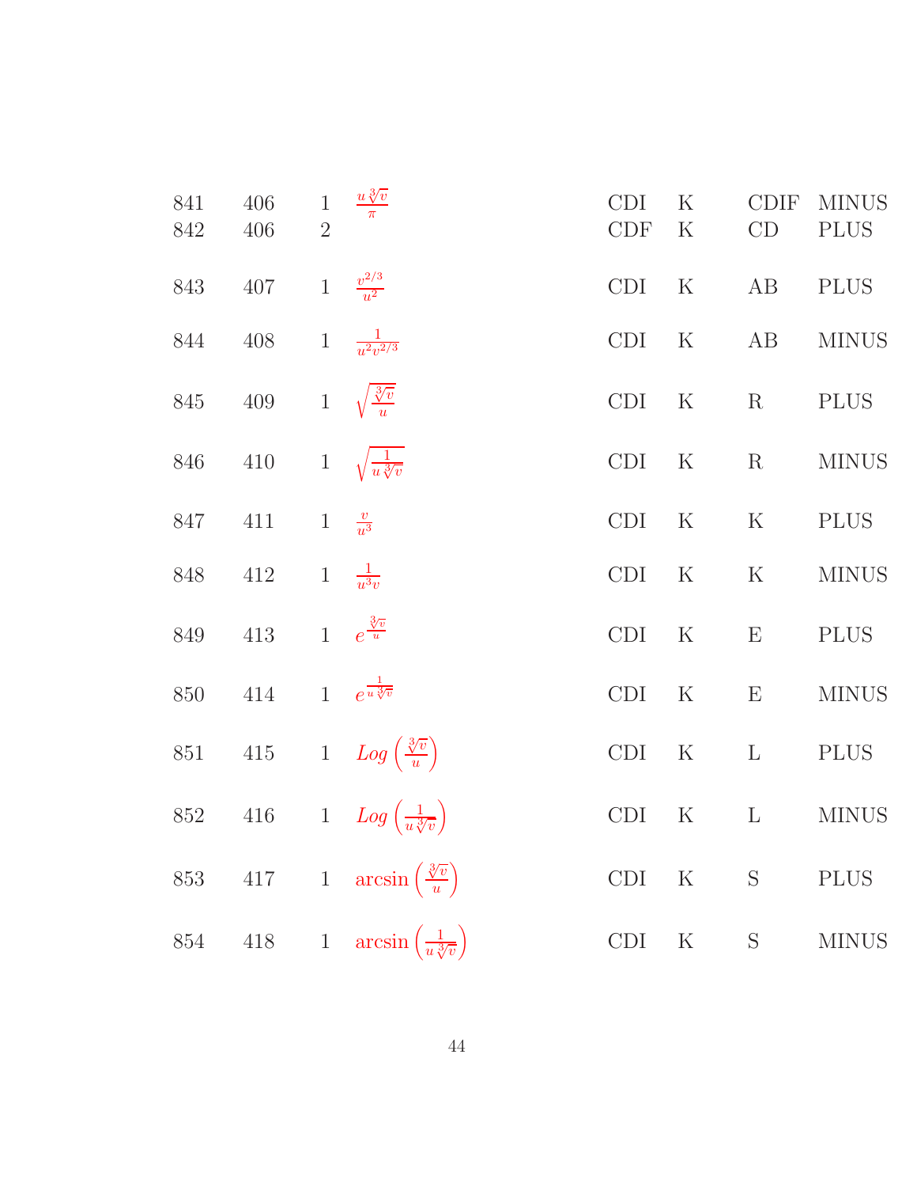| | | | | | | | |
|---|---|---|---|---|---|---|---|
| 841 | 406 | 1 | $\frac{u\sqrt[3]{v}}{\pi}$ | CDI | K | CDIF | MINUS |
| 842 | 406 | 2 | | CDF | K | CD | PLUS |
| 843 | 407 | 1 | $\frac{v^{2/3}}{u^2}$ | CDI | K | AB | PLUS |
| 844 | 408 | 1 | $\frac{1}{u^2 v^{2/3}}$ | CDI | K | AB | MINUS |
| 845 | 409 | 1 | $\sqrt{\frac{\sqrt[3]{v}}{u}}$ | CDI | K | R | PLUS |
| 846 | 410 | 1 | $\sqrt{\frac{1}{u\sqrt[3]{v}}}$ | CDI | K | R | MINUS |
| 847 | 411 | 1 | $\frac{v}{u^3}$ | CDI | K | K | PLUS |
| 848 | 412 | 1 | $\frac{1}{u^3 v}$ | CDI | K | K | MINUS |
| 849 | 413 | 1 | $e^{\frac{\sqrt[3]{v}}{u}}$ | CDI | K | E | PLUS |
| 850 | 414 | 1 | $e^{\frac{1}{u\sqrt[3]{v}}}$ | CDI | K | E | MINUS |
| 851 | 415 | 1 | $Log\left(\frac{\sqrt[3]{v}}{u}\right)$ | CDI | K | L | PLUS |
| 852 | 416 | 1 | $Log\left(\frac{1}{u\sqrt[3]{v}}\right)$ | CDI | K | L | MINUS |
| 853 | 417 | 1 | $\arcsin\left(\frac{\sqrt[3]{v}}{u}\right)$ | CDI | K | S | PLUS |
| 854 | 418 | 1 | $\arcsin\left(\frac{1}{u\sqrt[3]{v}}\right)$ | CDI | K | S | MINUS |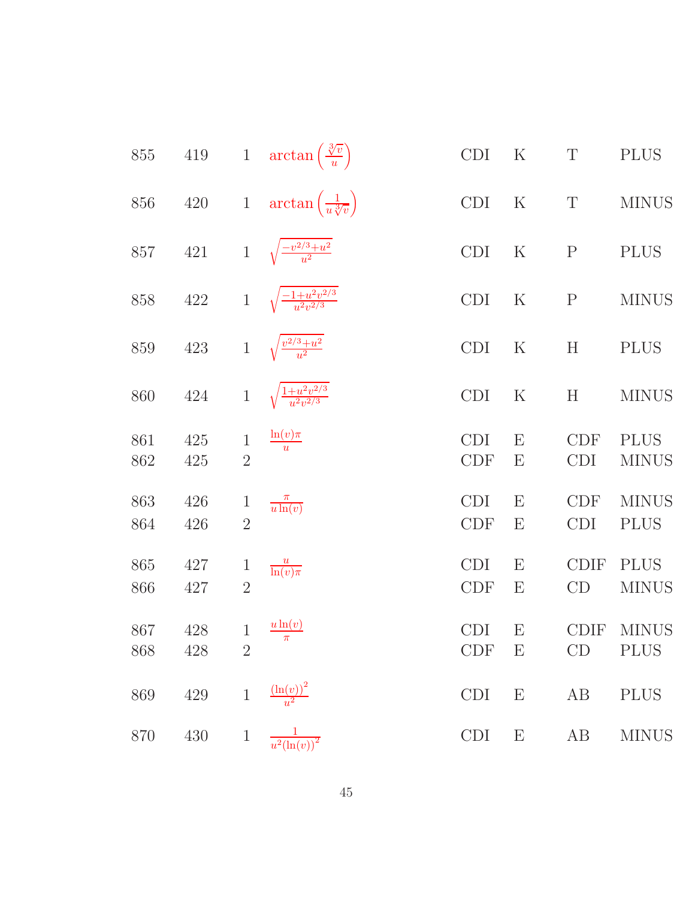| | | | | | | | |
|---|---|---|---|---|---|---|---|
| 855 | 419 | 1 | $\arctan\left(\frac{\sqrt[3]{v}}{u}\right)$ | CDI | K | T | PLUS |
| 856 | 420 | 1 | $\arctan\left(\frac{1}{u\sqrt[3]{v}}\right)$ | CDI | K | T | MINUS |
| 857 | 421 | 1 | $\sqrt{\frac{-v^{2/3}+u^2}{u^2}}$ | CDI | K | P | PLUS |
| 858 | 422 | 1 | $\sqrt{\frac{-1+u^2v^{2/3}}{u^2v^{2/3}}}$ | CDI | K | P | MINUS |
| 859 | 423 | 1 | $\sqrt{\frac{v^{2/3}+u^2}{u^2}}$ | CDI | K | H | PLUS |
| 860 | 424 | 1 | $\sqrt{\frac{1+u^2v^{2/3}}{u^2v^{2/3}}}$ | CDI | K | H | MINUS |
| 861 | 425 | 1 | $\frac{\ln(v)\pi}{u}$ | CDI | E | CDF | PLUS |
| 862 | 425 | 2 | | CDF | E | CDI | MINUS |
| 863 | 426 | 1 | $\frac{\pi}{u\ln(v)}$ | CDI | E | CDF | MINUS |
| 864 | 426 | 2 | | CDF | E | CDI | PLUS |
| 865 | 427 | 1 | $\frac{u}{\ln(v)\pi}$ | CDI | E | CDIF | PLUS |
| 866 | 427 | 2 | | CDF | E | CD | MINUS |
| 867 | 428 | 1 | $\frac{u\ln(v)}{\pi}$ | CDI | E | CDIF | MINUS |
| 868 | 428 | 2 | | CDF | E | CD | PLUS |
| 869 | 429 | 1 | $\frac{(\ln(v))^2}{u^2}$ | CDI | E | AB | PLUS |
| 870 | 430 | 1 | $\frac{1}{u^2(\ln(v))^2}$ | CDI | E | AB | MINUS |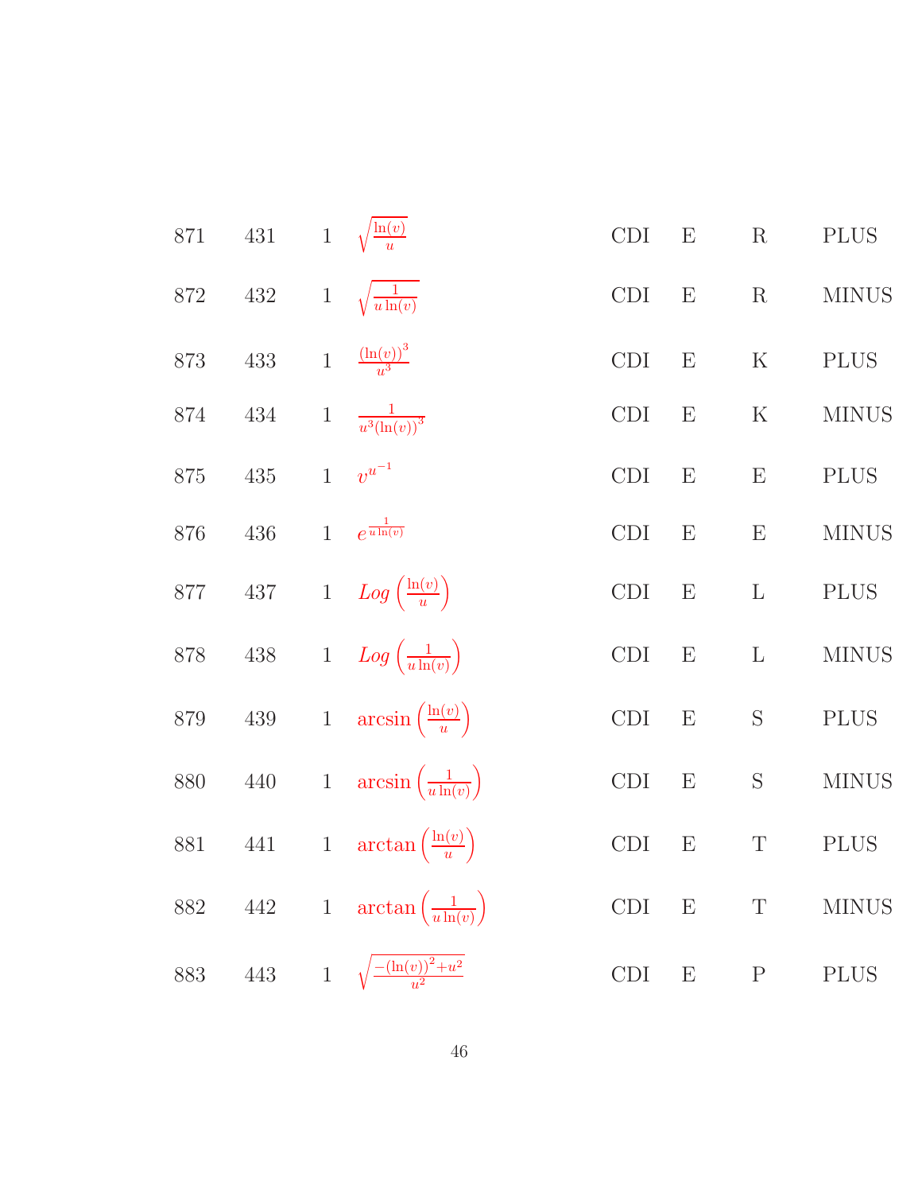| | | | | | | | |
|---|---|---|---|---|---|---|---|
| 871 | 431 | 1 | $\sqrt{\frac{\ln(v)}{u}}$ | CDI | E | R | PLUS |
| 872 | 432 | 1 | $\sqrt{\frac{1}{u\ln(v)}}$ | CDI | E | R | MINUS |
| 873 | 433 | 1 | $\frac{(\ln(v))^3}{u^3}$ | CDI | E | K | PLUS |
| 874 | 434 | 1 | $\frac{1}{u^3(\ln(v))^3}$ | CDI | E | K | MINUS |
| 875 | 435 | 1 | $v^{u^{-1}}$ | CDI | E | E | PLUS |
| 876 | 436 | 1 | $e^{\frac{1}{u\ln(v)}}$ | CDI | E | E | MINUS |
| 877 | 437 | 1 | $Log\left(\frac{\ln(v)}{u}\right)$ | CDI | E | L | PLUS |
| 878 | 438 | 1 | $Log\left(\frac{1}{u\ln(v)}\right)$ | CDI | E | L | MINUS |
| 879 | 439 | 1 | $\arcsin\left(\frac{\ln(v)}{u}\right)$ | CDI | E | S | PLUS |
| 880 | 440 | 1 | $\arcsin\left(\frac{1}{u\ln(v)}\right)$ | CDI | E | S | MINUS |
| 881 | 441 | 1 | $\arctan\left(\frac{\ln(v)}{u}\right)$ | CDI | E | T | PLUS |
| 882 | 442 | 1 | $\arctan\left(\frac{1}{u\ln(v)}\right)$ | CDI | E | T | MINUS |
| 883 | 443 | 1 | $\sqrt{\frac{-(\ln(v))^2+u^2}{u^2}}$ | CDI | E | P | PLUS |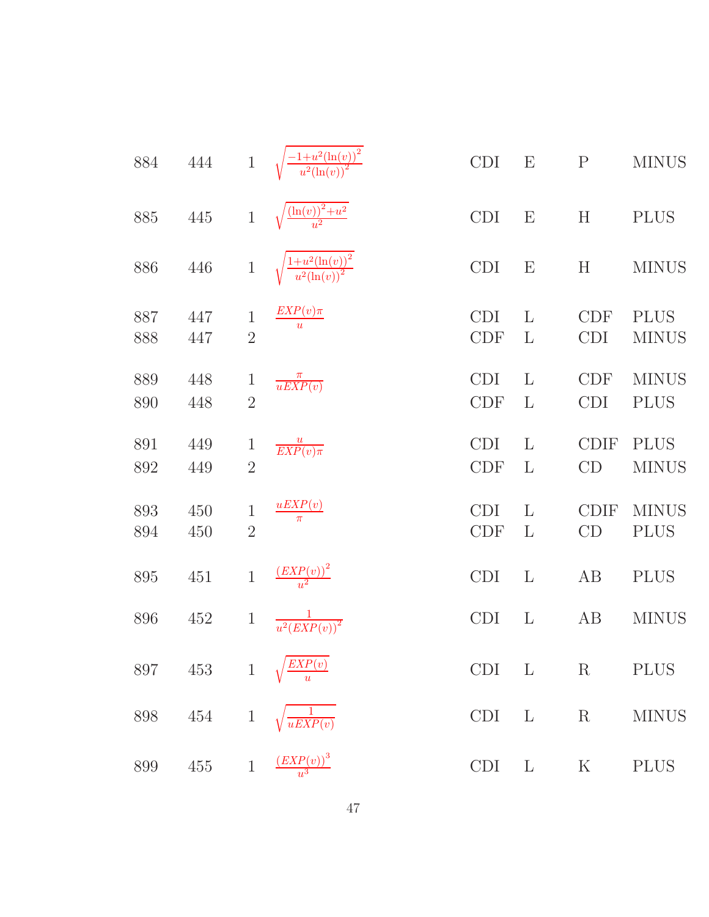| | | | | | | | |
|---|---|---|---|---|---|---|---|
| 884 | 444 | 1 | $\sqrt{\frac{-1+u^2(\ln(v))^2}{u^2(\ln(v))^2}}$ | CDI | E | P | MINUS |
| 885 | 445 | 1 | $\sqrt{\frac{(\ln(v))^2+u^2}{u^2}}$ | CDI | E | H | PLUS |
| 886 | 446 | 1 | $\sqrt{\frac{1+u^2(\ln(v))^2}{u^2(\ln(v))^2}}$ | CDI | E | H | MINUS |
| 887 | 447 | 1 | $\frac{EXP(v)\pi}{u}$ | CDI | L | CDF | PLUS |
| 888 | 447 | 2 | | CDF | L | CDI | MINUS |
| 889 | 448 | 1 | $\frac{\pi}{uEXP(v)}$ | CDI | L | CDF | MINUS |
| 890 | 448 | 2 | | CDF | L | CDI | PLUS |
| 891 | 449 | 1 | $\frac{u}{EXP(v)\pi}$ | CDI | L | CDIF | PLUS |
| 892 | 449 | 2 | | CDF | L | CD | MINUS |
| 893 | 450 | 1 | $\frac{uEXP(v)}{\pi}$ | CDI | L | CDIF | MINUS |
| 894 | 450 | 2 | | CDF | L | CD | PLUS |
| 895 | 451 | 1 | $\frac{(EXP(v))^2}{u^2}$ | CDI | L | AB | PLUS |
| 896 | 452 | 1 | $\frac{1}{u^2(EXP(v))^2}$ | CDI | L | AB | MINUS |
| 897 | 453 | 1 | $\sqrt{\frac{EXP(v)}{u}}$ | CDI | L | R | PLUS |
| 898 | 454 | 1 | $\sqrt{\frac{1}{uEXP(v)}}$ | CDI | L | R | MINUS |
| 899 | 455 | 1 | $\frac{(EXP(v))^3}{u^3}$ | CDI | L | K | PLUS |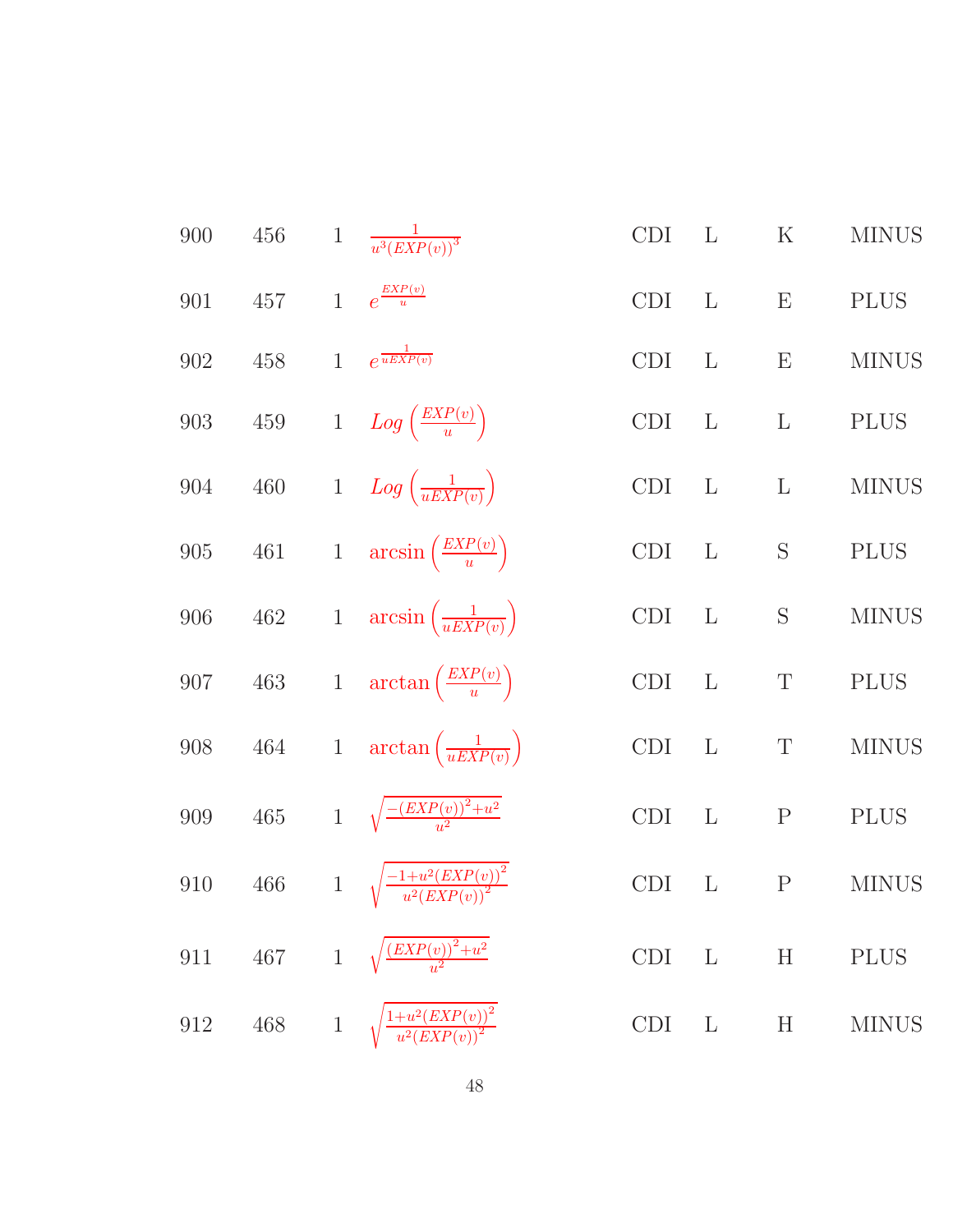| | | | | | | | |
|---|---|---|---|---|---|---|---|
| 900 | 456 | 1 | $\frac{1}{u^3(EXP(v))^3}$ | CDI | L | K | MINUS |
| 901 | 457 | 1 | $e^{\frac{EXP(v)}{u}}$ | CDI | L | E | PLUS |
| 902 | 458 | 1 | $e^{\frac{1}{uEXP(v)}}$ | CDI | L | E | MINUS |
| 903 | 459 | 1 | $Log\left(\frac{EXP(v)}{u}\right)$ | CDI | L | L | PLUS |
| 904 | 460 | 1 | $Log\left(\frac{1}{uEXP(v)}\right)$ | CDI | L | L | MINUS |
| 905 | 461 | 1 | $\arcsin\left(\frac{EXP(v)}{u}\right)$ | CDI | L | S | PLUS |
| 906 | 462 | 1 | $\arcsin\left(\frac{1}{uEXP(v)}\right)$ | CDI | L | S | MINUS |
| 907 | 463 | 1 | $\arctan\left(\frac{EXP(v)}{u}\right)$ | CDI | L | T | PLUS |
| 908 | 464 | 1 | $\arctan\left(\frac{1}{uEXP(v)}\right)$ | CDI | L | T | MINUS |
| 909 | 465 | 1 | $\sqrt{\frac{-(EXP(v))^2+u^2}{u^2}}$ | CDI | L | P | PLUS |
| 910 | 466 | 1 | $\sqrt{\frac{-1+u^2(EXP(v))^2}{u^2(EXP(v))^2}}$ | CDI | L | P | MINUS |
| 911 | 467 | 1 | $\sqrt{\frac{(EXP(v))^2+u^2}{u^2}}$ | CDI | L | H | PLUS |
| 912 | 468 | 1 | $\sqrt{\frac{1+u^2(EXP(v))^2}{u^2(EXP(v))^2}}$ | CDI | L | H | MINUS |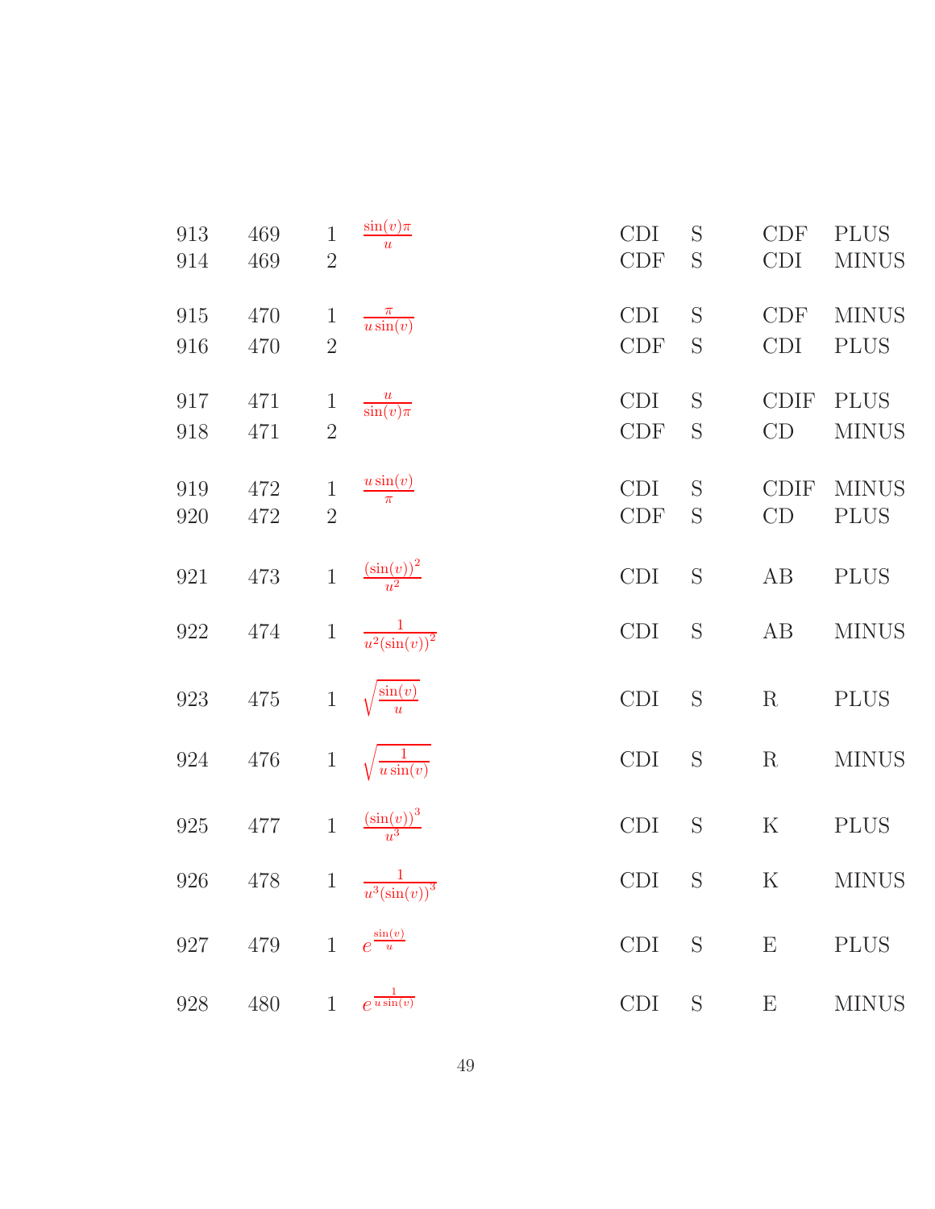| | | | | | | | |
|---|---|---|---|---|---|---|---|
| 913 | 469 | 1 | $\frac{\sin(v)\pi}{u}$ | CDI | S | CDF | PLUS |
| 914 | 469 | 2 | | CDF | S | CDI | MINUS |
| 915 | 470 | 1 | $\frac{\pi}{u\sin(v)}$ | CDI | S | CDF | MINUS |
| 916 | 470 | 2 | | CDF | S | CDI | PLUS |
| 917 | 471 | 1 | $\frac{u}{\sin(v)\pi}$ | CDI | S | CDIF | PLUS |
| 918 | 471 | 2 | | CDF | S | CD | MINUS |
| 919 | 472 | 1 | $\frac{u\sin(v)}{\pi}$ | CDI | S | CDIF | MINUS |
| 920 | 472 | 2 | | CDF | S | CD | PLUS |
| 921 | 473 | 1 | $\frac{(\sin(v))^2}{u^2}$ | CDI | S | AB | PLUS |
| 922 | 474 | 1 | $\frac{1}{u^2(\sin(v))^2}$ | CDI | S | AB | MINUS |
| 923 | 475 | 1 | $\sqrt{\frac{\sin(v)}{u}}$ | CDI | S | R | PLUS |
| 924 | 476 | 1 | $\sqrt{\frac{1}{u\sin(v)}}$ | CDI | S | R | MINUS |
| 925 | 477 | 1 | $\frac{(\sin(v))^3}{u^3}$ | CDI | S | K | PLUS |
| 926 | 478 | 1 | $\frac{1}{u^3(\sin(v))^3}$ | CDI | S | K | MINUS |
| 927 | 479 | 1 | $e^{\frac{\sin(v)}{u}}$ | CDI | S | E | PLUS |
| 928 | 480 | 1 | $e^{\frac{1}{u\sin(v)}}$ | CDI | S | E | MINUS |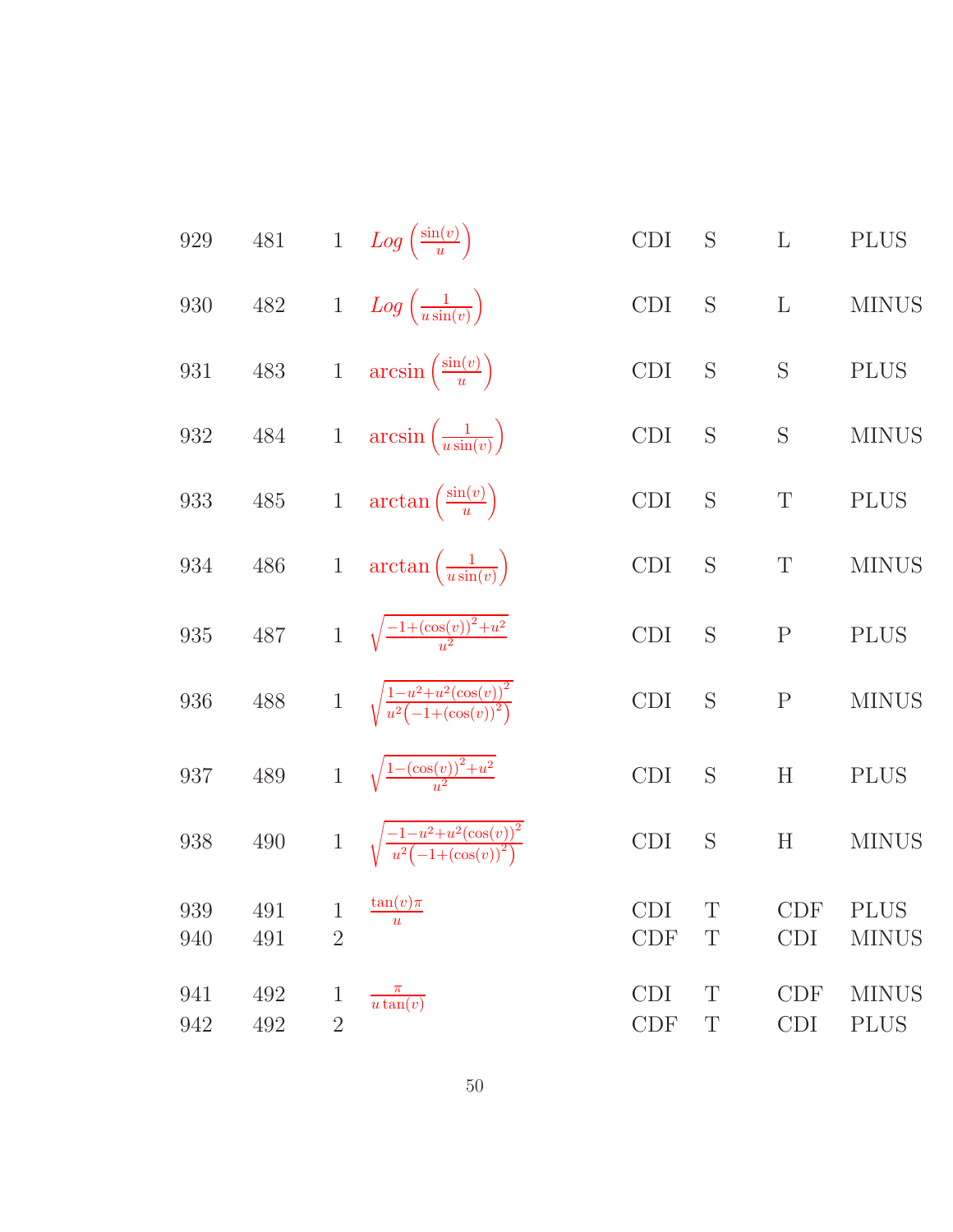| | | | | | | | |
|---|---|---|---|---|---|---|---|
| 929 | 481 | 1 | $Log\left(\frac{\sin(v)}{u}\right)$ | CDI | S | L | PLUS |
| 930 | 482 | 1 | $Log\left(\frac{1}{u\sin(v)}\right)$ | CDI | S | L | MINUS |
| 931 | 483 | 1 | $\arcsin\left(\frac{\sin(v)}{u}\right)$ | CDI | S | S | PLUS |
| 932 | 484 | 1 | $\arcsin\left(\frac{1}{u\sin(v)}\right)$ | CDI | S | S | MINUS |
| 933 | 485 | 1 | $\arctan\left(\frac{\sin(v)}{u}\right)$ | CDI | S | T | PLUS |
| 934 | 486 | 1 | $\arctan\left(\frac{1}{u\sin(v)}\right)$ | CDI | S | T | MINUS |
| 935 | 487 | 1 | $\sqrt{\frac{-1+(\cos(v))^2+u^2}{u^2}}$ | CDI | S | P | PLUS |
| 936 | 488 | 1 | $\sqrt{\frac{1-u^2+u^2(\cos(v))^2}{u^2\left(-1+(\cos(v))^2\right)}}$ | CDI | S | P | MINUS |
| 937 | 489 | 1 | $\sqrt{\frac{1-(\cos(v))^2+u^2}{u^2}}$ | CDI | S | H | PLUS |
| 938 | 490 | 1 | $\sqrt{\frac{-1-u^2+u^2(\cos(v))^2}{u^2\left(-1+(\cos(v))^2\right)}}$ | CDI | S | H | MINUS |
| 939 | 491 | 1 | $\frac{\tan(v)\pi}{u}$ | CDI | T | CDF | PLUS |
| 940 | 491 | 2 | | CDF | T | CDI | MINUS |
| 941 | 492 | 1 | $\frac{\pi}{u\tan(v)}$ | CDI | T | CDF | MINUS |
| 942 | 492 | 2 | | CDF | T | CDI | PLUS |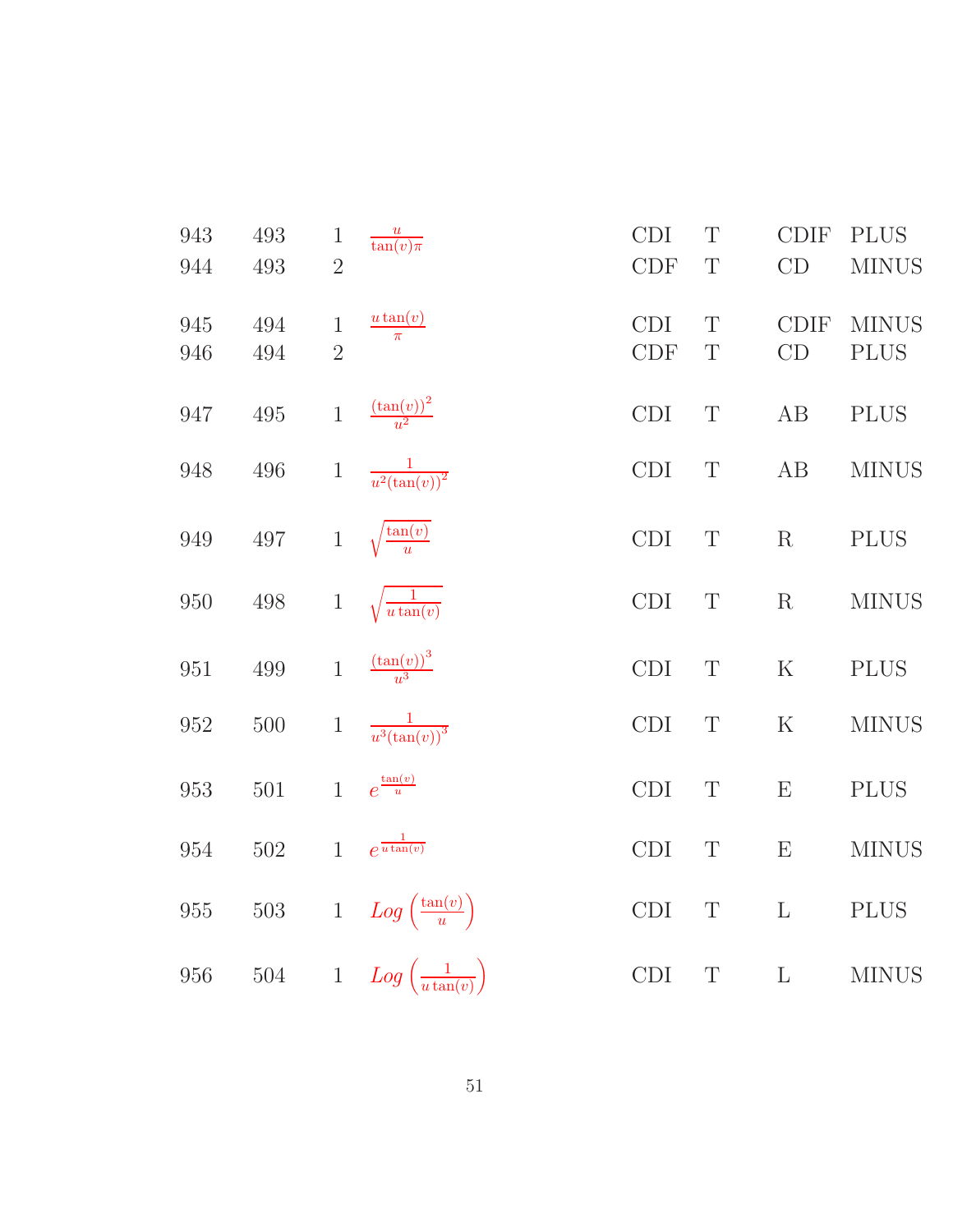| | | | | | | | |
|---|---|---|---|---|---|---|---|
| 943 | 493 | 1 | $\frac{u}{\tan(v)\pi}$ | CDI | T | CDIF | PLUS |
| 944 | 493 | 2 | | CDF | T | CD | MINUS |
| 945 | 494 | 1 | $\frac{u\tan(v)}{\pi}$ | CDI | T | CDIF | MINUS |
| 946 | 494 | 2 | | CDF | T | CD | PLUS |
| 947 | 495 | 1 | $\frac{(\tan(v))^2}{u^2}$ | CDI | T | AB | PLUS |
| 948 | 496 | 1 | $\frac{1}{u^2(\tan(v))^2}$ | CDI | T | AB | MINUS |
| 949 | 497 | 1 | $\sqrt{\frac{\tan(v)}{u}}$ | CDI | T | R | PLUS |
| 950 | 498 | 1 | $\sqrt{\frac{1}{u\tan(v)}}$ | CDI | T | R | MINUS |
| 951 | 499 | 1 | $\frac{(\tan(v))^3}{u^3}$ | CDI | T | K | PLUS |
| 952 | 500 | 1 | $\frac{1}{u^3(\tan(v))^3}$ | CDI | T | K | MINUS |
| 953 | 501 | 1 | $e^{\frac{\tan(v)}{u}}$ | CDI | T | E | PLUS |
| 954 | 502 | 1 | $e^{\frac{1}{u\tan(v)}}$ | CDI | T | E | MINUS |
| 955 | 503 | 1 | $Log\left(\frac{\tan(v)}{u}\right)$ | CDI | T | L | PLUS |
| 956 | 504 | 1 | $Log\left(\frac{1}{u\tan(v)}\right)$ | CDI | T | L | MINUS |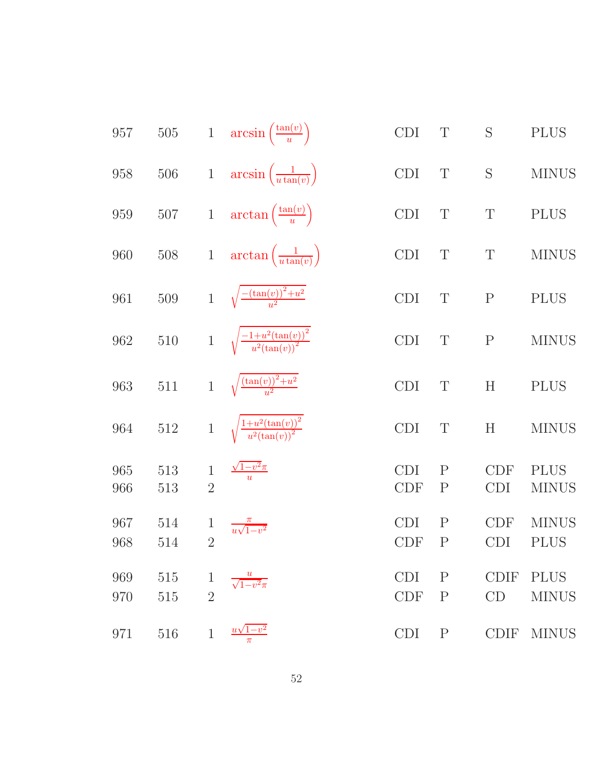| | | | | | | | |
|---|---|---|---|---|---|---|---|
| 957 | 505 | 1 | $\arcsin\left(\frac{\tan(v)}{u}\right)$ | CDI | T | S | PLUS |
| 958 | 506 | 1 | $\arcsin\left(\frac{1}{u\tan(v)}\right)$ | CDI | T | S | MINUS |
| 959 | 507 | 1 | $\arctan\left(\frac{\tan(v)}{u}\right)$ | CDI | T | T | PLUS |
| 960 | 508 | 1 | $\arctan\left(\frac{1}{u\tan(v)}\right)$ | CDI | T | T | MINUS |
| 961 | 509 | 1 | $\sqrt{\frac{-(\tan(v))^2+u^2}{u^2}}$ | CDI | T | P | PLUS |
| 962 | 510 | 1 | $\sqrt{\frac{-1+u^2(\tan(v))^2}{u^2(\tan(v))^2}}$ | CDI | T | P | MINUS |
| 963 | 511 | 1 | $\sqrt{\frac{(\tan(v))^2+u^2}{u^2}}$ | CDI | T | H | PLUS |
| 964 | 512 | 1 | $\sqrt{\frac{1+u^2(\tan(v))^2}{u^2(\tan(v))^2}}$ | CDI | T | H | MINUS |
| 965 | 513 | 1 | $\frac{\sqrt{1-v^2}\pi}{u}$ | CDI | P | CDF | PLUS |
| 966 | 513 | 2 | | CDF | P | CDI | MINUS |
| 967 | 514 | 1 | $\frac{\pi}{u\sqrt{1-v^2}}$ | CDI | P | CDF | MINUS |
| 968 | 514 | 2 | | CDF | P | CDI | PLUS |
| 969 | 515 | 1 | $\frac{u}{\sqrt{1-v^2}\pi}$ | CDI | P | CDIF | PLUS |
| 970 | 515 | 2 | | CDF | P | CD | MINUS |
| 971 | 516 | 1 | $\frac{u\sqrt{1-v^2}}{\pi}$ | CDI | P | CDIF | MINUS |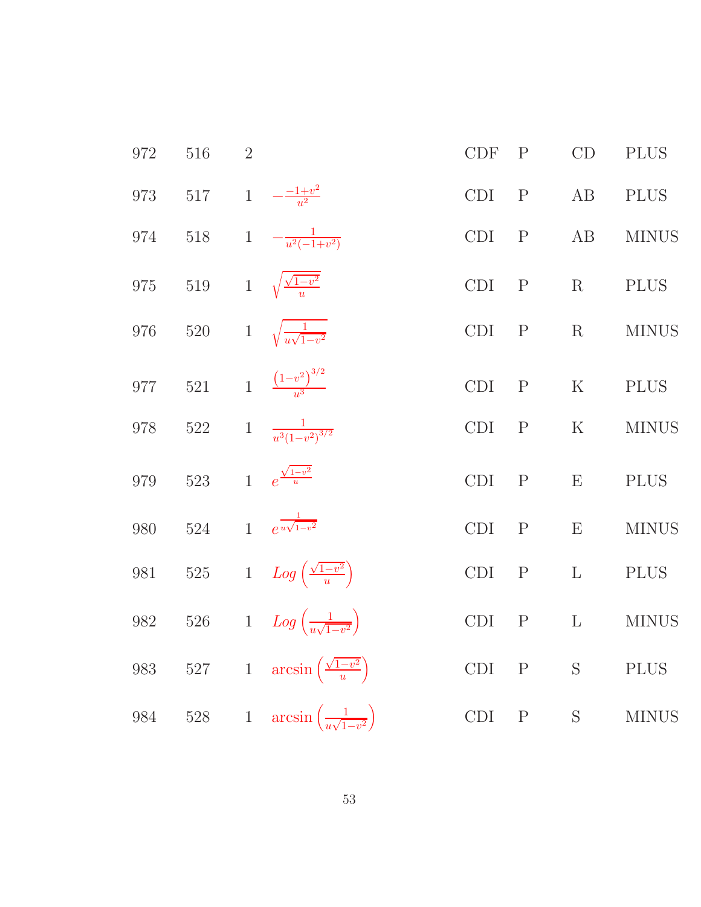| | | | | | | | |
|---|---|---|---|---|---|---|---|
| 972 | 516 | 2 | | CDF | P | CD | PLUS |
| 973 | 517 | 1 | $-\frac{-1+v^2}{u^2}$ | CDI | P | AB | PLUS |
| 974 | 518 | 1 | $-\frac{1}{u^2(-1+v^2)}$ | CDI | P | AB | MINUS |
| 975 | 519 | 1 | $\sqrt{\frac{\sqrt{1-v^2}}{u}}$ | CDI | P | R | PLUS |
| 976 | 520 | 1 | $\sqrt{\frac{1}{u\sqrt{1-v^2}}}$ | CDI | P | R | MINUS |
| 977 | 521 | 1 | $\frac{\left(1-v^2\right)^{3/2}}{u^3}$ | CDI | P | K | PLUS |
| 978 | 522 | 1 | $\frac{1}{u^3\left(1-v^2\right)^{3/2}}$ | CDI | P | K | MINUS |
| 979 | 523 | 1 | $e^{\frac{\sqrt{1-v^2}}{u}}$ | CDI | P | E | PLUS |
| 980 | 524 | 1 | $e^{\frac{1}{u\sqrt{1-v^2}}}$ | CDI | P | E | MINUS |
| 981 | 525 | 1 | $Log\left(\frac{\sqrt{1-v^2}}{u}\right)$ | CDI | P | L | PLUS |
| 982 | 526 | 1 | $Log\left(\frac{1}{u\sqrt{1-v^2}}\right)$ | CDI | P | L | MINUS |
| 983 | 527 | 1 | $\arcsin\left(\frac{\sqrt{1-v^2}}{u}\right)$ | CDI | P | S | PLUS |
| 984 | 528 | 1 | $\arcsin\left(\frac{1}{u\sqrt{1-v^2}}\right)$ | CDI | P | S | MINUS |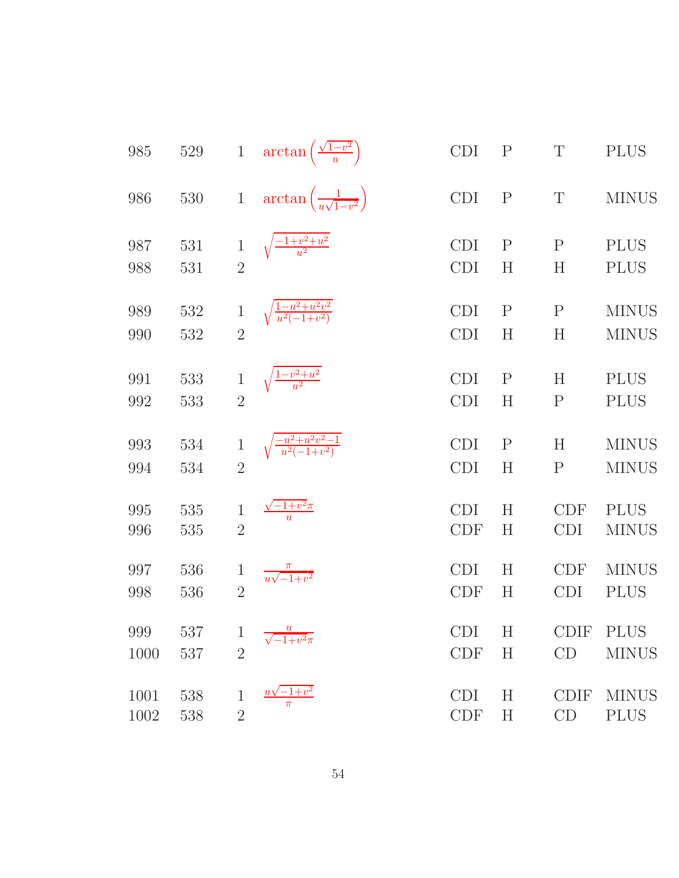| | | | | | | | |
|---|---|---|---|---|---|---|---|
| 985 | 529 | 1 | $\arctan\left(\frac{\sqrt{1-v^2}}{u}\right)$ | CDI | P | T | PLUS |
| 986 | 530 | 1 | $\arctan\left(\frac{1}{u\sqrt{1-v^2}}\right)$ | CDI | P | T | MINUS |
| 987 | 531 | 1 | $\sqrt{\frac{-1+v^2+u^2}{u^2}}$ | CDI | P | P | PLUS |
| 988 | 531 | 2 | | CDI | H | H | PLUS |
| 989 | 532 | 1 | $\sqrt{\frac{1-u^2+u^2v^2}{u^2(-1+v^2)}}$ | CDI | P | P | MINUS |
| 990 | 532 | 2 | | CDI | H | H | MINUS |
| 991 | 533 | 1 | $\sqrt{\frac{1-v^2+u^2}{u^2}}$ | CDI | P | H | PLUS |
| 992 | 533 | 2 | | CDI | H | P | PLUS |
| 993 | 534 | 1 | $\sqrt{\frac{-u^2+u^2v^2-1}{u^2(-1+v^2)}}$ | CDI | P | H | MINUS |
| 994 | 534 | 2 | | CDI | H | P | MINUS |
| 995 | 535 | 1 | $\frac{\sqrt{-1+v^2}\pi}{u}$ | CDI | H | CDF | PLUS |
| 996 | 535 | 2 | | CDF | H | CDI | MINUS |
| 997 | 536 | 1 | $\frac{\pi}{u\sqrt{-1+v^2}}$ | CDI | H | CDF | MINUS |
| 998 | 536 | 2 | | CDF | H | CDI | PLUS |
| 999 | 537 | 1 | $\frac{u}{\sqrt{-1+v^2}\pi}$ | CDI | H | CDIF | PLUS |
| 1000 | 537 | 2 | | CDF | H | CD | MINUS |
| 1001 | 538 | 1 | $\frac{u\sqrt{-1+v^2}}{\pi}$ | CDI | H | CDIF | MINUS |
| 1002 | 538 | 2 | | CDF | H | CD | PLUS |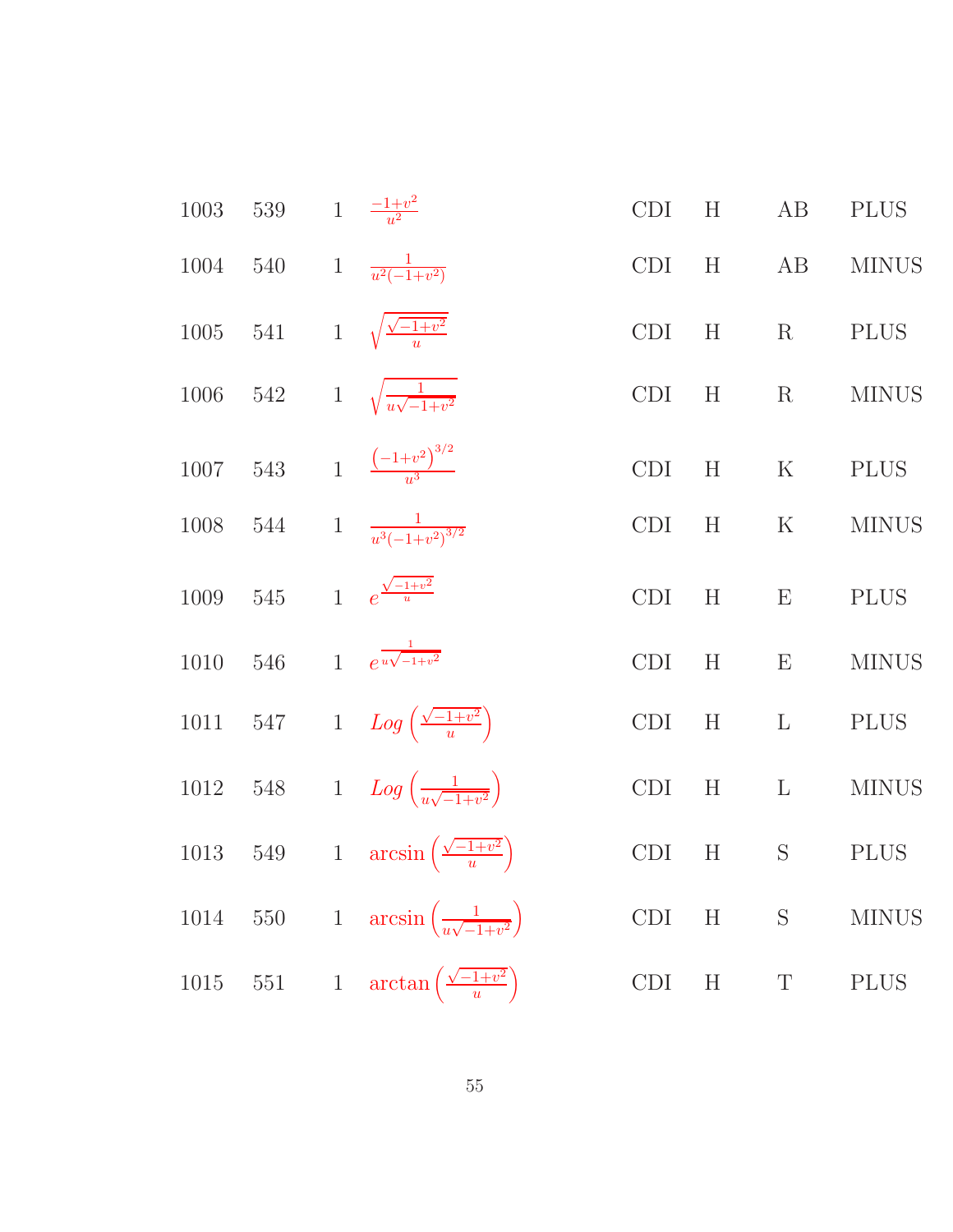| | | | | | | | |
|---|---|---|---|---|---|---|---|
| 1003 | 539 | 1 | $\frac{-1+v^2}{u^2}$ | CDI | H | AB | PLUS |
| 1004 | 540 | 1 | $\frac{1}{u^2(-1+v^2)}$ | CDI | H | AB | MINUS |
| 1005 | 541 | 1 | $\sqrt{\frac{\sqrt{-1+v^2}}{u}}$ | CDI | H | R | PLUS |
| 1006 | 542 | 1 | $\sqrt{\frac{1}{u\sqrt{-1+v^2}}}$ | CDI | H | R | MINUS |
| 1007 | 543 | 1 | $\frac{\left(-1+v^2\right)^{3/2}}{u^3}$ | CDI | H | K | PLUS |
| 1008 | 544 | 1 | $\frac{1}{u^3\left(-1+v^2\right)^{3/2}}$ | CDI | H | K | MINUS |
| 1009 | 545 | 1 | $e^{\frac{\sqrt{-1+v^2}}{u}}$ | CDI | H | E | PLUS |
| 1010 | 546 | 1 | $e^{\frac{1}{u\sqrt{-1+v^2}}}$ | CDI | H | E | MINUS |
| 1011 | 547 | 1 | $Log\left(\frac{\sqrt{-1+v^2}}{u}\right)$ | CDI | H | L | PLUS |
| 1012 | 548 | 1 | $Log\left(\frac{1}{u\sqrt{-1+v^2}}\right)$ | CDI | H | L | MINUS |
| 1013 | 549 | 1 | $\arcsin\left(\frac{\sqrt{-1+v^2}}{u}\right)$ | CDI | H | S | PLUS |
| 1014 | 550 | 1 | $\arcsin\left(\frac{1}{u\sqrt{-1+v^2}}\right)$ | CDI | H | S | MINUS |
| 1015 | 551 | 1 | $\arctan\left(\frac{\sqrt{-1+v^2}}{u}\right)$ | CDI | H | T | PLUS |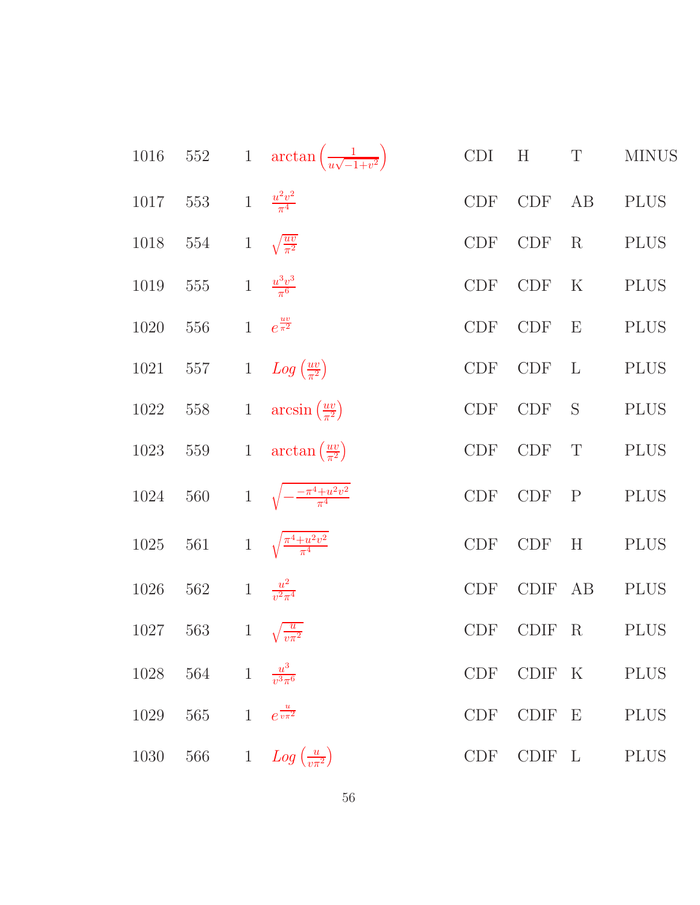| | | | | | | | |
|---|---|---|---|---|---|---|---|
| 1016 | 552 | 1 | $\arctan\left(\frac{1}{u\sqrt{-1+v^2}}\right)$ | CDI | H | T | MINUS |
| 1017 | 553 | 1 | $\frac{u^2v^2}{\pi^4}$ | CDF | CDF | AB | PLUS |
| 1018 | 554 | 1 | $\sqrt{\frac{uv}{\pi^2}}$ | CDF | CDF | R | PLUS |
| 1019 | 555 | 1 | $\frac{u^3v^3}{\pi^6}$ | CDF | CDF | K | PLUS |
| 1020 | 556 | 1 | $e^{\frac{uv}{\pi^2}}$ | CDF | CDF | E | PLUS |
| 1021 | 557 | 1 | $Log\left(\frac{uv}{\pi^2}\right)$ | CDF | CDF | L | PLUS |
| 1022 | 558 | 1 | $\arcsin\left(\frac{uv}{\pi^2}\right)$ | CDF | CDF | S | PLUS |
| 1023 | 559 | 1 | $\arctan\left(\frac{uv}{\pi^2}\right)$ | CDF | CDF | T | PLUS |
| 1024 | 560 | 1 | $\sqrt{-\frac{-\pi^4+u^2v^2}{\pi^4}}$ | CDF | CDF | P | PLUS |
| 1025 | 561 | 1 | $\sqrt{\frac{\pi^4+u^2v^2}{\pi^4}}$ | CDF | CDF | H | PLUS |
| 1026 | 562 | 1 | $\frac{u^2}{v^2\pi^4}$ | CDF | CDIF | AB | PLUS |
| 1027 | 563 | 1 | $\sqrt{\frac{u}{v\pi^2}}$ | CDF | CDIF | R | PLUS |
| 1028 | 564 | 1 | $\frac{u^3}{v^3\pi^6}$ | CDF | CDIF | K | PLUS |
| 1029 | 565 | 1 | $e^{\frac{u}{v\pi^2}}$ | CDF | CDIF | E | PLUS |
| 1030 | 566 | 1 | $Log\left(\frac{u}{v\pi^2}\right)$ | CDF | CDIF | L | PLUS |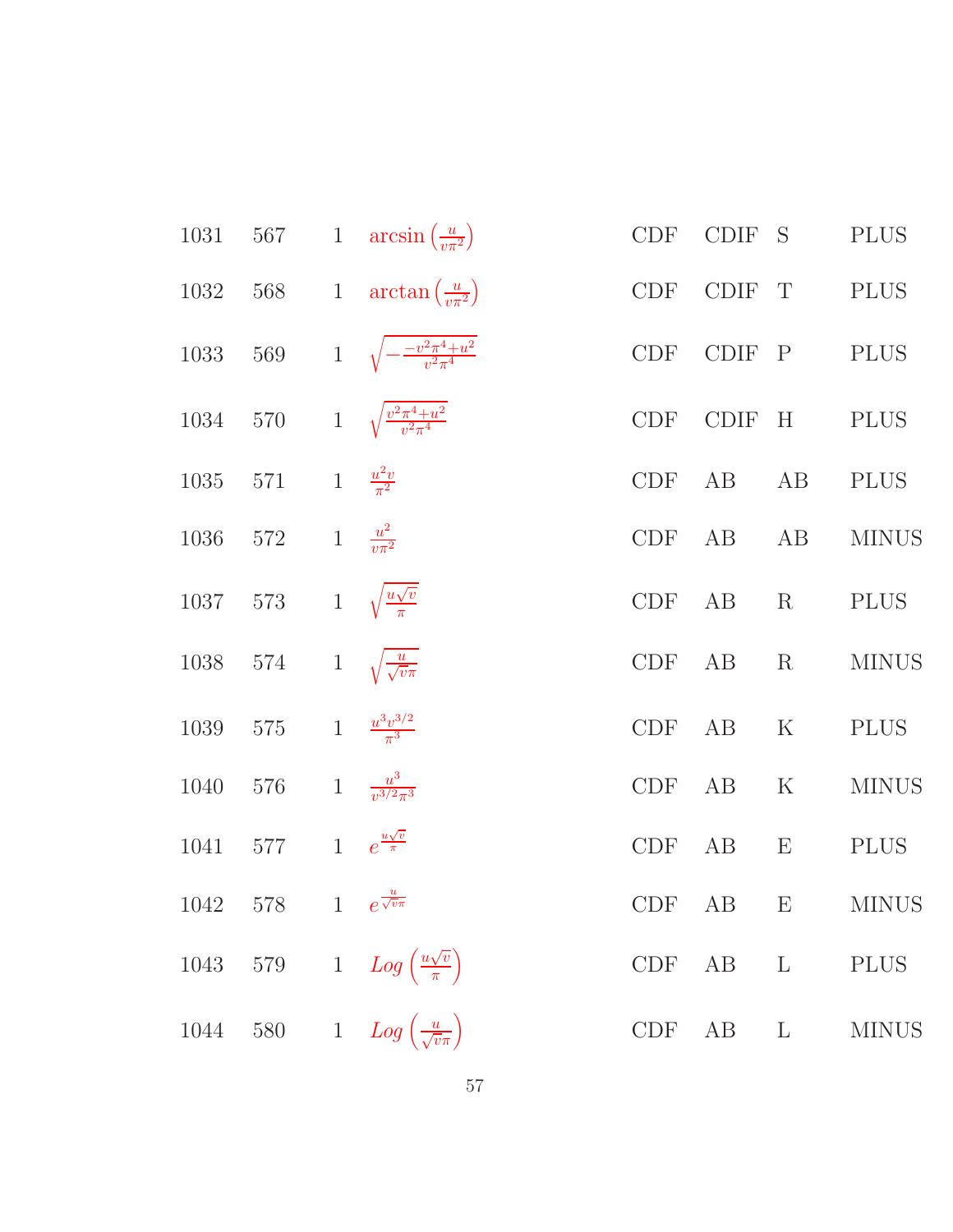| | | | | | | | |
|---|---|---|---|---|---|---|---|
| 1031 | 567 | 1 | $\arcsin\left(\frac{u}{v\pi^2}\right)$ | CDF | CDIF | S | PLUS |
| 1032 | 568 | 1 | $\arctan\left(\frac{u}{v\pi^2}\right)$ | CDF | CDIF | T | PLUS |
| 1033 | 569 | 1 | $\sqrt{-\frac{-v^2\pi^4+u^2}{v^2\pi^4}}$ | CDF | CDIF | P | PLUS |
| 1034 | 570 | 1 | $\sqrt{\frac{v^2\pi^4+u^2}{v^2\pi^4}}$ | CDF | CDIF | H | PLUS |
| 1035 | 571 | 1 | $\frac{u^2 v}{\pi^2}$ | CDF | AB | AB | PLUS |
| 1036 | 572 | 1 | $\frac{u^2}{v\pi^2}$ | CDF | AB | AB | MINUS |
| 1037 | 573 | 1 | $\sqrt{\frac{u\sqrt{v}}{\pi}}$ | CDF | AB | R | PLUS |
| 1038 | 574 | 1 | $\sqrt{\frac{u}{\sqrt{v}\pi}}$ | CDF | AB | R | MINUS |
| 1039 | 575 | 1 | $\frac{u^3 v^{3/2}}{\pi^3}$ | CDF | AB | K | PLUS |
| 1040 | 576 | 1 | $\frac{u^3}{v^{3/2}\pi^3}$ | CDF | AB | K | MINUS |
| 1041 | 577 | 1 | $e^{\frac{u\sqrt{v}}{\pi}}$ | CDF | AB | E | PLUS |
| 1042 | 578 | 1 | $e^{\frac{u}{\sqrt{v}\pi}}$ | CDF | AB | E | MINUS |
| 1043 | 579 | 1 | $Log\left(\frac{u\sqrt{v}}{\pi}\right)$ | CDF | AB | L | PLUS |
| 1044 | 580 | 1 | $Log\left(\frac{u}{\sqrt{v}\pi}\right)$ | CDF | AB | L | MINUS |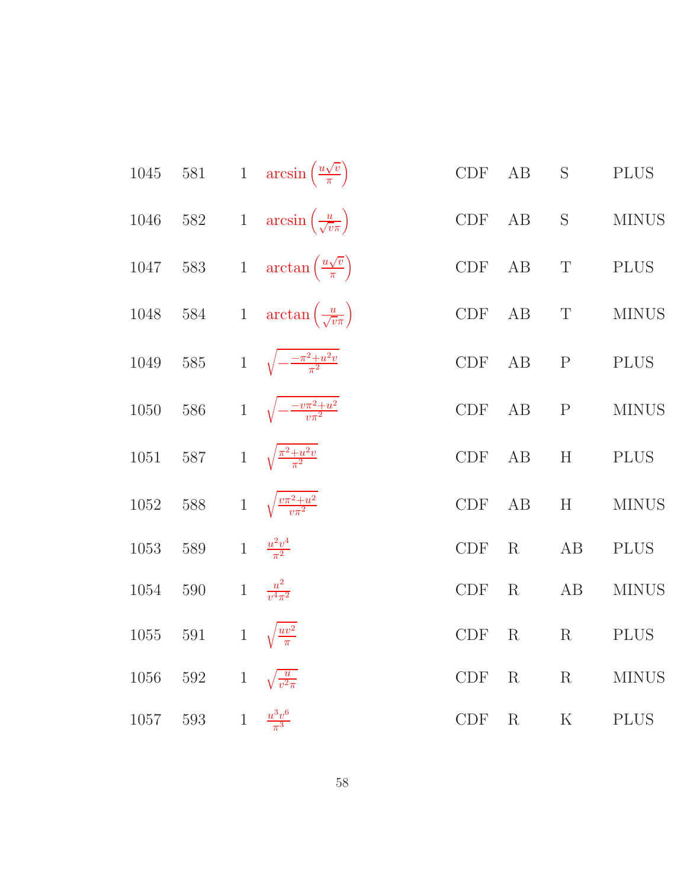| | | | | | | | |
|---|---|---|---|---|---|---|---|
| 1045 | 581 | 1 | $\arcsin\left(\frac{u\sqrt{v}}{\pi}\right)$ | CDF | AB | S | PLUS |
| 1046 | 582 | 1 | $\arcsin\left(\frac{u}{\sqrt{v}\pi}\right)$ | CDF | AB | S | MINUS |
| 1047 | 583 | 1 | $\arctan\left(\frac{u\sqrt{v}}{\pi}\right)$ | CDF | AB | T | PLUS |
| 1048 | 584 | 1 | $\arctan\left(\frac{u}{\sqrt{v}\pi}\right)$ | CDF | AB | T | MINUS |
| 1049 | 585 | 1 | $\sqrt{-\frac{-\pi^2+u^2v}{\pi^2}}$ | CDF | AB | P | PLUS |
| 1050 | 586 | 1 | $\sqrt{-\frac{-v\pi^2+u^2}{v\pi^2}}$ | CDF | AB | P | MINUS |
| 1051 | 587 | 1 | $\sqrt{\frac{\pi^2+u^2v}{\pi^2}}$ | CDF | AB | H | PLUS |
| 1052 | 588 | 1 | $\sqrt{\frac{v\pi^2+u^2}{v\pi^2}}$ | CDF | AB | H | MINUS |
| 1053 | 589 | 1 | $\frac{u^2v^4}{\pi^2}$ | CDF | R | AB | PLUS |
| 1054 | 590 | 1 | $\frac{u^2}{v^4\pi^2}$ | CDF | R | AB | MINUS |
| 1055 | 591 | 1 | $\sqrt{\frac{uv^2}{\pi}}$ | CDF | R | R | PLUS |
| 1056 | 592 | 1 | $\sqrt{\frac{u}{v^2\pi}}$ | CDF | R | R | MINUS |
| 1057 | 593 | 1 | $\frac{u^3v^6}{\pi^3}$ | CDF | R | K | PLUS |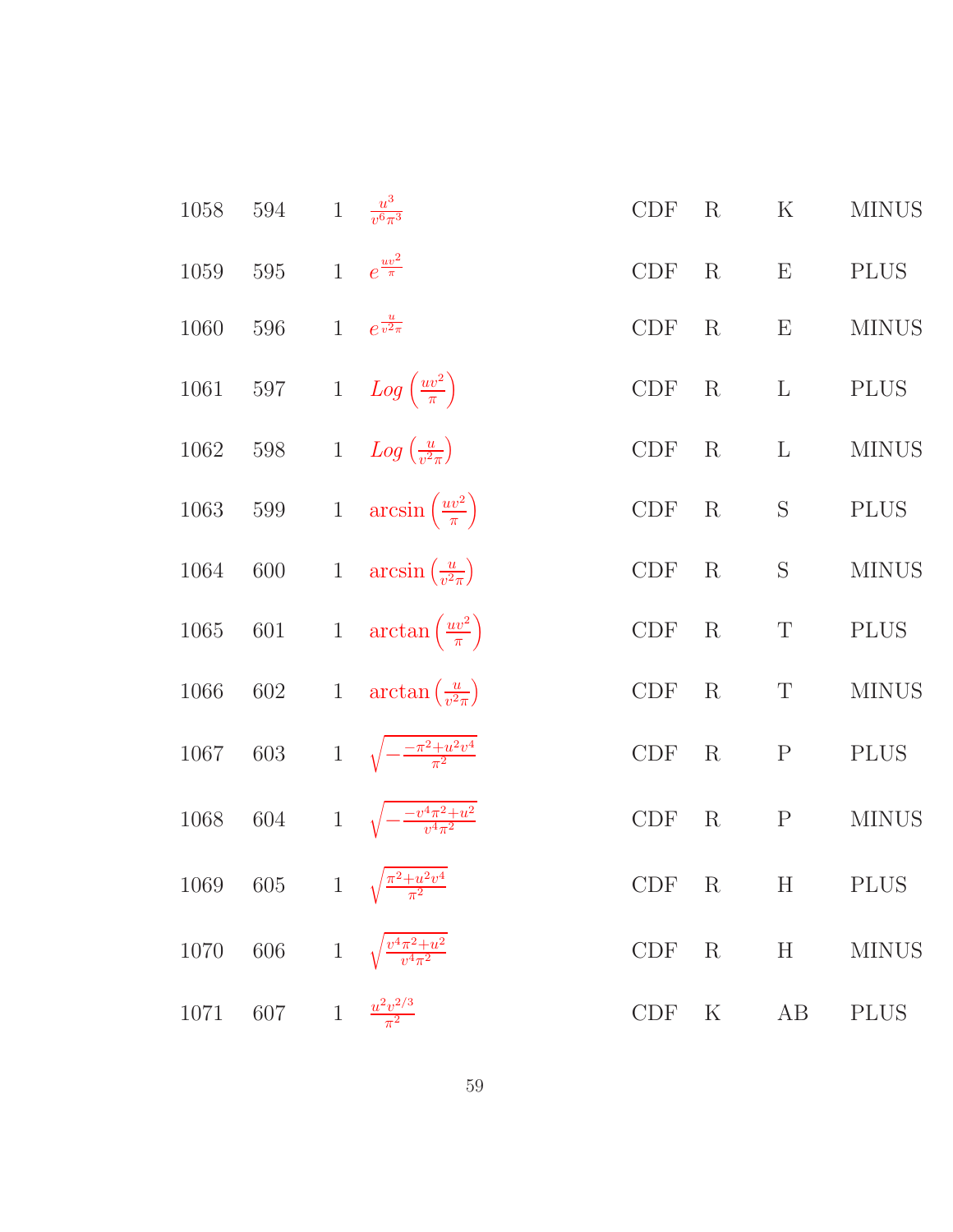| | | | | | | | |
|---|---|---|---|---|---|---|---|
| 1058 | 594 | 1 | $\frac{u^3}{v^6\pi^3}$ | CDF | R | K | MINUS |
| 1059 | 595 | 1 | $e^{\frac{uv^2}{\pi}}$ | CDF | R | E | PLUS |
| 1060 | 596 | 1 | $e^{\frac{u}{v^2\pi}}$ | CDF | R | E | MINUS |
| 1061 | 597 | 1 | $Log\left(\frac{uv^2}{\pi}\right)$ | CDF | R | L | PLUS |
| 1062 | 598 | 1 | $Log\left(\frac{u}{v^2\pi}\right)$ | CDF | R | L | MINUS |
| 1063 | 599 | 1 | $\arcsin\left(\frac{uv^2}{\pi}\right)$ | CDF | R | S | PLUS |
| 1064 | 600 | 1 | $\arcsin\left(\frac{u}{v^2\pi}\right)$ | CDF | R | S | MINUS |
| 1065 | 601 | 1 | $\arctan\left(\frac{uv^2}{\pi}\right)$ | CDF | R | T | PLUS |
| 1066 | 602 | 1 | $\arctan\left(\frac{u}{v^2\pi}\right)$ | CDF | R | T | MINUS |
| 1067 | 603 | 1 | $\sqrt{-\frac{-\pi^2+u^2v^4}{\pi^2}}$ | CDF | R | P | PLUS |
| 1068 | 604 | 1 | $\sqrt{-\frac{-v^4\pi^2+u^2}{v^4\pi^2}}$ | CDF | R | P | MINUS |
| 1069 | 605 | 1 | $\sqrt{\frac{\pi^2+u^2v^4}{\pi^2}}$ | CDF | R | H | PLUS |
| 1070 | 606 | 1 | $\sqrt{\frac{v^4\pi^2+u^2}{v^4\pi^2}}$ | CDF | R | H | MINUS |
| 1071 | 607 | 1 | $\frac{u^2v^{2/3}}{\pi^2}$ | CDF | K | AB | PLUS |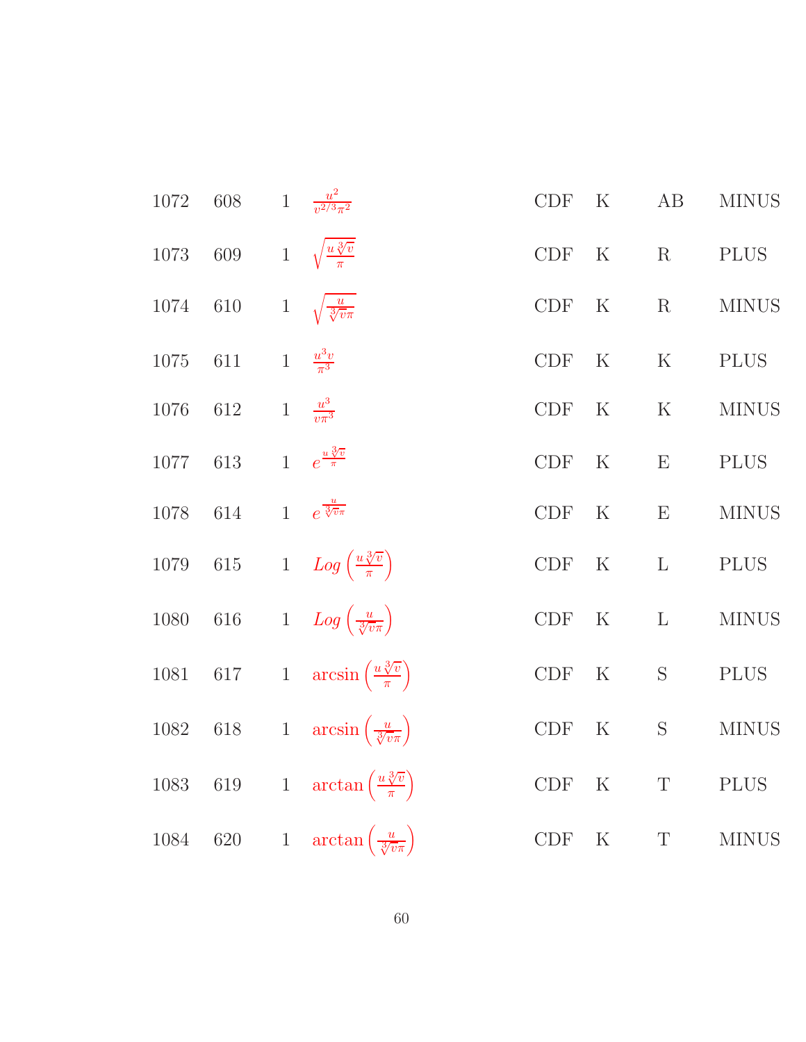| | | | | | | | |
|---|---|---|---|---|---|---|---|
| 1072 | 608 | 1 | $\frac{u^2}{v^{2/3}\pi^2}$ | CDF | K | AB | MINUS |
| 1073 | 609 | 1 | $\sqrt{\frac{u\sqrt[3]{v}}{\pi}}$ | CDF | K | R | PLUS |
| 1074 | 610 | 1 | $\sqrt{\frac{u}{\sqrt[3]{v}\pi}}$ | CDF | K | R | MINUS |
| 1075 | 611 | 1 | $\frac{u^3 v}{\pi^3}$ | CDF | K | K | PLUS |
| 1076 | 612 | 1 | $\frac{u^3}{v\pi^3}$ | CDF | K | K | MINUS |
| 1077 | 613 | 1 | $e^{\frac{u\sqrt[3]{v}}{\pi}}$ | CDF | K | E | PLUS |
| 1078 | 614 | 1 | $e^{\frac{u}{\sqrt[3]{v}\pi}}$ | CDF | K | E | MINUS |
| 1079 | 615 | 1 | $Log\left(\frac{u\sqrt[3]{v}}{\pi}\right)$ | CDF | K | L | PLUS |
| 1080 | 616 | 1 | $Log\left(\frac{u}{\sqrt[3]{v}\pi}\right)$ | CDF | K | L | MINUS |
| 1081 | 617 | 1 | $\arcsin\left(\frac{u\sqrt[3]{v}}{\pi}\right)$ | CDF | K | S | PLUS |
| 1082 | 618 | 1 | $\arcsin\left(\frac{u}{\sqrt[3]{v}\pi}\right)$ | CDF | K | S | MINUS |
| 1083 | 619 | 1 | $\arctan\left(\frac{u\sqrt[3]{v}}{\pi}\right)$ | CDF | K | T | PLUS |
| 1084 | 620 | 1 | $\arctan\left(\frac{u}{\sqrt[3]{v}\pi}\right)$ | CDF | K | T | MINUS |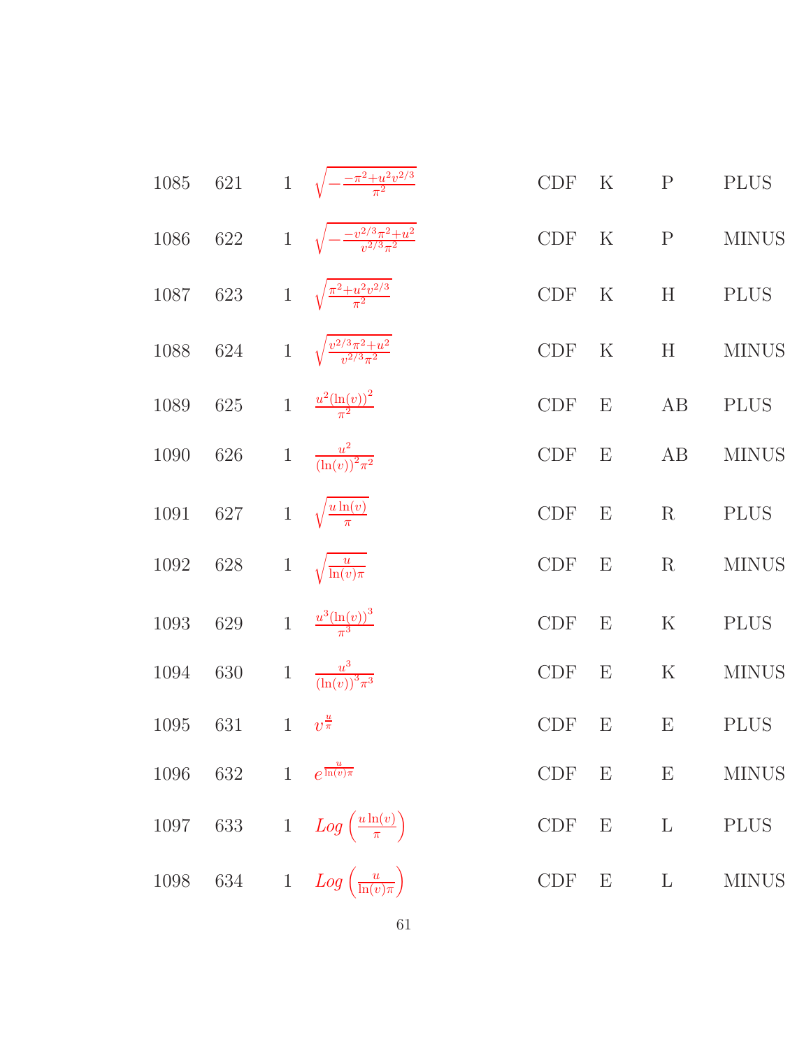| | | | | | | | |
|---|---|---|---|---|---|---|---|
| 1085 | 621 | 1 | $\sqrt{-\frac{-\pi^2+u^2v^{2/3}}{\pi^2}}$ | CDF | K | P | PLUS |
| 1086 | 622 | 1 | $\sqrt{-\frac{-v^{2/3}\pi^2+u^2}{v^{2/3}\pi^2}}$ | CDF | K | P | MINUS |
| 1087 | 623 | 1 | $\sqrt{\frac{\pi^2+u^2v^{2/3}}{\pi^2}}$ | CDF | K | H | PLUS |
| 1088 | 624 | 1 | $\sqrt{\frac{v^{2/3}\pi^2+u^2}{v^{2/3}\pi^2}}$ | CDF | K | H | MINUS |
| 1089 | 625 | 1 | $\frac{u^2(\ln(v))^2}{\pi^2}$ | CDF | E | AB | PLUS |
| 1090 | 626 | 1 | $\frac{u^2}{(\ln(v))^2\pi^2}$ | CDF | E | AB | MINUS |
| 1091 | 627 | 1 | $\sqrt{\frac{u\ln(v)}{\pi}}$ | CDF | E | R | PLUS |
| 1092 | 628 | 1 | $\sqrt{\frac{u}{\ln(v)\pi}}$ | CDF | E | R | MINUS |
| 1093 | 629 | 1 | $\frac{u^3(\ln(v))^3}{\pi^3}$ | CDF | E | K | PLUS |
| 1094 | 630 | 1 | $\frac{u^3}{(\ln(v))^3\pi^3}$ | CDF | E | K | MINUS |
| 1095 | 631 | 1 | $v^{\frac{u}{\pi}}$ | CDF | E | E | PLUS |
| 1096 | 632 | 1 | $e^{\frac{u}{\ln(v)\pi}}$ | CDF | E | E | MINUS |
| 1097 | 633 | 1 | $Log\left(\frac{u\ln(v)}{\pi}\right)$ | CDF | E | L | PLUS |
| 1098 | 634 | 1 | $Log\left(\frac{u}{\ln(v)\pi}\right)$ | CDF | E | L | MINUS |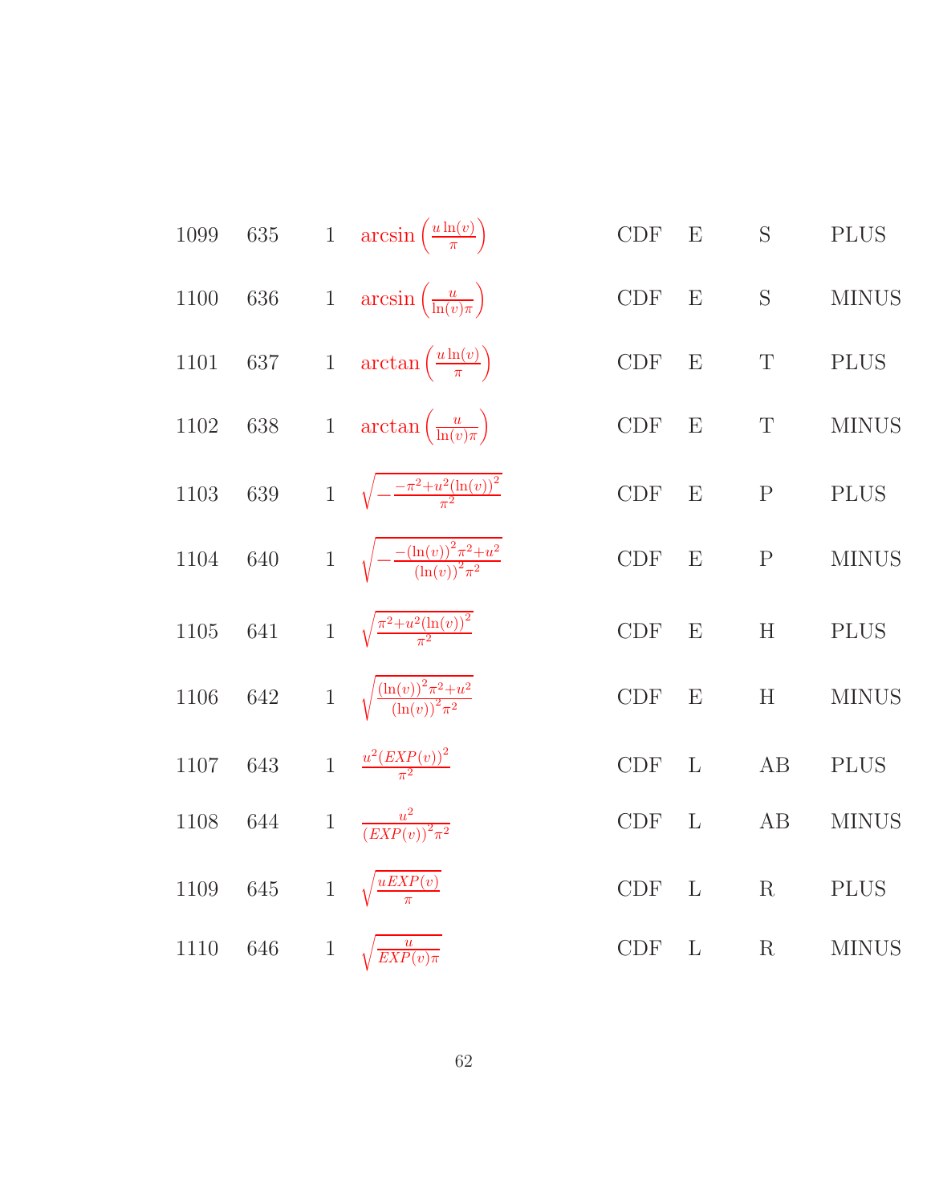| | | | | | | | |
|---|---|---|---|---|---|---|---|
| 1099 | 635 | 1 | $\arcsin\left(\frac{u\ln(v)}{\pi}\right)$ | CDF | E | S | PLUS |
| 1100 | 636 | 1 | $\arcsin\left(\frac{u}{\ln(v)\pi}\right)$ | CDF | E | S | MINUS |
| 1101 | 637 | 1 | $\arctan\left(\frac{u\ln(v)}{\pi}\right)$ | CDF | E | T | PLUS |
| 1102 | 638 | 1 | $\arctan\left(\frac{u}{\ln(v)\pi}\right)$ | CDF | E | T | MINUS |
| 1103 | 639 | 1 | $\sqrt{-\frac{-\pi^2+u^2(\ln(v))^2}{\pi^2}}$ | CDF | E | P | PLUS |
| 1104 | 640 | 1 | $\sqrt{-\frac{-(\ln(v))^2\pi^2+u^2}{(\ln(v))^2\pi^2}}$ | CDF | E | P | MINUS |
| 1105 | 641 | 1 | $\sqrt{\frac{\pi^2+u^2(\ln(v))^2}{\pi^2}}$ | CDF | E | H | PLUS |
| 1106 | 642 | 1 | $\sqrt{\frac{(\ln(v))^2\pi^2+u^2}{(\ln(v))^2\pi^2}}$ | CDF | E | H | MINUS |
| 1107 | 643 | 1 | $\frac{u^2(EXP(v))^2}{\pi^2}$ | CDF | L | AB | PLUS |
| 1108 | 644 | 1 | $\frac{u^2}{(EXP(v))^2\pi^2}$ | CDF | L | AB | MINUS |
| 1109 | 645 | 1 | $\sqrt{\frac{uEXP(v)}{\pi}}$ | CDF | L | R | PLUS |
| 1110 | 646 | 1 | $\sqrt{\frac{u}{EXP(v)\pi}}$ | CDF | L | R | MINUS |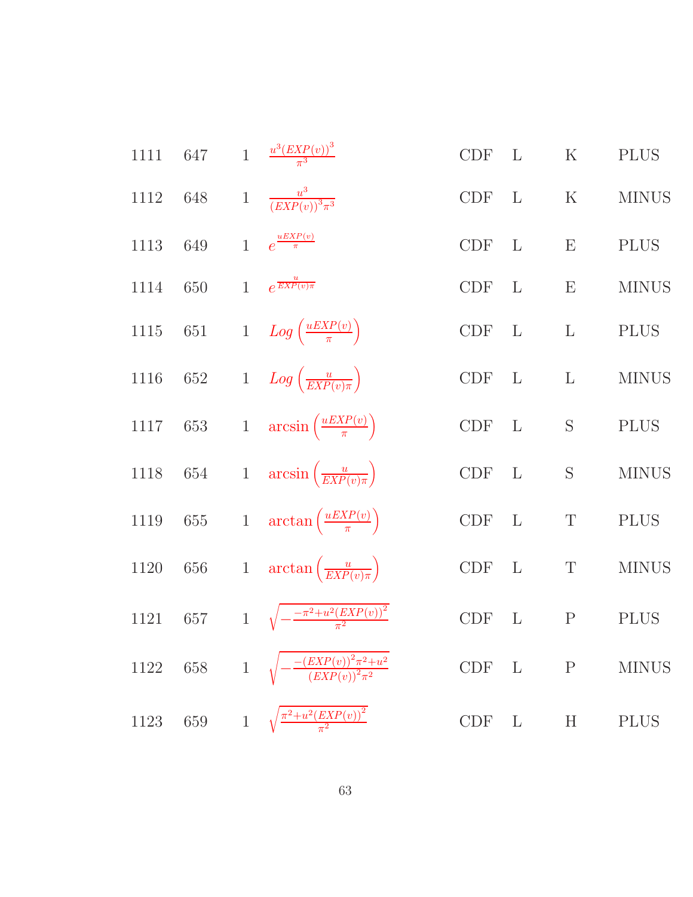| | | | | | | | |
|---|---|---|---|---|---|---|---|
| 1111 | 647 | 1 | $\frac{u^3(EXP(v))^3}{\pi^3}$ | CDF | L | K | PLUS |
| 1112 | 648 | 1 | $\frac{u^3}{(EXP(v))^3\pi^3}$ | CDF | L | K | MINUS |
| 1113 | 649 | 1 | $e^{\frac{uEXP(v)}{\pi}}$ | CDF | L | E | PLUS |
| 1114 | 650 | 1 | $e^{\frac{u}{EXP(v)\pi}}$ | CDF | L | E | MINUS |
| 1115 | 651 | 1 | $Log\left(\frac{uEXP(v)}{\pi}\right)$ | CDF | L | L | PLUS |
| 1116 | 652 | 1 | $Log\left(\frac{u}{EXP(v)\pi}\right)$ | CDF | L | L | MINUS |
| 1117 | 653 | 1 | $\arcsin\left(\frac{uEXP(v)}{\pi}\right)$ | CDF | L | S | PLUS |
| 1118 | 654 | 1 | $\arcsin\left(\frac{u}{EXP(v)\pi}\right)$ | CDF | L | S | MINUS |
| 1119 | 655 | 1 | $\arctan\left(\frac{uEXP(v)}{\pi}\right)$ | CDF | L | T | PLUS |
| 1120 | 656 | 1 | $\arctan\left(\frac{u}{EXP(v)\pi}\right)$ | CDF | L | T | MINUS |
| 1121 | 657 | 1 | $\sqrt{-\frac{-\pi^2+u^2(EXP(v))^2}{\pi^2}}$ | CDF | L | P | PLUS |
| 1122 | 658 | 1 | $\sqrt{-\frac{-(EXP(v))^2\pi^2+u^2}{(EXP(v))^2\pi^2}}$ | CDF | L | P | MINUS |
| 1123 | 659 | 1 | $\sqrt{\frac{\pi^2+u^2(EXP(v))^2}{\pi^2}}$ | CDF | L | H | PLUS |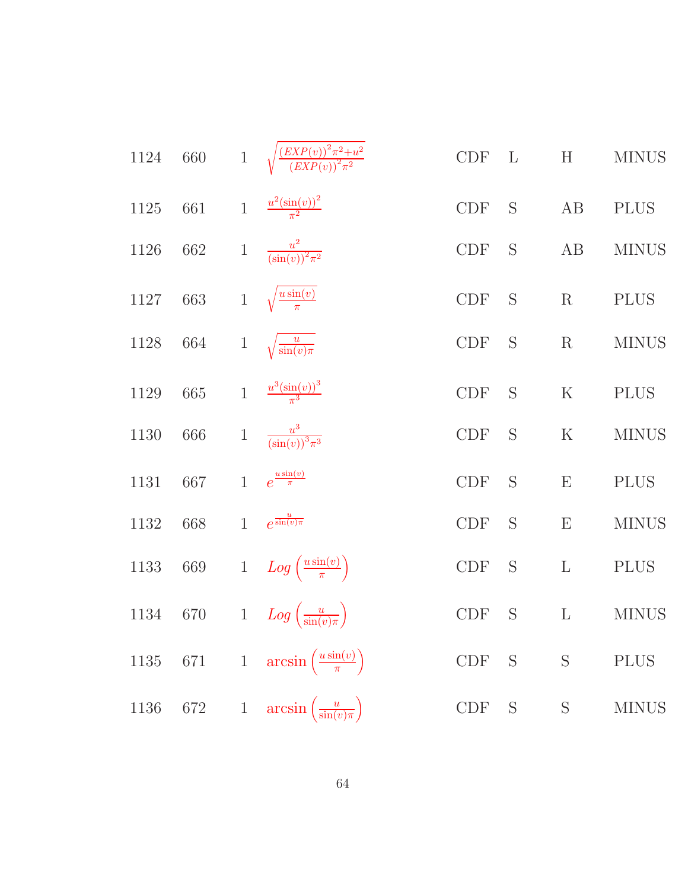| | | | | | | | |
|---|---|---|---|---|---|---|---|
| 1124 | 660 | 1 | $\sqrt{\frac{(EXP(v))^2\pi^2+u^2}{(EXP(v))^2\pi^2}}$ | CDF | L | H | MINUS |
| 1125 | 661 | 1 | $\frac{u^2(\sin(v))^2}{\pi^2}$ | CDF | S | AB | PLUS |
| 1126 | 662 | 1 | $\frac{u^2}{(\sin(v))^2\pi^2}$ | CDF | S | AB | MINUS |
| 1127 | 663 | 1 | $\sqrt{\frac{u\sin(v)}{\pi}}$ | CDF | S | R | PLUS |
| 1128 | 664 | 1 | $\sqrt{\frac{u}{\sin(v)\pi}}$ | CDF | S | R | MINUS |
| 1129 | 665 | 1 | $\frac{u^3(\sin(v))^3}{\pi^3}$ | CDF | S | K | PLUS |
| 1130 | 666 | 1 | $\frac{u^3}{(\sin(v))^3\pi^3}$ | CDF | S | K | MINUS |
| 1131 | 667 | 1 | $e^{\frac{u\sin(v)}{\pi}}$ | CDF | S | E | PLUS |
| 1132 | 668 | 1 | $e^{\frac{u}{\sin(v)\pi}}$ | CDF | S | E | MINUS |
| 1133 | 669 | 1 | $Log\left(\frac{u\sin(v)}{\pi}\right)$ | CDF | S | L | PLUS |
| 1134 | 670 | 1 | $Log\left(\frac{u}{\sin(v)\pi}\right)$ | CDF | S | L | MINUS |
| 1135 | 671 | 1 | $\arcsin\left(\frac{u\sin(v)}{\pi}\right)$ | CDF | S | S | PLUS |
| 1136 | 672 | 1 | $\arcsin\left(\frac{u}{\sin(v)\pi}\right)$ | CDF | S | S | MINUS |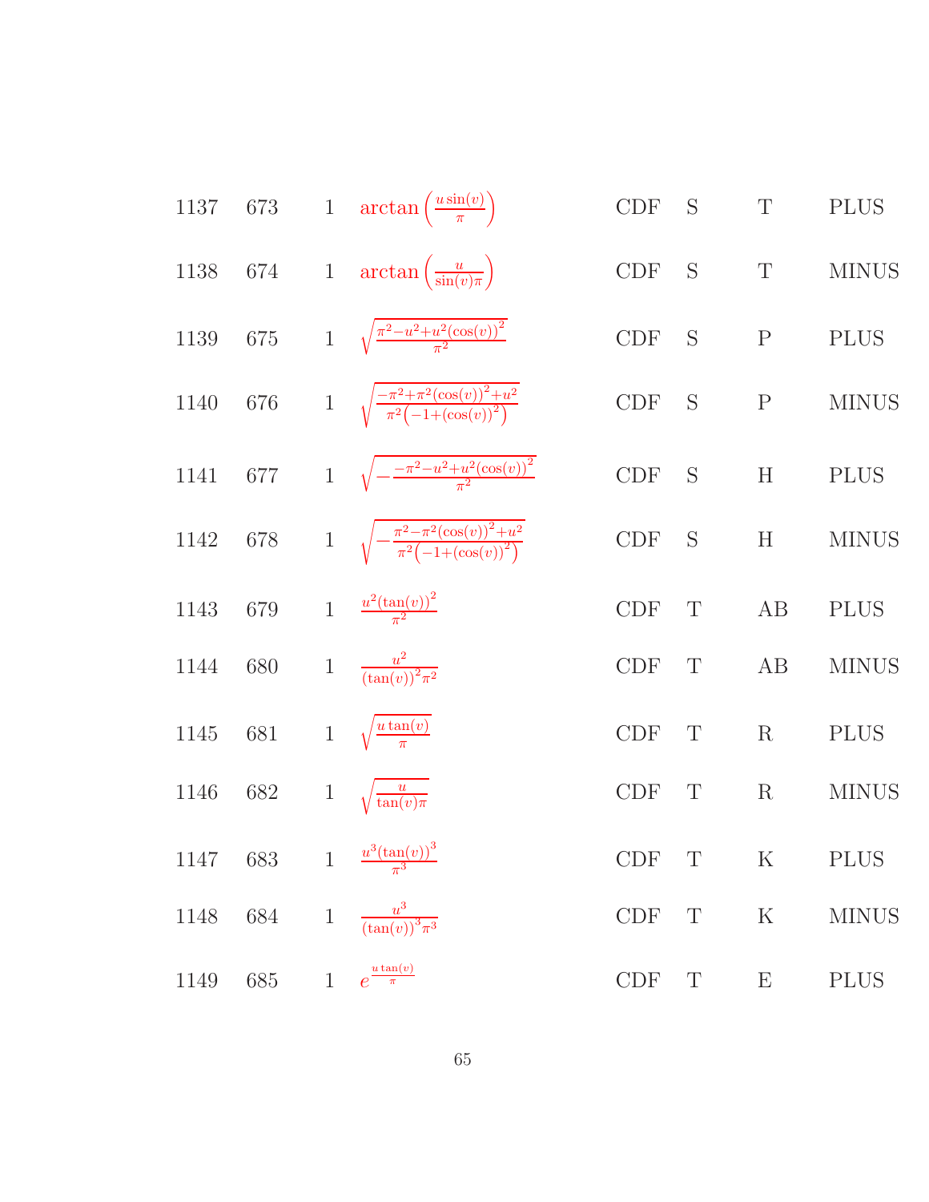| | | | | | | | |
|---|---|---|---|---|---|---|---|
| 1137 | 673 | 1 | $\arctan\left(\frac{u\sin(v)}{\pi}\right)$ | CDF | S | T | PLUS |
| 1138 | 674 | 1 | $\arctan\left(\frac{u}{\sin(v)\pi}\right)$ | CDF | S | T | MINUS |
| 1139 | 675 | 1 | $\sqrt{\frac{\pi^2-u^2+u^2(\cos(v))^2}{\pi^2}}$ | CDF | S | P | PLUS |
| 1140 | 676 | 1 | $\sqrt{\frac{-\pi^2+\pi^2(\cos(v))^2+u^2}{\pi^2\left(-1+(\cos(v))^2\right)}}$ | CDF | S | P | MINUS |
| 1141 | 677 | 1 | $\sqrt{-\frac{-\pi^2-u^2+u^2(\cos(v))^2}{\pi^2}}$ | CDF | S | H | PLUS |
| 1142 | 678 | 1 | $\sqrt{-\frac{\pi^2-\pi^2(\cos(v))^2+u^2}{\pi^2\left(-1+(\cos(v))^2\right)}}$ | CDF | S | H | MINUS |
| 1143 | 679 | 1 | $\frac{u^2(\tan(v))^2}{\pi^2}$ | CDF | T | AB | PLUS |
| 1144 | 680 | 1 | $\frac{u^2}{(\tan(v))^2\pi^2}$ | CDF | T | AB | MINUS |
| 1145 | 681 | 1 | $\sqrt{\frac{u\tan(v)}{\pi}}$ | CDF | T | R | PLUS |
| 1146 | 682 | 1 | $\sqrt{\frac{u}{\tan(v)\pi}}$ | CDF | T | R | MINUS |
| 1147 | 683 | 1 | $\frac{u^3(\tan(v))^3}{\pi^3}$ | CDF | T | K | PLUS |
| 1148 | 684 | 1 | $\frac{u^3}{(\tan(v))^3\pi^3}$ | CDF | T | K | MINUS |
| 1149 | 685 | 1 | $e^{\frac{u\tan(v)}{\pi}}$ | CDF | T | E | PLUS |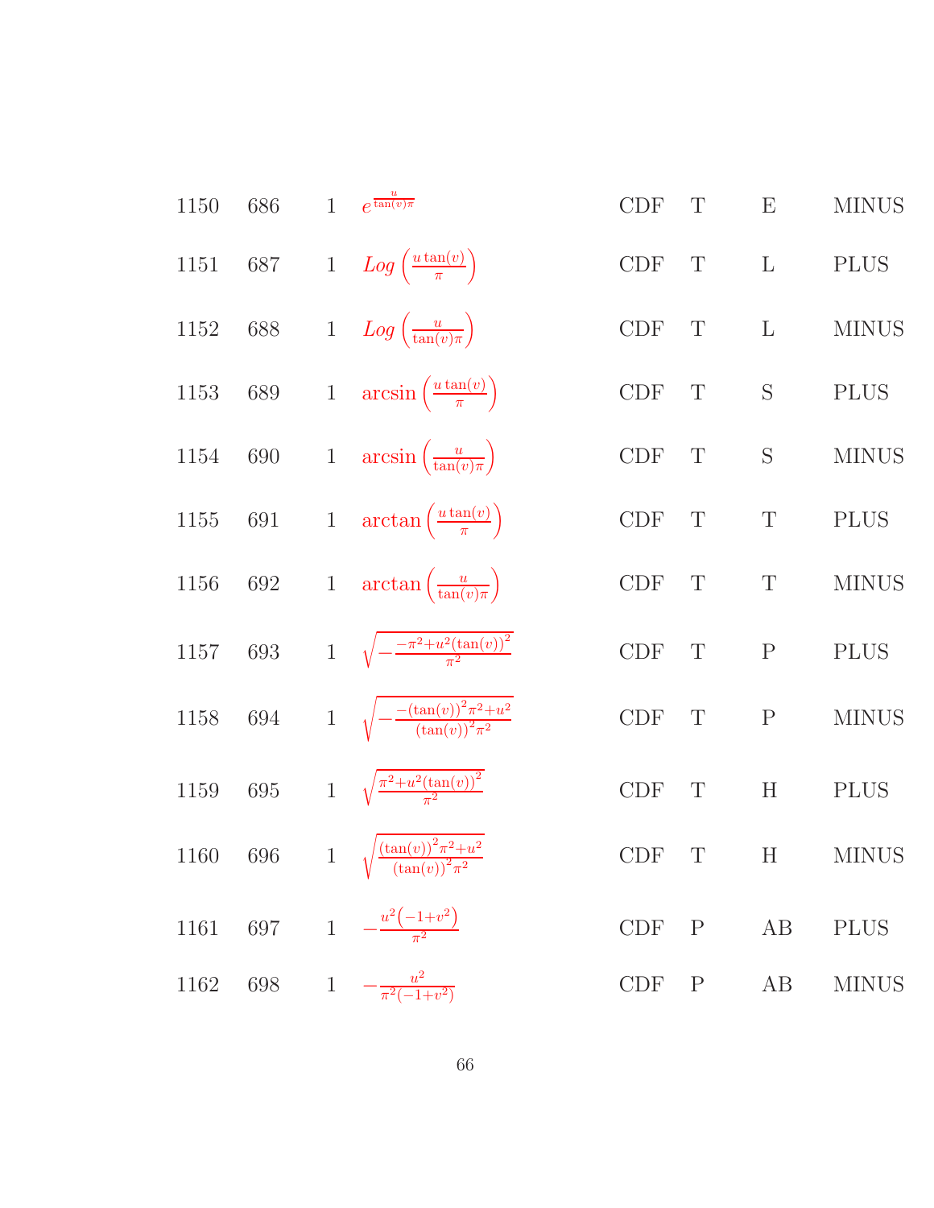| | | | | | | | |
|---|---|---|---|---|---|---|---|
| 1150 | 686 | 1 | $e^{\frac{u}{\tan(v)\pi}}$ | CDF | T | E | MINUS |
| 1151 | 687 | 1 | $Log\left(\frac{u\tan(v)}{\pi}\right)$ | CDF | T | L | PLUS |
| 1152 | 688 | 1 | $Log\left(\frac{u}{\tan(v)\pi}\right)$ | CDF | T | L | MINUS |
| 1153 | 689 | 1 | $\arcsin\left(\frac{u\tan(v)}{\pi}\right)$ | CDF | T | S | PLUS |
| 1154 | 690 | 1 | $\arcsin\left(\frac{u}{\tan(v)\pi}\right)$ | CDF | T | S | MINUS |
| 1155 | 691 | 1 | $\arctan\left(\frac{u\tan(v)}{\pi}\right)$ | CDF | T | T | PLUS |
| 1156 | 692 | 1 | $\arctan\left(\frac{u}{\tan(v)\pi}\right)$ | CDF | T | T | MINUS |
| 1157 | 693 | 1 | $\sqrt{-\frac{-\pi^2+u^2(\tan(v))^2}{\pi^2}}$ | CDF | T | P | PLUS |
| 1158 | 694 | 1 | $\sqrt{-\frac{-(\tan(v))^2\pi^2+u^2}{(\tan(v))^2\pi^2}}$ | CDF | T | P | MINUS |
| 1159 | 695 | 1 | $\sqrt{\frac{\pi^2+u^2(\tan(v))^2}{\pi^2}}$ | CDF | T | H | PLUS |
| 1160 | 696 | 1 | $\sqrt{\frac{(\tan(v))^2\pi^2+u^2}{(\tan(v))^2\pi^2}}$ | CDF | T | H | MINUS |
| 1161 | 697 | 1 | $-\frac{u^2\left(-1+v^2\right)}{\pi^2}$ | CDF | P | AB | PLUS |
| 1162 | 698 | 1 | $-\frac{u^2}{\pi^2(-1+v^2)}$ | CDF | P | AB | MINUS |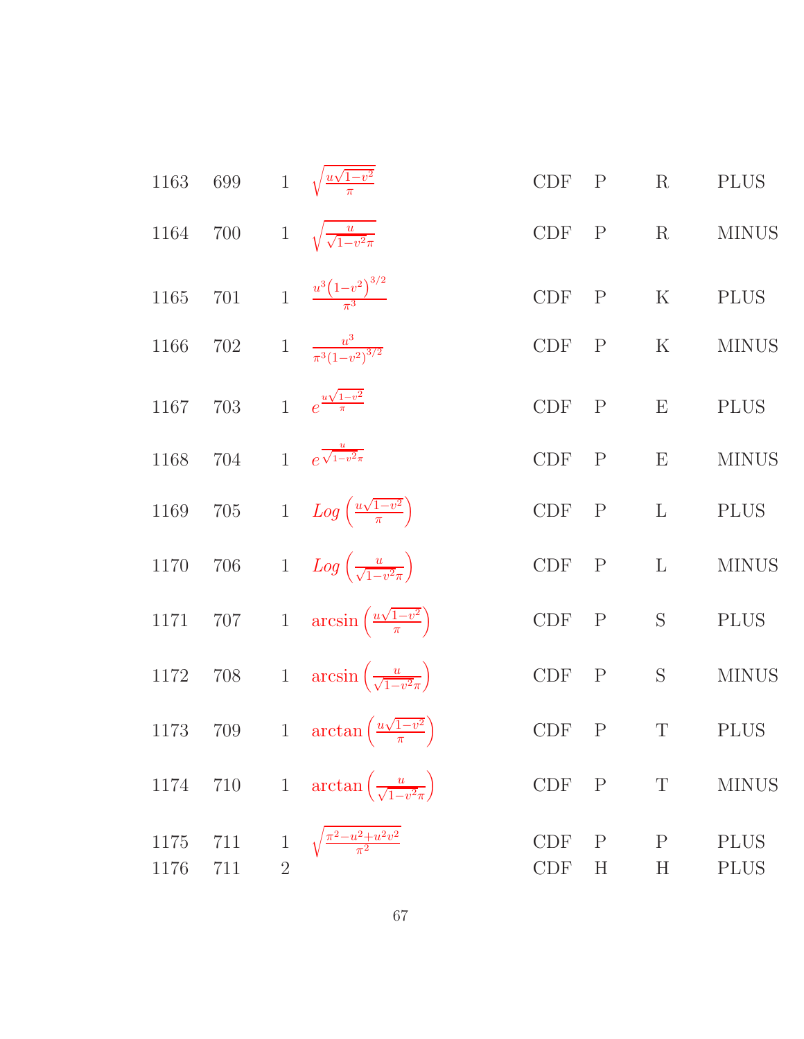| | | | | | | | |
|---|---|---|---|---|---|---|---|
| 1163 | 699 | 1 | $\sqrt{\frac{u\sqrt{1-v^2}}{\pi}}$ | CDF | P | R | PLUS |
| 1164 | 700 | 1 | $\sqrt{\frac{u}{\sqrt{1-v^2}\pi}}$ | CDF | P | R | MINUS |
| 1165 | 701 | 1 | $\frac{u^3\left(1-v^2\right)^{3/2}}{\pi^3}$ | CDF | P | K | PLUS |
| 1166 | 702 | 1 | $\frac{u^3}{\pi^3\left(1-v^2\right)^{3/2}}$ | CDF | P | K | MINUS |
| 1167 | 703 | 1 | $e^{\frac{u\sqrt{1-v^2}}{\pi}}$ | CDF | P | E | PLUS |
| 1168 | 704 | 1 | $e^{\frac{u}{\sqrt{1-v^2}\pi}}$ | CDF | P | E | MINUS |
| 1169 | 705 | 1 | $Log\left(\frac{u\sqrt{1-v^2}}{\pi}\right)$ | CDF | P | L | PLUS |
| 1170 | 706 | 1 | $Log\left(\frac{u}{\sqrt{1-v^2}\pi}\right)$ | CDF | P | L | MINUS |
| 1171 | 707 | 1 | $\arcsin\left(\frac{u\sqrt{1-v^2}}{\pi}\right)$ | CDF | P | S | PLUS |
| 1172 | 708 | 1 | $\arcsin\left(\frac{u}{\sqrt{1-v^2}\pi}\right)$ | CDF | P | S | MINUS |
| 1173 | 709 | 1 | $\arctan\left(\frac{u\sqrt{1-v^2}}{\pi}\right)$ | CDF | P | T | PLUS |
| 1174 | 710 | 1 | $\arctan\left(\frac{u}{\sqrt{1-v^2}\pi}\right)$ | CDF | P | T | MINUS |
| 1175 | 711 | 1 | $\sqrt{\frac{\pi^2-u^2+u^2v^2}{\pi^2}}$ | CDF | P | P | PLUS |
| 1176 | 711 | 2 | | CDF | H | H | PLUS |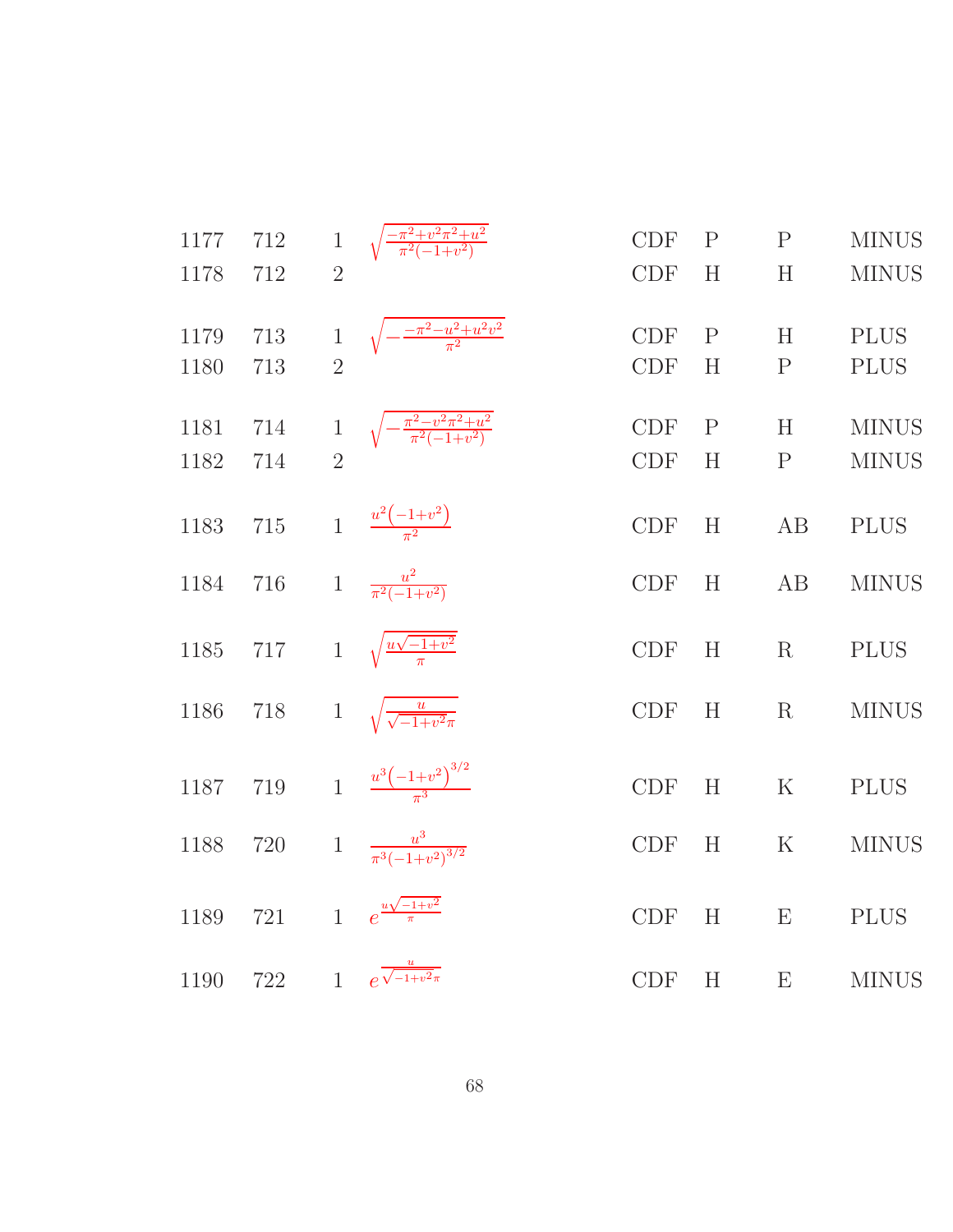| | | | | | | | |
|---|---|---|---|---|---|---|---|
| 1177 | 712 | 1 | $\sqrt{\frac{-\pi^2+v^2\pi^2+u^2}{\pi^2(-1+v^2)}}$ | CDF | P | P | MINUS |
| 1178 | 712 | 2 | | CDF | H | H | MINUS |
| 1179 | 713 | 1 | $\sqrt{-\frac{-\pi^2-u^2+u^2v^2}{\pi^2}}$ | CDF | P | H | PLUS |
| 1180 | 713 | 2 | | CDF | H | P | PLUS |
| 1181 | 714 | 1 | $\sqrt{-\frac{\pi^2-v^2\pi^2+u^2}{\pi^2(-1+v^2)}}$ | CDF | P | H | MINUS |
| 1182 | 714 | 2 | | CDF | H | P | MINUS |
| 1183 | 715 | 1 | $\frac{u^2\left(-1+v^2\right)}{\pi^2}$ | CDF | H | AB | PLUS |
| 1184 | 716 | 1 | $\frac{u^2}{\pi^2(-1+v^2)}$ | CDF | H | AB | MINUS |
| 1185 | 717 | 1 | $\sqrt{\frac{u\sqrt{-1+v^2}}{\pi}}$ | CDF | H | R | PLUS |
| 1186 | 718 | 1 | $\sqrt{\frac{u}{\sqrt{-1+v^2}\pi}}$ | CDF | H | R | MINUS |
| 1187 | 719 | 1 | $\frac{u^3\left(-1+v^2\right)^{3/2}}{\pi^3}$ | CDF | H | K | PLUS |
| 1188 | 720 | 1 | $\frac{u^3}{\pi^3(-1+v^2)^{3/2}}$ | CDF | H | K | MINUS |
| 1189 | 721 | 1 | $e^{\frac{u\sqrt{-1+v^2}}{\pi}}$ | CDF | H | E | PLUS |
| 1190 | 722 | 1 | $e^{\frac{u}{\sqrt{-1+v^2}\pi}}$ | CDF | H | E | MINUS |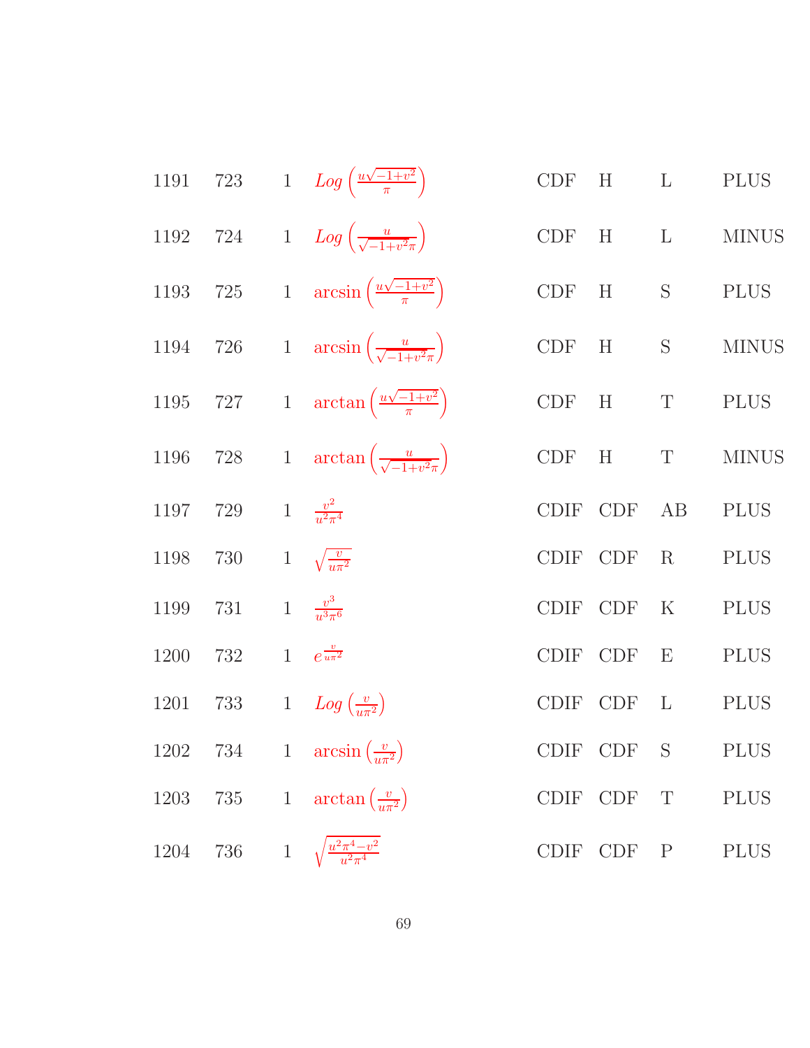| | | | | | | | |
|---|---|---|---|---|---|---|---|
| 1191 | 723 | 1 | $Log\left(\frac{u\sqrt{-1+v^2}}{\pi}\right)$ | CDF | H | L | PLUS |
| 1192 | 724 | 1 | $Log\left(\frac{u}{\sqrt{-1+v^2}\pi}\right)$ | CDF | H | L | MINUS |
| 1193 | 725 | 1 | $\arcsin\left(\frac{u\sqrt{-1+v^2}}{\pi}\right)$ | CDF | H | S | PLUS |
| 1194 | 726 | 1 | $\arcsin\left(\frac{u}{\sqrt{-1+v^2}\pi}\right)$ | CDF | H | S | MINUS |
| 1195 | 727 | 1 | $\arctan\left(\frac{u\sqrt{-1+v^2}}{\pi}\right)$ | CDF | H | T | PLUS |
| 1196 | 728 | 1 | $\arctan\left(\frac{u}{\sqrt{-1+v^2}\pi}\right)$ | CDF | H | T | MINUS |
| 1197 | 729 | 1 | $\frac{v^2}{u^2\pi^4}$ | CDIF | CDF | AB | PLUS |
| 1198 | 730 | 1 | $\sqrt{\frac{v}{u\pi^2}}$ | CDIF | CDF | R | PLUS |
| 1199 | 731 | 1 | $\frac{v^3}{u^3\pi^6}$ | CDIF | CDF | K | PLUS |
| 1200 | 732 | 1 | $e^{\frac{v}{u\pi^2}}$ | CDIF | CDF | E | PLUS |
| 1201 | 733 | 1 | $Log\left(\frac{v}{u\pi^2}\right)$ | CDIF | CDF | L | PLUS |
| 1202 | 734 | 1 | $\arcsin\left(\frac{v}{u\pi^2}\right)$ | CDIF | CDF | S | PLUS |
| 1203 | 735 | 1 | $\arctan\left(\frac{v}{u\pi^2}\right)$ | CDIF | CDF | T | PLUS |
| 1204 | 736 | 1 | $\sqrt{\frac{u^2\pi^4-v^2}{u^2\pi^4}}$ | CDIF | CDF | P | PLUS |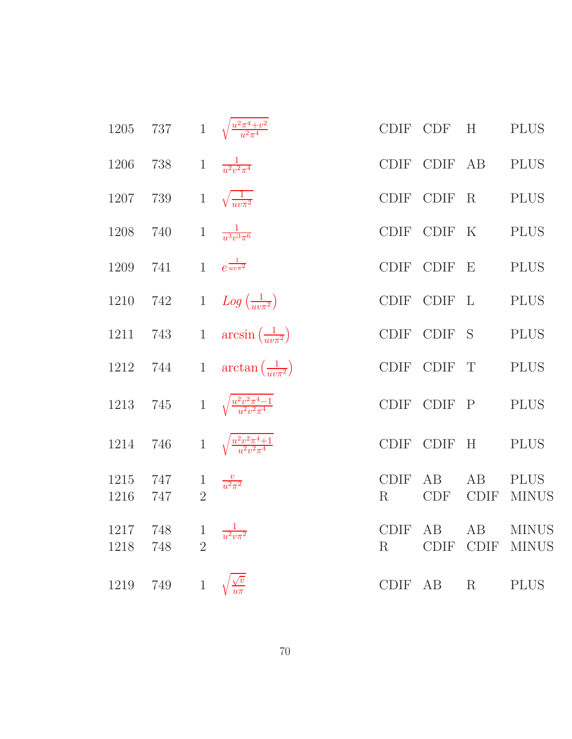| | | | | | | | |
|---|---|---|---|---|---|---|---|
| 1205 | 737 | 1 | $\sqrt{\frac{u^2\pi^4+v^2}{u^2\pi^4}}$ | CDIF | CDF | H | PLUS |
| 1206 | 738 | 1 | $\frac{1}{u^2v^2\pi^4}$ | CDIF | CDIF | AB | PLUS |
| 1207 | 739 | 1 | $\sqrt{\frac{1}{uv\pi^2}}$ | CDIF | CDIF | R | PLUS |
| 1208 | 740 | 1 | $\frac{1}{u^3v^3\pi^6}$ | CDIF | CDIF | K | PLUS |
| 1209 | 741 | 1 | $e^{\frac{1}{uv\pi^2}}$ | CDIF | CDIF | E | PLUS |
| 1210 | 742 | 1 | $Log\left(\frac{1}{uv\pi^2}\right)$ | CDIF | CDIF | L | PLUS |
| 1211 | 743 | 1 | $\arcsin\left(\frac{1}{uv\pi^2}\right)$ | CDIF | CDIF | S | PLUS |
| 1212 | 744 | 1 | $\arctan\left(\frac{1}{uv\pi^2}\right)$ | CDIF | CDIF | T | PLUS |
| 1213 | 745 | 1 | $\sqrt{\frac{u^2v^2\pi^4-1}{u^2v^2\pi^4}}$ | CDIF | CDIF | P | PLUS |
| 1214 | 746 | 1 | $\sqrt{\frac{u^2v^2\pi^4+1}{u^2v^2\pi^4}}$ | CDIF | CDIF | H | PLUS |
| 1215 | 747 | 1 | $\frac{v}{u^2\pi^2}$ | CDIF | AB | AB | PLUS |
| 1216 | 747 | 2 | | R | CDF | CDIF | MINUS |
| 1217 | 748 | 1 | $\frac{1}{u^2v\pi^2}$ | CDIF | AB | AB | MINUS |
| 1218 | 748 | 2 | | R | CDIF | CDIF | MINUS |
| 1219 | 749 | 1 | $\sqrt{\frac{\sqrt{v}}{u\pi}}$ | CDIF | AB | R | PLUS |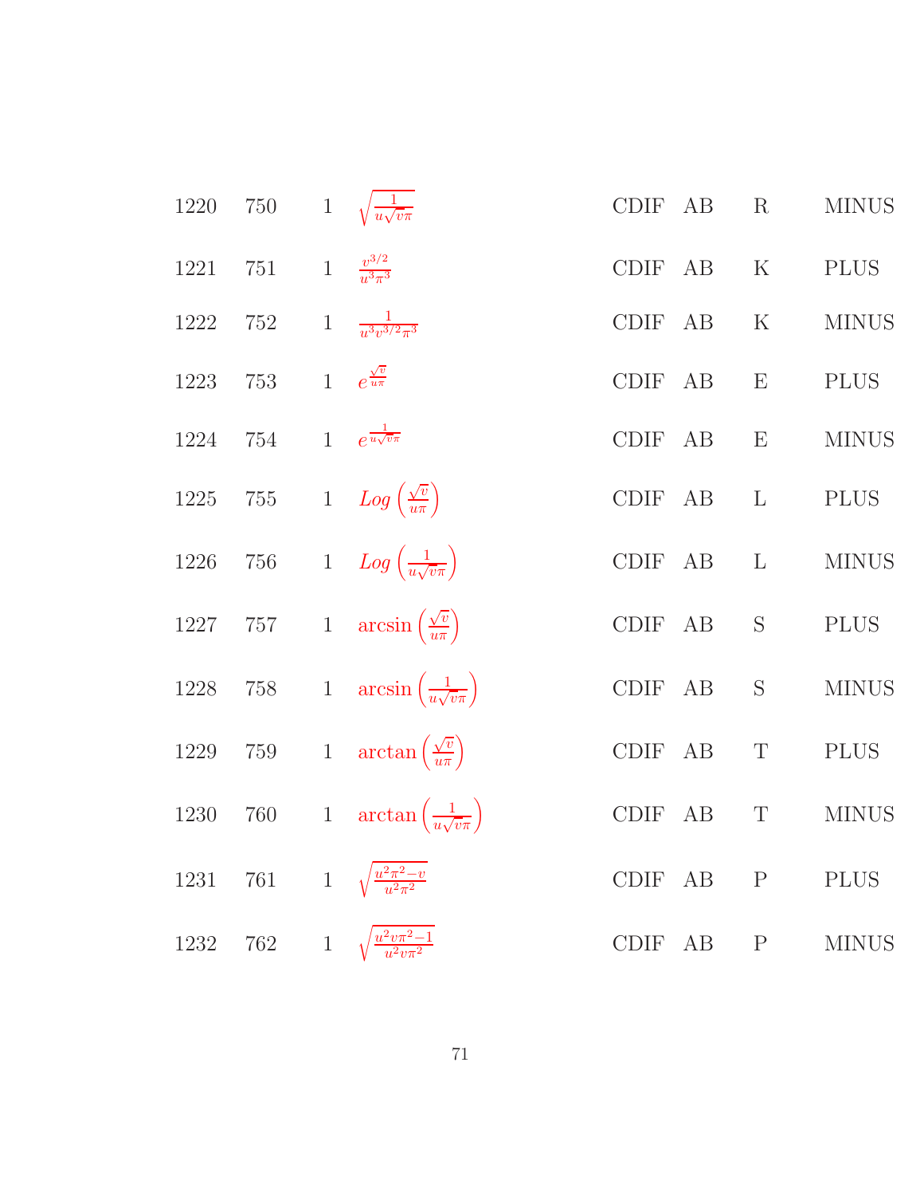| | | | | | | | |
|---|---|---|---|---|---|---|---|
| 1220 | 750 | 1 | $\sqrt{\frac{1}{u\sqrt{v}\pi}}$ | CDIF | AB | R | MINUS |
| 1221 | 751 | 1 | $\frac{v^{3/2}}{u^3\pi^3}$ | CDIF | AB | K | PLUS |
| 1222 | 752 | 1 | $\frac{1}{u^3v^{3/2}\pi^3}$ | CDIF | AB | K | MINUS |
| 1223 | 753 | 1 | $e^{\frac{\sqrt{v}}{u\pi}}$ | CDIF | AB | E | PLUS |
| 1224 | 754 | 1 | $e^{\frac{1}{u\sqrt{v}\pi}}$ | CDIF | AB | E | MINUS |
| 1225 | 755 | 1 | $Log\left(\frac{\sqrt{v}}{u\pi}\right)$ | CDIF | AB | L | PLUS |
| 1226 | 756 | 1 | $Log\left(\frac{1}{u\sqrt{v}\pi}\right)$ | CDIF | AB | L | MINUS |
| 1227 | 757 | 1 | $\arcsin\left(\frac{\sqrt{v}}{u\pi}\right)$ | CDIF | AB | S | PLUS |
| 1228 | 758 | 1 | $\arcsin\left(\frac{1}{u\sqrt{v}\pi}\right)$ | CDIF | AB | S | MINUS |
| 1229 | 759 | 1 | $\arctan\left(\frac{\sqrt{v}}{u\pi}\right)$ | CDIF | AB | T | PLUS |
| 1230 | 760 | 1 | $\arctan\left(\frac{1}{u\sqrt{v}\pi}\right)$ | CDIF | AB | T | MINUS |
| 1231 | 761 | 1 | $\sqrt{\frac{u^2\pi^2-v}{u^2\pi^2}}$ | CDIF | AB | P | PLUS |
| 1232 | 762 | 1 | $\sqrt{\frac{u^2v\pi^2-1}{u^2v\pi^2}}$ | CDIF | AB | P | MINUS |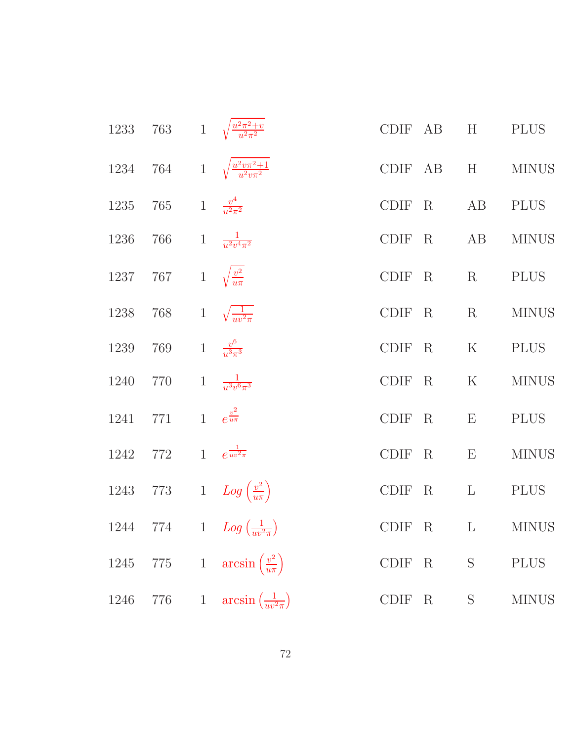| | | | | | | | |
|---|---|---|---|---|---|---|---|
| 1233 | 763 | 1 | $\sqrt{\frac{u^2\pi^2+v}{u^2\pi^2}}$ | CDIF | AB | H | PLUS |
| 1234 | 764 | 1 | $\sqrt{\frac{u^2v\pi^2+1}{u^2v\pi^2}}$ | CDIF | AB | H | MINUS |
| 1235 | 765 | 1 | $\frac{v^4}{u^2\pi^2}$ | CDIF | R | AB | PLUS |
| 1236 | 766 | 1 | $\frac{1}{u^2v^4\pi^2}$ | CDIF | R | AB | MINUS |
| 1237 | 767 | 1 | $\sqrt{\frac{v^2}{u\pi}}$ | CDIF | R | R | PLUS |
| 1238 | 768 | 1 | $\sqrt{\frac{1}{uv^2\pi}}$ | CDIF | R | R | MINUS |
| 1239 | 769 | 1 | $\frac{v^6}{u^3\pi^3}$ | CDIF | R | K | PLUS |
| 1240 | 770 | 1 | $\frac{1}{u^3v^6\pi^3}$ | CDIF | R | K | MINUS |
| 1241 | 771 | 1 | $e^{\frac{v^2}{u\pi}}$ | CDIF | R | E | PLUS |
| 1242 | 772 | 1 | $e^{\frac{1}{uv^2\pi}}$ | CDIF | R | E | MINUS |
| 1243 | 773 | 1 | $Log\left(\frac{v^2}{u\pi}\right)$ | CDIF | R | L | PLUS |
| 1244 | 774 | 1 | $Log\left(\frac{1}{uv^2\pi}\right)$ | CDIF | R | L | MINUS |
| 1245 | 775 | 1 | $\arcsin\left(\frac{v^2}{u\pi}\right)$ | CDIF | R | S | PLUS |
| 1246 | 776 | 1 | $\arcsin\left(\frac{1}{uv^2\pi}\right)$ | CDIF | R | S | MINUS |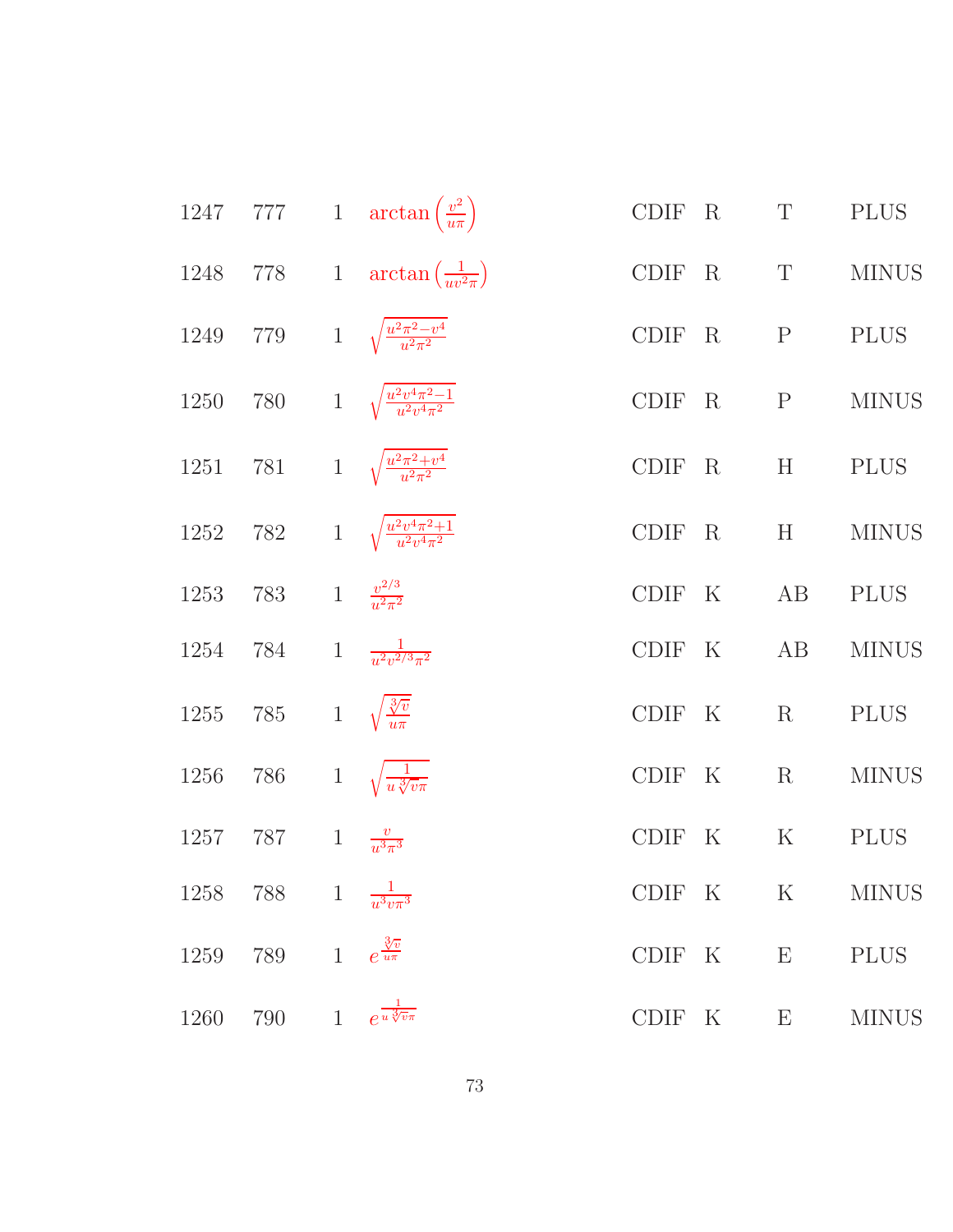| | | | | | | | |
|---|---|---|---|---|---|---|---|
| 1247 | 777 | 1 | $\arctan\left(\frac{v^2}{u\pi}\right)$ | CDIF | R | T | PLUS |
| 1248 | 778 | 1 | $\arctan\left(\frac{1}{uv^2\pi}\right)$ | CDIF | R | T | MINUS |
| 1249 | 779 | 1 | $\sqrt{\frac{u^2\pi^2-v^4}{u^2\pi^2}}$ | CDIF | R | P | PLUS |
| 1250 | 780 | 1 | $\sqrt{\frac{u^2v^4\pi^2-1}{u^2v^4\pi^2}}$ | CDIF | R | P | MINUS |
| 1251 | 781 | 1 | $\sqrt{\frac{u^2\pi^2+v^4}{u^2\pi^2}}$ | CDIF | R | H | PLUS |
| 1252 | 782 | 1 | $\sqrt{\frac{u^2v^4\pi^2+1}{u^2v^4\pi^2}}$ | CDIF | R | H | MINUS |
| 1253 | 783 | 1 | $\frac{v^{2/3}}{u^2\pi^2}$ | CDIF | K | AB | PLUS |
| 1254 | 784 | 1 | $\frac{1}{u^2v^{2/3}\pi^2}$ | CDIF | K | AB | MINUS |
| 1255 | 785 | 1 | $\sqrt{\frac{\sqrt[3]{v}}{u\pi}}$ | CDIF | K | R | PLUS |
| 1256 | 786 | 1 | $\sqrt{\frac{1}{u\sqrt[3]{v}\pi}}$ | CDIF | K | R | MINUS |
| 1257 | 787 | 1 | $\frac{v}{u^3\pi^3}$ | CDIF | K | K | PLUS |
| 1258 | 788 | 1 | $\frac{1}{u^3v\pi^3}$ | CDIF | K | K | MINUS |
| 1259 | 789 | 1 | $e^{\frac{\sqrt[3]{v}}{u\pi}}$ | CDIF | K | E | PLUS |
| 1260 | 790 | 1 | $e^{\frac{1}{u\sqrt[3]{v}\pi}}$ | CDIF | K | E | MINUS |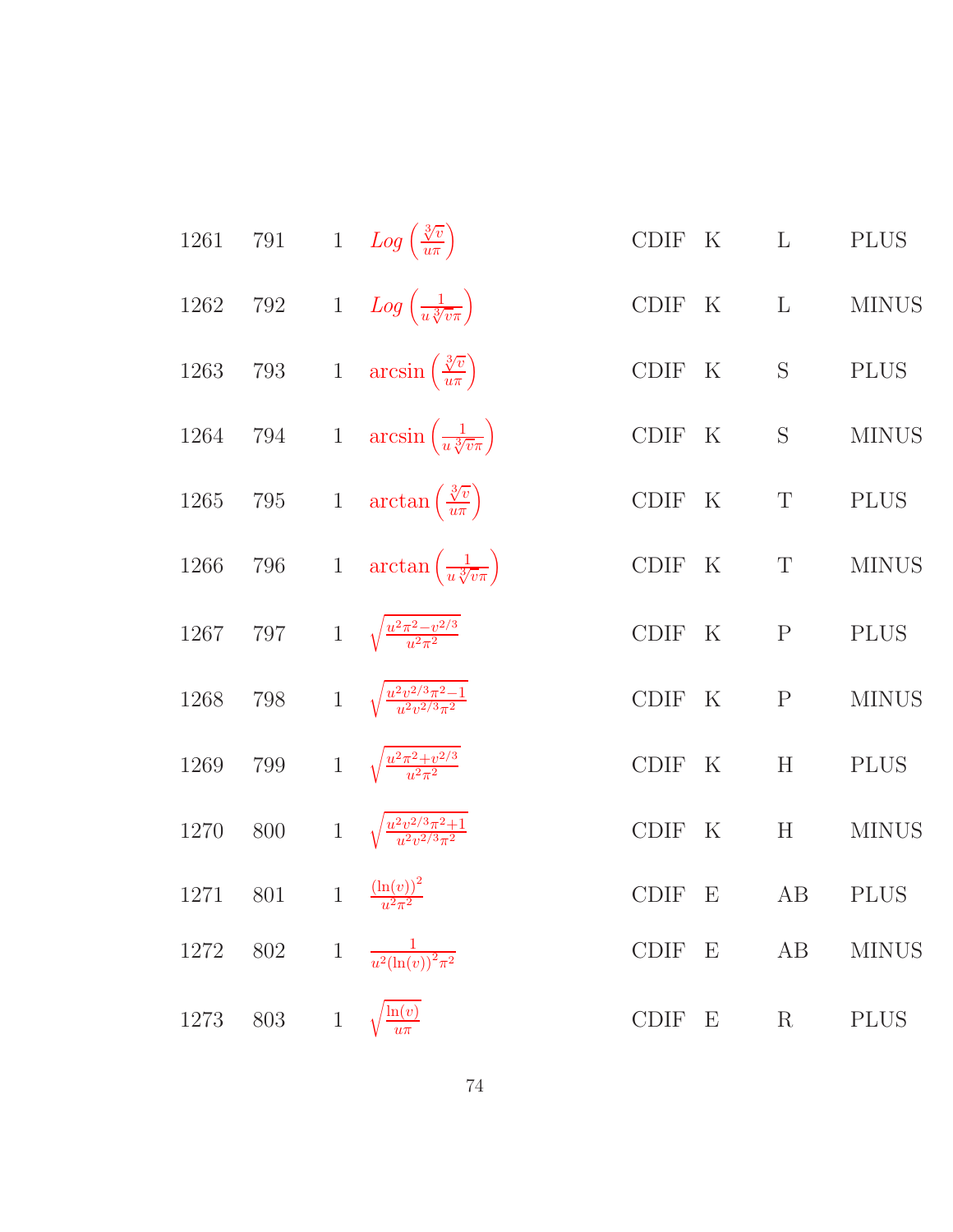| | | | | | | |
|---|---|---|---|---|---|---|
| 1261 | 791 | 1 | $Log\left(\frac{\sqrt[3]{v}}{u\pi}\right)$ | CDIF | K | L | PLUS |
| 1262 | 792 | 1 | $Log\left(\frac{1}{u\sqrt[3]{v}\pi}\right)$ | CDIF | K | L | MINUS |
| 1263 | 793 | 1 | $\arcsin\left(\frac{\sqrt[3]{v}}{u\pi}\right)$ | CDIF | K | S | PLUS |
| 1264 | 794 | 1 | $\arcsin\left(\frac{1}{u\sqrt[3]{v}\pi}\right)$ | CDIF | K | S | MINUS |
| 1265 | 795 | 1 | $\arctan\left(\frac{\sqrt[3]{v}}{u\pi}\right)$ | CDIF | K | T | PLUS |
| 1266 | 796 | 1 | $\arctan\left(\frac{1}{u\sqrt[3]{v}\pi}\right)$ | CDIF | K | T | MINUS |
| 1267 | 797 | 1 | $\sqrt{\frac{u^2\pi^2-v^{2/3}}{u^2\pi^2}}$ | CDIF | K | P | PLUS |
| 1268 | 798 | 1 | $\sqrt{\frac{u^2v^{2/3}\pi^2-1}{u^2v^{2/3}\pi^2}}$ | CDIF | K | P | MINUS |
| 1269 | 799 | 1 | $\sqrt{\frac{u^2\pi^2+v^{2/3}}{u^2\pi^2}}$ | CDIF | K | H | PLUS |
| 1270 | 800 | 1 | $\sqrt{\frac{u^2v^{2/3}\pi^2+1}{u^2v^{2/3}\pi^2}}$ | CDIF | K | H | MINUS |
| 1271 | 801 | 1 | $\frac{(\ln(v))^2}{u^2\pi^2}$ | CDIF | E | AB | PLUS |
| 1272 | 802 | 1 | $\frac{1}{u^2(\ln(v))^2\pi^2}$ | CDIF | E | AB | MINUS |
| 1273 | 803 | 1 | $\sqrt{\frac{\ln(v)}{u\pi}}$ | CDIF | E | R | PLUS |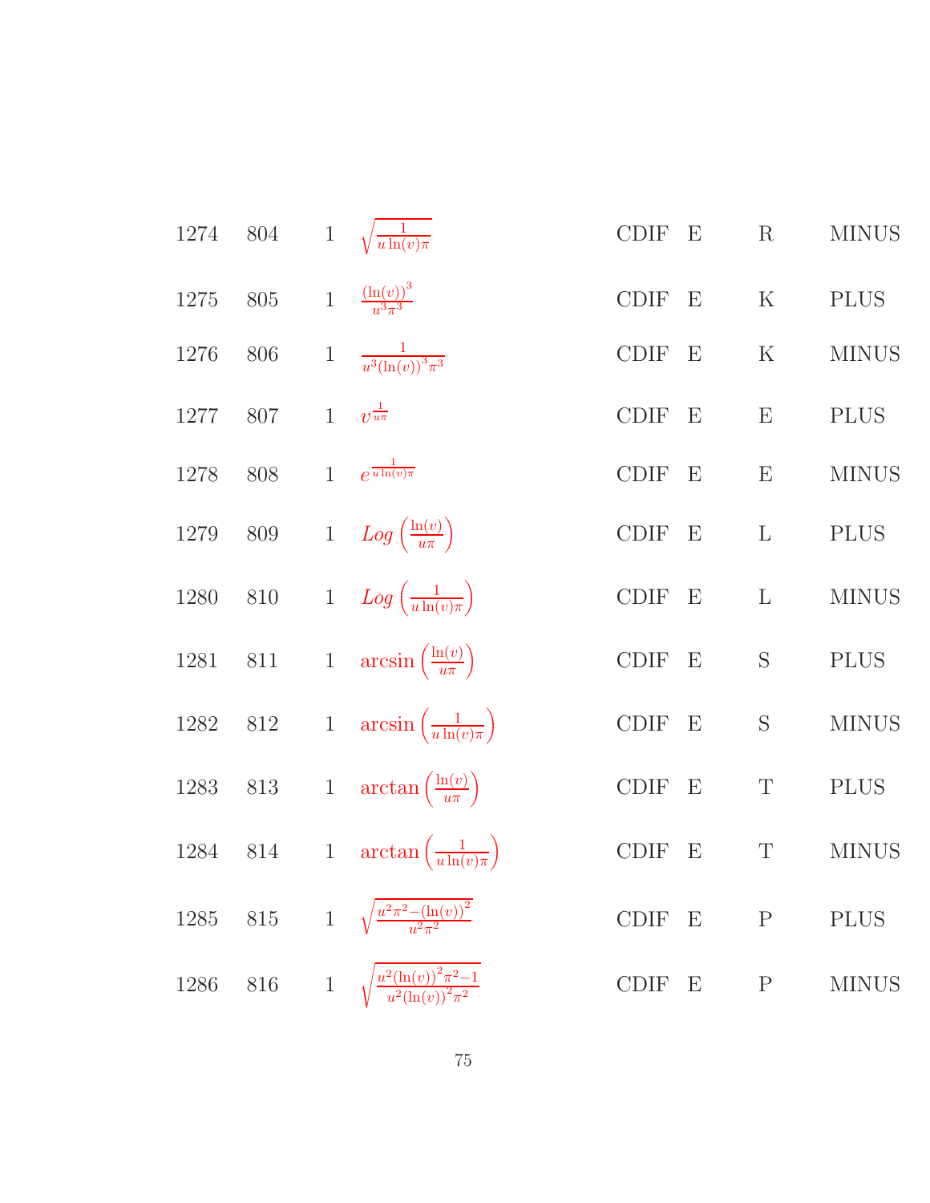| | | | | | | | |
|---|---|---|---|---|---|---|---|
| 1274 | 804 | 1 | $\sqrt{\frac{1}{u\ln(v)\pi}}$ | CDIF | E | R | MINUS |
| 1275 | 805 | 1 | $\frac{(\ln(v))^3}{u^3\pi^3}$ | CDIF | E | K | PLUS |
| 1276 | 806 | 1 | $\frac{1}{u^3(\ln(v))^3\pi^3}$ | CDIF | E | K | MINUS |
| 1277 | 807 | 1 | $v^{\frac{1}{u\pi}}$ | CDIF | E | E | PLUS |
| 1278 | 808 | 1 | $e^{\frac{1}{u\ln(v)\pi}}$ | CDIF | E | E | MINUS |
| 1279 | 809 | 1 | $Log\left(\frac{\ln(v)}{u\pi}\right)$ | CDIF | E | L | PLUS |
| 1280 | 810 | 1 | $Log\left(\frac{1}{u\ln(v)\pi}\right)$ | CDIF | E | L | MINUS |
| 1281 | 811 | 1 | $\arcsin\left(\frac{\ln(v)}{u\pi}\right)$ | CDIF | E | S | PLUS |
| 1282 | 812 | 1 | $\arcsin\left(\frac{1}{u\ln(v)\pi}\right)$ | CDIF | E | S | MINUS |
| 1283 | 813 | 1 | $\arctan\left(\frac{\ln(v)}{u\pi}\right)$ | CDIF | E | T | PLUS |
| 1284 | 814 | 1 | $\arctan\left(\frac{1}{u\ln(v)\pi}\right)$ | CDIF | E | T | MINUS |
| 1285 | 815 | 1 | $\sqrt{\frac{u^2\pi^2-(\ln(v))^2}{u^2\pi^2}}$ | CDIF | E | P | PLUS |
| 1286 | 816 | 1 | $\sqrt{\frac{u^2(\ln(v))^2\pi^2-1}{u^2(\ln(v))^2\pi^2}}$ | CDIF | E | P | MINUS |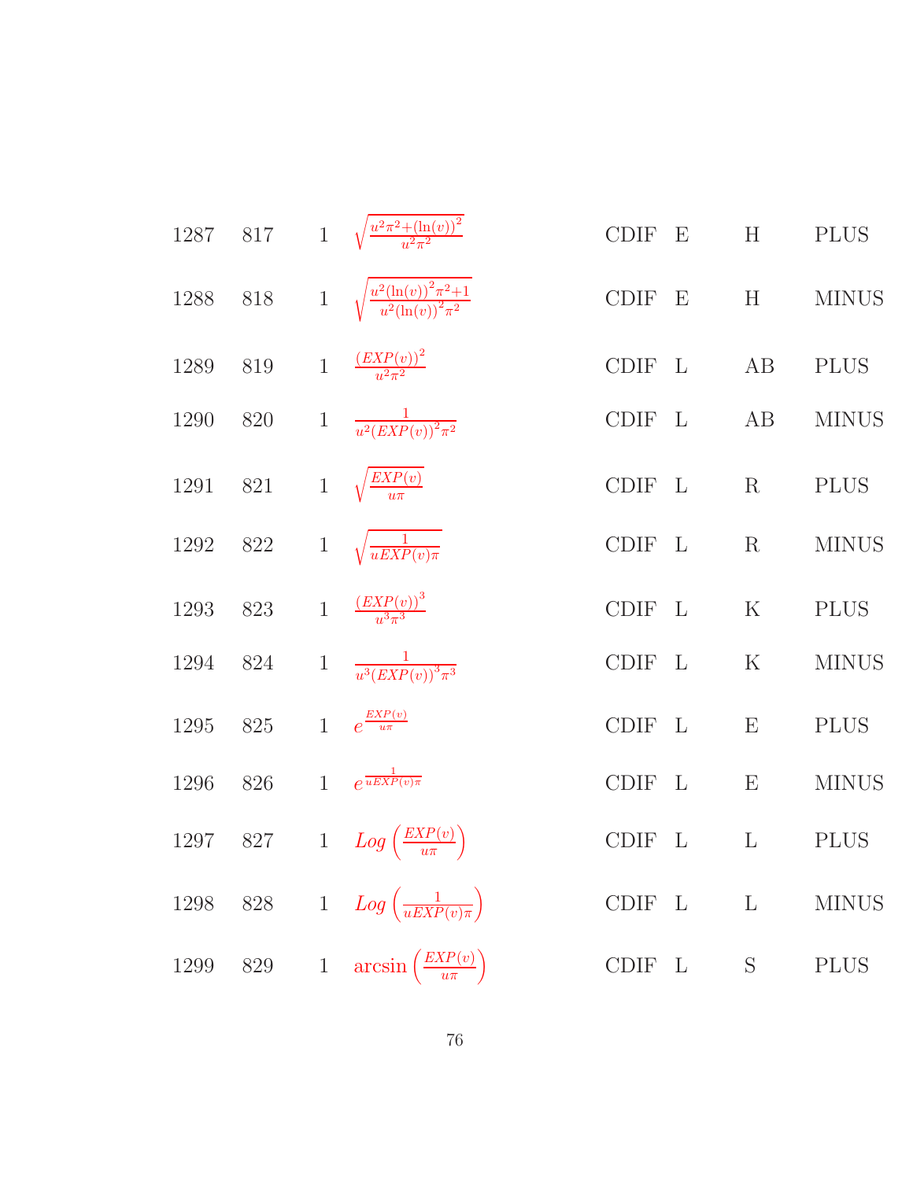| | | | | | | | |
|---|---|---|---|---|---|---|---|
| 1287 | 817 | 1 | $\sqrt{\frac{u^2\pi^2+(\ln(v))^2}{u^2\pi^2}}$ | CDIF | E | H | PLUS |
| 1288 | 818 | 1 | $\sqrt{\frac{u^2(\ln(v))^2\pi^2+1}{u^2(\ln(v))^2\pi^2}}$ | CDIF | E | H | MINUS |
| 1289 | 819 | 1 | $\frac{(EXP(v))^2}{u^2\pi^2}$ | CDIF | L | AB | PLUS |
| 1290 | 820 | 1 | $\frac{1}{u^2(EXP(v))^2\pi^2}$ | CDIF | L | AB | MINUS |
| 1291 | 821 | 1 | $\sqrt{\frac{EXP(v)}{u\pi}}$ | CDIF | L | R | PLUS |
| 1292 | 822 | 1 | $\sqrt{\frac{1}{uEXP(v)\pi}}$ | CDIF | L | R | MINUS |
| 1293 | 823 | 1 | $\frac{(EXP(v))^3}{u^3\pi^3}$ | CDIF | L | K | PLUS |
| 1294 | 824 | 1 | $\frac{1}{u^3(EXP(v))^3\pi^3}$ | CDIF | L | K | MINUS |
| 1295 | 825 | 1 | $e^{\frac{EXP(v)}{u\pi}}$ | CDIF | L | E | PLUS |
| 1296 | 826 | 1 | $e^{\frac{1}{uEXP(v)\pi}}$ | CDIF | L | E | MINUS |
| 1297 | 827 | 1 | $Log\left(\frac{EXP(v)}{u\pi}\right)$ | CDIF | L | L | PLUS |
| 1298 | 828 | 1 | $Log\left(\frac{1}{uEXP(v)\pi}\right)$ | CDIF | L | L | MINUS |
| 1299 | 829 | 1 | $\arcsin\left(\frac{EXP(v)}{u\pi}\right)$ | CDIF | L | S | PLUS |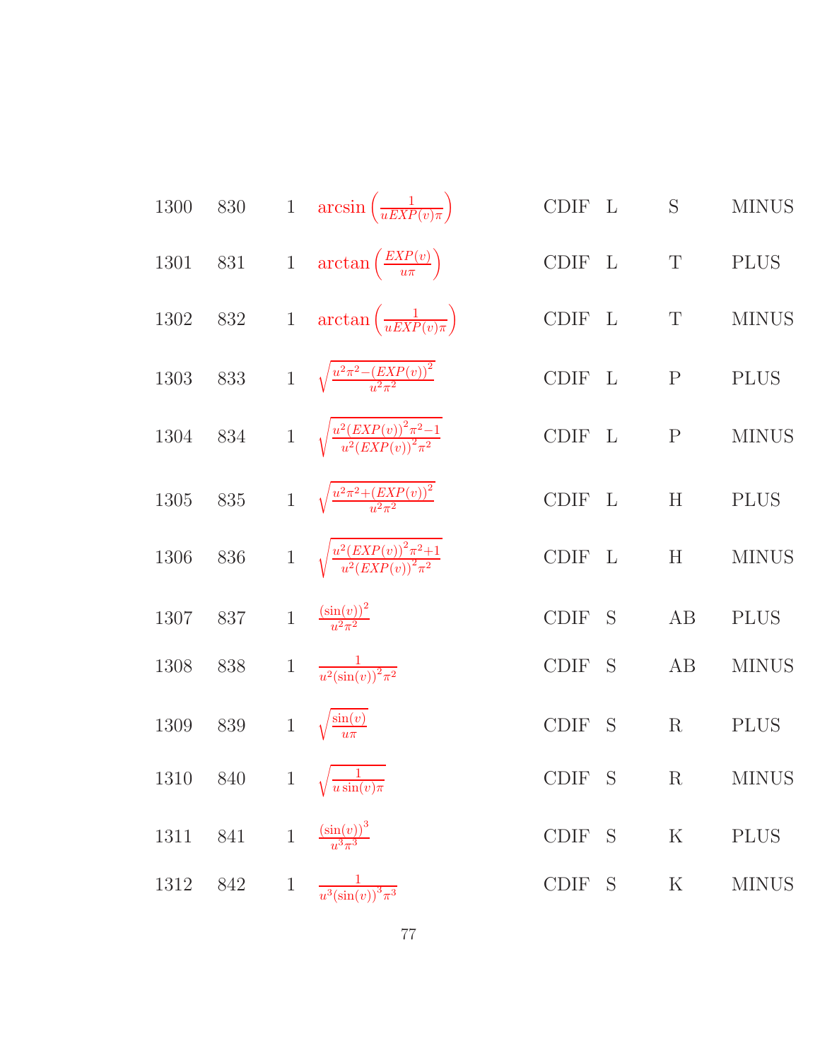| | | | | | | | |
|---|---|---|---|---|---|---|---|
| 1300 | 830 | 1 | $\arcsin\left(\frac{1}{uEXP(v)\pi}\right)$ | CDIF | L | S | MINUS |
| 1301 | 831 | 1 | $\arctan\left(\frac{EXP(v)}{u\pi}\right)$ | CDIF | L | T | PLUS |
| 1302 | 832 | 1 | $\arctan\left(\frac{1}{uEXP(v)\pi}\right)$ | CDIF | L | T | MINUS |
| 1303 | 833 | 1 | $\sqrt{\frac{u^2\pi^2-(EXP(v))^2}{u^2\pi^2}}$ | CDIF | L | P | PLUS |
| 1304 | 834 | 1 | $\sqrt{\frac{u^2(EXP(v))^2\pi^2-1}{u^2(EXP(v))^2\pi^2}}$ | CDIF | L | P | MINUS |
| 1305 | 835 | 1 | $\sqrt{\frac{u^2\pi^2+(EXP(v))^2}{u^2\pi^2}}$ | CDIF | L | H | PLUS |
| 1306 | 836 | 1 | $\sqrt{\frac{u^2(EXP(v))^2\pi^2+1}{u^2(EXP(v))^2\pi^2}}$ | CDIF | L | H | MINUS |
| 1307 | 837 | 1 | $\frac{(\sin(v))^2}{u^2\pi^2}$ | CDIF | S | AB | PLUS |
| 1308 | 838 | 1 | $\frac{1}{u^2(\sin(v))^2\pi^2}$ | CDIF | S | AB | MINUS |
| 1309 | 839 | 1 | $\sqrt{\frac{\sin(v)}{u\pi}}$ | CDIF | S | R | PLUS |
| 1310 | 840 | 1 | $\sqrt{\frac{1}{u\sin(v)\pi}}$ | CDIF | S | R | MINUS |
| 1311 | 841 | 1 | $\frac{(\sin(v))^3}{u^3\pi^3}$ | CDIF | S | K | PLUS |
| 1312 | 842 | 1 | $\frac{1}{u^3(\sin(v))^3\pi^3}$ | CDIF | S | K | MINUS |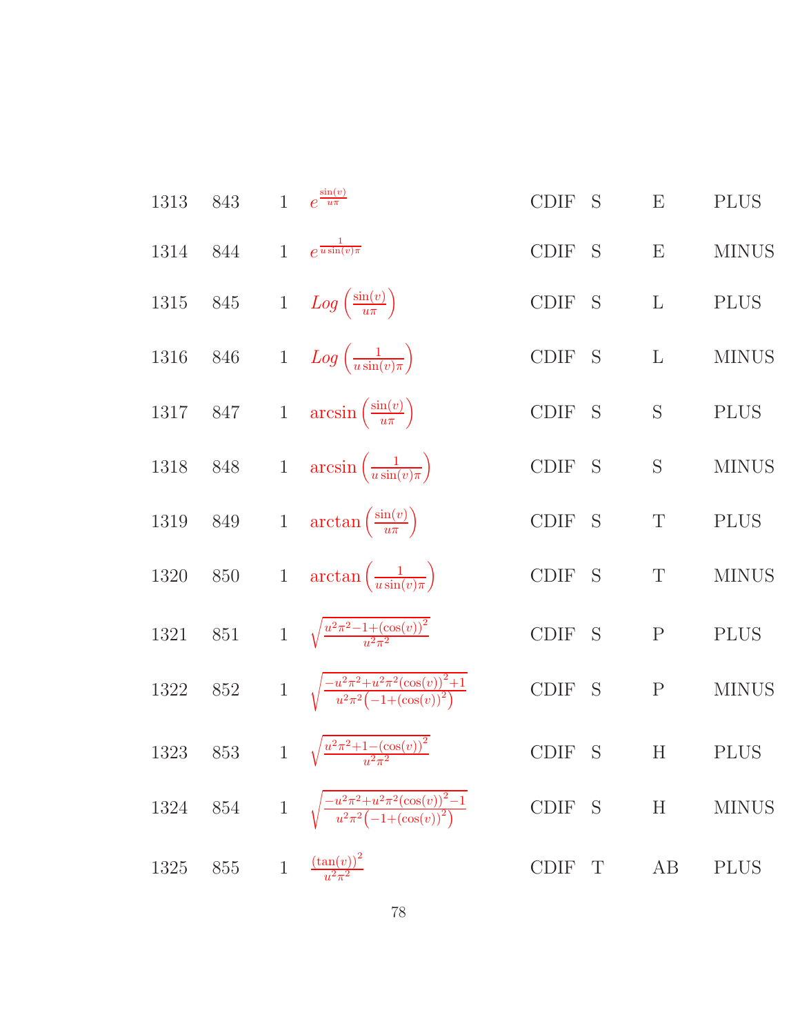| | | | | | | | |
|---|---|---|---|---|---|---|---|
| 1313 | 843 | 1 | $e^{\frac{\sin(v)}{u\pi}}$ | CDIF | S | E | PLUS |
| 1314 | 844 | 1 | $e^{\frac{1}{u\sin(v)\pi}}$ | CDIF | S | E | MINUS |
| 1315 | 845 | 1 | $Log\left(\frac{\sin(v)}{u\pi}\right)$ | CDIF | S | L | PLUS |
| 1316 | 846 | 1 | $Log\left(\frac{1}{u\sin(v)\pi}\right)$ | CDIF | S | L | MINUS |
| 1317 | 847 | 1 | $\arcsin\left(\frac{\sin(v)}{u\pi}\right)$ | CDIF | S | S | PLUS |
| 1318 | 848 | 1 | $\arcsin\left(\frac{1}{u\sin(v)\pi}\right)$ | CDIF | S | S | MINUS |
| 1319 | 849 | 1 | $\arctan\left(\frac{\sin(v)}{u\pi}\right)$ | CDIF | S | T | PLUS |
| 1320 | 850 | 1 | $\arctan\left(\frac{1}{u\sin(v)\pi}\right)$ | CDIF | S | T | MINUS |
| 1321 | 851 | 1 | $\sqrt{\frac{u^2\pi^2-1+(\cos(v))^2}{u^2\pi^2}}$ | CDIF | S | P | PLUS |
| 1322 | 852 | 1 | $\sqrt{\frac{-u^2\pi^2+u^2\pi^2(\cos(v))^2+1}{u^2\pi^2\left(-1+(\cos(v))^2\right)}}$ | CDIF | S | P | MINUS |
| 1323 | 853 | 1 | $\sqrt{\frac{u^2\pi^2+1-(\cos(v))^2}{u^2\pi^2}}$ | CDIF | S | H | PLUS |
| 1324 | 854 | 1 | $\sqrt{\frac{-u^2\pi^2+u^2\pi^2(\cos(v))^2-1}{u^2\pi^2\left(-1+(\cos(v))^2\right)}}$ | CDIF | S | H | MINUS |
| 1325 | 855 | 1 | $\frac{(\tan(v))^2}{u^2\pi^2}$ | CDIF | T | AB | PLUS |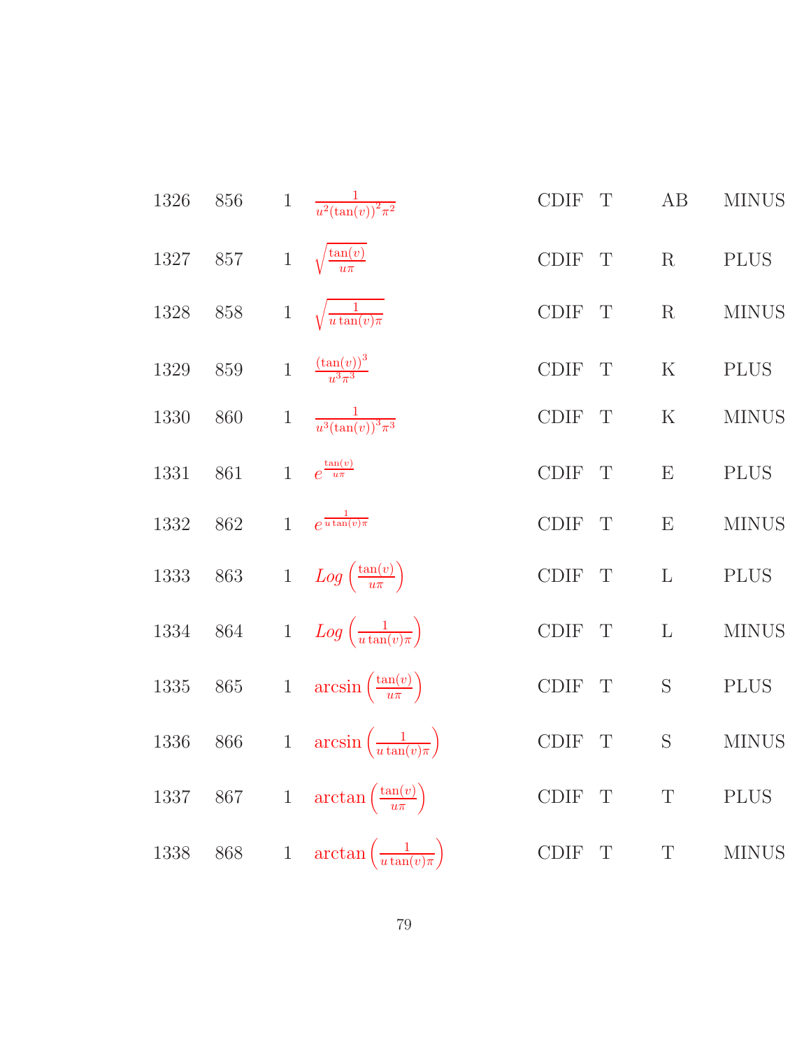| | | | | | | | |
|---|---|---|---|---|---|---|---|
| 1326 | 856 | 1 | $\frac{1}{u^2(\tan(v))^2\pi^2}$ | CDIF | T | AB | MINUS |
| 1327 | 857 | 1 | $\sqrt{\frac{\tan(v)}{u\pi}}$ | CDIF | T | R | PLUS |
| 1328 | 858 | 1 | $\sqrt{\frac{1}{u\tan(v)\pi}}$ | CDIF | T | R | MINUS |
| 1329 | 859 | 1 | $\frac{(\tan(v))^3}{u^3\pi^3}$ | CDIF | T | K | PLUS |
| 1330 | 860 | 1 | $\frac{1}{u^3(\tan(v))^3\pi^3}$ | CDIF | T | K | MINUS |
| 1331 | 861 | 1 | $e^{\frac{\tan(v)}{u\pi}}$ | CDIF | T | E | PLUS |
| 1332 | 862 | 1 | $e^{\frac{1}{u\tan(v)\pi}}$ | CDIF | T | E | MINUS |
| 1333 | 863 | 1 | $Log\left(\frac{\tan(v)}{u\pi}\right)$ | CDIF | T | L | PLUS |
| 1334 | 864 | 1 | $Log\left(\frac{1}{u\tan(v)\pi}\right)$ | CDIF | T | L | MINUS |
| 1335 | 865 | 1 | $\arcsin\left(\frac{\tan(v)}{u\pi}\right)$ | CDIF | T | S | PLUS |
| 1336 | 866 | 1 | $\arcsin\left(\frac{1}{u\tan(v)\pi}\right)$ | CDIF | T | S | MINUS |
| 1337 | 867 | 1 | $\arctan\left(\frac{\tan(v)}{u\pi}\right)$ | CDIF | T | T | PLUS |
| 1338 | 868 | 1 | $\arctan\left(\frac{1}{u\tan(v)\pi}\right)$ | CDIF | T | T | MINUS |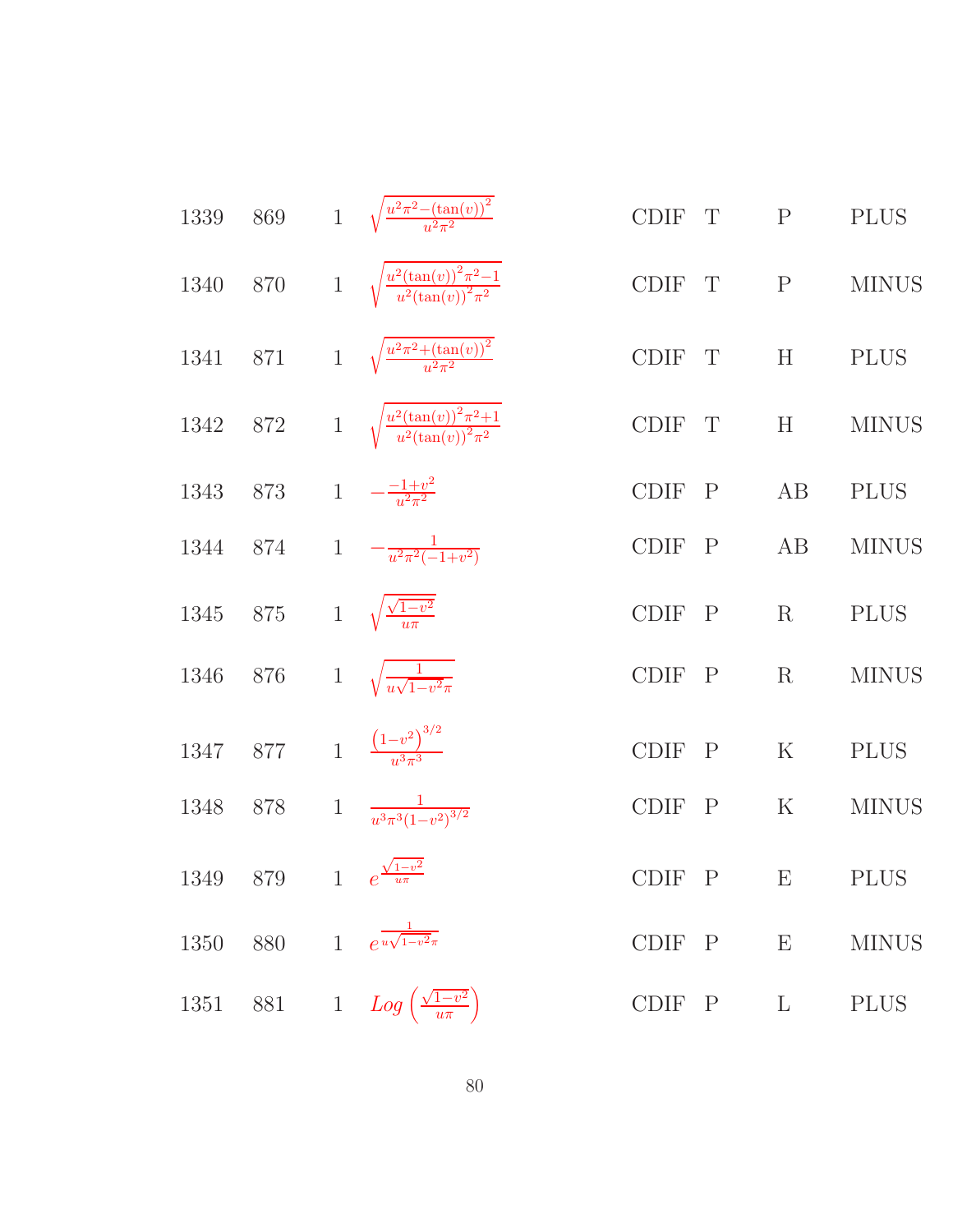| | | | | | | | |
|---|---|---|---|---|---|---|---|
| 1339 | 869 | 1 | $\sqrt{\frac{u^2\pi^2-(\tan(v))^2}{u^2\pi^2}}$ | CDIF | T | P | PLUS |
| 1340 | 870 | 1 | $\sqrt{\frac{u^2(\tan(v))^2\pi^2-1}{u^2(\tan(v))^2\pi^2}}$ | CDIF | T | P | MINUS |
| 1341 | 871 | 1 | $\sqrt{\frac{u^2\pi^2+(\tan(v))^2}{u^2\pi^2}}$ | CDIF | T | H | PLUS |
| 1342 | 872 | 1 | $\sqrt{\frac{u^2(\tan(v))^2\pi^2+1}{u^2(\tan(v))^2\pi^2}}$ | CDIF | T | H | MINUS |
| 1343 | 873 | 1 | $-\frac{-1+v^2}{u^2\pi^2}$ | CDIF | P | AB | PLUS |
| 1344 | 874 | 1 | $-\frac{1}{u^2\pi^2(-1+v^2)}$ | CDIF | P | AB | MINUS |
| 1345 | 875 | 1 | $\sqrt{\frac{\sqrt{1-v^2}}{u\pi}}$ | CDIF | P | R | PLUS |
| 1346 | 876 | 1 | $\sqrt{\frac{1}{u\sqrt{1-v^2}\pi}}$ | CDIF | P | R | MINUS |
| 1347 | 877 | 1 | $\frac{\left(1-v^2\right)^{3/2}}{u^3\pi^3}$ | CDIF | P | K | PLUS |
| 1348 | 878 | 1 | $\frac{1}{u^3\pi^3(1-v^2)^{3/2}}$ | CDIF | P | K | MINUS |
| 1349 | 879 | 1 | $e^{\frac{\sqrt{1-v^2}}{u\pi}}$ | CDIF | P | E | PLUS |
| 1350 | 880 | 1 | $e^{\frac{1}{u\sqrt{1-v^2}\pi}}$ | CDIF | P | E | MINUS |
| 1351 | 881 | 1 | $Log\left(\frac{\sqrt{1-v^2}}{u\pi}\right)$ | CDIF | P | L | PLUS |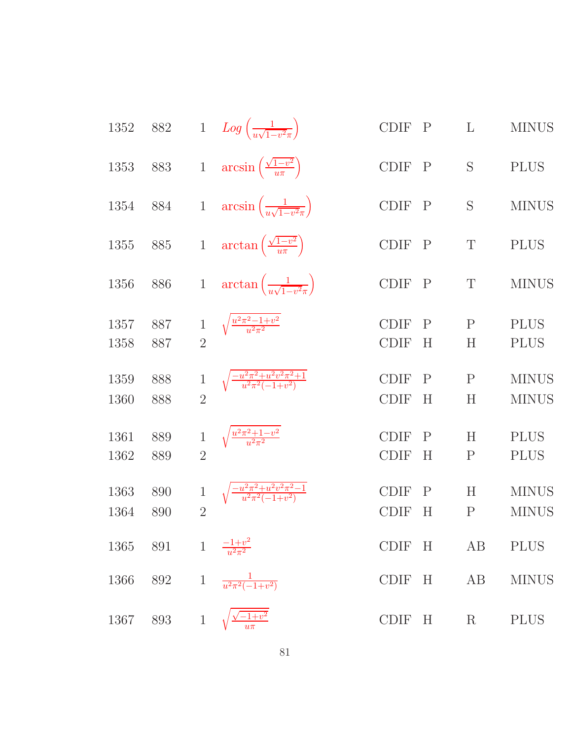| | | | | | | | |
|---|---|---|---|---|---|---|---|
| 1352 | 882 | 1 | $Log\left(\frac{1}{u\sqrt{1-v^2}\pi}\right)$ | CDIF | P | L | MINUS |
| 1353 | 883 | 1 | $\arcsin\left(\frac{\sqrt{1-v^2}}{u\pi}\right)$ | CDIF | P | S | PLUS |
| 1354 | 884 | 1 | $\arcsin\left(\frac{1}{u\sqrt{1-v^2}\pi}\right)$ | CDIF | P | S | MINUS |
| 1355 | 885 | 1 | $\arctan\left(\frac{\sqrt{1-v^2}}{u\pi}\right)$ | CDIF | P | T | PLUS |
| 1356 | 886 | 1 | $\arctan\left(\frac{1}{u\sqrt{1-v^2}\pi}\right)$ | CDIF | P | T | MINUS |
| 1357 | 887 | 1 | $\sqrt{\frac{u^2\pi^2-1+v^2}{u^2\pi^2}}$ | CDIF | P | P | PLUS |
| 1358 | 887 | 2 | | CDIF | H | H | PLUS |
| 1359 | 888 | 1 | $\sqrt{\frac{-u^2\pi^2+u^2v^2\pi^2+1}{u^2\pi^2(-1+v^2)}}$ | CDIF | P | P | MINUS |
| 1360 | 888 | 2 | | CDIF | H | H | MINUS |
| 1361 | 889 | 1 | $\sqrt{\frac{u^2\pi^2+1-v^2}{u^2\pi^2}}$ | CDIF | P | H | PLUS |
| 1362 | 889 | 2 | | CDIF | H | P | PLUS |
| 1363 | 890 | 1 | $\sqrt{\frac{-u^2\pi^2+u^2v^2\pi^2-1}{u^2\pi^2(-1+v^2)}}$ | CDIF | P | H | MINUS |
| 1364 | 890 | 2 | | CDIF | H | P | MINUS |
| 1365 | 891 | 1 | $\frac{-1+v^2}{u^2\pi^2}$ | CDIF | H | AB | PLUS |
| 1366 | 892 | 1 | $\frac{1}{u^2\pi^2(-1+v^2)}$ | CDIF | H | AB | MINUS |
| 1367 | 893 | 1 | $\sqrt{\frac{\sqrt{-1+v^2}}{u\pi}}$ | CDIF | H | R | PLUS |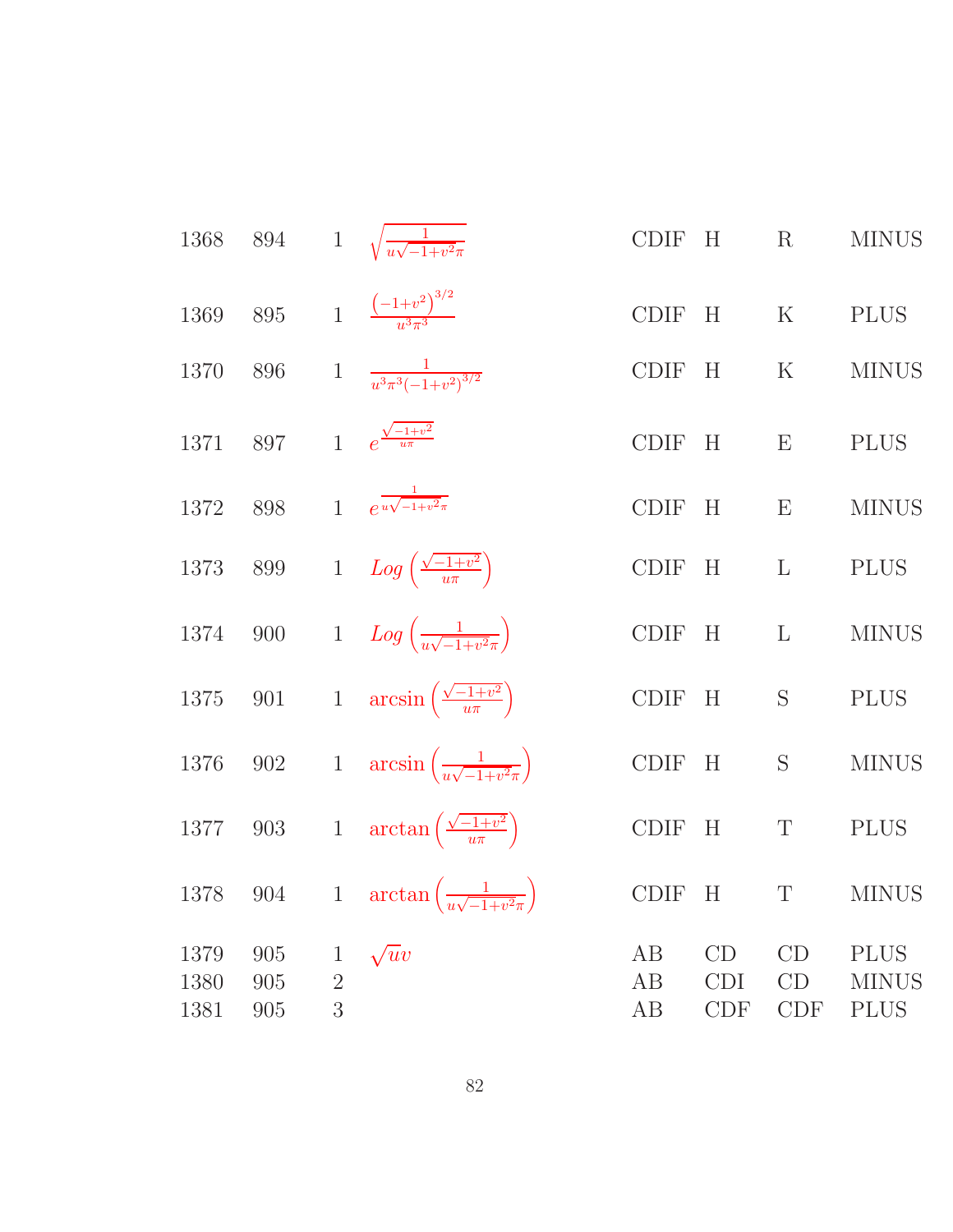| | | | | | | | |
|---|---|---|---|---|---|---|---|
| 1368 | 894 | 1 | $\sqrt{\frac{1}{u\sqrt{-1+v^2}\pi}}$ | CDIF | H | R | MINUS |
| 1369 | 895 | 1 | $\frac{\left(-1+v^2\right)^{3/2}}{u^3\pi^3}$ | CDIF | H | K | PLUS |
| 1370 | 896 | 1 | $\frac{1}{u^3\pi^3\left(-1+v^2\right)^{3/2}}$ | CDIF | H | K | MINUS |
| 1371 | 897 | 1 | $e^{\frac{\sqrt{-1+v^2}}{u\pi}}$ | CDIF | H | E | PLUS |
| 1372 | 898 | 1 | $e^{\frac{1}{u\sqrt{-1+v^2}\pi}}$ | CDIF | H | E | MINUS |
| 1373 | 899 | 1 | $Log\left(\frac{\sqrt{-1+v^2}}{u\pi}\right)$ | CDIF | H | L | PLUS |
| 1374 | 900 | 1 | $Log\left(\frac{1}{u\sqrt{-1+v^2}\pi}\right)$ | CDIF | H | L | MINUS |
| 1375 | 901 | 1 | $\arcsin\left(\frac{\sqrt{-1+v^2}}{u\pi}\right)$ | CDIF | H | S | PLUS |
| 1376 | 902 | 1 | $\arcsin\left(\frac{1}{u\sqrt{-1+v^2}\pi}\right)$ | CDIF | H | S | MINUS |
| 1377 | 903 | 1 | $\arctan\left(\frac{\sqrt{-1+v^2}}{u\pi}\right)$ | CDIF | H | T | PLUS |
| 1378 | 904 | 1 | $\arctan\left(\frac{1}{u\sqrt{-1+v^2}\pi}\right)$ | CDIF | H | T | MINUS |
| 1379 | 905 | 1 | $\sqrt{u}v$ | AB | CD | CD | PLUS |
| 1380 | 905 | 2 | | AB | CDI | CD | MINUS |
| 1381 | 905 | 3 | | AB | CDF | CDF | PLUS |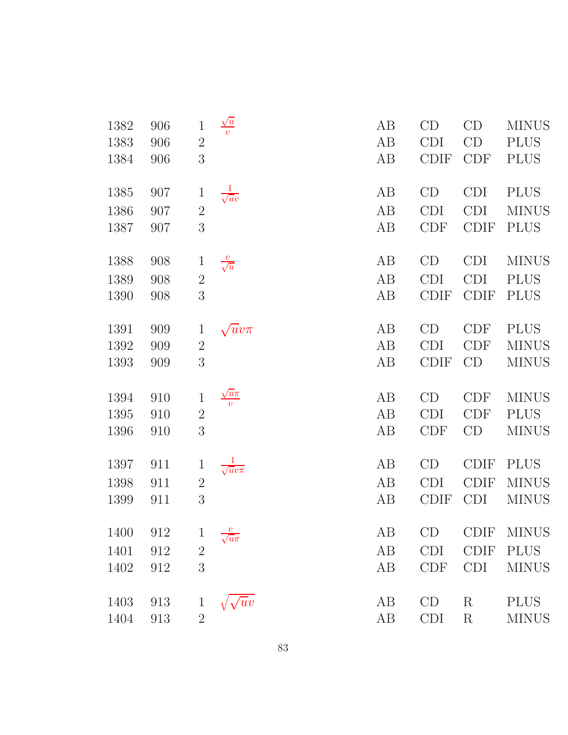| | | | | | | | |
|---|---|---|---|---|---|---|---|
| 1382 | 906 | 1 | $\frac{\sqrt{u}}{v}$ | AB | CD | CD | MINUS |
| 1383 | 906 | 2 | | AB | CDI | CD | PLUS |
| 1384 | 906 | 3 | | AB | CDIF | CDF | PLUS |
| 1385 | 907 | 1 | $\frac{1}{\sqrt{u}v}$ | AB | CD | CDI | PLUS |
| 1386 | 907 | 2 | | AB | CDI | CDI | MINUS |
| 1387 | 907 | 3 | | AB | CDF | CDIF | PLUS |
| 1388 | 908 | 1 | $\frac{v}{\sqrt{u}}$ | AB | CD | CDI | MINUS |
| 1389 | 908 | 2 | | AB | CDI | CDI | PLUS |
| 1390 | 908 | 3 | | AB | CDIF | CDIF | PLUS |
| 1391 | 909 | 1 | $\sqrt{u}v\pi$ | AB | CD | CDF | PLUS |
| 1392 | 909 | 2 | | AB | CDI | CDF | MINUS |
| 1393 | 909 | 3 | | AB | CDIF | CD | MINUS |
| 1394 | 910 | 1 | $\frac{\sqrt{u}\pi}{v}$ | AB | CD | CDF | MINUS |
| 1395 | 910 | 2 | | AB | CDI | CDF | PLUS |
| 1396 | 910 | 3 | | AB | CDF | CD | MINUS |
| 1397 | 911 | 1 | $\frac{1}{\sqrt{u}v\pi}$ | AB | CD | CDIF | PLUS |
| 1398 | 911 | 2 | | AB | CDI | CDIF | MINUS |
| 1399 | 911 | 3 | | AB | CDIF | CDI | MINUS |
| 1400 | 912 | 1 | $\frac{v}{\sqrt{u}\pi}$ | AB | CD | CDIF | MINUS |
| 1401 | 912 | 2 | | AB | CDI | CDIF | PLUS |
| 1402 | 912 | 3 | | AB | CDF | CDI | MINUS |
| 1403 | 913 | 1 | $\sqrt{\sqrt{u}v}$ | AB | CD | R | PLUS |
| 1404 | 913 | 2 | | AB | CDI | R | MINUS |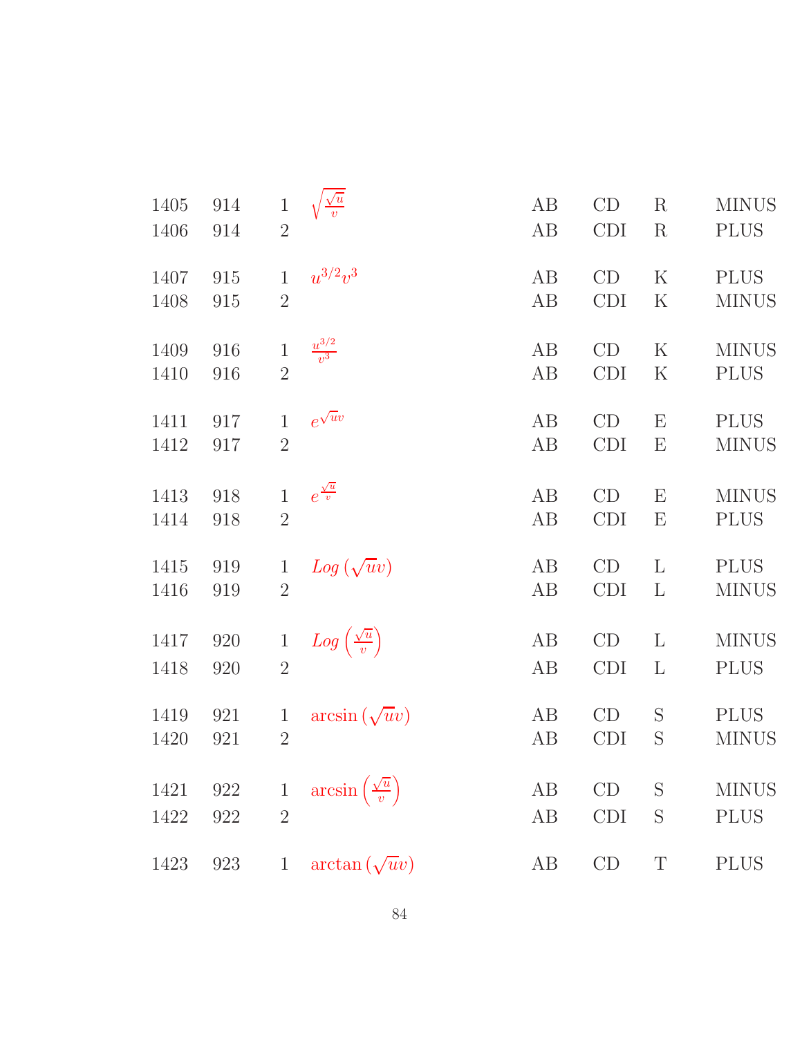| | | | | | | | |
|---|---|---|---|---|---|---|---|
| 1405 | 914 | 1 | $\sqrt{\frac{\sqrt{u}}{v}}$ | AB | CD | R | MINUS |
| 1406 | 914 | 2 | | AB | CDI | R | PLUS |
| 1407 | 915 | 1 | $u^{3/2}v^3$ | AB | CD | K | PLUS |
| 1408 | 915 | 2 | | AB | CDI | K | MINUS |
| 1409 | 916 | 1 | $\frac{u^{3/2}}{v^3}$ | AB | CD | K | MINUS |
| 1410 | 916 | 2 | | AB | CDI | K | PLUS |
| 1411 | 917 | 1 | $e^{\sqrt{u}v}$ | AB | CD | E | PLUS |
| 1412 | 917 | 2 | | AB | CDI | E | MINUS |
| 1413 | 918 | 1 | $e^{\frac{\sqrt{u}}{v}}$ | AB | CD | E | MINUS |
| 1414 | 918 | 2 | | AB | CDI | E | PLUS |
| 1415 | 919 | 1 | $Log\left(\sqrt{u}v\right)$ | AB | CD | L | PLUS |
| 1416 | 919 | 2 | | AB | CDI | L | MINUS |
| 1417 | 920 | 1 | $Log\left(\frac{\sqrt{u}}{v}\right)$ | AB | CD | L | MINUS |
| 1418 | 920 | 2 | | AB | CDI | L | PLUS |
| 1419 | 921 | 1 | $\arcsin\left(\sqrt{u}v\right)$ | AB | CD | S | PLUS |
| 1420 | 921 | 2 | | AB | CDI | S | MINUS |
| 1421 | 922 | 1 | $\arcsin\left(\frac{\sqrt{u}}{v}\right)$ | AB | CD | S | MINUS |
| 1422 | 922 | 2 | | AB | CDI | S | PLUS |
| 1423 | 923 | 1 | $\arctan\left(\sqrt{u}v\right)$ | AB | CD | T | PLUS |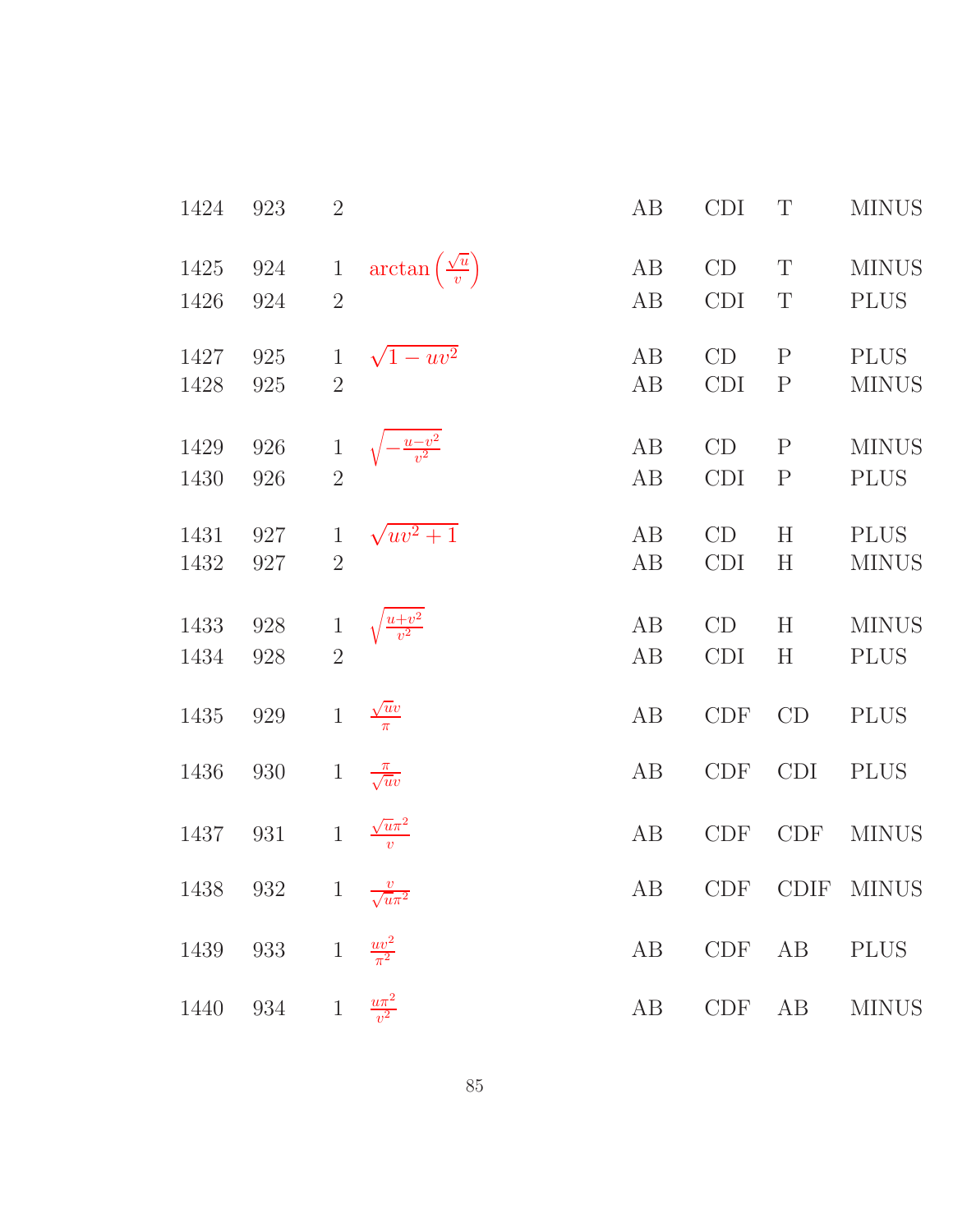| | | | | | | | |
|---|---|---|---|---|---|---|---|
| 1424 | 923 | 2 | | AB | CDI | T | MINUS |
| 1425 | 924 | 1 | $\arctan\left(\frac{\sqrt{u}}{v}\right)$ | AB | CD | T | MINUS |
| 1426 | 924 | 2 | | AB | CDI | T | PLUS |
| 1427 | 925 | 1 | $\sqrt{1-uv^2}$ | AB | CD | P | PLUS |
| 1428 | 925 | 2 | | AB | CDI | P | MINUS |
| 1429 | 926 | 1 | $\sqrt{-\frac{u-v^2}{v^2}}$ | AB | CD | P | MINUS |
| 1430 | 926 | 2 | | AB | CDI | P | PLUS |
| 1431 | 927 | 1 | $\sqrt{uv^2+1}$ | AB | CD | H | PLUS |
| 1432 | 927 | 2 | | AB | CDI | H | MINUS |
| 1433 | 928 | 1 | $\sqrt{\frac{u+v^2}{v^2}}$ | AB | CD | H | MINUS |
| 1434 | 928 | 2 | | AB | CDI | H | PLUS |
| 1435 | 929 | 1 | $\frac{\sqrt{u}v}{\pi}$ | AB | CDF | CD | PLUS |
| 1436 | 930 | 1 | $\frac{\pi}{\sqrt{u}v}$ | AB | CDF | CDI | PLUS |
| 1437 | 931 | 1 | $\frac{\sqrt{u}\pi^2}{v}$ | AB | CDF | CDF | MINUS |
| 1438 | 932 | 1 | $\frac{v}{\sqrt{u}\pi^2}$ | AB | CDF | CDIF | MINUS |
| 1439 | 933 | 1 | $\frac{uv^2}{\pi^2}$ | AB | CDF | AB | PLUS |
| 1440 | 934 | 1 | $\frac{u\pi^2}{v^2}$ | AB | CDF | AB | MINUS |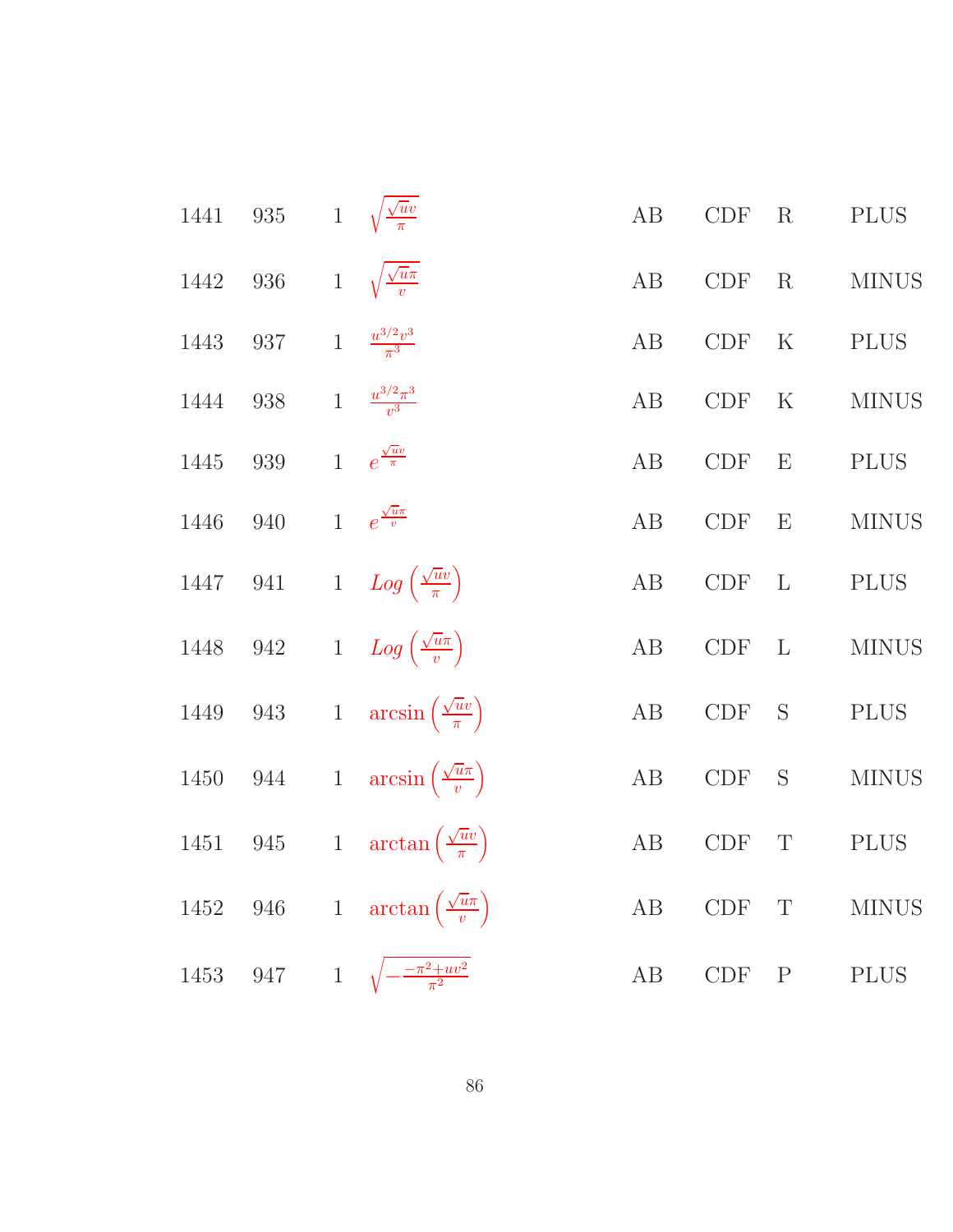| | | | | | | | |
|---|---|---|---|---|---|---|---|
| 1441 | 935 | 1 | $\sqrt{\frac{\sqrt{u}v}{\pi}}$ | AB | CDF | R | PLUS |
| 1442 | 936 | 1 | $\sqrt{\frac{\sqrt{u}\pi}{v}}$ | AB | CDF | R | MINUS |
| 1443 | 937 | 1 | $\frac{u^{3/2}v^3}{\pi^3}$ | AB | CDF | K | PLUS |
| 1444 | 938 | 1 | $\frac{u^{3/2}\pi^3}{v^3}$ | AB | CDF | K | MINUS |
| 1445 | 939 | 1 | $e^{\frac{\sqrt{u}v}{\pi}}$ | AB | CDF | E | PLUS |
| 1446 | 940 | 1 | $e^{\frac{\sqrt{u}\pi}{v}}$ | AB | CDF | E | MINUS |
| 1447 | 941 | 1 | $Log\left(\frac{\sqrt{u}v}{\pi}\right)$ | AB | CDF | L | PLUS |
| 1448 | 942 | 1 | $Log\left(\frac{\sqrt{u}\pi}{v}\right)$ | AB | CDF | L | MINUS |
| 1449 | 943 | 1 | $\arcsin\left(\frac{\sqrt{u}v}{\pi}\right)$ | AB | CDF | S | PLUS |
| 1450 | 944 | 1 | $\arcsin\left(\frac{\sqrt{u}\pi}{v}\right)$ | AB | CDF | S | MINUS |
| 1451 | 945 | 1 | $\arctan\left(\frac{\sqrt{u}v}{\pi}\right)$ | AB | CDF | T | PLUS |
| 1452 | 946 | 1 | $\arctan\left(\frac{\sqrt{u}\pi}{v}\right)$ | AB | CDF | T | MINUS |
| 1453 | 947 | 1 | $\sqrt{-\frac{-\pi^2+uv^2}{\pi^2}}$ | AB | CDF | P | PLUS |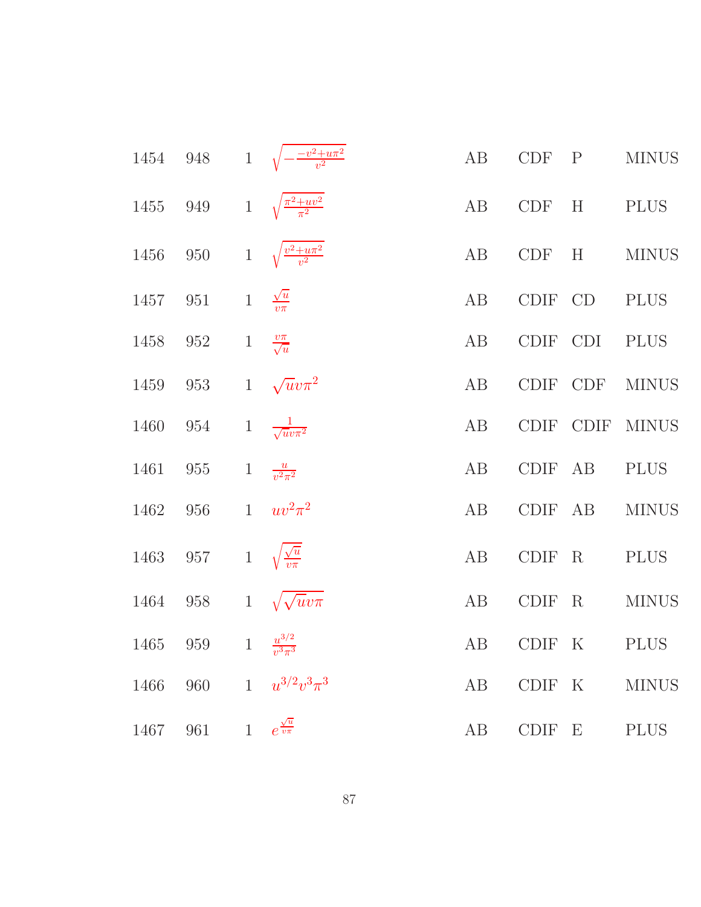| | | | | | | | |
|---|---|---|---|---|---|---|---|
| 1454 | 948 | 1 | $\sqrt{-\frac{-v^2+u\pi^2}{v^2}}$ | AB | CDF | P | MINUS |
| 1455 | 949 | 1 | $\sqrt{\frac{\pi^2+uv^2}{\pi^2}}$ | AB | CDF | H | PLUS |
| 1456 | 950 | 1 | $\sqrt{\frac{v^2+u\pi^2}{v^2}}$ | AB | CDF | H | MINUS |
| 1457 | 951 | 1 | $\frac{\sqrt{u}}{v\pi}$ | AB | CDIF | CD | PLUS |
| 1458 | 952 | 1 | $\frac{v\pi}{\sqrt{u}}$ | AB | CDIF | CDI | PLUS |
| 1459 | 953 | 1 | $\sqrt{u}v\pi^2$ | AB | CDIF | CDF | MINUS |
| 1460 | 954 | 1 | $\frac{1}{\sqrt{u}v\pi^2}$ | AB | CDIF | CDIF | MINUS |
| 1461 | 955 | 1 | $\frac{u}{v^2\pi^2}$ | AB | CDIF | AB | PLUS |
| 1462 | 956 | 1 | $uv^2\pi^2$ | AB | CDIF | AB | MINUS |
| 1463 | 957 | 1 | $\sqrt{\frac{\sqrt{u}}{v\pi}}$ | AB | CDIF | R | PLUS |
| 1464 | 958 | 1 | $\sqrt{\sqrt{u}v\pi}$ | AB | CDIF | R | MINUS |
| 1465 | 959 | 1 | $\frac{u^{3/2}}{v^3\pi^3}$ | AB | CDIF | K | PLUS |
| 1466 | 960 | 1 | $u^{3/2}v^3\pi^3$ | AB | CDIF | K | MINUS |
| 1467 | 961 | 1 | $e^{\frac{\sqrt{u}}{v\pi}}$ | AB | CDIF | E | PLUS |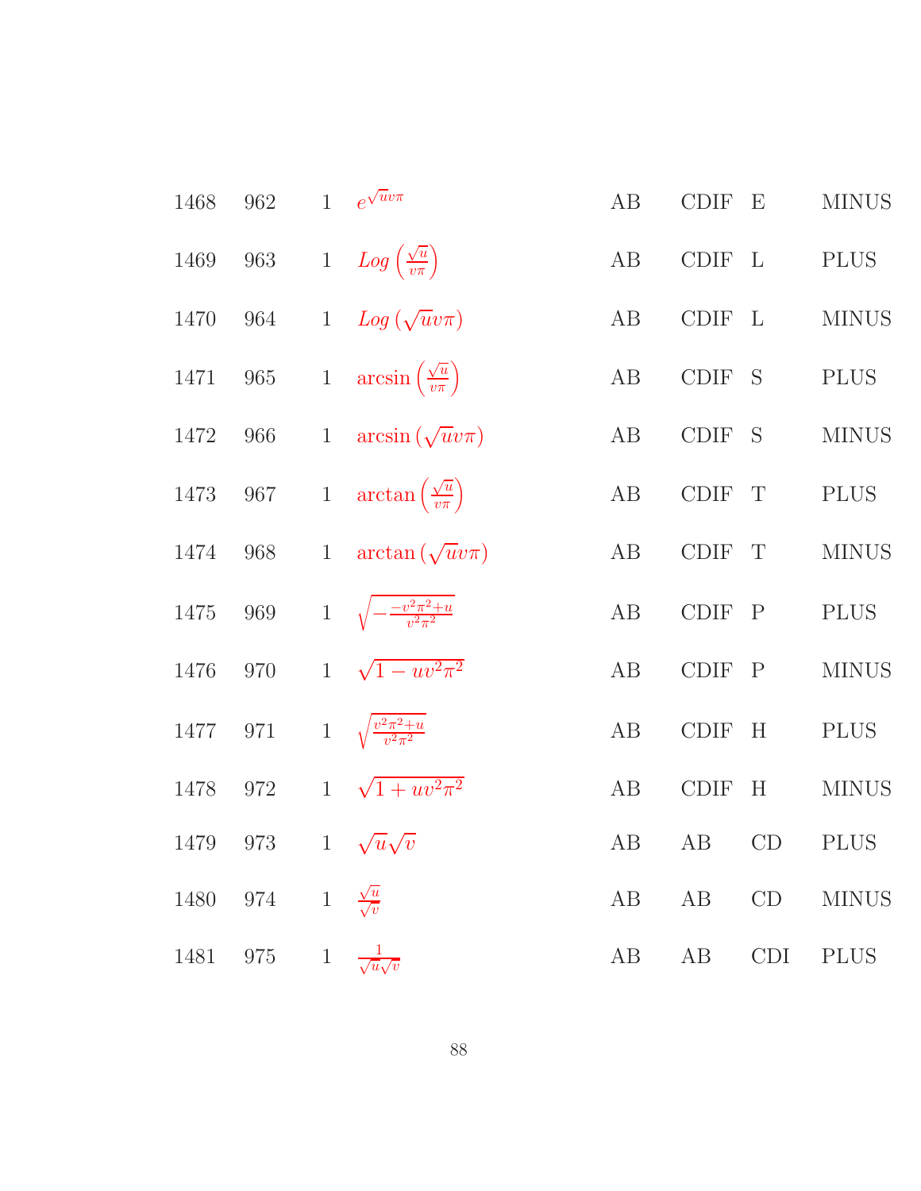| | | | | | | | |
|---|---|---|---|---|---|---|---|
| 1468 | 962 | 1 | $e^{\sqrt{u}v\pi}$ | AB | CDIF | E | MINUS |
| 1469 | 963 | 1 | $Log\left(\frac{\sqrt{u}}{v\pi}\right)$ | AB | CDIF | L | PLUS |
| 1470 | 964 | 1 | $Log\left(\sqrt{u}v\pi\right)$ | AB | CDIF | L | MINUS |
| 1471 | 965 | 1 | $\arcsin\left(\frac{\sqrt{u}}{v\pi}\right)$ | AB | CDIF | S | PLUS |
| 1472 | 966 | 1 | $\arcsin\left(\sqrt{u}v\pi\right)$ | AB | CDIF | S | MINUS |
| 1473 | 967 | 1 | $\arctan\left(\frac{\sqrt{u}}{v\pi}\right)$ | AB | CDIF | T | PLUS |
| 1474 | 968 | 1 | $\arctan\left(\sqrt{u}v\pi\right)$ | AB | CDIF | T | MINUS |
| 1475 | 969 | 1 | $\sqrt{-\frac{-v^2\pi^2+u}{v^2\pi^2}}$ | AB | CDIF | P | PLUS |
| 1476 | 970 | 1 | $\sqrt{1-uv^2\pi^2}$ | AB | CDIF | P | MINUS |
| 1477 | 971 | 1 | $\sqrt{\frac{v^2\pi^2+u}{v^2\pi^2}}$ | AB | CDIF | H | PLUS |
| 1478 | 972 | 1 | $\sqrt{1+uv^2\pi^2}$ | AB | CDIF | H | MINUS |
| 1479 | 973 | 1 | $\sqrt{u}\sqrt{v}$ | AB | AB | CD | PLUS |
| 1480 | 974 | 1 | $\frac{\sqrt{u}}{\sqrt{v}}$ | AB | AB | CD | MINUS |
| 1481 | 975 | 1 | $\frac{1}{\sqrt{u}\sqrt{v}}$ | AB | AB | CDI | PLUS |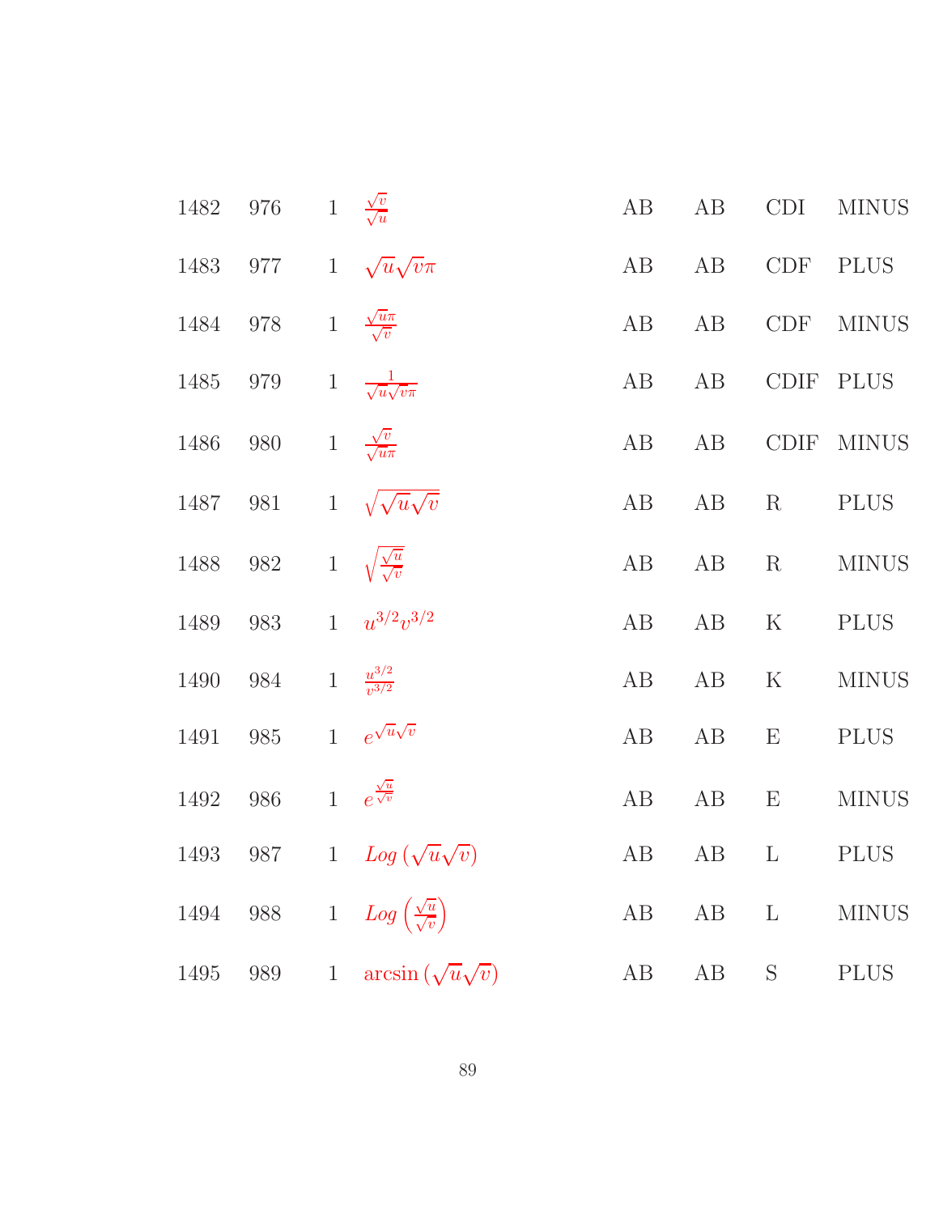| | | | | | | | |
|---|---|---|---|---|---|---|---|
| 1482 | 976 | 1 | $\frac{\sqrt{v}}{\sqrt{u}}$ | AB | AB | CDI | MINUS |
| 1483 | 977 | 1 | $\sqrt{u}\sqrt{v}\pi$ | AB | AB | CDF | PLUS |
| 1484 | 978 | 1 | $\frac{\sqrt{u}\pi}{\sqrt{v}}$ | AB | AB | CDF | MINUS |
| 1485 | 979 | 1 | $\frac{1}{\sqrt{u}\sqrt{v}\pi}$ | AB | AB | CDIF | PLUS |
| 1486 | 980 | 1 | $\frac{\sqrt{v}}{\sqrt{u}\pi}$ | AB | AB | CDIF | MINUS |
| 1487 | 981 | 1 | $\sqrt{\sqrt{u}\sqrt{v}}$ | AB | AB | R | PLUS |
| 1488 | 982 | 1 | $\sqrt{\frac{\sqrt{u}}{\sqrt{v}}}$ | AB | AB | R | MINUS |
| 1489 | 983 | 1 | $u^{3/2}v^{3/2}$ | AB | AB | K | PLUS |
| 1490 | 984 | 1 | $\frac{u^{3/2}}{v^{3/2}}$ | AB | AB | K | MINUS |
| 1491 | 985 | 1 | $e^{\sqrt{u}\sqrt{v}}$ | AB | AB | E | PLUS |
| 1492 | 986 | 1 | $e^{\frac{\sqrt{u}}{\sqrt{v}}}$ | AB | AB | E | MINUS |
| 1493 | 987 | 1 | $Log\left(\sqrt{u}\sqrt{v}\right)$ | AB | AB | L | PLUS |
| 1494 | 988 | 1 | $Log\left(\frac{\sqrt{u}}{\sqrt{v}}\right)$ | AB | AB | L | MINUS |
| 1495 | 989 | 1 | $\arcsin\left(\sqrt{u}\sqrt{v}\right)$ | AB | AB | S | PLUS |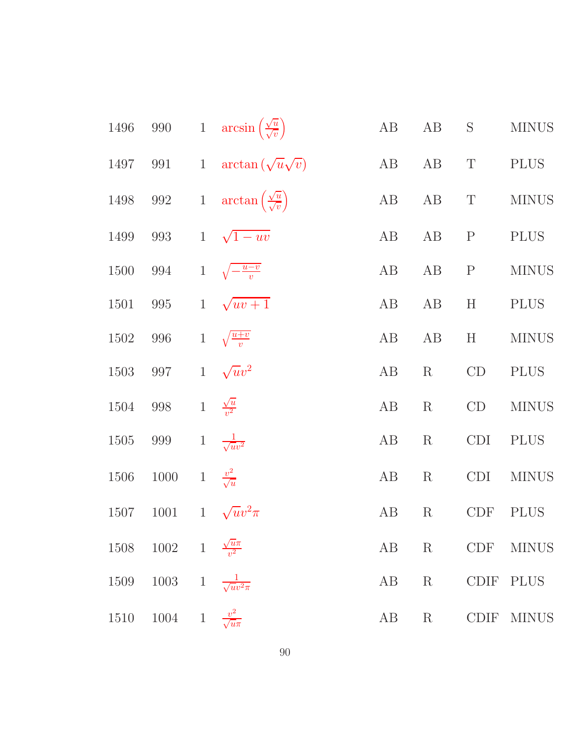| | | | | | | | |
|---|---|---|---|---|---|---|---|
| 1496 | 990 | 1 | $\arcsin\left(\frac{\sqrt{u}}{\sqrt{v}}\right)$ | AB | AB | S | MINUS |
| 1497 | 991 | 1 | $\arctan\left(\sqrt{u}\sqrt{v}\right)$ | AB | AB | T | PLUS |
| 1498 | 992 | 1 | $\arctan\left(\frac{\sqrt{u}}{\sqrt{v}}\right)$ | AB | AB | T | MINUS |
| 1499 | 993 | 1 | $\sqrt{1-uv}$ | AB | AB | P | PLUS |
| 1500 | 994 | 1 | $\sqrt{-\frac{u-v}{v}}$ | AB | AB | P | MINUS |
| 1501 | 995 | 1 | $\sqrt{uv+1}$ | AB | AB | H | PLUS |
| 1502 | 996 | 1 | $\sqrt{\frac{u+v}{v}}$ | AB | AB | H | MINUS |
| 1503 | 997 | 1 | $\sqrt{u}v^2$ | AB | R | CD | PLUS |
| 1504 | 998 | 1 | $\frac{\sqrt{u}}{v^2}$ | AB | R | CD | MINUS |
| 1505 | 999 | 1 | $\frac{1}{\sqrt{u}v^2}$ | AB | R | CDI | PLUS |
| 1506 | 1000 | 1 | $\frac{v^2}{\sqrt{u}}$ | AB | R | CDI | MINUS |
| 1507 | 1001 | 1 | $\sqrt{u}v^2\pi$ | AB | R | CDF | PLUS |
| 1508 | 1002 | 1 | $\frac{\sqrt{u}\pi}{v^2}$ | AB | R | CDF | MINUS |
| 1509 | 1003 | 1 | $\frac{1}{\sqrt{u}v^2\pi}$ | AB | R | CDIF | PLUS |
| 1510 | 1004 | 1 | $\frac{v^2}{\sqrt{u}\pi}$ | AB | R | CDIF | MINUS |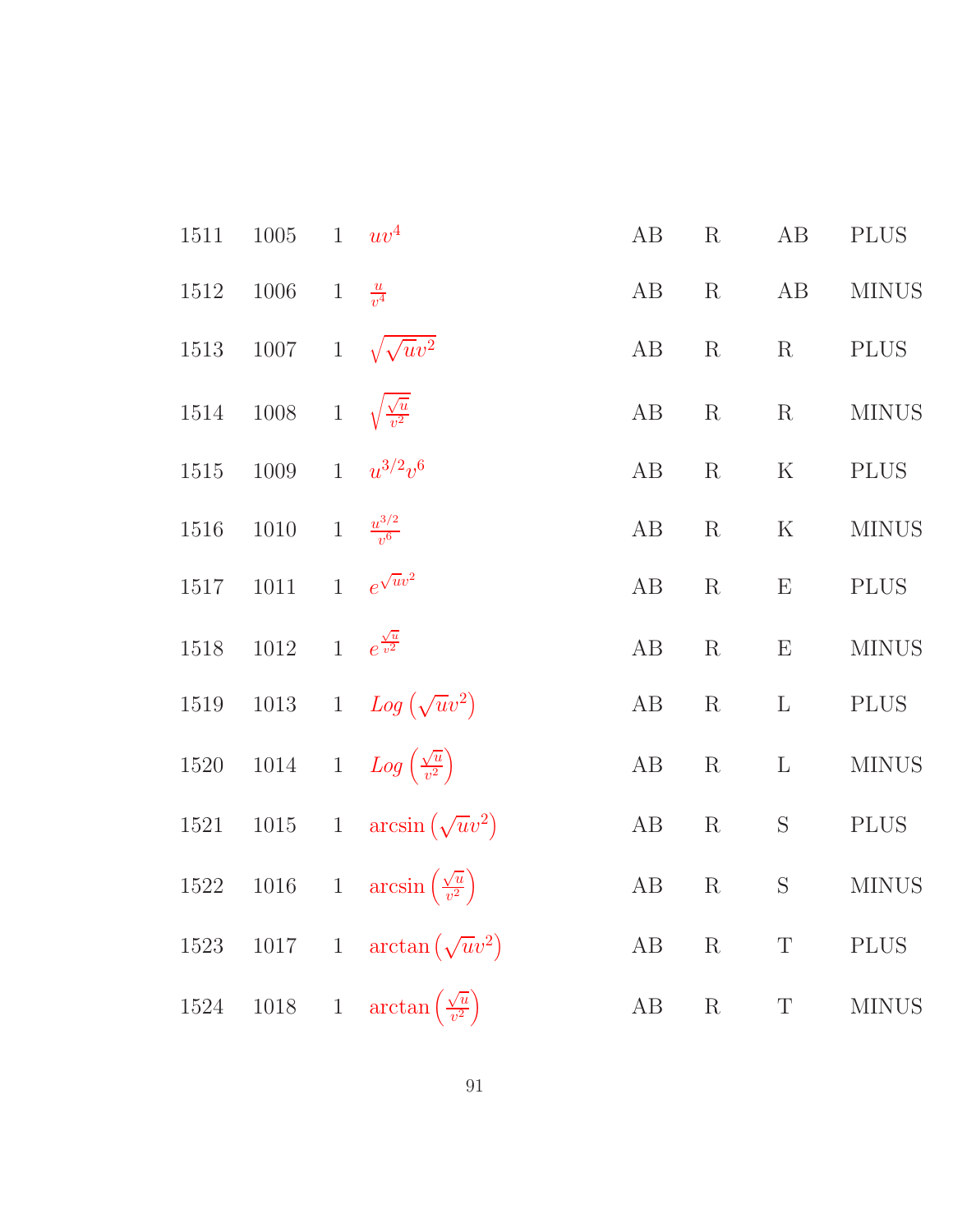| | | | | | | | |
|---|---|---|---|---|---|---|---|
| 1511 | 1005 | 1 | $uv^4$ | AB | R | AB | PLUS |
| 1512 | 1006 | 1 | $\frac{u}{v^4}$ | AB | R | AB | MINUS |
| 1513 | 1007 | 1 | $\sqrt{\sqrt{u}v^2}$ | AB | R | R | PLUS |
| 1514 | 1008 | 1 | $\sqrt{\frac{\sqrt{u}}{v^2}}$ | AB | R | R | MINUS |
| 1515 | 1009 | 1 | $u^{3/2}v^6$ | AB | R | K | PLUS |
| 1516 | 1010 | 1 | $\frac{u^{3/2}}{v^6}$ | AB | R | K | MINUS |
| 1517 | 1011 | 1 | $e^{\sqrt{u}v^2}$ | AB | R | E | PLUS |
| 1518 | 1012 | 1 | $e^{\frac{\sqrt{u}}{v^2}}$ | AB | R | E | MINUS |
| 1519 | 1013 | 1 | $Log\left(\sqrt{u}v^2\right)$ | AB | R | L | PLUS |
| 1520 | 1014 | 1 | $Log\left(\frac{\sqrt{u}}{v^2}\right)$ | AB | R | L | MINUS |
| 1521 | 1015 | 1 | $\arcsin\left(\sqrt{u}v^2\right)$ | AB | R | S | PLUS |
| 1522 | 1016 | 1 | $\arcsin\left(\frac{\sqrt{u}}{v^2}\right)$ | AB | R | S | MINUS |
| 1523 | 1017 | 1 | $\arctan\left(\sqrt{u}v^2\right)$ | AB | R | T | PLUS |
| 1524 | 1018 | 1 | $\arctan\left(\frac{\sqrt{u}}{v^2}\right)$ | AB | R | T | MINUS |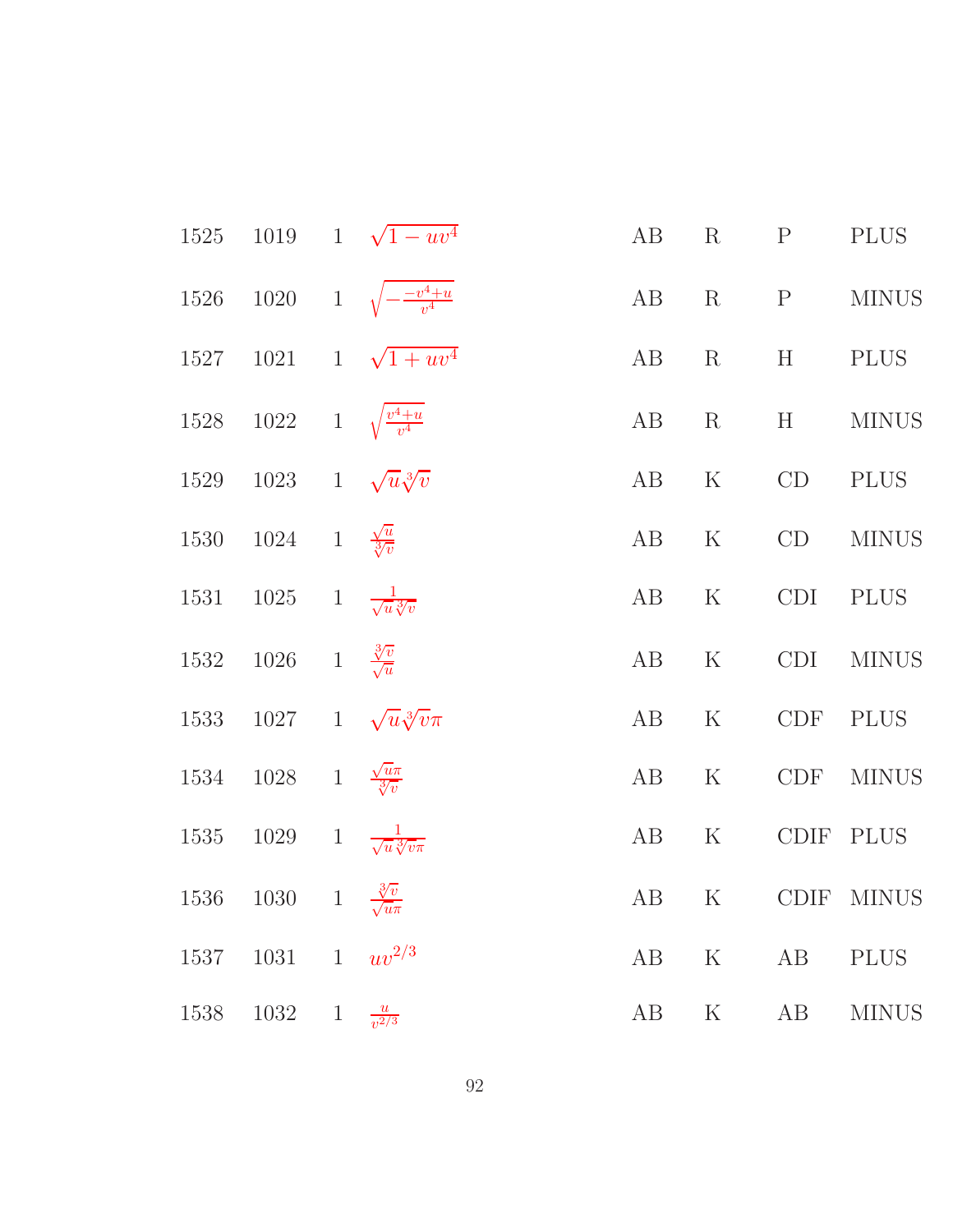| | | | | | | | |
|---|---|---|---|---|---|---|---|
| 1525 | 1019 | 1 | $\sqrt{1-uv^4}$ | AB | R | P | PLUS |
| 1526 | 1020 | 1 | $\sqrt{-\frac{-v^4+u}{v^4}}$ | AB | R | P | MINUS |
| 1527 | 1021 | 1 | $\sqrt{1+uv^4}$ | AB | R | H | PLUS |
| 1528 | 1022 | 1 | $\sqrt{\frac{v^4+u}{v^4}}$ | AB | R | H | MINUS |
| 1529 | 1023 | 1 | $\sqrt{u}\sqrt[3]{v}$ | AB | K | CD | PLUS |
| 1530 | 1024 | 1 | $\frac{\sqrt{u}}{\sqrt[3]{v}}$ | AB | K | CD | MINUS |
| 1531 | 1025 | 1 | $\frac{1}{\sqrt{u}\sqrt[3]{v}}$ | AB | K | CDI | PLUS |
| 1532 | 1026 | 1 | $\frac{\sqrt[3]{v}}{\sqrt{u}}$ | AB | K | CDI | MINUS |
| 1533 | 1027 | 1 | $\sqrt{u}\sqrt[3]{v}\pi$ | AB | K | CDF | PLUS |
| 1534 | 1028 | 1 | $\frac{\sqrt{u}\pi}{\sqrt[3]{v}}$ | AB | K | CDF | MINUS |
| 1535 | 1029 | 1 | $\frac{1}{\sqrt{u}\sqrt[3]{v}\pi}$ | AB | K | CDIF | PLUS |
| 1536 | 1030 | 1 | $\frac{\sqrt[3]{v}}{\sqrt{u}\pi}$ | AB | K | CDIF | MINUS |
| 1537 | 1031 | 1 | $uv^{2/3}$ | AB | K | AB | PLUS |
| 1538 | 1032 | 1 | $\frac{u}{v^{2/3}}$ | AB | K | AB | MINUS |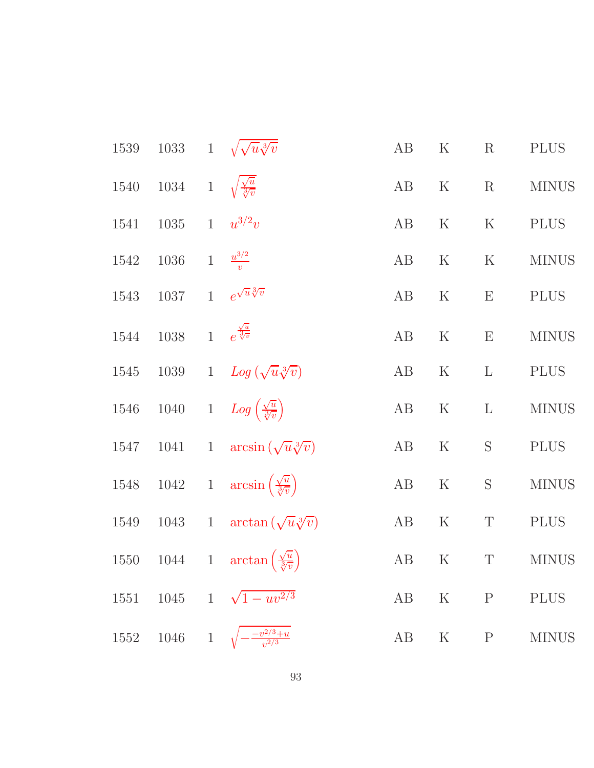| | | | | | | | |
|---|---|---|---|---|---|---|---|
| 1539 | 1033 | 1 | $\sqrt{\sqrt{u}\sqrt[3]{v}}$ | AB | K | R | PLUS |
| 1540 | 1034 | 1 | $\sqrt{\frac{\sqrt{u}}{\sqrt[3]{v}}}$ | AB | K | R | MINUS |
| 1541 | 1035 | 1 | $u^{3/2}v$ | AB | K | K | PLUS |
| 1542 | 1036 | 1 | $\frac{u^{3/2}}{v}$ | AB | K | K | MINUS |
| 1543 | 1037 | 1 | $e^{\sqrt{u}\sqrt[3]{v}}$ | AB | K | E | PLUS |
| 1544 | 1038 | 1 | $e^{\frac{\sqrt{u}}{\sqrt[3]{v}}}$ | AB | K | E | MINUS |
| 1545 | 1039 | 1 | $Log\left(\sqrt{u}\sqrt[3]{v}\right)$ | AB | K | L | PLUS |
| 1546 | 1040 | 1 | $Log\left(\frac{\sqrt{u}}{\sqrt[3]{v}}\right)$ | AB | K | L | MINUS |
| 1547 | 1041 | 1 | $\arcsin\left(\sqrt{u}\sqrt[3]{v}\right)$ | AB | K | S | PLUS |
| 1548 | 1042 | 1 | $\arcsin\left(\frac{\sqrt{u}}{\sqrt[3]{v}}\right)$ | AB | K | S | MINUS |
| 1549 | 1043 | 1 | $\arctan\left(\sqrt{u}\sqrt[3]{v}\right)$ | AB | K | T | PLUS |
| 1550 | 1044 | 1 | $\arctan\left(\frac{\sqrt{u}}{\sqrt[3]{v}}\right)$ | AB | K | T | MINUS |
| 1551 | 1045 | 1 | $\sqrt{1-uv^{2/3}}$ | AB | K | P | PLUS |
| 1552 | 1046 | 1 | $\sqrt{-\frac{-v^{2/3}+u}{v^{2/3}}}$ | AB | K | P | MINUS |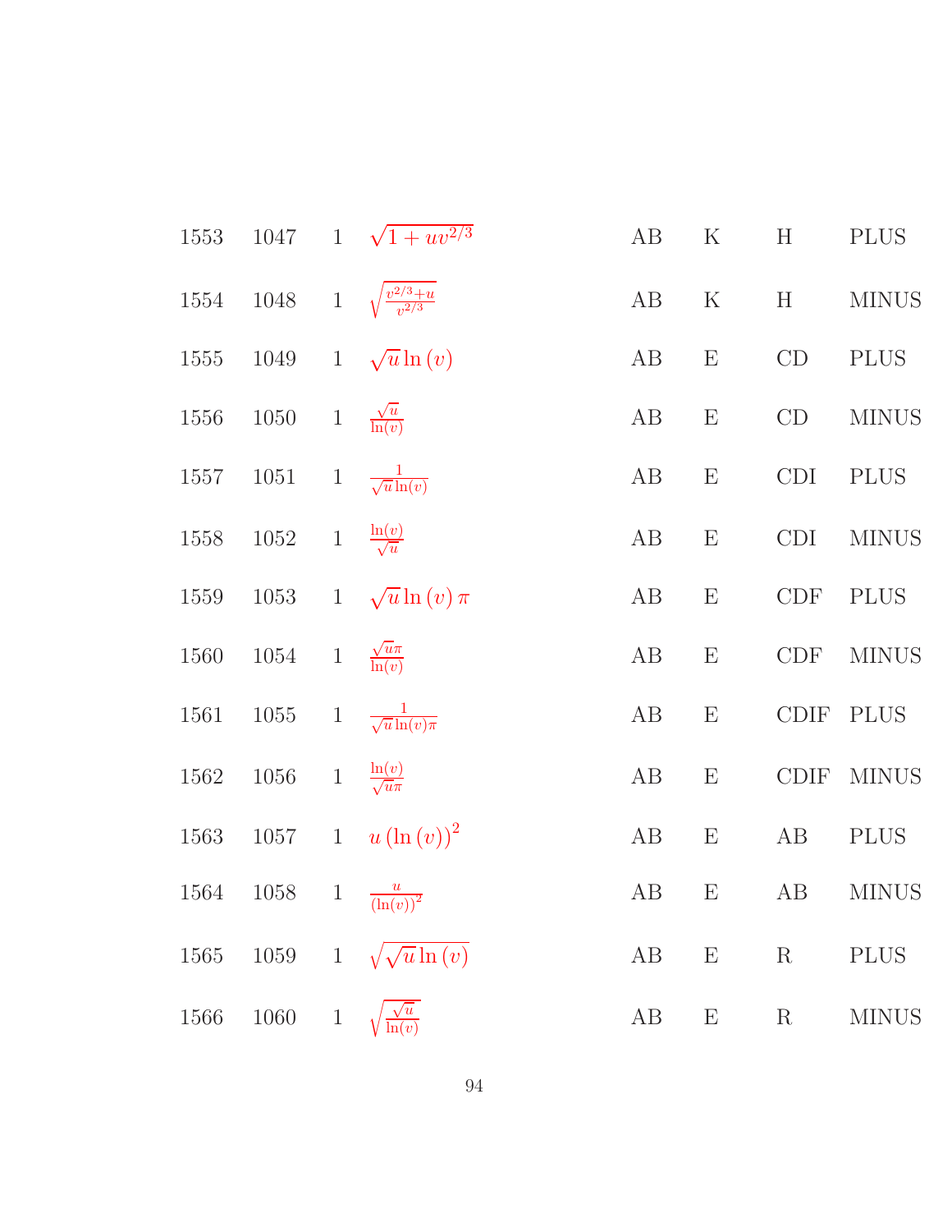| | | | | | | | |
|---|---|---|---|---|---|---|---|
| 1553 | 1047 | 1 | $\sqrt{1+uv^{2/3}}$ | AB | K | H | PLUS |
| 1554 | 1048 | 1 | $\sqrt{\frac{v^{2/3}+u}{v^{2/3}}}$ | AB | K | H | MINUS |
| 1555 | 1049 | 1 | $\sqrt{u}\ln(v)$ | AB | E | CD | PLUS |
| 1556 | 1050 | 1 | $\frac{\sqrt{u}}{\ln(v)}$ | AB | E | CD | MINUS |
| 1557 | 1051 | 1 | $\frac{1}{\sqrt{u}\ln(v)}$ | AB | E | CDI | PLUS |
| 1558 | 1052 | 1 | $\frac{\ln(v)}{\sqrt{u}}$ | AB | E | CDI | MINUS |
| 1559 | 1053 | 1 | $\sqrt{u}\ln(v)\,\pi$ | AB | E | CDF | PLUS |
| 1560 | 1054 | 1 | $\frac{\sqrt{u}\pi}{\ln(v)}$ | AB | E | CDF | MINUS |
| 1561 | 1055 | 1 | $\frac{1}{\sqrt{u}\ln(v)\pi}$ | AB | E | CDIF | PLUS |
| 1562 | 1056 | 1 | $\frac{\ln(v)}{\sqrt{u}\pi}$ | AB | E | CDIF | MINUS |
| 1563 | 1057 | 1 | $u\left(\ln(v)\right)^2$ | AB | E | AB | PLUS |
| 1564 | 1058 | 1 | $\frac{u}{\left(\ln(v)\right)^2}$ | AB | E | AB | MINUS |
| 1565 | 1059 | 1 | $\sqrt{\sqrt{u}\ln(v)}$ | AB | E | R | PLUS |
| 1566 | 1060 | 1 | $\sqrt{\frac{\sqrt{u}}{\ln(v)}}$ | AB | E | R | MINUS |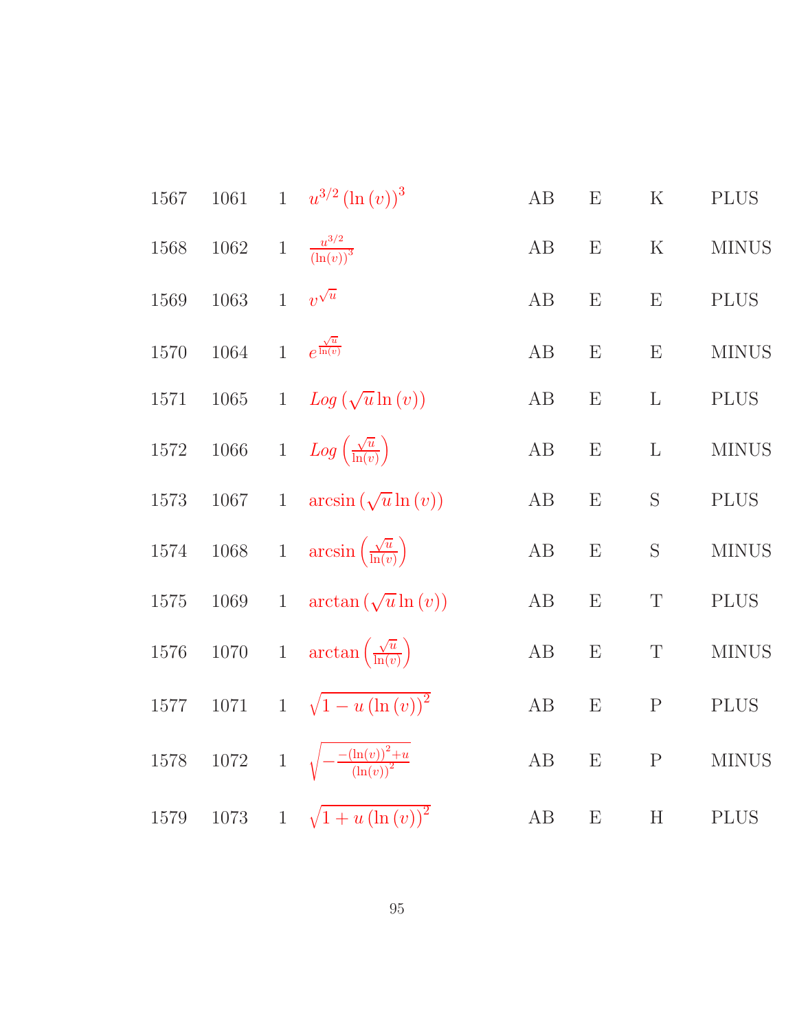| | | | | | | | |
|---|---|---|---|---|---|---|---|
| 1567 | 1061 | 1 | $u^{3/2} (\ln(v))^3$ | AB | E | K | PLUS |
| 1568 | 1062 | 1 | $\frac{u^{3/2}}{(\ln(v))^3}$ | AB | E | K | MINUS |
| 1569 | 1063 | 1 | $v^{\sqrt{u}}$ | AB | E | E | PLUS |
| 1570 | 1064 | 1 | $e^{\frac{\sqrt{u}}{\ln(v)}}$ | AB | E | E | MINUS |
| 1571 | 1065 | 1 | $Log(\sqrt{u}\ln(v))$ | AB | E | L | PLUS |
| 1572 | 1066 | 1 | $Log\left(\frac{\sqrt{u}}{\ln(v)}\right)$ | AB | E | L | MINUS |
| 1573 | 1067 | 1 | $\arcsin(\sqrt{u}\ln(v))$ | AB | E | S | PLUS |
| 1574 | 1068 | 1 | $\arcsin\left(\frac{\sqrt{u}}{\ln(v)}\right)$ | AB | E | S | MINUS |
| 1575 | 1069 | 1 | $\arctan(\sqrt{u}\ln(v))$ | AB | E | T | PLUS |
| 1576 | 1070 | 1 | $\arctan\left(\frac{\sqrt{u}}{\ln(v)}\right)$ | AB | E | T | MINUS |
| 1577 | 1071 | 1 | $\sqrt{1-u(\ln(v))^2}$ | AB | E | P | PLUS |
| 1578 | 1072 | 1 | $\sqrt{-\frac{-(\ln(v))^2+u}{(\ln(v))^2}}$ | AB | E | P | MINUS |
| 1579 | 1073 | 1 | $\sqrt{1+u(\ln(v))^2}$ | AB | E | H | PLUS |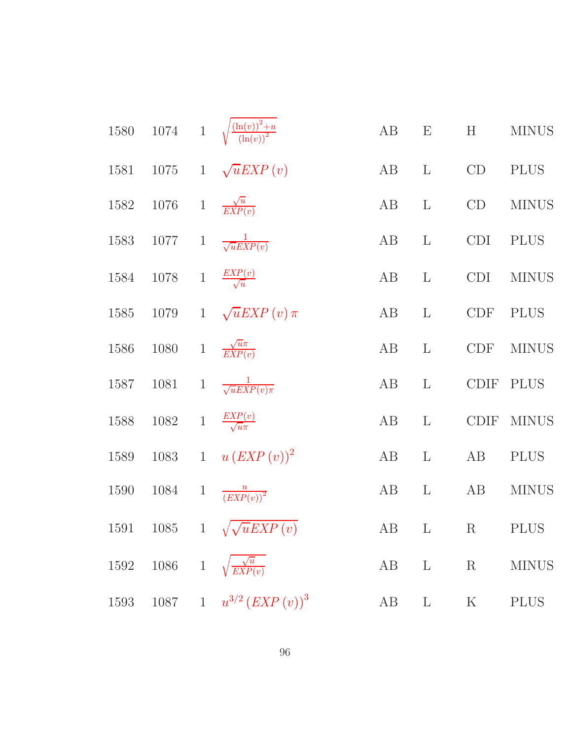| | | | | | | | |
|---|---|---|---|---|---|---|---|
| 1580 | 1074 | 1 | $\sqrt{\frac{(\ln(v))^2+u}{(\ln(v))^2}}$ | AB | E | H | MINUS |
| 1581 | 1075 | 1 | $\sqrt{u}EXP\,(v)$ | AB | L | CD | PLUS |
| 1582 | 1076 | 1 | $\frac{\sqrt{u}}{EXP(v)}$ | AB | L | CD | MINUS |
| 1583 | 1077 | 1 | $\frac{1}{\sqrt{u}EXP(v)}$ | AB | L | CDI | PLUS |
| 1584 | 1078 | 1 | $\frac{EXP(v)}{\sqrt{u}}$ | AB | L | CDI | MINUS |
| 1585 | 1079 | 1 | $\sqrt{u}EXP\,(v)\,\pi$ | AB | L | CDF | PLUS |
| 1586 | 1080 | 1 | $\frac{\sqrt{u}\pi}{EXP(v)}$ | AB | L | CDF | MINUS |
| 1587 | 1081 | 1 | $\frac{1}{\sqrt{u}EXP(v)\pi}$ | AB | L | CDIF | PLUS |
| 1588 | 1082 | 1 | $\frac{EXP(v)}{\sqrt{u}\pi}$ | AB | L | CDIF | MINUS |
| 1589 | 1083 | 1 | $u\,(EXP\,(v))^2$ | AB | L | AB | PLUS |
| 1590 | 1084 | 1 | $\frac{u}{(EXP(v))^2}$ | AB | L | AB | MINUS |
| 1591 | 1085 | 1 | $\sqrt{\sqrt{u}EXP\,(v)}$ | AB | L | R | PLUS |
| 1592 | 1086 | 1 | $\sqrt{\frac{\sqrt{u}}{EXP(v)}}$ | AB | L | R | MINUS |
| 1593 | 1087 | 1 | $u^{3/2}\,(EXP\,(v))^3$ | AB | L | K | PLUS |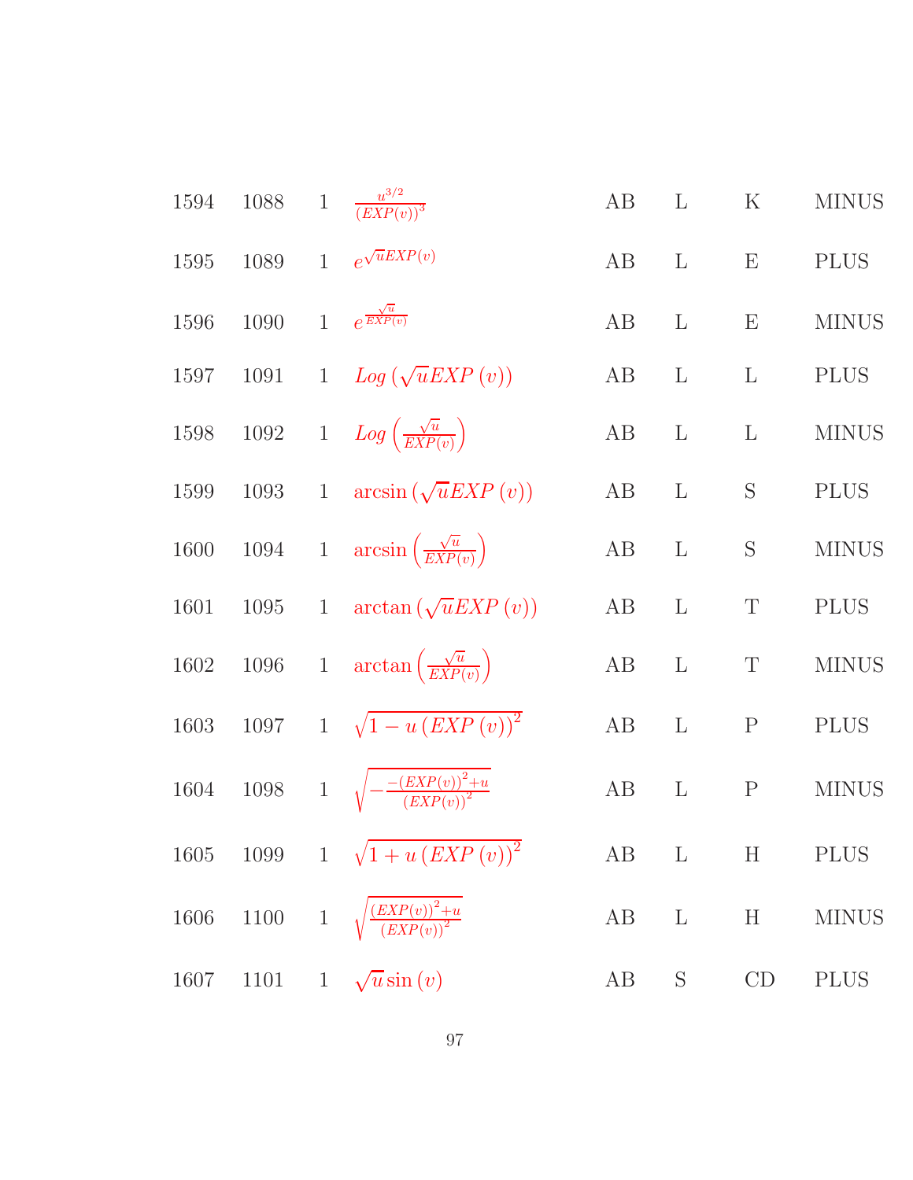| | | | | | | | |
|---|---|---|---|---|---|---|---|
| 1594 | 1088 | 1 | $\frac{u^{3/2}}{(EXP(v))^3}$ | AB | L | K | MINUS |
| 1595 | 1089 | 1 | $e^{\sqrt{u}EXP(v)}$ | AB | L | E | PLUS |
| 1596 | 1090 | 1 | $e^{\frac{\sqrt{u}}{EXP(v)}}$ | AB | L | E | MINUS |
| 1597 | 1091 | 1 | $Log\left(\sqrt{u}EXP\left(v\right)\right)$ | AB | L | L | PLUS |
| 1598 | 1092 | 1 | $Log\left(\frac{\sqrt{u}}{EXP(v)}\right)$ | AB | L | L | MINUS |
| 1599 | 1093 | 1 | $\arcsin\left(\sqrt{u}EXP\left(v\right)\right)$ | AB | L | S | PLUS |
| 1600 | 1094 | 1 | $\arcsin\left(\frac{\sqrt{u}}{EXP(v)}\right)$ | AB | L | S | MINUS |
| 1601 | 1095 | 1 | $\arctan\left(\sqrt{u}EXP\left(v\right)\right)$ | AB | L | T | PLUS |
| 1602 | 1096 | 1 | $\arctan\left(\frac{\sqrt{u}}{EXP(v)}\right)$ | AB | L | T | MINUS |
| 1603 | 1097 | 1 | $\sqrt{1-u\left(EXP\left(v\right)\right)^2}$ | AB | L | P | PLUS |
| 1604 | 1098 | 1 | $\sqrt{-\frac{-(EXP(v))^2+u}{(EXP(v))^2}}$ | AB | L | P | MINUS |
| 1605 | 1099 | 1 | $\sqrt{1+u\left(EXP\left(v\right)\right)^2}$ | AB | L | H | PLUS |
| 1606 | 1100 | 1 | $\sqrt{\frac{(EXP(v))^2+u}{(EXP(v))^2}}$ | AB | L | H | MINUS |
| 1607 | 1101 | 1 | $\sqrt{u}\sin\left(v\right)$ | AB | S | CD | PLUS |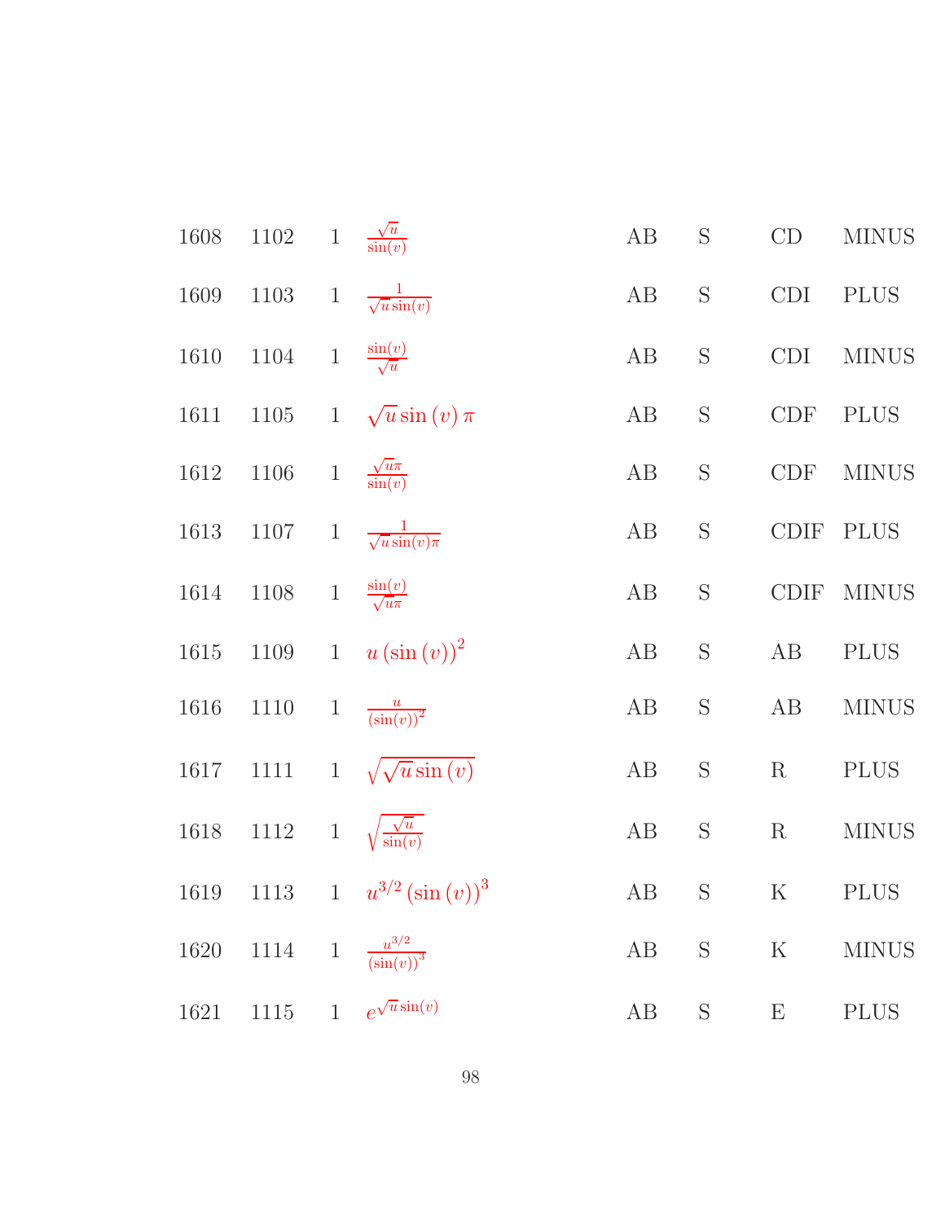| | | | | | | | |
|---|---|---|---|---|---|---|---|
| 1608 | 1102 | 1 | $\frac{\sqrt{u}}{\sin(v)}$ | AB | S | CD | MINUS |
| 1609 | 1103 | 1 | $\frac{1}{\sqrt{u}\sin(v)}$ | AB | S | CDI | PLUS |
| 1610 | 1104 | 1 | $\frac{\sin(v)}{\sqrt{u}}$ | AB | S | CDI | MINUS |
| 1611 | 1105 | 1 | $\sqrt{u}\sin(v)\pi$ | AB | S | CDF | PLUS |
| 1612 | 1106 | 1 | $\frac{\sqrt{u}\pi}{\sin(v)}$ | AB | S | CDF | MINUS |
| 1613 | 1107 | 1 | $\frac{1}{\sqrt{u}\sin(v)\pi}$ | AB | S | CDIF | PLUS |
| 1614 | 1108 | 1 | $\frac{\sin(v)}{\sqrt{u}\pi}$ | AB | S | CDIF | MINUS |
| 1615 | 1109 | 1 | $u(\sin(v))^2$ | AB | S | AB | PLUS |
| 1616 | 1110 | 1 | $\frac{u}{(\sin(v))^2}$ | AB | S | AB | MINUS |
| 1617 | 1111 | 1 | $\sqrt{\sqrt{u}\sin(v)}$ | AB | S | R | PLUS |
| 1618 | 1112 | 1 | $\sqrt{\frac{\sqrt{u}}{\sin(v)}}$ | AB | S | R | MINUS |
| 1619 | 1113 | 1 | $u^{3/2}(\sin(v))^3$ | AB | S | K | PLUS |
| 1620 | 1114 | 1 | $\frac{u^{3/2}}{(\sin(v))^3}$ | AB | S | K | MINUS |
| 1621 | 1115 | 1 | $e^{\sqrt{u}\sin(v)}$ | AB | S | E | PLUS |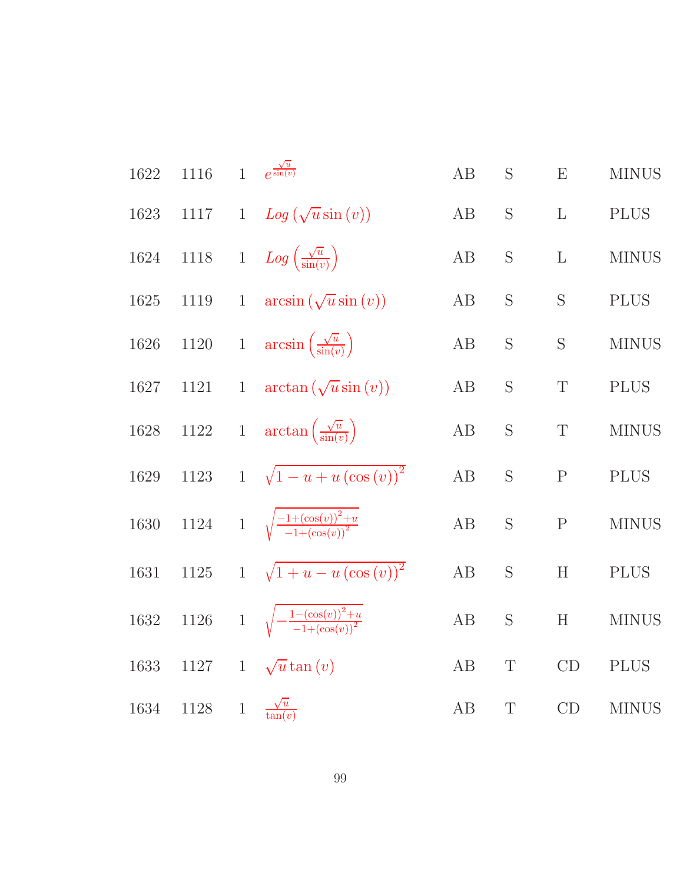| | | | | | | | |
|---|---|---|---|---|---|---|---|
| 1622 | 1116 | 1 | $e^{\frac{\sqrt{u}}{\sin(v)}}$ | AB | S | E | MINUS |
| 1623 | 1117 | 1 | $Log\left(\sqrt{u}\sin(v)\right)$ | AB | S | L | PLUS |
| 1624 | 1118 | 1 | $Log\left(\frac{\sqrt{u}}{\sin(v)}\right)$ | AB | S | L | MINUS |
| 1625 | 1119 | 1 | $\arcsin\left(\sqrt{u}\sin(v)\right)$ | AB | S | S | PLUS |
| 1626 | 1120 | 1 | $\arcsin\left(\frac{\sqrt{u}}{\sin(v)}\right)$ | AB | S | S | MINUS |
| 1627 | 1121 | 1 | $\arctan\left(\sqrt{u}\sin(v)\right)$ | AB | S | T | PLUS |
| 1628 | 1122 | 1 | $\arctan\left(\frac{\sqrt{u}}{\sin(v)}\right)$ | AB | S | T | MINUS |
| 1629 | 1123 | 1 | $\sqrt{1-u+u\left(\cos(v)\right)^2}$ | AB | S | P | PLUS |
| 1630 | 1124 | 1 | $\sqrt{\frac{-1+\left(\cos(v)\right)^2+u}{-1+\left(\cos(v)\right)^2}}$ | AB | S | P | MINUS |
| 1631 | 1125 | 1 | $\sqrt{1+u-u\left(\cos(v)\right)^2}$ | AB | S | H | PLUS |
| 1632 | 1126 | 1 | $\sqrt{-\frac{1-\left(\cos(v)\right)^2+u}{-1+\left(\cos(v)\right)^2}}$ | AB | S | H | MINUS |
| 1633 | 1127 | 1 | $\sqrt{u}\tan(v)$ | AB | T | CD | PLUS |
| 1634 | 1128 | 1 | $\frac{\sqrt{u}}{\tan(v)}$ | AB | T | CD | MINUS |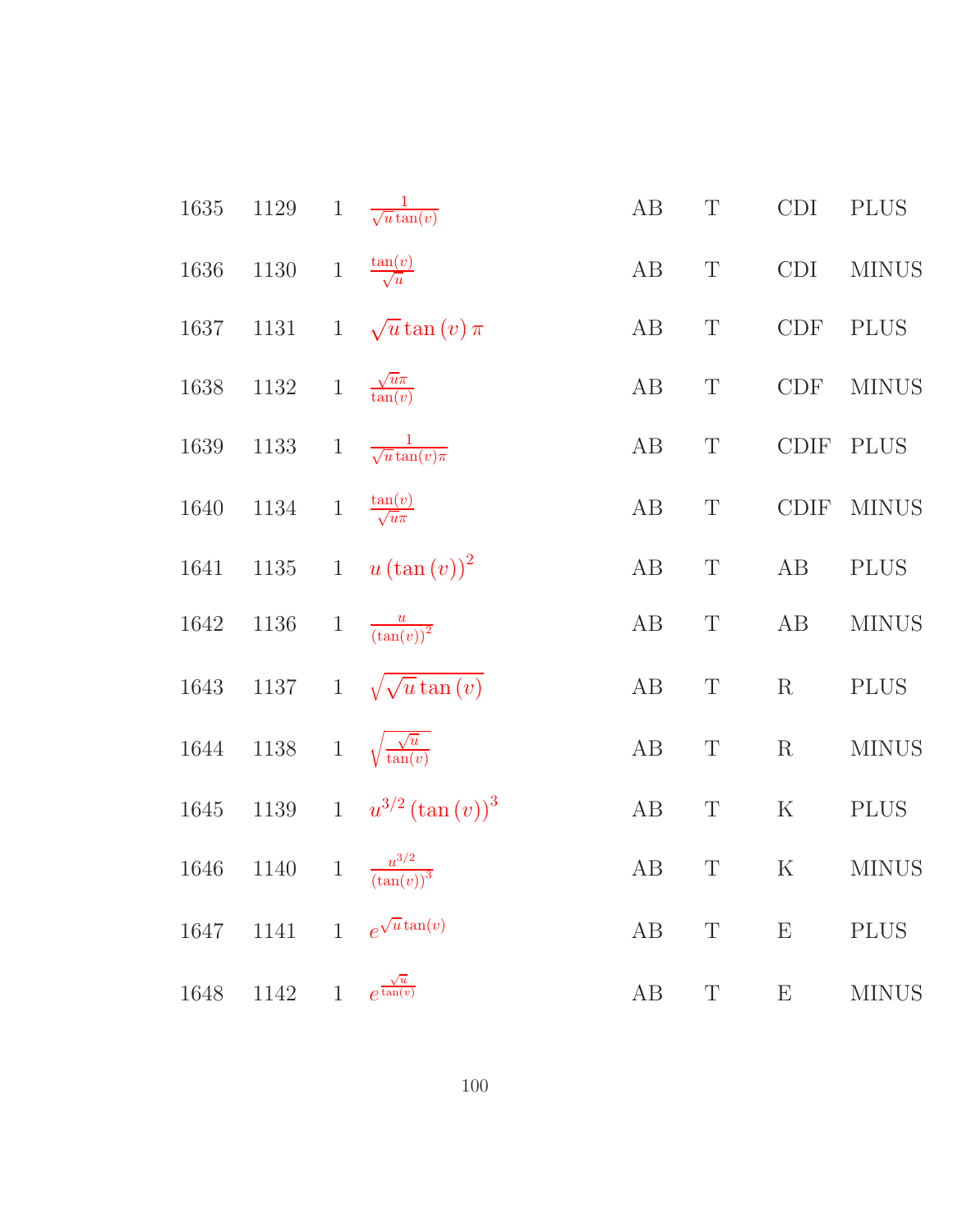| | | | | | | | |
|---|---|---|---|---|---|---|---|
| 1635 | 1129 | 1 | $\frac{1}{\sqrt{u}\tan(v)}$ | AB | T | CDI | PLUS |
| 1636 | 1130 | 1 | $\frac{\tan(v)}{\sqrt{u}}$ | AB | T | CDI | MINUS |
| 1637 | 1131 | 1 | $\sqrt{u}\tan\left(v\right)\pi$ | AB | T | CDF | PLUS |
| 1638 | 1132 | 1 | $\frac{\sqrt{u}\pi}{\tan(v)}$ | AB | T | CDF | MINUS |
| 1639 | 1133 | 1 | $\frac{1}{\sqrt{u}\tan(v)\pi}$ | AB | T | CDIF | PLUS |
| 1640 | 1134 | 1 | $\frac{\tan(v)}{\sqrt{u}\pi}$ | AB | T | CDIF | MINUS |
| 1641 | 1135 | 1 | $u\left(\tan\left(v\right)\right)^{2}$ | AB | T | AB | PLUS |
| 1642 | 1136 | 1 | $\frac{u}{(\tan(v))^{2}}$ | AB | T | AB | MINUS |
| 1643 | 1137 | 1 | $\sqrt{\sqrt{u}\tan\left(v\right)}$ | AB | T | R | PLUS |
| 1644 | 1138 | 1 | $\sqrt{\frac{\sqrt{u}}{\tan(v)}}$ | AB | T | R | MINUS |
| 1645 | 1139 | 1 | $u^{3/2}\left(\tan\left(v\right)\right)^{3}$ | AB | T | K | PLUS |
| 1646 | 1140 | 1 | $\frac{u^{3/2}}{(\tan(v))^{3}}$ | AB | T | K | MINUS |
| 1647 | 1141 | 1 | $e^{\sqrt{u}\tan(v)}$ | AB | T | E | PLUS |
| 1648 | 1142 | 1 | $e^{\frac{\sqrt{u}}{\tan(v)}}$ | AB | T | E | MINUS |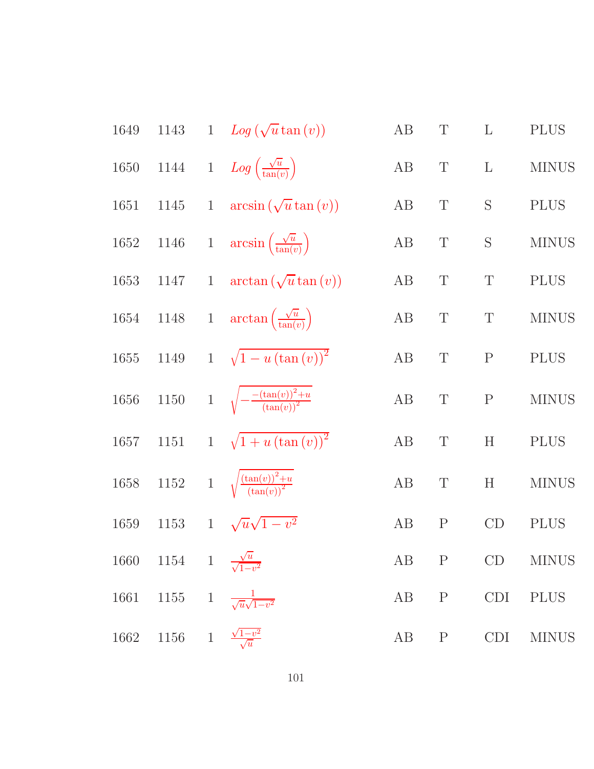| | | | | | | | |
|---|---|---|---|---|---|---|---|
| 1649 | 1143 | 1 | $Log\left(\sqrt{u}\tan(v)\right)$ | AB | T | L | PLUS |
| 1650 | 1144 | 1 | $Log\left(\frac{\sqrt{u}}{\tan(v)}\right)$ | AB | T | L | MINUS |
| 1651 | 1145 | 1 | $\arcsin\left(\sqrt{u}\tan(v)\right)$ | AB | T | S | PLUS |
| 1652 | 1146 | 1 | $\arcsin\left(\frac{\sqrt{u}}{\tan(v)}\right)$ | AB | T | S | MINUS |
| 1653 | 1147 | 1 | $\arctan\left(\sqrt{u}\tan(v)\right)$ | AB | T | T | PLUS |
| 1654 | 1148 | 1 | $\arctan\left(\frac{\sqrt{u}}{\tan(v)}\right)$ | AB | T | T | MINUS |
| 1655 | 1149 | 1 | $\sqrt{1-u\left(\tan(v)\right)^2}$ | AB | T | P | PLUS |
| 1656 | 1150 | 1 | $\sqrt{-\frac{-(\tan(v))^2+u}{(\tan(v))^2}}$ | AB | T | P | MINUS |
| 1657 | 1151 | 1 | $\sqrt{1+u\left(\tan(v)\right)^2}$ | AB | T | H | PLUS |
| 1658 | 1152 | 1 | $\sqrt{\frac{(\tan(v))^2+u}{(\tan(v))^2}}$ | AB | T | H | MINUS |
| 1659 | 1153 | 1 | $\sqrt{u}\sqrt{1-v^2}$ | AB | P | CD | PLUS |
| 1660 | 1154 | 1 | $\frac{\sqrt{u}}{\sqrt{1-v^2}}$ | AB | P | CD | MINUS |
| 1661 | 1155 | 1 | $\frac{1}{\sqrt{u}\sqrt{1-v^2}}$ | AB | P | CDI | PLUS |
| 1662 | 1156 | 1 | $\frac{\sqrt{1-v^2}}{\sqrt{u}}$ | AB | P | CDI | MINUS |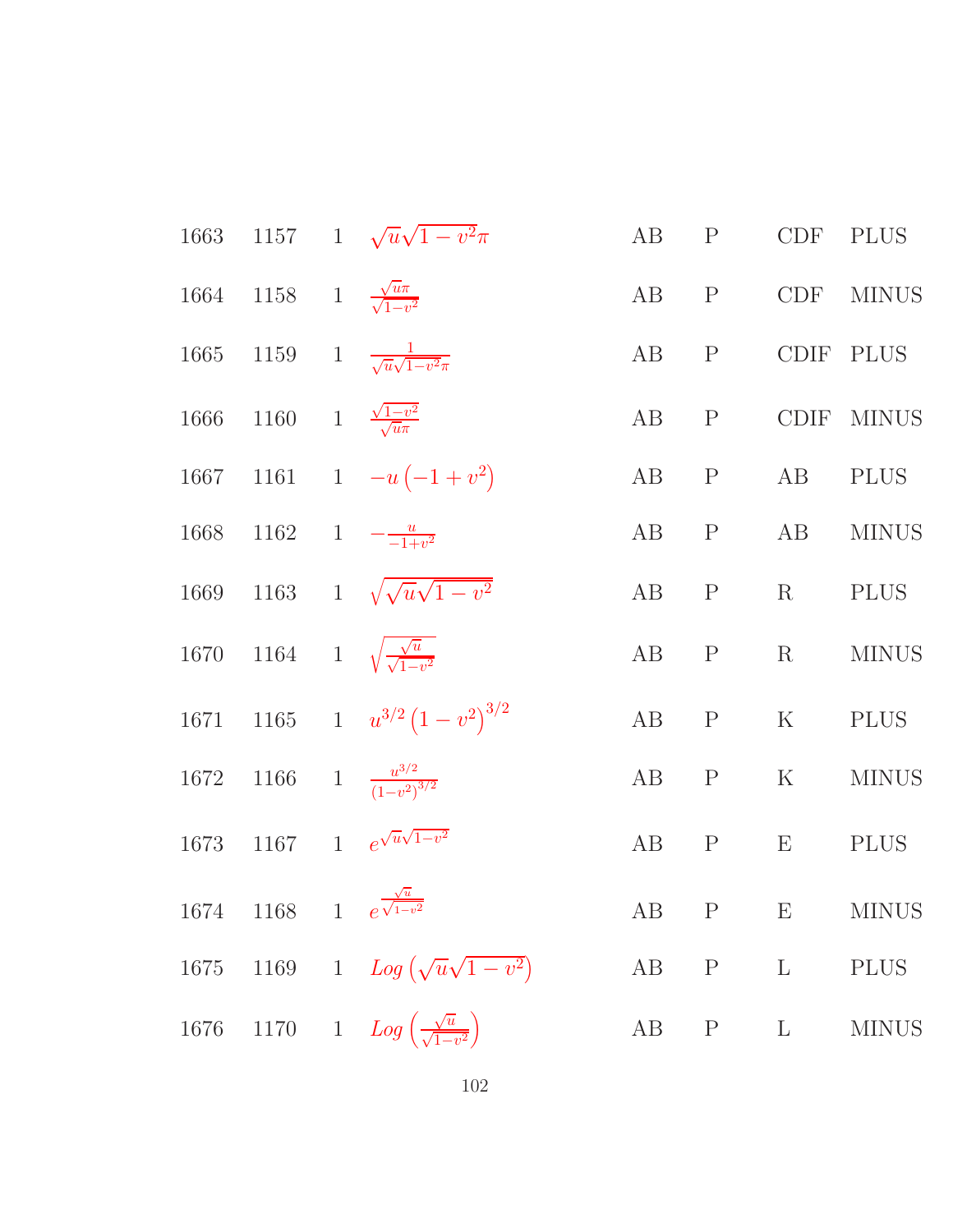| | | | | | | | |
|---|---|---|---|---|---|---|---|
| 1663 | 1157 | 1 | $\sqrt{u}\sqrt{1-v^2}\pi$ | AB | P | CDF | PLUS |
| 1664 | 1158 | 1 | $\frac{\sqrt{u}\pi}{\sqrt{1-v^2}}$ | AB | P | CDF | MINUS |
| 1665 | 1159 | 1 | $\frac{1}{\sqrt{u}\sqrt{1-v^2}\pi}$ | AB | P | CDIF | PLUS |
| 1666 | 1160 | 1 | $\frac{\sqrt{1-v^2}}{\sqrt{u}\pi}$ | AB | P | CDIF | MINUS |
| 1667 | 1161 | 1 | $-u\left(-1+v^2\right)$ | AB | P | AB | PLUS |
| 1668 | 1162 | 1 | $-\frac{u}{-1+v^2}$ | AB | P | AB | MINUS |
| 1669 | 1163 | 1 | $\sqrt{\sqrt{u}\sqrt{1-v^2}}$ | AB | P | R | PLUS |
| 1670 | 1164 | 1 | $\sqrt{\frac{\sqrt{u}}{\sqrt{1-v^2}}}$ | AB | P | R | MINUS |
| 1671 | 1165 | 1 | $u^{3/2}\left(1-v^2\right)^{3/2}$ | AB | P | K | PLUS |
| 1672 | 1166 | 1 | $\frac{u^{3/2}}{\left(1-v^2\right)^{3/2}}$ | AB | P | K | MINUS |
| 1673 | 1167 | 1 | $e^{\sqrt{u}\sqrt{1-v^2}}$ | AB | P | E | PLUS |
| 1674 | 1168 | 1 | $e^{\frac{\sqrt{u}}{\sqrt{1-v^2}}}$ | AB | P | E | MINUS |
| 1675 | 1169 | 1 | $Log\left(\sqrt{u}\sqrt{1-v^2}\right)$ | AB | P | L | PLUS |
| 1676 | 1170 | 1 | $Log\left(\frac{\sqrt{u}}{\sqrt{1-v^2}}\right)$ | AB | P | L | MINUS |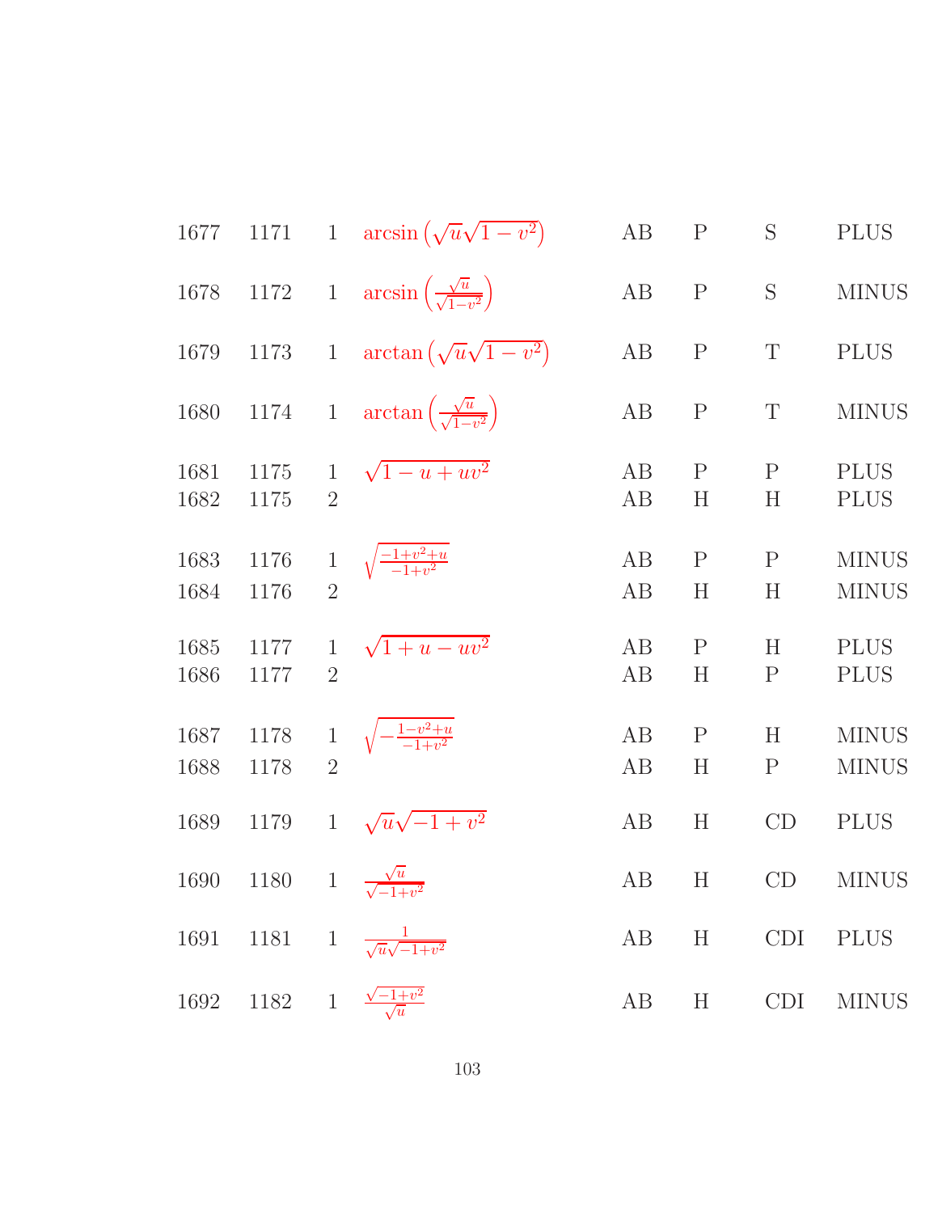| | | | | | | | |
|---|---|---|---|---|---|---|---|
| 1677 | 1171 | 1 | $\arcsin\left(\sqrt{u}\sqrt{1-v^2}\right)$ | AB | P | S | PLUS |
| 1678 | 1172 | 1 | $\arcsin\left(\frac{\sqrt{u}}{\sqrt{1-v^2}}\right)$ | AB | P | S | MINUS |
| 1679 | 1173 | 1 | $\arctan\left(\sqrt{u}\sqrt{1-v^2}\right)$ | AB | P | T | PLUS |
| 1680 | 1174 | 1 | $\arctan\left(\frac{\sqrt{u}}{\sqrt{1-v^2}}\right)$ | AB | P | T | MINUS |
| 1681 | 1175 | 1 | $\sqrt{1-u+uv^2}$ | AB | P | P | PLUS |
| 1682 | 1175 | 2 | | AB | H | H | PLUS |
| 1683 | 1176 | 1 | $\sqrt{\frac{-1+v^2+u}{-1+v^2}}$ | AB | P | P | MINUS |
| 1684 | 1176 | 2 | | AB | H | H | MINUS |
| 1685 | 1177 | 1 | $\sqrt{1+u-uv^2}$ | AB | P | H | PLUS |
| 1686 | 1177 | 2 | | AB | H | P | PLUS |
| 1687 | 1178 | 1 | $\sqrt{-\frac{1-v^2+u}{-1+v^2}}$ | AB | P | H | MINUS |
| 1688 | 1178 | 2 | | AB | H | P | MINUS |
| 1689 | 1179 | 1 | $\sqrt{u}\sqrt{-1+v^2}$ | AB | H | CD | PLUS |
| 1690 | 1180 | 1 | $\frac{\sqrt{u}}{\sqrt{-1+v^2}}$ | AB | H | CD | MINUS |
| 1691 | 1181 | 1 | $\frac{1}{\sqrt{u}\sqrt{-1+v^2}}$ | AB | H | CDI | PLUS |
| 1692 | 1182 | 1 | $\frac{\sqrt{-1+v^2}}{\sqrt{u}}$ | AB | H | CDI | MINUS |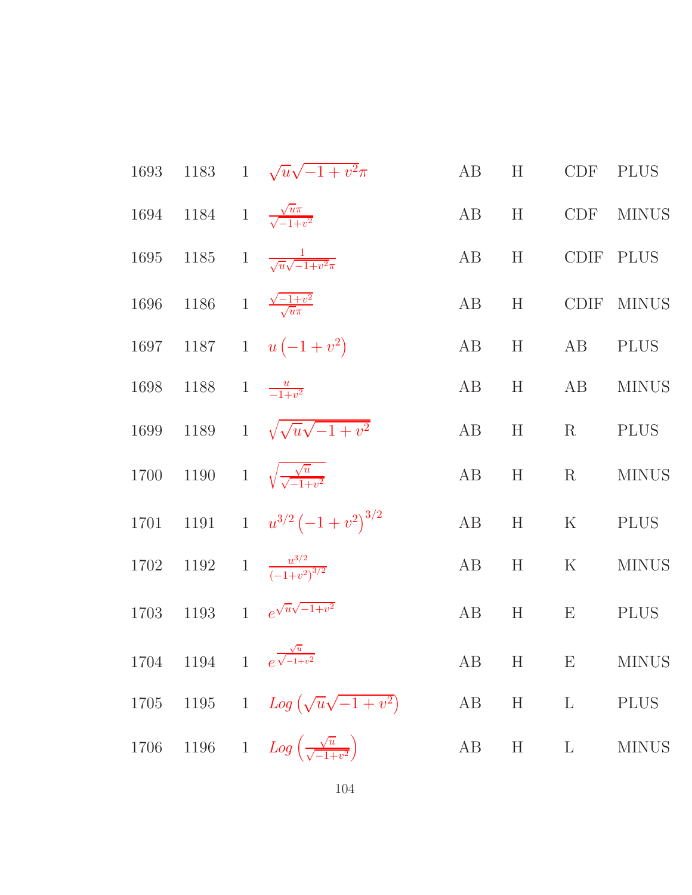| | | | | | | | |
|---|---|---|---|---|---|---|---|
| 1693 | 1183 | 1 | $\sqrt{u}\sqrt{-1+v^2}\pi$ | AB | H | CDF | PLUS |
| 1694 | 1184 | 1 | $\frac{\sqrt{u}\pi}{\sqrt{-1+v^2}}$ | AB | H | CDF | MINUS |
| 1695 | 1185 | 1 | $\frac{1}{\sqrt{u}\sqrt{-1+v^2}\pi}$ | AB | H | CDIF | PLUS |
| 1696 | 1186 | 1 | $\frac{\sqrt{-1+v^2}}{\sqrt{u}\pi}$ | AB | H | CDIF | MINUS |
| 1697 | 1187 | 1 | $u\left(-1+v^2\right)$ | AB | H | AB | PLUS |
| 1698 | 1188 | 1 | $\frac{u}{-1+v^2}$ | AB | H | AB | MINUS |
| 1699 | 1189 | 1 | $\sqrt{\sqrt{u}\sqrt{-1+v^2}}$ | AB | H | R | PLUS |
| 1700 | 1190 | 1 | $\sqrt{\frac{\sqrt{u}}{\sqrt{-1+v^2}}}$ | AB | H | R | MINUS |
| 1701 | 1191 | 1 | $u^{3/2}\left(-1+v^2\right)^{3/2}$ | AB | H | K | PLUS |
| 1702 | 1192 | 1 | $\frac{u^{3/2}}{\left(-1+v^2\right)^{3/2}}$ | AB | H | K | MINUS |
| 1703 | 1193 | 1 | $e^{\sqrt{u}\sqrt{-1+v^2}}$ | AB | H | E | PLUS |
| 1704 | 1194 | 1 | $e^{\frac{\sqrt{u}}{\sqrt{-1+v^2}}}$ | AB | H | E | MINUS |
| 1705 | 1195 | 1 | $Log\left(\sqrt{u}\sqrt{-1+v^2}\right)$ | AB | H | L | PLUS |
| 1706 | 1196 | 1 | $Log\left(\frac{\sqrt{u}}{\sqrt{-1+v^2}}\right)$ | AB | H | L | MINUS |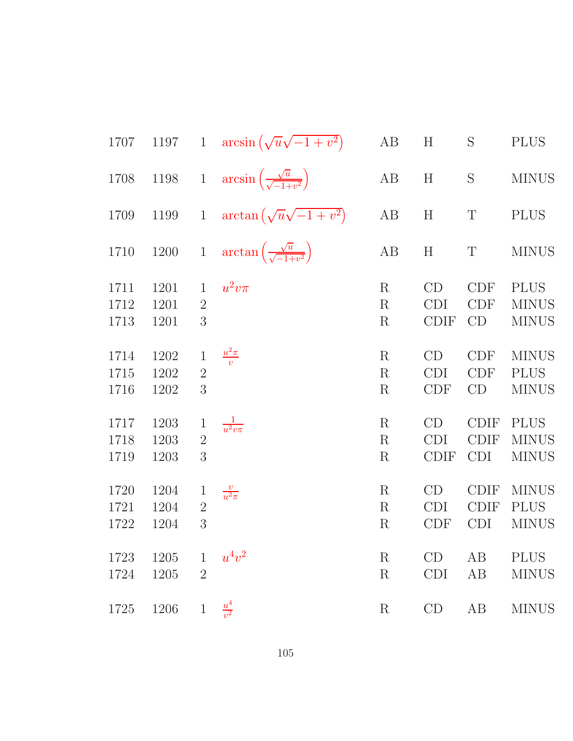| | | | | | | | |
|---|---|---|---|---|---|---|---|
| 1707 | 1197 | 1 | $\arcsin\left(\sqrt{u}\sqrt{-1+v^2}\right)$ | AB | H | S | PLUS |
| 1708 | 1198 | 1 | $\arcsin\left(\frac{\sqrt{u}}{\sqrt{-1+v^2}}\right)$ | AB | H | S | MINUS |
| 1709 | 1199 | 1 | $\arctan\left(\sqrt{u}\sqrt{-1+v^2}\right)$ | AB | H | T | PLUS |
| 1710 | 1200 | 1 | $\arctan\left(\frac{\sqrt{u}}{\sqrt{-1+v^2}}\right)$ | AB | H | T | MINUS |
| 1711 | 1201 | 1 | $u^2v\pi$ | R | CD | CDF | PLUS |
| 1712 | 1201 | 2 | | R | CDI | CDF | MINUS |
| 1713 | 1201 | 3 | | R | CDIF | CD | MINUS |
| 1714 | 1202 | 1 | $\frac{u^2\pi}{v}$ | R | CD | CDF | MINUS |
| 1715 | 1202 | 2 | | R | CDI | CDF | PLUS |
| 1716 | 1202 | 3 | | R | CDF | CD | MINUS |
| 1717 | 1203 | 1 | $\frac{1}{u^2v\pi}$ | R | CD | CDIF | PLUS |
| 1718 | 1203 | 2 | | R | CDI | CDIF | MINUS |
| 1719 | 1203 | 3 | | R | CDIF | CDI | MINUS |
| 1720 | 1204 | 1 | $\frac{v}{u^2\pi}$ | R | CD | CDIF | MINUS |
| 1721 | 1204 | 2 | | R | CDI | CDIF | PLUS |
| 1722 | 1204 | 3 | | R | CDF | CDI | MINUS |
| 1723 | 1205 | 1 | $u^4v^2$ | R | CD | AB | PLUS |
| 1724 | 1205 | 2 | | R | CDI | AB | MINUS |
| 1725 | 1206 | 1 | $\frac{u^4}{v^2}$ | R | CD | AB | MINUS |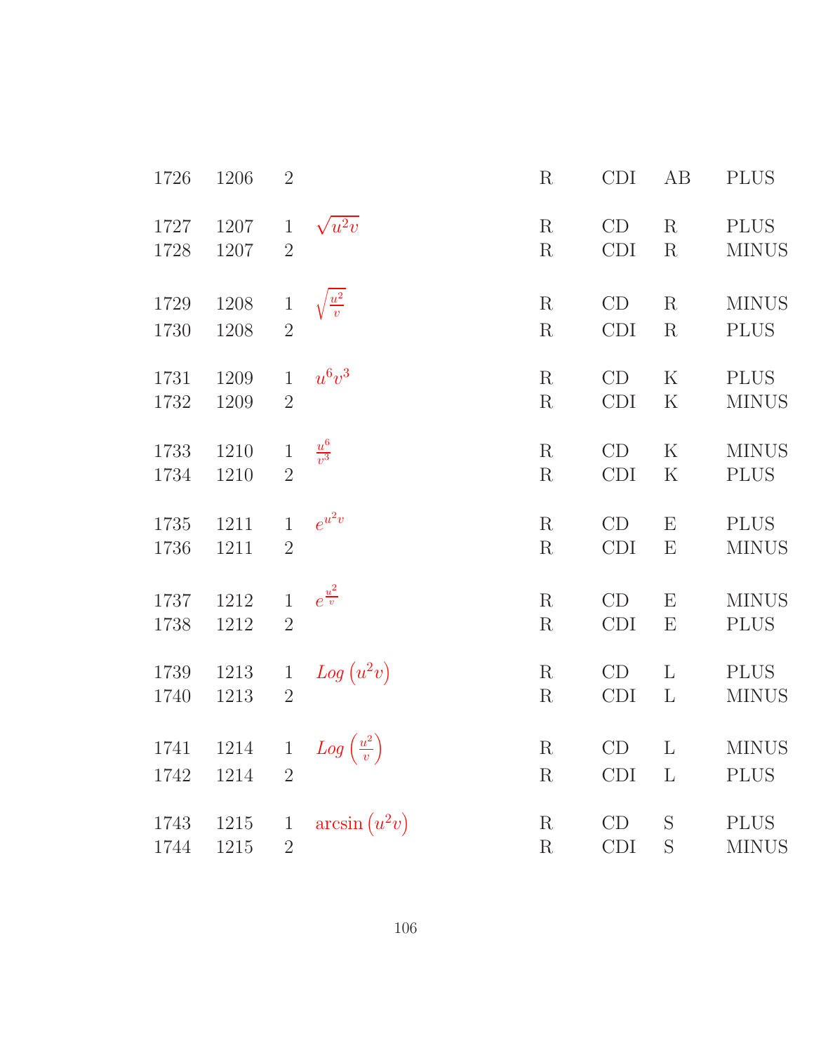| | | | | | | | |
|---|---|---|---|---|---|---|---|
| 1726 | 1206 | 2 | | R | CDI | AB | PLUS |
| 1727 | 1207 | 1 | $\sqrt{u^2v}$ | R | CD | R | PLUS |
| 1728 | 1207 | 2 | | R | CDI | R | MINUS |
| 1729 | 1208 | 1 | $\sqrt{\frac{u^2}{v}}$ | R | CD | R | MINUS |
| 1730 | 1208 | 2 | | R | CDI | R | PLUS |
| 1731 | 1209 | 1 | $u^6v^3$ | R | CD | K | PLUS |
| 1732 | 1209 | 2 | | R | CDI | K | MINUS |
| 1733 | 1210 | 1 | $\frac{u^6}{v^3}$ | R | CD | K | MINUS |
| 1734 | 1210 | 2 | | R | CDI | K | PLUS |
| 1735 | 1211 | 1 | $e^{u^2v}$ | R | CD | E | PLUS |
| 1736 | 1211 | 2 | | R | CDI | E | MINUS |
| 1737 | 1212 | 1 | $e^{\frac{u^2}{v}}$ | R | CD | E | MINUS |
| 1738 | 1212 | 2 | | R | CDI | E | PLUS |
| 1739 | 1213 | 1 | $Log\left(u^2v\right)$ | R | CD | L | PLUS |
| 1740 | 1213 | 2 | | R | CDI | L | MINUS |
| 1741 | 1214 | 1 | $Log\left(\frac{u^2}{v}\right)$ | R | CD | L | MINUS |
| 1742 | 1214 | 2 | | R | CDI | L | PLUS |
| 1743 | 1215 | 1 | $\arcsin\left(u^2v\right)$ | R | CD | S | PLUS |
| 1744 | 1215 | 2 | | R | CDI | S | MINUS |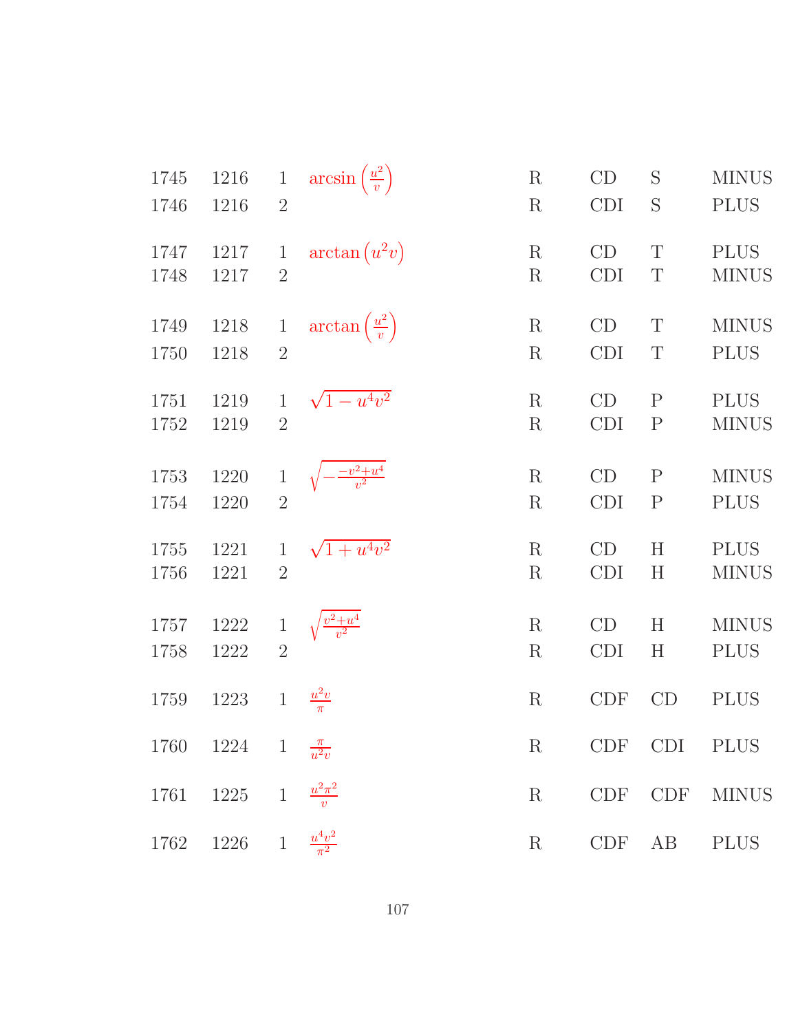| | | | | | | | |
|---|---|---|---|---|---|---|---|
| 1745 | 1216 | 1 | $\arcsin\left(\frac{u^2}{v}\right)$ | R | CD | S | MINUS |
| 1746 | 1216 | 2 | | R | CDI | S | PLUS |
| 1747 | 1217 | 1 | $\arctan\left(u^2 v\right)$ | R | CD | T | PLUS |
| 1748 | 1217 | 2 | | R | CDI | T | MINUS |
| 1749 | 1218 | 1 | $\arctan\left(\frac{u^2}{v}\right)$ | R | CD | T | MINUS |
| 1750 | 1218 | 2 | | R | CDI | T | PLUS |
| 1751 | 1219 | 1 | $\sqrt{1 - u^4 v^2}$ | R | CD | P | PLUS |
| 1752 | 1219 | 2 | | R | CDI | P | MINUS |
| 1753 | 1220 | 1 | $\sqrt{-\frac{-v^2+u^4}{v^2}}$ | R | CD | P | MINUS |
| 1754 | 1220 | 2 | | R | CDI | P | PLUS |
| 1755 | 1221 | 1 | $\sqrt{1 + u^4 v^2}$ | R | CD | H | PLUS |
| 1756 | 1221 | 2 | | R | CDI | H | MINUS |
| 1757 | 1222 | 1 | $\sqrt{\frac{v^2+u^4}{v^2}}$ | R | CD | H | MINUS |
| 1758 | 1222 | 2 | | R | CDI | H | PLUS |
| 1759 | 1223 | 1 | $\frac{u^2 v}{\pi}$ | R | CDF | CD | PLUS |
| 1760 | 1224 | 1 | $\frac{\pi}{u^2 v}$ | R | CDF | CDI | PLUS |
| 1761 | 1225 | 1 | $\frac{u^2 \pi^2}{v}$ | R | CDF | CDF | MINUS |
| 1762 | 1226 | 1 | $\frac{u^4 v^2}{\pi^2}$ | R | CDF | AB | PLUS |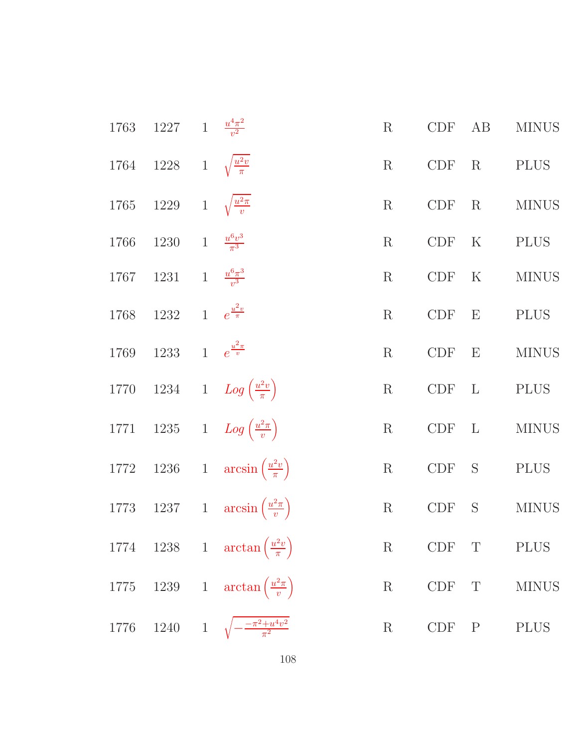| | | | | | | | |
|---|---|---|---|---|---|---|---|
| 1763 | 1227 | 1 | $\frac{u^4\pi^2}{v^2}$ | R | CDF | AB | MINUS |
| 1764 | 1228 | 1 | $\sqrt{\frac{u^2v}{\pi}}$ | R | CDF | R | PLUS |
| 1765 | 1229 | 1 | $\sqrt{\frac{u^2\pi}{v}}$ | R | CDF | R | MINUS |
| 1766 | 1230 | 1 | $\frac{u^6v^3}{\pi^3}$ | R | CDF | K | PLUS |
| 1767 | 1231 | 1 | $\frac{u^6\pi^3}{v^3}$ | R | CDF | K | MINUS |
| 1768 | 1232 | 1 | $e^{\frac{u^2v}{\pi}}$ | R | CDF | E | PLUS |
| 1769 | 1233 | 1 | $e^{\frac{u^2\pi}{v}}$ | R | CDF | E | MINUS |
| 1770 | 1234 | 1 | $Log\left(\frac{u^2v}{\pi}\right)$ | R | CDF | L | PLUS |
| 1771 | 1235 | 1 | $Log\left(\frac{u^2\pi}{v}\right)$ | R | CDF | L | MINUS |
| 1772 | 1236 | 1 | $\arcsin\left(\frac{u^2v}{\pi}\right)$ | R | CDF | S | PLUS |
| 1773 | 1237 | 1 | $\arcsin\left(\frac{u^2\pi}{v}\right)$ | R | CDF | S | MINUS |
| 1774 | 1238 | 1 | $\arctan\left(\frac{u^2v}{\pi}\right)$ | R | CDF | T | PLUS |
| 1775 | 1239 | 1 | $\arctan\left(\frac{u^2\pi}{v}\right)$ | R | CDF | T | MINUS |
| 1776 | 1240 | 1 | $\sqrt{-\frac{-\pi^2+u^4v^2}{\pi^2}}$ | R | CDF | P | PLUS |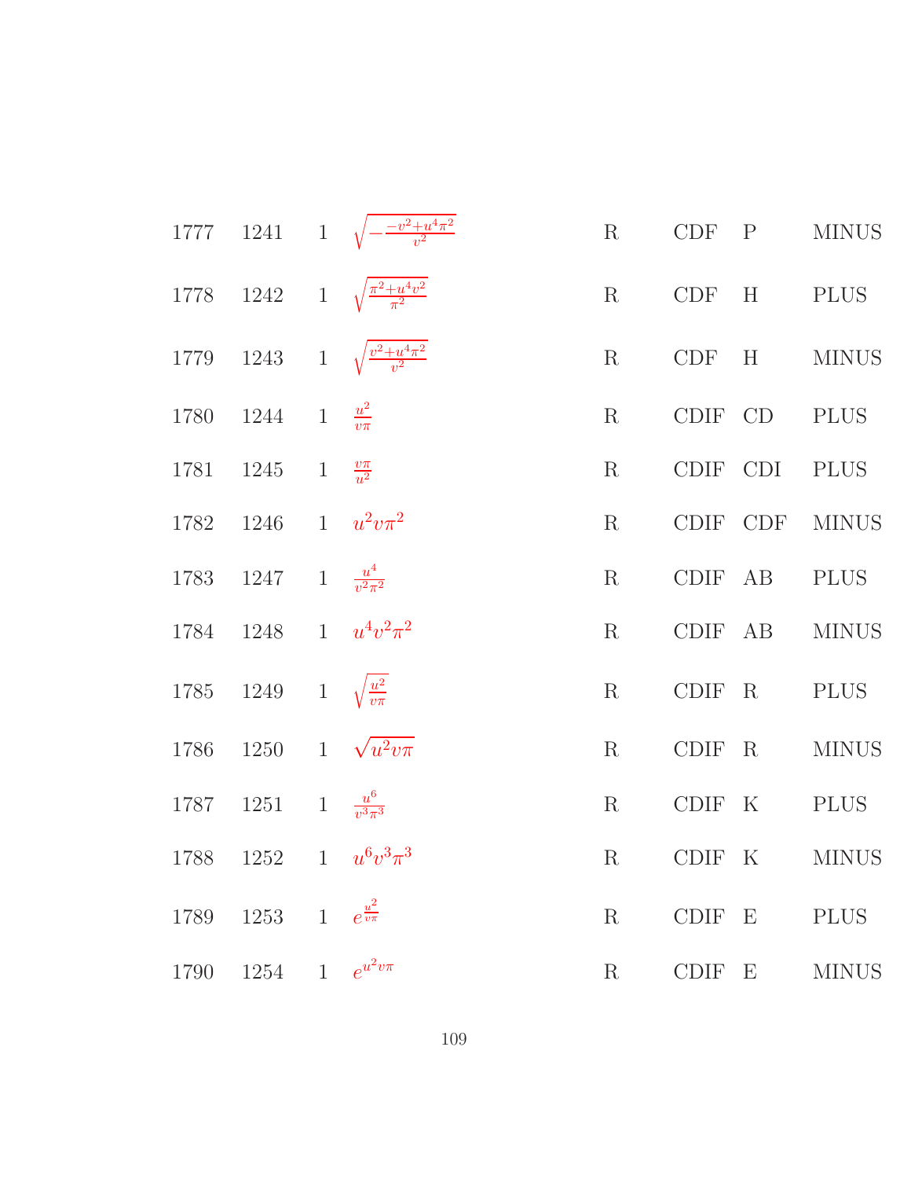| | | | | | | | |
|---|---|---|---|---|---|---|---|
| 1777 | 1241 | 1 | $\sqrt{-\frac{-v^2+u^4\pi^2}{v^2}}$ | R | CDF | P | MINUS |
| 1778 | 1242 | 1 | $\sqrt{\frac{\pi^2+u^4v^2}{\pi^2}}$ | R | CDF | H | PLUS |
| 1779 | 1243 | 1 | $\sqrt{\frac{v^2+u^4\pi^2}{v^2}}$ | R | CDF | H | MINUS |
| 1780 | 1244 | 1 | $\frac{u^2}{v\pi}$ | R | CDIF | CD | PLUS |
| 1781 | 1245 | 1 | $\frac{v\pi}{u^2}$ | R | CDIF | CDI | PLUS |
| 1782 | 1246 | 1 | $u^2v\pi^2$ | R | CDIF | CDF | MINUS |
| 1783 | 1247 | 1 | $\frac{u^4}{v^2\pi^2}$ | R | CDIF | AB | PLUS |
| 1784 | 1248 | 1 | $u^4v^2\pi^2$ | R | CDIF | AB | MINUS |
| 1785 | 1249 | 1 | $\sqrt{\frac{u^2}{v\pi}}$ | R | CDIF | R | PLUS |
| 1786 | 1250 | 1 | $\sqrt{u^2v\pi}$ | R | CDIF | R | MINUS |
| 1787 | 1251 | 1 | $\frac{u^6}{v^3\pi^3}$ | R | CDIF | K | PLUS |
| 1788 | 1252 | 1 | $u^6v^3\pi^3$ | R | CDIF | K | MINUS |
| 1789 | 1253 | 1 | $e^{\frac{u^2}{v\pi}}$ | R | CDIF | E | PLUS |
| 1790 | 1254 | 1 | $e^{u^2v\pi}$ | R | CDIF | E | MINUS |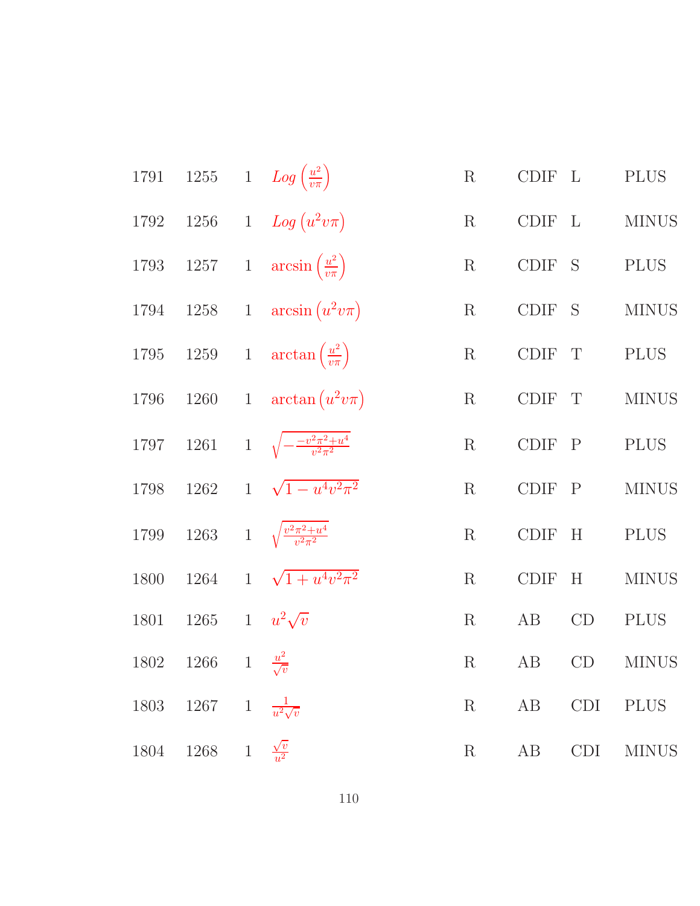| | | | | | | | |
|---|---|---|---|---|---|---|---|
| 1791 | 1255 | 1 | $Log\left(\frac{u^2}{v\pi}\right)$ | R | CDIF | L | PLUS |
| 1792 | 1256 | 1 | $Log\left(u^2v\pi\right)$ | R | CDIF | L | MINUS |
| 1793 | 1257 | 1 | $\arcsin\left(\frac{u^2}{v\pi}\right)$ | R | CDIF | S | PLUS |
| 1794 | 1258 | 1 | $\arcsin\left(u^2v\pi\right)$ | R | CDIF | S | MINUS |
| 1795 | 1259 | 1 | $\arctan\left(\frac{u^2}{v\pi}\right)$ | R | CDIF | T | PLUS |
| 1796 | 1260 | 1 | $\arctan\left(u^2v\pi\right)$ | R | CDIF | T | MINUS |
| 1797 | 1261 | 1 | $\sqrt{-\frac{-v^2\pi^2+u^4}{v^2\pi^2}}$ | R | CDIF | P | PLUS |
| 1798 | 1262 | 1 | $\sqrt{1-u^4v^2\pi^2}$ | R | CDIF | P | MINUS |
| 1799 | 1263 | 1 | $\sqrt{\frac{v^2\pi^2+u^4}{v^2\pi^2}}$ | R | CDIF | H | PLUS |
| 1800 | 1264 | 1 | $\sqrt{1+u^4v^2\pi^2}$ | R | CDIF | H | MINUS |
| 1801 | 1265 | 1 | $u^2\sqrt{v}$ | R | AB | CD | PLUS |
| 1802 | 1266 | 1 | $\frac{u^2}{\sqrt{v}}$ | R | AB | CD | MINUS |
| 1803 | 1267 | 1 | $\frac{1}{u^2\sqrt{v}}$ | R | AB | CDI | PLUS |
| 1804 | 1268 | 1 | $\frac{\sqrt{v}}{u^2}$ | R | AB | CDI | MINUS |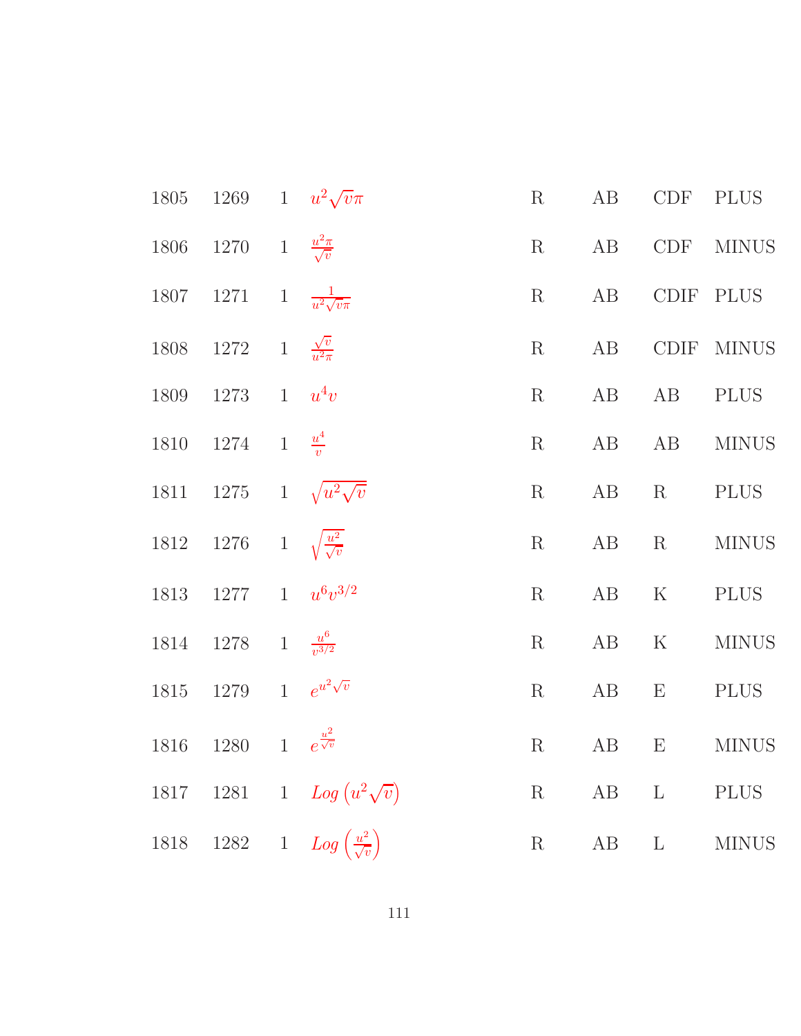| | | | | | | | |
|---|---|---|---|---|---|---|---|
| 1805 | 1269 | 1 | $u^2\sqrt{v}\pi$ | R | AB | CDF | PLUS |
| 1806 | 1270 | 1 | $\frac{u^2\pi}{\sqrt{v}}$ | R | AB | CDF | MINUS |
| 1807 | 1271 | 1 | $\frac{1}{u^2\sqrt{v}\pi}$ | R | AB | CDIF | PLUS |
| 1808 | 1272 | 1 | $\frac{\sqrt{v}}{u^2\pi}$ | R | AB | CDIF | MINUS |
| 1809 | 1273 | 1 | $u^4v$ | R | AB | AB | PLUS |
| 1810 | 1274 | 1 | $\frac{u^4}{v}$ | R | AB | AB | MINUS |
| 1811 | 1275 | 1 | $\sqrt{u^2\sqrt{v}}$ | R | AB | R | PLUS |
| 1812 | 1276 | 1 | $\sqrt{\frac{u^2}{\sqrt{v}}}$ | R | AB | R | MINUS |
| 1813 | 1277 | 1 | $u^6v^{3/2}$ | R | AB | K | PLUS |
| 1814 | 1278 | 1 | $\frac{u^6}{v^{3/2}}$ | R | AB | K | MINUS |
| 1815 | 1279 | 1 | $e^{u^2\sqrt{v}}$ | R | AB | E | PLUS |
| 1816 | 1280 | 1 | $e^{\frac{u^2}{\sqrt{v}}}$ | R | AB | E | MINUS |
| 1817 | 1281 | 1 | $Log\left(u^2\sqrt{v}\right)$ | R | AB | L | PLUS |
| 1818 | 1282 | 1 | $Log\left(\frac{u^2}{\sqrt{v}}\right)$ | R | AB | L | MINUS |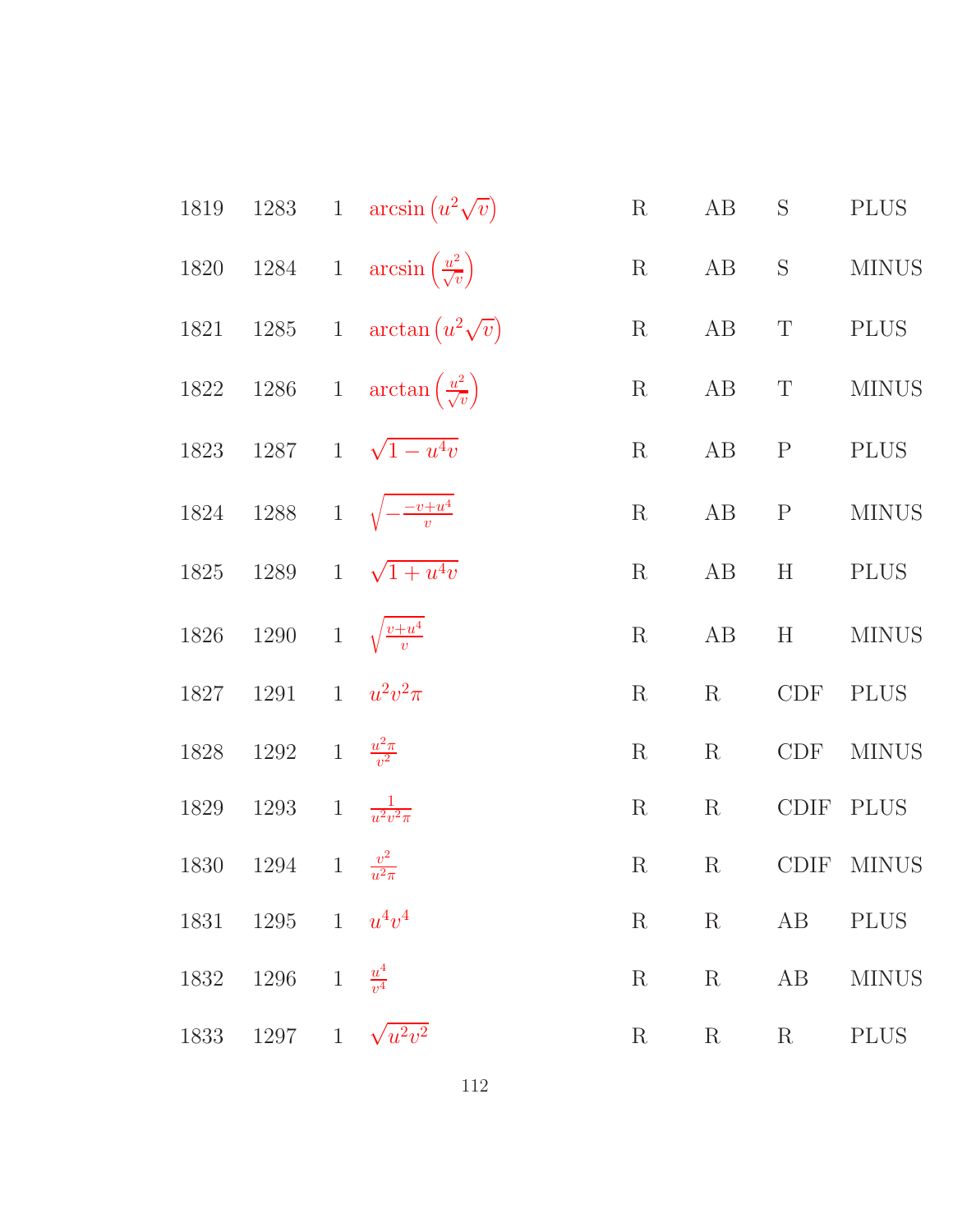| | | | | | | | |
|---|---|---|---|---|---|---|---|
| 1819 | 1283 | 1 | $\arcsin\left(u^2\sqrt{v}\right)$ | R | AB | S | PLUS |
| 1820 | 1284 | 1 | $\arcsin\left(\frac{u^2}{\sqrt{v}}\right)$ | R | AB | S | MINUS |
| 1821 | 1285 | 1 | $\arctan\left(u^2\sqrt{v}\right)$ | R | AB | T | PLUS |
| 1822 | 1286 | 1 | $\arctan\left(\frac{u^2}{\sqrt{v}}\right)$ | R | AB | T | MINUS |
| 1823 | 1287 | 1 | $\sqrt{1-u^4v}$ | R | AB | P | PLUS |
| 1824 | 1288 | 1 | $\sqrt{-\frac{-v+u^4}{v}}$ | R | AB | P | MINUS |
| 1825 | 1289 | 1 | $\sqrt{1+u^4v}$ | R | AB | H | PLUS |
| 1826 | 1290 | 1 | $\sqrt{\frac{v+u^4}{v}}$ | R | AB | H | MINUS |
| 1827 | 1291 | 1 | $u^2v^2\pi$ | R | R | CDF | PLUS |
| 1828 | 1292 | 1 | $\frac{u^2\pi}{v^2}$ | R | R | CDF | MINUS |
| 1829 | 1293 | 1 | $\frac{1}{u^2v^2\pi}$ | R | R | CDIF | PLUS |
| 1830 | 1294 | 1 | $\frac{v^2}{u^2\pi}$ | R | R | CDIF | MINUS |
| 1831 | 1295 | 1 | $u^4v^4$ | R | R | AB | PLUS |
| 1832 | 1296 | 1 | $\frac{u^4}{v^4}$ | R | R | AB | MINUS |
| 1833 | 1297 | 1 | $\sqrt{u^2v^2}$ | R | R | R | PLUS |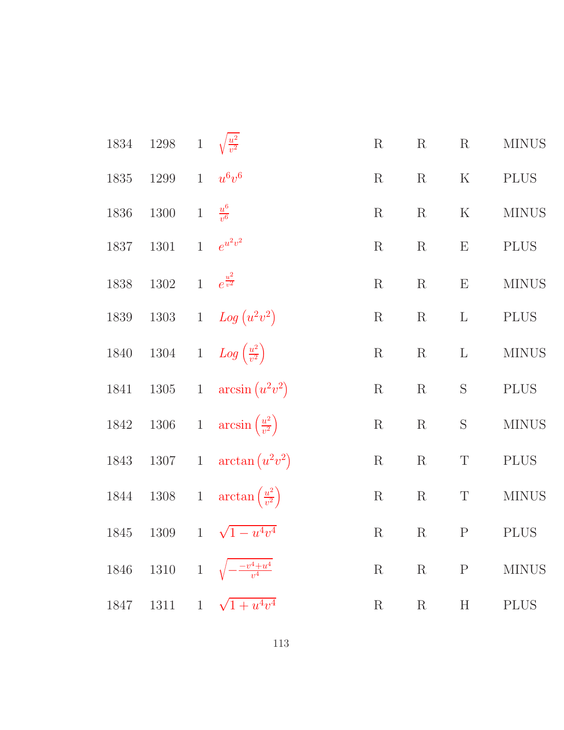| | | | | | | | |
|---|---|---|---|---|---|---|---|
| 1834 | 1298 | 1 | $\sqrt{\frac{u^2}{v^2}}$ | R | R | R | MINUS |
| 1835 | 1299 | 1 | $u^6v^6$ | R | R | K | PLUS |
| 1836 | 1300 | 1 | $\frac{u^6}{v^6}$ | R | R | K | MINUS |
| 1837 | 1301 | 1 | $e^{u^2v^2}$ | R | R | E | PLUS |
| 1838 | 1302 | 1 | $e^{\frac{u^2}{v^2}}$ | R | R | E | MINUS |
| 1839 | 1303 | 1 | $Log\left(u^2v^2\right)$ | R | R | L | PLUS |
| 1840 | 1304 | 1 | $Log\left(\frac{u^2}{v^2}\right)$ | R | R | L | MINUS |
| 1841 | 1305 | 1 | $\arcsin\left(u^2v^2\right)$ | R | R | S | PLUS |
| 1842 | 1306 | 1 | $\arcsin\left(\frac{u^2}{v^2}\right)$ | R | R | S | MINUS |
| 1843 | 1307 | 1 | $\arctan\left(u^2v^2\right)$ | R | R | T | PLUS |
| 1844 | 1308 | 1 | $\arctan\left(\frac{u^2}{v^2}\right)$ | R | R | T | MINUS |
| 1845 | 1309 | 1 | $\sqrt{1-u^4v^4}$ | R | R | P | PLUS |
| 1846 | 1310 | 1 | $\sqrt{-\frac{-v^4+u^4}{v^4}}$ | R | R | P | MINUS |
| 1847 | 1311 | 1 | $\sqrt{1+u^4v^4}$ | R | R | H | PLUS |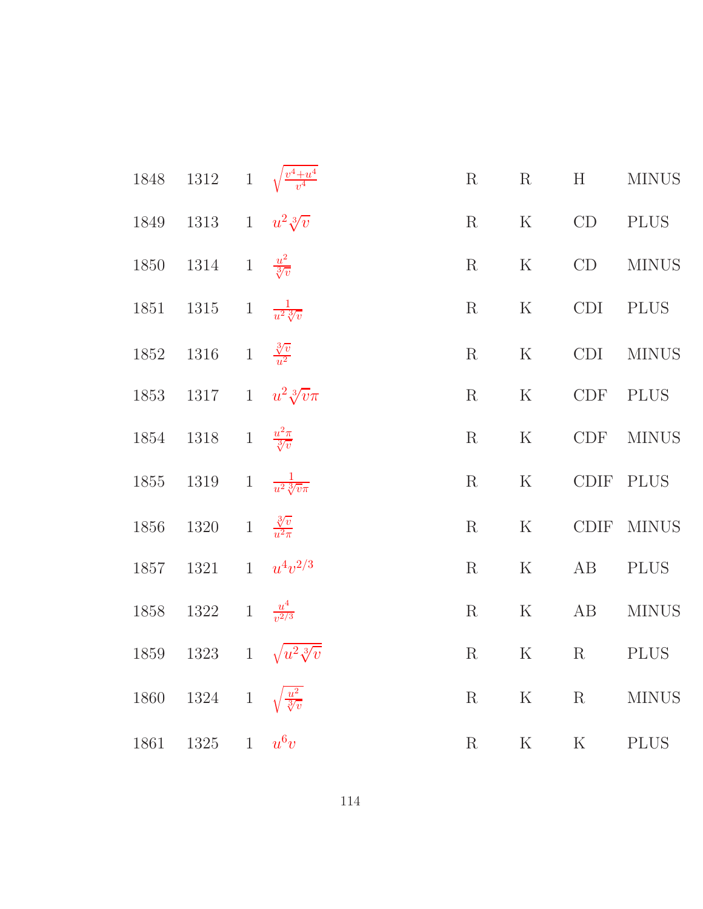| | | | | | | | |
|---|---|---|---|---|---|---|---|
| 1848 | 1312 | 1 | $\sqrt{\frac{v^4+u^4}{v^4}}$ | R | R | H | MINUS |
| 1849 | 1313 | 1 | $u^2\sqrt[3]{v}$ | R | K | CD | PLUS |
| 1850 | 1314 | 1 | $\frac{u^2}{\sqrt[3]{v}}$ | R | K | CD | MINUS |
| 1851 | 1315 | 1 | $\frac{1}{u^2\sqrt[3]{v}}$ | R | K | CDI | PLUS |
| 1852 | 1316 | 1 | $\frac{\sqrt[3]{v}}{u^2}$ | R | K | CDI | MINUS |
| 1853 | 1317 | 1 | $u^2\sqrt[3]{v}\pi$ | R | K | CDF | PLUS |
| 1854 | 1318 | 1 | $\frac{u^2\pi}{\sqrt[3]{v}}$ | R | K | CDF | MINUS |
| 1855 | 1319 | 1 | $\frac{1}{u^2\sqrt[3]{v}\pi}$ | R | K | CDIF | PLUS |
| 1856 | 1320 | 1 | $\frac{\sqrt[3]{v}}{u^2\pi}$ | R | K | CDIF | MINUS |
| 1857 | 1321 | 1 | $u^4v^{2/3}$ | R | K | AB | PLUS |
| 1858 | 1322 | 1 | $\frac{u^4}{v^{2/3}}$ | R | K | AB | MINUS |
| 1859 | 1323 | 1 | $\sqrt{u^2\sqrt[3]{v}}$ | R | K | R | PLUS |
| 1860 | 1324 | 1 | $\sqrt{\frac{u^2}{\sqrt[3]{v}}}$ | R | K | R | MINUS |
| 1861 | 1325 | 1 | $u^6v$ | R | K | K | PLUS |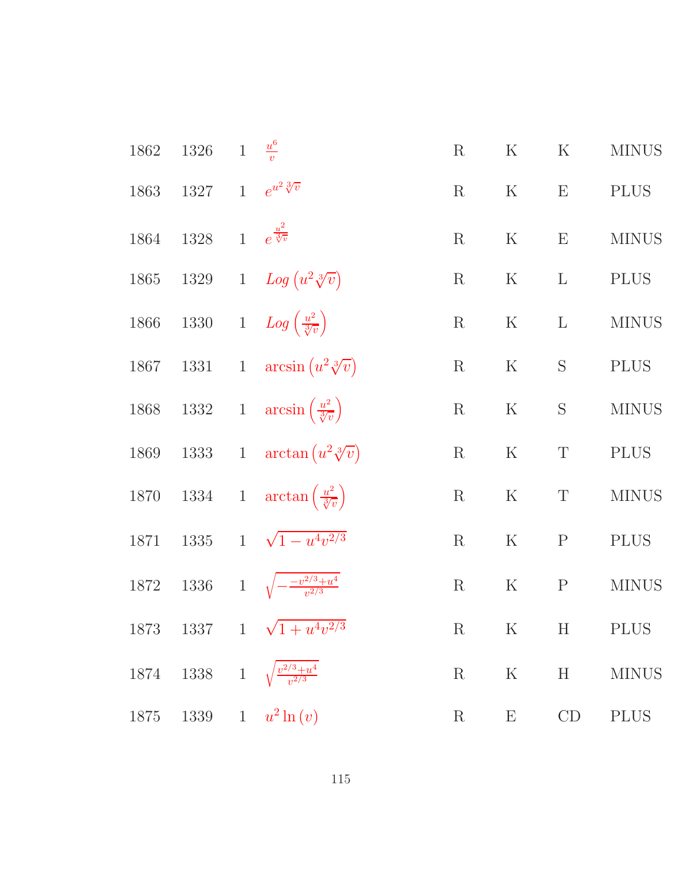| | | | | | | | |
|---|---|---|---|---|---|---|---|
| 1862 | 1326 | 1 | $\frac{u^6}{v}$ | R | K | K | MINUS |
| 1863 | 1327 | 1 | $e^{u^2 \sqrt[3]{v}}$ | R | K | E | PLUS |
| 1864 | 1328 | 1 | $e^{\frac{u^2}{\sqrt[3]{v}}}$ | R | K | E | MINUS |
| 1865 | 1329 | 1 | $Log\left(u^2 \sqrt[3]{v}\right)$ | R | K | L | PLUS |
| 1866 | 1330 | 1 | $Log\left(\frac{u^2}{\sqrt[3]{v}}\right)$ | R | K | L | MINUS |
| 1867 | 1331 | 1 | $\arcsin\left(u^2 \sqrt[3]{v}\right)$ | R | K | S | PLUS |
| 1868 | 1332 | 1 | $\arcsin\left(\frac{u^2}{\sqrt[3]{v}}\right)$ | R | K | S | MINUS |
| 1869 | 1333 | 1 | $\arctan\left(u^2 \sqrt[3]{v}\right)$ | R | K | T | PLUS |
| 1870 | 1334 | 1 | $\arctan\left(\frac{u^2}{\sqrt[3]{v}}\right)$ | R | K | T | MINUS |
| 1871 | 1335 | 1 | $\sqrt{1 - u^4 v^{2/3}}$ | R | K | P | PLUS |
| 1872 | 1336 | 1 | $\sqrt{-\frac{-v^{2/3}+u^4}{v^{2/3}}}$ | R | K | P | MINUS |
| 1873 | 1337 | 1 | $\sqrt{1 + u^4 v^{2/3}}$ | R | K | H | PLUS |
| 1874 | 1338 | 1 | $\sqrt{\frac{v^{2/3}+u^4}{v^{2/3}}}$ | R | K | H | MINUS |
| 1875 | 1339 | 1 | $u^2 \ln(v)$ | R | E | CD | PLUS |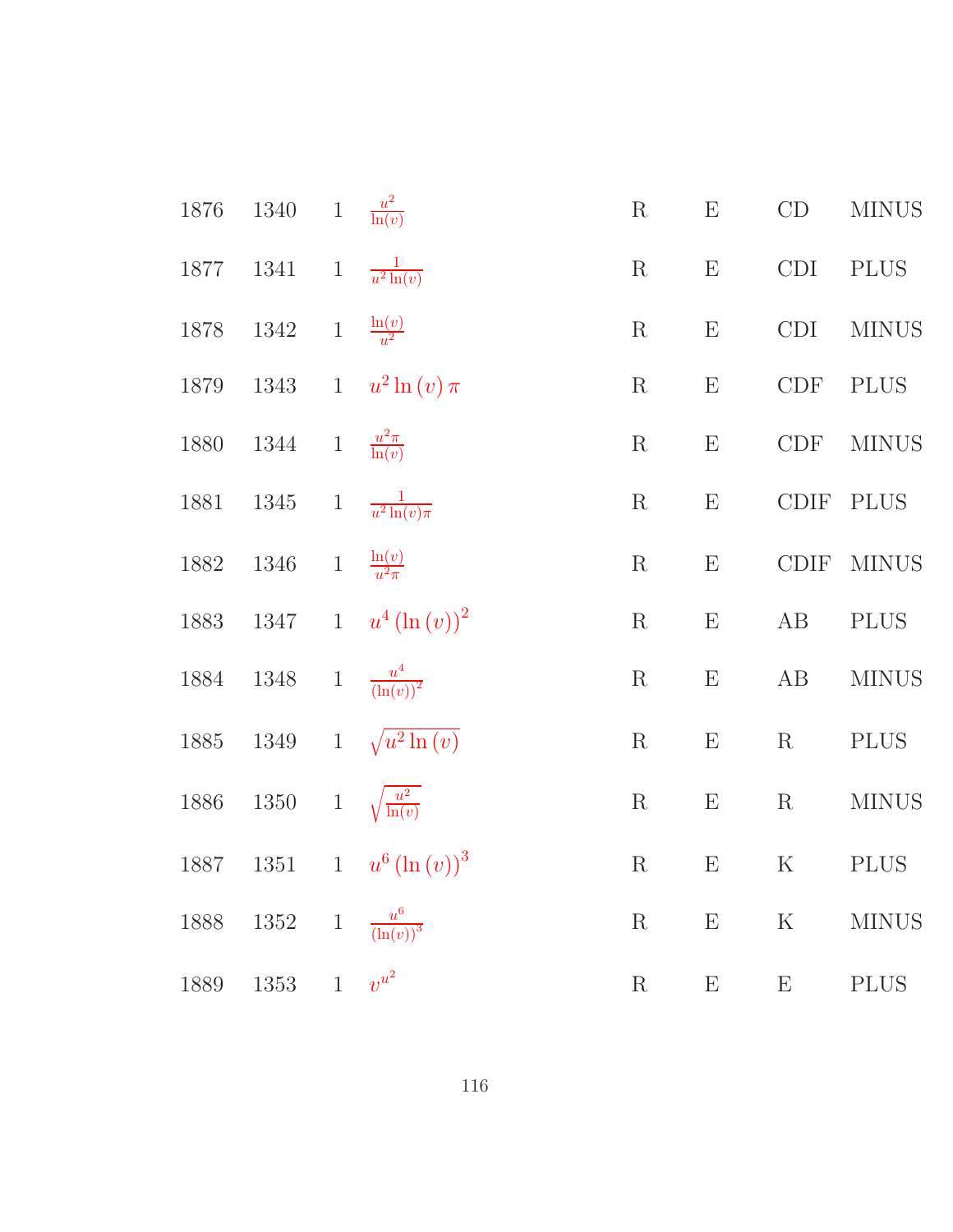| | | | | | | | |
|---|---|---|---|---|---|---|---|
| 1876 | 1340 | 1 | $\frac{u^2}{\ln(v)}$ | R | E | CD | MINUS |
| 1877 | 1341 | 1 | $\frac{1}{u^2 \ln(v)}$ | R | E | CDI | PLUS |
| 1878 | 1342 | 1 | $\frac{\ln(v)}{u^2}$ | R | E | CDI | MINUS |
| 1879 | 1343 | 1 | $u^2 \ln(v)\,\pi$ | R | E | CDF | PLUS |
| 1880 | 1344 | 1 | $\frac{u^2\pi}{\ln(v)}$ | R | E | CDF | MINUS |
| 1881 | 1345 | 1 | $\frac{1}{u^2 \ln(v)\pi}$ | R | E | CDIF | PLUS |
| 1882 | 1346 | 1 | $\frac{\ln(v)}{u^2\pi}$ | R | E | CDIF | MINUS |
| 1883 | 1347 | 1 | $u^4 (\ln(v))^2$ | R | E | AB | PLUS |
| 1884 | 1348 | 1 | $\frac{u^4}{(\ln(v))^2}$ | R | E | AB | MINUS |
| 1885 | 1349 | 1 | $\sqrt{u^2 \ln(v)}$ | R | E | R | PLUS |
| 1886 | 1350 | 1 | $\sqrt{\frac{u^2}{\ln(v)}}$ | R | E | R | MINUS |
| 1887 | 1351 | 1 | $u^6 (\ln(v))^3$ | R | E | K | PLUS |
| 1888 | 1352 | 1 | $\frac{u^6}{(\ln(v))^3}$ | R | E | K | MINUS |
| 1889 | 1353 | 1 | $v^{u^2}$ | R | E | E | PLUS |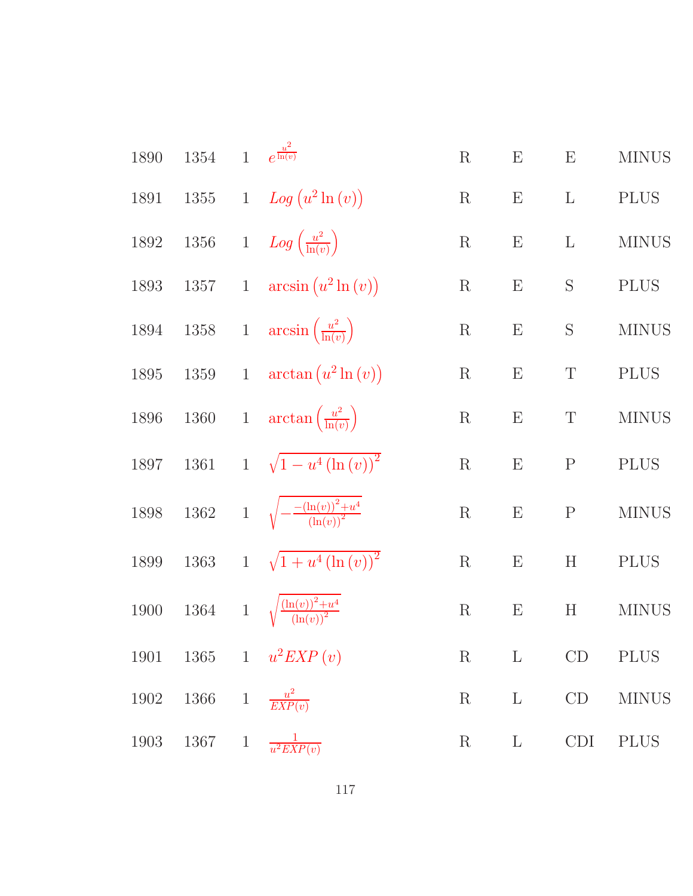| | | | | | | | |
|---|---|---|---|---|---|---|---|
| 1890 | 1354 | 1 | $e^{\frac{u^2}{\ln(v)}}$ | R | E | E | MINUS |
| 1891 | 1355 | 1 | $Log\left(u^2 \ln(v)\right)$ | R | E | L | PLUS |
| 1892 | 1356 | 1 | $Log\left(\frac{u^2}{\ln(v)}\right)$ | R | E | L | MINUS |
| 1893 | 1357 | 1 | $\arcsin\left(u^2 \ln(v)\right)$ | R | E | S | PLUS |
| 1894 | 1358 | 1 | $\arcsin\left(\frac{u^2}{\ln(v)}\right)$ | R | E | S | MINUS |
| 1895 | 1359 | 1 | $\arctan\left(u^2 \ln(v)\right)$ | R | E | T | PLUS |
| 1896 | 1360 | 1 | $\arctan\left(\frac{u^2}{\ln(v)}\right)$ | R | E | T | MINUS |
| 1897 | 1361 | 1 | $\sqrt{1 - u^4 (\ln(v))^2}$ | R | E | P | PLUS |
| 1898 | 1362 | 1 | $\sqrt{-\frac{-(\ln(v))^2 + u^4}{(\ln(v))^2}}$ | R | E | P | MINUS |
| 1899 | 1363 | 1 | $\sqrt{1 + u^4 (\ln(v))^2}$ | R | E | H | PLUS |
| 1900 | 1364 | 1 | $\sqrt{\frac{(\ln(v))^2 + u^4}{(\ln(v))^2}}$ | R | E | H | MINUS |
| 1901 | 1365 | 1 | $u^2 EXP(v)$ | R | L | CD | PLUS |
| 1902 | 1366 | 1 | $\frac{u^2}{EXP(v)}$ | R | L | CD | MINUS |
| 1903 | 1367 | 1 | $\frac{1}{u^2 EXP(v)}$ | R | L | CDI | PLUS |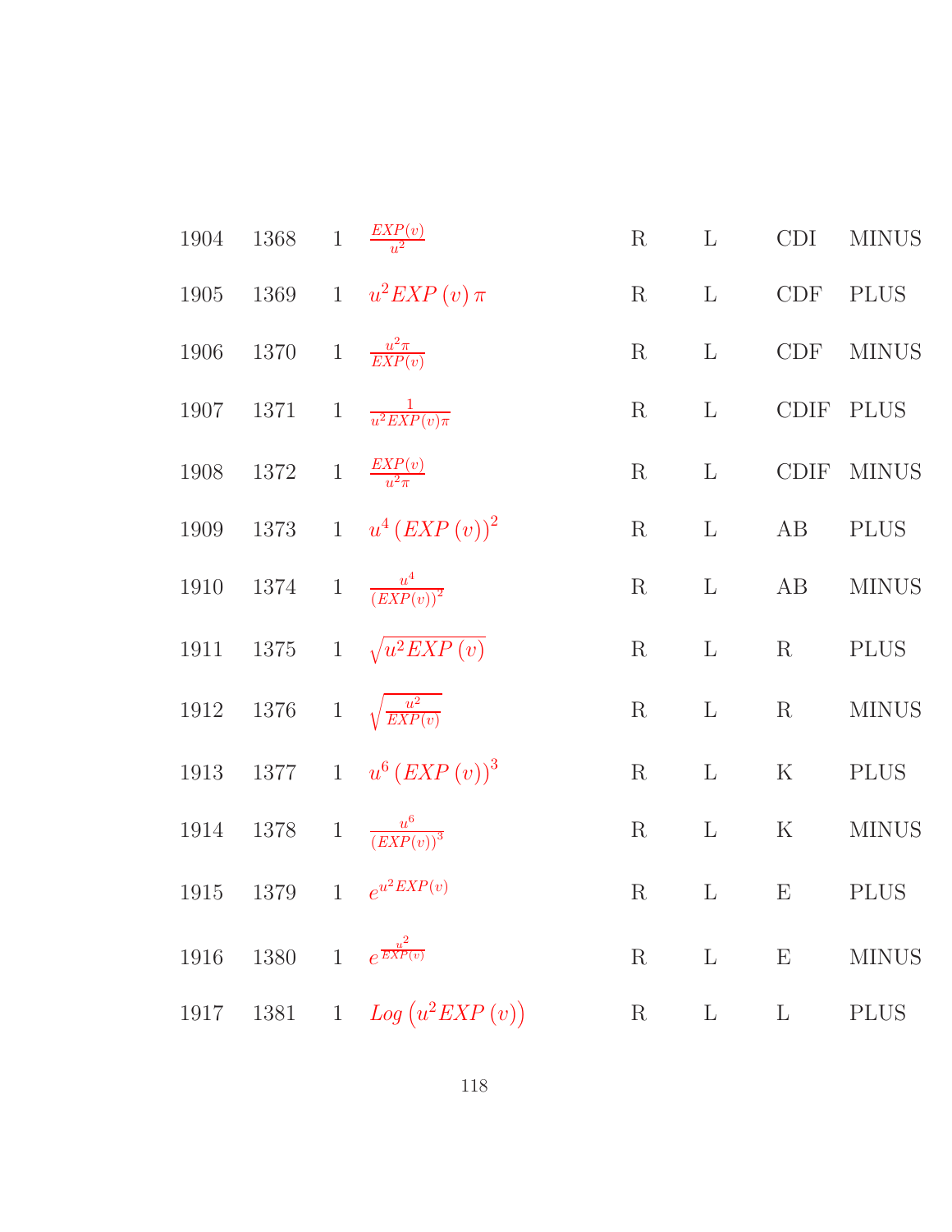| | | | | | | | |
|---|---|---|---|---|---|---|---|
| 1904 | 1368 | 1 | $\frac{EXP(v)}{u^2}$ | R | L | CDI | MINUS |
| 1905 | 1369 | 1 | $u^2 EXP\,(v)\,\pi$ | R | L | CDF | PLUS |
| 1906 | 1370 | 1 | $\frac{u^2 \pi}{EXP(v)}$ | R | L | CDF | MINUS |
| 1907 | 1371 | 1 | $\frac{1}{u^2 EXP(v) \pi}$ | R | L | CDIF | PLUS |
| 1908 | 1372 | 1 | $\frac{EXP(v)}{u^2 \pi}$ | R | L | CDIF | MINUS |
| 1909 | 1373 | 1 | $u^4 \left(EXP\,(v)\right)^2$ | R | L | AB | PLUS |
| 1910 | 1374 | 1 | $\frac{u^4}{\left(EXP(v)\right)^2}$ | R | L | AB | MINUS |
| 1911 | 1375 | 1 | $\sqrt{u^2 EXP\,(v)}$ | R | L | R | PLUS |
| 1912 | 1376 | 1 | $\sqrt{\frac{u^2}{EXP(v)}}$ | R | L | R | MINUS |
| 1913 | 1377 | 1 | $u^6 \left(EXP\,(v)\right)^3$ | R | L | K | PLUS |
| 1914 | 1378 | 1 | $\frac{u^6}{\left(EXP(v)\right)^3}$ | R | L | K | MINUS |
| 1915 | 1379 | 1 | $e^{u^2 EXP(v)}$ | R | L | E | PLUS |
| 1916 | 1380 | 1 | $e^{\frac{u^2}{EXP(v)}}$ | R | L | E | MINUS |
| 1917 | 1381 | 1 | $Log\left(u^2 EXP\,(v)\right)$ | R | L | L | PLUS |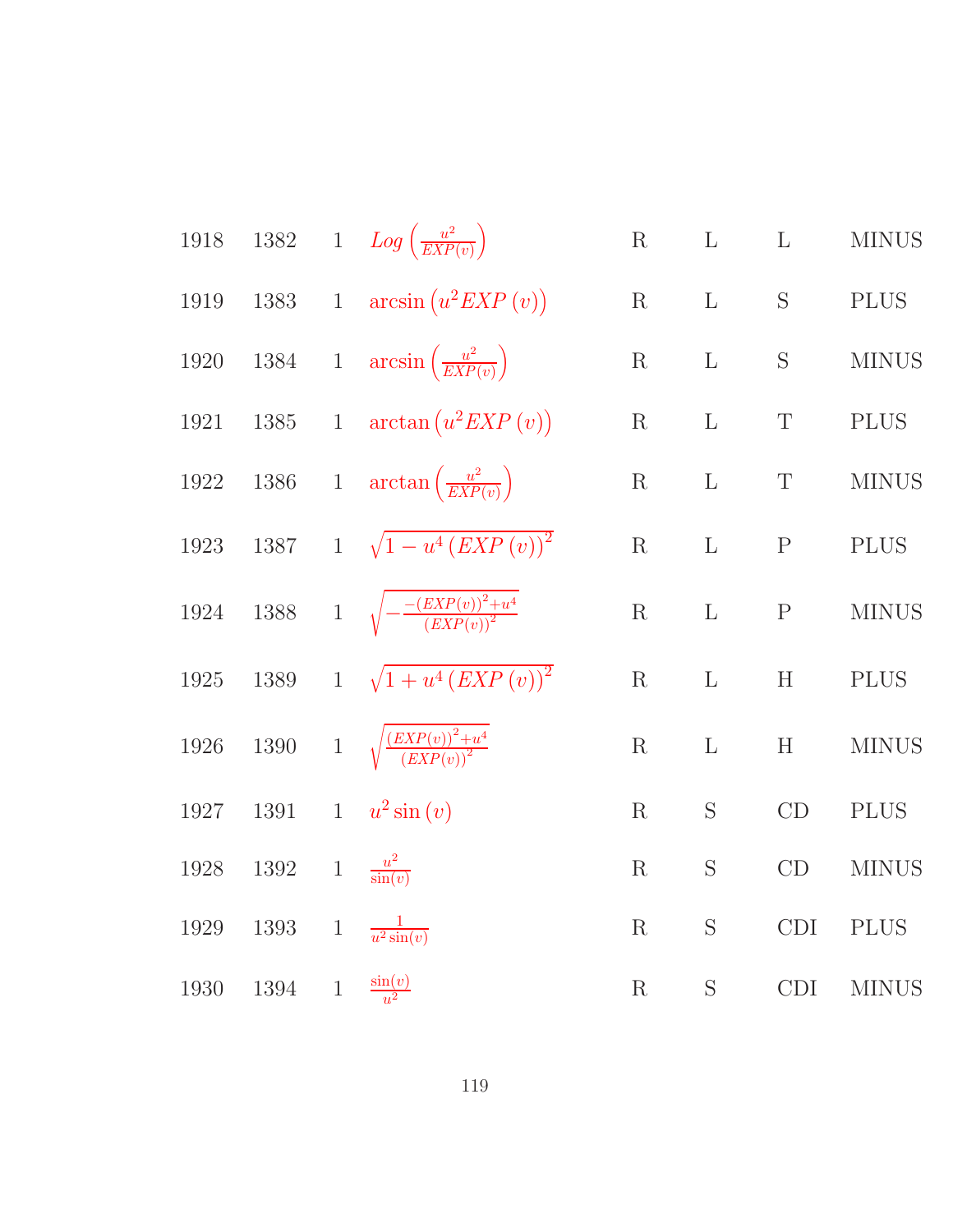| | | | | | | | |
|---|---|---|---|---|---|---|---|
| 1918 | 1382 | 1 | $Log\left(\frac{u^2}{EXP(v)}\right)$ | R | L | L | MINUS |
| 1919 | 1383 | 1 | $\arcsin\left(u^2 EXP\left(v\right)\right)$ | R | L | S | PLUS |
| 1920 | 1384 | 1 | $\arcsin\left(\frac{u^2}{EXP(v)}\right)$ | R | L | S | MINUS |
| 1921 | 1385 | 1 | $\arctan\left(u^2 EXP\left(v\right)\right)$ | R | L | T | PLUS |
| 1922 | 1386 | 1 | $\arctan\left(\frac{u^2}{EXP(v)}\right)$ | R | L | T | MINUS |
| 1923 | 1387 | 1 | $\sqrt{1-u^4\left(EXP\left(v\right)\right)^2}$ | R | L | P | PLUS |
| 1924 | 1388 | 1 | $\sqrt{-\frac{-(EXP(v))^2+u^4}{(EXP(v))^2}}$ | R | L | P | MINUS |
| 1925 | 1389 | 1 | $\sqrt{1+u^4\left(EXP\left(v\right)\right)^2}$ | R | L | H | PLUS |
| 1926 | 1390 | 1 | $\sqrt{\frac{(EXP(v))^2+u^4}{(EXP(v))^2}}$ | R | L | H | MINUS |
| 1927 | 1391 | 1 | $u^2\sin\left(v\right)$ | R | S | CD | PLUS |
| 1928 | 1392 | 1 | $\frac{u^2}{\sin(v)}$ | R | S | CD | MINUS |
| 1929 | 1393 | 1 | $\frac{1}{u^2\sin(v)}$ | R | S | CDI | PLUS |
| 1930 | 1394 | 1 | $\frac{\sin(v)}{u^2}$ | R | S | CDI | MINUS |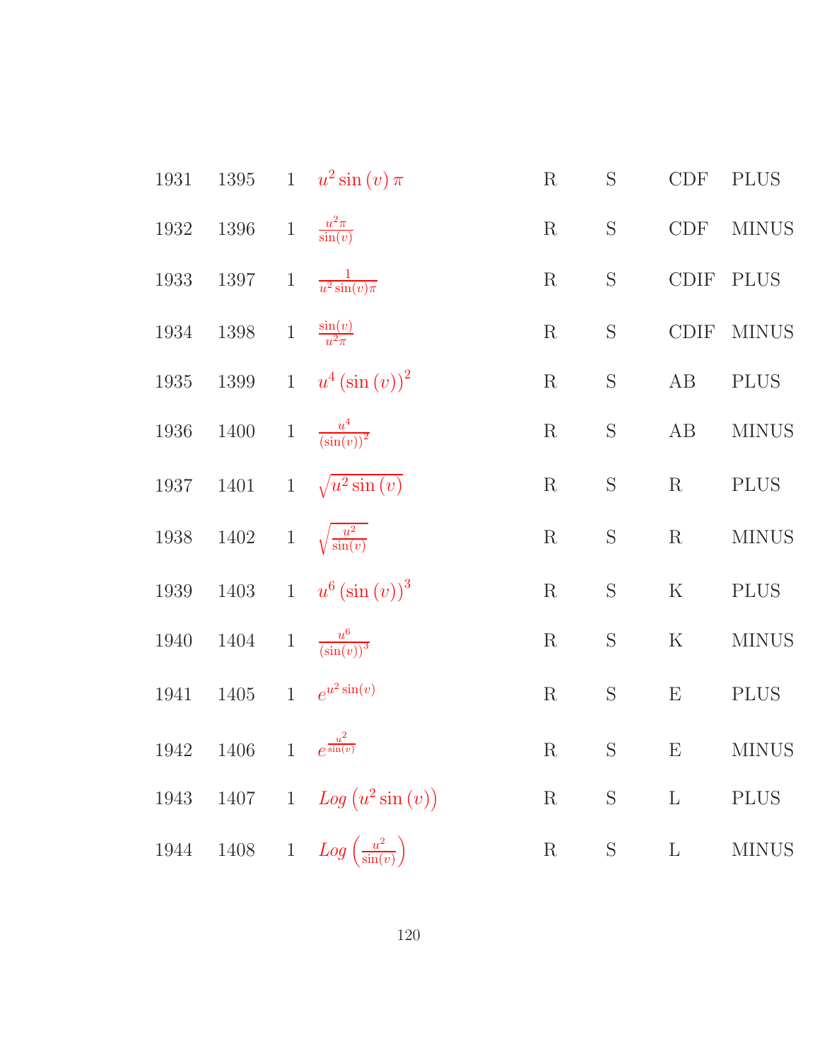| | | | | | | | |
|---|---|---|---|---|---|---|---|
| 1931 | 1395 | 1 | $u^2 \sin(v)\, \pi$ | R | S | CDF | PLUS |
| 1932 | 1396 | 1 | $\frac{u^2 \pi}{\sin(v)}$ | R | S | CDF | MINUS |
| 1933 | 1397 | 1 | $\frac{1}{u^2 \sin(v) \pi}$ | R | S | CDIF | PLUS |
| 1934 | 1398 | 1 | $\frac{\sin(v)}{u^2 \pi}$ | R | S | CDIF | MINUS |
| 1935 | 1399 | 1 | $u^4 (\sin(v))^2$ | R | S | AB | PLUS |
| 1936 | 1400 | 1 | $\frac{u^4}{(\sin(v))^2}$ | R | S | AB | MINUS |
| 1937 | 1401 | 1 | $\sqrt{u^2 \sin(v)}$ | R | S | R | PLUS |
| 1938 | 1402 | 1 | $\sqrt{\frac{u^2}{\sin(v)}}$ | R | S | R | MINUS |
| 1939 | 1403 | 1 | $u^6 (\sin(v))^3$ | R | S | K | PLUS |
| 1940 | 1404 | 1 | $\frac{u^6}{(\sin(v))^3}$ | R | S | K | MINUS |
| 1941 | 1405 | 1 | $e^{u^2 \sin(v)}$ | R | S | E | PLUS |
| 1942 | 1406 | 1 | $e^{\frac{u^2}{\sin(v)}}$ | R | S | E | MINUS |
| 1943 | 1407 | 1 | $Log\left(u^2 \sin(v)\right)$ | R | S | L | PLUS |
| 1944 | 1408 | 1 | $Log\left(\frac{u^2}{\sin(v)}\right)$ | R | S | L | MINUS |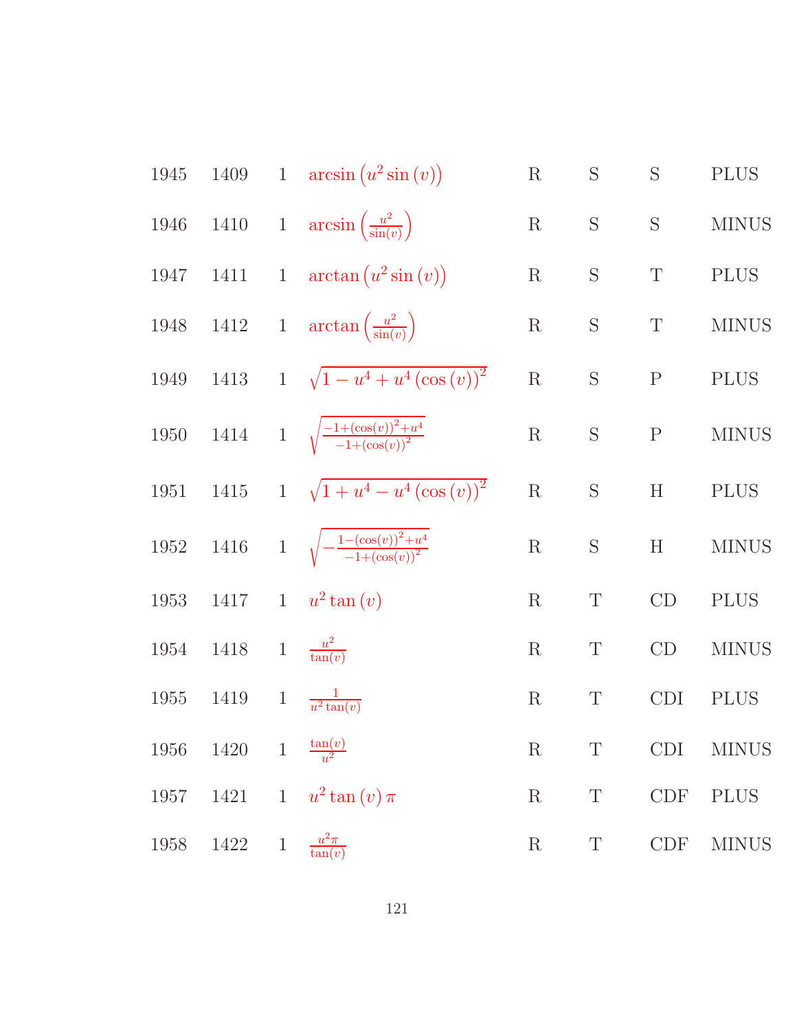| | | | | | | | |
|---|---|---|---|---|---|---|---|
| 1945 | 1409 | 1 | $\arcsin\left(u^2 \sin(v)\right)$ | R | S | S | PLUS |
| 1946 | 1410 | 1 | $\arcsin\left(\frac{u^2}{\sin(v)}\right)$ | R | S | S | MINUS |
| 1947 | 1411 | 1 | $\arctan\left(u^2 \sin(v)\right)$ | R | S | T | PLUS |
| 1948 | 1412 | 1 | $\arctan\left(\frac{u^2}{\sin(v)}\right)$ | R | S | T | MINUS |
| 1949 | 1413 | 1 | $\sqrt{1 - u^4 + u^4 (\cos(v))^2}$ | R | S | P | PLUS |
| 1950 | 1414 | 1 | $\sqrt{\frac{-1+(\cos(v))^2+u^4}{-1+(\cos(v))^2}}$ | R | S | P | MINUS |
| 1951 | 1415 | 1 | $\sqrt{1 + u^4 - u^4 (\cos(v))^2}$ | R | S | H | PLUS |
| 1952 | 1416 | 1 | $\sqrt{-\frac{1-(\cos(v))^2+u^4}{-1+(\cos(v))^2}}$ | R | S | H | MINUS |
| 1953 | 1417 | 1 | $u^2 \tan(v)$ | R | T | CD | PLUS |
| 1954 | 1418 | 1 | $\frac{u^2}{\tan(v)}$ | R | T | CD | MINUS |
| 1955 | 1419 | 1 | $\frac{1}{u^2 \tan(v)}$ | R | T | CDI | PLUS |
| 1956 | 1420 | 1 | $\frac{\tan(v)}{u^2}$ | R | T | CDI | MINUS |
| 1957 | 1421 | 1 | $u^2 \tan(v) \pi$ | R | T | CDF | PLUS |
| 1958 | 1422 | 1 | $\frac{u^2 \pi}{\tan(v)}$ | R | T | CDF | MINUS |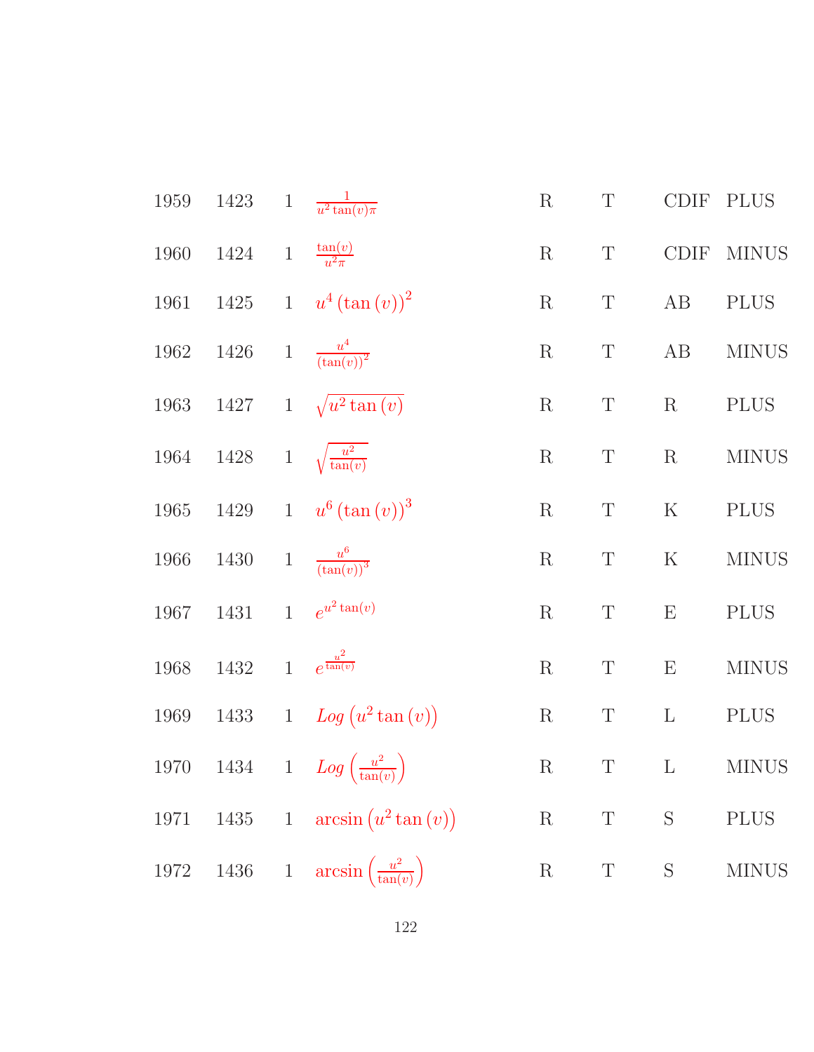| | | | | | | | |
|---|---|---|---|---|---|---|---|
| 1959 | 1423 | 1 | $\frac{1}{u^2 \tan(v)\pi}$ | R | T | CDIF | PLUS |
| 1960 | 1424 | 1 | $\frac{\tan(v)}{u^2\pi}$ | R | T | CDIF | MINUS |
| 1961 | 1425 | 1 | $u^4 (\tan(v))^2$ | R | T | AB | PLUS |
| 1962 | 1426 | 1 | $\frac{u^4}{(\tan(v))^2}$ | R | T | AB | MINUS |
| 1963 | 1427 | 1 | $\sqrt{u^2 \tan(v)}$ | R | T | R | PLUS |
| 1964 | 1428 | 1 | $\sqrt{\frac{u^2}{\tan(v)}}$ | R | T | R | MINUS |
| 1965 | 1429 | 1 | $u^6 (\tan(v))^3$ | R | T | K | PLUS |
| 1966 | 1430 | 1 | $\frac{u^6}{(\tan(v))^3}$ | R | T | K | MINUS |
| 1967 | 1431 | 1 | $e^{u^2 \tan(v)}$ | R | T | E | PLUS |
| 1968 | 1432 | 1 | $e^{\frac{u^2}{\tan(v)}}$ | R | T | E | MINUS |
| 1969 | 1433 | 1 | $Log\left(u^2 \tan(v)\right)$ | R | T | L | PLUS |
| 1970 | 1434 | 1 | $Log\left(\frac{u^2}{\tan(v)}\right)$ | R | T | L | MINUS |
| 1971 | 1435 | 1 | $\arcsin\left(u^2 \tan(v)\right)$ | R | T | S | PLUS |
| 1972 | 1436 | 1 | $\arcsin\left(\frac{u^2}{\tan(v)}\right)$ | R | T | S | MINUS |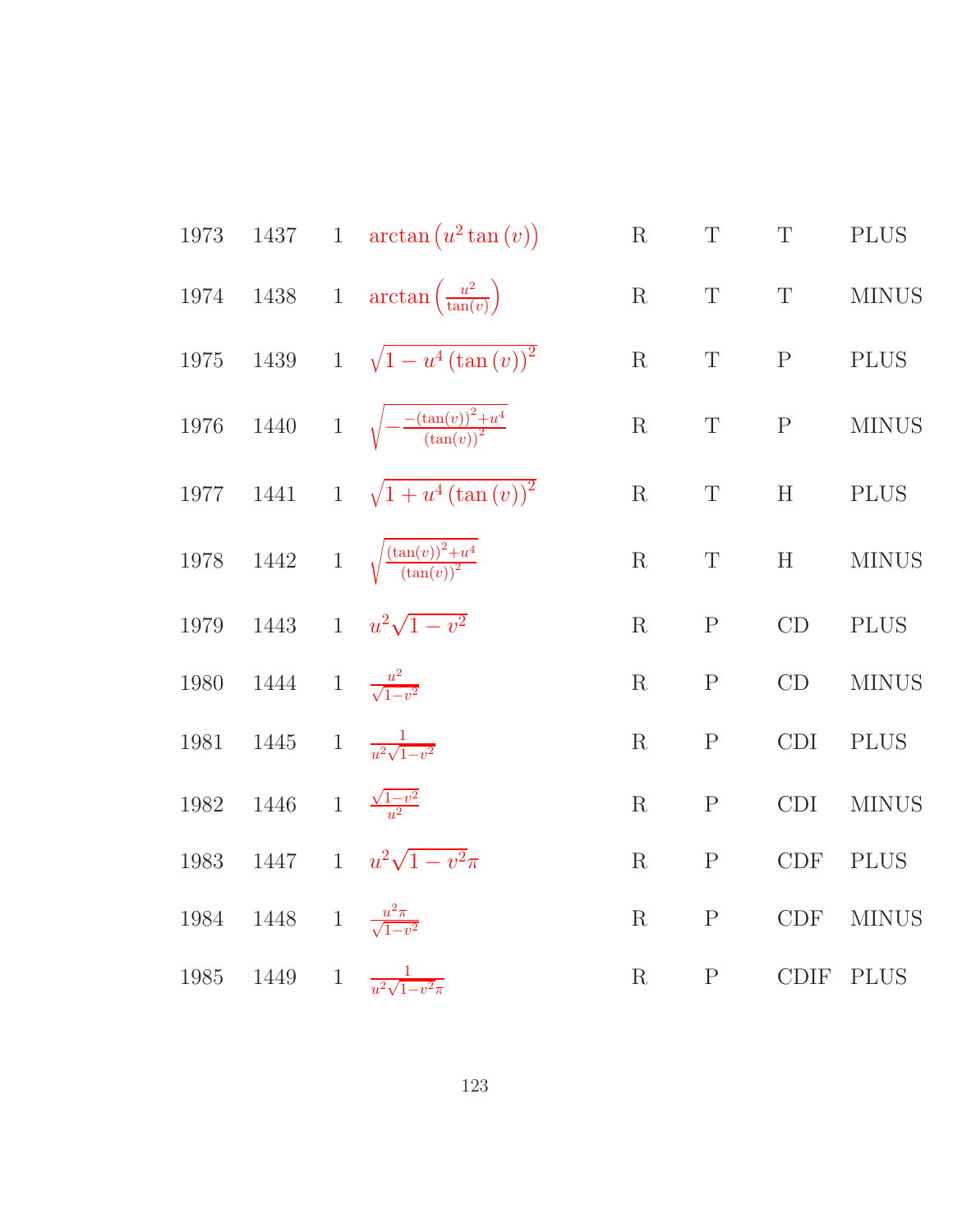| | | | | | | | |
|---|---|---|---|---|---|---|---|
| 1973 | 1437 | 1 | $\arctan\left(u^2 \tan(v)\right)$ | R | T | T | PLUS |
| 1974 | 1438 | 1 | $\arctan\left(\frac{u^2}{\tan(v)}\right)$ | R | T | T | MINUS |
| 1975 | 1439 | 1 | $\sqrt{1 - u^4 (\tan(v))^2}$ | R | T | P | PLUS |
| 1976 | 1440 | 1 | $\sqrt{-\frac{-(\tan(v))^2 + u^4}{(\tan(v))^2}}$ | R | T | P | MINUS |
| 1977 | 1441 | 1 | $\sqrt{1 + u^4 (\tan(v))^2}$ | R | T | H | PLUS |
| 1978 | 1442 | 1 | $\sqrt{\frac{(\tan(v))^2 + u^4}{(\tan(v))^2}}$ | R | T | H | MINUS |
| 1979 | 1443 | 1 | $u^2\sqrt{1-v^2}$ | R | P | CD | PLUS |
| 1980 | 1444 | 1 | $\frac{u^2}{\sqrt{1-v^2}}$ | R | P | CD | MINUS |
| 1981 | 1445 | 1 | $\frac{1}{u^2\sqrt{1-v^2}}$ | R | P | CDI | PLUS |
| 1982 | 1446 | 1 | $\frac{\sqrt{1-v^2}}{u^2}$ | R | P | CDI | MINUS |
| 1983 | 1447 | 1 | $u^2\sqrt{1-v^2}\pi$ | R | P | CDF | PLUS |
| 1984 | 1448 | 1 | $\frac{u^2\pi}{\sqrt{1-v^2}}$ | R | P | CDF | MINUS |
| 1985 | 1449 | 1 | $\frac{1}{u^2\sqrt{1-v^2}\pi}$ | R | P | CDIF | PLUS |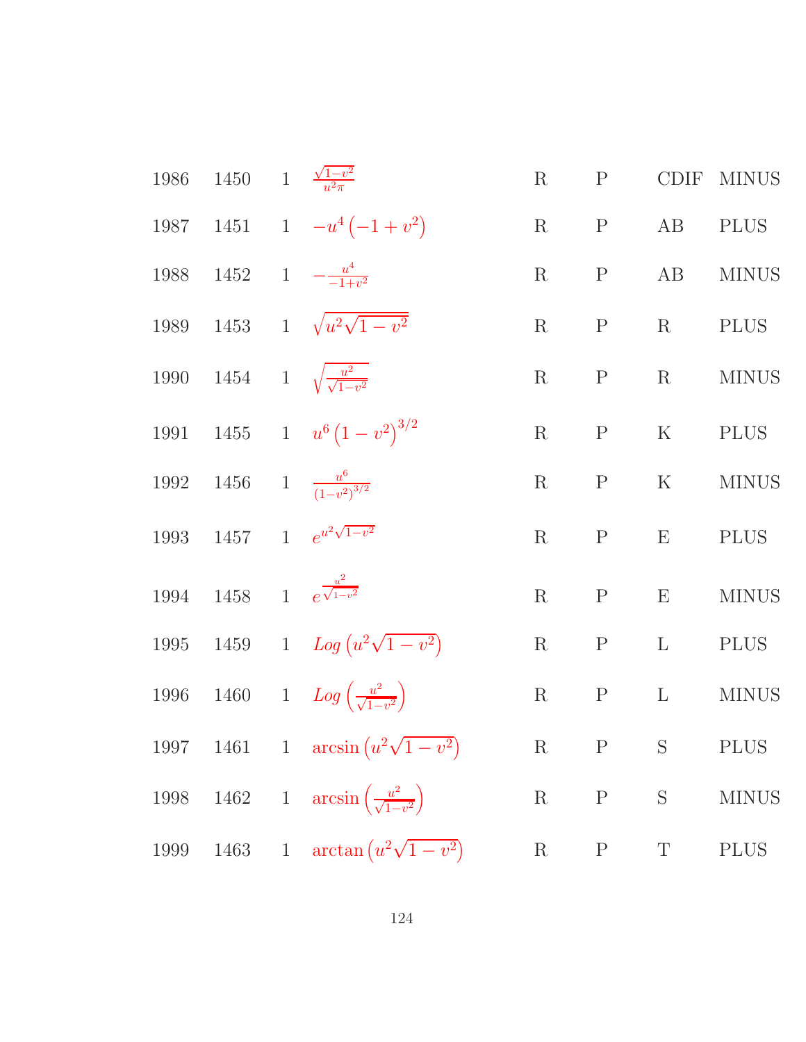| | | | | | | | |
|---|---|---|---|---|---|---|---|
| 1986 | 1450 | 1 | $\frac{\sqrt{1-v^2}}{u^2\pi}$ | R | P | CDIF | MINUS |
| 1987 | 1451 | 1 | $-u^4\left(-1+v^2\right)$ | R | P | AB | PLUS |
| 1988 | 1452 | 1 | $-\frac{u^4}{-1+v^2}$ | R | P | AB | MINUS |
| 1989 | 1453 | 1 | $\sqrt{u^2\sqrt{1-v^2}}$ | R | P | R | PLUS |
| 1990 | 1454 | 1 | $\sqrt{\frac{u^2}{\sqrt{1-v^2}}}$ | R | P | R | MINUS |
| 1991 | 1455 | 1 | $u^6\left(1-v^2\right)^{3/2}$ | R | P | K | PLUS |
| 1992 | 1456 | 1 | $\frac{u^6}{\left(1-v^2\right)^{3/2}}$ | R | P | K | MINUS |
| 1993 | 1457 | 1 | $e^{u^2\sqrt{1-v^2}}$ | R | P | E | PLUS |
| 1994 | 1458 | 1 | $e^{\frac{u^2}{\sqrt{1-v^2}}}$ | R | P | E | MINUS |
| 1995 | 1459 | 1 | $Log\left(u^2\sqrt{1-v^2}\right)$ | R | P | L | PLUS |
| 1996 | 1460 | 1 | $Log\left(\frac{u^2}{\sqrt{1-v^2}}\right)$ | R | P | L | MINUS |
| 1997 | 1461 | 1 | $\arcsin\left(u^2\sqrt{1-v^2}\right)$ | R | P | S | PLUS |
| 1998 | 1462 | 1 | $\arcsin\left(\frac{u^2}{\sqrt{1-v^2}}\right)$ | R | P | S | MINUS |
| 1999 | 1463 | 1 | $\arctan\left(u^2\sqrt{1-v^2}\right)$ | R | P | T | PLUS |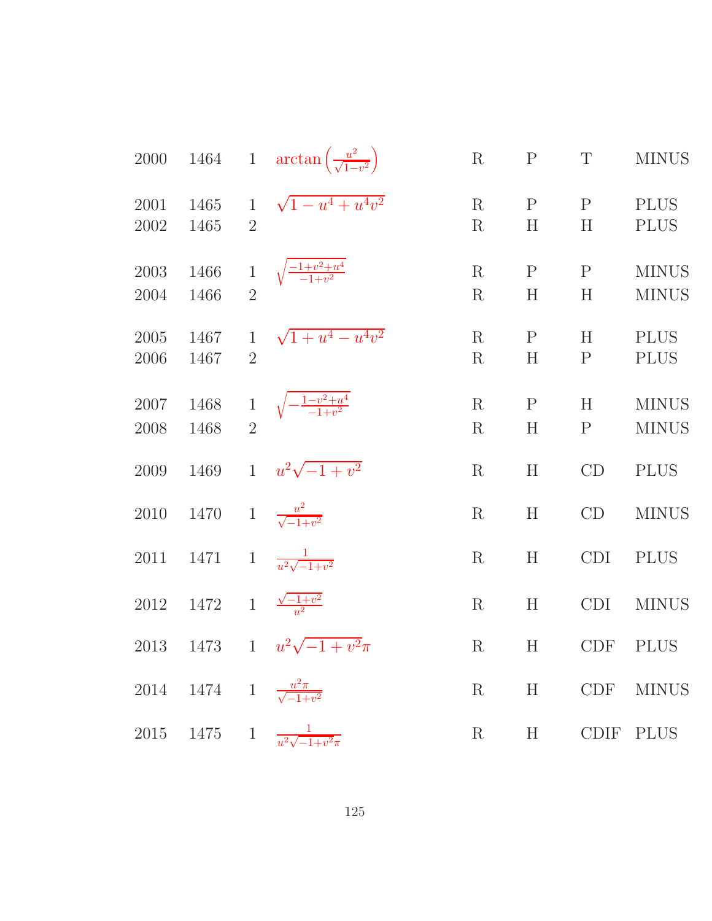| | | | | | | | |
|---|---|---|---|---|---|---|---|
| 2000 | 1464 | 1 | $\arctan\left(\frac{u^2}{\sqrt{1-v^2}}\right)$ | R | P | T | MINUS |
| 2001 | 1465 | 1 | $\sqrt{1-u^4+u^4v^2}$ | R | P | P | PLUS |
| 2002 | 1465 | 2 | | R | H | H | PLUS |
| 2003 | 1466 | 1 | $\sqrt{\frac{-1+v^2+u^4}{-1+v^2}}$ | R | P | P | MINUS |
| 2004 | 1466 | 2 | | R | H | H | MINUS |
| 2005 | 1467 | 1 | $\sqrt{1+u^4-u^4v^2}$ | R | P | H | PLUS |
| 2006 | 1467 | 2 | | R | H | P | PLUS |
| 2007 | 1468 | 1 | $\sqrt{-\frac{1-v^2+u^4}{-1+v^2}}$ | R | P | H | MINUS |
| 2008 | 1468 | 2 | | R | H | P | MINUS |
| 2009 | 1469 | 1 | $u^2\sqrt{-1+v^2}$ | R | H | CD | PLUS |
| 2010 | 1470 | 1 | $\frac{u^2}{\sqrt{-1+v^2}}$ | R | H | CD | MINUS |
| 2011 | 1471 | 1 | $\frac{1}{u^2\sqrt{-1+v^2}}$ | R | H | CDI | PLUS |
| 2012 | 1472 | 1 | $\frac{\sqrt{-1+v^2}}{u^2}$ | R | H | CDI | MINUS |
| 2013 | 1473 | 1 | $u^2\sqrt{-1+v^2}\pi$ | R | H | CDF | PLUS |
| 2014 | 1474 | 1 | $\frac{u^2\pi}{\sqrt{-1+v^2}}$ | R | H | CDF | MINUS |
| 2015 | 1475 | 1 | $\frac{1}{u^2\sqrt{-1+v^2}\pi}$ | R | H | CDIF | PLUS |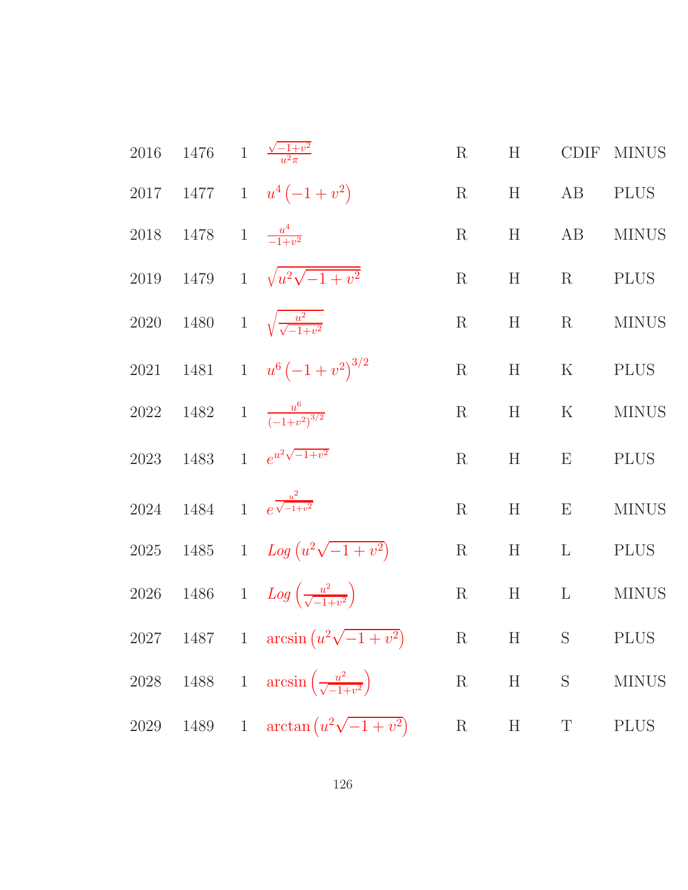| | | | | | | | |
|---|---|---|---|---|---|---|---|
| 2016 | 1476 | 1 | $\frac{\sqrt{-1+v^2}}{u^2\pi}$ | R | H | CDIF | MINUS |
| 2017 | 1477 | 1 | $u^4\left(-1+v^2\right)$ | R | H | AB | PLUS |
| 2018 | 1478 | 1 | $\frac{u^4}{-1+v^2}$ | R | H | AB | MINUS |
| 2019 | 1479 | 1 | $\sqrt{u^2\sqrt{-1+v^2}}$ | R | H | R | PLUS |
| 2020 | 1480 | 1 | $\sqrt{\frac{u^2}{\sqrt{-1+v^2}}}$ | R | H | R | MINUS |
| 2021 | 1481 | 1 | $u^6\left(-1+v^2\right)^{3/2}$ | R | H | K | PLUS |
| 2022 | 1482 | 1 | $\frac{u^6}{\left(-1+v^2\right)^{3/2}}$ | R | H | K | MINUS |
| 2023 | 1483 | 1 | $e^{u^2\sqrt{-1+v^2}}$ | R | H | E | PLUS |
| 2024 | 1484 | 1 | $e^{\frac{u^2}{\sqrt{-1+v^2}}}$ | R | H | E | MINUS |
| 2025 | 1485 | 1 | $Log\left(u^2\sqrt{-1+v^2}\right)$ | R | H | L | PLUS |
| 2026 | 1486 | 1 | $Log\left(\frac{u^2}{\sqrt{-1+v^2}}\right)$ | R | H | L | MINUS |
| 2027 | 1487 | 1 | $\arcsin\left(u^2\sqrt{-1+v^2}\right)$ | R | H | S | PLUS |
| 2028 | 1488 | 1 | $\arcsin\left(\frac{u^2}{\sqrt{-1+v^2}}\right)$ | R | H | S | MINUS |
| 2029 | 1489 | 1 | $\arctan\left(u^2\sqrt{-1+v^2}\right)$ | R | H | T | PLUS |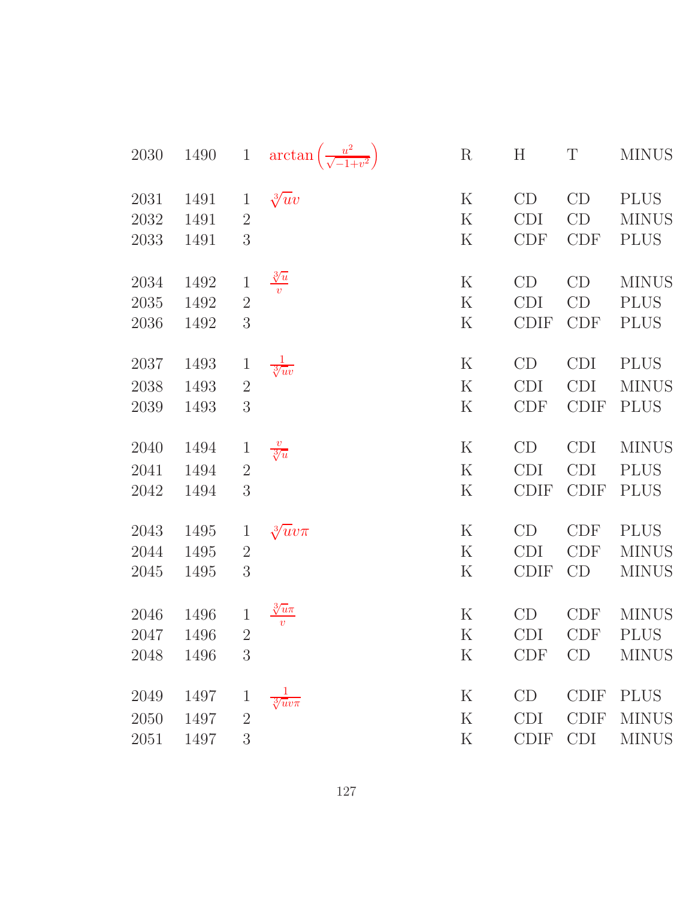| | | | | | | | |
|---|---|---|---|---|---|---|---|
| 2030 | 1490 | 1 | $\arctan\left(\frac{u^2}{\sqrt{-1+v^2}}\right)$ | R | H | T | MINUS |
| 2031 | 1491 | 1 | $\sqrt[3]{u}v$ | K | CD | CD | PLUS |
| 2032 | 1491 | 2 | | K | CDI | CD | MINUS |
| 2033 | 1491 | 3 | | K | CDF | CDF | PLUS |
| 2034 | 1492 | 1 | $\frac{\sqrt[3]{u}}{v}$ | K | CD | CD | MINUS |
| 2035 | 1492 | 2 | | K | CDI | CD | PLUS |
| 2036 | 1492 | 3 | | K | CDIF | CDF | PLUS |
| 2037 | 1493 | 1 | $\frac{1}{\sqrt[3]{u}v}$ | K | CD | CDI | PLUS |
| 2038 | 1493 | 2 | | K | CDI | CDI | MINUS |
| 2039 | 1493 | 3 | | K | CDF | CDIF | PLUS |
| 2040 | 1494 | 1 | $\frac{v}{\sqrt[3]{u}}$ | K | CD | CDI | MINUS |
| 2041 | 1494 | 2 | | K | CDI | CDI | PLUS |
| 2042 | 1494 | 3 | | K | CDIF | CDIF | PLUS |
| 2043 | 1495 | 1 | $\sqrt[3]{u}v\pi$ | K | CD | CDF | PLUS |
| 2044 | 1495 | 2 | | K | CDI | CDF | MINUS |
| 2045 | 1495 | 3 | | K | CDIF | CD | MINUS |
| 2046 | 1496 | 1 | $\frac{\sqrt[3]{u}\pi}{v}$ | K | CD | CDF | MINUS |
| 2047 | 1496 | 2 | | K | CDI | CDF | PLUS |
| 2048 | 1496 | 3 | | K | CDF | CD | MINUS |
| 2049 | 1497 | 1 | $\frac{1}{\sqrt[3]{u}v\pi}$ | K | CD | CDIF | PLUS |
| 2050 | 1497 | 2 | | K | CDI | CDIF | MINUS |
| 2051 | 1497 | 3 | | K | CDIF | CDI | MINUS |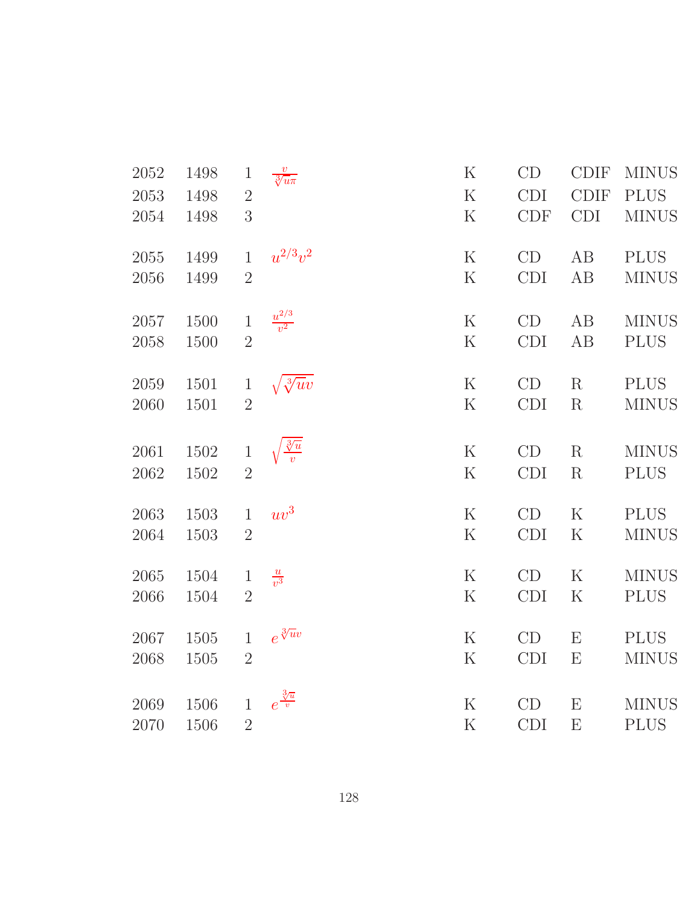| | | | | | | | |
|---|---|---|---|---|---|---|---|
| 2052 | 1498 | 1 | $\frac{v}{\sqrt[3]{u\pi}}$ | K | CD | CDIF | MINUS |
| 2053 | 1498 | 2 | | K | CDI | CDIF | PLUS |
| 2054 | 1498 | 3 | | K | CDF | CDI | MINUS |
| 2055 | 1499 | 1 | $u^{2/3}v^2$ | K | CD | AB | PLUS |
| 2056 | 1499 | 2 | | K | CDI | AB | MINUS |
| 2057 | 1500 | 1 | $\frac{u^{2/3}}{v^2}$ | K | CD | AB | MINUS |
| 2058 | 1500 | 2 | | K | CDI | AB | PLUS |
| 2059 | 1501 | 1 | $\sqrt{\sqrt[3]{u}v}$ | K | CD | R | PLUS |
| 2060 | 1501 | 2 | | K | CDI | R | MINUS |
| 2061 | 1502 | 1 | $\sqrt{\frac{\sqrt[3]{u}}{v}}$ | K | CD | R | MINUS |
| 2062 | 1502 | 2 | | K | CDI | R | PLUS |
| 2063 | 1503 | 1 | $uv^3$ | K | CD | K | PLUS |
| 2064 | 1503 | 2 | | K | CDI | K | MINUS |
| 2065 | 1504 | 1 | $\frac{u}{v^3}$ | K | CD | K | MINUS |
| 2066 | 1504 | 2 | | K | CDI | K | PLUS |
| 2067 | 1505 | 1 | $e^{\sqrt[3]{u}v}$ | K | CD | E | PLUS |
| 2068 | 1505 | 2 | | K | CDI | E | MINUS |
| 2069 | 1506 | 1 | $e^{\frac{\sqrt[3]{u}}{v}}$ | K | CD | E | MINUS |
| 2070 | 1506 | 2 | | K | CDI | E | PLUS |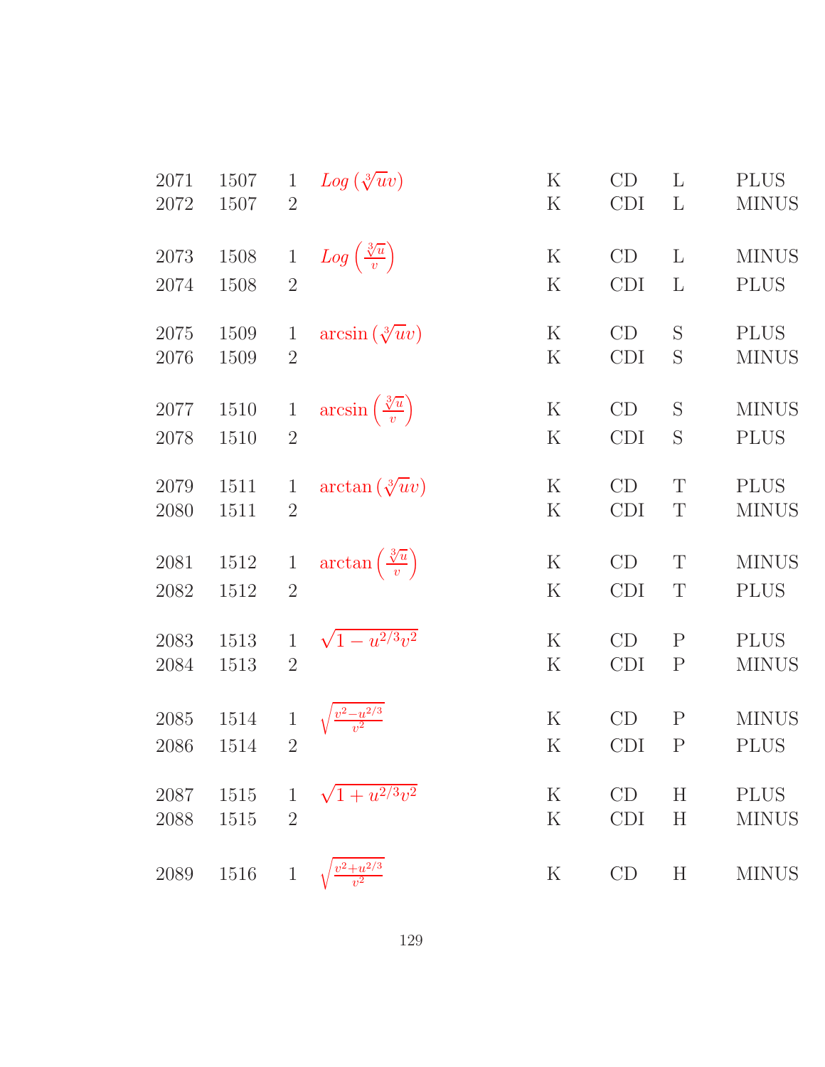| | | | | | | | |
|---|---|---|---|---|---|---|---|
| 2071 | 1507 | 1 | $Log\left(\sqrt[3]{u}v\right)$ | K | CD | L | PLUS |
| 2072 | 1507 | 2 | | K | CDI | L | MINUS |
| 2073 | 1508 | 1 | $Log\left(\frac{\sqrt[3]{u}}{v}\right)$ | K | CD | L | MINUS |
| 2074 | 1508 | 2 | | K | CDI | L | PLUS |
| 2075 | 1509 | 1 | $\arcsin\left(\sqrt[3]{u}v\right)$ | K | CD | S | PLUS |
| 2076 | 1509 | 2 | | K | CDI | S | MINUS |
| 2077 | 1510 | 1 | $\arcsin\left(\frac{\sqrt[3]{u}}{v}\right)$ | K | CD | S | MINUS |
| 2078 | 1510 | 2 | | K | CDI | S | PLUS |
| 2079 | 1511 | 1 | $\arctan\left(\sqrt[3]{u}v\right)$ | K | CD | T | PLUS |
| 2080 | 1511 | 2 | | K | CDI | T | MINUS |
| 2081 | 1512 | 1 | $\arctan\left(\frac{\sqrt[3]{u}}{v}\right)$ | K | CD | T | MINUS |
| 2082 | 1512 | 2 | | K | CDI | T | PLUS |
| 2083 | 1513 | 1 | $\sqrt{1-u^{2/3}v^2}$ | K | CD | P | PLUS |
| 2084 | 1513 | 2 | | K | CDI | P | MINUS |
| 2085 | 1514 | 1 | $\sqrt{\frac{v^2-u^{2/3}}{v^2}}$ | K | CD | P | MINUS |
| 2086 | 1514 | 2 | | K | CDI | P | PLUS |
| 2087 | 1515 | 1 | $\sqrt{1+u^{2/3}v^2}$ | K | CD | H | PLUS |
| 2088 | 1515 | 2 | | K | CDI | H | MINUS |
| 2089 | 1516 | 1 | $\sqrt{\frac{v^2+u^{2/3}}{v^2}}$ | K | CD | H | MINUS |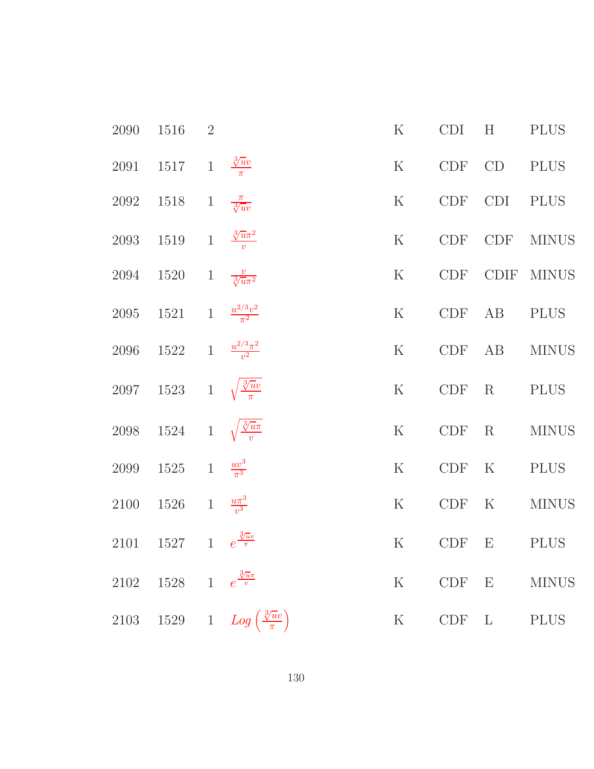| | | | | | | | |
|---|---|---|---|---|---|---|---|
| 2090 | 1516 | 2 | | K | CDI | H | PLUS |
| 2091 | 1517 | 1 | $\frac{\sqrt[3]{u}v}{\pi}$ | K | CDF | CD | PLUS |
| 2092 | 1518 | 1 | $\frac{\pi}{\sqrt[3]{u}v}$ | K | CDF | CDI | PLUS |
| 2093 | 1519 | 1 | $\frac{\sqrt[3]{u}\pi^2}{v}$ | K | CDF | CDF | MINUS |
| 2094 | 1520 | 1 | $\frac{v}{\sqrt[3]{u}\pi^2}$ | K | CDF | CDIF | MINUS |
| 2095 | 1521 | 1 | $\frac{u^{2/3}v^2}{\pi^2}$ | K | CDF | AB | PLUS |
| 2096 | 1522 | 1 | $\frac{u^{2/3}\pi^2}{v^2}$ | K | CDF | AB | MINUS |
| 2097 | 1523 | 1 | $\sqrt{\frac{\sqrt[3]{u}v}{\pi}}$ | K | CDF | R | PLUS |
| 2098 | 1524 | 1 | $\sqrt{\frac{\sqrt[3]{u}\pi}{v}}$ | K | CDF | R | MINUS |
| 2099 | 1525 | 1 | $\frac{uv^3}{\pi^3}$ | K | CDF | K | PLUS |
| 2100 | 1526 | 1 | $\frac{u\pi^3}{v^3}$ | K | CDF | K | MINUS |
| 2101 | 1527 | 1 | $e^{\frac{\sqrt[3]{u}v}{\pi}}$ | K | CDF | E | PLUS |
| 2102 | 1528 | 1 | $e^{\frac{\sqrt[3]{u}\pi}{v}}$ | K | CDF | E | MINUS |
| 2103 | 1529 | 1 | $Log\left(\frac{\sqrt[3]{u}v}{\pi}\right)$ | K | CDF | L | PLUS |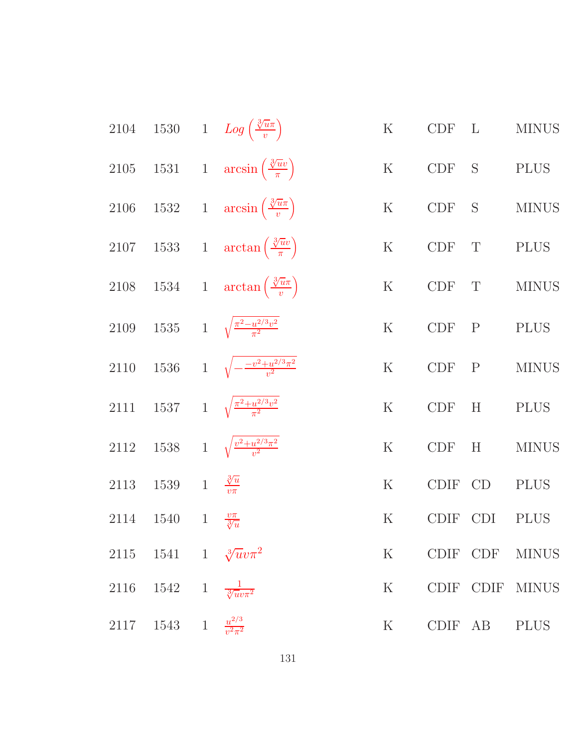| | | | | | | | |
|---|---|---|---|---|---|---|---|
| 2104 | 1530 | 1 | $Log\left(\frac{\sqrt[3]{u}\pi}{v}\right)$ | K | CDF | L | MINUS |
| 2105 | 1531 | 1 | $\arcsin\left(\frac{\sqrt[3]{u}v}{\pi}\right)$ | K | CDF | S | PLUS |
| 2106 | 1532 | 1 | $\arcsin\left(\frac{\sqrt[3]{u}\pi}{v}\right)$ | K | CDF | S | MINUS |
| 2107 | 1533 | 1 | $\arctan\left(\frac{\sqrt[3]{u}v}{\pi}\right)$ | K | CDF | T | PLUS |
| 2108 | 1534 | 1 | $\arctan\left(\frac{\sqrt[3]{u}\pi}{v}\right)$ | K | CDF | T | MINUS |
| 2109 | 1535 | 1 | $\sqrt{\frac{\pi^2-u^{2/3}v^2}{\pi^2}}$ | K | CDF | P | PLUS |
| 2110 | 1536 | 1 | $\sqrt{-\frac{-v^2+u^{2/3}\pi^2}{v^2}}$ | K | CDF | P | MINUS |
| 2111 | 1537 | 1 | $\sqrt{\frac{\pi^2+u^{2/3}v^2}{\pi^2}}$ | K | CDF | H | PLUS |
| 2112 | 1538 | 1 | $\sqrt{\frac{v^2+u^{2/3}\pi^2}{v^2}}$ | K | CDF | H | MINUS |
| 2113 | 1539 | 1 | $\frac{\sqrt[3]{u}}{v\pi}$ | K | CDIF | CD | PLUS |
| 2114 | 1540 | 1 | $\frac{v\pi}{\sqrt[3]{u}}$ | K | CDIF | CDI | PLUS |
| 2115 | 1541 | 1 | $\sqrt[3]{u}v\pi^2$ | K | CDIF | CDF | MINUS |
| 2116 | 1542 | 1 | $\frac{1}{\sqrt[3]{u}v\pi^2}$ | K | CDIF | CDIF | MINUS |
| 2117 | 1543 | 1 | $\frac{u^{2/3}}{v^2\pi^2}$ | K | CDIF | AB | PLUS |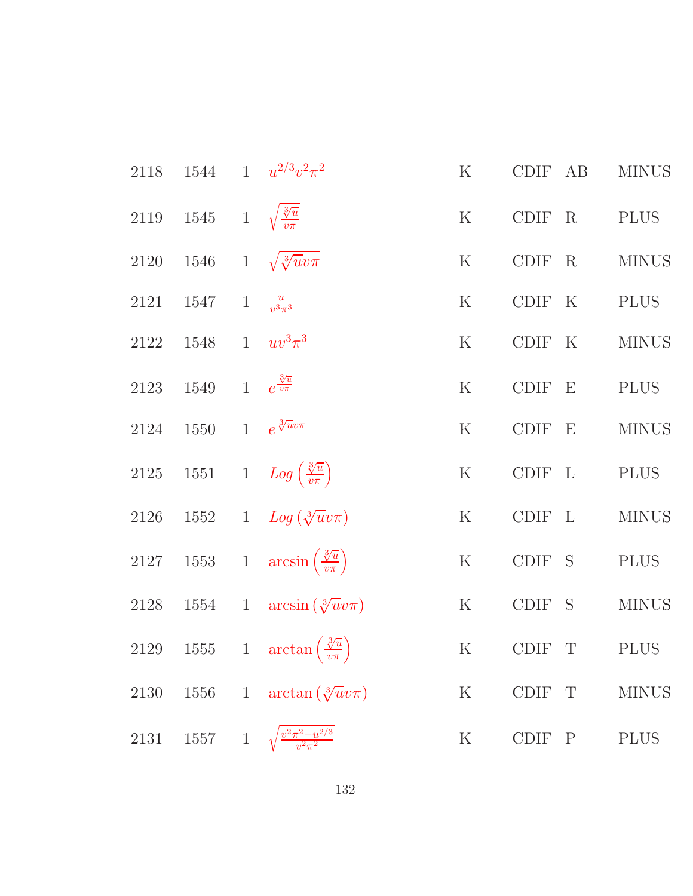| | | | | | | | |
|---|---|---|---|---|---|---|---|
| 2118 | 1544 | 1 | $u^{2/3}v^2\pi^2$ | K | CDIF | AB | MINUS |
| 2119 | 1545 | 1 | $\sqrt{\frac{\sqrt[3]{u}}{v\pi}}$ | K | CDIF | R | PLUS |
| 2120 | 1546 | 1 | $\sqrt{\sqrt[3]{u}v\pi}$ | K | CDIF | R | MINUS |
| 2121 | 1547 | 1 | $\frac{u}{v^3\pi^3}$ | K | CDIF | K | PLUS |
| 2122 | 1548 | 1 | $uv^3\pi^3$ | K | CDIF | K | MINUS |
| 2123 | 1549 | 1 | $e^{\frac{\sqrt[3]{u}}{v\pi}}$ | K | CDIF | E | PLUS |
| 2124 | 1550 | 1 | $e^{\sqrt[3]{u}v\pi}$ | K | CDIF | E | MINUS |
| 2125 | 1551 | 1 | $Log\left(\frac{\sqrt[3]{u}}{v\pi}\right)$ | K | CDIF | L | PLUS |
| 2126 | 1552 | 1 | $Log\left(\sqrt[3]{u}v\pi\right)$ | K | CDIF | L | MINUS |
| 2127 | 1553 | 1 | $\arcsin\left(\frac{\sqrt[3]{u}}{v\pi}\right)$ | K | CDIF | S | PLUS |
| 2128 | 1554 | 1 | $\arcsin\left(\sqrt[3]{u}v\pi\right)$ | K | CDIF | S | MINUS |
| 2129 | 1555 | 1 | $\arctan\left(\frac{\sqrt[3]{u}}{v\pi}\right)$ | K | CDIF | T | PLUS |
| 2130 | 1556 | 1 | $\arctan\left(\sqrt[3]{u}v\pi\right)$ | K | CDIF | T | MINUS |
| 2131 | 1557 | 1 | $\sqrt{\frac{v^2\pi^2-u^{2/3}}{v^2\pi^2}}$ | K | CDIF | P | PLUS |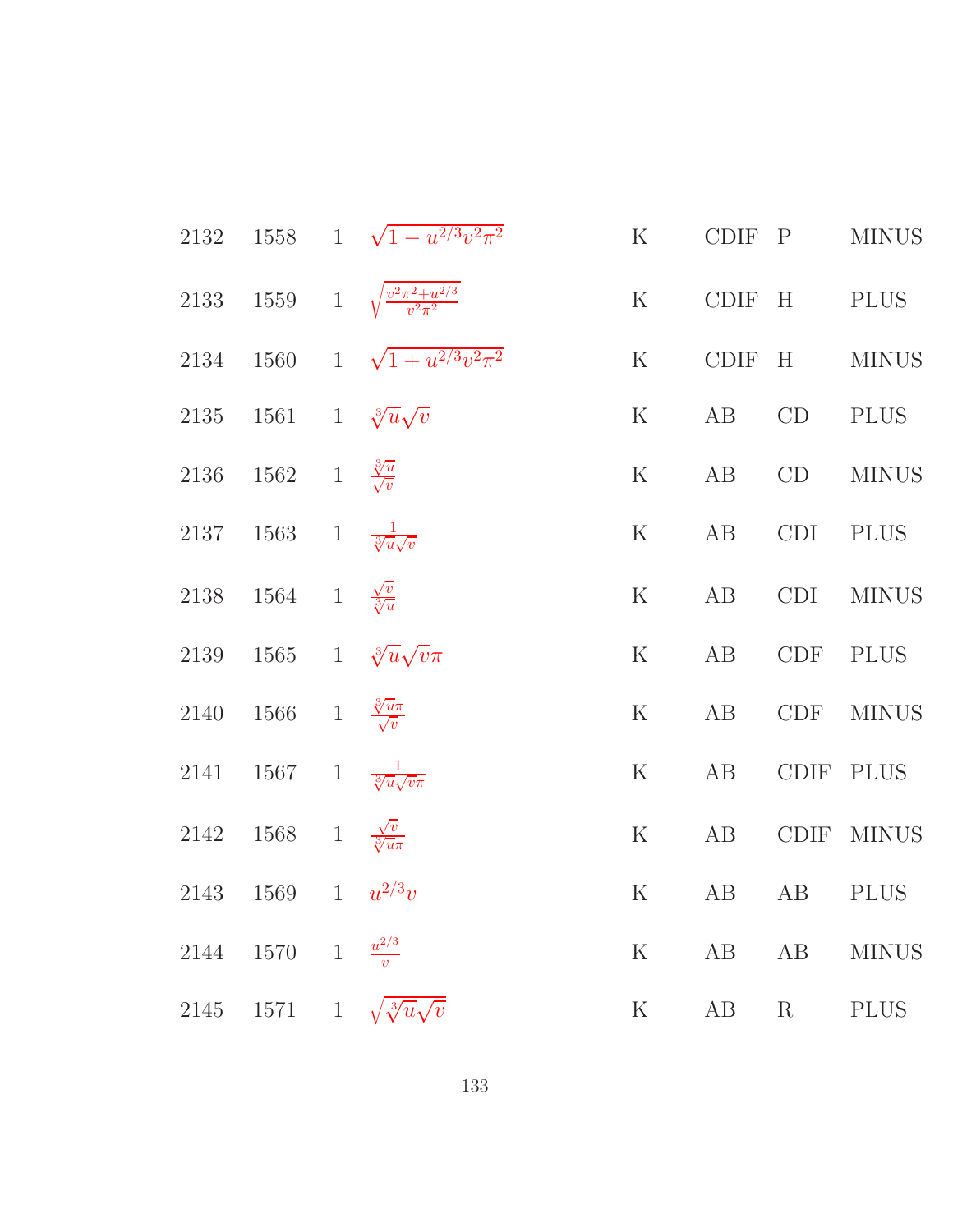| | | | | | | | |
|---|---|---|---|---|---|---|---|
| 2132 | 1558 | 1 | $\sqrt{1-u^{2/3}v^2\pi^2}$ | K | CDIF | P | MINUS |
| 2133 | 1559 | 1 | $\sqrt{\frac{v^2\pi^2+u^{2/3}}{v^2\pi^2}}$ | K | CDIF | H | PLUS |
| 2134 | 1560 | 1 | $\sqrt{1+u^{2/3}v^2\pi^2}$ | K | CDIF | H | MINUS |
| 2135 | 1561 | 1 | $\sqrt[3]{u}\sqrt{v}$ | K | AB | CD | PLUS |
| 2136 | 1562 | 1 | $\frac{\sqrt[3]{u}}{\sqrt{v}}$ | K | AB | CD | MINUS |
| 2137 | 1563 | 1 | $\frac{1}{\sqrt[3]{u}\sqrt{v}}$ | K | AB | CDI | PLUS |
| 2138 | 1564 | 1 | $\frac{\sqrt{v}}{\sqrt[3]{u}}$ | K | AB | CDI | MINUS |
| 2139 | 1565 | 1 | $\sqrt[3]{u}\sqrt{v}\pi$ | K | AB | CDF | PLUS |
| 2140 | 1566 | 1 | $\frac{\sqrt[3]{u}\pi}{\sqrt{v}}$ | K | AB | CDF | MINUS |
| 2141 | 1567 | 1 | $\frac{1}{\sqrt[3]{u}\sqrt{v}\pi}$ | K | AB | CDIF | PLUS |
| 2142 | 1568 | 1 | $\frac{\sqrt{v}}{\sqrt[3]{u}\pi}$ | K | AB | CDIF | MINUS |
| 2143 | 1569 | 1 | $u^{2/3}v$ | K | AB | AB | PLUS |
| 2144 | 1570 | 1 | $\frac{u^{2/3}}{v}$ | K | AB | AB | MINUS |
| 2145 | 1571 | 1 | $\sqrt{\sqrt[3]{u}\sqrt{v}}$ | K | AB | R | PLUS |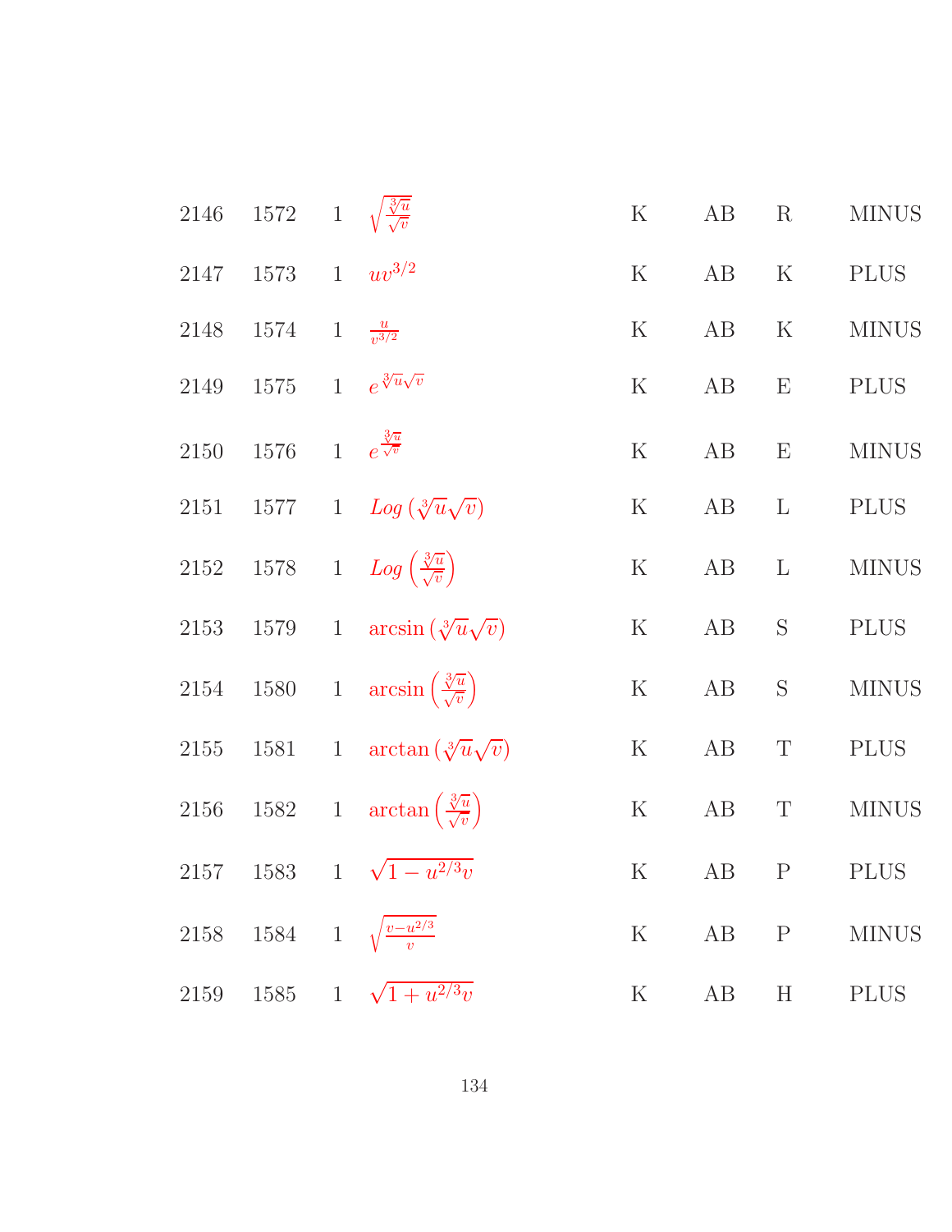| | | | | | | | |
|---|---|---|---|---|---|---|---|
| 2146 | 1572 | 1 | $\sqrt{\frac{\sqrt[3]{u}}{\sqrt{v}}}$ | K | AB | R | MINUS |
| 2147 | 1573 | 1 | $uv^{3/2}$ | K | AB | K | PLUS |
| 2148 | 1574 | 1 | $\frac{u}{v^{3/2}}$ | K | AB | K | MINUS |
| 2149 | 1575 | 1 | $e^{\sqrt[3]{u}\sqrt{v}}$ | K | AB | E | PLUS |
| 2150 | 1576 | 1 | $e^{\frac{\sqrt[3]{u}}{\sqrt{v}}}$ | K | AB | E | MINUS |
| 2151 | 1577 | 1 | $Log\left(\sqrt[3]{u}\sqrt{v}\right)$ | K | AB | L | PLUS |
| 2152 | 1578 | 1 | $Log\left(\frac{\sqrt[3]{u}}{\sqrt{v}}\right)$ | K | AB | L | MINUS |
| 2153 | 1579 | 1 | $\arcsin\left(\sqrt[3]{u}\sqrt{v}\right)$ | K | AB | S | PLUS |
| 2154 | 1580 | 1 | $\arcsin\left(\frac{\sqrt[3]{u}}{\sqrt{v}}\right)$ | K | AB | S | MINUS |
| 2155 | 1581 | 1 | $\arctan\left(\sqrt[3]{u}\sqrt{v}\right)$ | K | AB | T | PLUS |
| 2156 | 1582 | 1 | $\arctan\left(\frac{\sqrt[3]{u}}{\sqrt{v}}\right)$ | K | AB | T | MINUS |
| 2157 | 1583 | 1 | $\sqrt{1-u^{2/3}v}$ | K | AB | P | PLUS |
| 2158 | 1584 | 1 | $\sqrt{\frac{v-u^{2/3}}{v}}$ | K | AB | P | MINUS |
| 2159 | 1585 | 1 | $\sqrt{1+u^{2/3}v}$ | K | AB | H | PLUS |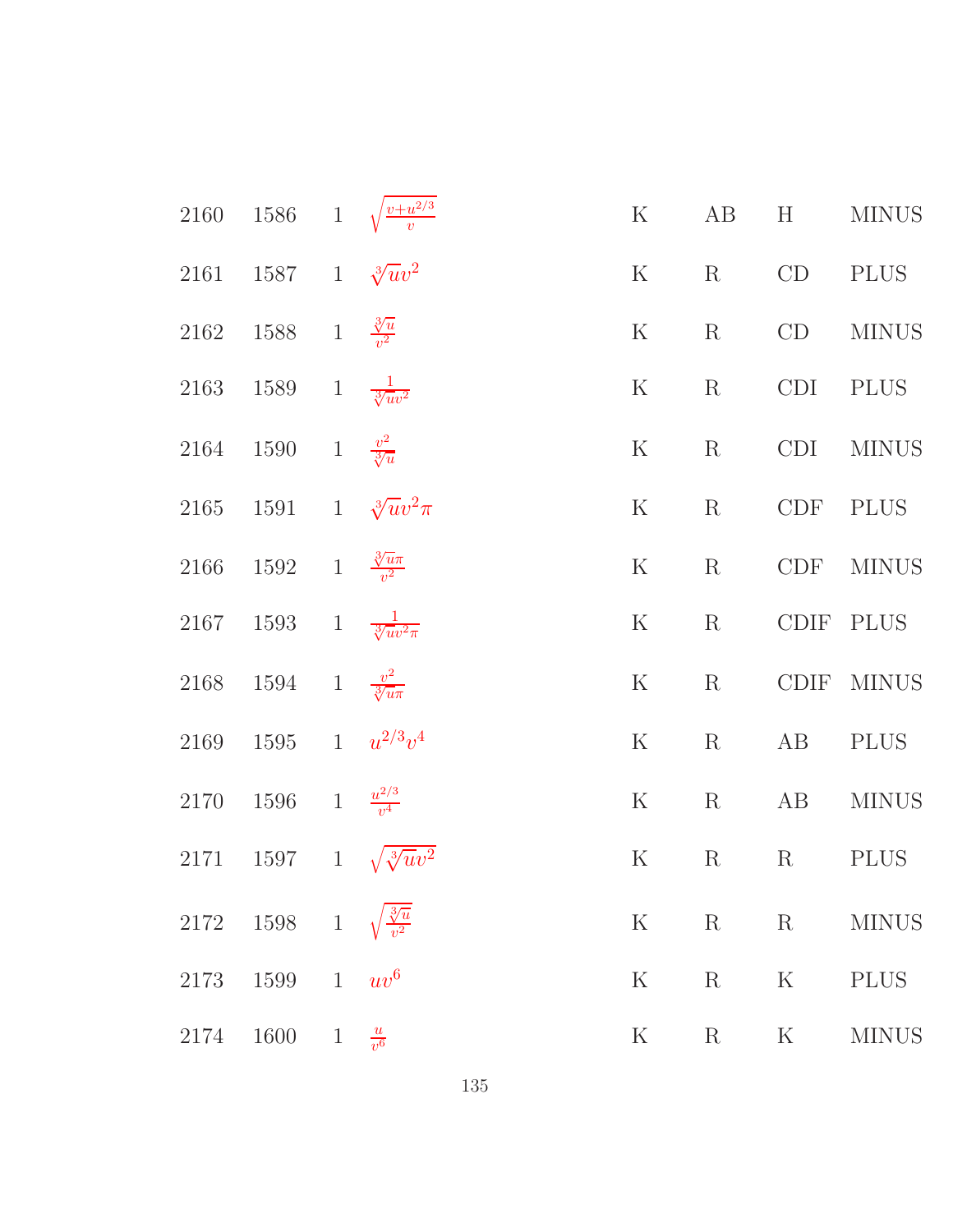| | | | | | | | |
|---|---|---|---|---|---|---|---|
| 2160 | 1586 | 1 | $\sqrt{\frac{v+u^{2/3}}{v}}$ | K | AB | H | MINUS |
| 2161 | 1587 | 1 | $\sqrt[3]{u}v^2$ | K | R | CD | PLUS |
| 2162 | 1588 | 1 | $\frac{\sqrt[3]{u}}{v^2}$ | K | R | CD | MINUS |
| 2163 | 1589 | 1 | $\frac{1}{\sqrt[3]{u}v^2}$ | K | R | CDI | PLUS |
| 2164 | 1590 | 1 | $\frac{v^2}{\sqrt[3]{u}}$ | K | R | CDI | MINUS |
| 2165 | 1591 | 1 | $\sqrt[3]{u}v^2\pi$ | K | R | CDF | PLUS |
| 2166 | 1592 | 1 | $\frac{\sqrt[3]{u}\pi}{v^2}$ | K | R | CDF | MINUS |
| 2167 | 1593 | 1 | $\frac{1}{\sqrt[3]{u}v^2\pi}$ | K | R | CDIF | PLUS |
| 2168 | 1594 | 1 | $\frac{v^2}{\sqrt[3]{u}\pi}$ | K | R | CDIF | MINUS |
| 2169 | 1595 | 1 | $u^{2/3}v^4$ | K | R | AB | PLUS |
| 2170 | 1596 | 1 | $\frac{u^{2/3}}{v^4}$ | K | R | AB | MINUS |
| 2171 | 1597 | 1 | $\sqrt{\sqrt[3]{u}v^2}$ | K | R | R | PLUS |
| 2172 | 1598 | 1 | $\sqrt{\frac{\sqrt[3]{u}}{v^2}}$ | K | R | R | MINUS |
| 2173 | 1599 | 1 | $uv^6$ | K | R | K | PLUS |
| 2174 | 1600 | 1 | $\frac{u}{v^6}$ | K | R | K | MINUS |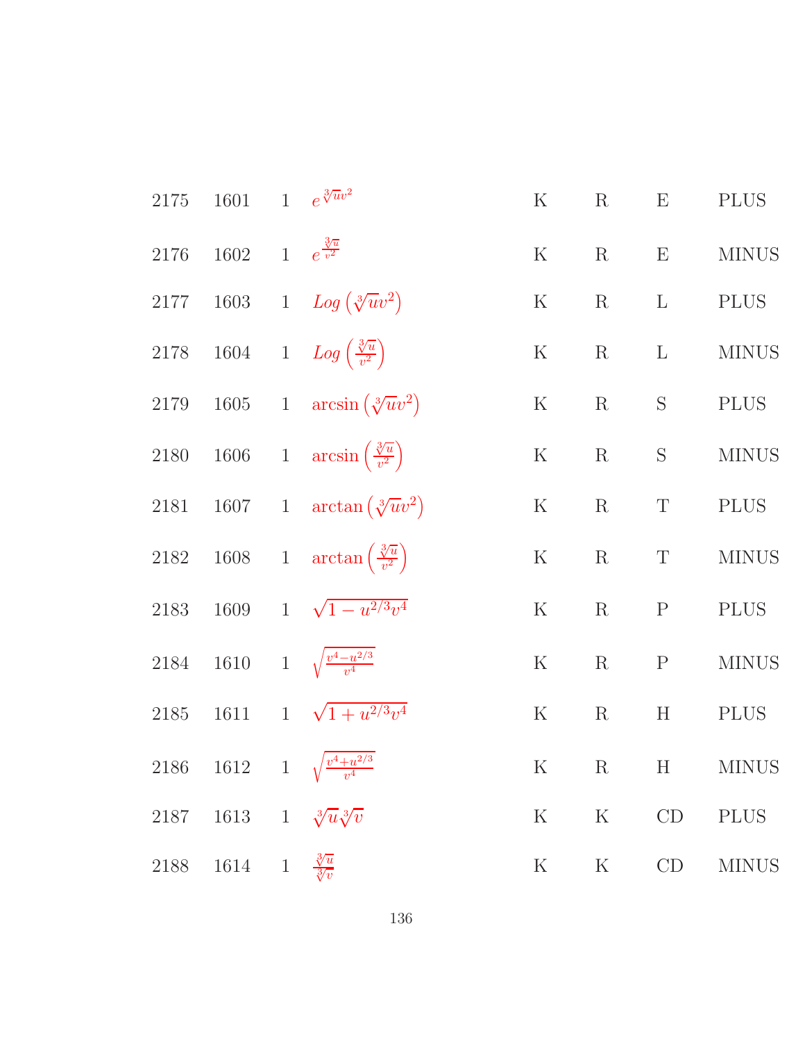| | | | | | | | |
|---|---|---|---|---|---|---|---|
| 2175 | 1601 | 1 | $e^{\sqrt[3]{u}v^2}$ | K | R | E | PLUS |
| 2176 | 1602 | 1 | $e^{\frac{\sqrt[3]{u}}{v^2}}$ | K | R | E | MINUS |
| 2177 | 1603 | 1 | $Log\left(\sqrt[3]{u}v^2\right)$ | K | R | L | PLUS |
| 2178 | 1604 | 1 | $Log\left(\frac{\sqrt[3]{u}}{v^2}\right)$ | K | R | L | MINUS |
| 2179 | 1605 | 1 | $\arcsin\left(\sqrt[3]{u}v^2\right)$ | K | R | S | PLUS |
| 2180 | 1606 | 1 | $\arcsin\left(\frac{\sqrt[3]{u}}{v^2}\right)$ | K | R | S | MINUS |
| 2181 | 1607 | 1 | $\arctan\left(\sqrt[3]{u}v^2\right)$ | K | R | T | PLUS |
| 2182 | 1608 | 1 | $\arctan\left(\frac{\sqrt[3]{u}}{v^2}\right)$ | K | R | T | MINUS |
| 2183 | 1609 | 1 | $\sqrt{1-u^{2/3}v^4}$ | K | R | P | PLUS |
| 2184 | 1610 | 1 | $\sqrt{\frac{v^4-u^{2/3}}{v^4}}$ | K | R | P | MINUS |
| 2185 | 1611 | 1 | $\sqrt{1+u^{2/3}v^4}$ | K | R | H | PLUS |
| 2186 | 1612 | 1 | $\sqrt{\frac{v^4+u^{2/3}}{v^4}}$ | K | R | H | MINUS |
| 2187 | 1613 | 1 | $\sqrt[3]{u}\sqrt[3]{v}$ | K | K | CD | PLUS |
| 2188 | 1614 | 1 | $\frac{\sqrt[3]{u}}{\sqrt[3]{v}}$ | K | K | CD | MINUS |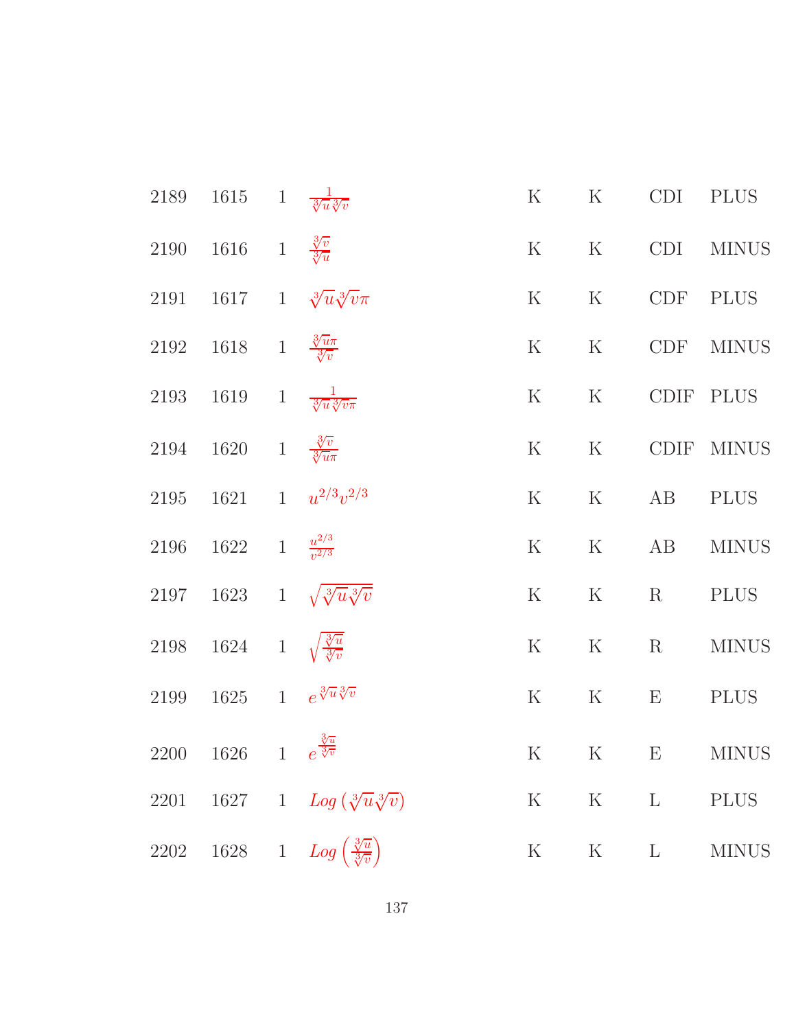| | | | | | | | |
|---|---|---|---|---|---|---|---|
| 2189 | 1615 | 1 | $\frac{1}{\sqrt[3]{u}\sqrt[3]{v}}$ | K | K | CDI | PLUS |
| 2190 | 1616 | 1 | $\frac{\sqrt[3]{v}}{\sqrt[3]{u}}$ | K | K | CDI | MINUS |
| 2191 | 1617 | 1 | $\sqrt[3]{u}\sqrt[3]{v}\pi$ | K | K | CDF | PLUS |
| 2192 | 1618 | 1 | $\frac{\sqrt[3]{u}\pi}{\sqrt[3]{v}}$ | K | K | CDF | MINUS |
| 2193 | 1619 | 1 | $\frac{1}{\sqrt[3]{u}\sqrt[3]{v}\pi}$ | K | K | CDIF | PLUS |
| 2194 | 1620 | 1 | $\frac{\sqrt[3]{v}}{\sqrt[3]{u}\pi}$ | K | K | CDIF | MINUS |
| 2195 | 1621 | 1 | $u^{2/3}v^{2/3}$ | K | K | AB | PLUS |
| 2196 | 1622 | 1 | $\frac{u^{2/3}}{v^{2/3}}$ | K | K | AB | MINUS |
| 2197 | 1623 | 1 | $\sqrt{\sqrt[3]{u}\sqrt[3]{v}}$ | K | K | R | PLUS |
| 2198 | 1624 | 1 | $\sqrt{\frac{\sqrt[3]{u}}{\sqrt[3]{v}}}$ | K | K | R | MINUS |
| 2199 | 1625 | 1 | $e^{\sqrt[3]{u}\sqrt[3]{v}}$ | K | K | E | PLUS |
| 2200 | 1626 | 1 | $e^{\frac{\sqrt[3]{u}}{\sqrt[3]{v}}}$ | K | K | E | MINUS |
| 2201 | 1627 | 1 | $Log\left(\sqrt[3]{u}\sqrt[3]{v}\right)$ | K | K | L | PLUS |
| 2202 | 1628 | 1 | $Log\left(\frac{\sqrt[3]{u}}{\sqrt[3]{v}}\right)$ | K | K | L | MINUS |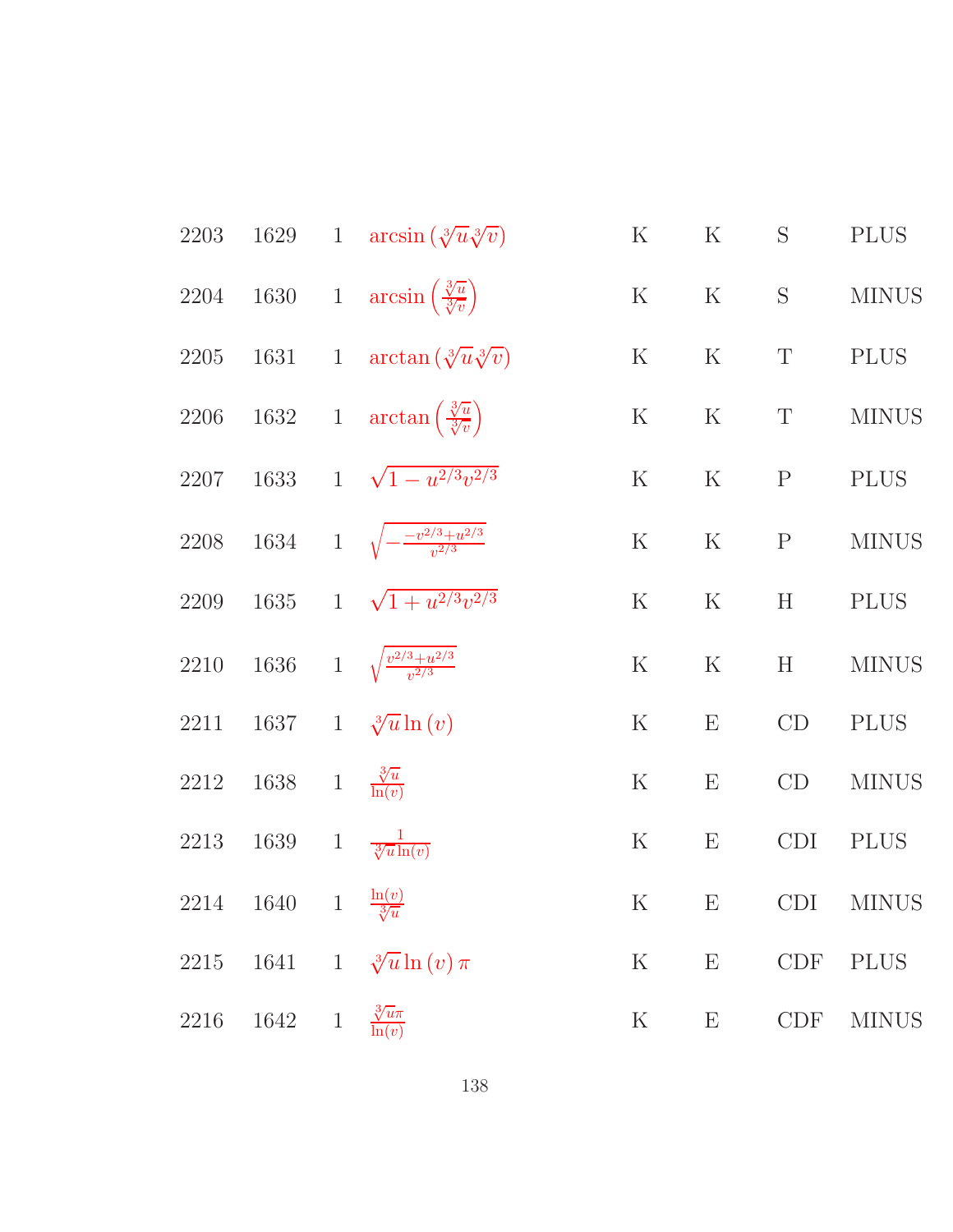| | | | | | | | |
|---|---|---|---|---|---|---|---|
| 2203 | 1629 | 1 | $\arcsin\left(\sqrt[3]{u}\sqrt[3]{v}\right)$ | K | K | S | PLUS |
| 2204 | 1630 | 1 | $\arcsin\left(\frac{\sqrt[3]{u}}{\sqrt[3]{v}}\right)$ | K | K | S | MINUS |
| 2205 | 1631 | 1 | $\arctan\left(\sqrt[3]{u}\sqrt[3]{v}\right)$ | K | K | T | PLUS |
| 2206 | 1632 | 1 | $\arctan\left(\frac{\sqrt[3]{u}}{\sqrt[3]{v}}\right)$ | K | K | T | MINUS |
| 2207 | 1633 | 1 | $\sqrt{1-u^{2/3}v^{2/3}}$ | K | K | P | PLUS |
| 2208 | 1634 | 1 | $\sqrt{-\frac{-v^{2/3}+u^{2/3}}{v^{2/3}}}$ | K | K | P | MINUS |
| 2209 | 1635 | 1 | $\sqrt{1+u^{2/3}v^{2/3}}$ | K | K | H | PLUS |
| 2210 | 1636 | 1 | $\sqrt{\frac{v^{2/3}+u^{2/3}}{v^{2/3}}}$ | K | K | H | MINUS |
| 2211 | 1637 | 1 | $\sqrt[3]{u}\ln(v)$ | K | E | CD | PLUS |
| 2212 | 1638 | 1 | $\frac{\sqrt[3]{u}}{\ln(v)}$ | K | E | CD | MINUS |
| 2213 | 1639 | 1 | $\frac{1}{\sqrt[3]{u}\ln(v)}$ | K | E | CDI | PLUS |
| 2214 | 1640 | 1 | $\frac{\ln(v)}{\sqrt[3]{u}}$ | K | E | CDI | MINUS |
| 2215 | 1641 | 1 | $\sqrt[3]{u}\ln(v)\,\pi$ | K | E | CDF | PLUS |
| 2216 | 1642 | 1 | $\frac{\sqrt[3]{u}\pi}{\ln(v)}$ | K | E | CDF | MINUS |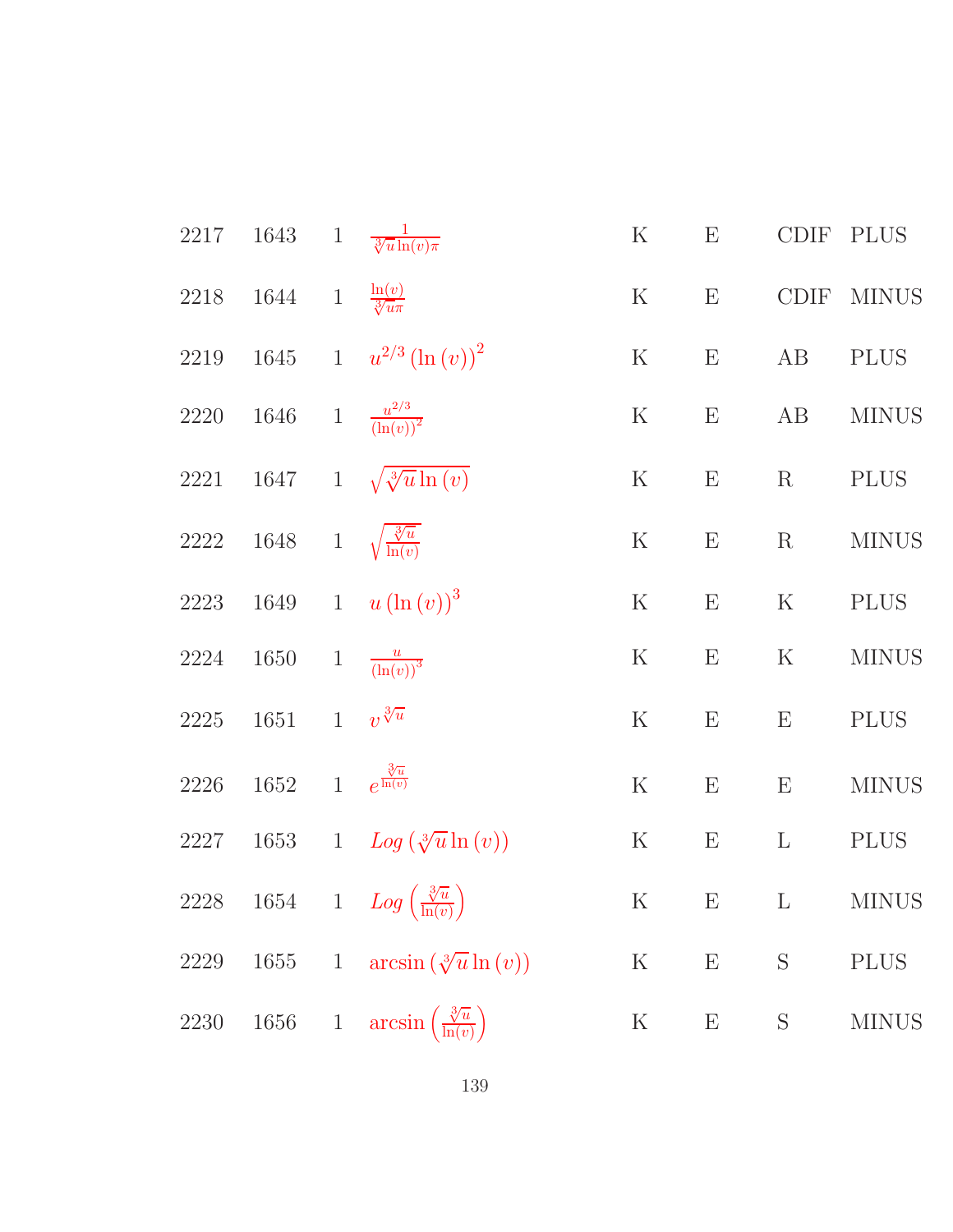| | | | | | | | |
|---|---|---|---|---|---|---|---|
| 2217 | 1643 | 1 | $\frac{1}{\sqrt[3]{u}\ln(v)\pi}$ | K | E | CDIF | PLUS |
| 2218 | 1644 | 1 | $\frac{\ln(v)}{\sqrt[3]{u}\pi}$ | K | E | CDIF | MINUS |
| 2219 | 1645 | 1 | $u^{2/3}\left(\ln\left(v\right)\right)^2$ | K | E | AB | PLUS |
| 2220 | 1646 | 1 | $\frac{u^{2/3}}{\left(\ln(v)\right)^2}$ | K | E | AB | MINUS |
| 2221 | 1647 | 1 | $\sqrt{\sqrt[3]{u}\ln\left(v\right)}$ | K | E | R | PLUS |
| 2222 | 1648 | 1 | $\sqrt{\frac{\sqrt[3]{u}}{\ln(v)}}$ | K | E | R | MINUS |
| 2223 | 1649 | 1 | $u\left(\ln\left(v\right)\right)^3$ | K | E | K | PLUS |
| 2224 | 1650 | 1 | $\frac{u}{\left(\ln(v)\right)^3}$ | K | E | K | MINUS |
| 2225 | 1651 | 1 | $v^{\sqrt[3]{u}}$ | K | E | E | PLUS |
| 2226 | 1652 | 1 | $e^{\frac{\sqrt[3]{u}}{\ln(v)}}$ | K | E | E | MINUS |
| 2227 | 1653 | 1 | $Log\left(\sqrt[3]{u}\ln\left(v\right)\right)$ | K | E | L | PLUS |
| 2228 | 1654 | 1 | $Log\left(\frac{\sqrt[3]{u}}{\ln(v)}\right)$ | K | E | L | MINUS |
| 2229 | 1655 | 1 | $\arcsin\left(\sqrt[3]{u}\ln\left(v\right)\right)$ | K | E | S | PLUS |
| 2230 | 1656 | 1 | $\arcsin\left(\frac{\sqrt[3]{u}}{\ln(v)}\right)$ | K | E | S | MINUS |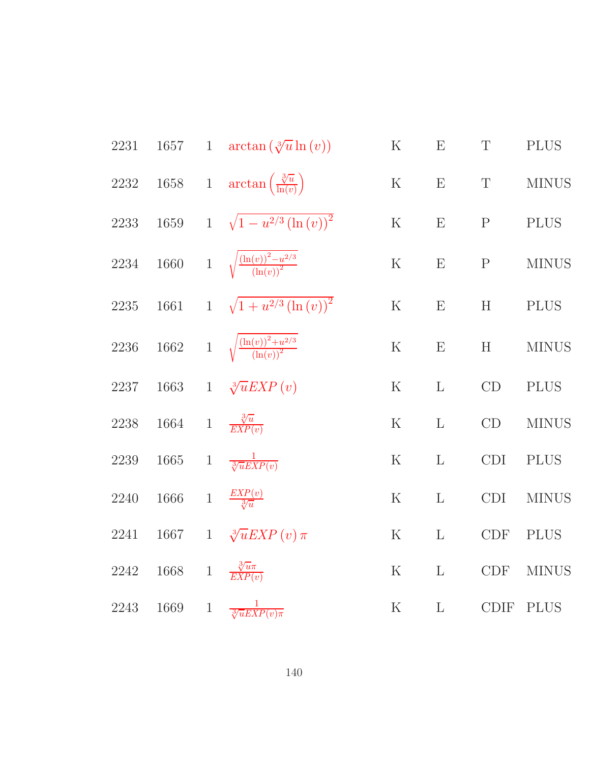| | | | | | | | |
|---|---|---|---|---|---|---|---|
| 2231 | 1657 | 1 | $\arctan\left(\sqrt[3]{u}\ln(v)\right)$ | K | E | T | PLUS |
| 2232 | 1658 | 1 | $\arctan\left(\frac{\sqrt[3]{u}}{\ln(v)}\right)$ | K | E | T | MINUS |
| 2233 | 1659 | 1 | $\sqrt{1-u^{2/3}\left(\ln(v)\right)^2}$ | K | E | P | PLUS |
| 2234 | 1660 | 1 | $\sqrt{\frac{\left(\ln(v)\right)^2-u^{2/3}}{\left(\ln(v)\right)^2}}$ | K | E | P | MINUS |
| 2235 | 1661 | 1 | $\sqrt{1+u^{2/3}\left(\ln(v)\right)^2}$ | K | E | H | PLUS |
| 2236 | 1662 | 1 | $\sqrt{\frac{\left(\ln(v)\right)^2+u^{2/3}}{\left(\ln(v)\right)^2}}$ | K | E | H | MINUS |
| 2237 | 1663 | 1 | $\sqrt[3]{u}EXP\left(v\right)$ | K | L | CD | PLUS |
| 2238 | 1664 | 1 | $\frac{\sqrt[3]{u}}{EXP(v)}$ | K | L | CD | MINUS |
| 2239 | 1665 | 1 | $\frac{1}{\sqrt[3]{u}EXP(v)}$ | K | L | CDI | PLUS |
| 2240 | 1666 | 1 | $\frac{EXP(v)}{\sqrt[3]{u}}$ | K | L | CDI | MINUS |
| 2241 | 1667 | 1 | $\sqrt[3]{u}EXP\left(v\right)\pi$ | K | L | CDF | PLUS |
| 2242 | 1668 | 1 | $\frac{\sqrt[3]{u}\pi}{EXP(v)}$ | K | L | CDF | MINUS |
| 2243 | 1669 | 1 | $\frac{1}{\sqrt[3]{u}EXP(v)\pi}$ | K | L | CDIF | PLUS |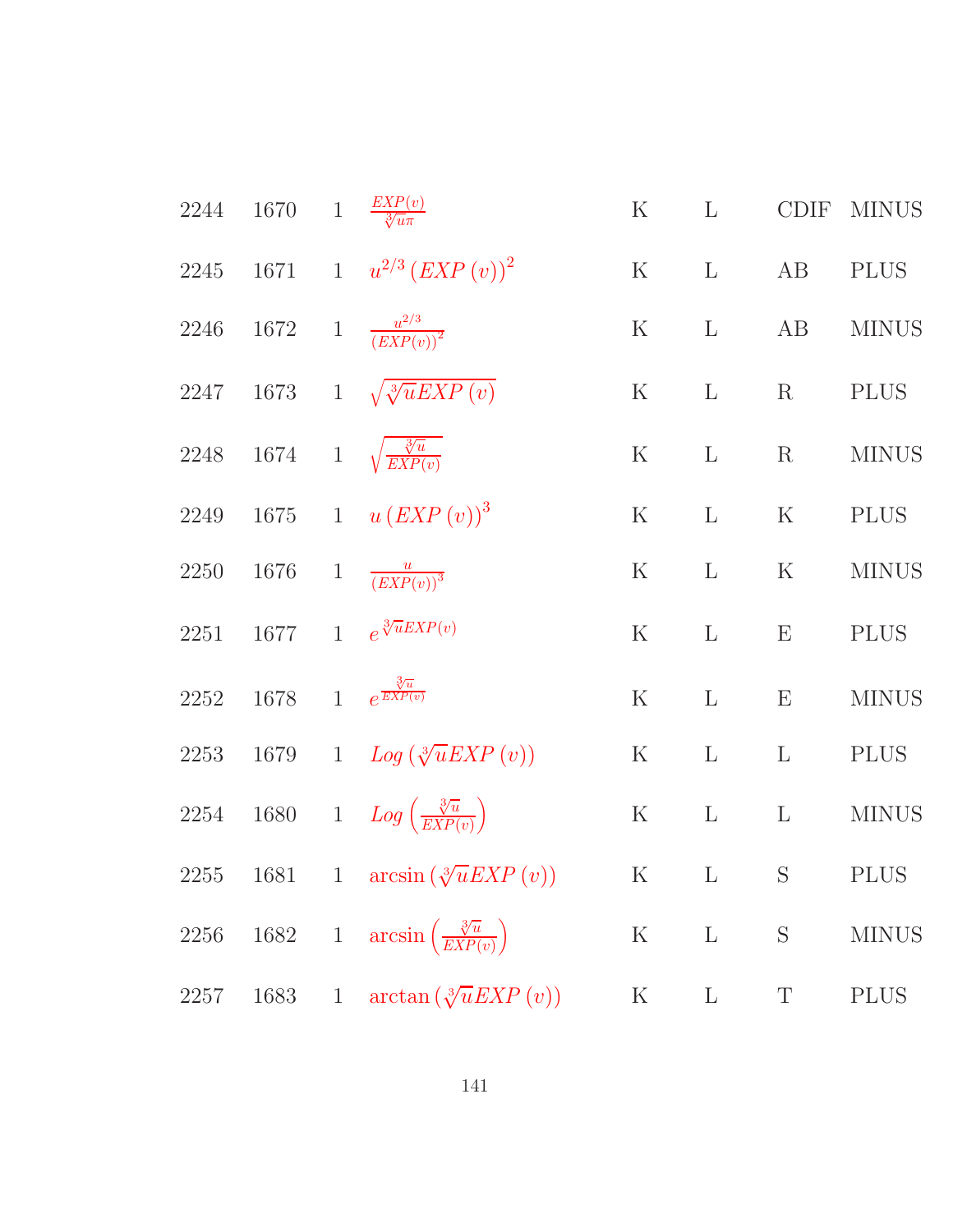| | | | | | | | |
|---|---|---|---|---|---|---|---|
| 2244 | 1670 | 1 | $\frac{EXP(v)}{\sqrt[3]{u}\pi}$ | K | L | CDIF | MINUS |
| 2245 | 1671 | 1 | $u^{2/3}\left(EXP\left(v\right)\right)^{2}$ | K | L | AB | PLUS |
| 2246 | 1672 | 1 | $\frac{u^{2/3}}{\left(EXP(v)\right)^{2}}$ | K | L | AB | MINUS |
| 2247 | 1673 | 1 | $\sqrt{\sqrt[3]{u}EXP\left(v\right)}$ | K | L | R | PLUS |
| 2248 | 1674 | 1 | $\sqrt{\frac{\sqrt[3]{u}}{EXP(v)}}$ | K | L | R | MINUS |
| 2249 | 1675 | 1 | $u\left(EXP\left(v\right)\right)^{3}$ | K | L | K | PLUS |
| 2250 | 1676 | 1 | $\frac{u}{\left(EXP(v)\right)^{3}}$ | K | L | K | MINUS |
| 2251 | 1677 | 1 | $e^{\sqrt[3]{u}EXP(v)}$ | K | L | E | PLUS |
| 2252 | 1678 | 1 | $e^{\frac{\sqrt[3]{u}}{EXP(v)}}$ | K | L | E | MINUS |
| 2253 | 1679 | 1 | $Log\left(\sqrt[3]{u}EXP\left(v\right)\right)$ | K | L | L | PLUS |
| 2254 | 1680 | 1 | $Log\left(\frac{\sqrt[3]{u}}{EXP(v)}\right)$ | K | L | L | MINUS |
| 2255 | 1681 | 1 | $\arcsin\left(\sqrt[3]{u}EXP\left(v\right)\right)$ | K | L | S | PLUS |
| 2256 | 1682 | 1 | $\arcsin\left(\frac{\sqrt[3]{u}}{EXP(v)}\right)$ | K | L | S | MINUS |
| 2257 | 1683 | 1 | $\arctan\left(\sqrt[3]{u}EXP\left(v\right)\right)$ | K | L | T | PLUS |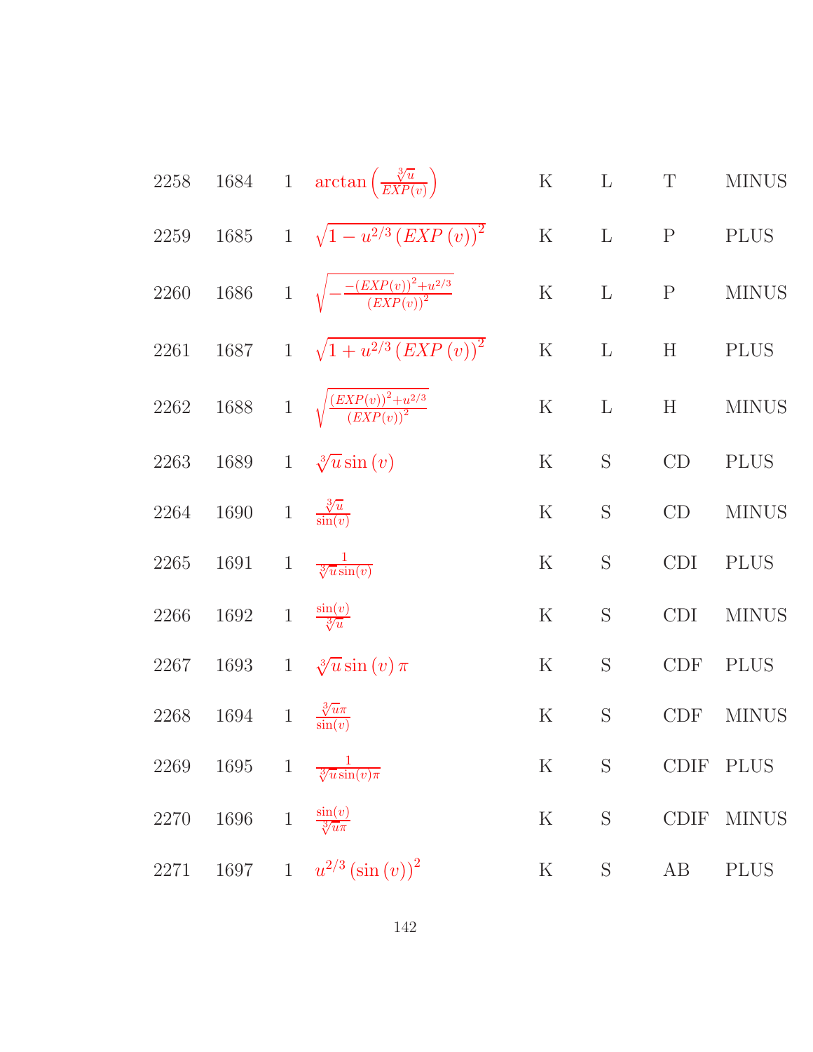| | | | | | | | |
|---|---|---|---|---|---|---|---|
| 2258 | 1684 | 1 | $\arctan\left(\frac{\sqrt[3]{u}}{EXP(v)}\right)$ | K | L | T | MINUS |
| 2259 | 1685 | 1 | $\sqrt{1-u^{2/3}\left(EXP\left(v\right)\right)^{2}}$ | K | L | P | PLUS |
| 2260 | 1686 | 1 | $\sqrt{-\frac{-\left(EXP(v)\right)^{2}+u^{2/3}}{\left(EXP(v)\right)^{2}}}$ | K | L | P | MINUS |
| 2261 | 1687 | 1 | $\sqrt{1+u^{2/3}\left(EXP\left(v\right)\right)^{2}}$ | K | L | H | PLUS |
| 2262 | 1688 | 1 | $\sqrt{\frac{\left(EXP(v)\right)^{2}+u^{2/3}}{\left(EXP(v)\right)^{2}}}$ | K | L | H | MINUS |
| 2263 | 1689 | 1 | $\sqrt[3]{u}\sin\left(v\right)$ | K | S | CD | PLUS |
| 2264 | 1690 | 1 | $\frac{\sqrt[3]{u}}{\sin(v)}$ | K | S | CD | MINUS |
| 2265 | 1691 | 1 | $\frac{1}{\sqrt[3]{u}\sin(v)}$ | K | S | CDI | PLUS |
| 2266 | 1692 | 1 | $\frac{\sin(v)}{\sqrt[3]{u}}$ | K | S | CDI | MINUS |
| 2267 | 1693 | 1 | $\sqrt[3]{u}\sin\left(v\right)\pi$ | K | S | CDF | PLUS |
| 2268 | 1694 | 1 | $\frac{\sqrt[3]{u}\pi}{\sin(v)}$ | K | S | CDF | MINUS |
| 2269 | 1695 | 1 | $\frac{1}{\sqrt[3]{u}\sin(v)\pi}$ | K | S | CDIF | PLUS |
| 2270 | 1696 | 1 | $\frac{\sin(v)}{\sqrt[3]{u}\pi}$ | K | S | CDIF | MINUS |
| 2271 | 1697 | 1 | $u^{2/3}\left(\sin\left(v\right)\right)^{2}$ | K | S | AB | PLUS |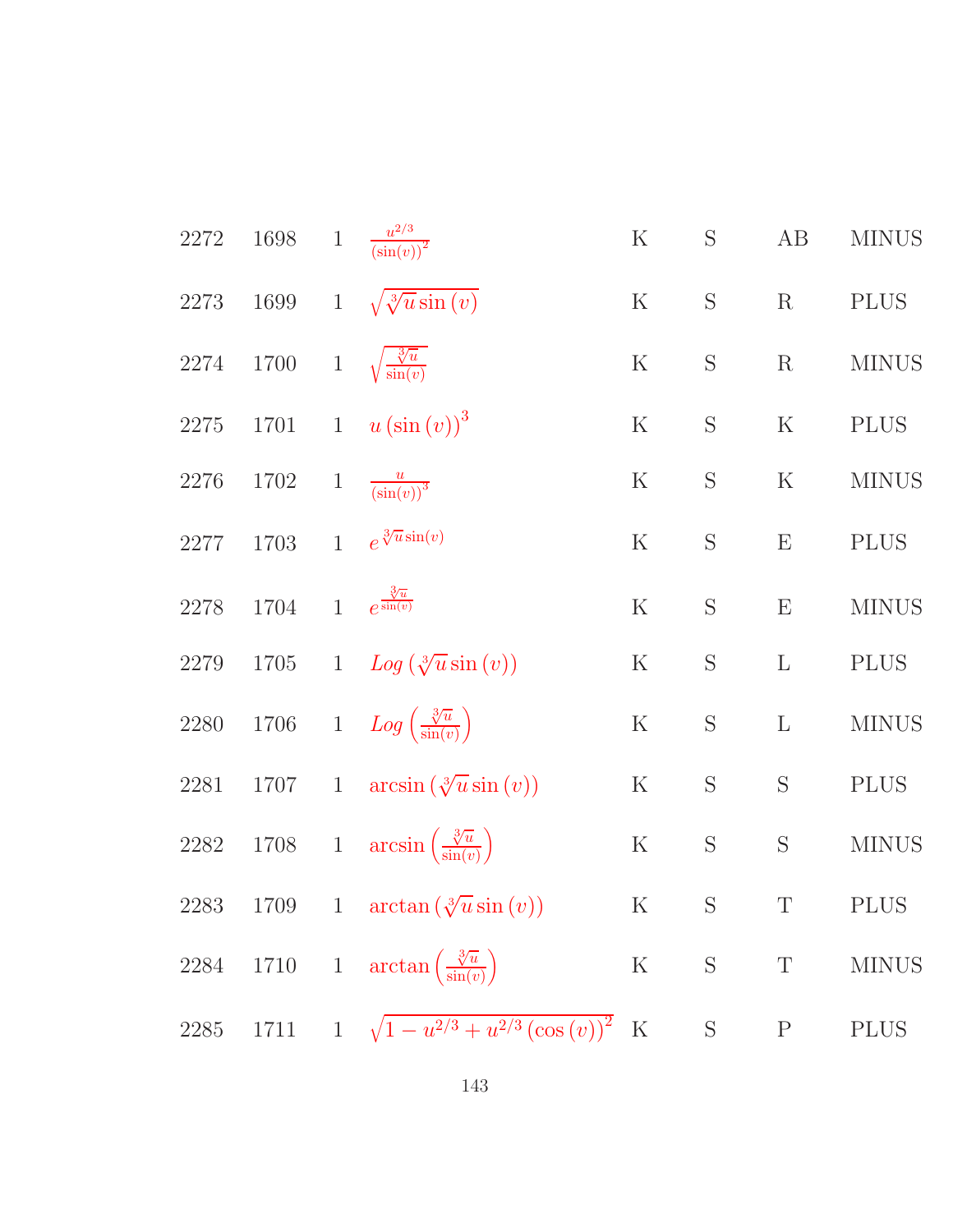| | | | | | | | |
|---|---|---|---|---|---|---|---|
| 2272 | 1698 | 1 | $\frac{u^{2/3}}{(\sin(v))^2}$ | K | S | AB | MINUS |
| 2273 | 1699 | 1 | $\sqrt{\sqrt[3]{u}\sin(v)}$ | K | S | R | PLUS |
| 2274 | 1700 | 1 | $\sqrt{\frac{\sqrt[3]{u}}{\sin(v)}}$ | K | S | R | MINUS |
| 2275 | 1701 | 1 | $u(\sin(v))^3$ | K | S | K | PLUS |
| 2276 | 1702 | 1 | $\frac{u}{(\sin(v))^3}$ | K | S | K | MINUS |
| 2277 | 1703 | 1 | $e^{\sqrt[3]{u}\sin(v)}$ | K | S | E | PLUS |
| 2278 | 1704 | 1 | $e^{\frac{\sqrt[3]{u}}{\sin(v)}}$ | K | S | E | MINUS |
| 2279 | 1705 | 1 | $Log(\sqrt[3]{u}\sin(v))$ | K | S | L | PLUS |
| 2280 | 1706 | 1 | $Log\left(\frac{\sqrt[3]{u}}{\sin(v)}\right)$ | K | S | L | MINUS |
| 2281 | 1707 | 1 | $\arcsin(\sqrt[3]{u}\sin(v))$ | K | S | S | PLUS |
| 2282 | 1708 | 1 | $\arcsin\left(\frac{\sqrt[3]{u}}{\sin(v)}\right)$ | K | S | S | MINUS |
| 2283 | 1709 | 1 | $\arctan(\sqrt[3]{u}\sin(v))$ | K | S | T | PLUS |
| 2284 | 1710 | 1 | $\arctan\left(\frac{\sqrt[3]{u}}{\sin(v)}\right)$ | K | S | T | MINUS |
| 2285 | 1711 | 1 | $\sqrt{1-u^{2/3}+u^{2/3}(\cos(v))^2}$ | K | S | P | PLUS |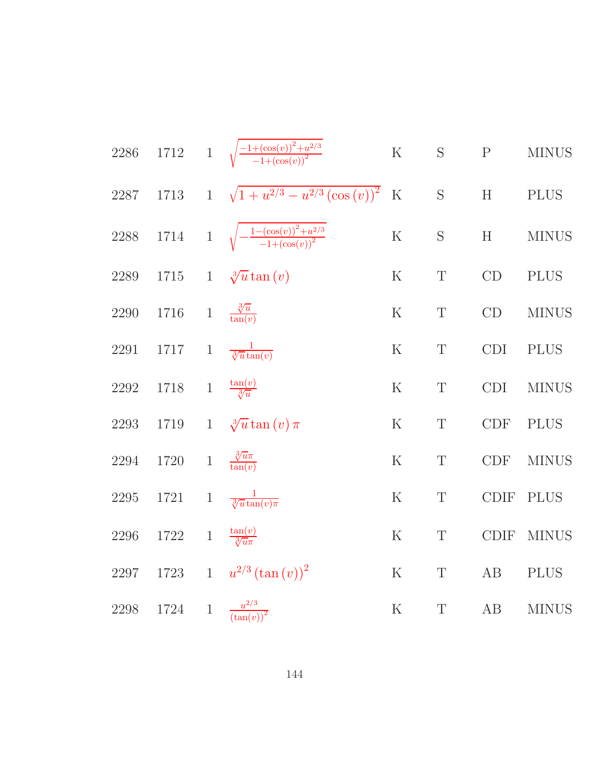| | | | | | | | |
|---|---|---|---|---|---|---|---|
| 2286 | 1712 | 1 | $\sqrt{\frac{-1+(\cos(v))^2+u^{2/3}}{-1+(\cos(v))^2}}$ | K | S | P | MINUS |
| 2287 | 1713 | 1 | $\sqrt{1+u^{2/3}-u^{2/3}\left(\cos\left(v\right)\right)^2}$ | K | S | H | PLUS |
| 2288 | 1714 | 1 | $\sqrt{-\frac{1-(\cos(v))^2+u^{2/3}}{-1+(\cos(v))^2}}$ | K | S | H | MINUS |
| 2289 | 1715 | 1 | $\sqrt[3]{u}\tan\left(v\right)$ | K | T | CD | PLUS |
| 2290 | 1716 | 1 | $\frac{\sqrt[3]{u}}{\tan(v)}$ | K | T | CD | MINUS |
| 2291 | 1717 | 1 | $\frac{1}{\sqrt[3]{u}\tan(v)}$ | K | T | CDI | PLUS |
| 2292 | 1718 | 1 | $\frac{\tan(v)}{\sqrt[3]{u}}$ | K | T | CDI | MINUS |
| 2293 | 1719 | 1 | $\sqrt[3]{u}\tan\left(v\right)\pi$ | K | T | CDF | PLUS |
| 2294 | 1720 | 1 | $\frac{\sqrt[3]{u}\pi}{\tan(v)}$ | K | T | CDF | MINUS |
| 2295 | 1721 | 1 | $\frac{1}{\sqrt[3]{u}\tan(v)\pi}$ | K | T | CDIF | PLUS |
| 2296 | 1722 | 1 | $\frac{\tan(v)}{\sqrt[3]{u}\pi}$ | K | T | CDIF | MINUS |
| 2297 | 1723 | 1 | $u^{2/3}\left(\tan\left(v\right)\right)^2$ | K | T | AB | PLUS |
| 2298 | 1724 | 1 | $\frac{u^{2/3}}{(\tan(v))^2}$ | K | T | AB | MINUS |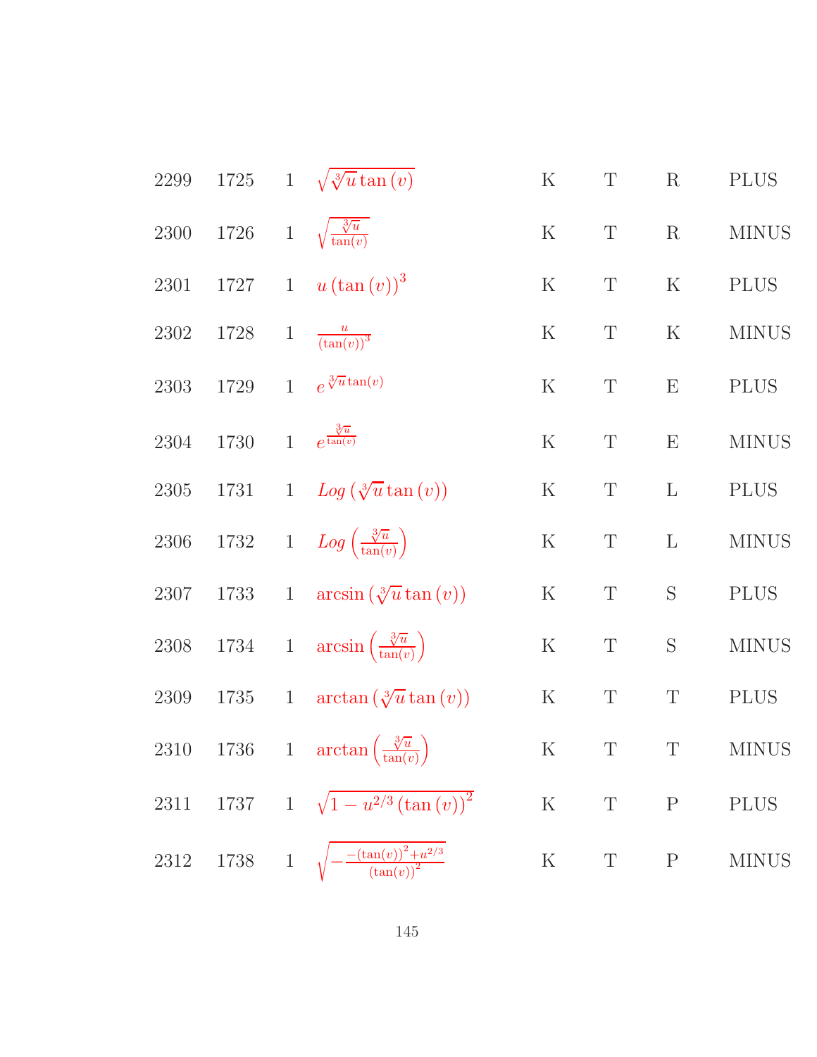| | | | | | | | |
|---|---|---|---|---|---|---|---|
| 2299 | 1725 | 1 | $\sqrt{\sqrt[3]{u}\tan(v)}$ | K | T | R | PLUS |
| 2300 | 1726 | 1 | $\sqrt{\frac{\sqrt[3]{u}}{\tan(v)}}$ | K | T | R | MINUS |
| 2301 | 1727 | 1 | $u(\tan(v))^3$ | K | T | K | PLUS |
| 2302 | 1728 | 1 | $\frac{u}{(\tan(v))^3}$ | K | T | K | MINUS |
| 2303 | 1729 | 1 | $e^{\sqrt[3]{u}\tan(v)}$ | K | T | E | PLUS |
| 2304 | 1730 | 1 | $e^{\frac{\sqrt[3]{u}}{\tan(v)}}$ | K | T | E | MINUS |
| 2305 | 1731 | 1 | $Log(\sqrt[3]{u}\tan(v))$ | K | T | L | PLUS |
| 2306 | 1732 | 1 | $Log\left(\frac{\sqrt[3]{u}}{\tan(v)}\right)$ | K | T | L | MINUS |
| 2307 | 1733 | 1 | $\arcsin(\sqrt[3]{u}\tan(v))$ | K | T | S | PLUS |
| 2308 | 1734 | 1 | $\arcsin\left(\frac{\sqrt[3]{u}}{\tan(v)}\right)$ | K | T | S | MINUS |
| 2309 | 1735 | 1 | $\arctan(\sqrt[3]{u}\tan(v))$ | K | T | T | PLUS |
| 2310 | 1736 | 1 | $\arctan\left(\frac{\sqrt[3]{u}}{\tan(v)}\right)$ | K | T | T | MINUS |
| 2311 | 1737 | 1 | $\sqrt{1-u^{2/3}(\tan(v))^2}$ | K | T | P | PLUS |
| 2312 | 1738 | 1 | $\sqrt{-\frac{-(\tan(v))^2+u^{2/3}}{(\tan(v))^2}}$ | K | T | P | MINUS |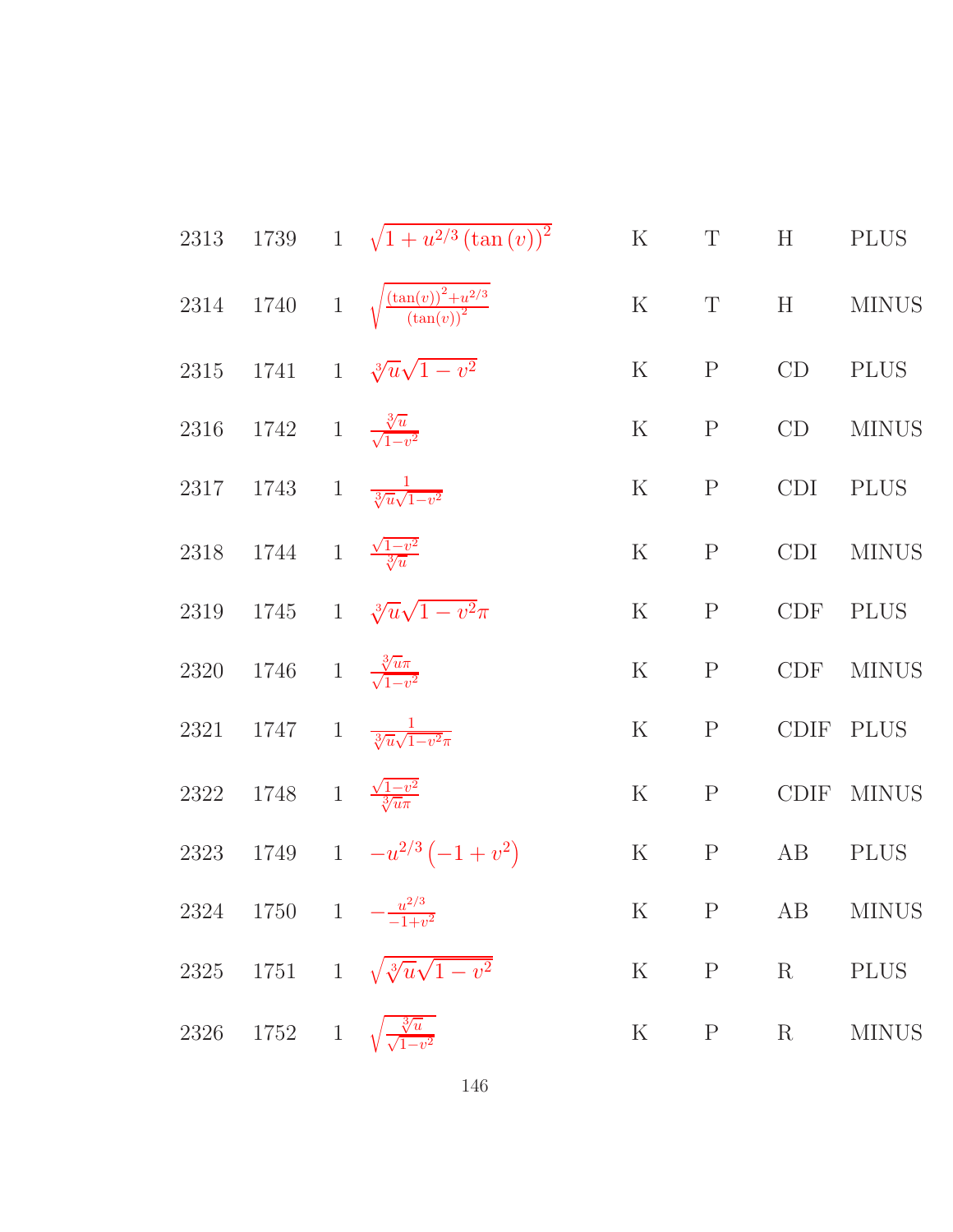| | | | | | | | |
|---|---|---|---|---|---|---|---|
| 2313 | 1739 | 1 | $\sqrt{1+u^{2/3}\left(\tan\left(v\right)\right)^2}$ | K | T | H | PLUS |
| 2314 | 1740 | 1 | $\sqrt{\frac{\left(\tan(v)\right)^2+u^{2/3}}{\left(\tan(v)\right)^2}}$ | K | T | H | MINUS |
| 2315 | 1741 | 1 | $\sqrt[3]{u}\sqrt{1-v^2}$ | K | P | CD | PLUS |
| 2316 | 1742 | 1 | $\frac{\sqrt[3]{u}}{\sqrt{1-v^2}}$ | K | P | CD | MINUS |
| 2317 | 1743 | 1 | $\frac{1}{\sqrt[3]{u}\sqrt{1-v^2}}$ | K | P | CDI | PLUS |
| 2318 | 1744 | 1 | $\frac{\sqrt{1-v^2}}{\sqrt[3]{u}}$ | K | P | CDI | MINUS |
| 2319 | 1745 | 1 | $\sqrt[3]{u}\sqrt{1-v^2}\pi$ | K | P | CDF | PLUS |
| 2320 | 1746 | 1 | $\frac{\sqrt[3]{u}\pi}{\sqrt{1-v^2}}$ | K | P | CDF | MINUS |
| 2321 | 1747 | 1 | $\frac{1}{\sqrt[3]{u}\sqrt{1-v^2}\pi}$ | K | P | CDIF | PLUS |
| 2322 | 1748 | 1 | $\frac{\sqrt{1-v^2}}{\sqrt[3]{u}\pi}$ | K | P | CDIF | MINUS |
| 2323 | 1749 | 1 | $-u^{2/3}\left(-1+v^2\right)$ | K | P | AB | PLUS |
| 2324 | 1750 | 1 | $-\frac{u^{2/3}}{-1+v^2}$ | K | P | AB | MINUS |
| 2325 | 1751 | 1 | $\sqrt{\sqrt[3]{u}\sqrt{1-v^2}}$ | K | P | R | PLUS |
| 2326 | 1752 | 1 | $\sqrt{\frac{\sqrt[3]{u}}{\sqrt{1-v^2}}}$ | K | P | R | MINUS |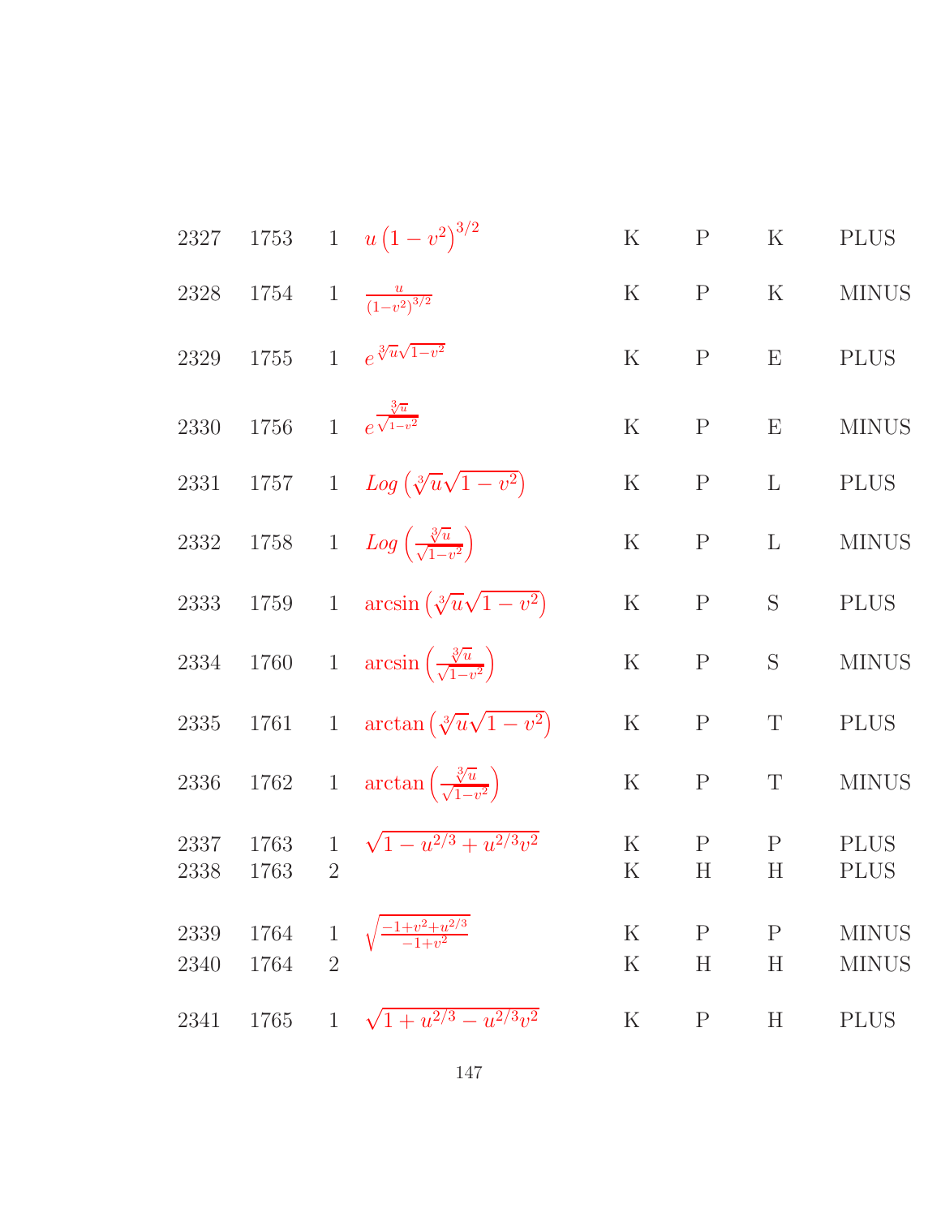| | | | | | | | |
|---|---|---|---|---|---|---|---|
| 2327 | 1753 | 1 | $u\left(1-v^2\right)^{3/2}$ | K | P | K | PLUS |
| 2328 | 1754 | 1 | $\frac{u}{\left(1-v^2\right)^{3/2}}$ | K | P | K | MINUS |
| 2329 | 1755 | 1 | $e^{\sqrt[3]{u}\sqrt{1-v^2}}$ | K | P | E | PLUS |
| 2330 | 1756 | 1 | $e^{\frac{\sqrt[3]{u}}{\sqrt{1-v^2}}}$ | K | P | E | MINUS |
| 2331 | 1757 | 1 | $Log\left(\sqrt[3]{u}\sqrt{1-v^2}\right)$ | K | P | L | PLUS |
| 2332 | 1758 | 1 | $Log\left(\frac{\sqrt[3]{u}}{\sqrt{1-v^2}}\right)$ | K | P | L | MINUS |
| 2333 | 1759 | 1 | $\arcsin\left(\sqrt[3]{u}\sqrt{1-v^2}\right)$ | K | P | S | PLUS |
| 2334 | 1760 | 1 | $\arcsin\left(\frac{\sqrt[3]{u}}{\sqrt{1-v^2}}\right)$ | K | P | S | MINUS |
| 2335 | 1761 | 1 | $\arctan\left(\sqrt[3]{u}\sqrt{1-v^2}\right)$ | K | P | T | PLUS |
| 2336 | 1762 | 1 | $\arctan\left(\frac{\sqrt[3]{u}}{\sqrt{1-v^2}}\right)$ | K | P | T | MINUS |
| 2337 | 1763 | 1 | $\sqrt{1-u^{2/3}+u^{2/3}v^2}$ | K | P | P | PLUS |
| 2338 | 1763 | 2 | | K | H | H | PLUS |
| 2339 | 1764 | 1 | $\sqrt{\frac{-1+v^2+u^{2/3}}{-1+v^2}}$ | K | P | P | MINUS |
| 2340 | 1764 | 2 | | K | H | H | MINUS |
| 2341 | 1765 | 1 | $\sqrt{1+u^{2/3}-u^{2/3}v^2}$ | K | P | H | PLUS |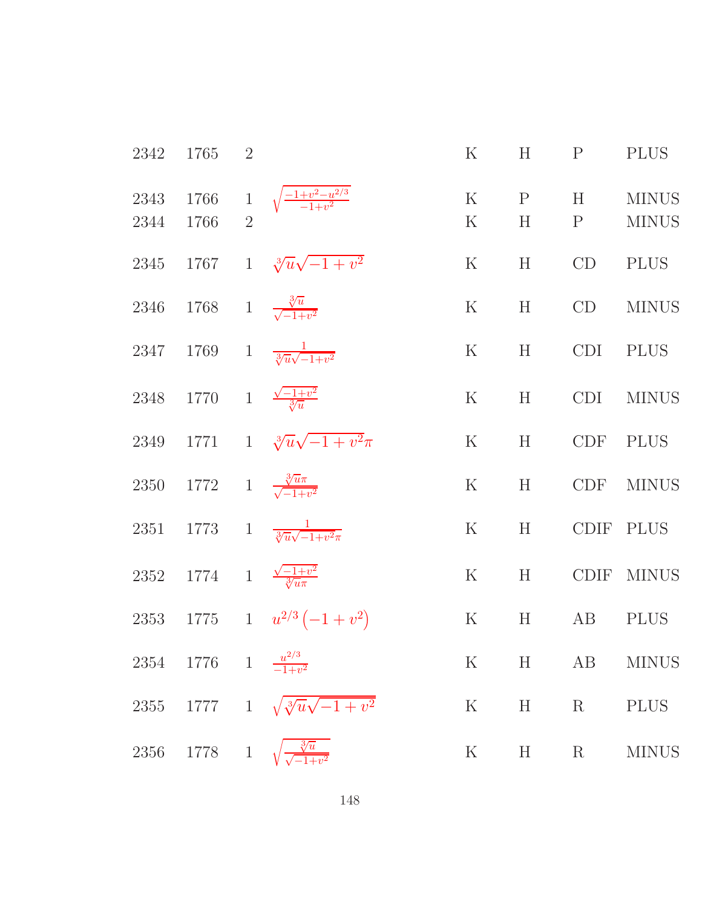| | | | | | | | |
|---|---|---|---|---|---|---|---|
| 2342 | 1765 | 2 | | K | H | P | PLUS |
| 2343 | 1766 | 1 | $\sqrt{\frac{-1+v^2-u^{2/3}}{-1+v^2}}$ | K | P | H | MINUS |
| 2344 | 1766 | 2 | | K | H | P | MINUS |
| 2345 | 1767 | 1 | $\sqrt[3]{u}\sqrt{-1+v^2}$ | K | H | CD | PLUS |
| 2346 | 1768 | 1 | $\frac{\sqrt[3]{u}}{\sqrt{-1+v^2}}$ | K | H | CD | MINUS |
| 2347 | 1769 | 1 | $\frac{1}{\sqrt[3]{u}\sqrt{-1+v^2}}$ | K | H | CDI | PLUS |
| 2348 | 1770 | 1 | $\frac{\sqrt{-1+v^2}}{\sqrt[3]{u}}$ | K | H | CDI | MINUS |
| 2349 | 1771 | 1 | $\sqrt[3]{u}\sqrt{-1+v^2}\pi$ | K | H | CDF | PLUS |
| 2350 | 1772 | 1 | $\frac{\sqrt[3]{u}\pi}{\sqrt{-1+v^2}}$ | K | H | CDF | MINUS |
| 2351 | 1773 | 1 | $\frac{1}{\sqrt[3]{u}\sqrt{-1+v^2}\pi}$ | K | H | CDIF | PLUS |
| 2352 | 1774 | 1 | $\frac{\sqrt{-1+v^2}}{\sqrt[3]{u}\pi}$ | K | H | CDIF | MINUS |
| 2353 | 1775 | 1 | $u^{2/3}\left(-1+v^2\right)$ | K | H | AB | PLUS |
| 2354 | 1776 | 1 | $\frac{u^{2/3}}{-1+v^2}$ | K | H | AB | MINUS |
| 2355 | 1777 | 1 | $\sqrt{\sqrt[3]{u}\sqrt{-1+v^2}}$ | K | H | R | PLUS |
| 2356 | 1778 | 1 | $\sqrt{\frac{\sqrt[3]{u}}{\sqrt{-1+v^2}}}$ | K | H | R | MINUS |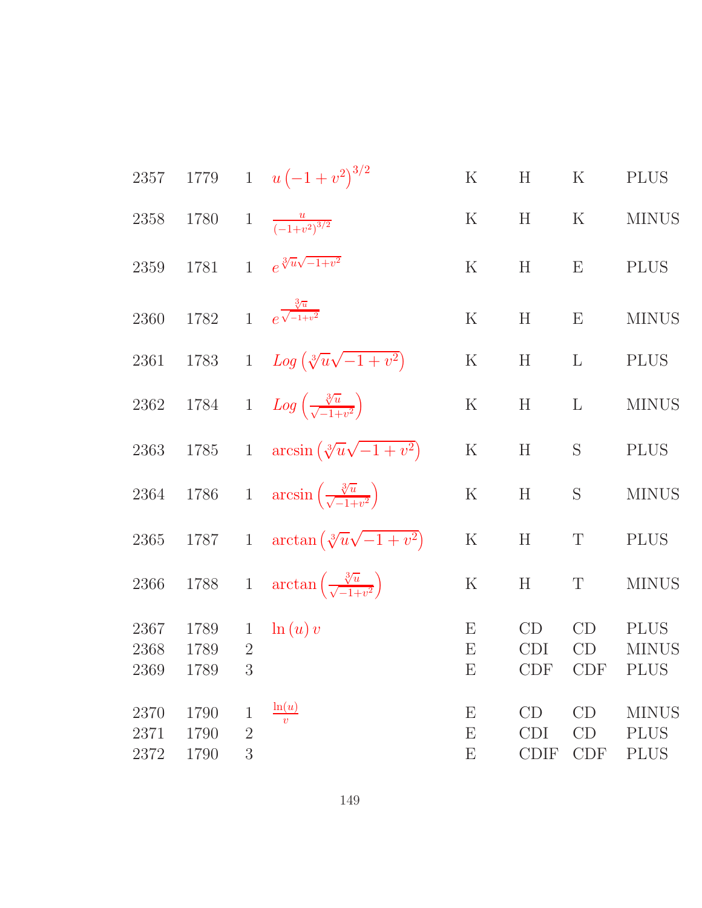| | | | | | | | |
|---|---|---|---|---|---|---|---|
| 2357 | 1779 | 1 | $u\left(-1+v^2\right)^{3/2}$ | K | H | K | PLUS |
| 2358 | 1780 | 1 | $\frac{u}{\left(-1+v^2\right)^{3/2}}$ | K | H | K | MINUS |
| 2359 | 1781 | 1 | $e^{\sqrt[3]{u}\sqrt{-1+v^2}}$ | K | H | E | PLUS |
| 2360 | 1782 | 1 | $e^{\frac{\sqrt[3]{u}}{\sqrt{-1+v^2}}}$ | K | H | E | MINUS |
| 2361 | 1783 | 1 | $Log\left(\sqrt[3]{u}\sqrt{-1+v^2}\right)$ | K | H | L | PLUS |
| 2362 | 1784 | 1 | $Log\left(\frac{\sqrt[3]{u}}{\sqrt{-1+v^2}}\right)$ | K | H | L | MINUS |
| 2363 | 1785 | 1 | $\arcsin\left(\sqrt[3]{u}\sqrt{-1+v^2}\right)$ | K | H | S | PLUS |
| 2364 | 1786 | 1 | $\arcsin\left(\frac{\sqrt[3]{u}}{\sqrt{-1+v^2}}\right)$ | K | H | S | MINUS |
| 2365 | 1787 | 1 | $\arctan\left(\sqrt[3]{u}\sqrt{-1+v^2}\right)$ | K | H | T | PLUS |
| 2366 | 1788 | 1 | $\arctan\left(\frac{\sqrt[3]{u}}{\sqrt{-1+v^2}}\right)$ | K | H | T | MINUS |
| 2367 | 1789 | 1 | $\ln(u)\,v$ | E | CD | CD | PLUS |
| 2368 | 1789 | 2 | | E | CDI | CD | MINUS |
| 2369 | 1789 | 3 | | E | CDF | CDF | PLUS |
| 2370 | 1790 | 1 | $\frac{\ln(u)}{v}$ | E | CD | CD | MINUS |
| 2371 | 1790 | 2 | | E | CDI | CD | PLUS |
| 2372 | 1790 | 3 | | E | CDIF | CDF | PLUS |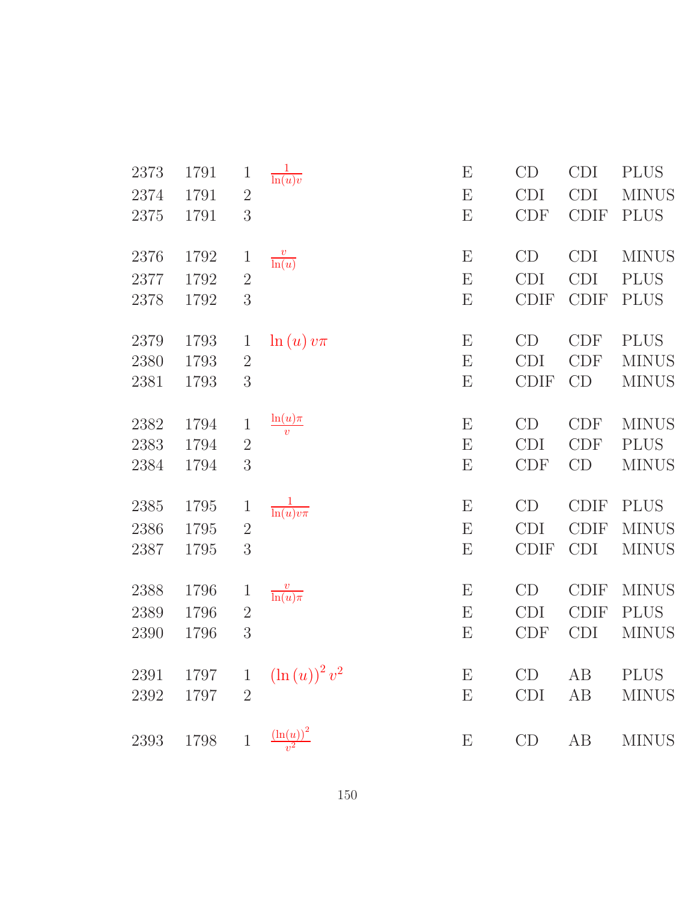| | | | | | | | |
|---|---|---|---|---|---|---|---|
| 2373 | 1791 | 1 | $\frac{1}{\ln(u)v}$ | E | CD | CDI | PLUS |
| 2374 | 1791 | 2 | | E | CDI | CDI | MINUS |
| 2375 | 1791 | 3 | | E | CDF | CDIF | PLUS |
| 2376 | 1792 | 1 | $\frac{v}{\ln(u)}$ | E | CD | CDI | MINUS |
| 2377 | 1792 | 2 | | E | CDI | CDI | PLUS |
| 2378 | 1792 | 3 | | E | CDIF | CDIF | PLUS |
| 2379 | 1793 | 1 | $\ln(u)\,v\pi$ | E | CD | CDF | PLUS |
| 2380 | 1793 | 2 | | E | CDI | CDF | MINUS |
| 2381 | 1793 | 3 | | E | CDIF | CD | MINUS |
| 2382 | 1794 | 1 | $\frac{\ln(u)\pi}{v}$ | E | CD | CDF | MINUS |
| 2383 | 1794 | 2 | | E | CDI | CDF | PLUS |
| 2384 | 1794 | 3 | | E | CDF | CD | MINUS |
| 2385 | 1795 | 1 | $\frac{1}{\ln(u)v\pi}$ | E | CD | CDIF | PLUS |
| 2386 | 1795 | 2 | | E | CDI | CDIF | MINUS |
| 2387 | 1795 | 3 | | E | CDIF | CDI | MINUS |
| 2388 | 1796 | 1 | $\frac{v}{\ln(u)\pi}$ | E | CD | CDIF | MINUS |
| 2389 | 1796 | 2 | | E | CDI | CDIF | PLUS |
| 2390 | 1796 | 3 | | E | CDF | CDI | MINUS |
| 2391 | 1797 | 1 | $(\ln(u))^2\,v^2$ | E | CD | AB | PLUS |
| 2392 | 1797 | 2 | | E | CDI | AB | MINUS |
| 2393 | 1798 | 1 | $\frac{(\ln(u))^2}{v^2}$ | E | CD | AB | MINUS |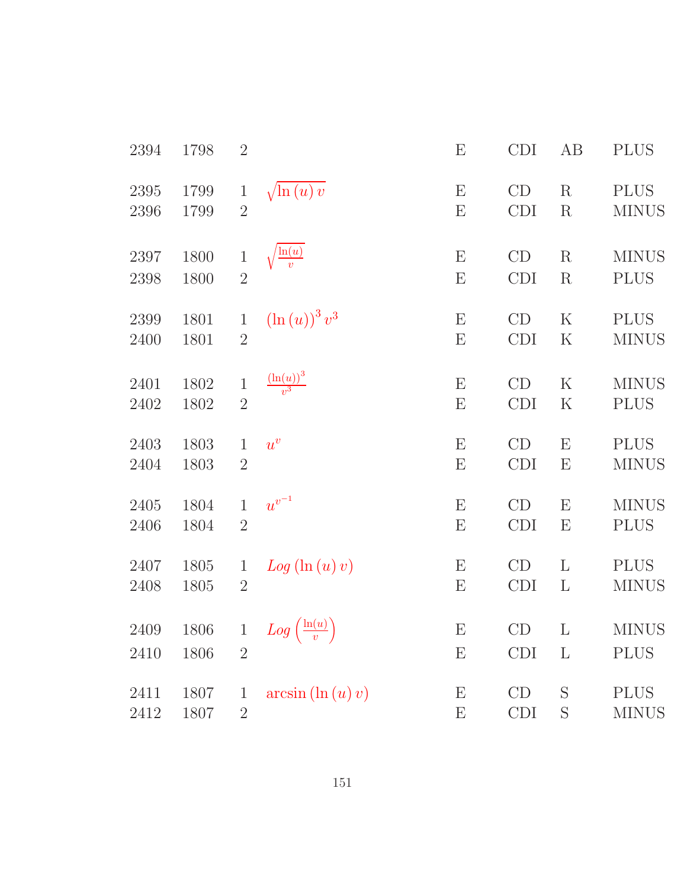| | | | | | | | |
|---|---|---|---|---|---|---|---|
| 2394 | 1798 | 2 | | E | CDI | AB | PLUS |
| 2395 | 1799 | 1 | $\sqrt{\ln(u)\, v}$ | E | CD | R | PLUS |
| 2396 | 1799 | 2 | | E | CDI | R | MINUS |
| 2397 | 1800 | 1 | $\sqrt{\frac{\ln(u)}{v}}$ | E | CD | R | MINUS |
| 2398 | 1800 | 2 | | E | CDI | R | PLUS |
| 2399 | 1801 | 1 | $(\ln(u))^3\, v^3$ | E | CD | K | PLUS |
| 2400 | 1801 | 2 | | E | CDI | K | MINUS |
| 2401 | 1802 | 1 | $\frac{(\ln(u))^3}{v^3}$ | E | CD | K | MINUS |
| 2402 | 1802 | 2 | | E | CDI | K | PLUS |
| 2403 | 1803 | 1 | $u^v$ | E | CD | E | PLUS |
| 2404 | 1803 | 2 | | E | CDI | E | MINUS |
| 2405 | 1804 | 1 | $u^{v^{-1}}$ | E | CD | E | MINUS |
| 2406 | 1804 | 2 | | E | CDI | E | PLUS |
| 2407 | 1805 | 1 | $Log(\ln(u)\, v)$ | E | CD | L | PLUS |
| 2408 | 1805 | 2 | | E | CDI | L | MINUS |
| 2409 | 1806 | 1 | $Log\left(\frac{\ln(u)}{v}\right)$ | E | CD | L | MINUS |
| 2410 | 1806 | 2 | | E | CDI | L | PLUS |
| 2411 | 1807 | 1 | $\arcsin(\ln(u)\, v)$ | E | CD | S | PLUS |
| 2412 | 1807 | 2 | | E | CDI | S | MINUS |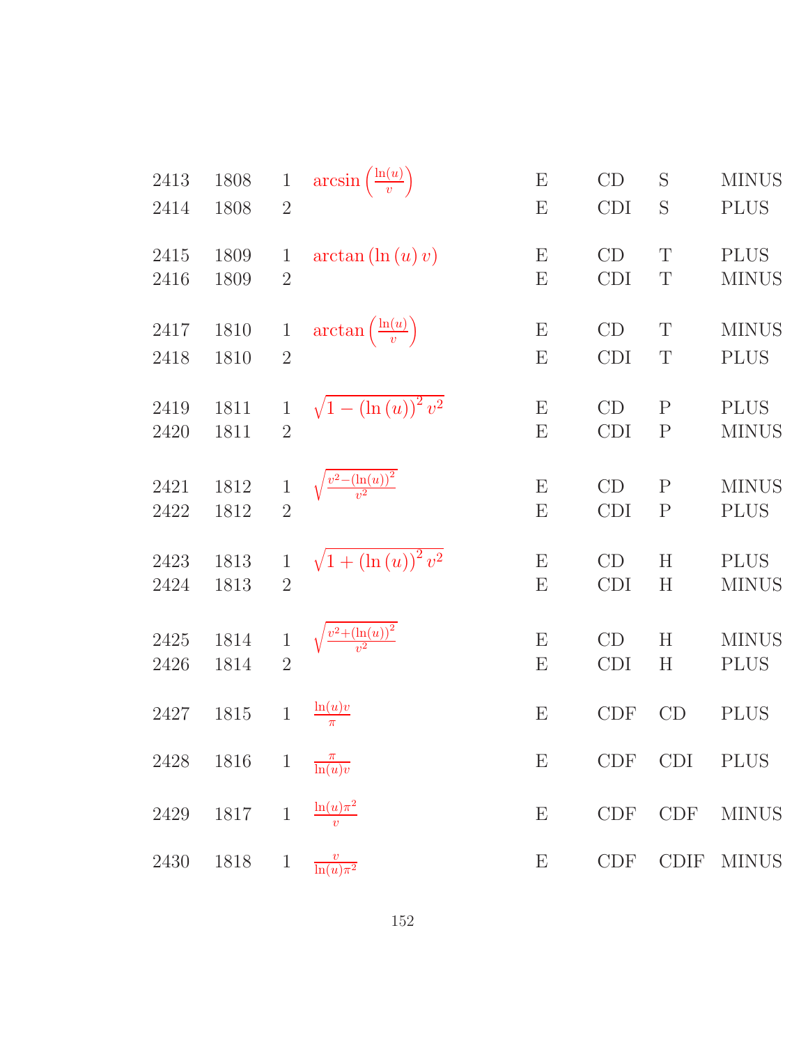| | | | | | | | |
|---|---|---|---|---|---|---|---|
| 2413 | 1808 | 1 | $\arcsin\left(\frac{\ln(u)}{v}\right)$ | E | CD | S | MINUS |
| 2414 | 1808 | 2 | | E | CDI | S | PLUS |
| 2415 | 1809 | 1 | $\arctan\left(\ln\left(u\right)v\right)$ | E | CD | T | PLUS |
| 2416 | 1809 | 2 | | E | CDI | T | MINUS |
| 2417 | 1810 | 1 | $\arctan\left(\frac{\ln(u)}{v}\right)$ | E | CD | T | MINUS |
| 2418 | 1810 | 2 | | E | CDI | T | PLUS |
| 2419 | 1811 | 1 | $\sqrt{1-\left(\ln\left(u\right)\right)^{2}v^{2}}$ | E | CD | P | PLUS |
| 2420 | 1811 | 2 | | E | CDI | P | MINUS |
| 2421 | 1812 | 1 | $\sqrt{\frac{v^{2}-\left(\ln(u)\right)^{2}}{v^{2}}}$ | E | CD | P | MINUS |
| 2422 | 1812 | 2 | | E | CDI | P | PLUS |
| 2423 | 1813 | 1 | $\sqrt{1+\left(\ln\left(u\right)\right)^{2}v^{2}}$ | E | CD | H | PLUS |
| 2424 | 1813 | 2 | | E | CDI | H | MINUS |
| 2425 | 1814 | 1 | $\sqrt{\frac{v^{2}+\left(\ln(u)\right)^{2}}{v^{2}}}$ | E | CD | H | MINUS |
| 2426 | 1814 | 2 | | E | CDI | H | PLUS |
| 2427 | 1815 | 1 | $\frac{\ln(u)v}{\pi}$ | E | CDF | CD | PLUS |
| 2428 | 1816 | 1 | $\frac{\pi}{\ln(u)v}$ | E | CDF | CDI | PLUS |
| 2429 | 1817 | 1 | $\frac{\ln(u)\pi^{2}}{v}$ | E | CDF | CDF | MINUS |
| 2430 | 1818 | 1 | $\frac{v}{\ln(u)\pi^{2}}$ | E | CDF | CDIF | MINUS |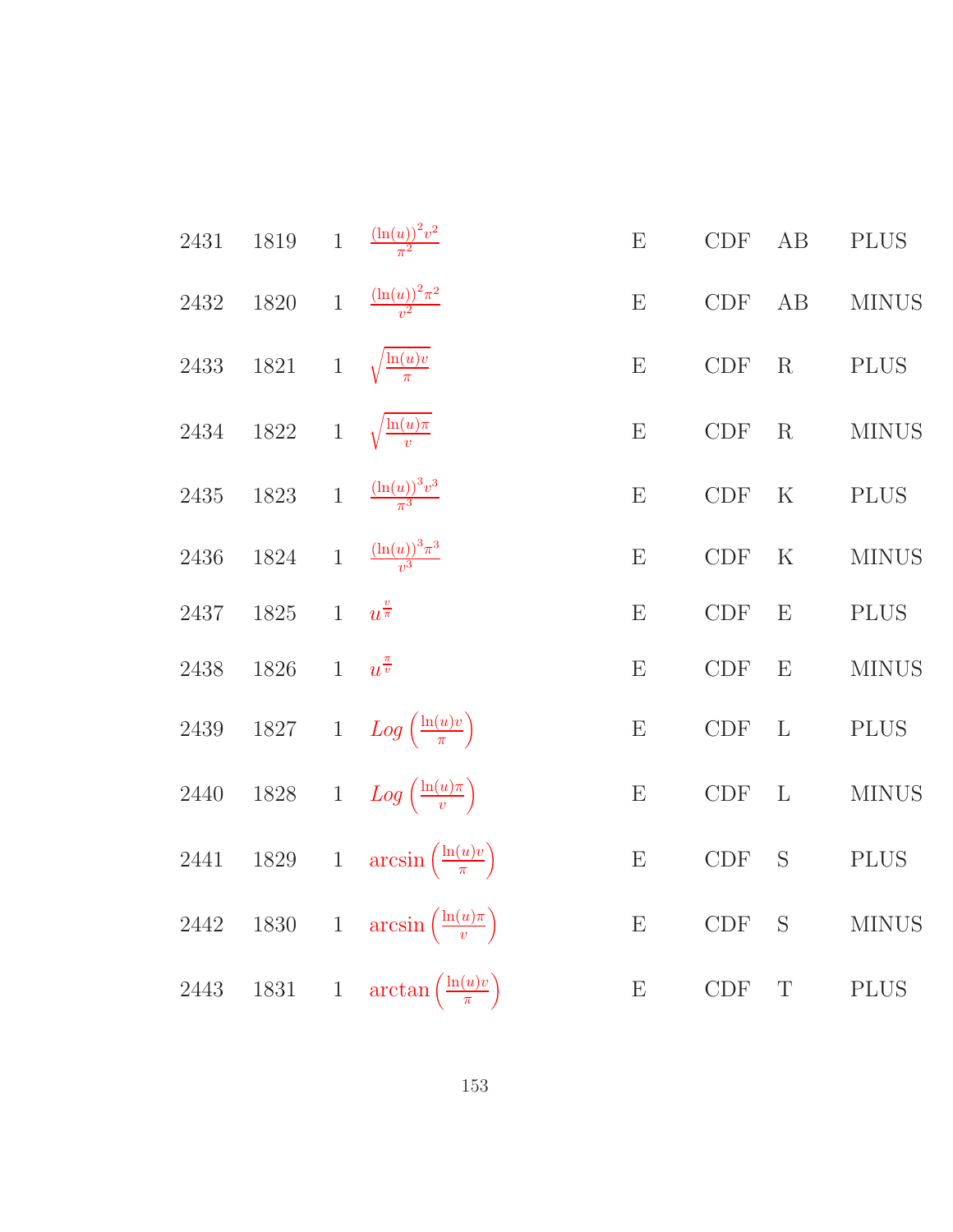| | | | | | | | |
|---|---|---|---|---|---|---|---|
| 2431 | 1819 | 1 | $\frac{(\ln(u))^2 v^2}{\pi^2}$ | E | CDF | AB | PLUS |
| 2432 | 1820 | 1 | $\frac{(\ln(u))^2 \pi^2}{v^2}$ | E | CDF | AB | MINUS |
| 2433 | 1821 | 1 | $\sqrt{\frac{\ln(u) v}{\pi}}$ | E | CDF | R | PLUS |
| 2434 | 1822 | 1 | $\sqrt{\frac{\ln(u) \pi}{v}}$ | E | CDF | R | MINUS |
| 2435 | 1823 | 1 | $\frac{(\ln(u))^3 v^3}{\pi^3}$ | E | CDF | K | PLUS |
| 2436 | 1824 | 1 | $\frac{(\ln(u))^3 \pi^3}{v^3}$ | E | CDF | K | MINUS |
| 2437 | 1825 | 1 | $u^{\frac{v}{\pi}}$ | E | CDF | E | PLUS |
| 2438 | 1826 | 1 | $u^{\frac{\pi}{v}}$ | E | CDF | E | MINUS |
| 2439 | 1827 | 1 | $Log\left(\frac{\ln(u) v}{\pi}\right)$ | E | CDF | L | PLUS |
| 2440 | 1828 | 1 | $Log\left(\frac{\ln(u) \pi}{v}\right)$ | E | CDF | L | MINUS |
| 2441 | 1829 | 1 | $\arcsin\left(\frac{\ln(u) v}{\pi}\right)$ | E | CDF | S | PLUS |
| 2442 | 1830 | 1 | $\arcsin\left(\frac{\ln(u) \pi}{v}\right)$ | E | CDF | S | MINUS |
| 2443 | 1831 | 1 | $\arctan\left(\frac{\ln(u) v}{\pi}\right)$ | E | CDF | T | PLUS |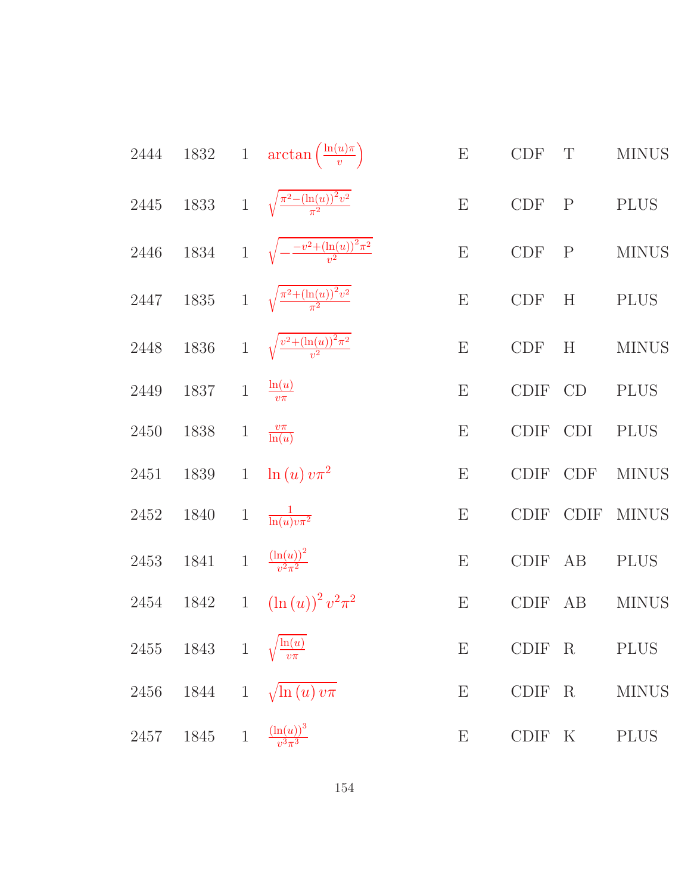| | | | | | | | |
|---|---|---|---|---|---|---|---|
| 2444 | 1832 | 1 | $\arctan\left(\frac{\ln(u)\pi}{v}\right)$ | E | CDF | T | MINUS |
| 2445 | 1833 | 1 | $\sqrt{\frac{\pi^2-(\ln(u))^2v^2}{\pi^2}}$ | E | CDF | P | PLUS |
| 2446 | 1834 | 1 | $\sqrt{-\frac{-v^2+(\ln(u))^2\pi^2}{v^2}}$ | E | CDF | P | MINUS |
| 2447 | 1835 | 1 | $\sqrt{\frac{\pi^2+(\ln(u))^2v^2}{\pi^2}}$ | E | CDF | H | PLUS |
| 2448 | 1836 | 1 | $\sqrt{\frac{v^2+(\ln(u))^2\pi^2}{v^2}}$ | E | CDF | H | MINUS |
| 2449 | 1837 | 1 | $\frac{\ln(u)}{v\pi}$ | E | CDIF | CD | PLUS |
| 2450 | 1838 | 1 | $\frac{v\pi}{\ln(u)}$ | E | CDIF | CDI | PLUS |
| 2451 | 1839 | 1 | $\ln(u)\,v\pi^2$ | E | CDIF | CDF | MINUS |
| 2452 | 1840 | 1 | $\frac{1}{\ln(u)v\pi^2}$ | E | CDIF | CDIF | MINUS |
| 2453 | 1841 | 1 | $\frac{(\ln(u))^2}{v^2\pi^2}$ | E | CDIF | AB | PLUS |
| 2454 | 1842 | 1 | $(\ln(u))^2\,v^2\pi^2$ | E | CDIF | AB | MINUS |
| 2455 | 1843 | 1 | $\sqrt{\frac{\ln(u)}{v\pi}}$ | E | CDIF | R | PLUS |
| 2456 | 1844 | 1 | $\sqrt{\ln(u)\,v\pi}$ | E | CDIF | R | MINUS |
| 2457 | 1845 | 1 | $\frac{(\ln(u))^3}{v^3\pi^3}$ | E | CDIF | K | PLUS |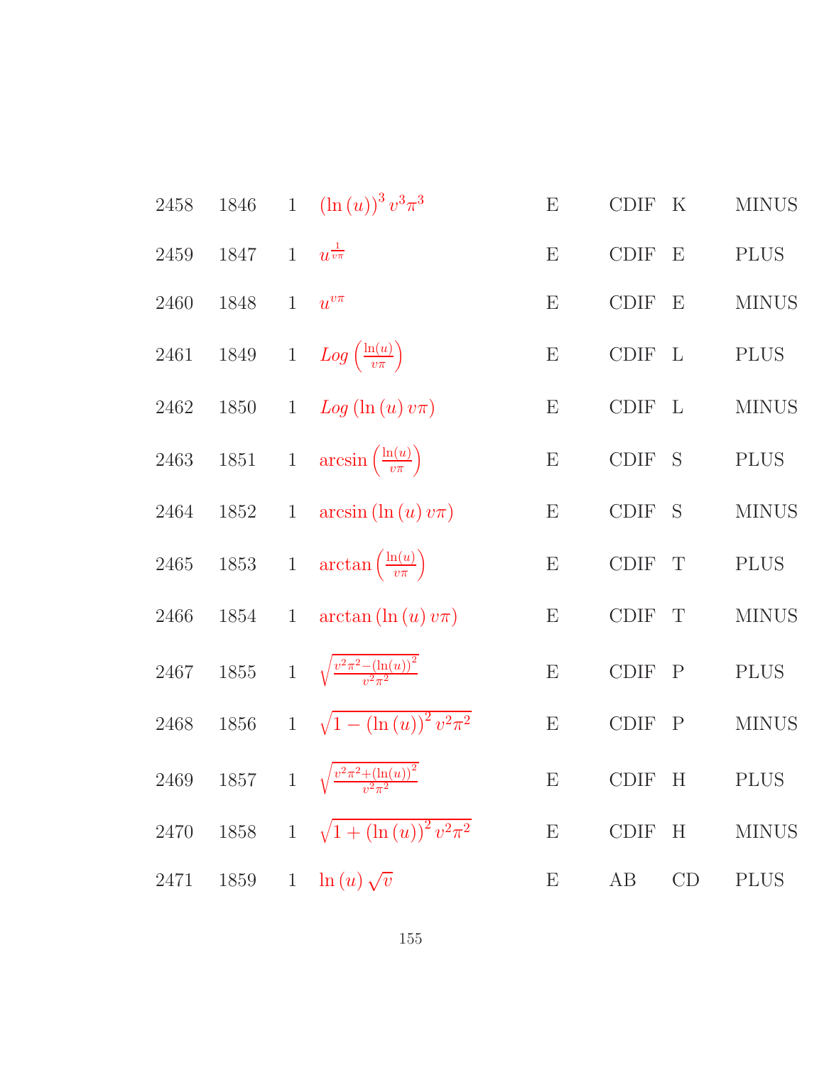| | | | | | | | |
|---|---|---|---|---|---|---|---|
| 2458 | 1846 | 1 | $(\ln(u))^3 v^3 \pi^3$ | E | CDIF | K | MINUS |
| 2459 | 1847 | 1 | $u^{\frac{1}{v\pi}}$ | E | CDIF | E | PLUS |
| 2460 | 1848 | 1 | $u^{v\pi}$ | E | CDIF | E | MINUS |
| 2461 | 1849 | 1 | $Log\left(\frac{\ln(u)}{v\pi}\right)$ | E | CDIF | L | PLUS |
| 2462 | 1850 | 1 | $Log(\ln(u)\, v\pi)$ | E | CDIF | L | MINUS |
| 2463 | 1851 | 1 | $\arcsin\left(\frac{\ln(u)}{v\pi}\right)$ | E | CDIF | S | PLUS |
| 2464 | 1852 | 1 | $\arcsin(\ln(u)\, v\pi)$ | E | CDIF | S | MINUS |
| 2465 | 1853 | 1 | $\arctan\left(\frac{\ln(u)}{v\pi}\right)$ | E | CDIF | T | PLUS |
| 2466 | 1854 | 1 | $\arctan(\ln(u)\, v\pi)$ | E | CDIF | T | MINUS |
| 2467 | 1855 | 1 | $\sqrt{\frac{v^2\pi^2-(\ln(u))^2}{v^2\pi^2}}$ | E | CDIF | P | PLUS |
| 2468 | 1856 | 1 | $\sqrt{1-(\ln(u))^2 v^2\pi^2}$ | E | CDIF | P | MINUS |
| 2469 | 1857 | 1 | $\sqrt{\frac{v^2\pi^2+(\ln(u))^2}{v^2\pi^2}}$ | E | CDIF | H | PLUS |
| 2470 | 1858 | 1 | $\sqrt{1+(\ln(u))^2 v^2\pi^2}$ | E | CDIF | H | MINUS |
| 2471 | 1859 | 1 | $\ln(u)\sqrt{v}$ | E | AB | CD | PLUS |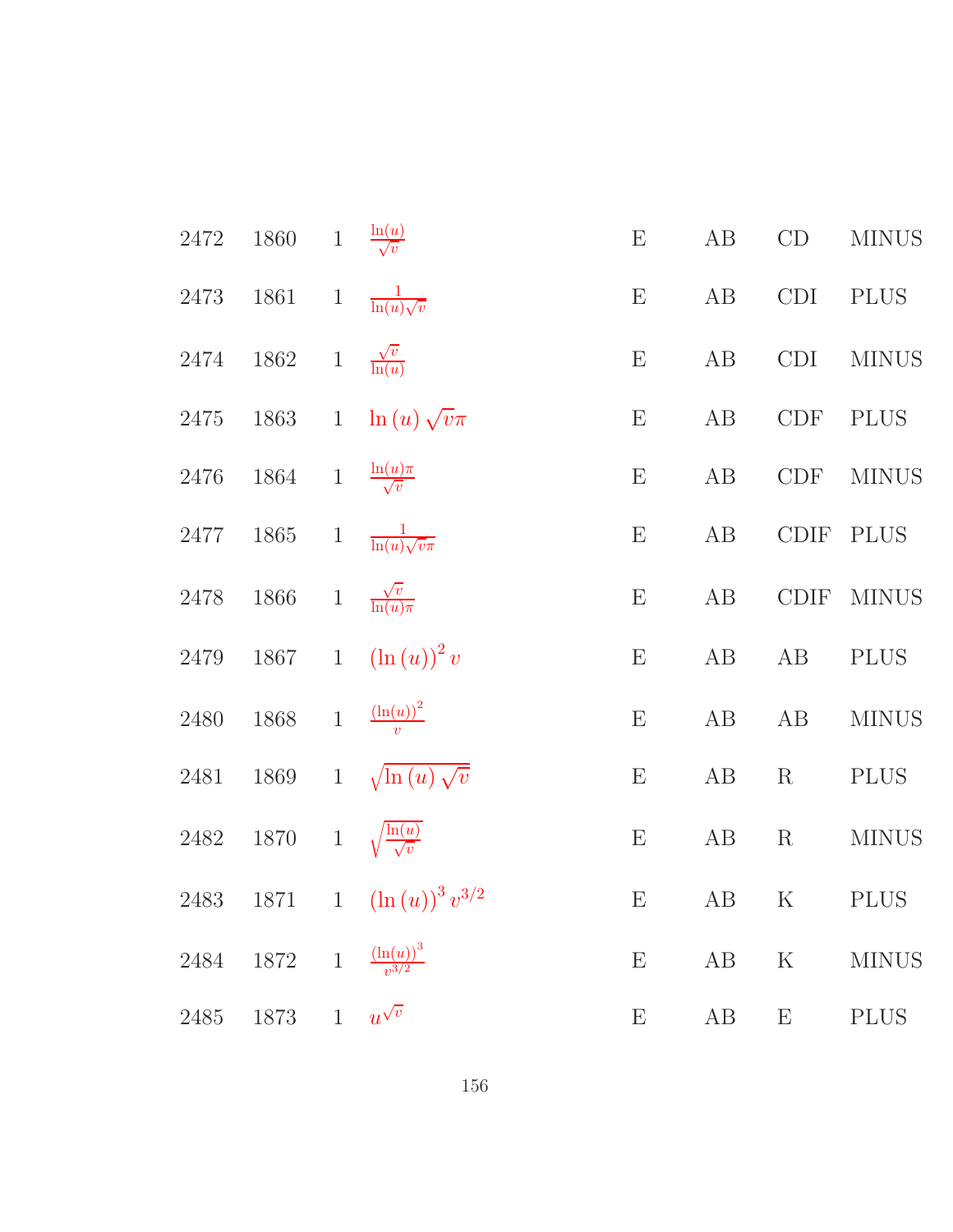| | | | | | | | |
|---|---|---|---|---|---|---|---|
| 2472 | 1860 | 1 | $\frac{\ln(u)}{\sqrt{v}}$ | E | AB | CD | MINUS |
| 2473 | 1861 | 1 | $\frac{1}{\ln(u)\sqrt{v}}$ | E | AB | CDI | PLUS |
| 2474 | 1862 | 1 | $\frac{\sqrt{v}}{\ln(u)}$ | E | AB | CDI | MINUS |
| 2475 | 1863 | 1 | $\ln(u)\sqrt{v}\pi$ | E | AB | CDF | PLUS |
| 2476 | 1864 | 1 | $\frac{\ln(u)\pi}{\sqrt{v}}$ | E | AB | CDF | MINUS |
| 2477 | 1865 | 1 | $\frac{1}{\ln(u)\sqrt{v}\pi}$ | E | AB | CDIF | PLUS |
| 2478 | 1866 | 1 | $\frac{\sqrt{v}}{\ln(u)\pi}$ | E | AB | CDIF | MINUS |
| 2479 | 1867 | 1 | $(\ln(u))^2 v$ | E | AB | AB | PLUS |
| 2480 | 1868 | 1 | $\frac{(\ln(u))^2}{v}$ | E | AB | AB | MINUS |
| 2481 | 1869 | 1 | $\sqrt{\ln(u)\sqrt{v}}$ | E | AB | R | PLUS |
| 2482 | 1870 | 1 | $\sqrt{\frac{\ln(u)}{\sqrt{v}}}$ | E | AB | R | MINUS |
| 2483 | 1871 | 1 | $(\ln(u))^3 v^{3/2}$ | E | AB | K | PLUS |
| 2484 | 1872 | 1 | $\frac{(\ln(u))^3}{v^{3/2}}$ | E | AB | K | MINUS |
| 2485 | 1873 | 1 | $u^{\sqrt{v}}$ | E | AB | E | PLUS |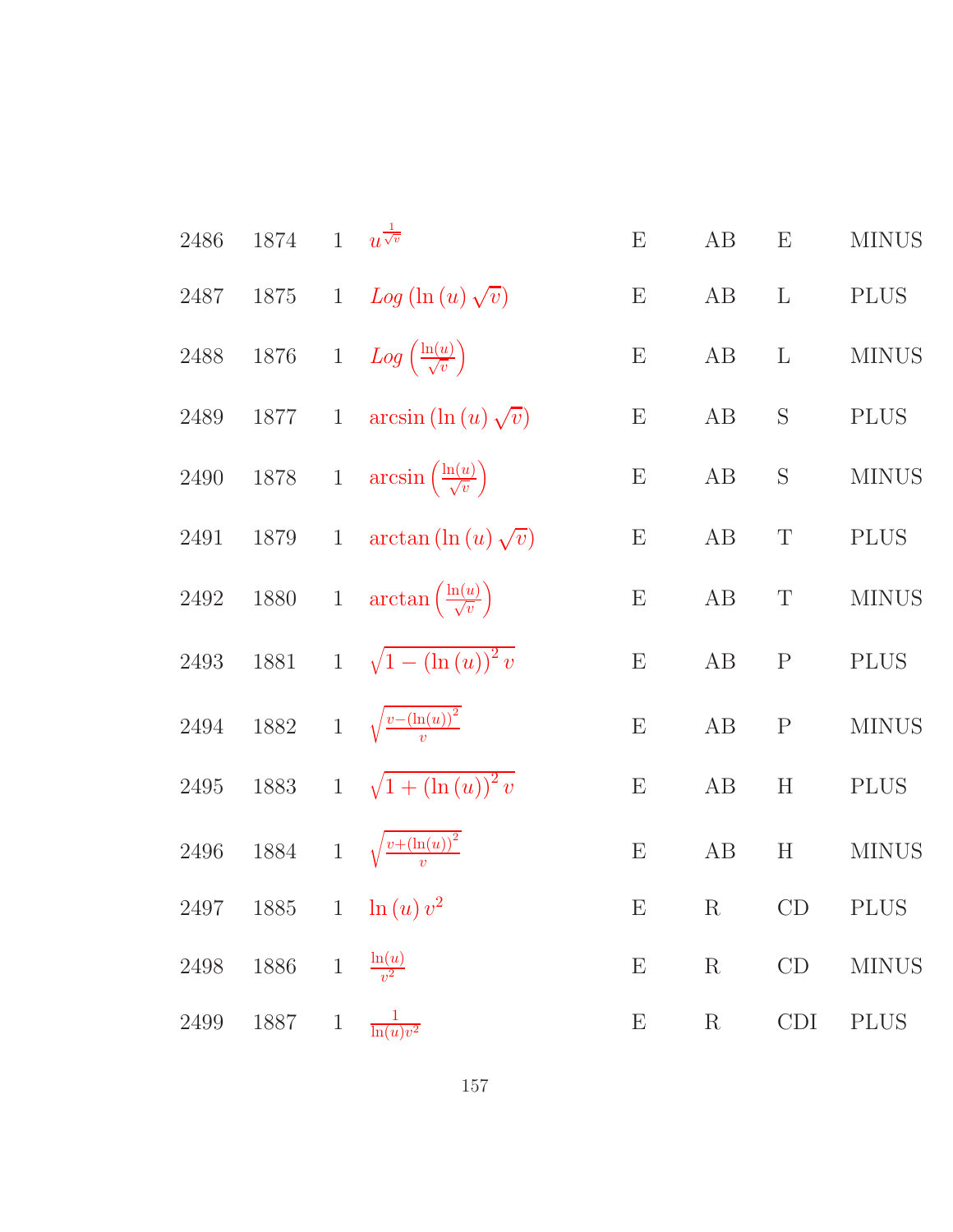| | | | | | | | |
|---|---|---|---|---|---|---|---|
| 2486 | 1874 | 1 | $u^{\frac{1}{\sqrt{v}}}$ | E | AB | E | MINUS |
| 2487 | 1875 | 1 | $Log\left(\ln\left(u\right)\sqrt{v}\right)$ | E | AB | L | PLUS |
| 2488 | 1876 | 1 | $Log\left(\frac{\ln(u)}{\sqrt{v}}\right)$ | E | AB | L | MINUS |
| 2489 | 1877 | 1 | $\arcsin\left(\ln\left(u\right)\sqrt{v}\right)$ | E | AB | S | PLUS |
| 2490 | 1878 | 1 | $\arcsin\left(\frac{\ln(u)}{\sqrt{v}}\right)$ | E | AB | S | MINUS |
| 2491 | 1879 | 1 | $\arctan\left(\ln\left(u\right)\sqrt{v}\right)$ | E | AB | T | PLUS |
| 2492 | 1880 | 1 | $\arctan\left(\frac{\ln(u)}{\sqrt{v}}\right)$ | E | AB | T | MINUS |
| 2493 | 1881 | 1 | $\sqrt{1-\left(\ln\left(u\right)\right)^{2}v}$ | E | AB | P | PLUS |
| 2494 | 1882 | 1 | $\sqrt{\frac{v-\left(\ln(u)\right)^{2}}{v}}$ | E | AB | P | MINUS |
| 2495 | 1883 | 1 | $\sqrt{1+\left(\ln\left(u\right)\right)^{2}v}$ | E | AB | H | PLUS |
| 2496 | 1884 | 1 | $\sqrt{\frac{v+\left(\ln(u)\right)^{2}}{v}}$ | E | AB | H | MINUS |
| 2497 | 1885 | 1 | $\ln\left(u\right)v^{2}$ | E | R | CD | PLUS |
| 2498 | 1886 | 1 | $\frac{\ln(u)}{v^{2}}$ | E | R | CD | MINUS |
| 2499 | 1887 | 1 | $\frac{1}{\ln(u)v^{2}}$ | E | R | CDI | PLUS |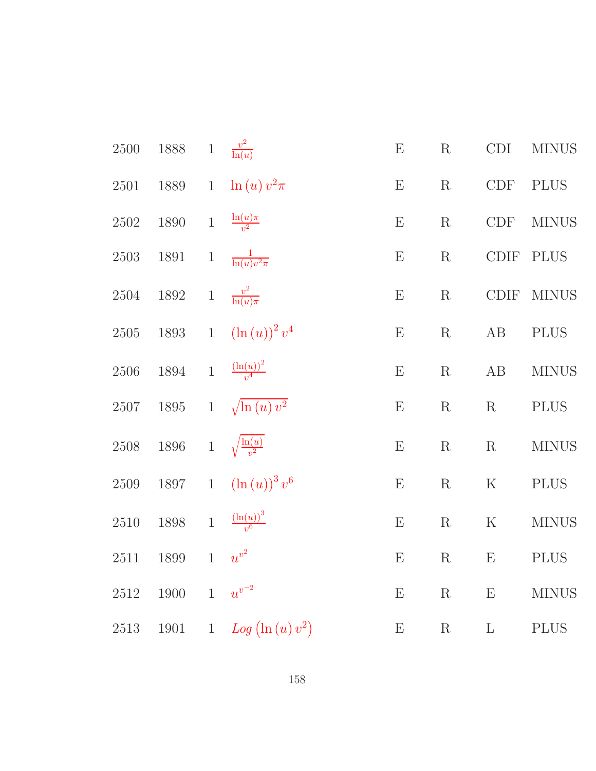| | | | | | | | |
|---|---|---|---|---|---|---|---|
| 2500 | 1888 | 1 | $\frac{v^2}{\ln(u)}$ | E | R | CDI | MINUS |
| 2501 | 1889 | 1 | $\ln(u)\, v^2 \pi$ | E | R | CDF | PLUS |
| 2502 | 1890 | 1 | $\frac{\ln(u)\pi}{v^2}$ | E | R | CDF | MINUS |
| 2503 | 1891 | 1 | $\frac{1}{\ln(u) v^2 \pi}$ | E | R | CDIF | PLUS |
| 2504 | 1892 | 1 | $\frac{v^2}{\ln(u)\pi}$ | E | R | CDIF | MINUS |
| 2505 | 1893 | 1 | $(\ln(u))^2\, v^4$ | E | R | AB | PLUS |
| 2506 | 1894 | 1 | $\frac{(\ln(u))^2}{v^4}$ | E | R | AB | MINUS |
| 2507 | 1895 | 1 | $\sqrt{\ln(u)\, v^2}$ | E | R | R | PLUS |
| 2508 | 1896 | 1 | $\sqrt{\frac{\ln(u)}{v^2}}$ | E | R | R | MINUS |
| 2509 | 1897 | 1 | $(\ln(u))^3\, v^6$ | E | R | K | PLUS |
| 2510 | 1898 | 1 | $\frac{(\ln(u))^3}{v^6}$ | E | R | K | MINUS |
| 2511 | 1899 | 1 | $u^{v^2}$ | E | R | E | PLUS |
| 2512 | 1900 | 1 | $u^{v^{-2}}$ | E | R | E | MINUS |
| 2513 | 1901 | 1 | $Log\left(\ln(u)\, v^2\right)$ | E | R | L | PLUS |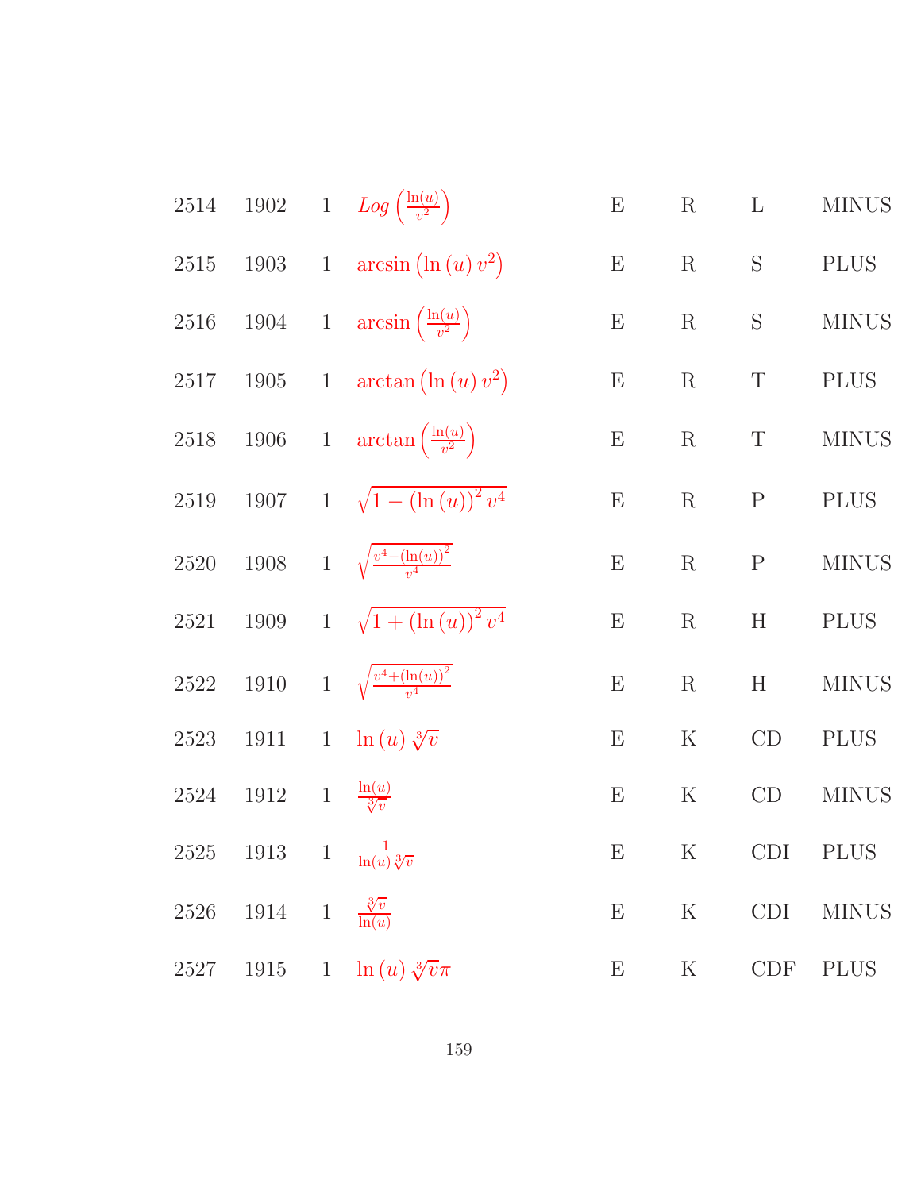| | | | | | | | |
|---|---|---|---|---|---|---|---|
| 2514 | 1902 | 1 | $Log\left(\frac{\ln(u)}{v^2}\right)$ | E | R | L | MINUS |
| 2515 | 1903 | 1 | $\arcsin\left(\ln(u)\, v^2\right)$ | E | R | S | PLUS |
| 2516 | 1904 | 1 | $\arcsin\left(\frac{\ln(u)}{v^2}\right)$ | E | R | S | MINUS |
| 2517 | 1905 | 1 | $\arctan\left(\ln(u)\, v^2\right)$ | E | R | T | PLUS |
| 2518 | 1906 | 1 | $\arctan\left(\frac{\ln(u)}{v^2}\right)$ | E | R | T | MINUS |
| 2519 | 1907 | 1 | $\sqrt{1-(\ln(u))^2\, v^4}$ | E | R | P | PLUS |
| 2520 | 1908 | 1 | $\sqrt{\frac{v^4-(\ln(u))^2}{v^4}}$ | E | R | P | MINUS |
| 2521 | 1909 | 1 | $\sqrt{1+(\ln(u))^2\, v^4}$ | E | R | H | PLUS |
| 2522 | 1910 | 1 | $\sqrt{\frac{v^4+(\ln(u))^2}{v^4}}$ | E | R | H | MINUS |
| 2523 | 1911 | 1 | $\ln(u)\,\sqrt[3]{v}$ | E | K | CD | PLUS |
| 2524 | 1912 | 1 | $\frac{\ln(u)}{\sqrt[3]{v}}$ | E | K | CD | MINUS |
| 2525 | 1913 | 1 | $\frac{1}{\ln(u)\sqrt[3]{v}}$ | E | K | CDI | PLUS |
| 2526 | 1914 | 1 | $\frac{\sqrt[3]{v}}{\ln(u)}$ | E | K | CDI | MINUS |
| 2527 | 1915 | 1 | $\ln(u)\,\sqrt[3]{v}\pi$ | E | K | CDF | PLUS |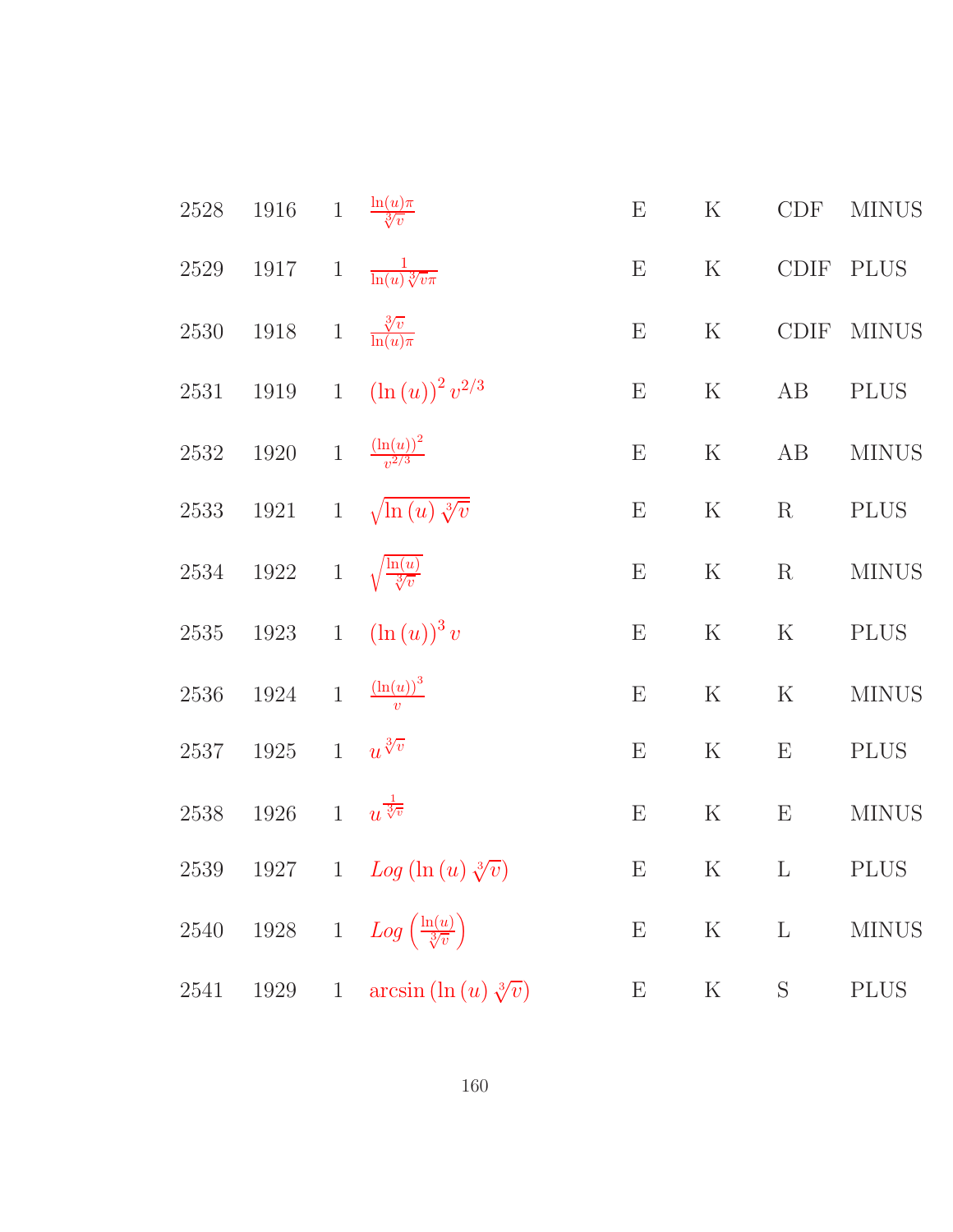| | | | | | | | |
|---|---|---|---|---|---|---|---|
| 2528 | 1916 | 1 | $\frac{\ln(u)\pi}{\sqrt[3]{v}}$ | E | K | CDF | MINUS |
| 2529 | 1917 | 1 | $\frac{1}{\ln(u)\sqrt[3]{v}\pi}$ | E | K | CDIF | PLUS |
| 2530 | 1918 | 1 | $\frac{\sqrt[3]{v}}{\ln(u)\pi}$ | E | K | CDIF | MINUS |
| 2531 | 1919 | 1 | $(\ln(u))^2 v^{2/3}$ | E | K | AB | PLUS |
| 2532 | 1920 | 1 | $\frac{(\ln(u))^2}{v^{2/3}}$ | E | K | AB | MINUS |
| 2533 | 1921 | 1 | $\sqrt{\ln(u)\sqrt[3]{v}}$ | E | K | R | PLUS |
| 2534 | 1922 | 1 | $\sqrt{\frac{\ln(u)}{\sqrt[3]{v}}}$ | E | K | R | MINUS |
| 2535 | 1923 | 1 | $(\ln(u))^3 v$ | E | K | K | PLUS |
| 2536 | 1924 | 1 | $\frac{(\ln(u))^3}{v}$ | E | K | K | MINUS |
| 2537 | 1925 | 1 | $u^{\sqrt[3]{v}}$ | E | K | E | PLUS |
| 2538 | 1926 | 1 | $u^{\frac{1}{\sqrt[3]{v}}}$ | E | K | E | MINUS |
| 2539 | 1927 | 1 | $Log(\ln(u)\sqrt[3]{v})$ | E | K | L | PLUS |
| 2540 | 1928 | 1 | $Log\left(\frac{\ln(u)}{\sqrt[3]{v}}\right)$ | E | K | L | MINUS |
| 2541 | 1929 | 1 | $\arcsin(\ln(u)\sqrt[3]{v})$ | E | K | S | PLUS |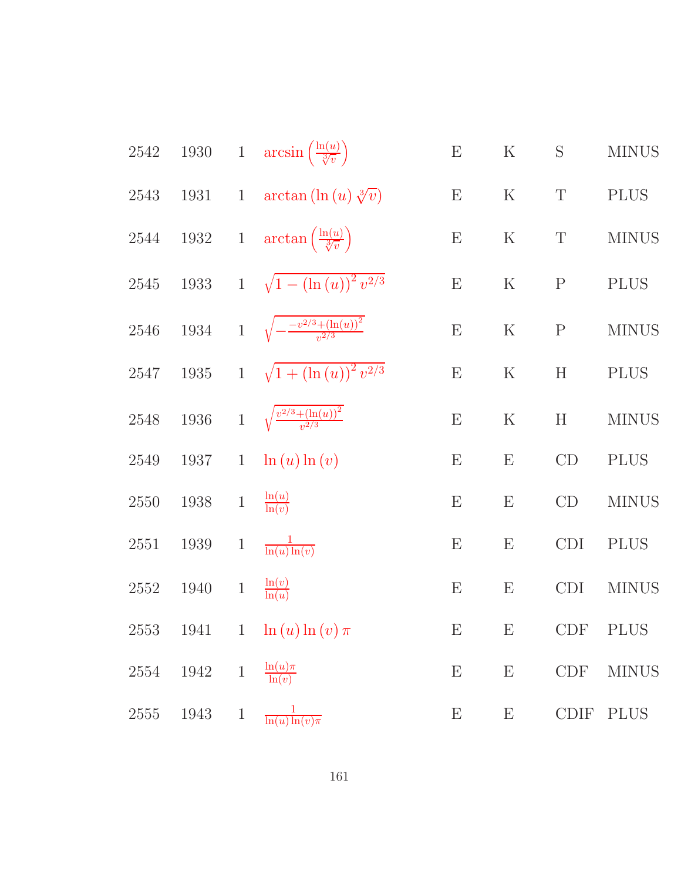| | | | | | | | |
|---|---|---|---|---|---|---|---|
| 2542 | 1930 | 1 | $\arcsin\left(\frac{\ln(u)}{\sqrt[3]{v}}\right)$ | E | K | S | MINUS |
| 2543 | 1931 | 1 | $\arctan\left(\ln(u)\sqrt[3]{v}\right)$ | E | K | T | PLUS |
| 2544 | 1932 | 1 | $\arctan\left(\frac{\ln(u)}{\sqrt[3]{v}}\right)$ | E | K | T | MINUS |
| 2545 | 1933 | 1 | $\sqrt{1-(\ln(u))^2 v^{2/3}}$ | E | K | P | PLUS |
| 2546 | 1934 | 1 | $\sqrt{-\frac{-v^{2/3}+(\ln(u))^2}{v^{2/3}}}$ | E | K | P | MINUS |
| 2547 | 1935 | 1 | $\sqrt{1+(\ln(u))^2 v^{2/3}}$ | E | K | H | PLUS |
| 2548 | 1936 | 1 | $\sqrt{\frac{v^{2/3}+(\ln(u))^2}{v^{2/3}}}$ | E | K | H | MINUS |
| 2549 | 1937 | 1 | $\ln(u)\ln(v)$ | E | E | CD | PLUS |
| 2550 | 1938 | 1 | $\frac{\ln(u)}{\ln(v)}$ | E | E | CD | MINUS |
| 2551 | 1939 | 1 | $\frac{1}{\ln(u)\ln(v)}$ | E | E | CDI | PLUS |
| 2552 | 1940 | 1 | $\frac{\ln(v)}{\ln(u)}$ | E | E | CDI | MINUS |
| 2553 | 1941 | 1 | $\ln(u)\ln(v)\pi$ | E | E | CDF | PLUS |
| 2554 | 1942 | 1 | $\frac{\ln(u)\pi}{\ln(v)}$ | E | E | CDF | MINUS |
| 2555 | 1943 | 1 | $\frac{1}{\ln(u)\ln(v)\pi}$ | E | E | CDIF | PLUS |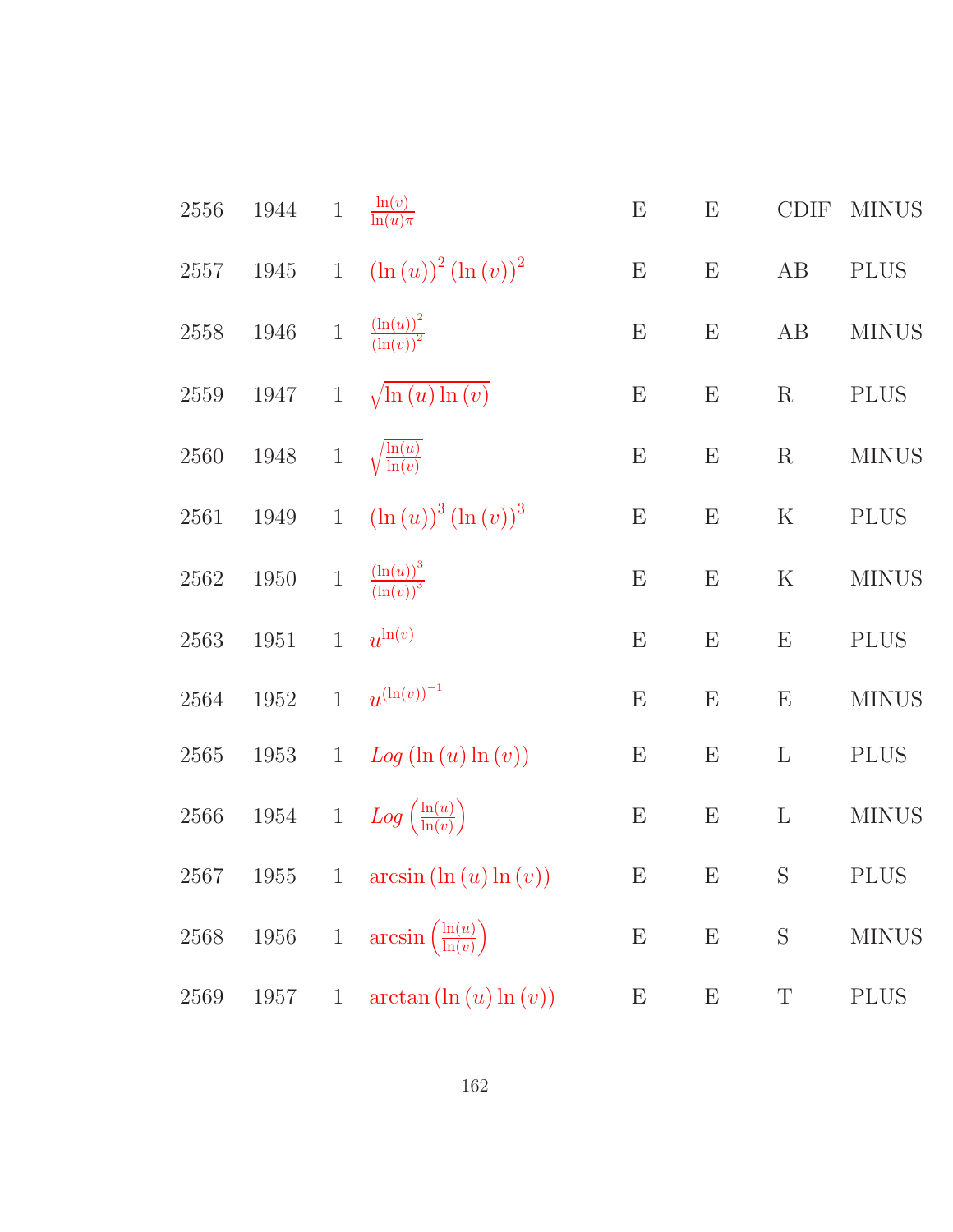| | | | | | | | |
|---|---|---|---|---|---|---|---|
| 2556 | 1944 | 1 | $\frac{\ln(v)}{\ln(u)\pi}$ | E | E | CDIF | MINUS |
| 2557 | 1945 | 1 | $(\ln(u))^2 (\ln(v))^2$ | E | E | AB | PLUS |
| 2558 | 1946 | 1 | $\frac{(\ln(u))^2}{(\ln(v))^2}$ | E | E | AB | MINUS |
| 2559 | 1947 | 1 | $\sqrt{\ln(u)\ln(v)}$ | E | E | R | PLUS |
| 2560 | 1948 | 1 | $\sqrt{\frac{\ln(u)}{\ln(v)}}$ | E | E | R | MINUS |
| 2561 | 1949 | 1 | $(\ln(u))^3 (\ln(v))^3$ | E | E | K | PLUS |
| 2562 | 1950 | 1 | $\frac{(\ln(u))^3}{(\ln(v))^3}$ | E | E | K | MINUS |
| 2563 | 1951 | 1 | $u^{\ln(v)}$ | E | E | E | PLUS |
| 2564 | 1952 | 1 | $u^{(\ln(v))^{-1}}$ | E | E | E | MINUS |
| 2565 | 1953 | 1 | $Log(\ln(u)\ln(v))$ | E | E | L | PLUS |
| 2566 | 1954 | 1 | $Log\left(\frac{\ln(u)}{\ln(v)}\right)$ | E | E | L | MINUS |
| 2567 | 1955 | 1 | $\arcsin(\ln(u)\ln(v))$ | E | E | S | PLUS |
| 2568 | 1956 | 1 | $\arcsin\left(\frac{\ln(u)}{\ln(v)}\right)$ | E | E | S | MINUS |
| 2569 | 1957 | 1 | $\arctan(\ln(u)\ln(v))$ | E | E | T | PLUS |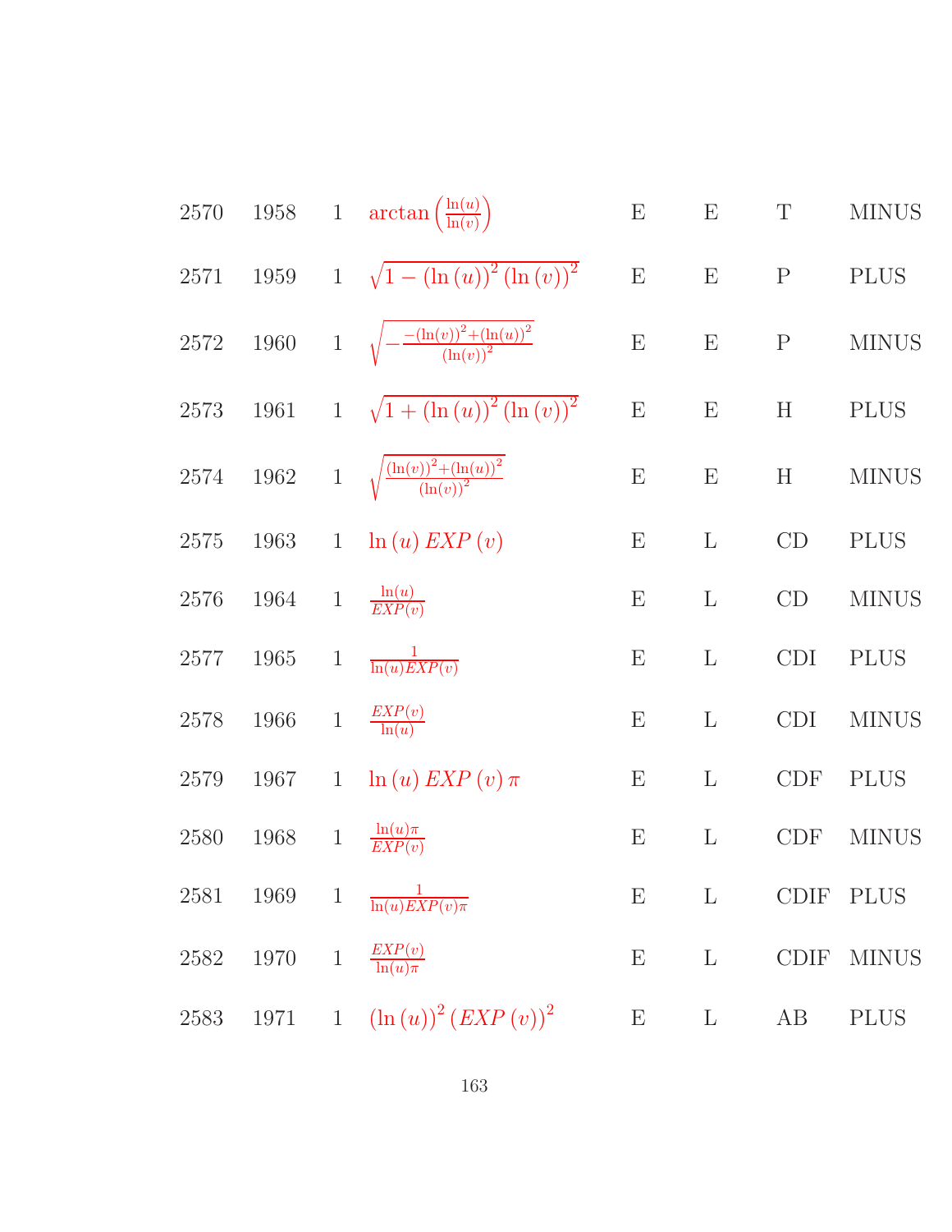| | | | | | | | |
|---|---|---|---|---|---|---|---|
| 2570 | 1958 | 1 | $\arctan\left(\frac{\ln(u)}{\ln(v)}\right)$ | E | E | T | MINUS |
| 2571 | 1959 | 1 | $\sqrt{1-(\ln(u))^2(\ln(v))^2}$ | E | E | P | PLUS |
| 2572 | 1960 | 1 | $\sqrt{-\frac{-(\ln(v))^2+(\ln(u))^2}{(\ln(v))^2}}$ | E | E | P | MINUS |
| 2573 | 1961 | 1 | $\sqrt{1+(\ln(u))^2(\ln(v))^2}$ | E | E | H | PLUS |
| 2574 | 1962 | 1 | $\sqrt{\frac{(\ln(v))^2+(\ln(u))^2}{(\ln(v))^2}}$ | E | E | H | MINUS |
| 2575 | 1963 | 1 | $\ln(u)\,EXP(v)$ | E | L | CD | PLUS |
| 2576 | 1964 | 1 | $\frac{\ln(u)}{EXP(v)}$ | E | L | CD | MINUS |
| 2577 | 1965 | 1 | $\frac{1}{\ln(u)EXP(v)}$ | E | L | CDI | PLUS |
| 2578 | 1966 | 1 | $\frac{EXP(v)}{\ln(u)}$ | E | L | CDI | MINUS |
| 2579 | 1967 | 1 | $\ln(u)\,EXP(v)\,\pi$ | E | L | CDF | PLUS |
| 2580 | 1968 | 1 | $\frac{\ln(u)\pi}{EXP(v)}$ | E | L | CDF | MINUS |
| 2581 | 1969 | 1 | $\frac{1}{\ln(u)EXP(v)\pi}$ | E | L | CDIF | PLUS |
| 2582 | 1970 | 1 | $\frac{EXP(v)}{\ln(u)\pi}$ | E | L | CDIF | MINUS |
| 2583 | 1971 | 1 | $(\ln(u))^2(EXP(v))^2$ | E | L | AB | PLUS |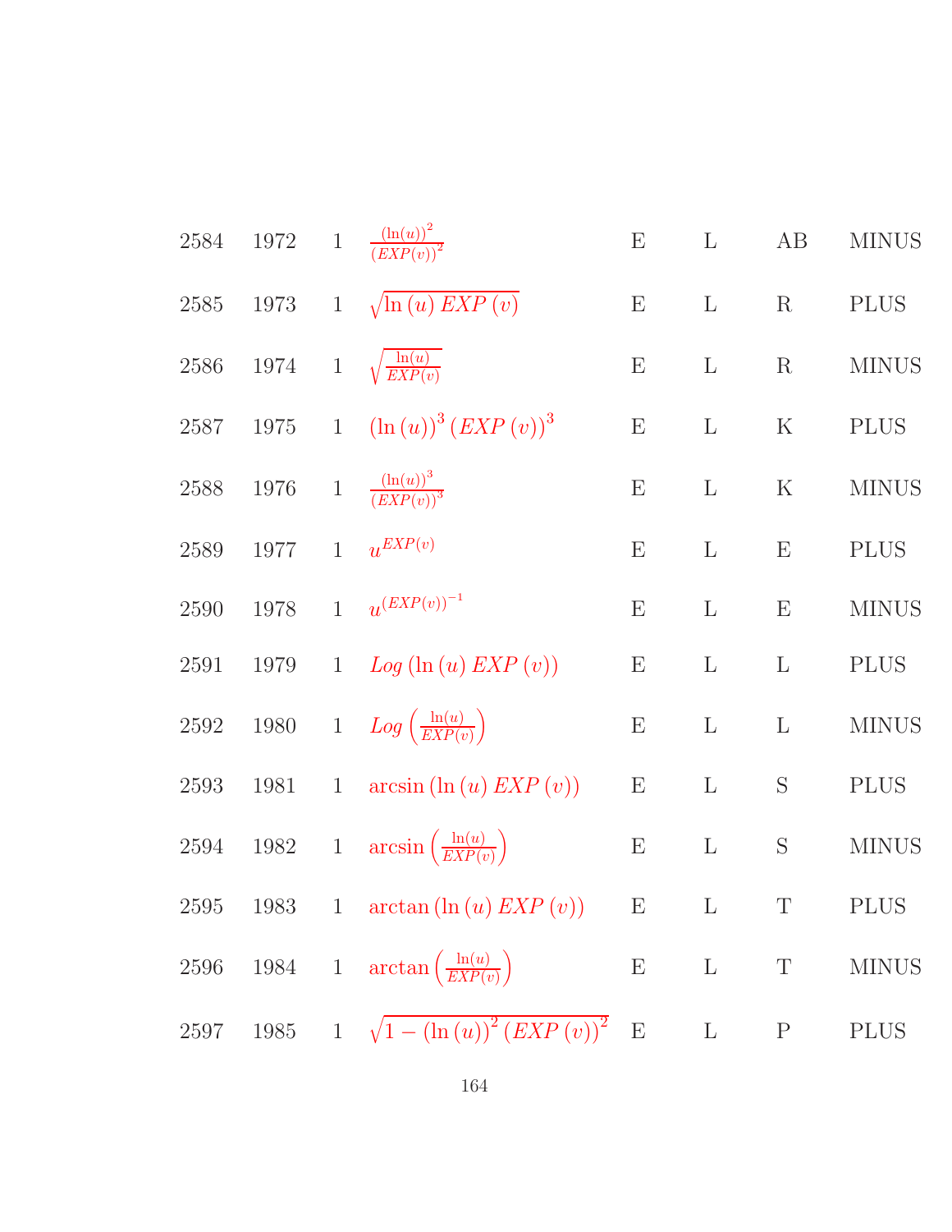| | | | | | | | |
|---|---|---|---|---|---|---|---|
| 2584 | 1972 | 1 | $\frac{(\ln(u))^2}{(EXP(v))^2}$ | E | L | AB | MINUS |
| 2585 | 1973 | 1 | $\sqrt{\ln(u)\,EXP(v)}$ | E | L | R | PLUS |
| 2586 | 1974 | 1 | $\sqrt{\frac{\ln(u)}{EXP(v)}}$ | E | L | R | MINUS |
| 2587 | 1975 | 1 | $(\ln(u))^3\,(EXP(v))^3$ | E | L | K | PLUS |
| 2588 | 1976 | 1 | $\frac{(\ln(u))^3}{(EXP(v))^3}$ | E | L | K | MINUS |
| 2589 | 1977 | 1 | $u^{EXP(v)}$ | E | L | E | PLUS |
| 2590 | 1978 | 1 | $u^{(EXP(v))^{-1}}$ | E | L | E | MINUS |
| 2591 | 1979 | 1 | $Log\,(\ln(u)\,EXP(v))$ | E | L | L | PLUS |
| 2592 | 1980 | 1 | $Log\left(\frac{\ln(u)}{EXP(v)}\right)$ | E | L | L | MINUS |
| 2593 | 1981 | 1 | $\arcsin(\ln(u)\,EXP(v))$ | E | L | S | PLUS |
| 2594 | 1982 | 1 | $\arcsin\left(\frac{\ln(u)}{EXP(v)}\right)$ | E | L | S | MINUS |
| 2595 | 1983 | 1 | $\arctan(\ln(u)\,EXP(v))$ | E | L | T | PLUS |
| 2596 | 1984 | 1 | $\arctan\left(\frac{\ln(u)}{EXP(v)}\right)$ | E | L | T | MINUS |
| 2597 | 1985 | 1 | $\sqrt{1-(\ln(u))^2\,(EXP(v))^2}$ | E | L | P | PLUS |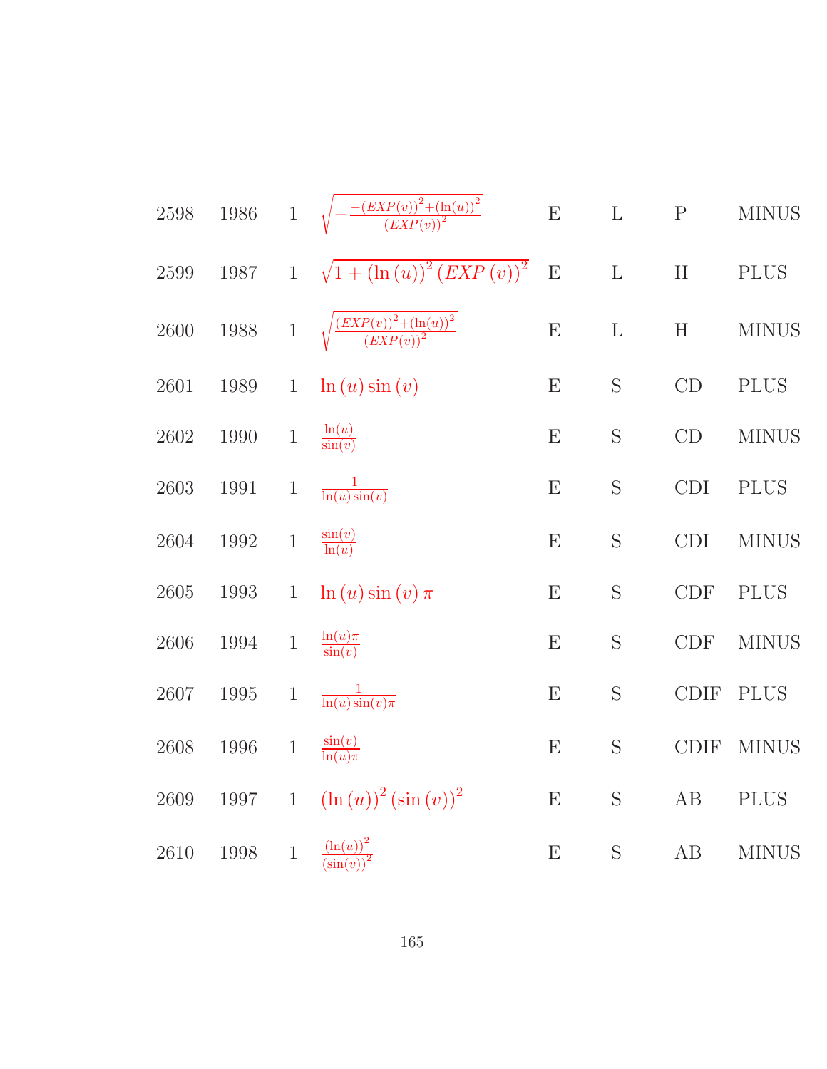| | | | | | | | |
|---|---|---|---|---|---|---|---|
| 2598 | 1986 | 1 | $\sqrt{-\frac{-(EXP(v))^2+(\ln(u))^2}{(EXP(v))^2}}$ | E | L | P | MINUS |
| 2599 | 1987 | 1 | $\sqrt{1+(\ln(u))^2(EXP(v))^2}$ | E | L | H | PLUS |
| 2600 | 1988 | 1 | $\sqrt{\frac{(EXP(v))^2+(\ln(u))^2}{(EXP(v))^2}}$ | E | L | H | MINUS |
| 2601 | 1989 | 1 | $\ln(u)\sin(v)$ | E | S | CD | PLUS |
| 2602 | 1990 | 1 | $\frac{\ln(u)}{\sin(v)}$ | E | S | CD | MINUS |
| 2603 | 1991 | 1 | $\frac{1}{\ln(u)\sin(v)}$ | E | S | CDI | PLUS |
| 2604 | 1992 | 1 | $\frac{\sin(v)}{\ln(u)}$ | E | S | CDI | MINUS |
| 2605 | 1993 | 1 | $\ln(u)\sin(v)\pi$ | E | S | CDF | PLUS |
| 2606 | 1994 | 1 | $\frac{\ln(u)\pi}{\sin(v)}$ | E | S | CDF | MINUS |
| 2607 | 1995 | 1 | $\frac{1}{\ln(u)\sin(v)\pi}$ | E | S | CDIF | PLUS |
| 2608 | 1996 | 1 | $\frac{\sin(v)}{\ln(u)\pi}$ | E | S | CDIF | MINUS |
| 2609 | 1997 | 1 | $(\ln(u))^2(\sin(v))^2$ | E | S | AB | PLUS |
| 2610 | 1998 | 1 | $\frac{(\ln(u))^2}{(\sin(v))^2}$ | E | S | AB | MINUS |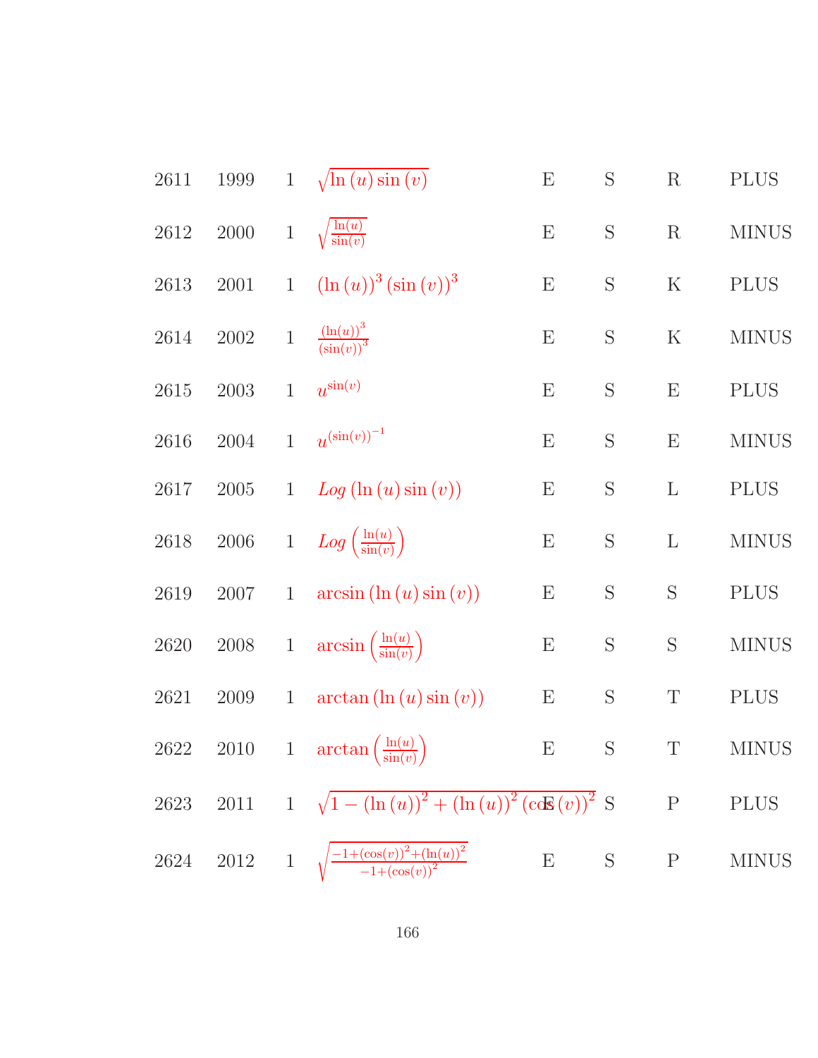| | | | | | | | |
|---|---|---|---|---|---|---|---|
| 2611 | 1999 | 1 | $\sqrt{\ln(u)\sin(v)}$ | E | S | R | PLUS |
| 2612 | 2000 | 1 | $\sqrt{\frac{\ln(u)}{\sin(v)}}$ | E | S | R | MINUS |
| 2613 | 2001 | 1 | $(\ln(u))^3 (\sin(v))^3$ | E | S | K | PLUS |
| 2614 | 2002 | 1 | $\frac{(\ln(u))^3}{(\sin(v))^3}$ | E | S | K | MINUS |
| 2615 | 2003 | 1 | $u^{\sin(v)}$ | E | S | E | PLUS |
| 2616 | 2004 | 1 | $u^{(\sin(v))^{-1}}$ | E | S | E | MINUS |
| 2617 | 2005 | 1 | $Log(\ln(u)\sin(v))$ | E | S | L | PLUS |
| 2618 | 2006 | 1 | $Log\left(\frac{\ln(u)}{\sin(v)}\right)$ | E | S | L | MINUS |
| 2619 | 2007 | 1 | $\arcsin(\ln(u)\sin(v))$ | E | S | S | PLUS |
| 2620 | 2008 | 1 | $\arcsin\left(\frac{\ln(u)}{\sin(v)}\right)$ | E | S | S | MINUS |
| 2621 | 2009 | 1 | $\arctan(\ln(u)\sin(v))$ | E | S | T | PLUS |
| 2622 | 2010 | 1 | $\arctan\left(\frac{\ln(u)}{\sin(v)}\right)$ | E | S | T | MINUS |
| 2623 | 2011 | 1 | $\sqrt{1-(\ln(u))^2+(\ln(u))^2(\cos(v))^2}$ | E | S | P | PLUS |
| 2624 | 2012 | 1 | $\sqrt{\frac{-1+(\cos(v))^2+(\ln(u))^2}{-1+(\cos(v))^2}}$ | E | S | P | MINUS |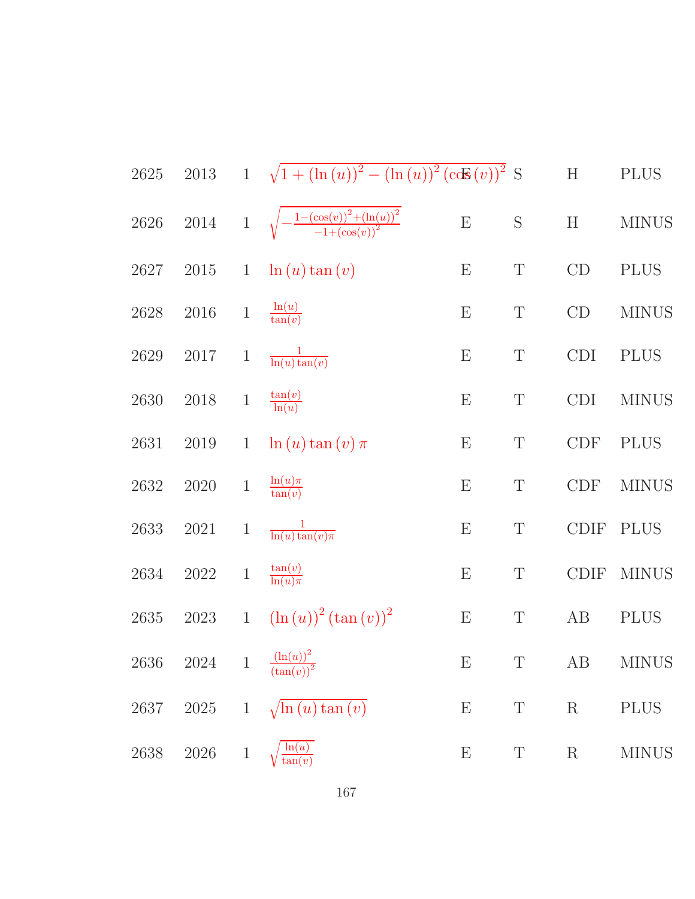| | | | | | | | |
|---|---|---|---|---|---|---|---|
| 2625 | 2013 | 1 | $\sqrt{1+(\ln(u))^2-(\ln(u))^2(\cos(v))^2}$ | E | S | H | PLUS |
| 2626 | 2014 | 1 | $\sqrt{-\frac{1-(\cos(v))^2+(\ln(u))^2}{-1+(\cos(v))^2}}$ | E | S | H | MINUS |
| 2627 | 2015 | 1 | $\ln(u)\tan(v)$ | E | T | CD | PLUS |
| 2628 | 2016 | 1 | $\frac{\ln(u)}{\tan(v)}$ | E | T | CD | MINUS |
| 2629 | 2017 | 1 | $\frac{1}{\ln(u)\tan(v)}$ | E | T | CDI | PLUS |
| 2630 | 2018 | 1 | $\frac{\tan(v)}{\ln(u)}$ | E | T | CDI | MINUS |
| 2631 | 2019 | 1 | $\ln(u)\tan(v)\pi$ | E | T | CDF | PLUS |
| 2632 | 2020 | 1 | $\frac{\ln(u)\pi}{\tan(v)}$ | E | T | CDF | MINUS |
| 2633 | 2021 | 1 | $\frac{1}{\ln(u)\tan(v)\pi}$ | E | T | CDIF | PLUS |
| 2634 | 2022 | 1 | $\frac{\tan(v)}{\ln(u)\pi}$ | E | T | CDIF | MINUS |
| 2635 | 2023 | 1 | $(\ln(u))^2(\tan(v))^2$ | E | T | AB | PLUS |
| 2636 | 2024 | 1 | $\frac{(\ln(u))^2}{(\tan(v))^2}$ | E | T | AB | MINUS |
| 2637 | 2025 | 1 | $\sqrt{\ln(u)\tan(v)}$ | E | T | R | PLUS |
| 2638 | 2026 | 1 | $\sqrt{\frac{\ln(u)}{\tan(v)}}$ | E | T | R | MINUS |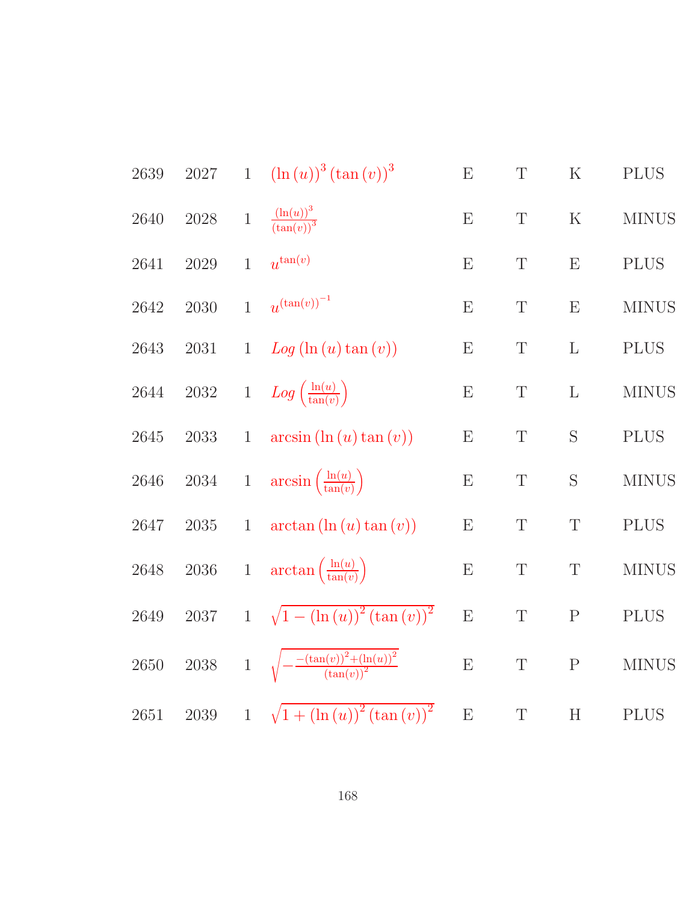| | | | | | | | |
|---|---|---|---|---|---|---|---|
| 2639 | 2027 | 1 | $(\ln(u))^3 (\tan(v))^3$ | E | T | K | PLUS |
| 2640 | 2028 | 1 | $\frac{(\ln(u))^3}{(\tan(v))^3}$ | E | T | K | MINUS |
| 2641 | 2029 | 1 | $u^{\tan(v)}$ | E | T | E | PLUS |
| 2642 | 2030 | 1 | $u^{(\tan(v))^{-1}}$ | E | T | E | MINUS |
| 2643 | 2031 | 1 | $Log(\ln(u)\tan(v))$ | E | T | L | PLUS |
| 2644 | 2032 | 1 | $Log\left(\frac{\ln(u)}{\tan(v)}\right)$ | E | T | L | MINUS |
| 2645 | 2033 | 1 | $\arcsin(\ln(u)\tan(v))$ | E | T | S | PLUS |
| 2646 | 2034 | 1 | $\arcsin\left(\frac{\ln(u)}{\tan(v)}\right)$ | E | T | S | MINUS |
| 2647 | 2035 | 1 | $\arctan(\ln(u)\tan(v))$ | E | T | T | PLUS |
| 2648 | 2036 | 1 | $\arctan\left(\frac{\ln(u)}{\tan(v)}\right)$ | E | T | T | MINUS |
| 2649 | 2037 | 1 | $\sqrt{1-(\ln(u))^2 (\tan(v))^2}$ | E | T | P | PLUS |
| 2650 | 2038 | 1 | $\sqrt{-\frac{-(\tan(v))^2+(\ln(u))^2}{(\tan(v))^2}}$ | E | T | P | MINUS |
| 2651 | 2039 | 1 | $\sqrt{1+(\ln(u))^2 (\tan(v))^2}$ | E | T | H | PLUS |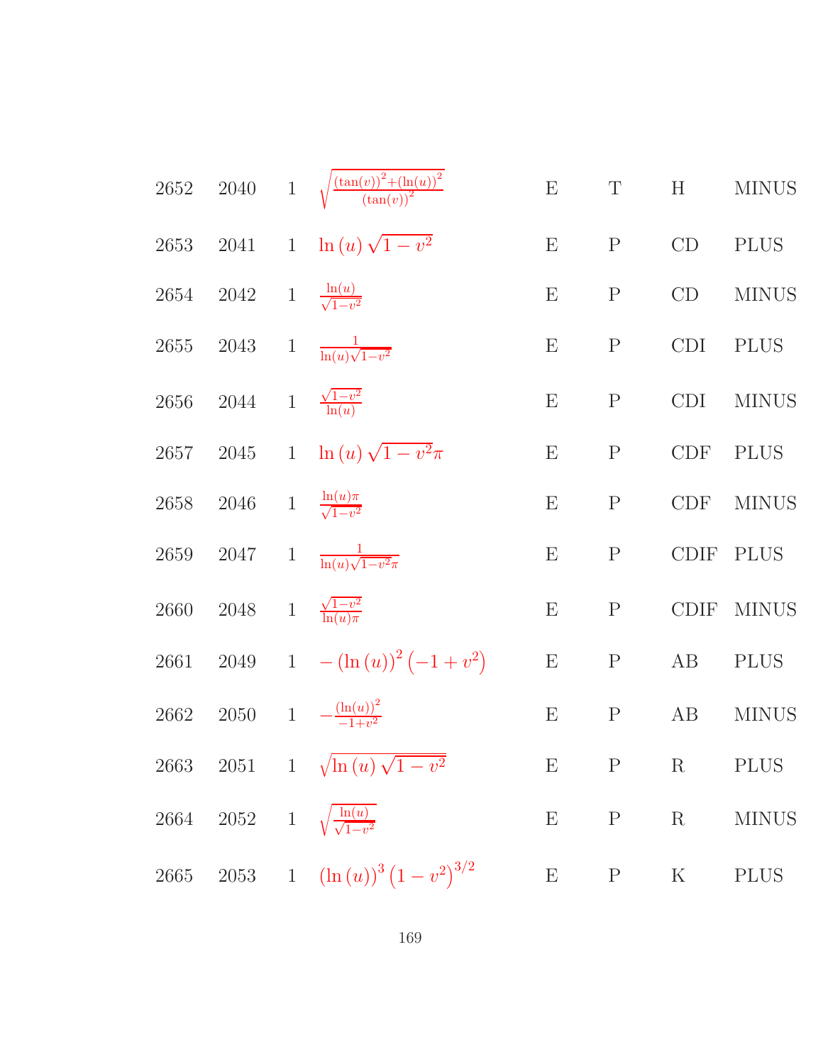| | | | | | | | |
|---|---|---|---|---|---|---|---|
| 2652 | 2040 | 1 | $\sqrt{\frac{(\tan(v))^2+(\ln(u))^2}{(\tan(v))^2}}$ | E | T | H | MINUS |
| 2653 | 2041 | 1 | $\ln(u)\sqrt{1-v^2}$ | E | P | CD | PLUS |
| 2654 | 2042 | 1 | $\frac{\ln(u)}{\sqrt{1-v^2}}$ | E | P | CD | MINUS |
| 2655 | 2043 | 1 | $\frac{1}{\ln(u)\sqrt{1-v^2}}$ | E | P | CDI | PLUS |
| 2656 | 2044 | 1 | $\frac{\sqrt{1-v^2}}{\ln(u)}$ | E | P | CDI | MINUS |
| 2657 | 2045 | 1 | $\ln(u)\sqrt{1-v^2}\pi$ | E | P | CDF | PLUS |
| 2658 | 2046 | 1 | $\frac{\ln(u)\pi}{\sqrt{1-v^2}}$ | E | P | CDF | MINUS |
| 2659 | 2047 | 1 | $\frac{1}{\ln(u)\sqrt{1-v^2}\pi}$ | E | P | CDIF | PLUS |
| 2660 | 2048 | 1 | $\frac{\sqrt{1-v^2}}{\ln(u)\pi}$ | E | P | CDIF | MINUS |
| 2661 | 2049 | 1 | $-(\ln(u))^2(-1+v^2)$ | E | P | AB | PLUS |
| 2662 | 2050 | 1 | $-\frac{(\ln(u))^2}{-1+v^2}$ | E | P | AB | MINUS |
| 2663 | 2051 | 1 | $\sqrt{\ln(u)\sqrt{1-v^2}}$ | E | P | R | PLUS |
| 2664 | 2052 | 1 | $\sqrt{\frac{\ln(u)}{\sqrt{1-v^2}}}$ | E | P | R | MINUS |
| 2665 | 2053 | 1 | $(\ln(u))^3(1-v^2)^{3/2}$ | E | P | K | PLUS |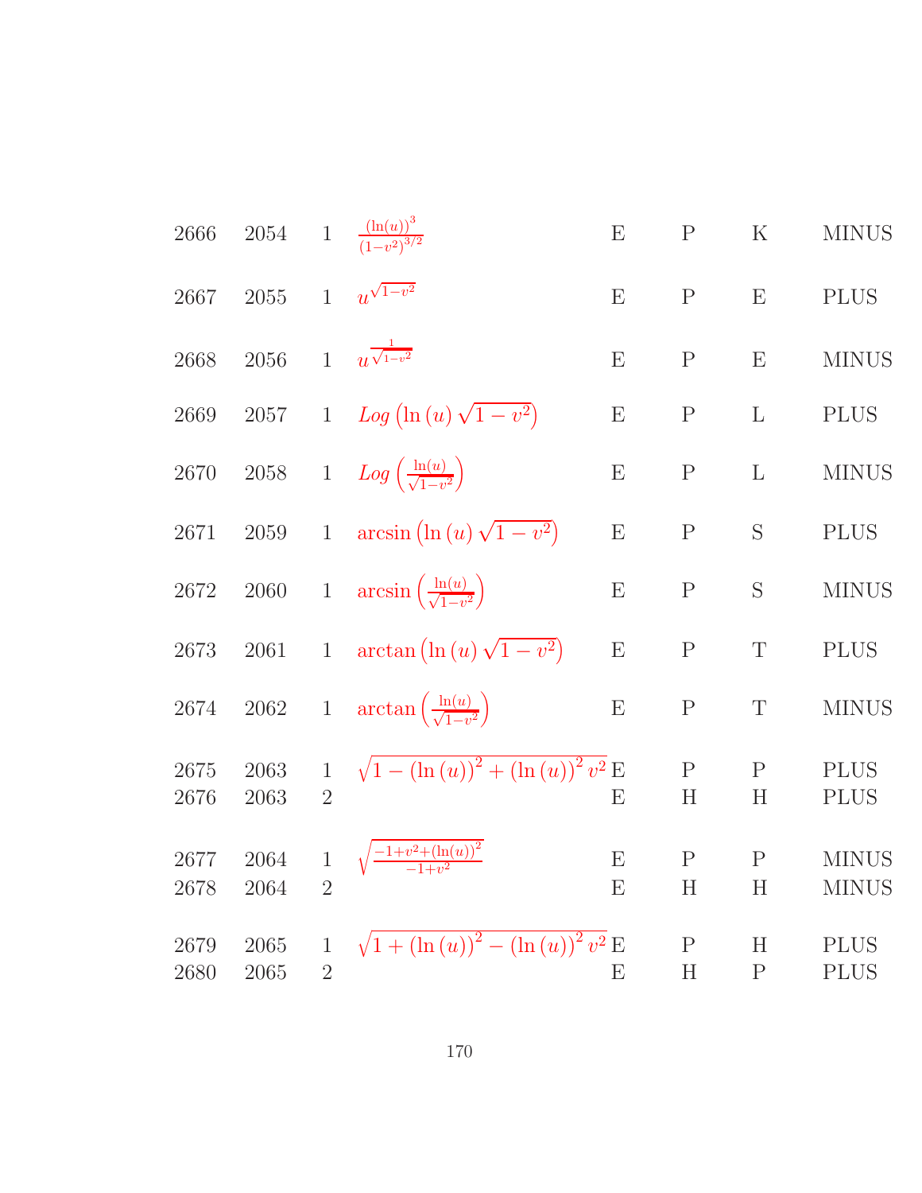| | | | | | | | |
|---|---|---|---|---|---|---|---|
| 2666 | 2054 | 1 | $\frac{(\ln(u))^3}{(1-v^2)^{3/2}}$ | E | P | K | MINUS |
| 2667 | 2055 | 1 | $u^{\sqrt{1-v^2}}$ | E | P | E | PLUS |
| 2668 | 2056 | 1 | $u^{\frac{1}{\sqrt{1-v^2}}}$ | E | P | E | MINUS |
| 2669 | 2057 | 1 | $Log\left(\ln(u)\sqrt{1-v^2}\right)$ | E | P | L | PLUS |
| 2670 | 2058 | 1 | $Log\left(\frac{\ln(u)}{\sqrt{1-v^2}}\right)$ | E | P | L | MINUS |
| 2671 | 2059 | 1 | $\arcsin\left(\ln(u)\sqrt{1-v^2}\right)$ | E | P | S | PLUS |
| 2672 | 2060 | 1 | $\arcsin\left(\frac{\ln(u)}{\sqrt{1-v^2}}\right)$ | E | P | S | MINUS |
| 2673 | 2061 | 1 | $\arctan\left(\ln(u)\sqrt{1-v^2}\right)$ | E | P | T | PLUS |
| 2674 | 2062 | 1 | $\arctan\left(\frac{\ln(u)}{\sqrt{1-v^2}}\right)$ | E | P | T | MINUS |
| 2675 | 2063 | 1 | $\sqrt{1-(\ln(u))^2+(\ln(u))^2 v^2}$ | E | P | P | PLUS |
| 2676 | 2063 | 2 | | E | H | H | PLUS |
| 2677 | 2064 | 1 | $\sqrt{\frac{-1+v^2+(\ln(u))^2}{-1+v^2}}$ | E | P | P | MINUS |
| 2678 | 2064 | 2 | | E | H | H | MINUS |
| 2679 | 2065 | 1 | $\sqrt{1+(\ln(u))^2-(\ln(u))^2 v^2}$ | E | P | H | PLUS |
| 2680 | 2065 | 2 | | E | H | P | PLUS |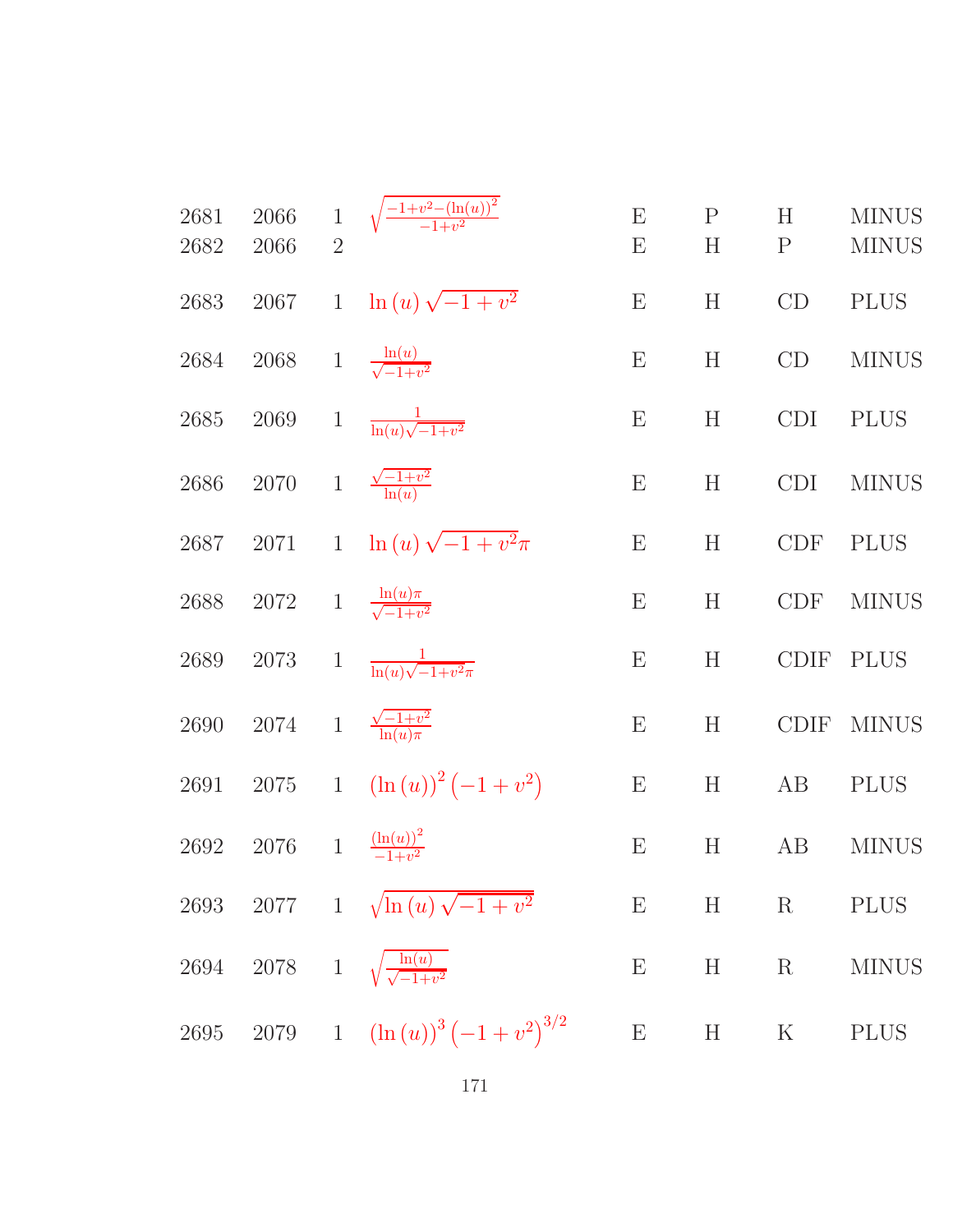| | | | | | | | |
|---|---|---|---|---|---|---|---|
| 2681 | 2066 | 1 | $\sqrt{\frac{-1+v^2-(\ln(u))^2}{-1+v^2}}$ | E | P | H | MINUS |
| 2682 | 2066 | 2 | | E | H | P | MINUS |
| 2683 | 2067 | 1 | $\ln(u)\sqrt{-1+v^2}$ | E | H | CD | PLUS |
| 2684 | 2068 | 1 | $\frac{\ln(u)}{\sqrt{-1+v^2}}$ | E | H | CD | MINUS |
| 2685 | 2069 | 1 | $\frac{1}{\ln(u)\sqrt{-1+v^2}}$ | E | H | CDI | PLUS |
| 2686 | 2070 | 1 | $\frac{\sqrt{-1+v^2}}{\ln(u)}$ | E | H | CDI | MINUS |
| 2687 | 2071 | 1 | $\ln(u)\sqrt{-1+v^2}\pi$ | E | H | CDF | PLUS |
| 2688 | 2072 | 1 | $\frac{\ln(u)\pi}{\sqrt{-1+v^2}}$ | E | H | CDF | MINUS |
| 2689 | 2073 | 1 | $\frac{1}{\ln(u)\sqrt{-1+v^2}\pi}$ | E | H | CDIF | PLUS |
| 2690 | 2074 | 1 | $\frac{\sqrt{-1+v^2}}{\ln(u)\pi}$ | E | H | CDIF | MINUS |
| 2691 | 2075 | 1 | $(\ln(u))^2\left(-1+v^2\right)$ | E | H | AB | PLUS |
| 2692 | 2076 | 1 | $\frac{(\ln(u))^2}{-1+v^2}$ | E | H | AB | MINUS |
| 2693 | 2077 | 1 | $\sqrt{\ln(u)\sqrt{-1+v^2}}$ | E | H | R | PLUS |
| 2694 | 2078 | 1 | $\sqrt{\frac{\ln(u)}{\sqrt{-1+v^2}}}$ | E | H | R | MINUS |
| 2695 | 2079 | 1 | $(\ln(u))^3\left(-1+v^2\right)^{3/2}$ | E | H | K | PLUS |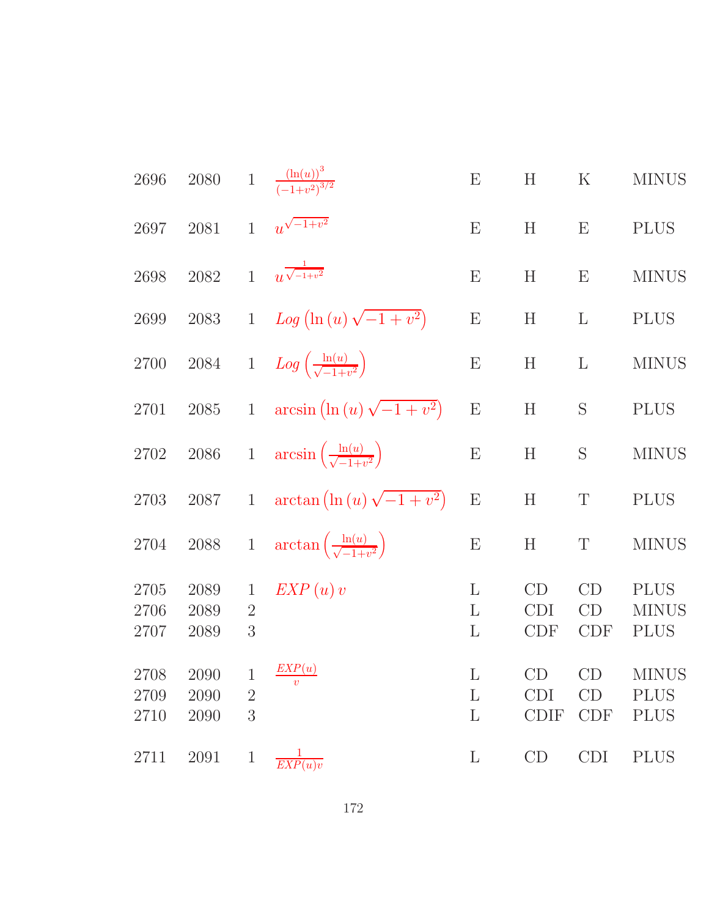| | | | | | | | |
|---|---|---|---|---|---|---|---|
| 2696 | 2080 | 1 | $\frac{(\ln(u))^3}{(-1+v^2)^{3/2}}$ | E | H | K | MINUS |
| 2697 | 2081 | 1 | $u^{\sqrt{-1+v^2}}$ | E | H | E | PLUS |
| 2698 | 2082 | 1 | $u^{\frac{1}{\sqrt{-1+v^2}}}$ | E | H | E | MINUS |
| 2699 | 2083 | 1 | $Log\left(\ln(u)\sqrt{-1+v^2}\right)$ | E | H | L | PLUS |
| 2700 | 2084 | 1 | $Log\left(\frac{\ln(u)}{\sqrt{-1+v^2}}\right)$ | E | H | L | MINUS |
| 2701 | 2085 | 1 | $\arcsin\left(\ln(u)\sqrt{-1+v^2}\right)$ | E | H | S | PLUS |
| 2702 | 2086 | 1 | $\arcsin\left(\frac{\ln(u)}{\sqrt{-1+v^2}}\right)$ | E | H | S | MINUS |
| 2703 | 2087 | 1 | $\arctan\left(\ln(u)\sqrt{-1+v^2}\right)$ | E | H | T | PLUS |
| 2704 | 2088 | 1 | $\arctan\left(\frac{\ln(u)}{\sqrt{-1+v^2}}\right)$ | E | H | T | MINUS |
| 2705 | 2089 | 1 | $EXP(u)\,v$ | L | CD | CD | PLUS |
| 2706 | 2089 | 2 | | L | CDI | CD | MINUS |
| 2707 | 2089 | 3 | | L | CDF | CDF | PLUS |
| 2708 | 2090 | 1 | $\frac{EXP(u)}{v}$ | L | CD | CD | MINUS |
| 2709 | 2090 | 2 | | L | CDI | CD | PLUS |
| 2710 | 2090 | 3 | | L | CDIF | CDF | PLUS |
| 2711 | 2091 | 1 | $\frac{1}{EXP(u)v}$ | L | CD | CDI | PLUS |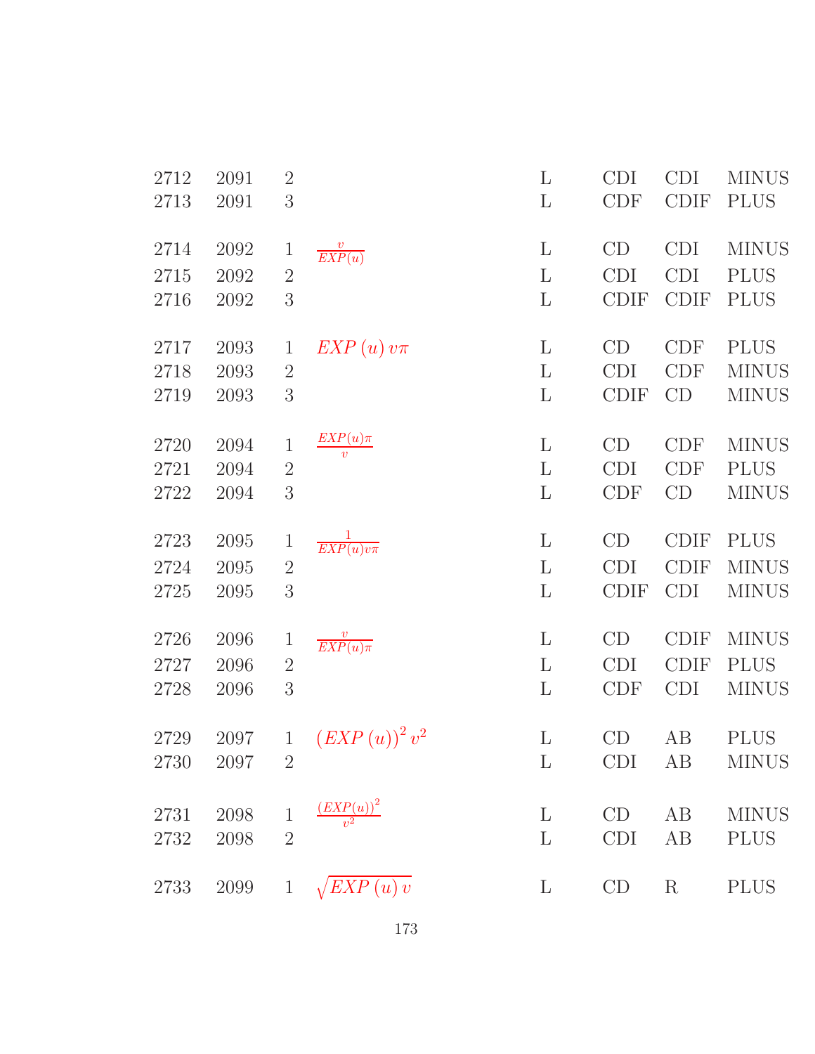| | | | | | | | |
|---|---|---|---|---|---|---|---|
| 2712 | 2091 | 2 | | L | CDI | CDI | MINUS |
| 2713 | 2091 | 3 | | L | CDF | CDIF | PLUS |
| 2714 | 2092 | 1 | $\frac{v}{EXP(u)}$ | L | CD | CDI | MINUS |
| 2715 | 2092 | 2 | | L | CDI | CDI | PLUS |
| 2716 | 2092 | 3 | | L | CDIF | CDIF | PLUS |
| 2717 | 2093 | 1 | $EXP\left(u\right)v\pi$ | L | CD | CDF | PLUS |
| 2718 | 2093 | 2 | | L | CDI | CDF | MINUS |
| 2719 | 2093 | 3 | | L | CDIF | CD | MINUS |
| 2720 | 2094 | 1 | $\frac{EXP(u)\pi}{v}$ | L | CD | CDF | MINUS |
| 2721 | 2094 | 2 | | L | CDI | CDF | PLUS |
| 2722 | 2094 | 3 | | L | CDF | CD | MINUS |
| 2723 | 2095 | 1 | $\frac{1}{EXP(u)v\pi}$ | L | CD | CDIF | PLUS |
| 2724 | 2095 | 2 | | L | CDI | CDIF | MINUS |
| 2725 | 2095 | 3 | | L | CDIF | CDI | MINUS |
| 2726 | 2096 | 1 | $\frac{v}{EXP(u)\pi}$ | L | CD | CDIF | MINUS |
| 2727 | 2096 | 2 | | L | CDI | CDIF | PLUS |
| 2728 | 2096 | 3 | | L | CDF | CDI | MINUS |
| 2729 | 2097 | 1 | $\left(EXP\left(u\right)\right)^{2}v^{2}$ | L | CD | AB | PLUS |
| 2730 | 2097 | 2 | | L | CDI | AB | MINUS |
| 2731 | 2098 | 1 | $\frac{\left(EXP(u)\right)^{2}}{v^{2}}$ | L | CD | AB | MINUS |
| 2732 | 2098 | 2 | | L | CDI | AB | PLUS |
| 2733 | 2099 | 1 | $\sqrt{EXP\left(u\right)v}$ | L | CD | R | PLUS |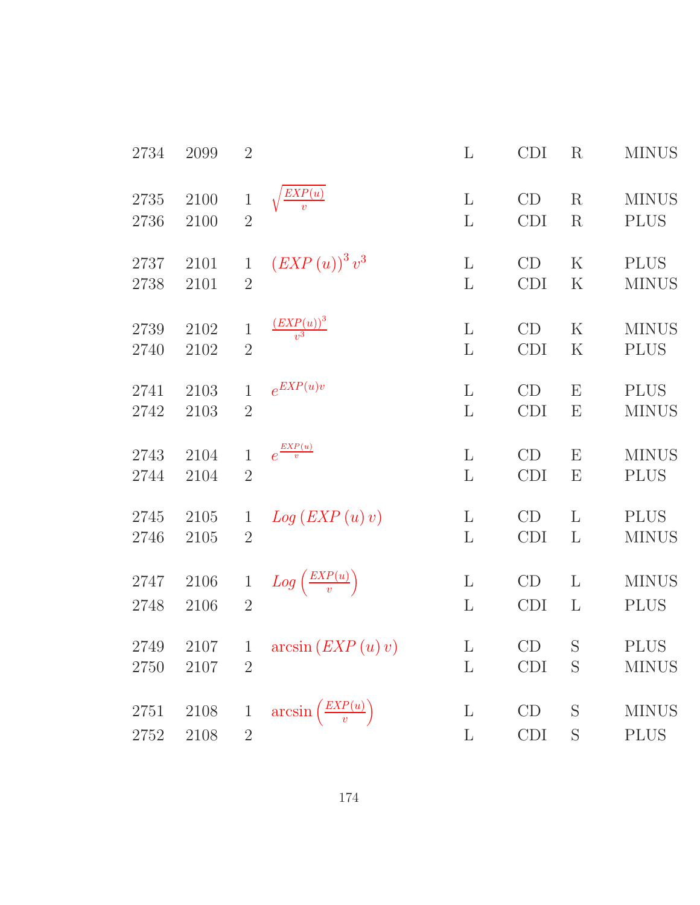| | | | | | | | |
|---|---|---|---|---|---|---|---|
| 2734 | 2099 | 2 | | L | CDI | R | MINUS |
| 2735 | 2100 | 1 | $\sqrt{\frac{EXP(u)}{v}}$ | L | CD | R | MINUS |
| 2736 | 2100 | 2 | | L | CDI | R | PLUS |
| 2737 | 2101 | 1 | $(EXP\,(u))^3\,v^3$ | L | CD | K | PLUS |
| 2738 | 2101 | 2 | | L | CDI | K | MINUS |
| 2739 | 2102 | 1 | $\frac{(EXP(u))^3}{v^3}$ | L | CD | K | MINUS |
| 2740 | 2102 | 2 | | L | CDI | K | PLUS |
| 2741 | 2103 | 1 | $e^{EXP(u)v}$ | L | CD | E | PLUS |
| 2742 | 2103 | 2 | | L | CDI | E | MINUS |
| 2743 | 2104 | 1 | $e^{\frac{EXP(u)}{v}}$ | L | CD | E | MINUS |
| 2744 | 2104 | 2 | | L | CDI | E | PLUS |
| 2745 | 2105 | 1 | $Log\,(EXP\,(u)\,v)$ | L | CD | L | PLUS |
| 2746 | 2105 | 2 | | L | CDI | L | MINUS |
| 2747 | 2106 | 1 | $Log\left(\frac{EXP(u)}{v}\right)$ | L | CD | L | MINUS |
| 2748 | 2106 | 2 | | L | CDI | L | PLUS |
| 2749 | 2107 | 1 | $\arcsin\,(EXP\,(u)\,v)$ | L | CD | S | PLUS |
| 2750 | 2107 | 2 | | L | CDI | S | MINUS |
| 2751 | 2108 | 1 | $\arcsin\left(\frac{EXP(u)}{v}\right)$ | L | CD | S | MINUS |
| 2752 | 2108 | 2 | | L | CDI | S | PLUS |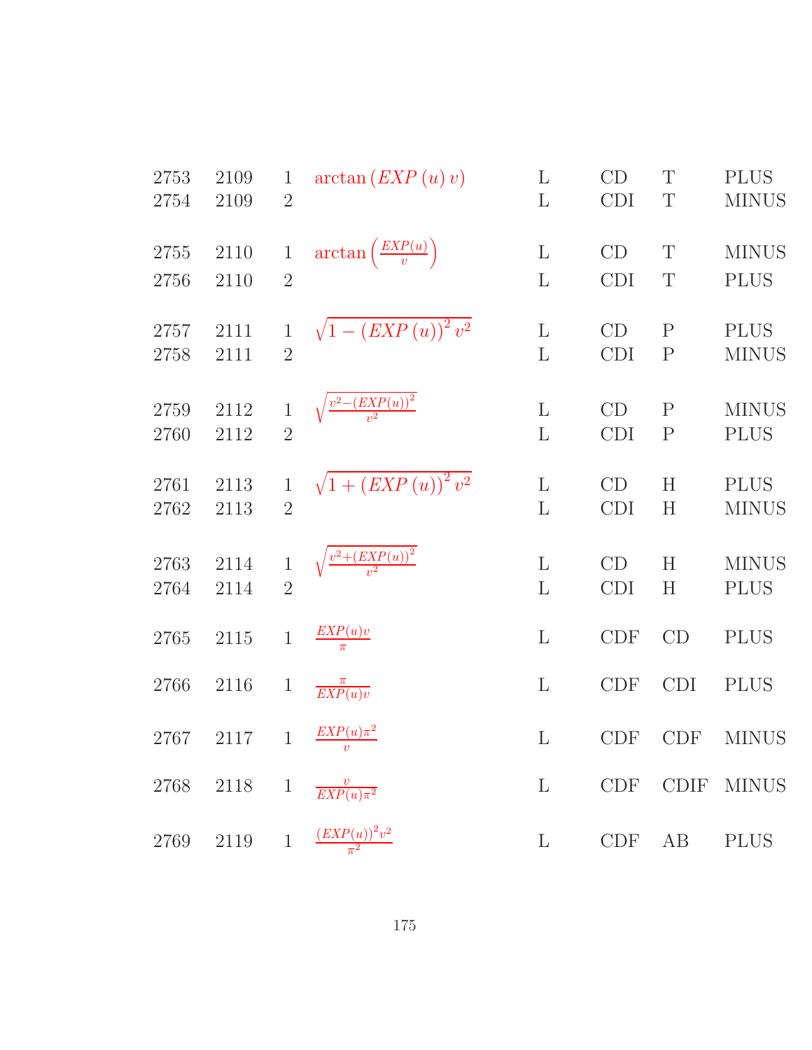| | | | | | | | |
|---|---|---|---|---|---|---|---|
| 2753 | 2109 | 1 | $\arctan\left(EXP\left(u\right)v\right)$ | L | CD | T | PLUS |
| 2754 | 2109 | 2 | | L | CDI | T | MINUS |
| 2755 | 2110 | 1 | $\arctan\left(\frac{EXP(u)}{v}\right)$ | L | CD | T | MINUS |
| 2756 | 2110 | 2 | | L | CDI | T | PLUS |
| 2757 | 2111 | 1 | $\sqrt{1-\left(EXP\left(u\right)\right)^{2}v^{2}}$ | L | CD | P | PLUS |
| 2758 | 2111 | 2 | | L | CDI | P | MINUS |
| 2759 | 2112 | 1 | $\sqrt{\frac{v^{2}-\left(EXP(u)\right)^{2}}{v^{2}}}$ | L | CD | P | MINUS |
| 2760 | 2112 | 2 | | L | CDI | P | PLUS |
| 2761 | 2113 | 1 | $\sqrt{1+\left(EXP\left(u\right)\right)^{2}v^{2}}$ | L | CD | H | PLUS |
| 2762 | 2113 | 2 | | L | CDI | H | MINUS |
| 2763 | 2114 | 1 | $\sqrt{\frac{v^{2}+\left(EXP(u)\right)^{2}}{v^{2}}}$ | L | CD | H | MINUS |
| 2764 | 2114 | 2 | | L | CDI | H | PLUS |
| 2765 | 2115 | 1 | $\frac{EXP(u)v}{\pi}$ | L | CDF | CD | PLUS |
| 2766 | 2116 | 1 | $\frac{\pi}{EXP(u)v}$ | L | CDF | CDI | PLUS |
| 2767 | 2117 | 1 | $\frac{EXP(u)\pi^{2}}{v}$ | L | CDF | CDF | MINUS |
| 2768 | 2118 | 1 | $\frac{v}{EXP(u)\pi^{2}}$ | L | CDF | CDIF | MINUS |
| 2769 | 2119 | 1 | $\frac{\left(EXP(u)\right)^{2}v^{2}}{\pi^{2}}$ | L | CDF | AB | PLUS |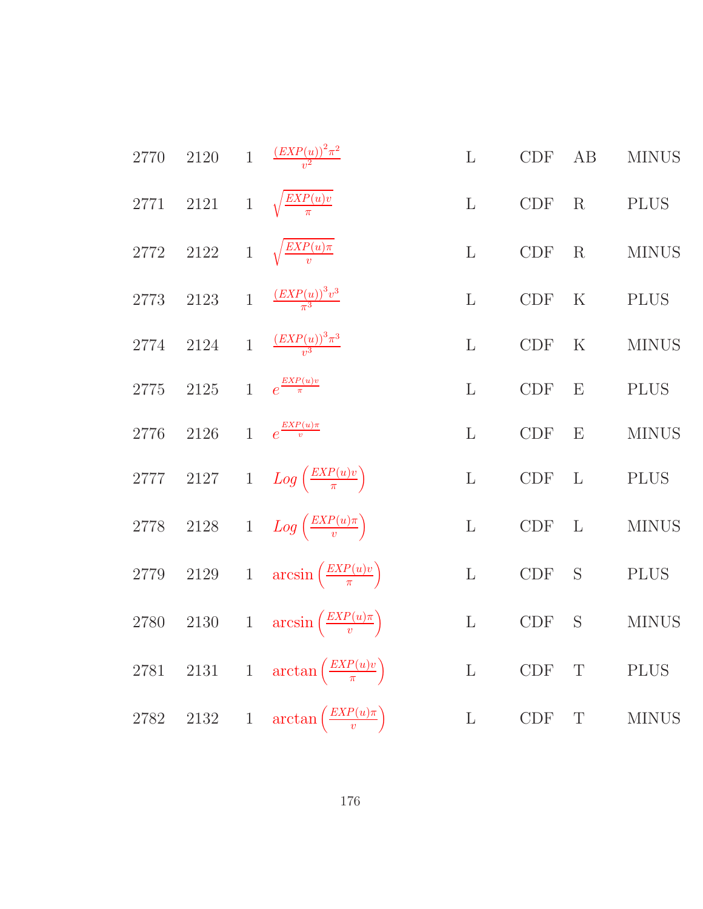| | | | | | | | |
|---|---|---|---|---|---|---|---|
| 2770 | 2120 | 1 | $\frac{(EXP(u))^2 \pi^2}{v^2}$ | L | CDF | AB | MINUS |
| 2771 | 2121 | 1 | $\sqrt{\frac{EXP(u)v}{\pi}}$ | L | CDF | R | PLUS |
| 2772 | 2122 | 1 | $\sqrt{\frac{EXP(u)\pi}{v}}$ | L | CDF | R | MINUS |
| 2773 | 2123 | 1 | $\frac{(EXP(u))^3 v^3}{\pi^3}$ | L | CDF | K | PLUS |
| 2774 | 2124 | 1 | $\frac{(EXP(u))^3 \pi^3}{v^3}$ | L | CDF | K | MINUS |
| 2775 | 2125 | 1 | $e^{\frac{EXP(u)v}{\pi}}$ | L | CDF | E | PLUS |
| 2776 | 2126 | 1 | $e^{\frac{EXP(u)\pi}{v}}$ | L | CDF | E | MINUS |
| 2777 | 2127 | 1 | $Log\left(\frac{EXP(u)v}{\pi}\right)$ | L | CDF | L | PLUS |
| 2778 | 2128 | 1 | $Log\left(\frac{EXP(u)\pi}{v}\right)$ | L | CDF | L | MINUS |
| 2779 | 2129 | 1 | $\arcsin\left(\frac{EXP(u)v}{\pi}\right)$ | L | CDF | S | PLUS |
| 2780 | 2130 | 1 | $\arcsin\left(\frac{EXP(u)\pi}{v}\right)$ | L | CDF | S | MINUS |
| 2781 | 2131 | 1 | $\arctan\left(\frac{EXP(u)v}{\pi}\right)$ | L | CDF | T | PLUS |
| 2782 | 2132 | 1 | $\arctan\left(\frac{EXP(u)\pi}{v}\right)$ | L | CDF | T | MINUS |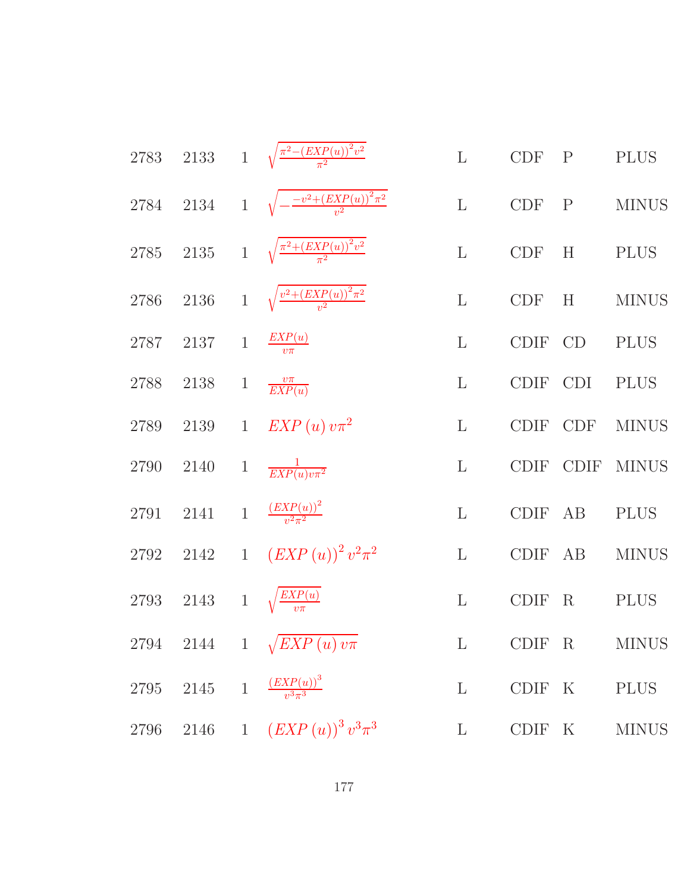| | | | | | | | |
|---|---|---|---|---|---|---|---|
| 2783 | 2133 | 1 | $\sqrt{\frac{\pi^2-(EXP(u))^2v^2}{\pi^2}}$ | L | CDF | P | PLUS |
| 2784 | 2134 | 1 | $\sqrt{-\frac{-v^2+(EXP(u))^2\pi^2}{v^2}}$ | L | CDF | P | MINUS |
| 2785 | 2135 | 1 | $\sqrt{\frac{\pi^2+(EXP(u))^2v^2}{\pi^2}}$ | L | CDF | H | PLUS |
| 2786 | 2136 | 1 | $\sqrt{\frac{v^2+(EXP(u))^2\pi^2}{v^2}}$ | L | CDF | H | MINUS |
| 2787 | 2137 | 1 | $\frac{EXP(u)}{v\pi}$ | L | CDIF | CD | PLUS |
| 2788 | 2138 | 1 | $\frac{v\pi}{EXP(u)}$ | L | CDIF | CDI | PLUS |
| 2789 | 2139 | 1 | $EXP\left(u\right)v\pi^2$ | L | CDIF | CDF | MINUS |
| 2790 | 2140 | 1 | $\frac{1}{EXP(u)v\pi^2}$ | L | CDIF | CDIF | MINUS |
| 2791 | 2141 | 1 | $\frac{(EXP(u))^2}{v^2\pi^2}$ | L | CDIF | AB | PLUS |
| 2792 | 2142 | 1 | $\left(EXP\left(u\right)\right)^2v^2\pi^2$ | L | CDIF | AB | MINUS |
| 2793 | 2143 | 1 | $\sqrt{\frac{EXP(u)}{v\pi}}$ | L | CDIF | R | PLUS |
| 2794 | 2144 | 1 | $\sqrt{EXP\left(u\right)v\pi}$ | L | CDIF | R | MINUS |
| 2795 | 2145 | 1 | $\frac{(EXP(u))^3}{v^3\pi^3}$ | L | CDIF | K | PLUS |
| 2796 | 2146 | 1 | $\left(EXP\left(u\right)\right)^3v^3\pi^3$ | L | CDIF | K | MINUS |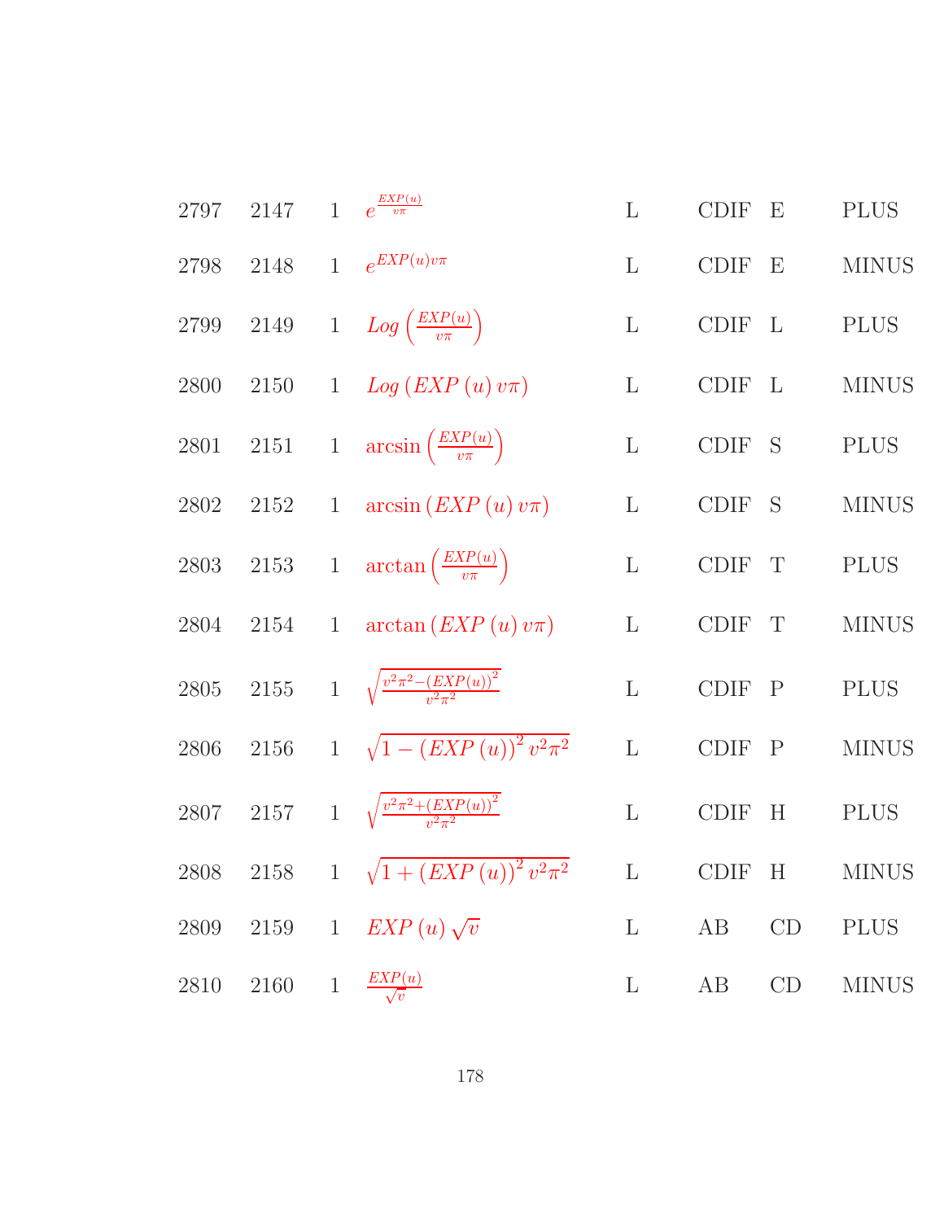| | | | | | | | |
|---|---|---|---|---|---|---|---|
| 2797 | 2147 | 1 | $e^{\frac{EXP(u)}{v\pi}}$ | L | CDIF | E | PLUS |
| 2798 | 2148 | 1 | $e^{EXP(u)v\pi}$ | L | CDIF | E | MINUS |
| 2799 | 2149 | 1 | $Log\left(\frac{EXP(u)}{v\pi}\right)$ | L | CDIF | L | PLUS |
| 2800 | 2150 | 1 | $Log\left(EXP\left(u\right)v\pi\right)$ | L | CDIF | L | MINUS |
| 2801 | 2151 | 1 | $\arcsin\left(\frac{EXP(u)}{v\pi}\right)$ | L | CDIF | S | PLUS |
| 2802 | 2152 | 1 | $\arcsin\left(EXP\left(u\right)v\pi\right)$ | L | CDIF | S | MINUS |
| 2803 | 2153 | 1 | $\arctan\left(\frac{EXP(u)}{v\pi}\right)$ | L | CDIF | T | PLUS |
| 2804 | 2154 | 1 | $\arctan\left(EXP\left(u\right)v\pi\right)$ | L | CDIF | T | MINUS |
| 2805 | 2155 | 1 | $\sqrt{\frac{v^2\pi^2-\left(EXP(u)\right)^2}{v^2\pi^2}}$ | L | CDIF | P | PLUS |
| 2806 | 2156 | 1 | $\sqrt{1-\left(EXP\left(u\right)\right)^2v^2\pi^2}$ | L | CDIF | P | MINUS |
| 2807 | 2157 | 1 | $\sqrt{\frac{v^2\pi^2+\left(EXP(u)\right)^2}{v^2\pi^2}}$ | L | CDIF | H | PLUS |
| 2808 | 2158 | 1 | $\sqrt{1+\left(EXP\left(u\right)\right)^2v^2\pi^2}$ | L | CDIF | H | MINUS |
| 2809 | 2159 | 1 | $EXP\left(u\right)\sqrt{v}$ | L | AB | CD | PLUS |
| 2810 | 2160 | 1 | $\frac{EXP(u)}{\sqrt{v}}$ | L | AB | CD | MINUS |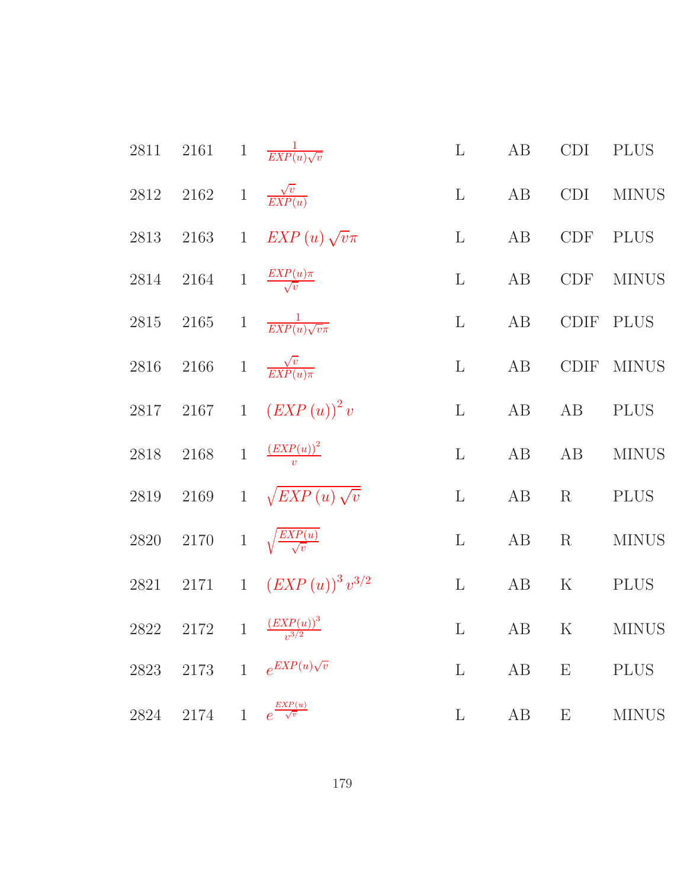| | | | | | | | |
|---|---|---|---|---|---|---|---|
| 2811 | 2161 | 1 | $\frac{1}{EXP(u)\sqrt{v}}$ | L | AB | CDI | PLUS |
| 2812 | 2162 | 1 | $\frac{\sqrt{v}}{EXP(u)}$ | L | AB | CDI | MINUS |
| 2813 | 2163 | 1 | $EXP\,(u)\,\sqrt{v}\pi$ | L | AB | CDF | PLUS |
| 2814 | 2164 | 1 | $\frac{EXP(u)\pi}{\sqrt{v}}$ | L | AB | CDF | MINUS |
| 2815 | 2165 | 1 | $\frac{1}{EXP(u)\sqrt{v}\pi}$ | L | AB | CDIF | PLUS |
| 2816 | 2166 | 1 | $\frac{\sqrt{v}}{EXP(u)\pi}$ | L | AB | CDIF | MINUS |
| 2817 | 2167 | 1 | $(EXP\,(u))^2\,v$ | L | AB | AB | PLUS |
| 2818 | 2168 | 1 | $\frac{(EXP(u))^2}{v}$ | L | AB | AB | MINUS |
| 2819 | 2169 | 1 | $\sqrt{EXP\,(u)\,\sqrt{v}}$ | L | AB | R | PLUS |
| 2820 | 2170 | 1 | $\sqrt{\frac{EXP(u)}{\sqrt{v}}}$ | L | AB | R | MINUS |
| 2821 | 2171 | 1 | $(EXP\,(u))^3\,v^{3/2}$ | L | AB | K | PLUS |
| 2822 | 2172 | 1 | $\frac{(EXP(u))^3}{v^{3/2}}$ | L | AB | K | MINUS |
| 2823 | 2173 | 1 | $e^{EXP(u)\sqrt{v}}$ | L | AB | E | PLUS |
| 2824 | 2174 | 1 | $e^{\frac{EXP(u)}{\sqrt{v}}}$ | L | AB | E | MINUS |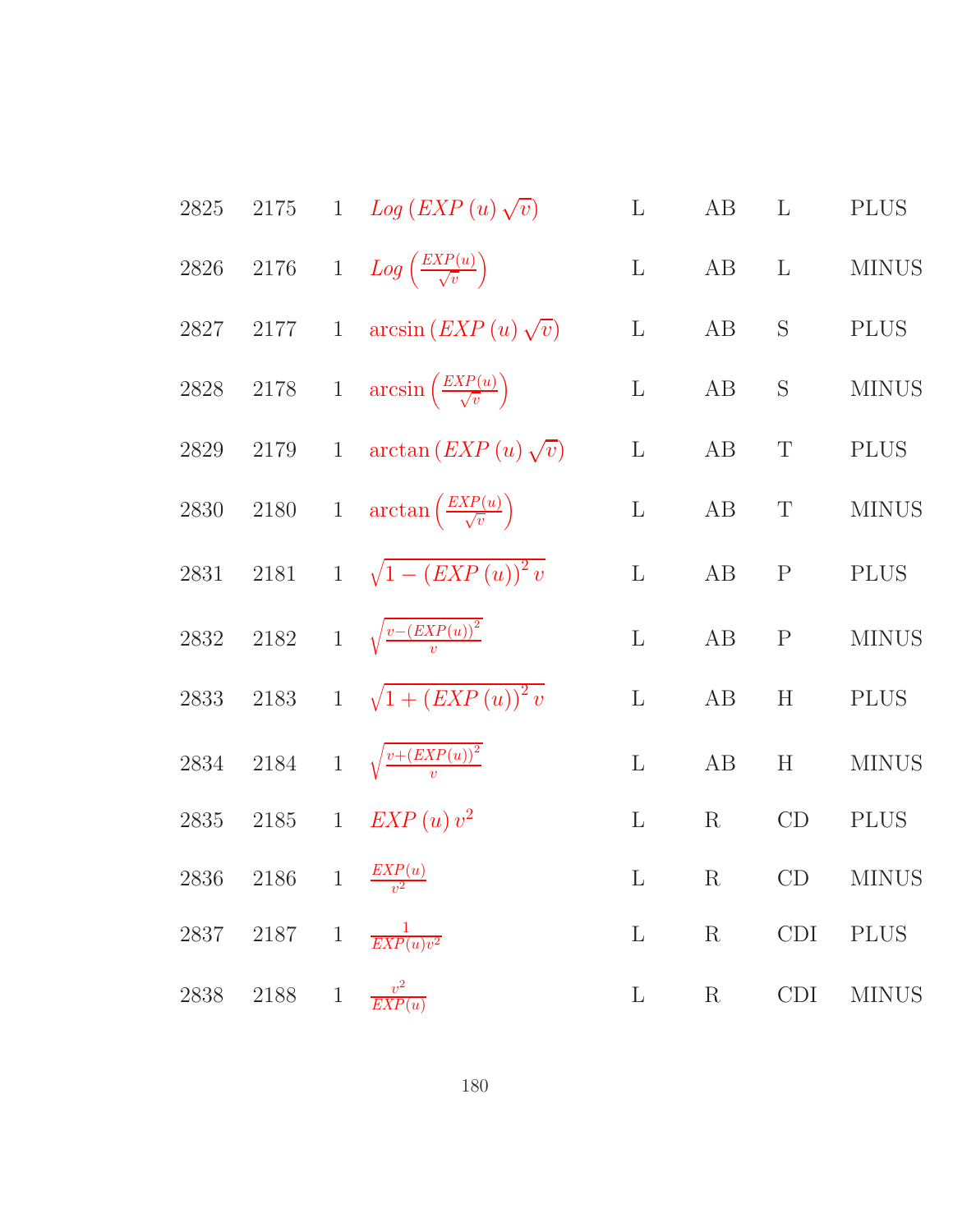| | | | | | | | |
|---|---|---|---|---|---|---|---|
| 2825 | 2175 | 1 | $Log\left(EXP\left(u\right)\sqrt{v}\right)$ | L | AB | L | PLUS |
| 2826 | 2176 | 1 | $Log\left(\frac{EXP(u)}{\sqrt{v}}\right)$ | L | AB | L | MINUS |
| 2827 | 2177 | 1 | $\arcsin\left(EXP\left(u\right)\sqrt{v}\right)$ | L | AB | S | PLUS |
| 2828 | 2178 | 1 | $\arcsin\left(\frac{EXP(u)}{\sqrt{v}}\right)$ | L | AB | S | MINUS |
| 2829 | 2179 | 1 | $\arctan\left(EXP\left(u\right)\sqrt{v}\right)$ | L | AB | T | PLUS |
| 2830 | 2180 | 1 | $\arctan\left(\frac{EXP(u)}{\sqrt{v}}\right)$ | L | AB | T | MINUS |
| 2831 | 2181 | 1 | $\sqrt{1-\left(EXP\left(u\right)\right)^{2}v}$ | L | AB | P | PLUS |
| 2832 | 2182 | 1 | $\sqrt{\frac{v-\left(EXP(u)\right)^{2}}{v}}$ | L | AB | P | MINUS |
| 2833 | 2183 | 1 | $\sqrt{1+\left(EXP\left(u\right)\right)^{2}v}$ | L | AB | H | PLUS |
| 2834 | 2184 | 1 | $\sqrt{\frac{v+\left(EXP(u)\right)^{2}}{v}}$ | L | AB | H | MINUS |
| 2835 | 2185 | 1 | $EXP\left(u\right)v^{2}$ | L | R | CD | PLUS |
| 2836 | 2186 | 1 | $\frac{EXP(u)}{v^{2}}$ | L | R | CD | MINUS |
| 2837 | 2187 | 1 | $\frac{1}{EXP(u)v^{2}}$ | L | R | CDI | PLUS |
| 2838 | 2188 | 1 | $\frac{v^{2}}{EXP(u)}$ | L | R | CDI | MINUS |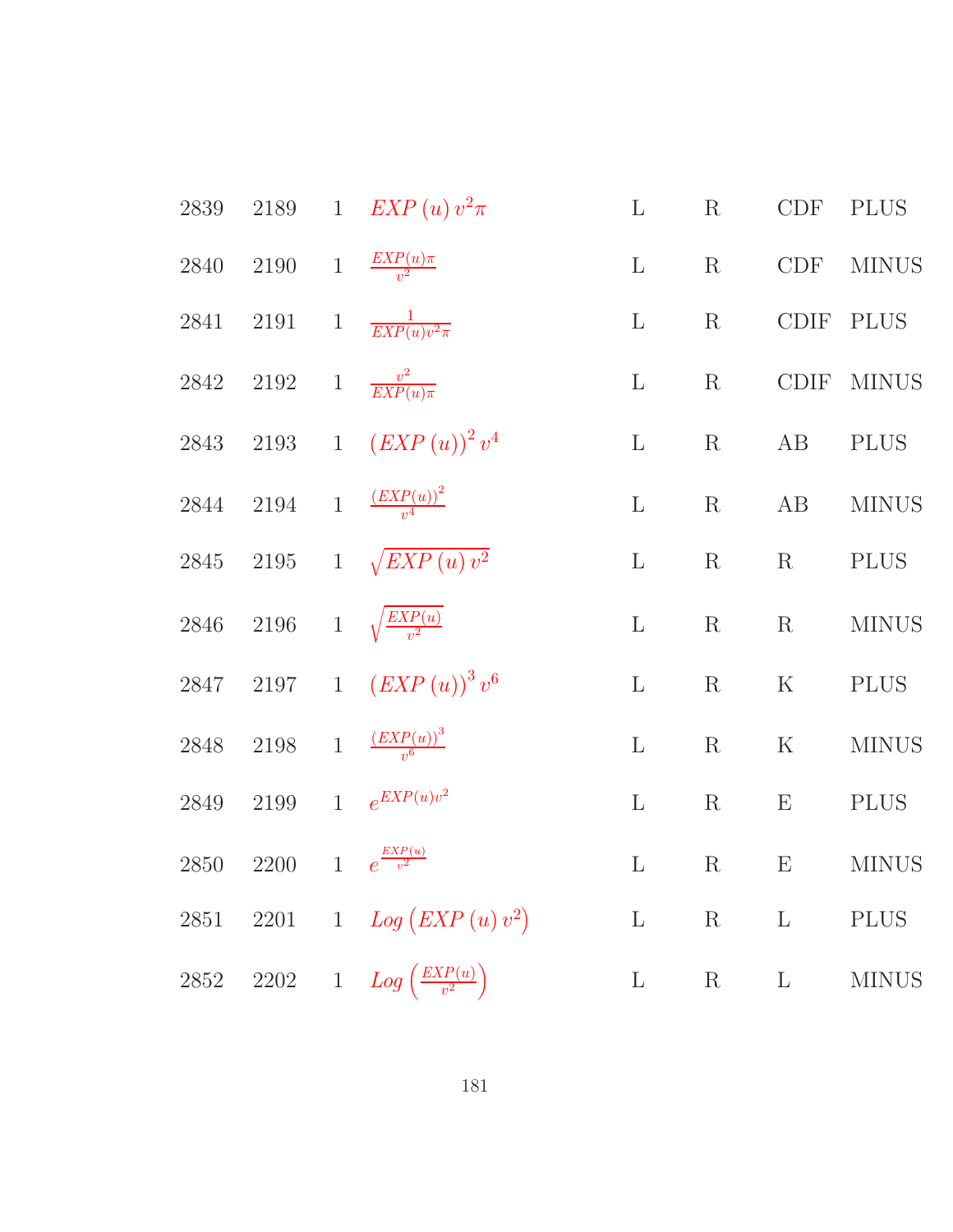| | | | | | | | |
|---|---|---|---|---|---|---|---|
| 2839 | 2189 | 1 | $EXP\,(u)\,v^2\pi$ | L | R | CDF | PLUS |
| 2840 | 2190 | 1 | $\frac{EXP(u)\pi}{v^2}$ | L | R | CDF | MINUS |
| 2841 | 2191 | 1 | $\frac{1}{EXP(u)v^2\pi}$ | L | R | CDIF | PLUS |
| 2842 | 2192 | 1 | $\frac{v^2}{EXP(u)\pi}$ | L | R | CDIF | MINUS |
| 2843 | 2193 | 1 | $(EXP\,(u))^2\,v^4$ | L | R | AB | PLUS |
| 2844 | 2194 | 1 | $\frac{(EXP(u))^2}{v^4}$ | L | R | AB | MINUS |
| 2845 | 2195 | 1 | $\sqrt{EXP\,(u)\,v^2}$ | L | R | R | PLUS |
| 2846 | 2196 | 1 | $\sqrt{\frac{EXP(u)}{v^2}}$ | L | R | R | MINUS |
| 2847 | 2197 | 1 | $(EXP\,(u))^3\,v^6$ | L | R | K | PLUS |
| 2848 | 2198 | 1 | $\frac{(EXP(u))^3}{v^6}$ | L | R | K | MINUS |
| 2849 | 2199 | 1 | $e^{EXP(u)v^2}$ | L | R | E | PLUS |
| 2850 | 2200 | 1 | $e^{\frac{EXP(u)}{v^2}}$ | L | R | E | MINUS |
| 2851 | 2201 | 1 | $Log\left(EXP\,(u)\,v^2\right)$ | L | R | L | PLUS |
| 2852 | 2202 | 1 | $Log\left(\frac{EXP(u)}{v^2}\right)$ | L | R | L | MINUS |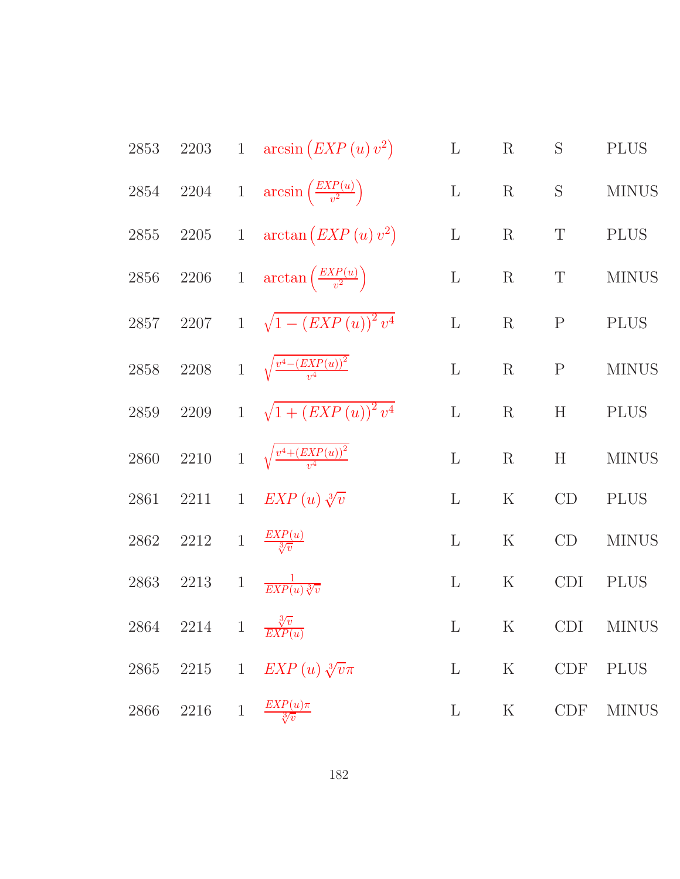| | | | | | | | |
|---|---|---|---|---|---|---|---|
| 2853 | 2203 | 1 | $\arcsin\left(EXP\left(u\right)v^2\right)$ | L | R | S | PLUS |
| 2854 | 2204 | 1 | $\arcsin\left(\frac{EXP(u)}{v^2}\right)$ | L | R | S | MINUS |
| 2855 | 2205 | 1 | $\arctan\left(EXP\left(u\right)v^2\right)$ | L | R | T | PLUS |
| 2856 | 2206 | 1 | $\arctan\left(\frac{EXP(u)}{v^2}\right)$ | L | R | T | MINUS |
| 2857 | 2207 | 1 | $\sqrt{1-\left(EXP\left(u\right)\right)^2v^4}$ | L | R | P | PLUS |
| 2858 | 2208 | 1 | $\sqrt{\frac{v^4-(EXP(u))^2}{v^4}}$ | L | R | P | MINUS |
| 2859 | 2209 | 1 | $\sqrt{1+\left(EXP\left(u\right)\right)^2v^4}$ | L | R | H | PLUS |
| 2860 | 2210 | 1 | $\sqrt{\frac{v^4+(EXP(u))^2}{v^4}}$ | L | R | H | MINUS |
| 2861 | 2211 | 1 | $EXP\left(u\right)\sqrt[3]{v}$ | L | K | CD | PLUS |
| 2862 | 2212 | 1 | $\frac{EXP(u)}{\sqrt[3]{v}}$ | L | K | CD | MINUS |
| 2863 | 2213 | 1 | $\frac{1}{EXP(u)\sqrt[3]{v}}$ | L | K | CDI | PLUS |
| 2864 | 2214 | 1 | $\frac{\sqrt[3]{v}}{EXP(u)}$ | L | K | CDI | MINUS |
| 2865 | 2215 | 1 | $EXP\left(u\right)\sqrt[3]{v}\pi$ | L | K | CDF | PLUS |
| 2866 | 2216 | 1 | $\frac{EXP(u)\pi}{\sqrt[3]{v}}$ | L | K | CDF | MINUS |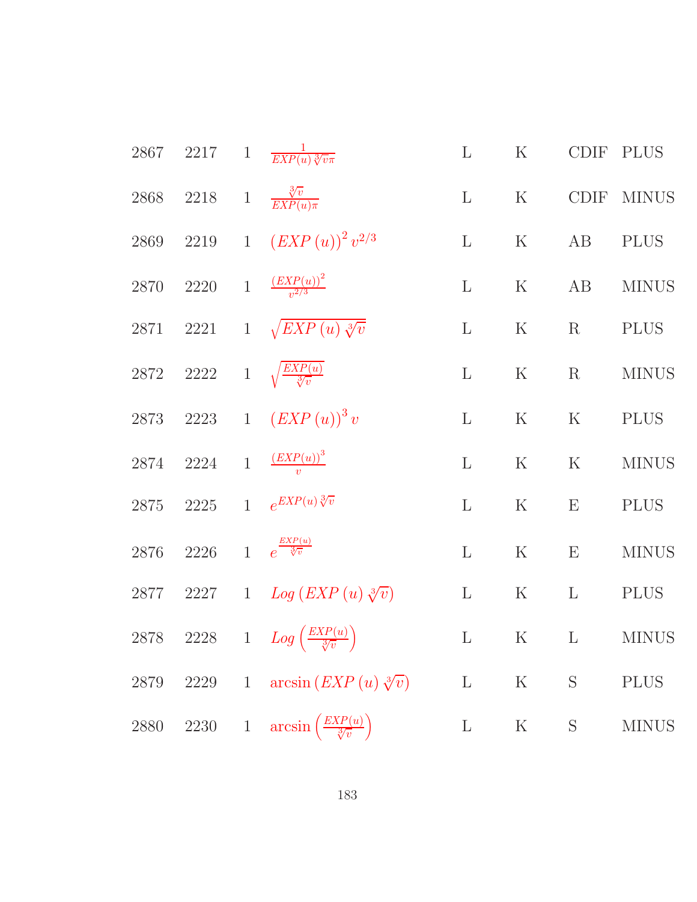| | | | | | | | |
|---|---|---|---|---|---|---|---|
| 2867 | 2217 | 1 | $\frac{1}{EXP(u)\sqrt[3]{v}\pi}$ | L | K | CDIF | PLUS |
| 2868 | 2218 | 1 | $\frac{\sqrt[3]{v}}{EXP(u)\pi}$ | L | K | CDIF | MINUS |
| 2869 | 2219 | 1 | $(EXP\,(u))^2\,v^{2/3}$ | L | K | AB | PLUS |
| 2870 | 2220 | 1 | $\frac{(EXP(u))^2}{v^{2/3}}$ | L | K | AB | MINUS |
| 2871 | 2221 | 1 | $\sqrt{EXP\,(u)\,\sqrt[3]{v}}$ | L | K | R | PLUS |
| 2872 | 2222 | 1 | $\sqrt{\frac{EXP(u)}{\sqrt[3]{v}}}$ | L | K | R | MINUS |
| 2873 | 2223 | 1 | $(EXP\,(u))^3\,v$ | L | K | K | PLUS |
| 2874 | 2224 | 1 | $\frac{(EXP(u))^3}{v}$ | L | K | K | MINUS |
| 2875 | 2225 | 1 | $e^{EXP(u)\,\sqrt[3]{v}}$ | L | K | E | PLUS |
| 2876 | 2226 | 1 | $e^{\frac{EXP(u)}{\sqrt[3]{v}}}$ | L | K | E | MINUS |
| 2877 | 2227 | 1 | $Log\,(EXP\,(u)\,\sqrt[3]{v})$ | L | K | L | PLUS |
| 2878 | 2228 | 1 | $Log\left(\frac{EXP(u)}{\sqrt[3]{v}}\right)$ | L | K | L | MINUS |
| 2879 | 2229 | 1 | $\arcsin\,(EXP\,(u)\,\sqrt[3]{v})$ | L | K | S | PLUS |
| 2880 | 2230 | 1 | $\arcsin\left(\frac{EXP(u)}{\sqrt[3]{v}}\right)$ | L | K | S | MINUS |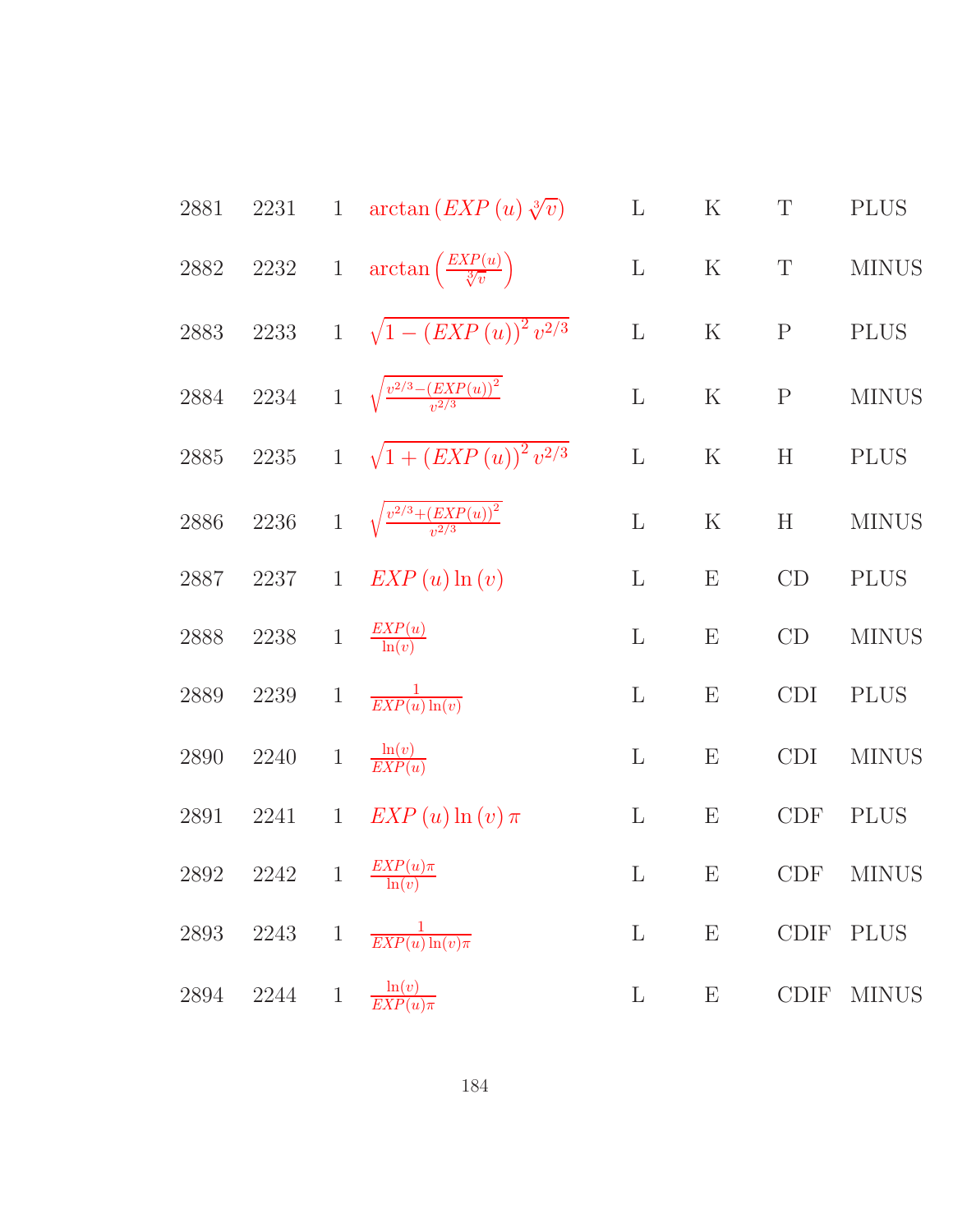| | | | | | | | |
|---|---|---|---|---|---|---|---|
| 2881 | 2231 | 1 | $\arctan\left(EXP\left(u\right)\sqrt[3]{v}\right)$ | L | K | T | PLUS |
| 2882 | 2232 | 1 | $\arctan\left(\frac{EXP(u)}{\sqrt[3]{v}}\right)$ | L | K | T | MINUS |
| 2883 | 2233 | 1 | $\sqrt{1-\left(EXP\left(u\right)\right)^{2}v^{2/3}}$ | L | K | P | PLUS |
| 2884 | 2234 | 1 | $\sqrt{\frac{v^{2/3}-\left(EXP(u)\right)^{2}}{v^{2/3}}}$ | L | K | P | MINUS |
| 2885 | 2235 | 1 | $\sqrt{1+\left(EXP\left(u\right)\right)^{2}v^{2/3}}$ | L | K | H | PLUS |
| 2886 | 2236 | 1 | $\sqrt{\frac{v^{2/3}+\left(EXP(u)\right)^{2}}{v^{2/3}}}$ | L | K | H | MINUS |
| 2887 | 2237 | 1 | $EXP\left(u\right)\ln\left(v\right)$ | L | E | CD | PLUS |
| 2888 | 2238 | 1 | $\frac{EXP(u)}{\ln(v)}$ | L | E | CD | MINUS |
| 2889 | 2239 | 1 | $\frac{1}{EXP(u)\ln(v)}$ | L | E | CDI | PLUS |
| 2890 | 2240 | 1 | $\frac{\ln(v)}{EXP(u)}$ | L | E | CDI | MINUS |
| 2891 | 2241 | 1 | $EXP\left(u\right)\ln\left(v\right)\pi$ | L | E | CDF | PLUS |
| 2892 | 2242 | 1 | $\frac{EXP(u)\pi}{\ln(v)}$ | L | E | CDF | MINUS |
| 2893 | 2243 | 1 | $\frac{1}{EXP(u)\ln(v)\pi}$ | L | E | CDIF | PLUS |
| 2894 | 2244 | 1 | $\frac{\ln(v)}{EXP(u)\pi}$ | L | E | CDIF | MINUS |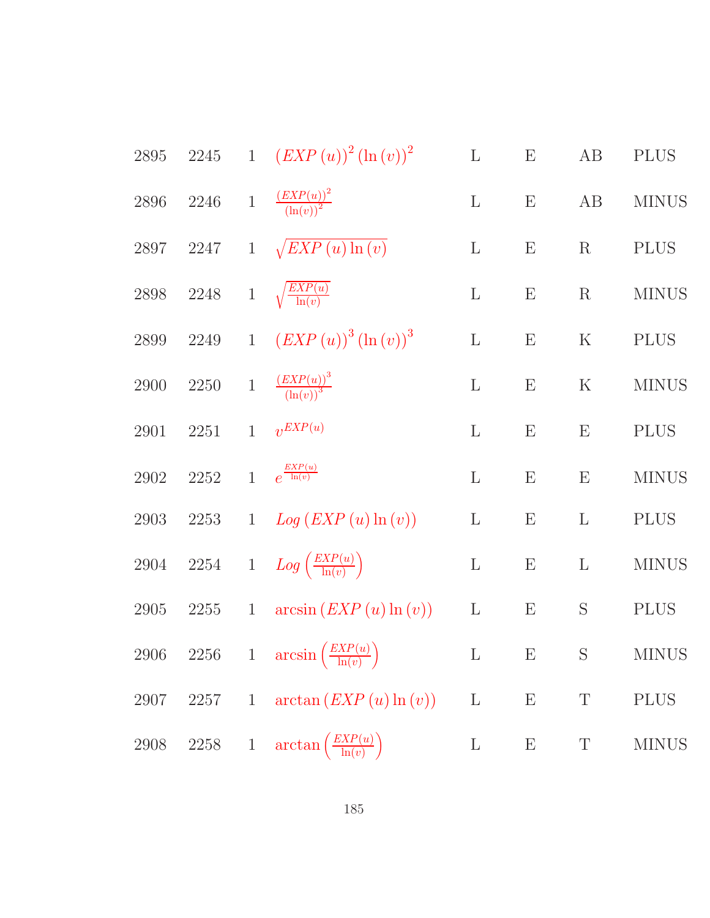| | | | | | | | |
|---|---|---|---|---|---|---|---|
| 2895 | 2245 | 1 | $(EXP\,(u))^2\,(\ln{(v)})^2$ | L | E | AB | PLUS |
| 2896 | 2246 | 1 | $\frac{(EXP(u))^2}{(\ln(v))^2}$ | L | E | AB | MINUS |
| 2897 | 2247 | 1 | $\sqrt{EXP\,(u)\ln{(v)}}$ | L | E | R | PLUS |
| 2898 | 2248 | 1 | $\sqrt{\frac{EXP(u)}{\ln(v)}}$ | L | E | R | MINUS |
| 2899 | 2249 | 1 | $(EXP\,(u))^3\,(\ln{(v)})^3$ | L | E | K | PLUS |
| 2900 | 2250 | 1 | $\frac{(EXP(u))^3}{(\ln(v))^3}$ | L | E | K | MINUS |
| 2901 | 2251 | 1 | $v^{EXP(u)}$ | L | E | E | PLUS |
| 2902 | 2252 | 1 | $e^{\frac{EXP(u)}{\ln(v)}}$ | L | E | E | MINUS |
| 2903 | 2253 | 1 | $Log\,(EXP\,(u)\ln{(v)})$ | L | E | L | PLUS |
| 2904 | 2254 | 1 | $Log\left(\frac{EXP(u)}{\ln(v)}\right)$ | L | E | L | MINUS |
| 2905 | 2255 | 1 | $\arcsin{(EXP\,(u)\ln{(v)})}$ | L | E | S | PLUS |
| 2906 | 2256 | 1 | $\arcsin{\left(\frac{EXP(u)}{\ln(v)}\right)}$ | L | E | S | MINUS |
| 2907 | 2257 | 1 | $\arctan{(EXP\,(u)\ln{(v)})}$ | L | E | T | PLUS |
| 2908 | 2258 | 1 | $\arctan{\left(\frac{EXP(u)}{\ln(v)}\right)}$ | L | E | T | MINUS |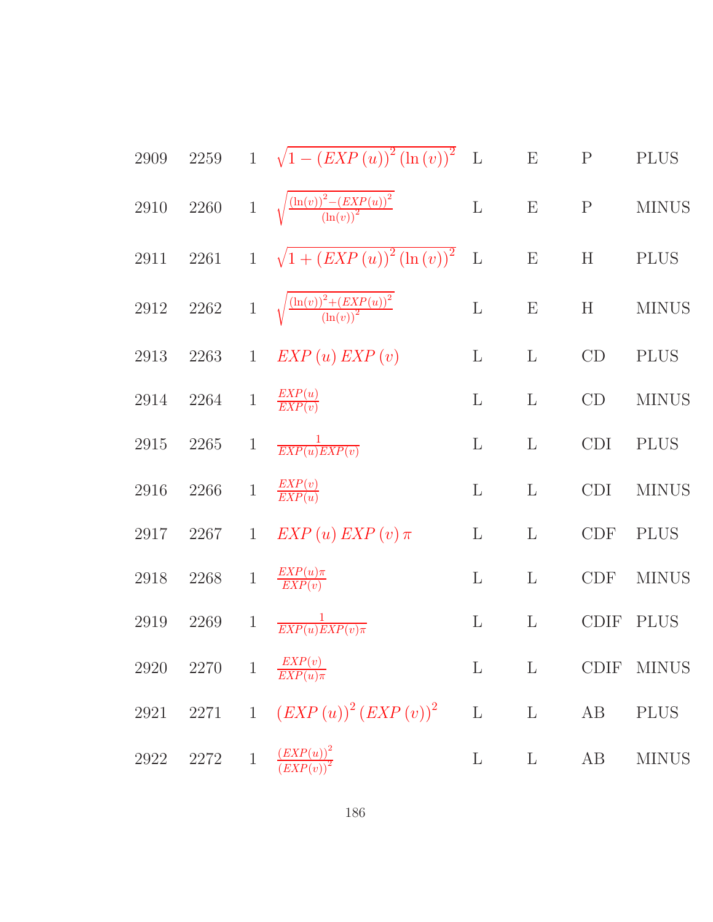| | | | | | | | |
|---|---|---|---|---|---|---|---|
| 2909 | 2259 | 1 | $\sqrt{1-(EXP(u))^2(\ln(v))^2}$ | L | E | P | PLUS |
| 2910 | 2260 | 1 | $\sqrt{\frac{(\ln(v))^2-(EXP(u))^2}{(\ln(v))^2}}$ | L | E | P | MINUS |
| 2911 | 2261 | 1 | $\sqrt{1+(EXP(u))^2(\ln(v))^2}$ | L | E | H | PLUS |
| 2912 | 2262 | 1 | $\sqrt{\frac{(\ln(v))^2+(EXP(u))^2}{(\ln(v))^2}}$ | L | E | H | MINUS |
| 2913 | 2263 | 1 | $EXP(u)\,EXP(v)$ | L | L | CD | PLUS |
| 2914 | 2264 | 1 | $\frac{EXP(u)}{EXP(v)}$ | L | L | CD | MINUS |
| 2915 | 2265 | 1 | $\frac{1}{EXP(u)EXP(v)}$ | L | L | CDI | PLUS |
| 2916 | 2266 | 1 | $\frac{EXP(v)}{EXP(u)}$ | L | L | CDI | MINUS |
| 2917 | 2267 | 1 | $EXP(u)\,EXP(v)\,\pi$ | L | L | CDF | PLUS |
| 2918 | 2268 | 1 | $\frac{EXP(u)\pi}{EXP(v)}$ | L | L | CDF | MINUS |
| 2919 | 2269 | 1 | $\frac{1}{EXP(u)EXP(v)\pi}$ | L | L | CDIF | PLUS |
| 2920 | 2270 | 1 | $\frac{EXP(v)}{EXP(u)\pi}$ | L | L | CDIF | MINUS |
| 2921 | 2271 | 1 | $(EXP(u))^2(EXP(v))^2$ | L | L | AB | PLUS |
| 2922 | 2272 | 1 | $\frac{(EXP(u))^2}{(EXP(v))^2}$ | L | L | AB | MINUS |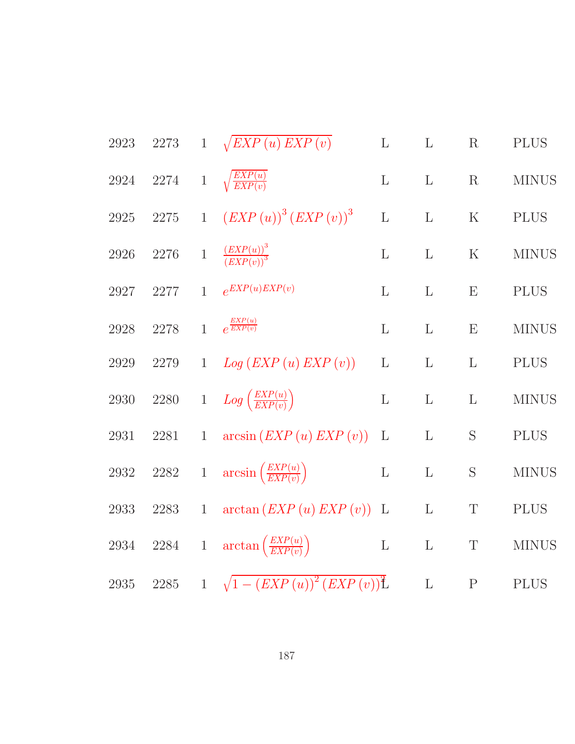| | | | | | | | |
|---|---|---|---|---|---|---|---|
| 2923 | 2273 | 1 | $\sqrt{EXP\left(u\right)EXP\left(v\right)}$ | L | L | R | PLUS |
| 2924 | 2274 | 1 | $\sqrt{\frac{EXP(u)}{EXP(v)}}$ | L | L | R | MINUS |
| 2925 | 2275 | 1 | $\left(EXP\left(u\right)\right)^{3}\left(EXP\left(v\right)\right)^{3}$ | L | L | K | PLUS |
| 2926 | 2276 | 1 | $\frac{\left(EXP(u)\right)^{3}}{\left(EXP(v)\right)^{3}}$ | L | L | K | MINUS |
| 2927 | 2277 | 1 | $e^{EXP(u)EXP(v)}$ | L | L | E | PLUS |
| 2928 | 2278 | 1 | $e^{\frac{EXP(u)}{EXP(v)}}$ | L | L | E | MINUS |
| 2929 | 2279 | 1 | $Log\left(EXP\left(u\right)EXP\left(v\right)\right)$ | L | L | L | PLUS |
| 2930 | 2280 | 1 | $Log\left(\frac{EXP(u)}{EXP(v)}\right)$ | L | L | L | MINUS |
| 2931 | 2281 | 1 | $\arcsin\left(EXP\left(u\right)EXP\left(v\right)\right)$ | L | L | S | PLUS |
| 2932 | 2282 | 1 | $\arcsin\left(\frac{EXP(u)}{EXP(v)}\right)$ | L | L | S | MINUS |
| 2933 | 2283 | 1 | $\arctan\left(EXP\left(u\right)EXP\left(v\right)\right)$ | L | L | T | PLUS |
| 2934 | 2284 | 1 | $\arctan\left(\frac{EXP(u)}{EXP(v)}\right)$ | L | L | T | MINUS |
| 2935 | 2285 | 1 | $\sqrt{1-\left(EXP\left(u\right)\right)^{2}\left(EXP\left(v\right)\right)^{2}}$ | L | L | P | PLUS |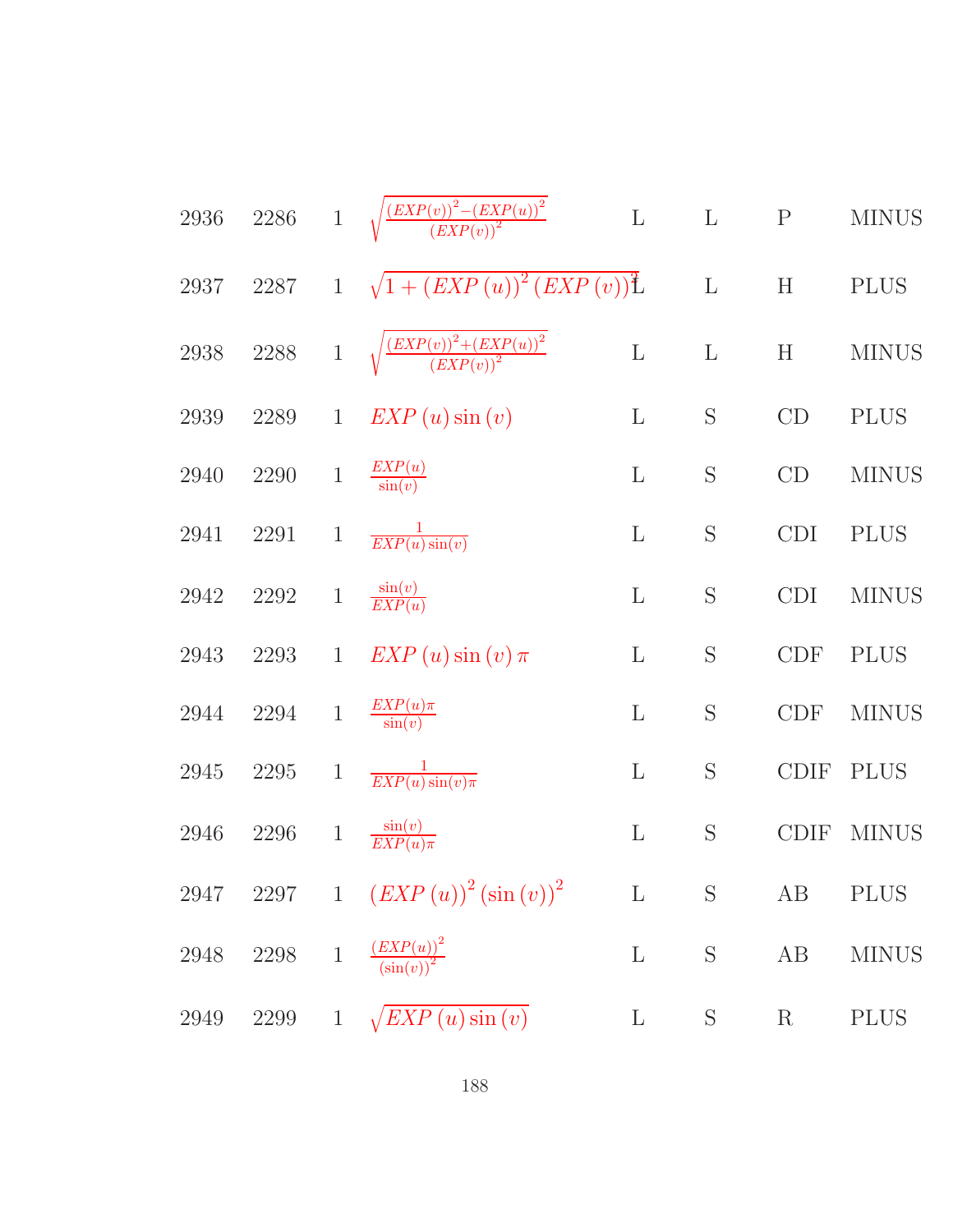| | | | | | | | |
|---|---|---|---|---|---|---|---|
| 2936 | 2286 | 1 | $\sqrt{\frac{(EXP(v))^2-(EXP(u))^2}{(EXP(v))^2}}$ | L | L | P | MINUS |
| 2937 | 2287 | 1 | $\sqrt{1+(EXP\,(u))^2\,(EXP\,(v))^2}$ | L | L | H | PLUS |
| 2938 | 2288 | 1 | $\sqrt{\frac{(EXP(v))^2+(EXP(u))^2}{(EXP(v))^2}}$ | L | L | H | MINUS |
| 2939 | 2289 | 1 | $EXP\,(u)\sin(v)$ | L | S | CD | PLUS |
| 2940 | 2290 | 1 | $\frac{EXP(u)}{\sin(v)}$ | L | S | CD | MINUS |
| 2941 | 2291 | 1 | $\frac{1}{EXP(u)\sin(v)}$ | L | S | CDI | PLUS |
| 2942 | 2292 | 1 | $\frac{\sin(v)}{EXP(u)}$ | L | S | CDI | MINUS |
| 2943 | 2293 | 1 | $EXP\,(u)\sin(v)\,\pi$ | L | S | CDF | PLUS |
| 2944 | 2294 | 1 | $\frac{EXP(u)\pi}{\sin(v)}$ | L | S | CDF | MINUS |
| 2945 | 2295 | 1 | $\frac{1}{EXP(u)\sin(v)\pi}$ | L | S | CDIF | PLUS |
| 2946 | 2296 | 1 | $\frac{\sin(v)}{EXP(u)\pi}$ | L | S | CDIF | MINUS |
| 2947 | 2297 | 1 | $(EXP\,(u))^2\,(\sin(v))^2$ | L | S | AB | PLUS |
| 2948 | 2298 | 1 | $\frac{(EXP(u))^2}{(\sin(v))^2}$ | L | S | AB | MINUS |
| 2949 | 2299 | 1 | $\sqrt{EXP\,(u)\sin(v)}$ | L | S | R | PLUS |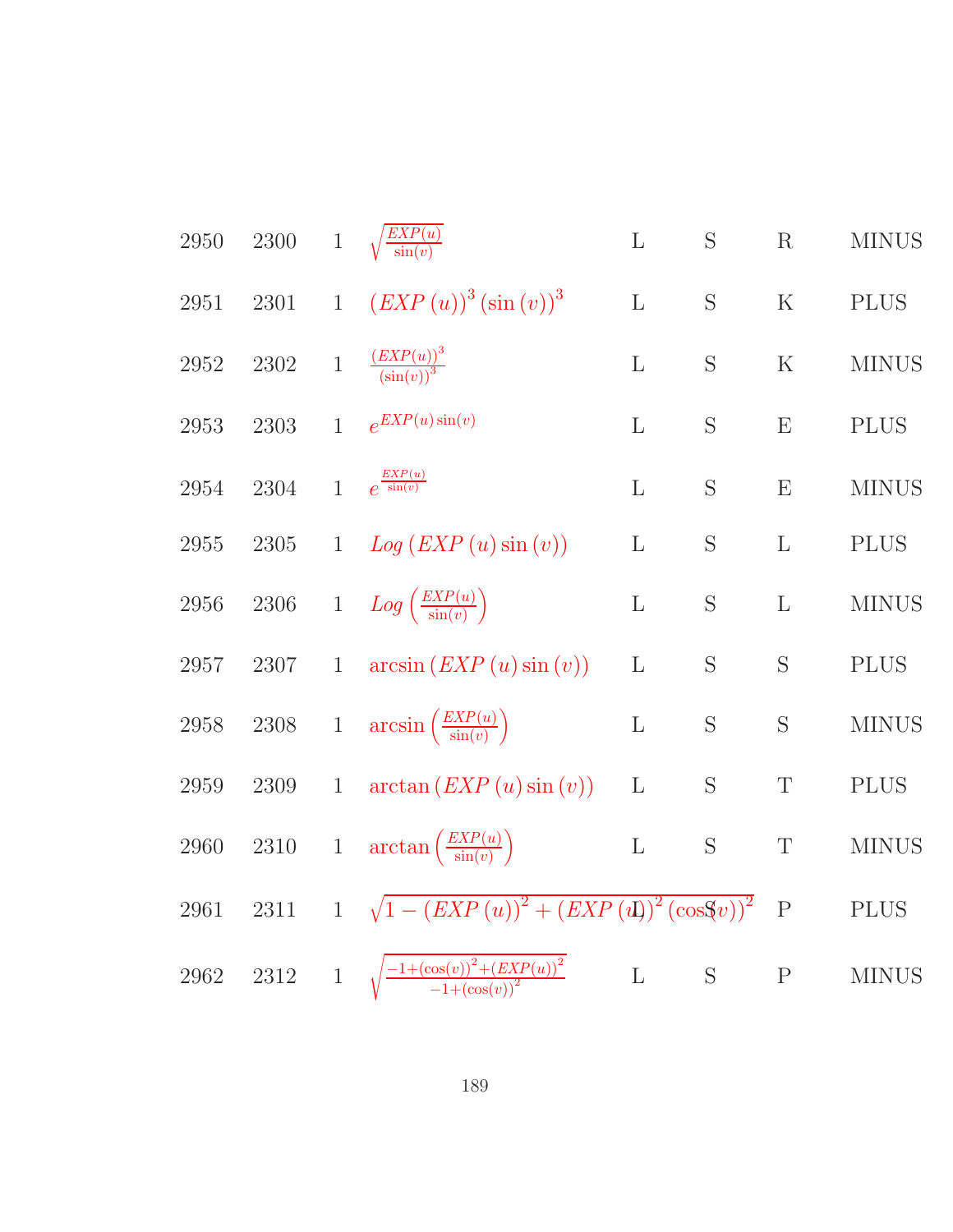| | | | | | | | |
|---|---|---|---|---|---|---|---|
| 2950 | 2300 | 1 | $\sqrt{\frac{EXP(u)}{\sin(v)}}$ | L | S | R | MINUS |
| 2951 | 2301 | 1 | $(EXP\,(u))^3\,(\sin\,(v))^3$ | L | S | K | PLUS |
| 2952 | 2302 | 1 | $\frac{(EXP(u))^3}{(\sin(v))^3}$ | L | S | K | MINUS |
| 2953 | 2303 | 1 | $e^{EXP(u)\sin(v)}$ | L | S | E | PLUS |
| 2954 | 2304 | 1 | $e^{\frac{EXP(u)}{\sin(v)}}$ | L | S | E | MINUS |
| 2955 | 2305 | 1 | $Log\,(EXP\,(u)\sin\,(v))$ | L | S | L | PLUS |
| 2956 | 2306 | 1 | $Log\left(\frac{EXP(u)}{\sin(v)}\right)$ | L | S | L | MINUS |
| 2957 | 2307 | 1 | $\arcsin\,(EXP\,(u)\sin\,(v))$ | L | S | S | PLUS |
| 2958 | 2308 | 1 | $\arcsin\left(\frac{EXP(u)}{\sin(v)}\right)$ | L | S | S | MINUS |
| 2959 | 2309 | 1 | $\arctan\,(EXP\,(u)\sin\,(v))$ | L | S | T | PLUS |
| 2960 | 2310 | 1 | $\arctan\left(\frac{EXP(u)}{\sin(v)}\right)$ | L | S | T | MINUS |
| 2961 | 2311 | 1 | $\sqrt{1-(EXP\,(u))^2+(EXP\,(u))^2\,(\cos(v))^2}$ | L | S | P | PLUS |
| 2962 | 2312 | 1 | $\sqrt{\frac{-1+(\cos(v))^2+(EXP(u))^2}{-1+(\cos(v))^2}}$ | L | S | P | MINUS |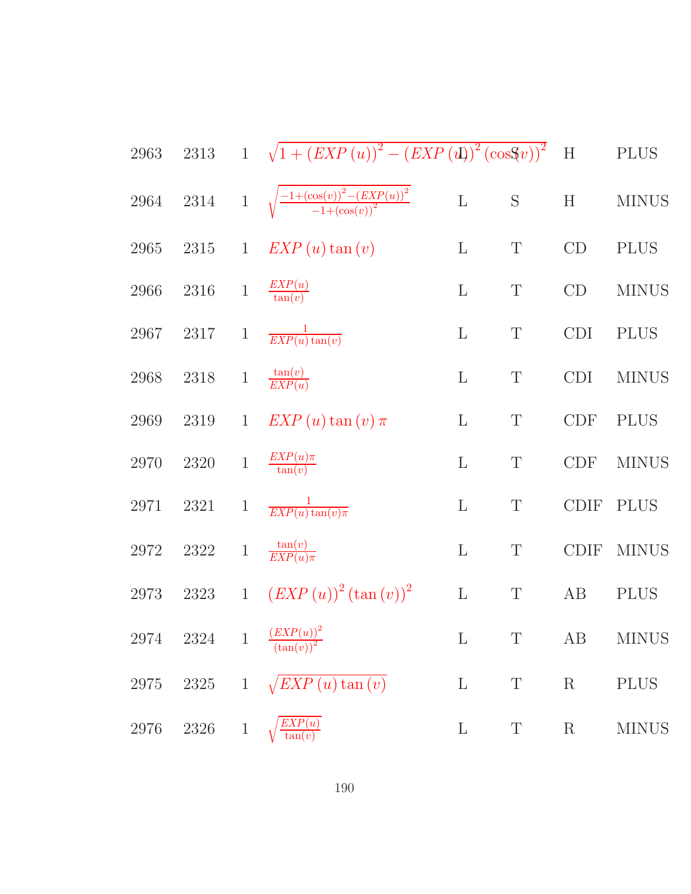| | | | | | | | |
|---|---|---|---|---|---|---|---|
| 2963 | 2313 | 1 | $\sqrt{1+(EXP\,(u))^2-(EXP\,(u))^2\,(\cos(v))^2}$ | L | S | H | PLUS |
| 2964 | 2314 | 1 | $\sqrt{\frac{-1+(\cos(v))^2-(EXP(u))^2}{-1+(\cos(v))^2}}$ | L | S | H | MINUS |
| 2965 | 2315 | 1 | $EXP\,(u)\tan(v)$ | L | T | CD | PLUS |
| 2966 | 2316 | 1 | $\frac{EXP(u)}{\tan(v)}$ | L | T | CD | MINUS |
| 2967 | 2317 | 1 | $\frac{1}{EXP(u)\tan(v)}$ | L | T | CDI | PLUS |
| 2968 | 2318 | 1 | $\frac{\tan(v)}{EXP(u)}$ | L | T | CDI | MINUS |
| 2969 | 2319 | 1 | $EXP\,(u)\tan(v)\,\pi$ | L | T | CDF | PLUS |
| 2970 | 2320 | 1 | $\frac{EXP(u)\pi}{\tan(v)}$ | L | T | CDF | MINUS |
| 2971 | 2321 | 1 | $\frac{1}{EXP(u)\tan(v)\pi}$ | L | T | CDIF | PLUS |
| 2972 | 2322 | 1 | $\frac{\tan(v)}{EXP(u)\pi}$ | L | T | CDIF | MINUS |
| 2973 | 2323 | 1 | $(EXP\,(u))^2\,(\tan(v))^2$ | L | T | AB | PLUS |
| 2974 | 2324 | 1 | $\frac{(EXP(u))^2}{(\tan(v))^2}$ | L | T | AB | MINUS |
| 2975 | 2325 | 1 | $\sqrt{EXP\,(u)\tan(v)}$ | L | T | R | PLUS |
| 2976 | 2326 | 1 | $\sqrt{\frac{EXP(u)}{\tan(v)}}$ | L | T | R | MINUS |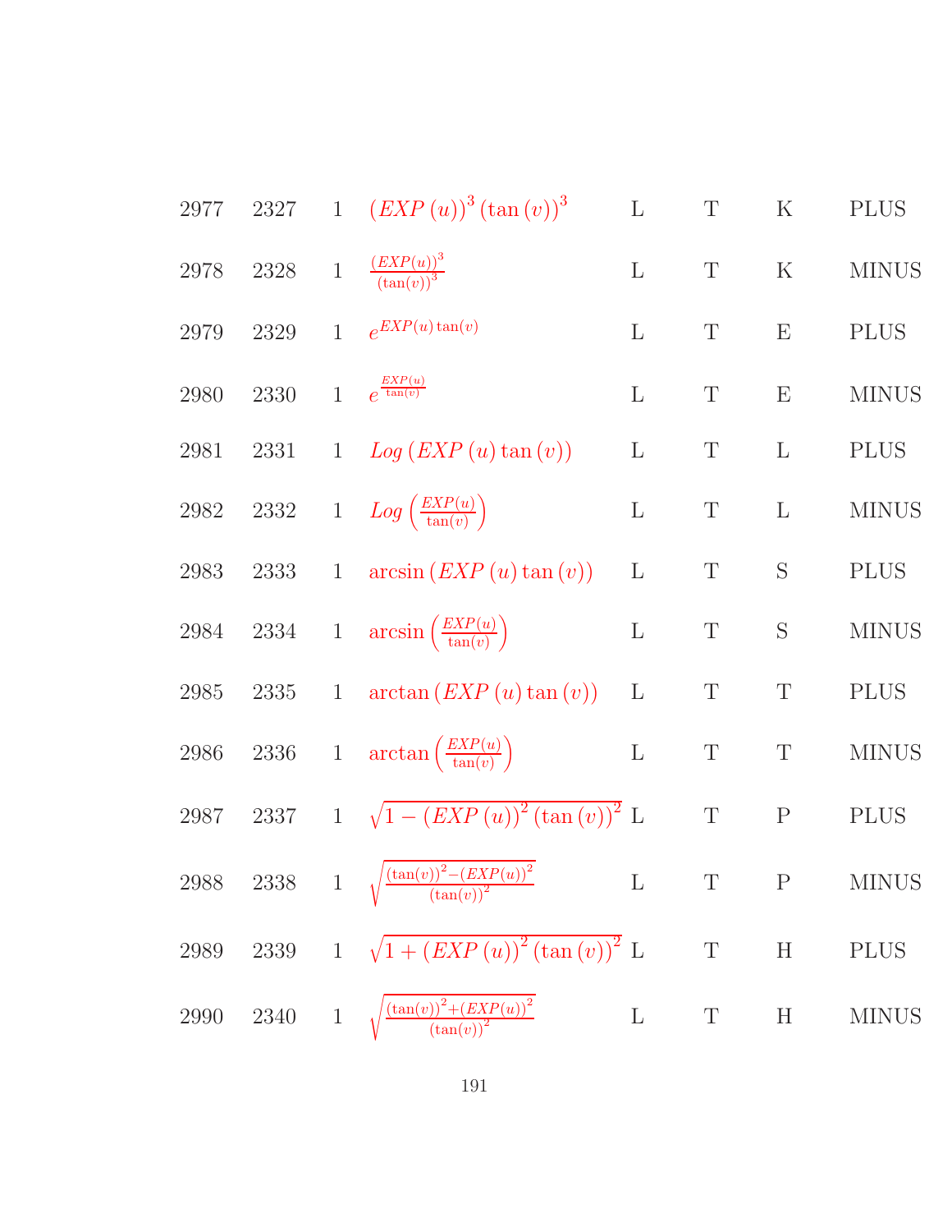| | | | | | | | |
|---|---|---|---|---|---|---|---|
| 2977 | 2327 | 1 | $(EXP(u))^3 (\tan(v))^3$ | L | T | K | PLUS |
| 2978 | 2328 | 1 | $\frac{(EXP(u))^3}{(\tan(v))^3}$ | L | T | K | MINUS |
| 2979 | 2329 | 1 | $e^{EXP(u)\tan(v)}$ | L | T | E | PLUS |
| 2980 | 2330 | 1 | $e^{\frac{EXP(u)}{\tan(v)}}$ | L | T | E | MINUS |
| 2981 | 2331 | 1 | $Log(EXP(u)\tan(v))$ | L | T | L | PLUS |
| 2982 | 2332 | 1 | $Log\left(\frac{EXP(u)}{\tan(v)}\right)$ | L | T | L | MINUS |
| 2983 | 2333 | 1 | $\arcsin(EXP(u)\tan(v))$ | L | T | S | PLUS |
| 2984 | 2334 | 1 | $\arcsin\left(\frac{EXP(u)}{\tan(v)}\right)$ | L | T | S | MINUS |
| 2985 | 2335 | 1 | $\arctan(EXP(u)\tan(v))$ | L | T | T | PLUS |
| 2986 | 2336 | 1 | $\arctan\left(\frac{EXP(u)}{\tan(v)}\right)$ | L | T | T | MINUS |
| 2987 | 2337 | 1 | $\sqrt{1-(EXP(u))^2(\tan(v))^2}$ | L | T | P | PLUS |
| 2988 | 2338 | 1 | $\sqrt{\frac{(\tan(v))^2-(EXP(u))^2}{(\tan(v))^2}}$ | L | T | P | MINUS |
| 2989 | 2339 | 1 | $\sqrt{1+(EXP(u))^2(\tan(v))^2}$ | L | T | H | PLUS |
| 2990 | 2340 | 1 | $\sqrt{\frac{(\tan(v))^2+(EXP(u))^2}{(\tan(v))^2}}$ | L | T | H | MINUS |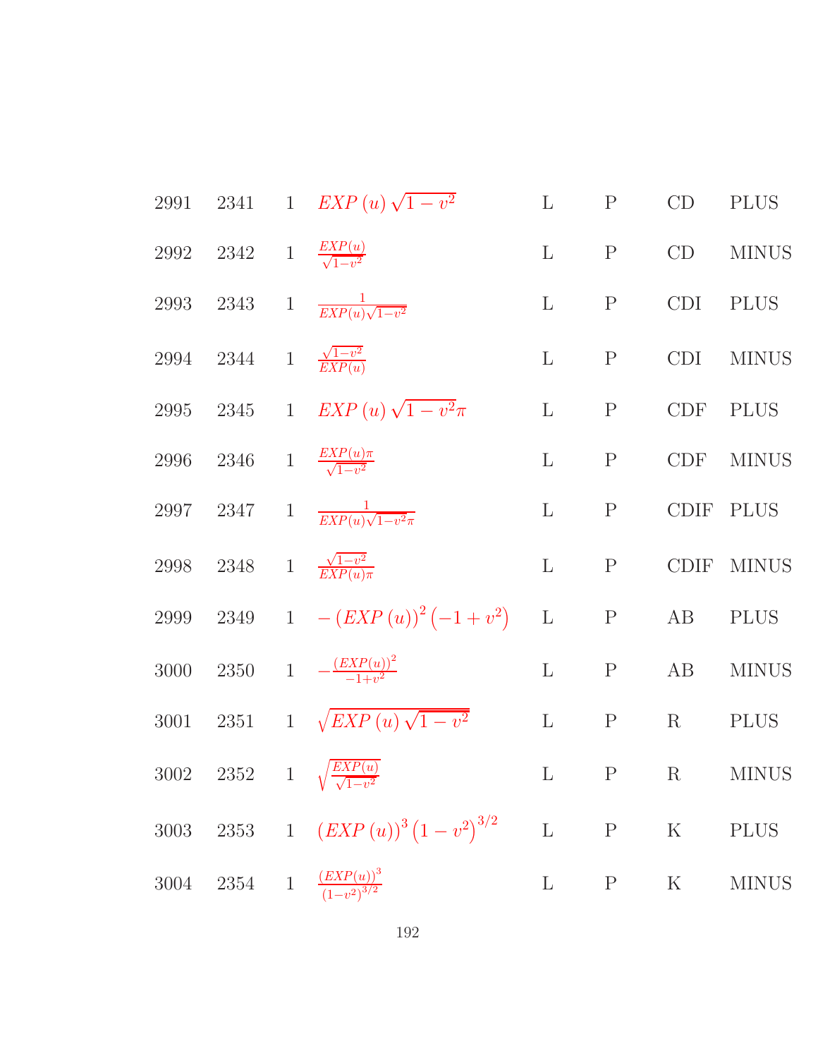| | | | | | | | |
|---|---|---|---|---|---|---|---|
| 2991 | 2341 | 1 | $EXP\left(u\right)\sqrt{1-v^2}$ | L | P | CD | PLUS |
| 2992 | 2342 | 1 | $\frac{EXP(u)}{\sqrt{1-v^2}}$ | L | P | CD | MINUS |
| 2993 | 2343 | 1 | $\frac{1}{EXP(u)\sqrt{1-v^2}}$ | L | P | CDI | PLUS |
| 2994 | 2344 | 1 | $\frac{\sqrt{1-v^2}}{EXP(u)}$ | L | P | CDI | MINUS |
| 2995 | 2345 | 1 | $EXP\left(u\right)\sqrt{1-v^2}\pi$ | L | P | CDF | PLUS |
| 2996 | 2346 | 1 | $\frac{EXP(u)\pi}{\sqrt{1-v^2}}$ | L | P | CDF | MINUS |
| 2997 | 2347 | 1 | $\frac{1}{EXP(u)\sqrt{1-v^2}\pi}$ | L | P | CDIF | PLUS |
| 2998 | 2348 | 1 | $\frac{\sqrt{1-v^2}}{EXP(u)\pi}$ | L | P | CDIF | MINUS |
| 2999 | 2349 | 1 | $-\left(EXP\left(u\right)\right)^2\left(-1+v^2\right)$ | L | P | AB | PLUS |
| 3000 | 2350 | 1 | $-\frac{(EXP(u))^2}{-1+v^2}$ | L | P | AB | MINUS |
| 3001 | 2351 | 1 | $\sqrt{EXP\left(u\right)\sqrt{1-v^2}}$ | L | P | R | PLUS |
| 3002 | 2352 | 1 | $\sqrt{\frac{EXP(u)}{\sqrt{1-v^2}}}$ | L | P | R | MINUS |
| 3003 | 2353 | 1 | $\left(EXP\left(u\right)\right)^3\left(1-v^2\right)^{3/2}$ | L | P | K | PLUS |
| 3004 | 2354 | 1 | $\frac{(EXP(u))^3}{(1-v^2)^{3/2}}$ | L | P | K | MINUS |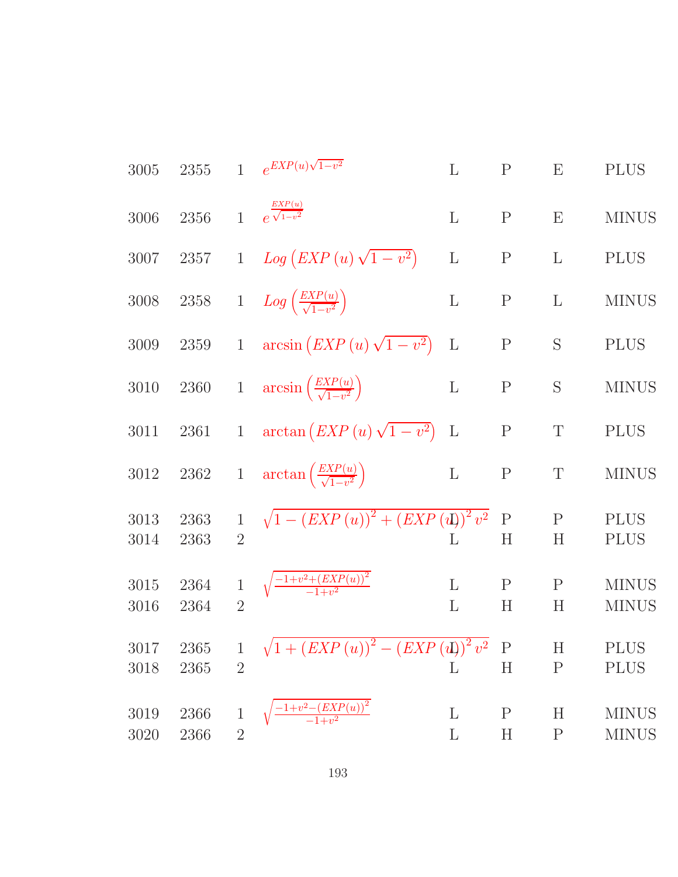| | | | | | | | |
|---|---|---|---|---|---|---|---|
| 3005 | 2355 | 1 | $e^{EXP(u)\sqrt{1-v^2}}$ | L | P | E | PLUS |
| 3006 | 2356 | 1 | $e^{\frac{EXP(u)}{\sqrt{1-v^2}}}$ | L | P | E | MINUS |
| 3007 | 2357 | 1 | $Log\left(EXP\left(u\right)\sqrt{1-v^2}\right)$ | L | P | L | PLUS |
| 3008 | 2358 | 1 | $Log\left(\frac{EXP(u)}{\sqrt{1-v^2}}\right)$ | L | P | L | MINUS |
| 3009 | 2359 | 1 | $\arcsin\left(EXP\left(u\right)\sqrt{1-v^2}\right)$ | L | P | S | PLUS |
| 3010 | 2360 | 1 | $\arcsin\left(\frac{EXP(u)}{\sqrt{1-v^2}}\right)$ | L | P | S | MINUS |
| 3011 | 2361 | 1 | $\arctan\left(EXP\left(u\right)\sqrt{1-v^2}\right)$ | L | P | T | PLUS |
| 3012 | 2362 | 1 | $\arctan\left(\frac{EXP(u)}{\sqrt{1-v^2}}\right)$ | L | P | T | MINUS |
| 3013 | 2363 | 1 | $\sqrt{1-\left(EXP\left(u\right)\right)^2+\left(EXP\left(u\right)\right)^2v^2}$ | L | P | P | PLUS |
| 3014 | 2363 | 2 | | L | H | H | PLUS |
| 3015 | 2364 | 1 | $\sqrt{\frac{-1+v^2+\left(EXP(u)\right)^2}{-1+v^2}}$ | L | P | P | MINUS |
| 3016 | 2364 | 2 | | L | H | H | MINUS |
| 3017 | 2365 | 1 | $\sqrt{1+\left(EXP\left(u\right)\right)^2-\left(EXP\left(u\right)\right)^2v^2}$ | L | P | H | PLUS |
| 3018 | 2365 | 2 | | L | H | P | PLUS |
| 3019 | 2366 | 1 | $\sqrt{\frac{-1+v^2-\left(EXP(u)\right)^2}{-1+v^2}}$ | L | P | H | MINUS |
| 3020 | 2366 | 2 | | L | H | P | MINUS |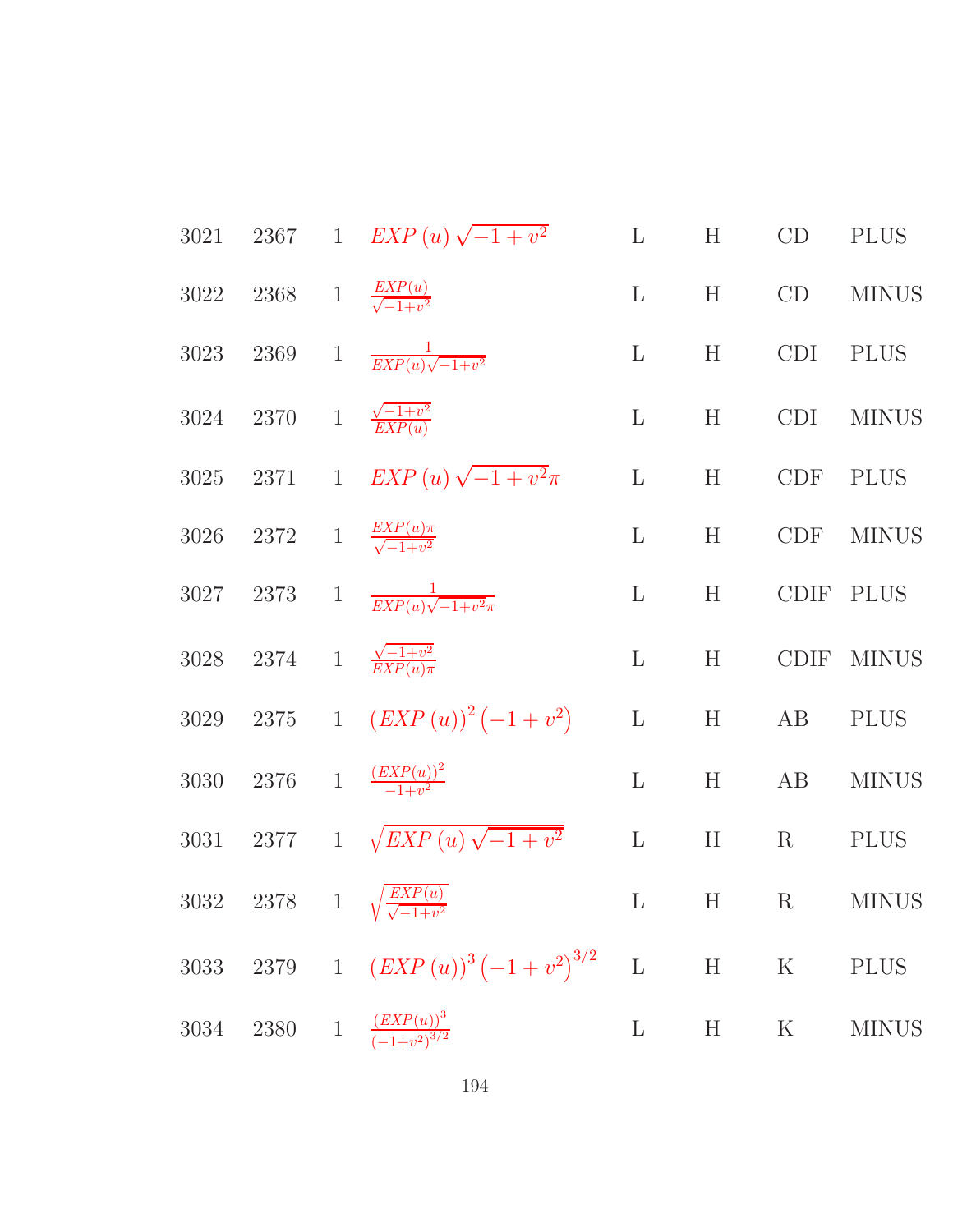| | | | | | | | |
|---|---|---|---|---|---|---|---|
| 3021 | 2367 | 1 | $EXP\left(u\right)\sqrt{-1+v^2}$ | L | H | CD | PLUS |
| 3022 | 2368 | 1 | $\frac{EXP(u)}{\sqrt{-1+v^2}}$ | L | H | CD | MINUS |
| 3023 | 2369 | 1 | $\frac{1}{EXP(u)\sqrt{-1+v^2}}$ | L | H | CDI | PLUS |
| 3024 | 2370 | 1 | $\frac{\sqrt{-1+v^2}}{EXP(u)}$ | L | H | CDI | MINUS |
| 3025 | 2371 | 1 | $EXP\left(u\right)\sqrt{-1+v^2}\pi$ | L | H | CDF | PLUS |
| 3026 | 2372 | 1 | $\frac{EXP(u)\pi}{\sqrt{-1+v^2}}$ | L | H | CDF | MINUS |
| 3027 | 2373 | 1 | $\frac{1}{EXP(u)\sqrt{-1+v^2}\pi}$ | L | H | CDIF | PLUS |
| 3028 | 2374 | 1 | $\frac{\sqrt{-1+v^2}}{EXP(u)\pi}$ | L | H | CDIF | MINUS |
| 3029 | 2375 | 1 | $\left(EXP\left(u\right)\right)^2\left(-1+v^2\right)$ | L | H | AB | PLUS |
| 3030 | 2376 | 1 | $\frac{(EXP(u))^2}{-1+v^2}$ | L | H | AB | MINUS |
| 3031 | 2377 | 1 | $\sqrt{EXP\left(u\right)\sqrt{-1+v^2}}$ | L | H | R | PLUS |
| 3032 | 2378 | 1 | $\sqrt{\frac{EXP(u)}{\sqrt{-1+v^2}}}$ | L | H | R | MINUS |
| 3033 | 2379 | 1 | $\left(EXP\left(u\right)\right)^3\left(-1+v^2\right)^{3/2}$ | L | H | K | PLUS |
| 3034 | 2380 | 1 | $\frac{(EXP(u))^3}{(-1+v^2)^{3/2}}$ | L | H | K | MINUS |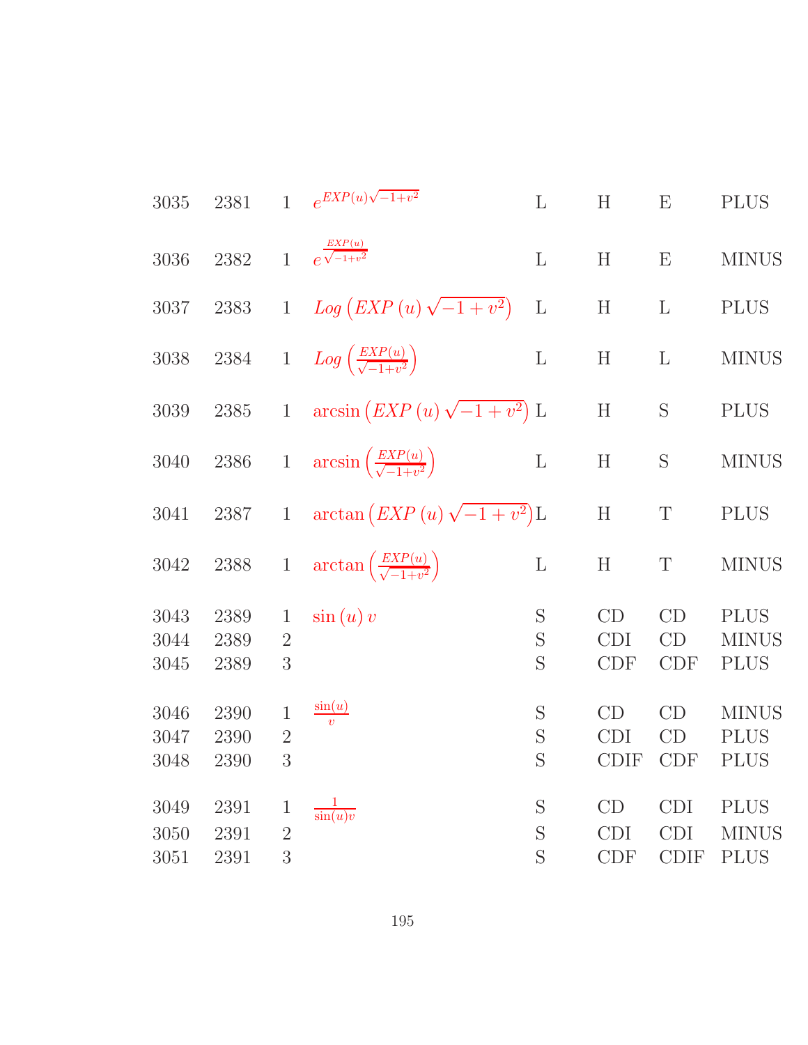| | | | | | | | |
|---|---|---|---|---|---|---|---|
| 3035 | 2381 | 1 | $e^{EXP(u)\sqrt{-1+v^2}}$ | L | H | E | PLUS |
| 3036 | 2382 | 1 | $e^{\frac{EXP(u)}{\sqrt{-1+v^2}}}$ | L | H | E | MINUS |
| 3037 | 2383 | 1 | $Log\left(EXP\left(u\right)\sqrt{-1+v^2}\right)$ | L | H | L | PLUS |
| 3038 | 2384 | 1 | $Log\left(\frac{EXP(u)}{\sqrt{-1+v^2}}\right)$ | L | H | L | MINUS |
| 3039 | 2385 | 1 | $\arcsin\left(EXP\left(u\right)\sqrt{-1+v^2}\right)$ | L | H | S | PLUS |
| 3040 | 2386 | 1 | $\arcsin\left(\frac{EXP(u)}{\sqrt{-1+v^2}}\right)$ | L | H | S | MINUS |
| 3041 | 2387 | 1 | $\arctan\left(EXP\left(u\right)\sqrt{-1+v^2}\right)$ | L | H | T | PLUS |
| 3042 | 2388 | 1 | $\arctan\left(\frac{EXP(u)}{\sqrt{-1+v^2}}\right)$ | L | H | T | MINUS |
| 3043 | 2389 | 1 | $\sin\left(u\right)v$ | S | CD | CD | PLUS |
| 3044 | 2389 | 2 | | S | CDI | CD | MINUS |
| 3045 | 2389 | 3 | | S | CDF | CDF | PLUS |
| 3046 | 2390 | 1 | $\frac{\sin(u)}{v}$ | S | CD | CD | MINUS |
| 3047 | 2390 | 2 | | S | CDI | CD | PLUS |
| 3048 | 2390 | 3 | | S | CDIF | CDF | PLUS |
| 3049 | 2391 | 1 | $\frac{1}{\sin(u)v}$ | S | CD | CDI | PLUS |
| 3050 | 2391 | 2 | | S | CDI | CDI | MINUS |
| 3051 | 2391 | 3 | | S | CDF | CDIF | PLUS |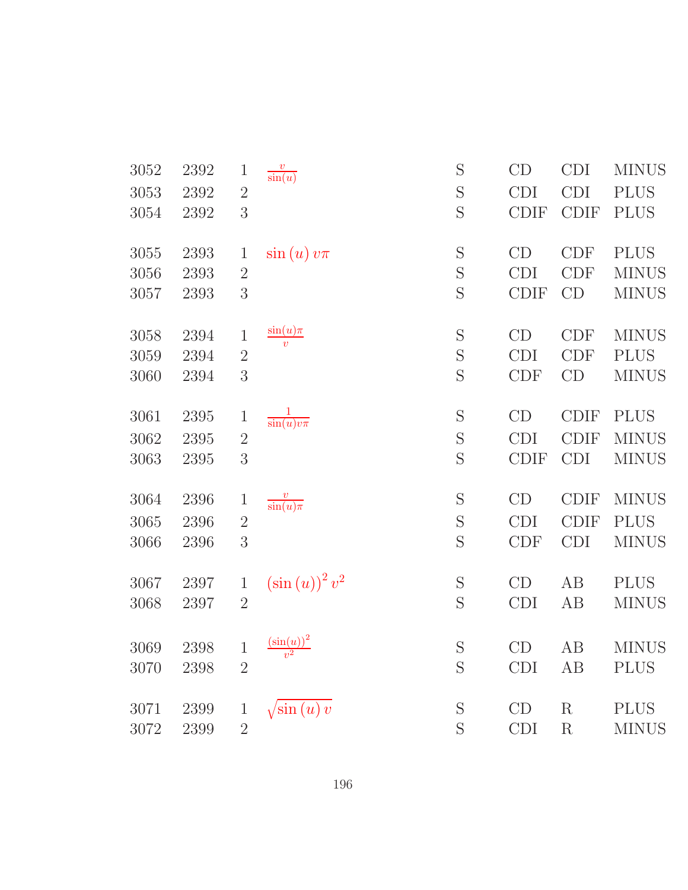| | | | | | | | |
|---|---|---|---|---|---|---|---|
| 3052 | 2392 | 1 | $\frac{v}{\sin(u)}$ | S | CD | CDI | MINUS |
| 3053 | 2392 | 2 | | S | CDI | CDI | PLUS |
| 3054 | 2392 | 3 | | S | CDIF | CDIF | PLUS |
| 3055 | 2393 | 1 | $\sin(u)\,v\pi$ | S | CD | CDF | PLUS |
| 3056 | 2393 | 2 | | S | CDI | CDF | MINUS |
| 3057 | 2393 | 3 | | S | CDIF | CD | MINUS |
| 3058 | 2394 | 1 | $\frac{\sin(u)\pi}{v}$ | S | CD | CDF | MINUS |
| 3059 | 2394 | 2 | | S | CDI | CDF | PLUS |
| 3060 | 2394 | 3 | | S | CDF | CD | MINUS |
| 3061 | 2395 | 1 | $\frac{1}{\sin(u)v\pi}$ | S | CD | CDIF | PLUS |
| 3062 | 2395 | 2 | | S | CDI | CDIF | MINUS |
| 3063 | 2395 | 3 | | S | CDIF | CDI | MINUS |
| 3064 | 2396 | 1 | $\frac{v}{\sin(u)\pi}$ | S | CD | CDIF | MINUS |
| 3065 | 2396 | 2 | | S | CDI | CDIF | PLUS |
| 3066 | 2396 | 3 | | S | CDF | CDI | MINUS |
| 3067 | 2397 | 1 | $(\sin(u))^2\,v^2$ | S | CD | AB | PLUS |
| 3068 | 2397 | 2 | | S | CDI | AB | MINUS |
| 3069 | 2398 | 1 | $\frac{(\sin(u))^2}{v^2}$ | S | CD | AB | MINUS |
| 3070 | 2398 | 2 | | S | CDI | AB | PLUS |
| 3071 | 2399 | 1 | $\sqrt{\sin(u)\,v}$ | S | CD | R | PLUS |
| 3072 | 2399 | 2 | | S | CDI | R | MINUS |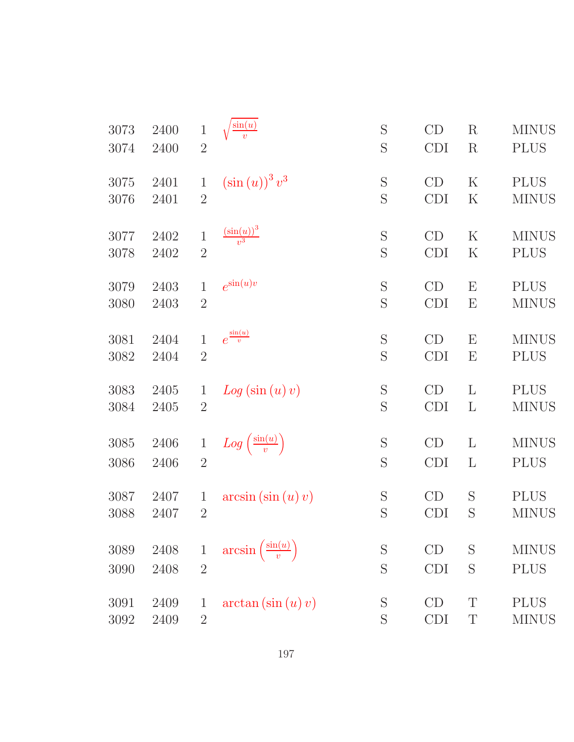| | | | | | | | |
|---|---|---|---|---|---|---|---|
| 3073 | 2400 | 1 | $\sqrt{\frac{\sin(u)}{v}}$ | S | CD | R | MINUS |
| 3074 | 2400 | 2 | | S | CDI | R | PLUS |
| 3075 | 2401 | 1 | $(\sin(u))^3 v^3$ | S | CD | K | PLUS |
| 3076 | 2401 | 2 | | S | CDI | K | MINUS |
| 3077 | 2402 | 1 | $\frac{(\sin(u))^3}{v^3}$ | S | CD | K | MINUS |
| 3078 | 2402 | 2 | | S | CDI | K | PLUS |
| 3079 | 2403 | 1 | $e^{\sin(u)v}$ | S | CD | E | PLUS |
| 3080 | 2403 | 2 | | S | CDI | E | MINUS |
| 3081 | 2404 | 1 | $e^{\frac{\sin(u)}{v}}$ | S | CD | E | MINUS |
| 3082 | 2404 | 2 | | S | CDI | E | PLUS |
| 3083 | 2405 | 1 | $Log(\sin(u)v)$ | S | CD | L | PLUS |
| 3084 | 2405 | 2 | | S | CDI | L | MINUS |
| 3085 | 2406 | 1 | $Log\left(\frac{\sin(u)}{v}\right)$ | S | CD | L | MINUS |
| 3086 | 2406 | 2 | | S | CDI | L | PLUS |
| 3087 | 2407 | 1 | $\arcsin(\sin(u)v)$ | S | CD | S | PLUS |
| 3088 | 2407 | 2 | | S | CDI | S | MINUS |
| 3089 | 2408 | 1 | $\arcsin\left(\frac{\sin(u)}{v}\right)$ | S | CD | S | MINUS |
| 3090 | 2408 | 2 | | S | CDI | S | PLUS |
| 3091 | 2409 | 1 | $\arctan(\sin(u)v)$ | S | CD | T | PLUS |
| 3092 | 2409 | 2 | | S | CDI | T | MINUS |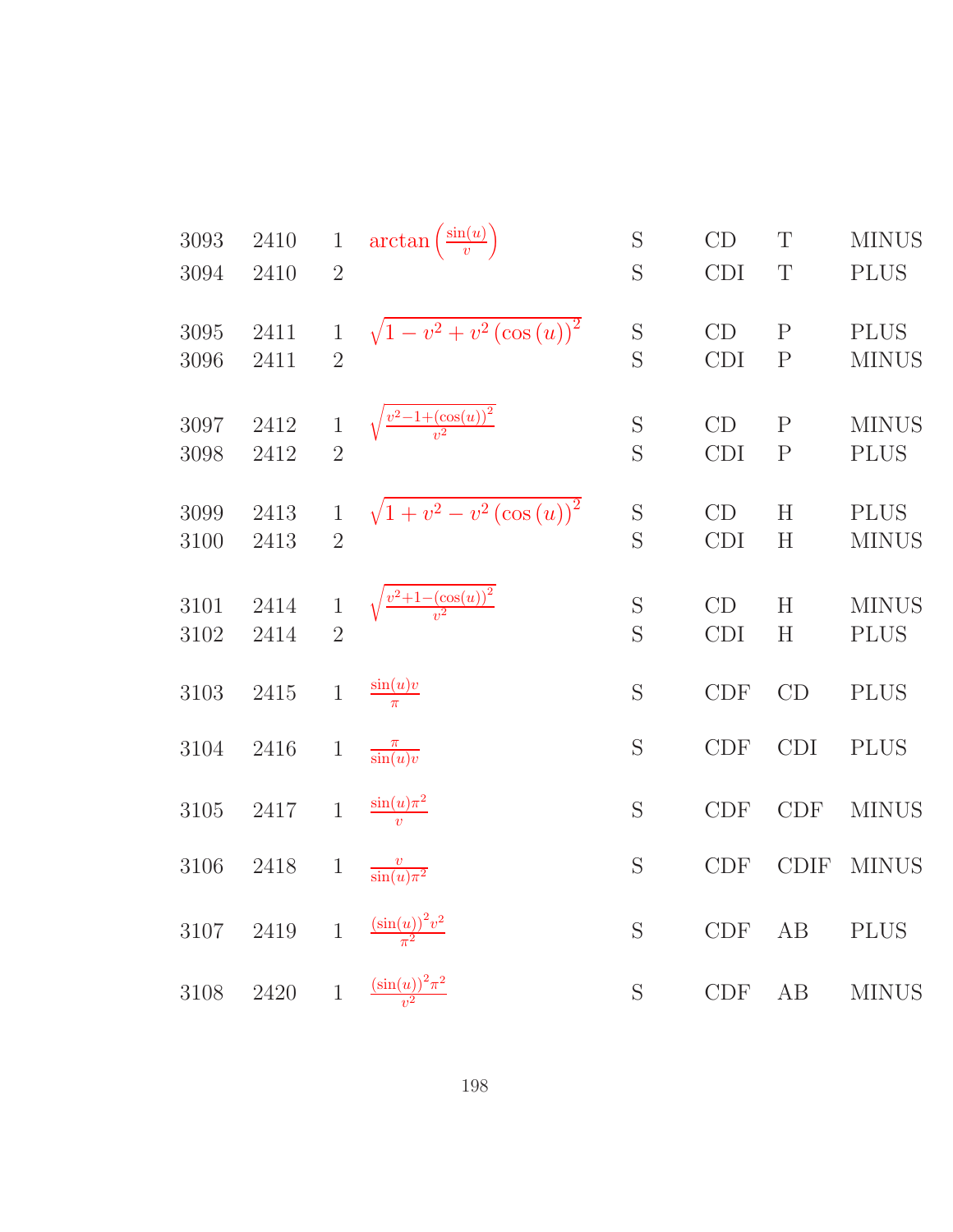| | | | | | | | |
|---|---|---|---|---|---|---|---|
| 3093 | 2410 | 1 | $\arctan\left(\frac{\sin(u)}{v}\right)$ | S | CD | T | MINUS |
| 3094 | 2410 | 2 | | S | CDI | T | PLUS |
| 3095 | 2411 | 1 | $\sqrt{1 - v^2 + v^2 (\cos(u))^2}$ | S | CD | P | PLUS |
| 3096 | 2411 | 2 | | S | CDI | P | MINUS |
| 3097 | 2412 | 1 | $\sqrt{\frac{v^2-1+(\cos(u))^2}{v^2}}$ | S | CD | P | MINUS |
| 3098 | 2412 | 2 | | S | CDI | P | PLUS |
| 3099 | 2413 | 1 | $\sqrt{1 + v^2 - v^2 (\cos(u))^2}$ | S | CD | H | PLUS |
| 3100 | 2413 | 2 | | S | CDI | H | MINUS |
| 3101 | 2414 | 1 | $\sqrt{\frac{v^2+1-(\cos(u))^2}{v^2}}$ | S | CD | H | MINUS |
| 3102 | 2414 | 2 | | S | CDI | H | PLUS |
| 3103 | 2415 | 1 | $\frac{\sin(u)v}{\pi}$ | S | CDF | CD | PLUS |
| 3104 | 2416 | 1 | $\frac{\pi}{\sin(u)v}$ | S | CDF | CDI | PLUS |
| 3105 | 2417 | 1 | $\frac{\sin(u)\pi^2}{v}$ | S | CDF | CDF | MINUS |
| 3106 | 2418 | 1 | $\frac{v}{\sin(u)\pi^2}$ | S | CDF | CDIF | MINUS |
| 3107 | 2419 | 1 | $\frac{(\sin(u))^2 v^2}{\pi^2}$ | S | CDF | AB | PLUS |
| 3108 | 2420 | 1 | $\frac{(\sin(u))^2 \pi^2}{v^2}$ | S | CDF | AB | MINUS |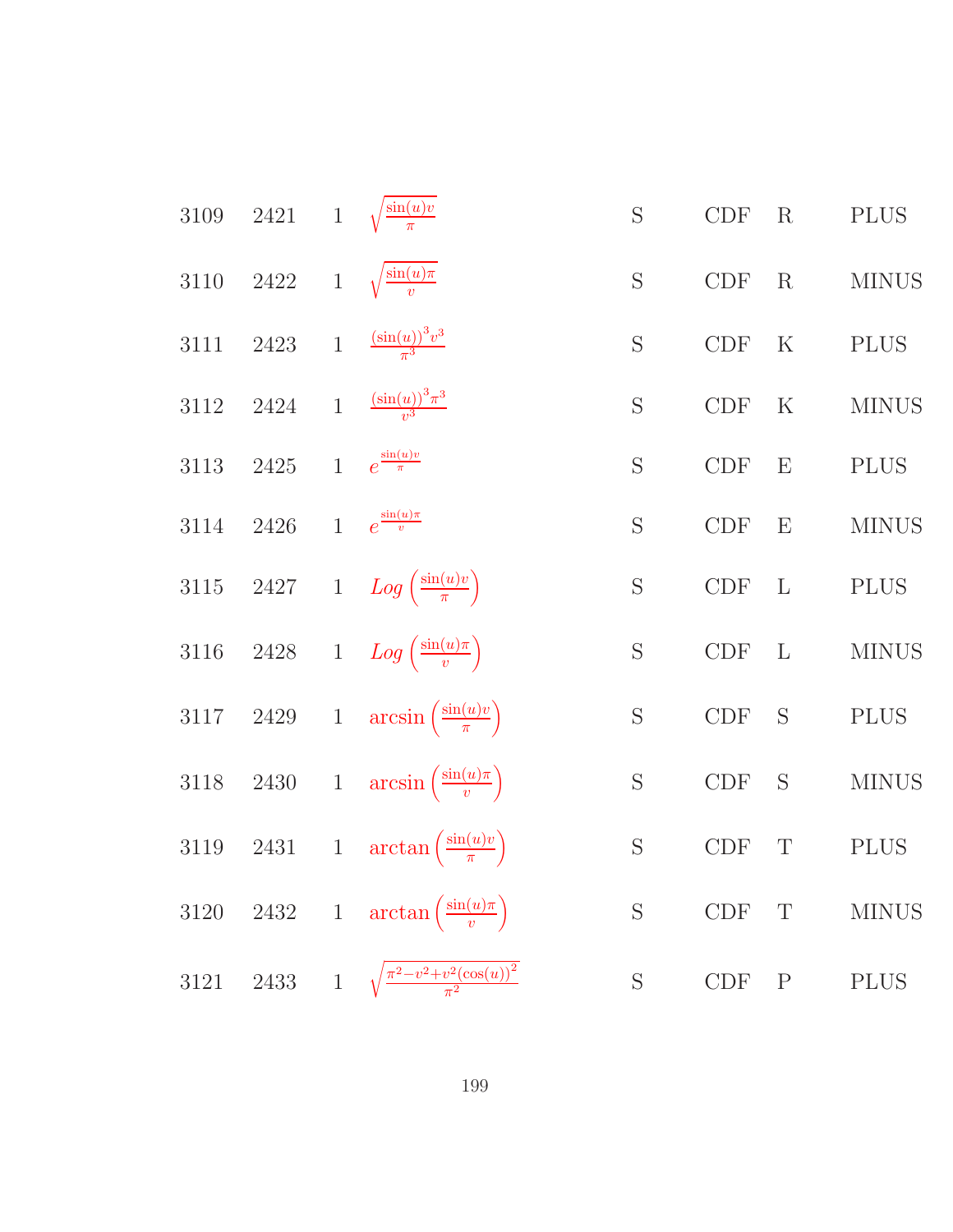| | | | | | | | |
|---|---|---|---|---|---|---|---|
| 3109 | 2421 | 1 | $\sqrt{\frac{\sin(u)v}{\pi}}$ | S | CDF | R | PLUS |
| 3110 | 2422 | 1 | $\sqrt{\frac{\sin(u)\pi}{v}}$ | S | CDF | R | MINUS |
| 3111 | 2423 | 1 | $\frac{(\sin(u))^3 v^3}{\pi^3}$ | S | CDF | K | PLUS |
| 3112 | 2424 | 1 | $\frac{(\sin(u))^3 \pi^3}{v^3}$ | S | CDF | K | MINUS |
| 3113 | 2425 | 1 | $e^{\frac{\sin(u)v}{\pi}}$ | S | CDF | E | PLUS |
| 3114 | 2426 | 1 | $e^{\frac{\sin(u)\pi}{v}}$ | S | CDF | E | MINUS |
| 3115 | 2427 | 1 | $Log\left(\frac{\sin(u)v}{\pi}\right)$ | S | CDF | L | PLUS |
| 3116 | 2428 | 1 | $Log\left(\frac{\sin(u)\pi}{v}\right)$ | S | CDF | L | MINUS |
| 3117 | 2429 | 1 | $\arcsin\left(\frac{\sin(u)v}{\pi}\right)$ | S | CDF | S | PLUS |
| 3118 | 2430 | 1 | $\arcsin\left(\frac{\sin(u)\pi}{v}\right)$ | S | CDF | S | MINUS |
| 3119 | 2431 | 1 | $\arctan\left(\frac{\sin(u)v}{\pi}\right)$ | S | CDF | T | PLUS |
| 3120 | 2432 | 1 | $\arctan\left(\frac{\sin(u)\pi}{v}\right)$ | S | CDF | T | MINUS |
| 3121 | 2433 | 1 | $\sqrt{\frac{\pi^2-v^2+v^2(\cos(u))^2}{\pi^2}}$ | S | CDF | P | PLUS |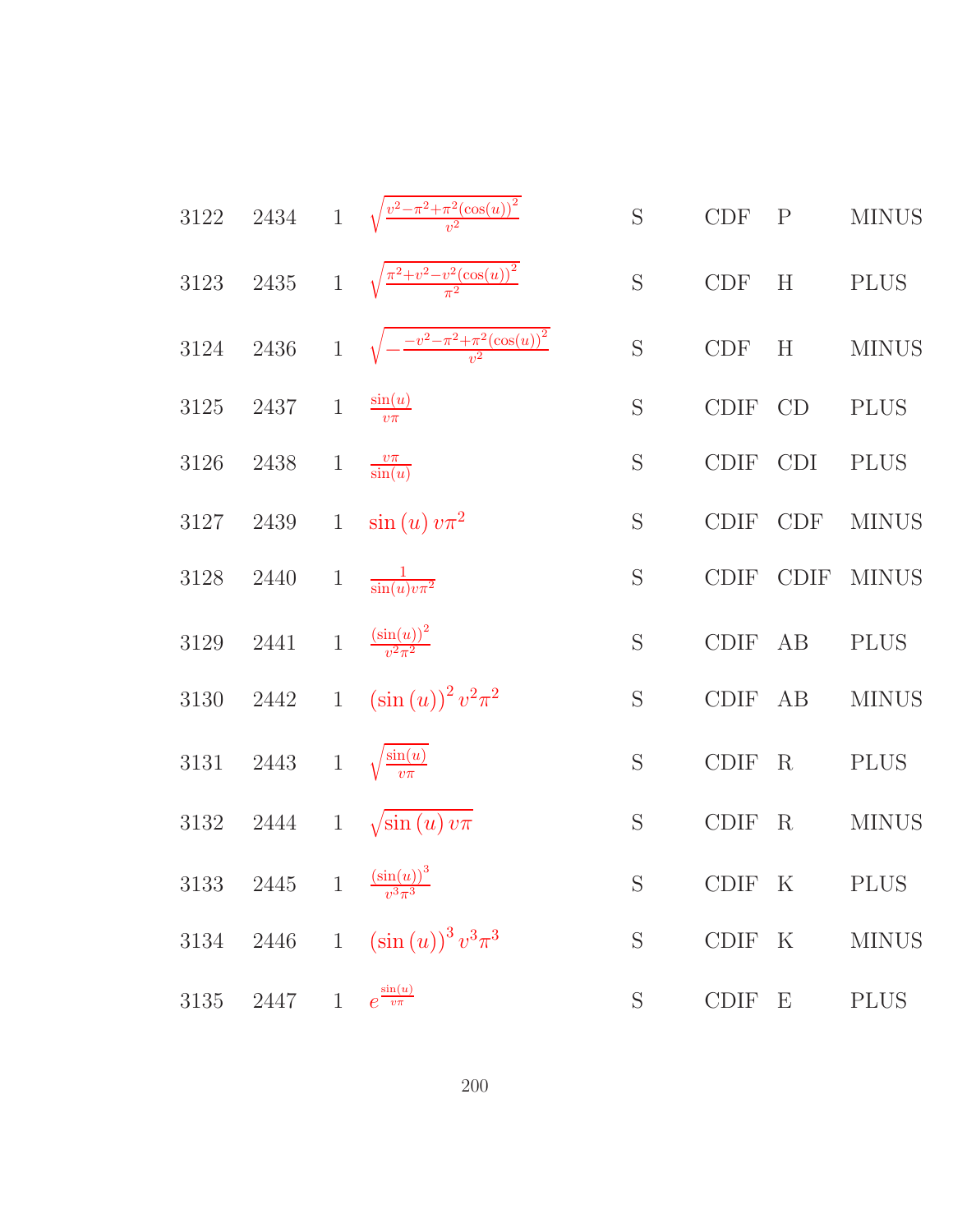| | | | | | | | |
|---|---|---|---|---|---|---|---|
| 3122 | 2434 | 1 | $\sqrt{\frac{v^2-\pi^2+\pi^2(\cos(u))^2}{v^2}}$ | S | CDF | P | MINUS |
| 3123 | 2435 | 1 | $\sqrt{\frac{\pi^2+v^2-v^2(\cos(u))^2}{\pi^2}}$ | S | CDF | H | PLUS |
| 3124 | 2436 | 1 | $\sqrt{-\frac{-v^2-\pi^2+\pi^2(\cos(u))^2}{v^2}}$ | S | CDF | H | MINUS |
| 3125 | 2437 | 1 | $\frac{\sin(u)}{v\pi}$ | S | CDIF | CD | PLUS |
| 3126 | 2438 | 1 | $\frac{v\pi}{\sin(u)}$ | S | CDIF | CDI | PLUS |
| 3127 | 2439 | 1 | $\sin(u)\,v\pi^2$ | S | CDIF | CDF | MINUS |
| 3128 | 2440 | 1 | $\frac{1}{\sin(u)v\pi^2}$ | S | CDIF | CDIF | MINUS |
| 3129 | 2441 | 1 | $\frac{(\sin(u))^2}{v^2\pi^2}$ | S | CDIF | AB | PLUS |
| 3130 | 2442 | 1 | $(\sin(u))^2\,v^2\pi^2$ | S | CDIF | AB | MINUS |
| 3131 | 2443 | 1 | $\sqrt{\frac{\sin(u)}{v\pi}}$ | S | CDIF | R | PLUS |
| 3132 | 2444 | 1 | $\sqrt{\sin(u)\,v\pi}$ | S | CDIF | R | MINUS |
| 3133 | 2445 | 1 | $\frac{(\sin(u))^3}{v^3\pi^3}$ | S | CDIF | K | PLUS |
| 3134 | 2446 | 1 | $(\sin(u))^3\,v^3\pi^3$ | S | CDIF | K | MINUS |
| 3135 | 2447 | 1 | $e^{\frac{\sin(u)}{v\pi}}$ | S | CDIF | E | PLUS |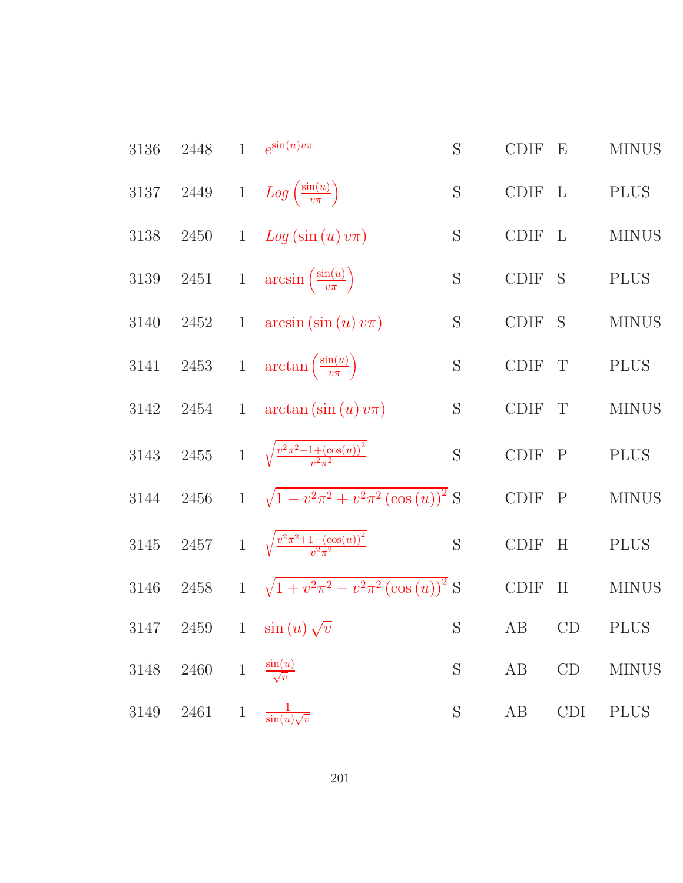| | | | | | | | |
|---|---|---|---|---|---|---|---|
| 3136 | 2448 | 1 | $e^{\sin(u)v\pi}$ | S | CDIF | E | MINUS |
| 3137 | 2449 | 1 | $Log\left(\frac{\sin(u)}{v\pi}\right)$ | S | CDIF | L | PLUS |
| 3138 | 2450 | 1 | $Log\left(\sin\left(u\right)v\pi\right)$ | S | CDIF | L | MINUS |
| 3139 | 2451 | 1 | $\arcsin\left(\frac{\sin(u)}{v\pi}\right)$ | S | CDIF | S | PLUS |
| 3140 | 2452 | 1 | $\arcsin\left(\sin\left(u\right)v\pi\right)$ | S | CDIF | S | MINUS |
| 3141 | 2453 | 1 | $\arctan\left(\frac{\sin(u)}{v\pi}\right)$ | S | CDIF | T | PLUS |
| 3142 | 2454 | 1 | $\arctan\left(\sin\left(u\right)v\pi\right)$ | S | CDIF | T | MINUS |
| 3143 | 2455 | 1 | $\sqrt{\frac{v^2\pi^2-1+(\cos(u))^2}{v^2\pi^2}}$ | S | CDIF | P | PLUS |
| 3144 | 2456 | 1 | $\sqrt{1-v^2\pi^2+v^2\pi^2\left(\cos\left(u\right)\right)^2}$ | S | CDIF | P | MINUS |
| 3145 | 2457 | 1 | $\sqrt{\frac{v^2\pi^2+1-(\cos(u))^2}{v^2\pi^2}}$ | S | CDIF | H | PLUS |
| 3146 | 2458 | 1 | $\sqrt{1+v^2\pi^2-v^2\pi^2\left(\cos\left(u\right)\right)^2}$ | S | CDIF | H | MINUS |
| 3147 | 2459 | 1 | $\sin\left(u\right)\sqrt{v}$ | S | AB | CD | PLUS |
| 3148 | 2460 | 1 | $\frac{\sin(u)}{\sqrt{v}}$ | S | AB | CD | MINUS |
| 3149 | 2461 | 1 | $\frac{1}{\sin(u)\sqrt{v}}$ | S | AB | CDI | PLUS |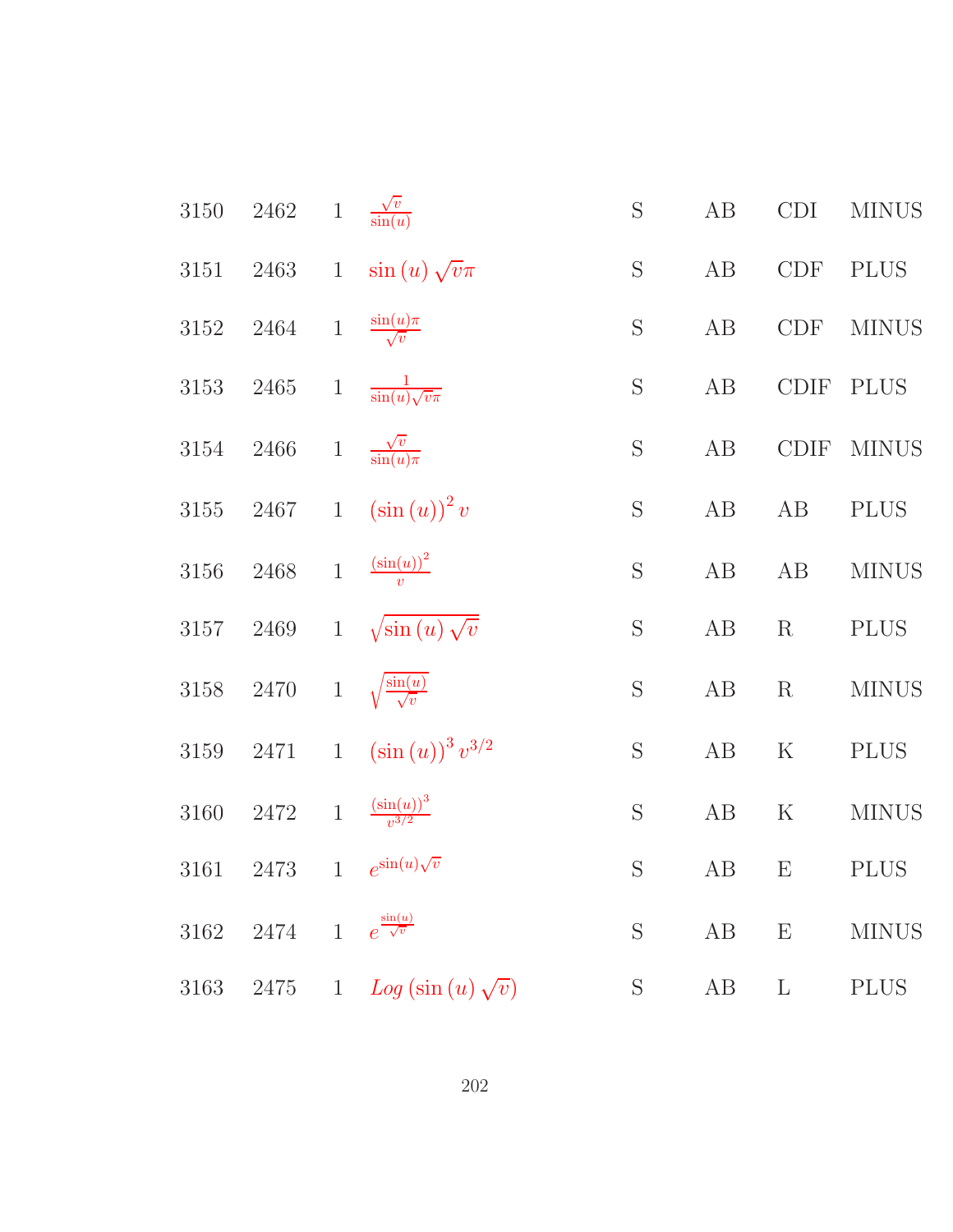| | | | | | | | |
|---|---|---|---|---|---|---|---|
| 3150 | 2462 | 1 | $\frac{\sqrt{v}}{\sin(u)}$ | S | AB | CDI | MINUS |
| 3151 | 2463 | 1 | $\sin(u)\sqrt{v}\pi$ | S | AB | CDF | PLUS |
| 3152 | 2464 | 1 | $\frac{\sin(u)\pi}{\sqrt{v}}$ | S | AB | CDF | MINUS |
| 3153 | 2465 | 1 | $\frac{1}{\sin(u)\sqrt{v}\pi}$ | S | AB | CDIF | PLUS |
| 3154 | 2466 | 1 | $\frac{\sqrt{v}}{\sin(u)\pi}$ | S | AB | CDIF | MINUS |
| 3155 | 2467 | 1 | $(\sin(u))^2 v$ | S | AB | AB | PLUS |
| 3156 | 2468 | 1 | $\frac{(\sin(u))^2}{v}$ | S | AB | AB | MINUS |
| 3157 | 2469 | 1 | $\sqrt{\sin(u)\sqrt{v}}$ | S | AB | R | PLUS |
| 3158 | 2470 | 1 | $\sqrt{\frac{\sin(u)}{\sqrt{v}}}$ | S | AB | R | MINUS |
| 3159 | 2471 | 1 | $(\sin(u))^3 v^{3/2}$ | S | AB | K | PLUS |
| 3160 | 2472 | 1 | $\frac{(\sin(u))^3}{v^{3/2}}$ | S | AB | K | MINUS |
| 3161 | 2473 | 1 | $e^{\sin(u)\sqrt{v}}$ | S | AB | E | PLUS |
| 3162 | 2474 | 1 | $e^{\frac{\sin(u)}{\sqrt{v}}}$ | S | AB | E | MINUS |
| 3163 | 2475 | 1 | $Log(\sin(u)\sqrt{v})$ | S | AB | L | PLUS |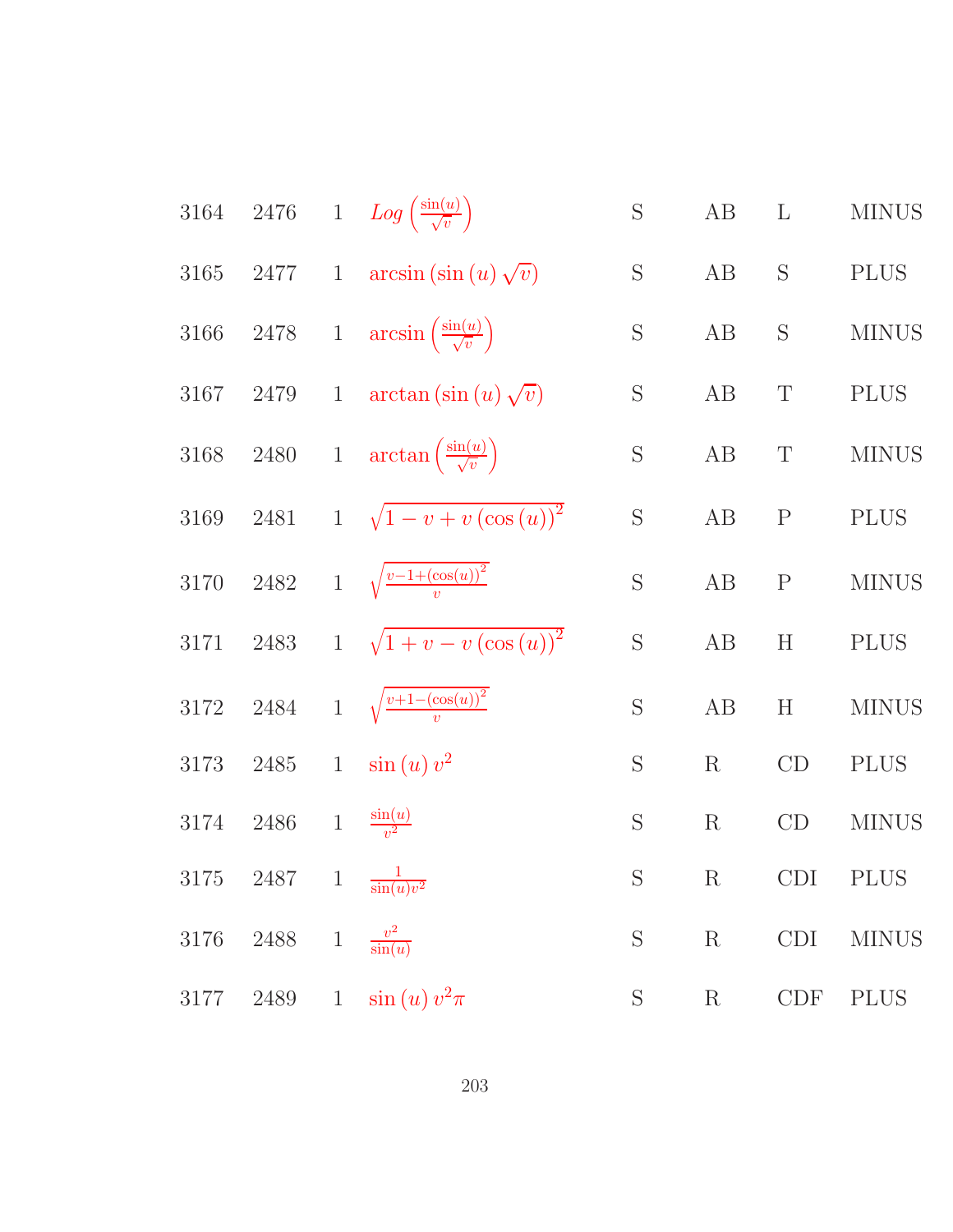| | | | | | | | |
|---|---|---|---|---|---|---|---|
| 3164 | 2476 | 1 | $Log\left(\frac{\sin(u)}{\sqrt{v}}\right)$ | S | AB | L | MINUS |
| 3165 | 2477 | 1 | $\arcsin\left(\sin(u)\sqrt{v}\right)$ | S | AB | S | PLUS |
| 3166 | 2478 | 1 | $\arcsin\left(\frac{\sin(u)}{\sqrt{v}}\right)$ | S | AB | S | MINUS |
| 3167 | 2479 | 1 | $\arctan\left(\sin(u)\sqrt{v}\right)$ | S | AB | T | PLUS |
| 3168 | 2480 | 1 | $\arctan\left(\frac{\sin(u)}{\sqrt{v}}\right)$ | S | AB | T | MINUS |
| 3169 | 2481 | 1 | $\sqrt{1-v+v\left(\cos(u)\right)^2}$ | S | AB | P | PLUS |
| 3170 | 2482 | 1 | $\sqrt{\frac{v-1+\left(\cos(u)\right)^2}{v}}$ | S | AB | P | MINUS |
| 3171 | 2483 | 1 | $\sqrt{1+v-v\left(\cos(u)\right)^2}$ | S | AB | H | PLUS |
| 3172 | 2484 | 1 | $\sqrt{\frac{v+1-\left(\cos(u)\right)^2}{v}}$ | S | AB | H | MINUS |
| 3173 | 2485 | 1 | $\sin(u)\,v^2$ | S | R | CD | PLUS |
| 3174 | 2486 | 1 | $\frac{\sin(u)}{v^2}$ | S | R | CD | MINUS |
| 3175 | 2487 | 1 | $\frac{1}{\sin(u)v^2}$ | S | R | CDI | PLUS |
| 3176 | 2488 | 1 | $\frac{v^2}{\sin(u)}$ | S | R | CDI | MINUS |
| 3177 | 2489 | 1 | $\sin(u)\,v^2\pi$ | S | R | CDF | PLUS |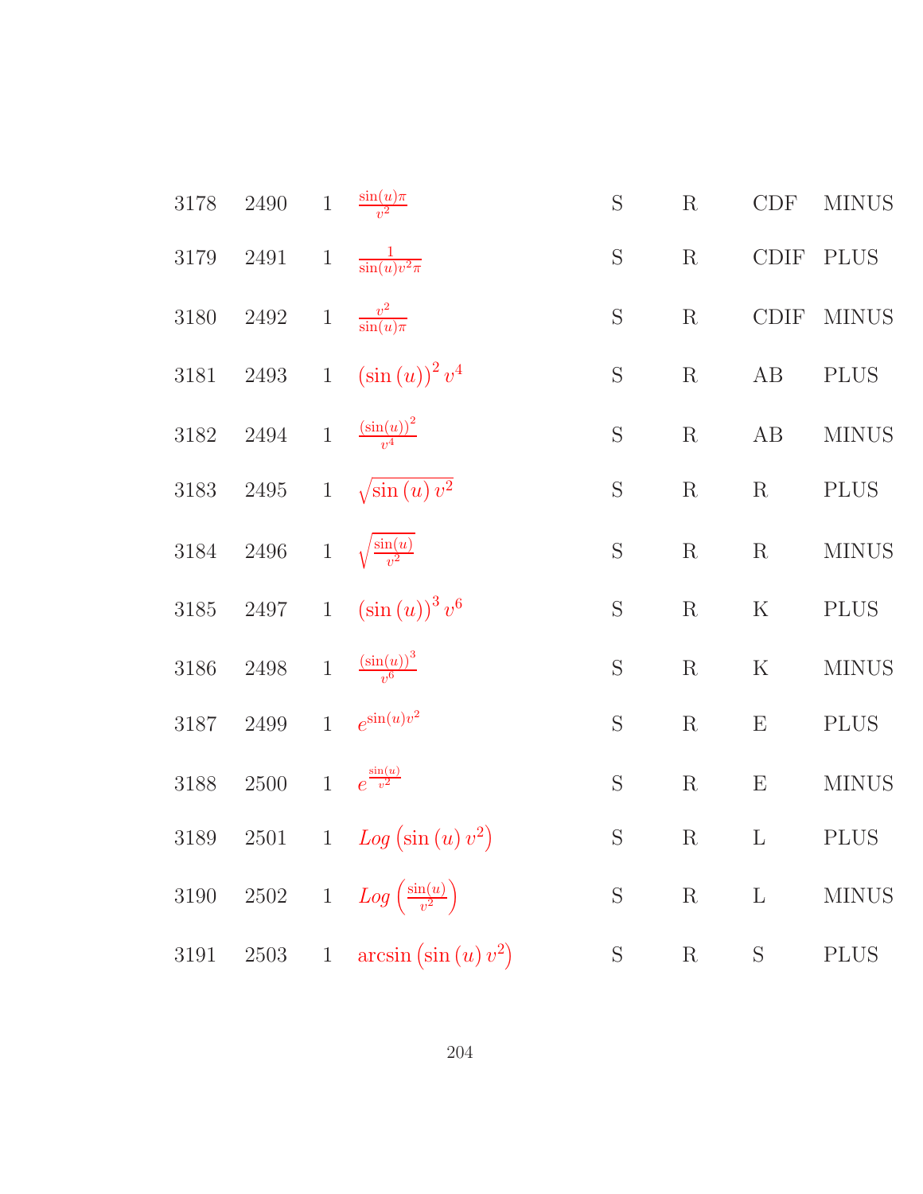| | | | | | | | |
|---|---|---|---|---|---|---|---|
| 3178 | 2490 | 1 | $\frac{\sin(u)\pi}{v^2}$ | S | R | CDF | MINUS |
| 3179 | 2491 | 1 | $\frac{1}{\sin(u)v^2\pi}$ | S | R | CDIF | PLUS |
| 3180 | 2492 | 1 | $\frac{v^2}{\sin(u)\pi}$ | S | R | CDIF | MINUS |
| 3181 | 2493 | 1 | $(\sin(u))^2 v^4$ | S | R | AB | PLUS |
| 3182 | 2494 | 1 | $\frac{(\sin(u))^2}{v^4}$ | S | R | AB | MINUS |
| 3183 | 2495 | 1 | $\sqrt{\sin(u) v^2}$ | S | R | R | PLUS |
| 3184 | 2496 | 1 | $\sqrt{\frac{\sin(u)}{v^2}}$ | S | R | R | MINUS |
| 3185 | 2497 | 1 | $(\sin(u))^3 v^6$ | S | R | K | PLUS |
| 3186 | 2498 | 1 | $\frac{(\sin(u))^3}{v^6}$ | S | R | K | MINUS |
| 3187 | 2499 | 1 | $e^{\sin(u)v^2}$ | S | R | E | PLUS |
| 3188 | 2500 | 1 | $e^{\frac{\sin(u)}{v^2}}$ | S | R | E | MINUS |
| 3189 | 2501 | 1 | $Log\left(\sin(u) v^2\right)$ | S | R | L | PLUS |
| 3190 | 2502 | 1 | $Log\left(\frac{\sin(u)}{v^2}\right)$ | S | R | L | MINUS |
| 3191 | 2503 | 1 | $\arcsin\left(\sin(u) v^2\right)$ | S | R | S | PLUS |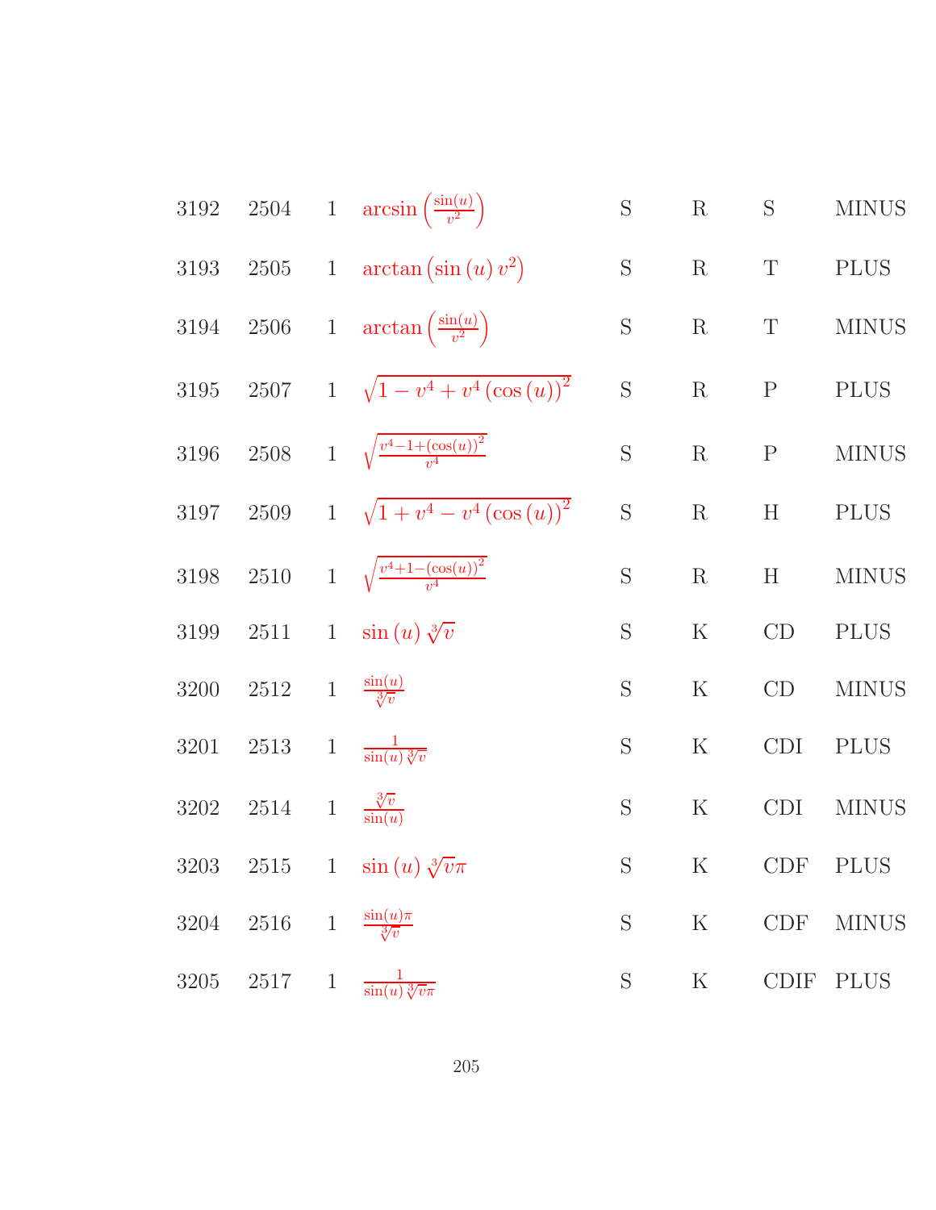| | | | | | | |
|---|---|---|---|---|---|---|
| 3192 | 2504 | 1 | $\arcsin\left(\frac{\sin(u)}{v^2}\right)$ | S | R | S | MINUS |
| 3193 | 2505 | 1 | $\arctan\left(\sin\left(u\right)v^2\right)$ | S | R | T | PLUS |
| 3194 | 2506 | 1 | $\arctan\left(\frac{\sin(u)}{v^2}\right)$ | S | R | T | MINUS |
| 3195 | 2507 | 1 | $\sqrt{1-v^4+v^4\left(\cos\left(u\right)\right)^2}$ | S | R | P | PLUS |
| 3196 | 2508 | 1 | $\sqrt{\frac{v^4-1+(\cos(u))^2}{v^4}}$ | S | R | P | MINUS |
| 3197 | 2509 | 1 | $\sqrt{1+v^4-v^4\left(\cos\left(u\right)\right)^2}$ | S | R | H | PLUS |
| 3198 | 2510 | 1 | $\sqrt{\frac{v^4+1-(\cos(u))^2}{v^4}}$ | S | R | H | MINUS |
| 3199 | 2511 | 1 | $\sin\left(u\right)\sqrt[3]{v}$ | S | K | CD | PLUS |
| 3200 | 2512 | 1 | $\frac{\sin(u)}{\sqrt[3]{v}}$ | S | K | CD | MINUS |
| 3201 | 2513 | 1 | $\frac{1}{\sin(u)\sqrt[3]{v}}$ | S | K | CDI | PLUS |
| 3202 | 2514 | 1 | $\frac{\sqrt[3]{v}}{\sin(u)}$ | S | K | CDI | MINUS |
| 3203 | 2515 | 1 | $\sin\left(u\right)\sqrt[3]{v}\pi$ | S | K | CDF | PLUS |
| 3204 | 2516 | 1 | $\frac{\sin(u)\pi}{\sqrt[3]{v}}$ | S | K | CDF | MINUS |
| 3205 | 2517 | 1 | $\frac{1}{\sin(u)\sqrt[3]{v}\pi}$ | S | K | CDIF | PLUS |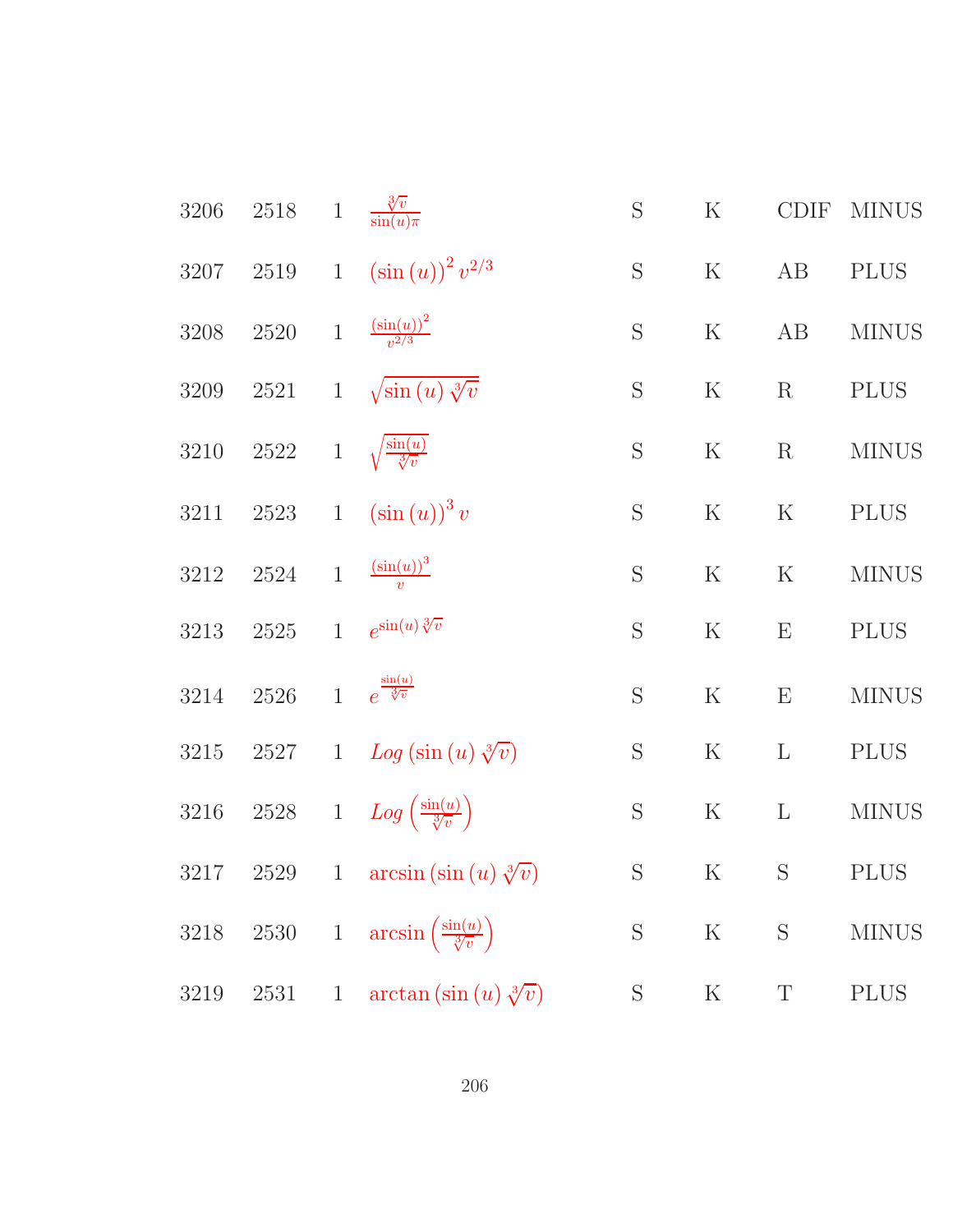| | | | | | | | |
|---|---|---|---|---|---|---|---|
| 3206 | 2518 | 1 | $\frac{\sqrt[3]{v}}{\sin(u)\pi}$ | S | K | CDIF | MINUS |
| 3207 | 2519 | 1 | $(\sin(u))^2 v^{2/3}$ | S | K | AB | PLUS |
| 3208 | 2520 | 1 | $\frac{(\sin(u))^2}{v^{2/3}}$ | S | K | AB | MINUS |
| 3209 | 2521 | 1 | $\sqrt{\sin(u)\sqrt[3]{v}}$ | S | K | R | PLUS |
| 3210 | 2522 | 1 | $\sqrt{\frac{\sin(u)}{\sqrt[3]{v}}}$ | S | K | R | MINUS |
| 3211 | 2523 | 1 | $(\sin(u))^3 v$ | S | K | K | PLUS |
| 3212 | 2524 | 1 | $\frac{(\sin(u))^3}{v}$ | S | K | K | MINUS |
| 3213 | 2525 | 1 | $e^{\sin(u)\sqrt[3]{v}}$ | S | K | E | PLUS |
| 3214 | 2526 | 1 | $e^{\frac{\sin(u)}{\sqrt[3]{v}}}$ | S | K | E | MINUS |
| 3215 | 2527 | 1 | $Log(\sin(u)\sqrt[3]{v})$ | S | K | L | PLUS |
| 3216 | 2528 | 1 | $Log\left(\frac{\sin(u)}{\sqrt[3]{v}}\right)$ | S | K | L | MINUS |
| 3217 | 2529 | 1 | $\arcsin(\sin(u)\sqrt[3]{v})$ | S | K | S | PLUS |
| 3218 | 2530 | 1 | $\arcsin\left(\frac{\sin(u)}{\sqrt[3]{v}}\right)$ | S | K | S | MINUS |
| 3219 | 2531 | 1 | $\arctan(\sin(u)\sqrt[3]{v})$ | S | K | T | PLUS |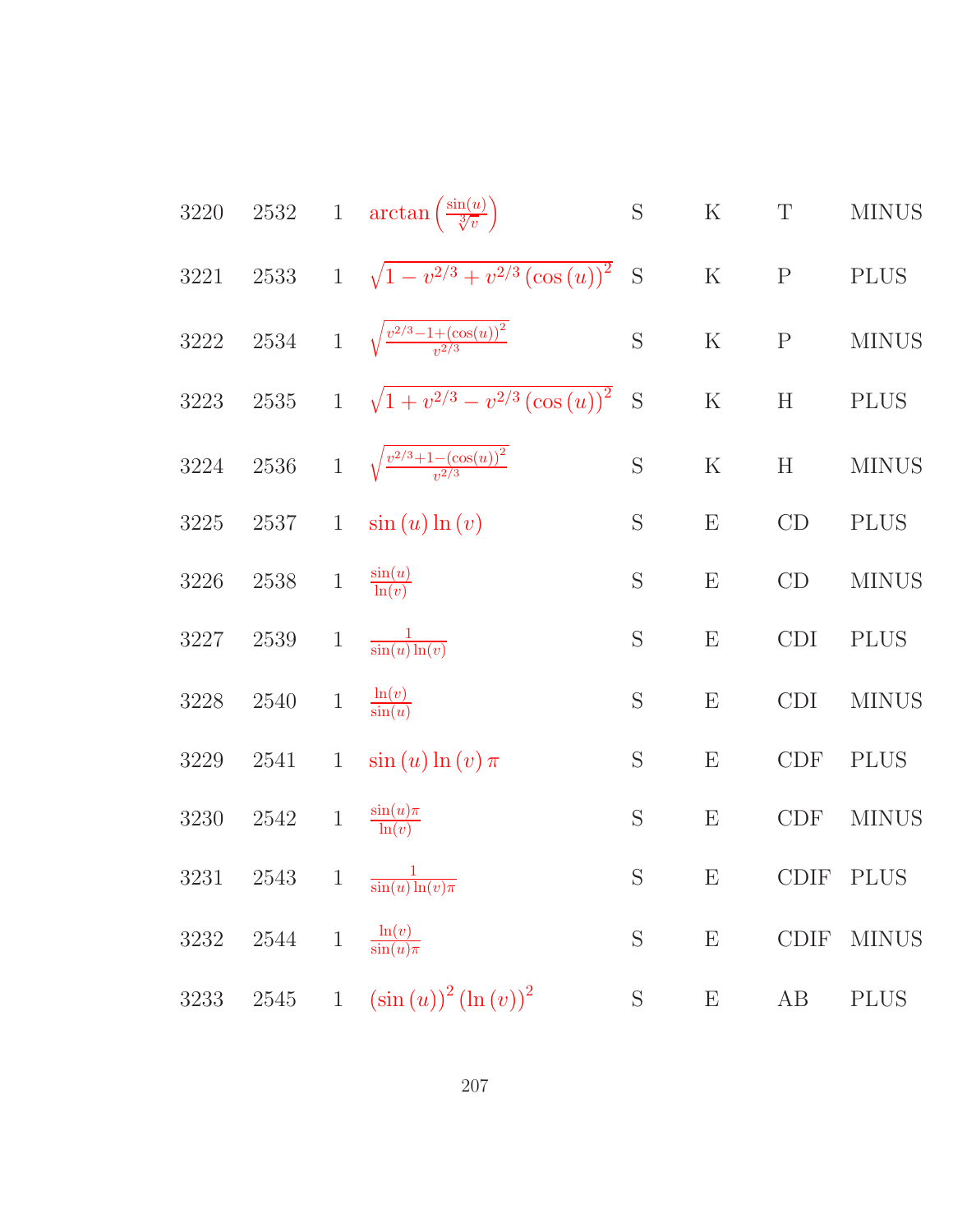| | | | | | | | |
|---|---|---|---|---|---|---|---|
| 3220 | 2532 | 1 | $\arctan\left(\frac{\sin(u)}{\sqrt[3]{v}}\right)$ | S | K | T | MINUS |
| 3221 | 2533 | 1 | $\sqrt{1 - v^{2/3} + v^{2/3}(\cos(u))^2}$ | S | K | P | PLUS |
| 3222 | 2534 | 1 | $\sqrt{\frac{v^{2/3}-1+(\cos(u))^2}{v^{2/3}}}$ | S | K | P | MINUS |
| 3223 | 2535 | 1 | $\sqrt{1 + v^{2/3} - v^{2/3}(\cos(u))^2}$ | S | K | H | PLUS |
| 3224 | 2536 | 1 | $\sqrt{\frac{v^{2/3}+1-(\cos(u))^2}{v^{2/3}}}$ | S | K | H | MINUS |
| 3225 | 2537 | 1 | $\sin(u)\ln(v)$ | S | E | CD | PLUS |
| 3226 | 2538 | 1 | $\frac{\sin(u)}{\ln(v)}$ | S | E | CD | MINUS |
| 3227 | 2539 | 1 | $\frac{1}{\sin(u)\ln(v)}$ | S | E | CDI | PLUS |
| 3228 | 2540 | 1 | $\frac{\ln(v)}{\sin(u)}$ | S | E | CDI | MINUS |
| 3229 | 2541 | 1 | $\sin(u)\ln(v)\pi$ | S | E | CDF | PLUS |
| 3230 | 2542 | 1 | $\frac{\sin(u)\pi}{\ln(v)}$ | S | E | CDF | MINUS |
| 3231 | 2543 | 1 | $\frac{1}{\sin(u)\ln(v)\pi}$ | S | E | CDIF | PLUS |
| 3232 | 2544 | 1 | $\frac{\ln(v)}{\sin(u)\pi}$ | S | E | CDIF | MINUS |
| 3233 | 2545 | 1 | $(\sin(u))^2(\ln(v))^2$ | S | E | AB | PLUS |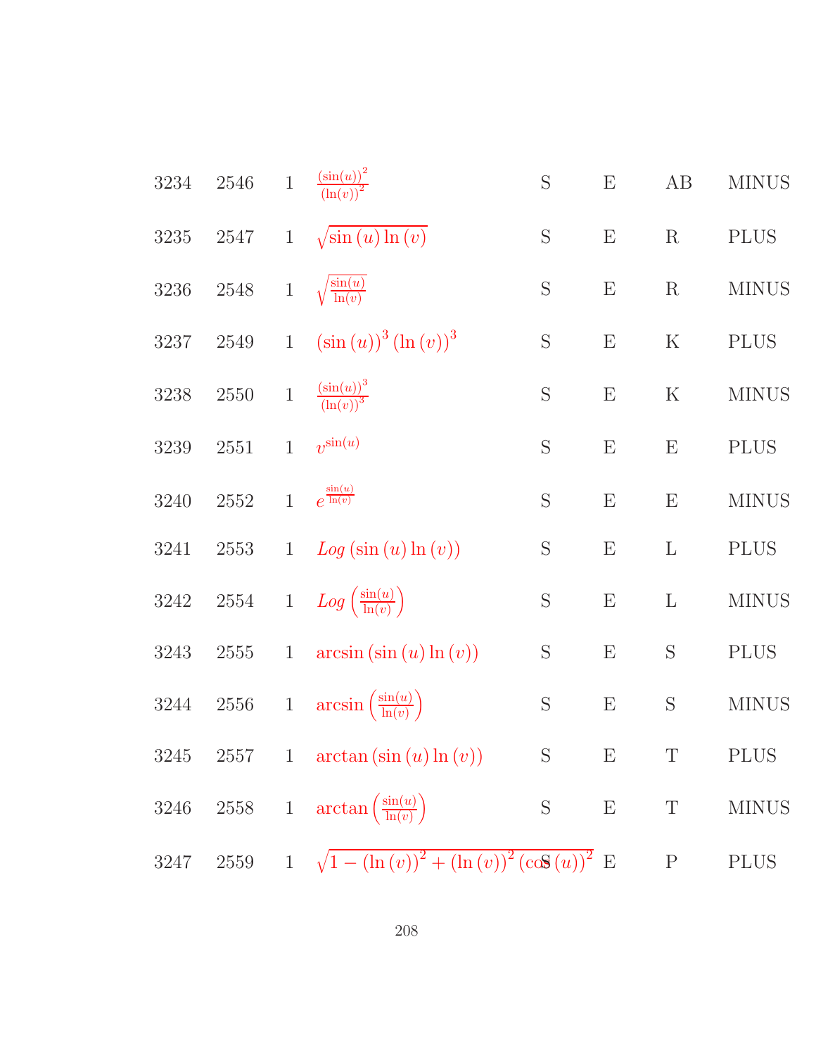| | | | | | | | |
|---|---|---|---|---|---|---|---|
| 3234 | 2546 | 1 | $\frac{(\sin(u))^2}{(\ln(v))^2}$ | S | E | AB | MINUS |
| 3235 | 2547 | 1 | $\sqrt{\sin(u)\ln(v)}$ | S | E | R | PLUS |
| 3236 | 2548 | 1 | $\sqrt{\frac{\sin(u)}{\ln(v)}}$ | S | E | R | MINUS |
| 3237 | 2549 | 1 | $(\sin(u))^3(\ln(v))^3$ | S | E | K | PLUS |
| 3238 | 2550 | 1 | $\frac{(\sin(u))^3}{(\ln(v))^3}$ | S | E | K | MINUS |
| 3239 | 2551 | 1 | $v^{\sin(u)}$ | S | E | E | PLUS |
| 3240 | 2552 | 1 | $e^{\frac{\sin(u)}{\ln(v)}}$ | S | E | E | MINUS |
| 3241 | 2553 | 1 | $Log(\sin(u)\ln(v))$ | S | E | L | PLUS |
| 3242 | 2554 | 1 | $Log\left(\frac{\sin(u)}{\ln(v)}\right)$ | S | E | L | MINUS |
| 3243 | 2555 | 1 | $\arcsin(\sin(u)\ln(v))$ | S | E | S | PLUS |
| 3244 | 2556 | 1 | $\arcsin\left(\frac{\sin(u)}{\ln(v)}\right)$ | S | E | S | MINUS |
| 3245 | 2557 | 1 | $\arctan(\sin(u)\ln(v))$ | S | E | T | PLUS |
| 3246 | 2558 | 1 | $\arctan\left(\frac{\sin(u)}{\ln(v)}\right)$ | S | E | T | MINUS |
| 3247 | 2559 | 1 | $\sqrt{1-(\ln(v))^2+(\ln(v))^2(\cos(u))^2}$ | S | E | P | PLUS |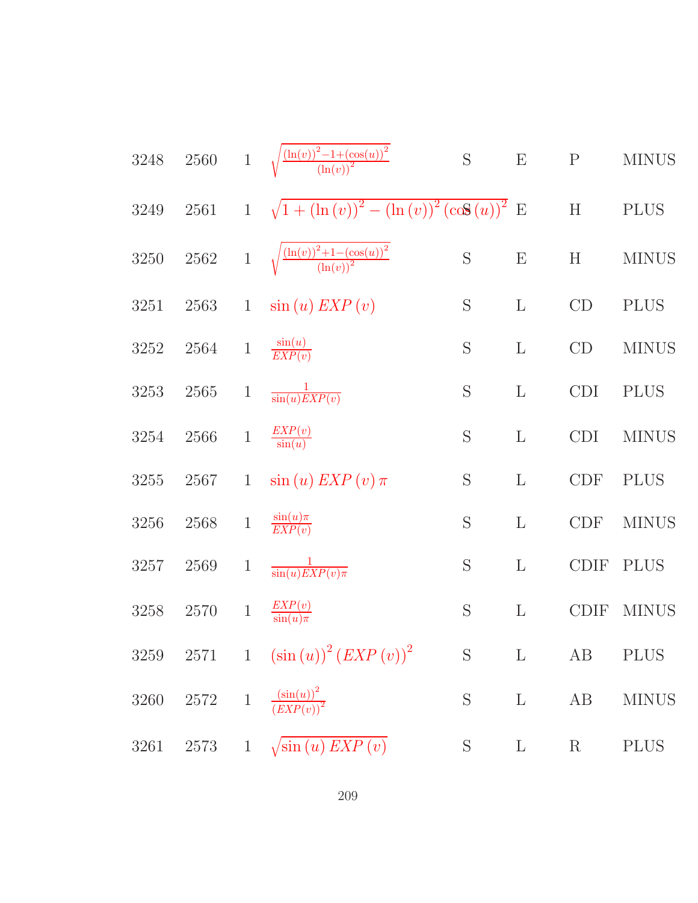| | | | | | | | |
|---|---|---|---|---|---|---|---|
| 3248 | 2560 | 1 | $\sqrt{\frac{(\ln(v))^2-1+(\cos(u))^2}{(\ln(v))^2}}$ | S | E | P | MINUS |
| 3249 | 2561 | 1 | $\sqrt{1+(\ln(v))^2-(\ln(v))^2(\cos(u))^2}$ | S | E | H | PLUS |
| 3250 | 2562 | 1 | $\sqrt{\frac{(\ln(v))^2+1-(\cos(u))^2}{(\ln(v))^2}}$ | S | E | H | MINUS |
| 3251 | 2563 | 1 | $\sin(u)\,EXP(v)$ | S | L | CD | PLUS |
| 3252 | 2564 | 1 | $\frac{\sin(u)}{EXP(v)}$ | S | L | CD | MINUS |
| 3253 | 2565 | 1 | $\frac{1}{\sin(u)EXP(v)}$ | S | L | CDI | PLUS |
| 3254 | 2566 | 1 | $\frac{EXP(v)}{\sin(u)}$ | S | L | CDI | MINUS |
| 3255 | 2567 | 1 | $\sin(u)\,EXP(v)\,\pi$ | S | L | CDF | PLUS |
| 3256 | 2568 | 1 | $\frac{\sin(u)\pi}{EXP(v)}$ | S | L | CDF | MINUS |
| 3257 | 2569 | 1 | $\frac{1}{\sin(u)EXP(v)\pi}$ | S | L | CDIF | PLUS |
| 3258 | 2570 | 1 | $\frac{EXP(v)}{\sin(u)\pi}$ | S | L | CDIF | MINUS |
| 3259 | 2571 | 1 | $(\sin(u))^2(EXP(v))^2$ | S | L | AB | PLUS |
| 3260 | 2572 | 1 | $\frac{(\sin(u))^2}{(EXP(v))^2}$ | S | L | AB | MINUS |
| 3261 | 2573 | 1 | $\sqrt{\sin(u)\,EXP(v)}$ | S | L | R | PLUS |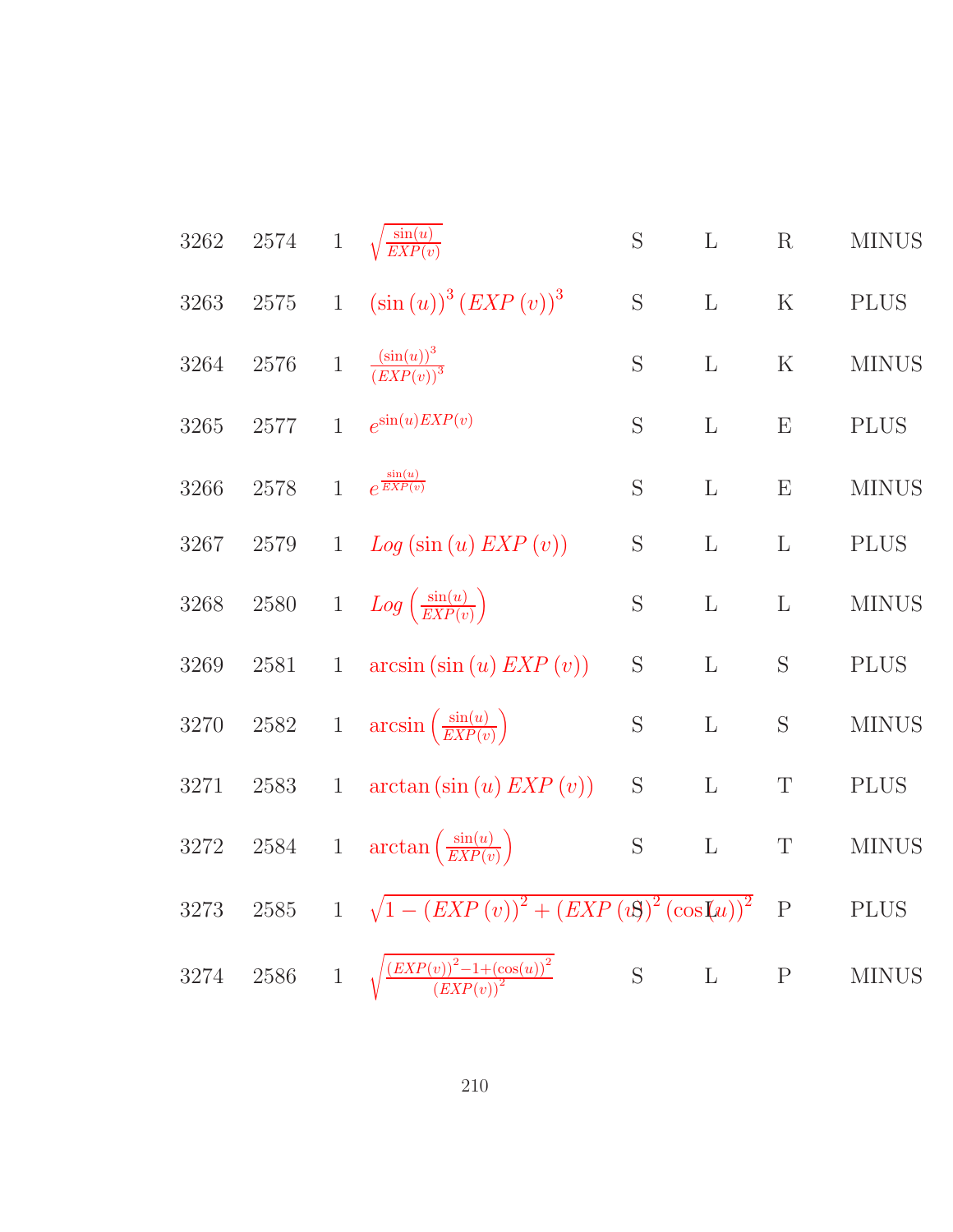| | | | | | | | |
|---|---|---|---|---|---|---|---|
| 3262 | 2574 | 1 | $\sqrt{\frac{\sin(u)}{EXP(v)}}$ | S | L | R | MINUS |
| 3263 | 2575 | 1 | $(\sin(u))^3 (EXP(v))^3$ | S | L | K | PLUS |
| 3264 | 2576 | 1 | $\frac{(\sin(u))^3}{(EXP(v))^3}$ | S | L | K | MINUS |
| 3265 | 2577 | 1 | $e^{\sin(u)EXP(v)}$ | S | L | E | PLUS |
| 3266 | 2578 | 1 | $e^{\frac{\sin(u)}{EXP(v)}}$ | S | L | E | MINUS |
| 3267 | 2579 | 1 | $Log(\sin(u) EXP(v))$ | S | L | L | PLUS |
| 3268 | 2580 | 1 | $Log\left(\frac{\sin(u)}{EXP(v)}\right)$ | S | L | L | MINUS |
| 3269 | 2581 | 1 | $\arcsin(\sin(u) EXP(v))$ | S | L | S | PLUS |
| 3270 | 2582 | 1 | $\arcsin\left(\frac{\sin(u)}{EXP(v)}\right)$ | S | L | S | MINUS |
| 3271 | 2583 | 1 | $\arctan(\sin(u) EXP(v))$ | S | L | T | PLUS |
| 3272 | 2584 | 1 | $\arctan\left(\frac{\sin(u)}{EXP(v)}\right)$ | S | L | T | MINUS |
| 3273 | 2585 | 1 | $\sqrt{1-(EXP(v))^2+(EXP(v))^2(\cos(u))^2}$ | S | L | P | PLUS |
| 3274 | 2586 | 1 | $\sqrt{\frac{(EXP(v))^2-1+(\cos(u))^2}{(EXP(v))^2}}$ | S | L | P | MINUS |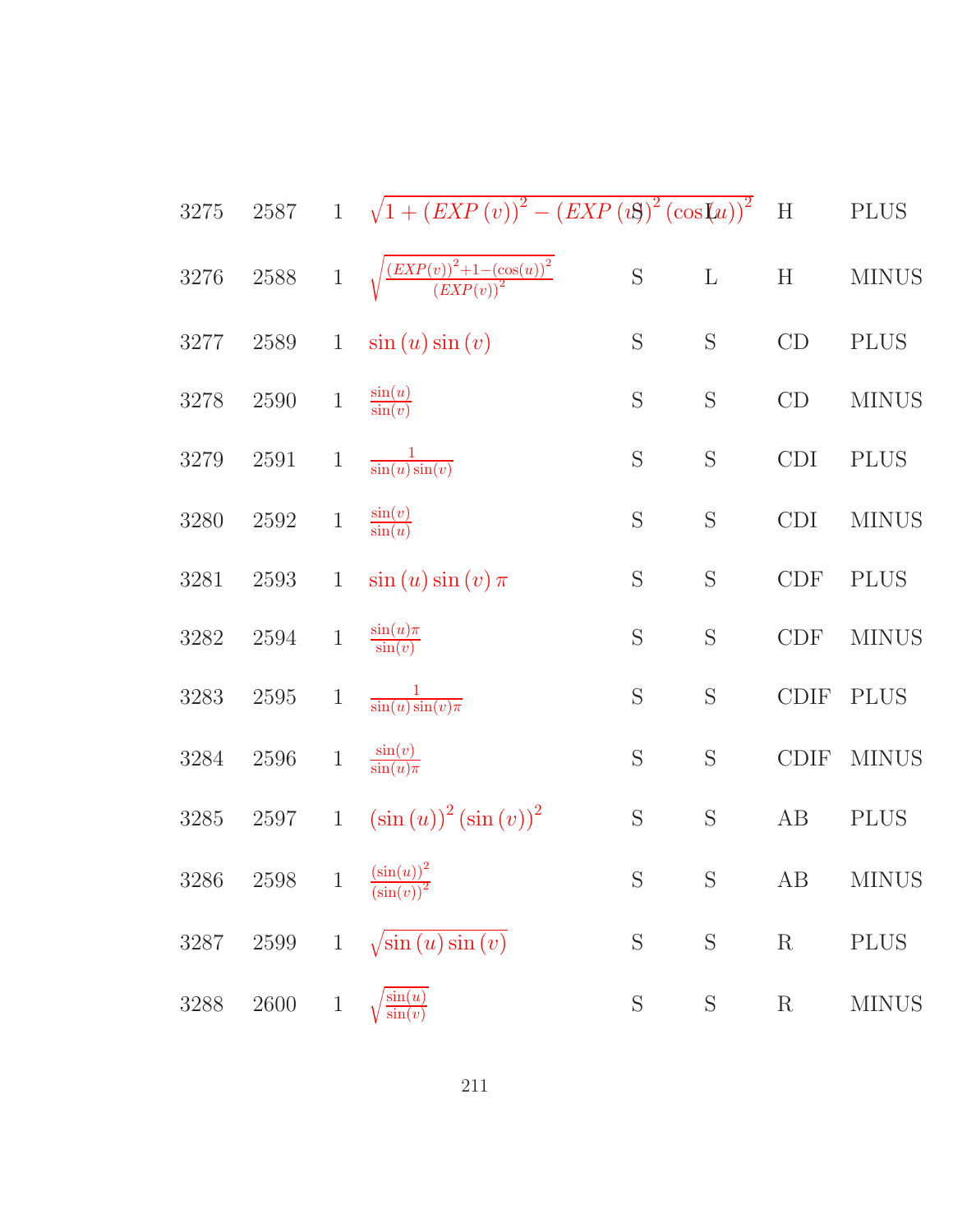| | | | | | | | |
|---|---|---|---|---|---|---|---|
| 3275 | 2587 | 1 | $\sqrt{1+(EXP(v))^2-(EXP(u))^2(\cos(u))^2}$ | S | L | H | PLUS |
| 3276 | 2588 | 1 | $\sqrt{\frac{(EXP(v))^2+1-(\cos(u))^2}{(EXP(v))^2}}$ | S | L | H | MINUS |
| 3277 | 2589 | 1 | $\sin(u)\sin(v)$ | S | S | CD | PLUS |
| 3278 | 2590 | 1 | $\frac{\sin(u)}{\sin(v)}$ | S | S | CD | MINUS |
| 3279 | 2591 | 1 | $\frac{1}{\sin(u)\sin(v)}$ | S | S | CDI | PLUS |
| 3280 | 2592 | 1 | $\frac{\sin(v)}{\sin(u)}$ | S | S | CDI | MINUS |
| 3281 | 2593 | 1 | $\sin(u)\sin(v)\pi$ | S | S | CDF | PLUS |
| 3282 | 2594 | 1 | $\frac{\sin(u)\pi}{\sin(v)}$ | S | S | CDF | MINUS |
| 3283 | 2595 | 1 | $\frac{1}{\sin(u)\sin(v)\pi}$ | S | S | CDIF | PLUS |
| 3284 | 2596 | 1 | $\frac{\sin(v)}{\sin(u)\pi}$ | S | S | CDIF | MINUS |
| 3285 | 2597 | 1 | $(\sin(u))^2(\sin(v))^2$ | S | S | AB | PLUS |
| 3286 | 2598 | 1 | $\frac{(\sin(u))^2}{(\sin(v))^2}$ | S | S | AB | MINUS |
| 3287 | 2599 | 1 | $\sqrt{\sin(u)\sin(v)}$ | S | S | R | PLUS |
| 3288 | 2600 | 1 | $\sqrt{\frac{\sin(u)}{\sin(v)}}$ | S | S | R | MINUS |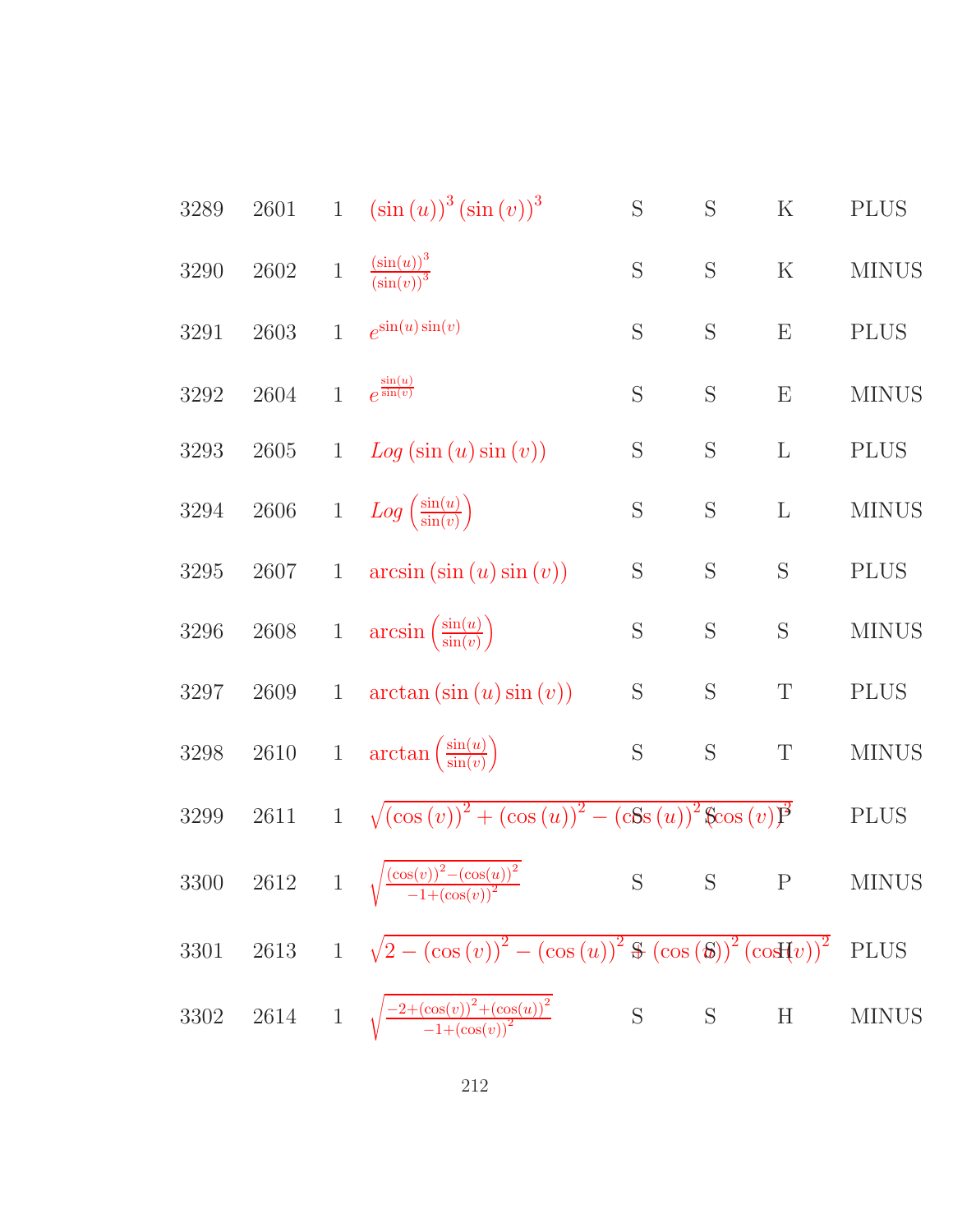| | | | | | | | |
|---|---|---|---|---|---|---|---|
| 3289 | 2601 | 1 | $(\sin(u))^3 (\sin(v))^3$ | S | S | K | PLUS |
| 3290 | 2602 | 1 | $\frac{(\sin(u))^3}{(\sin(v))^3}$ | S | S | K | MINUS |
| 3291 | 2603 | 1 | $e^{\sin(u)\sin(v)}$ | S | S | E | PLUS |
| 3292 | 2604 | 1 | $e^{\frac{\sin(u)}{\sin(v)}}$ | S | S | E | MINUS |
| 3293 | 2605 | 1 | $Log(\sin(u)\sin(v))$ | S | S | L | PLUS |
| 3294 | 2606 | 1 | $Log\left(\frac{\sin(u)}{\sin(v)}\right)$ | S | S | L | MINUS |
| 3295 | 2607 | 1 | $\arcsin(\sin(u)\sin(v))$ | S | S | S | PLUS |
| 3296 | 2608 | 1 | $\arcsin\left(\frac{\sin(u)}{\sin(v)}\right)$ | S | S | S | MINUS |
| 3297 | 2609 | 1 | $\arctan(\sin(u)\sin(v))$ | S | S | T | PLUS |
| 3298 | 2610 | 1 | $\arctan\left(\frac{\sin(u)}{\sin(v)}\right)$ | S | S | T | MINUS |
| 3299 | 2611 | 1 | $\sqrt{(\cos(v))^2 + (\cos(u))^2 - (\cos(u))^2 (\cos(v))^2}$ | S | S | P | PLUS |
| 3300 | 2612 | 1 | $\sqrt{\frac{(\cos(v))^2 - (\cos(u))^2}{-1 + (\cos(v))^2}}$ | S | S | P | MINUS |
| 3301 | 2613 | 1 | $\sqrt{2 - (\cos(v))^2 - (\cos(u))^2 + (\cos(u))^2 (\cos(v))^2}$ | S | S | H | PLUS |
| 3302 | 2614 | 1 | $\sqrt{\frac{-2 + (\cos(v))^2 + (\cos(u))^2}{-1 + (\cos(v))^2}}$ | S | S | H | MINUS |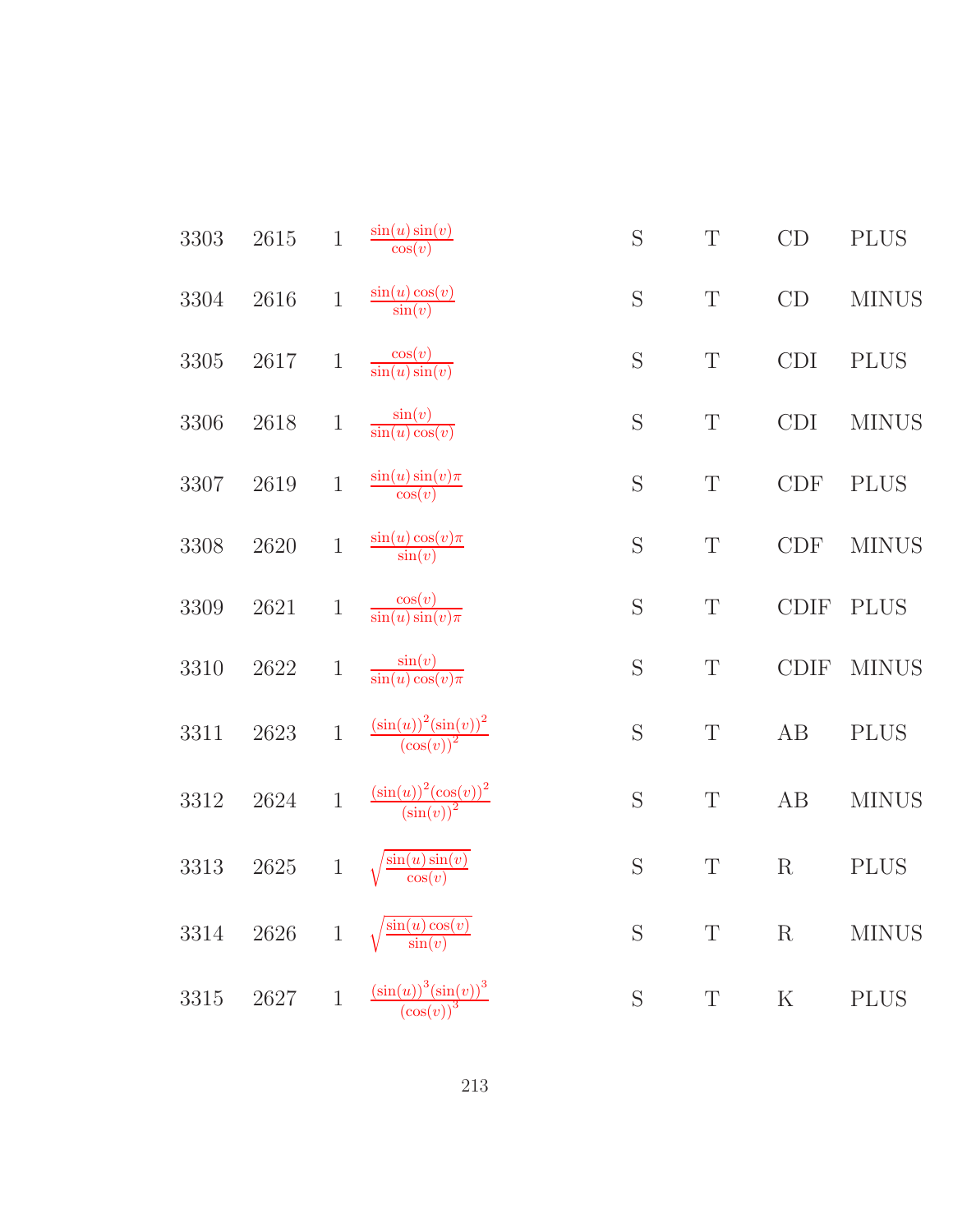| | | | | | | | |
|---|---|---|---|---|---|---|---|
| 3303 | 2615 | 1 | $\frac{\sin(u)\sin(v)}{\cos(v)}$ | S | T | CD | PLUS |
| 3304 | 2616 | 1 | $\frac{\sin(u)\cos(v)}{\sin(v)}$ | S | T | CD | MINUS |
| 3305 | 2617 | 1 | $\frac{\cos(v)}{\sin(u)\sin(v)}$ | S | T | CDI | PLUS |
| 3306 | 2618 | 1 | $\frac{\sin(v)}{\sin(u)\cos(v)}$ | S | T | CDI | MINUS |
| 3307 | 2619 | 1 | $\frac{\sin(u)\sin(v)\pi}{\cos(v)}$ | S | T | CDF | PLUS |
| 3308 | 2620 | 1 | $\frac{\sin(u)\cos(v)\pi}{\sin(v)}$ | S | T | CDF | MINUS |
| 3309 | 2621 | 1 | $\frac{\cos(v)}{\sin(u)\sin(v)\pi}$ | S | T | CDIF | PLUS |
| 3310 | 2622 | 1 | $\frac{\sin(v)}{\sin(u)\cos(v)\pi}$ | S | T | CDIF | MINUS |
| 3311 | 2623 | 1 | $\frac{(\sin(u))^2(\sin(v))^2}{(\cos(v))^2}$ | S | T | AB | PLUS |
| 3312 | 2624 | 1 | $\frac{(\sin(u))^2(\cos(v))^2}{(\sin(v))^2}$ | S | T | AB | MINUS |
| 3313 | 2625 | 1 | $\sqrt{\frac{\sin(u)\sin(v)}{\cos(v)}}$ | S | T | R | PLUS |
| 3314 | 2626 | 1 | $\sqrt{\frac{\sin(u)\cos(v)}{\sin(v)}}$ | S | T | R | MINUS |
| 3315 | 2627 | 1 | $\frac{(\sin(u))^3(\sin(v))^3}{(\cos(v))^3}$ | S | T | K | PLUS |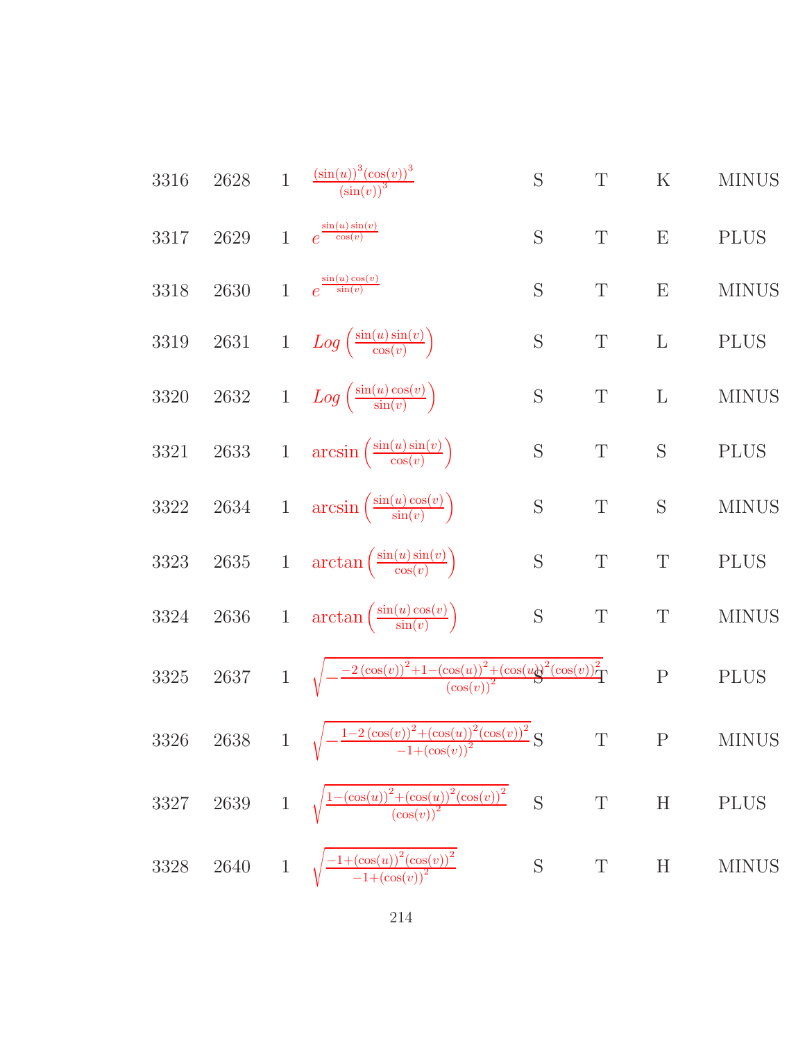| | | | | | | | |
|---|---|---|---|---|---|---|---|
| 3316 | 2628 | 1 | $\frac{(\sin(u))^3(\cos(v))^3}{(\sin(v))^3}$ | S | T | K | MINUS |
| 3317 | 2629 | 1 | $e^{\frac{\sin(u)\sin(v)}{\cos(v)}}$ | S | T | E | PLUS |
| 3318 | 2630 | 1 | $e^{\frac{\sin(u)\cos(v)}{\sin(v)}}$ | S | T | E | MINUS |
| 3319 | 2631 | 1 | $Log\left(\frac{\sin(u)\sin(v)}{\cos(v)}\right)$ | S | T | L | PLUS |
| 3320 | 2632 | 1 | $Log\left(\frac{\sin(u)\cos(v)}{\sin(v)}\right)$ | S | T | L | MINUS |
| 3321 | 2633 | 1 | $\arcsin\left(\frac{\sin(u)\sin(v)}{\cos(v)}\right)$ | S | T | S | PLUS |
| 3322 | 2634 | 1 | $\arcsin\left(\frac{\sin(u)\cos(v)}{\sin(v)}\right)$ | S | T | S | MINUS |
| 3323 | 2635 | 1 | $\arctan\left(\frac{\sin(u)\sin(v)}{\cos(v)}\right)$ | S | T | T | PLUS |
| 3324 | 2636 | 1 | $\arctan\left(\frac{\sin(u)\cos(v)}{\sin(v)}\right)$ | S | T | T | MINUS |
| 3325 | 2637 | 1 | $\sqrt{-\frac{-2(\cos(v))^2+1-(\cos(u))^2+(\cos(u))^2(\cos(v))^2}{(\cos(v))^2}}$ | S | T | P | PLUS |
| 3326 | 2638 | 1 | $\sqrt{-\frac{1-2(\cos(v))^2+(\cos(u))^2(\cos(v))^2}{-1+(\cos(v))^2}}$ | S | T | P | MINUS |
| 3327 | 2639 | 1 | $\sqrt{\frac{1-(\cos(u))^2+(\cos(u))^2(\cos(v))^2}{(\cos(v))^2}}$ | S | T | H | PLUS |
| 3328 | 2640 | 1 | $\sqrt{\frac{-1+(\cos(u))^2(\cos(v))^2}{-1+(\cos(v))^2}}$ | S | T | H | MINUS |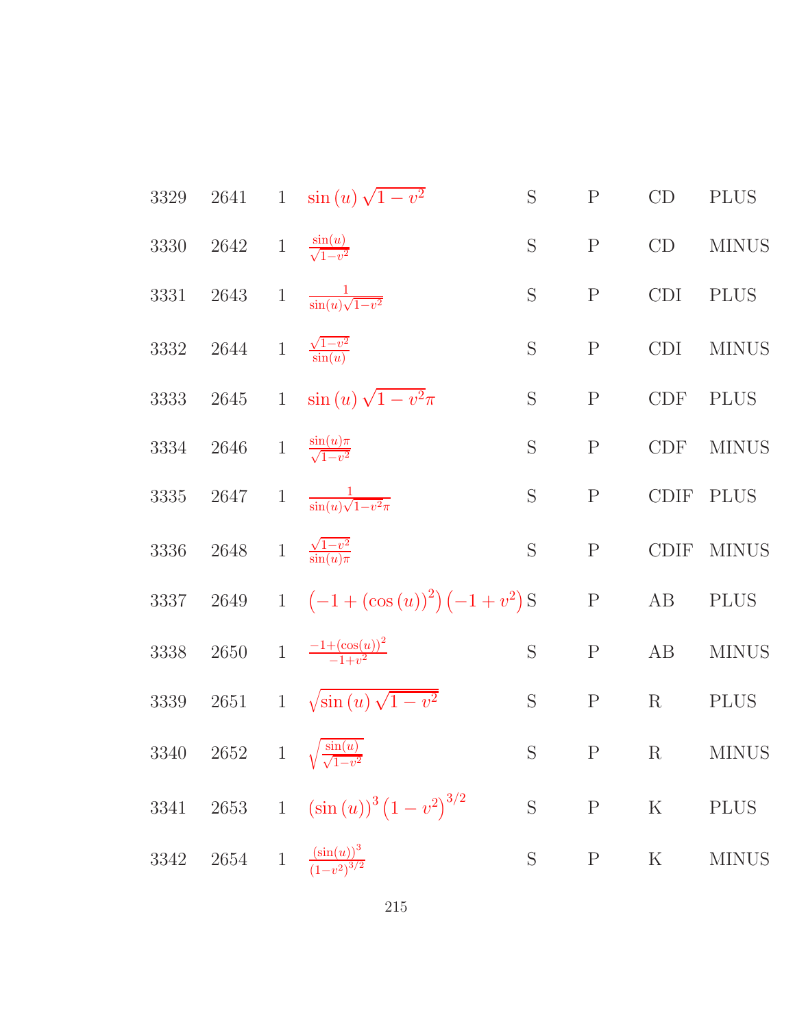| | | | | | | | |
|---|---|---|---|---|---|---|---|
| 3329 | 2641 | 1 | $\sin(u)\sqrt{1-v^2}$ | S | P | CD | PLUS |
| 3330 | 2642 | 1 | $\frac{\sin(u)}{\sqrt{1-v^2}}$ | S | P | CD | MINUS |
| 3331 | 2643 | 1 | $\frac{1}{\sin(u)\sqrt{1-v^2}}$ | S | P | CDI | PLUS |
| 3332 | 2644 | 1 | $\frac{\sqrt{1-v^2}}{\sin(u)}$ | S | P | CDI | MINUS |
| 3333 | 2645 | 1 | $\sin(u)\sqrt{1-v^2}\pi$ | S | P | CDF | PLUS |
| 3334 | 2646 | 1 | $\frac{\sin(u)\pi}{\sqrt{1-v^2}}$ | S | P | CDF | MINUS |
| 3335 | 2647 | 1 | $\frac{1}{\sin(u)\sqrt{1-v^2}\pi}$ | S | P | CDIF | PLUS |
| 3336 | 2648 | 1 | $\frac{\sqrt{1-v^2}}{\sin(u)\pi}$ | S | P | CDIF | MINUS |
| 3337 | 2649 | 1 | $\left(-1+(\cos(u))^2\right)\left(-1+v^2\right)$ | S | P | AB | PLUS |
| 3338 | 2650 | 1 | $\frac{-1+(\cos(u))^2}{-1+v^2}$ | S | P | AB | MINUS |
| 3339 | 2651 | 1 | $\sqrt{\sin(u)\sqrt{1-v^2}}$ | S | P | R | PLUS |
| 3340 | 2652 | 1 | $\sqrt{\frac{\sin(u)}{\sqrt{1-v^2}}}$ | S | P | R | MINUS |
| 3341 | 2653 | 1 | $(\sin(u))^3\left(1-v^2\right)^{3/2}$ | S | P | K | PLUS |
| 3342 | 2654 | 1 | $\frac{(\sin(u))^3}{(1-v^2)^{3/2}}$ | S | P | K | MINUS |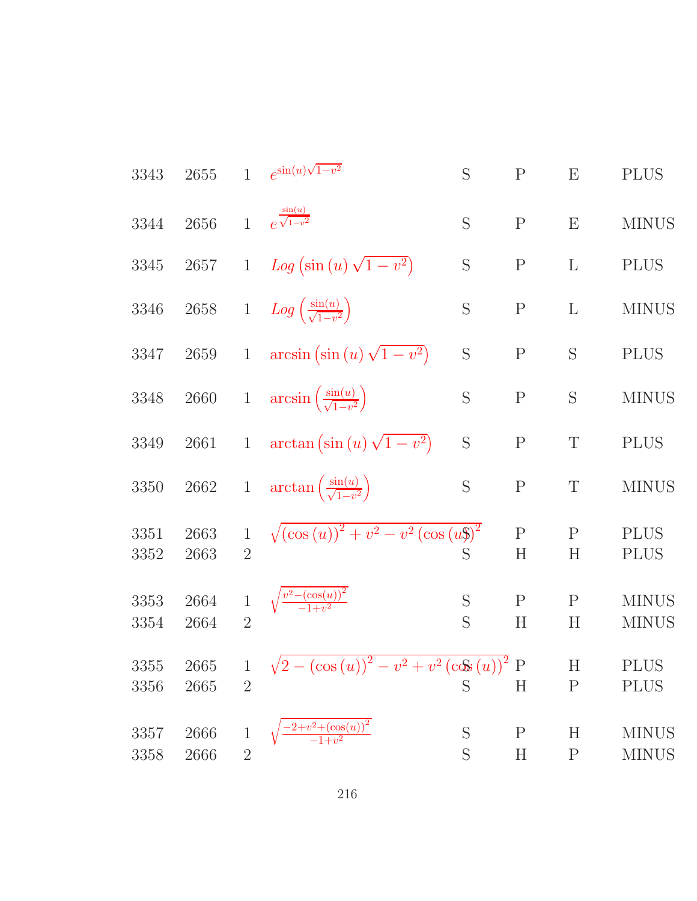| | | | | | | | |
|---|---|---|---|---|---|---|---|
| 3343 | 2655 | 1 | $e^{\sin(u)\sqrt{1-v^2}}$ | S | P | E | PLUS |
| 3344 | 2656 | 1 | $e^{\frac{\sin(u)}{\sqrt{1-v^2}}}$ | S | P | E | MINUS |
| 3345 | 2657 | 1 | $Log\left(\sin(u)\sqrt{1-v^2}\right)$ | S | P | L | PLUS |
| 3346 | 2658 | 1 | $Log\left(\frac{\sin(u)}{\sqrt{1-v^2}}\right)$ | S | P | L | MINUS |
| 3347 | 2659 | 1 | $\arcsin\left(\sin(u)\sqrt{1-v^2}\right)$ | S | P | S | PLUS |
| 3348 | 2660 | 1 | $\arcsin\left(\frac{\sin(u)}{\sqrt{1-v^2}}\right)$ | S | P | S | MINUS |
| 3349 | 2661 | 1 | $\arctan\left(\sin(u)\sqrt{1-v^2}\right)$ | S | P | T | PLUS |
| 3350 | 2662 | 1 | $\arctan\left(\frac{\sin(u)}{\sqrt{1-v^2}}\right)$ | S | P | T | MINUS |
| 3351 | 2663 | 1 | $\sqrt{(\cos(u))^2+v^2-v^2(\cos(u))^2}$ | S | P | P | PLUS |
| 3352 | 2663 | 2 | | S | H | H | PLUS |
| 3353 | 2664 | 1 | $\sqrt{\frac{v^2-(\cos(u))^2}{-1+v^2}}$ | S | P | P | MINUS |
| 3354 | 2664 | 2 | | S | H | H | MINUS |
| 3355 | 2665 | 1 | $\sqrt{2-(\cos(u))^2-v^2+v^2(\cos(u))^2}$ | S | P | H | PLUS |
| 3356 | 2665 | 2 | | S | H | P | PLUS |
| 3357 | 2666 | 1 | $\sqrt{\frac{-2+v^2+(\cos(u))^2}{-1+v^2}}$ | S | P | H | MINUS |
| 3358 | 2666 | 2 | | S | H | P | MINUS |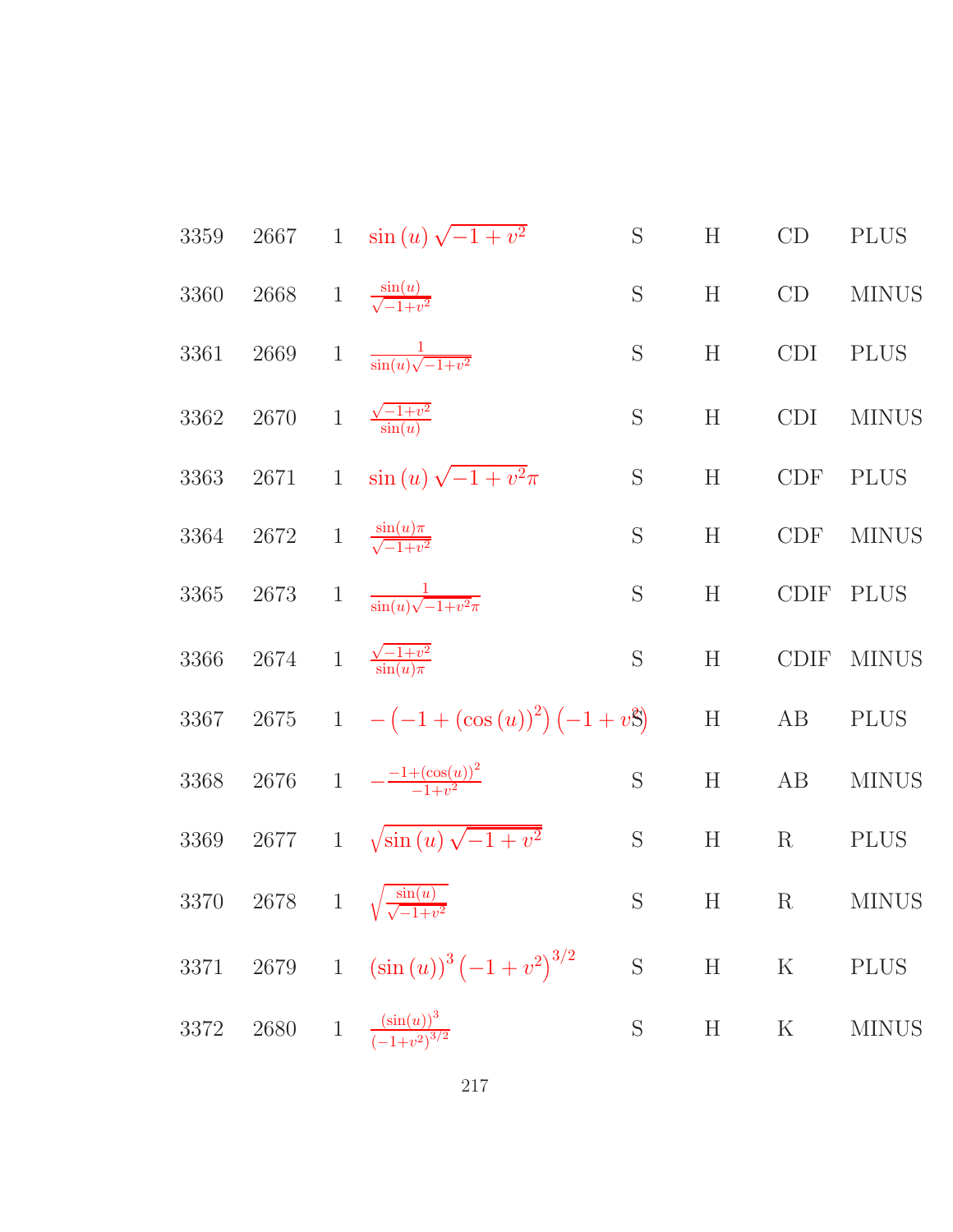| | | | | | | | |
|---|---|---|---|---|---|---|---|
| 3359 | 2667 | 1 | $\sin(u)\sqrt{-1+v^2}$ | S | H | CD | PLUS |
| 3360 | 2668 | 1 | $\frac{\sin(u)}{\sqrt{-1+v^2}}$ | S | H | CD | MINUS |
| 3361 | 2669 | 1 | $\frac{1}{\sin(u)\sqrt{-1+v^2}}$ | S | H | CDI | PLUS |
| 3362 | 2670 | 1 | $\frac{\sqrt{-1+v^2}}{\sin(u)}$ | S | H | CDI | MINUS |
| 3363 | 2671 | 1 | $\sin(u)\sqrt{-1+v^2}\pi$ | S | H | CDF | PLUS |
| 3364 | 2672 | 1 | $\frac{\sin(u)\pi}{\sqrt{-1+v^2}}$ | S | H | CDF | MINUS |
| 3365 | 2673 | 1 | $\frac{1}{\sin(u)\sqrt{-1+v^2}\pi}$ | S | H | CDIF | PLUS |
| 3366 | 2674 | 1 | $\frac{\sqrt{-1+v^2}}{\sin(u)\pi}$ | S | H | CDIF | MINUS |
| 3367 | 2675 | 1 | $-\left(-1+(\cos(u))^2\right)\left(-1+v^2\right)$ | S | H | AB | PLUS |
| 3368 | 2676 | 1 | $-\frac{-1+(\cos(u))^2}{-1+v^2}$ | S | H | AB | MINUS |
| 3369 | 2677 | 1 | $\sqrt{\sin(u)\sqrt{-1+v^2}}$ | S | H | R | PLUS |
| 3370 | 2678 | 1 | $\sqrt{\frac{\sin(u)}{\sqrt{-1+v^2}}}$ | S | H | R | MINUS |
| 3371 | 2679 | 1 | $(\sin(u))^3\left(-1+v^2\right)^{3/2}$ | S | H | K | PLUS |
| 3372 | 2680 | 1 | $\frac{(\sin(u))^3}{(-1+v^2)^{3/2}}$ | S | H | K | MINUS |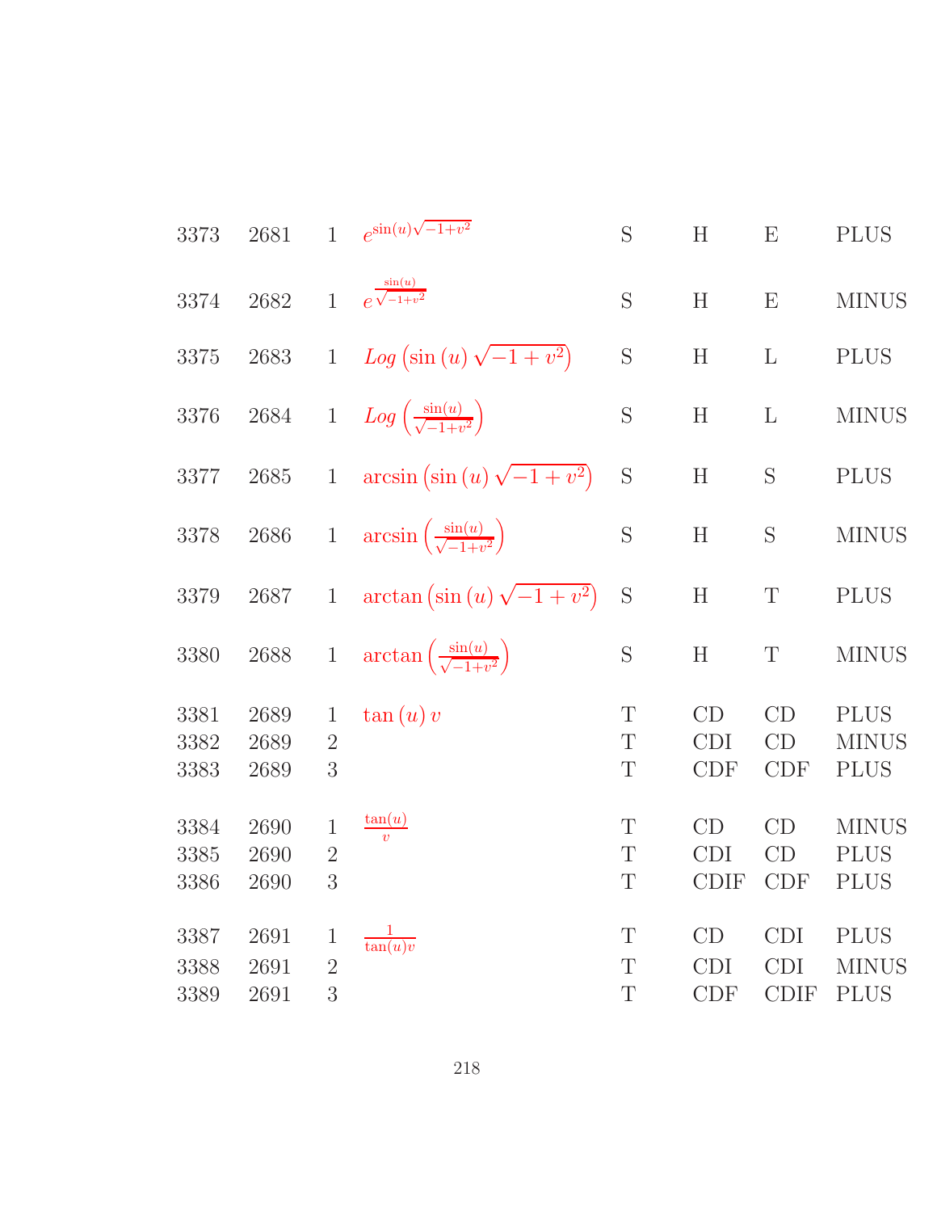| | | | | | | | |
|---|---|---|---|---|---|---|---|
| 3373 | 2681 | 1 | $e^{\sin(u)\sqrt{-1+v^2}}$ | S | H | E | PLUS |
| 3374 | 2682 | 1 | $e^{\frac{\sin(u)}{\sqrt{-1+v^2}}}$ | S | H | E | MINUS |
| 3375 | 2683 | 1 | $Log\left(\sin(u)\sqrt{-1+v^2}\right)$ | S | H | L | PLUS |
| 3376 | 2684 | 1 | $Log\left(\frac{\sin(u)}{\sqrt{-1+v^2}}\right)$ | S | H | L | MINUS |
| 3377 | 2685 | 1 | $\arcsin\left(\sin(u)\sqrt{-1+v^2}\right)$ | S | H | S | PLUS |
| 3378 | 2686 | 1 | $\arcsin\left(\frac{\sin(u)}{\sqrt{-1+v^2}}\right)$ | S | H | S | MINUS |
| 3379 | 2687 | 1 | $\arctan\left(\sin(u)\sqrt{-1+v^2}\right)$ | S | H | T | PLUS |
| 3380 | 2688 | 1 | $\arctan\left(\frac{\sin(u)}{\sqrt{-1+v^2}}\right)$ | S | H | T | MINUS |
| 3381 | 2689 | 1 | $\tan(u)\,v$ | T | CD | CD | PLUS |
| 3382 | 2689 | 2 | | T | CDI | CD | MINUS |
| 3383 | 2689 | 3 | | T | CDF | CDF | PLUS |
| 3384 | 2690 | 1 | $\frac{\tan(u)}{v}$ | T | CD | CD | MINUS |
| 3385 | 2690 | 2 | | T | CDI | CD | PLUS |
| 3386 | 2690 | 3 | | T | CDIF | CDF | PLUS |
| 3387 | 2691 | 1 | $\frac{1}{\tan(u)v}$ | T | CD | CDI | PLUS |
| 3388 | 2691 | 2 | | T | CDI | CDI | MINUS |
| 3389 | 2691 | 3 | | T | CDF | CDIF | PLUS |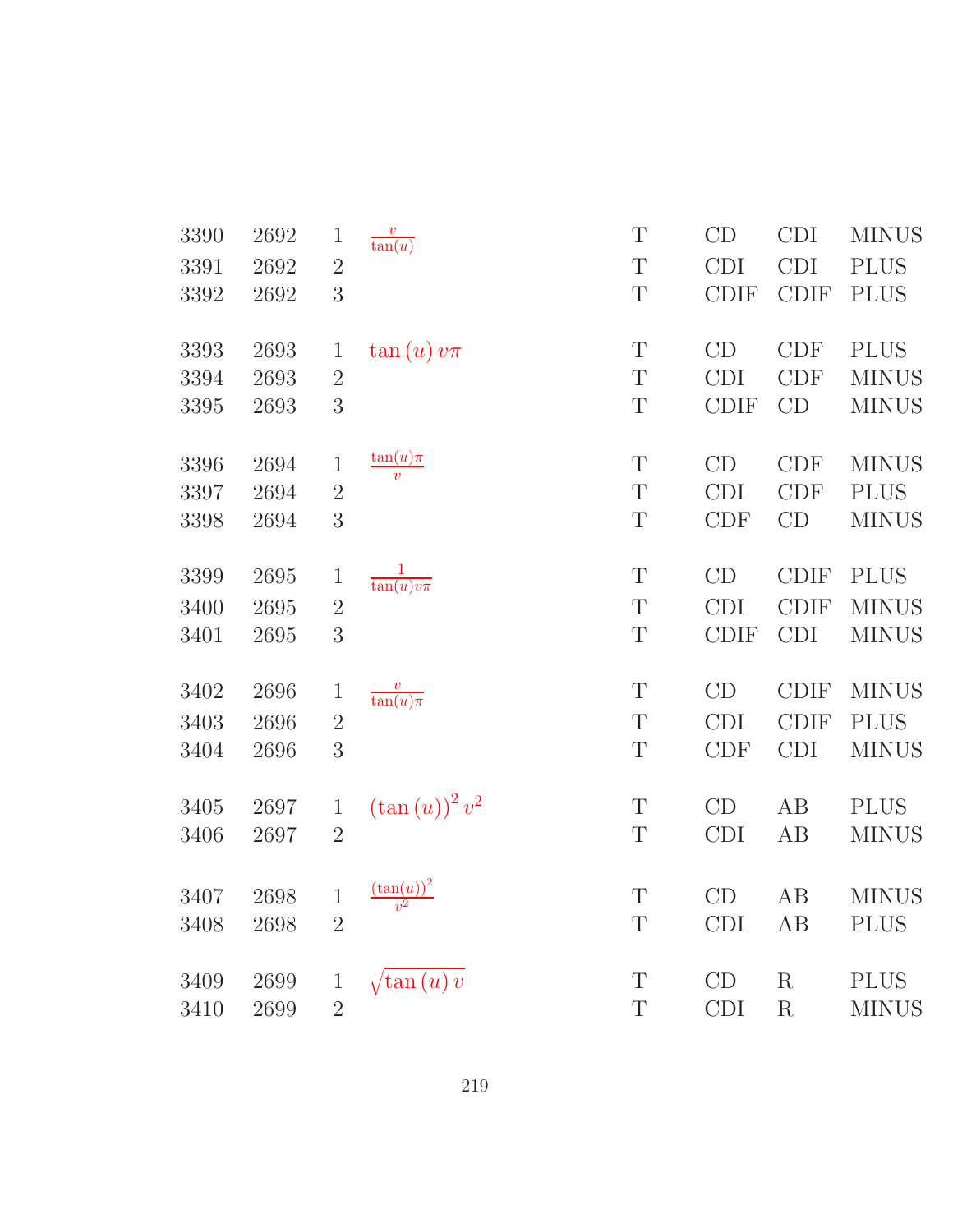| | | | | | | | |
|---|---|---|---|---|---|---|---|
| 3390 | 2692 | 1 | $\frac{v}{\tan(u)}$ | T | CD | CDI | MINUS |
| 3391 | 2692 | 2 | | T | CDI | CDI | PLUS |
| 3392 | 2692 | 3 | | T | CDIF | CDIF | PLUS |
| 3393 | 2693 | 1 | $\tan(u)\,v\pi$ | T | CD | CDF | PLUS |
| 3394 | 2693 | 2 | | T | CDI | CDF | MINUS |
| 3395 | 2693 | 3 | | T | CDIF | CD | MINUS |
| 3396 | 2694 | 1 | $\frac{\tan(u)\pi}{v}$ | T | CD | CDF | MINUS |
| 3397 | 2694 | 2 | | T | CDI | CDF | PLUS |
| 3398 | 2694 | 3 | | T | CDF | CD | MINUS |
| 3399 | 2695 | 1 | $\frac{1}{\tan(u)v\pi}$ | T | CD | CDIF | PLUS |
| 3400 | 2695 | 2 | | T | CDI | CDIF | MINUS |
| 3401 | 2695 | 3 | | T | CDIF | CDI | MINUS |
| 3402 | 2696 | 1 | $\frac{v}{\tan(u)\pi}$ | T | CD | CDIF | MINUS |
| 3403 | 2696 | 2 | | T | CDI | CDIF | PLUS |
| 3404 | 2696 | 3 | | T | CDF | CDI | MINUS |
| 3405 | 2697 | 1 | $(\tan(u))^2\,v^2$ | T | CD | AB | PLUS |
| 3406 | 2697 | 2 | | T | CDI | AB | MINUS |
| 3407 | 2698 | 1 | $\frac{(\tan(u))^2}{v^2}$ | T | CD | AB | MINUS |
| 3408 | 2698 | 2 | | T | CDI | AB | PLUS |
| 3409 | 2699 | 1 | $\sqrt{\tan(u)\,v}$ | T | CD | R | PLUS |
| 3410 | 2699 | 2 | | T | CDI | R | MINUS |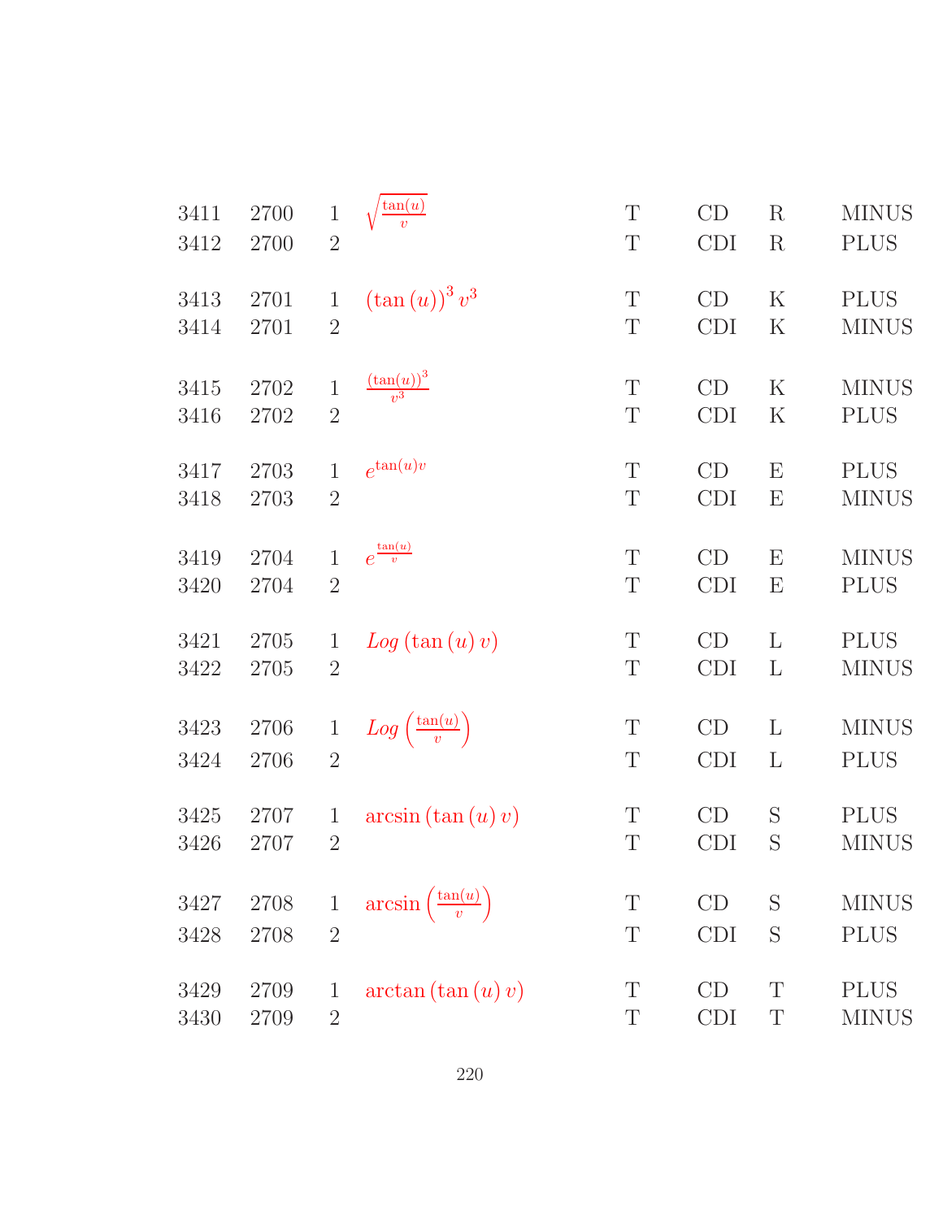| | | | | | | | |
|---|---|---|---|---|---|---|---|
| 3411 | 2700 | 1 | $\sqrt{\frac{\tan(u)}{v}}$ | T | CD | R | MINUS |
| 3412 | 2700 | 2 | | T | CDI | R | PLUS |
| 3413 | 2701 | 1 | $(\tan(u))^3 v^3$ | T | CD | K | PLUS |
| 3414 | 2701 | 2 | | T | CDI | K | MINUS |
| 3415 | 2702 | 1 | $\frac{(\tan(u))^3}{v^3}$ | T | CD | K | MINUS |
| 3416 | 2702 | 2 | | T | CDI | K | PLUS |
| 3417 | 2703 | 1 | $e^{\tan(u)v}$ | T | CD | E | PLUS |
| 3418 | 2703 | 2 | | T | CDI | E | MINUS |
| 3419 | 2704 | 1 | $e^{\frac{\tan(u)}{v}}$ | T | CD | E | MINUS |
| 3420 | 2704 | 2 | | T | CDI | E | PLUS |
| 3421 | 2705 | 1 | $Log(\tan(u)v)$ | T | CD | L | PLUS |
| 3422 | 2705 | 2 | | T | CDI | L | MINUS |
| 3423 | 2706 | 1 | $Log\left(\frac{\tan(u)}{v}\right)$ | T | CD | L | MINUS |
| 3424 | 2706 | 2 | | T | CDI | L | PLUS |
| 3425 | 2707 | 1 | $\arcsin(\tan(u)v)$ | T | CD | S | PLUS |
| 3426 | 2707 | 2 | | T | CDI | S | MINUS |
| 3427 | 2708 | 1 | $\arcsin\left(\frac{\tan(u)}{v}\right)$ | T | CD | S | MINUS |
| 3428 | 2708 | 2 | | T | CDI | S | PLUS |
| 3429 | 2709 | 1 | $\arctan(\tan(u)v)$ | T | CD | T | PLUS |
| 3430 | 2709 | 2 | | T | CDI | T | MINUS |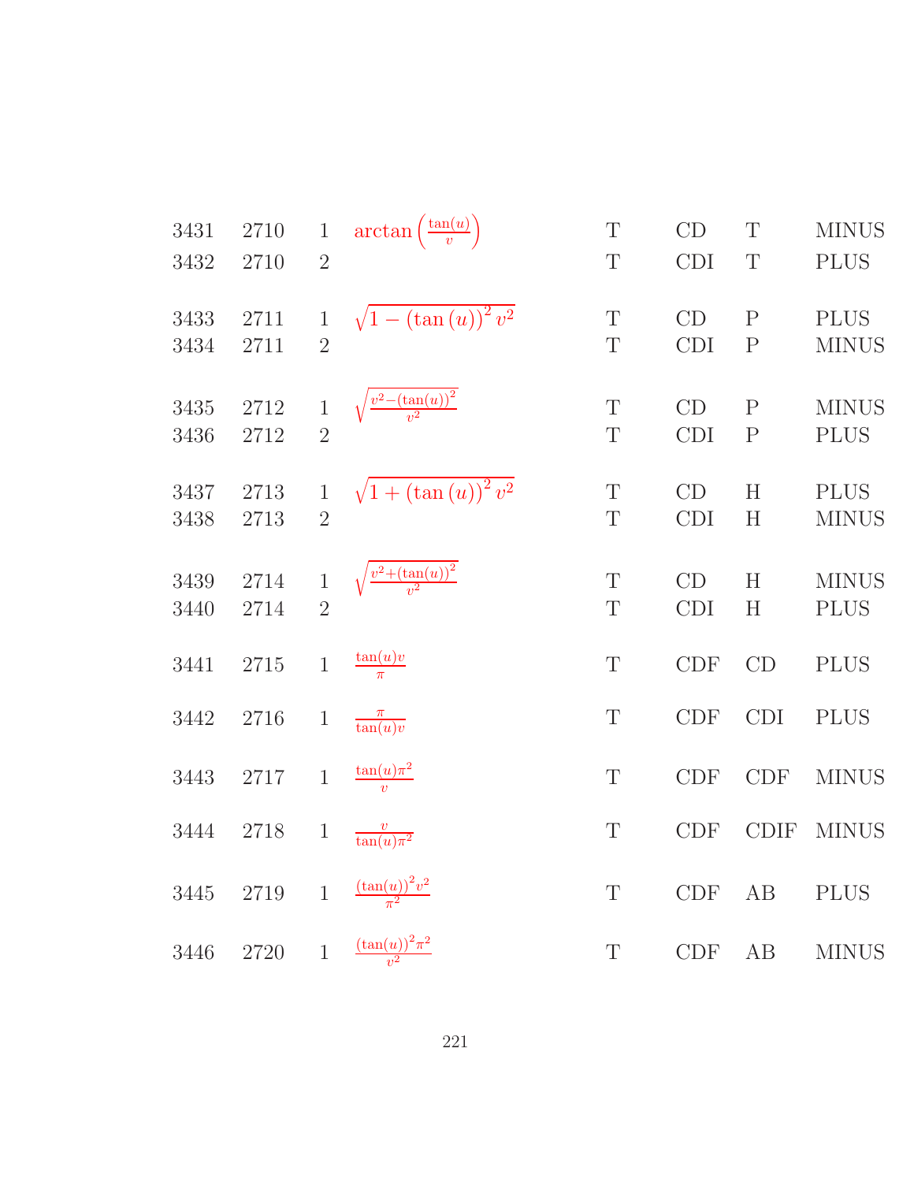| | | | | | | | |
|---|---|---|---|---|---|---|---|
| 3431 | 2710 | 1 | $\arctan\left(\frac{\tan(u)}{v}\right)$ | T | CD | T | MINUS |
| 3432 | 2710 | 2 | | T | CDI | T | PLUS |
| 3433 | 2711 | 1 | $\sqrt{1-(\tan(u))^2 v^2}$ | T | CD | P | PLUS |
| 3434 | 2711 | 2 | | T | CDI | P | MINUS |
| 3435 | 2712 | 1 | $\sqrt{\frac{v^2-(\tan(u))^2}{v^2}}$ | T | CD | P | MINUS |
| 3436 | 2712 | 2 | | T | CDI | P | PLUS |
| 3437 | 2713 | 1 | $\sqrt{1+(\tan(u))^2 v^2}$ | T | CD | H | PLUS |
| 3438 | 2713 | 2 | | T | CDI | H | MINUS |
| 3439 | 2714 | 1 | $\sqrt{\frac{v^2+(\tan(u))^2}{v^2}}$ | T | CD | H | MINUS |
| 3440 | 2714 | 2 | | T | CDI | H | PLUS |
| 3441 | 2715 | 1 | $\frac{\tan(u)v}{\pi}$ | T | CDF | CD | PLUS |
| 3442 | 2716 | 1 | $\frac{\pi}{\tan(u)v}$ | T | CDF | CDI | PLUS |
| 3443 | 2717 | 1 | $\frac{\tan(u)\pi^2}{v}$ | T | CDF | CDF | MINUS |
| 3444 | 2718 | 1 | $\frac{v}{\tan(u)\pi^2}$ | T | CDF | CDIF | MINUS |
| 3445 | 2719 | 1 | $\frac{(\tan(u))^2 v^2}{\pi^2}$ | T | CDF | AB | PLUS |
| 3446 | 2720 | 1 | $\frac{(\tan(u))^2 \pi^2}{v^2}$ | T | CDF | AB | MINUS |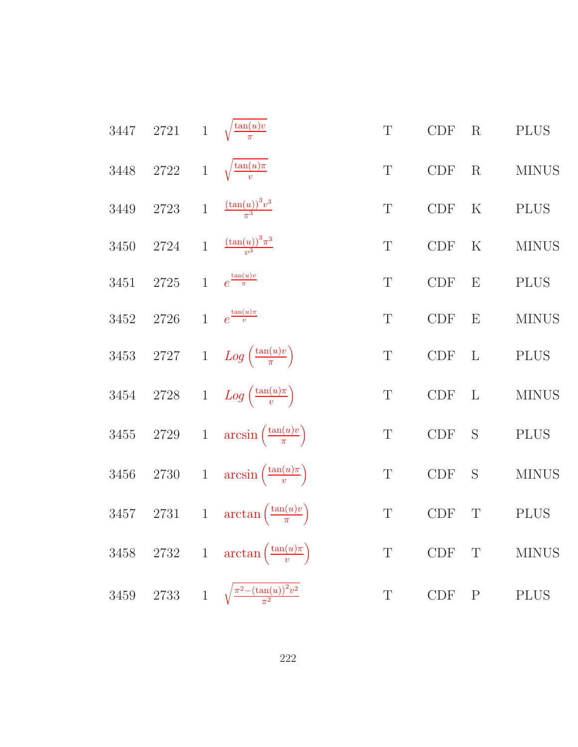| | | | | | | | |
|---|---|---|---|---|---|---|---|
| 3447 | 2721 | 1 | $\sqrt{\frac{\tan(u)v}{\pi}}$ | T | CDF | R | PLUS |
| 3448 | 2722 | 1 | $\sqrt{\frac{\tan(u)\pi}{v}}$ | T | CDF | R | MINUS |
| 3449 | 2723 | 1 | $\frac{(\tan(u))^3 v^3}{\pi^3}$ | T | CDF | K | PLUS |
| 3450 | 2724 | 1 | $\frac{(\tan(u))^3 \pi^3}{v^3}$ | T | CDF | K | MINUS |
| 3451 | 2725 | 1 | $e^{\frac{\tan(u)v}{\pi}}$ | T | CDF | E | PLUS |
| 3452 | 2726 | 1 | $e^{\frac{\tan(u)\pi}{v}}$ | T | CDF | E | MINUS |
| 3453 | 2727 | 1 | $Log\left(\frac{\tan(u)v}{\pi}\right)$ | T | CDF | L | PLUS |
| 3454 | 2728 | 1 | $Log\left(\frac{\tan(u)\pi}{v}\right)$ | T | CDF | L | MINUS |
| 3455 | 2729 | 1 | $\arcsin\left(\frac{\tan(u)v}{\pi}\right)$ | T | CDF | S | PLUS |
| 3456 | 2730 | 1 | $\arcsin\left(\frac{\tan(u)\pi}{v}\right)$ | T | CDF | S | MINUS |
| 3457 | 2731 | 1 | $\arctan\left(\frac{\tan(u)v}{\pi}\right)$ | T | CDF | T | PLUS |
| 3458 | 2732 | 1 | $\arctan\left(\frac{\tan(u)\pi}{v}\right)$ | T | CDF | T | MINUS |
| 3459 | 2733 | 1 | $\sqrt{\frac{\pi^2-(\tan(u))^2 v^2}{\pi^2}}$ | T | CDF | P | PLUS |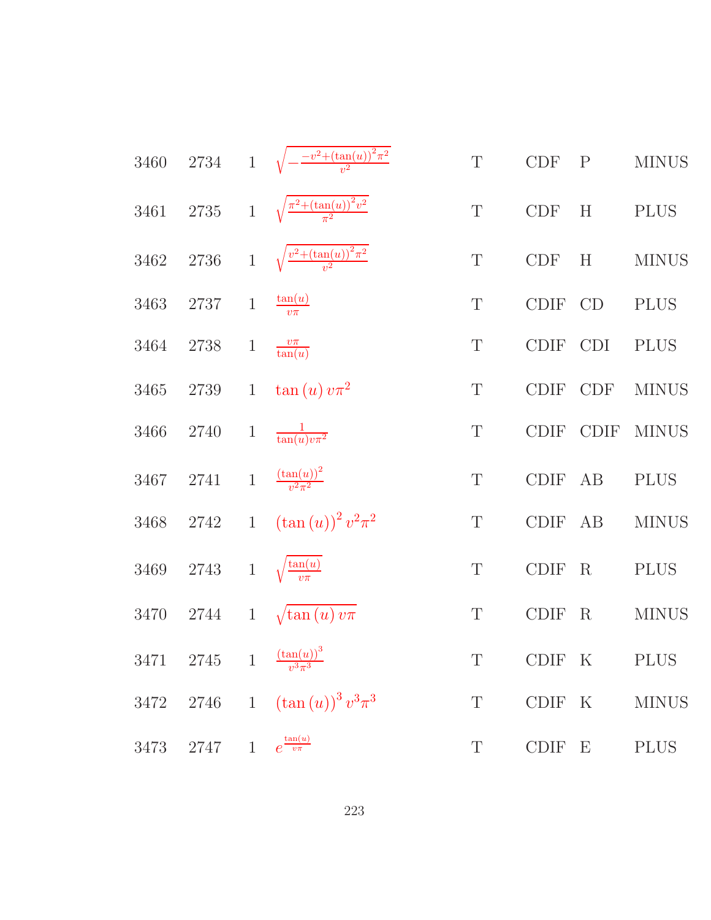| | | | | | | | |
|---|---|---|---|---|---|---|---|
| 3460 | 2734 | 1 | $\sqrt{-\frac{-v^2+(\tan(u))^2\pi^2}{v^2}}$ | T | CDF | P | MINUS |
| 3461 | 2735 | 1 | $\sqrt{\frac{\pi^2+(\tan(u))^2v^2}{\pi^2}}$ | T | CDF | H | PLUS |
| 3462 | 2736 | 1 | $\sqrt{\frac{v^2+(\tan(u))^2\pi^2}{v^2}}$ | T | CDF | H | MINUS |
| 3463 | 2737 | 1 | $\frac{\tan(u)}{v\pi}$ | T | CDIF | CD | PLUS |
| 3464 | 2738 | 1 | $\frac{v\pi}{\tan(u)}$ | T | CDIF | CDI | PLUS |
| 3465 | 2739 | 1 | $\tan(u)\,v\pi^2$ | T | CDIF | CDF | MINUS |
| 3466 | 2740 | 1 | $\frac{1}{\tan(u)v\pi^2}$ | T | CDIF | CDIF | MINUS |
| 3467 | 2741 | 1 | $\frac{(\tan(u))^2}{v^2\pi^2}$ | T | CDIF | AB | PLUS |
| 3468 | 2742 | 1 | $(\tan(u))^2\,v^2\pi^2$ | T | CDIF | AB | MINUS |
| 3469 | 2743 | 1 | $\sqrt{\frac{\tan(u)}{v\pi}}$ | T | CDIF | R | PLUS |
| 3470 | 2744 | 1 | $\sqrt{\tan(u)\,v\pi}$ | T | CDIF | R | MINUS |
| 3471 | 2745 | 1 | $\frac{(\tan(u))^3}{v^3\pi^3}$ | T | CDIF | K | PLUS |
| 3472 | 2746 | 1 | $(\tan(u))^3\,v^3\pi^3$ | T | CDIF | K | MINUS |
| 3473 | 2747 | 1 | $e^{\frac{\tan(u)}{v\pi}}$ | T | CDIF | E | PLUS |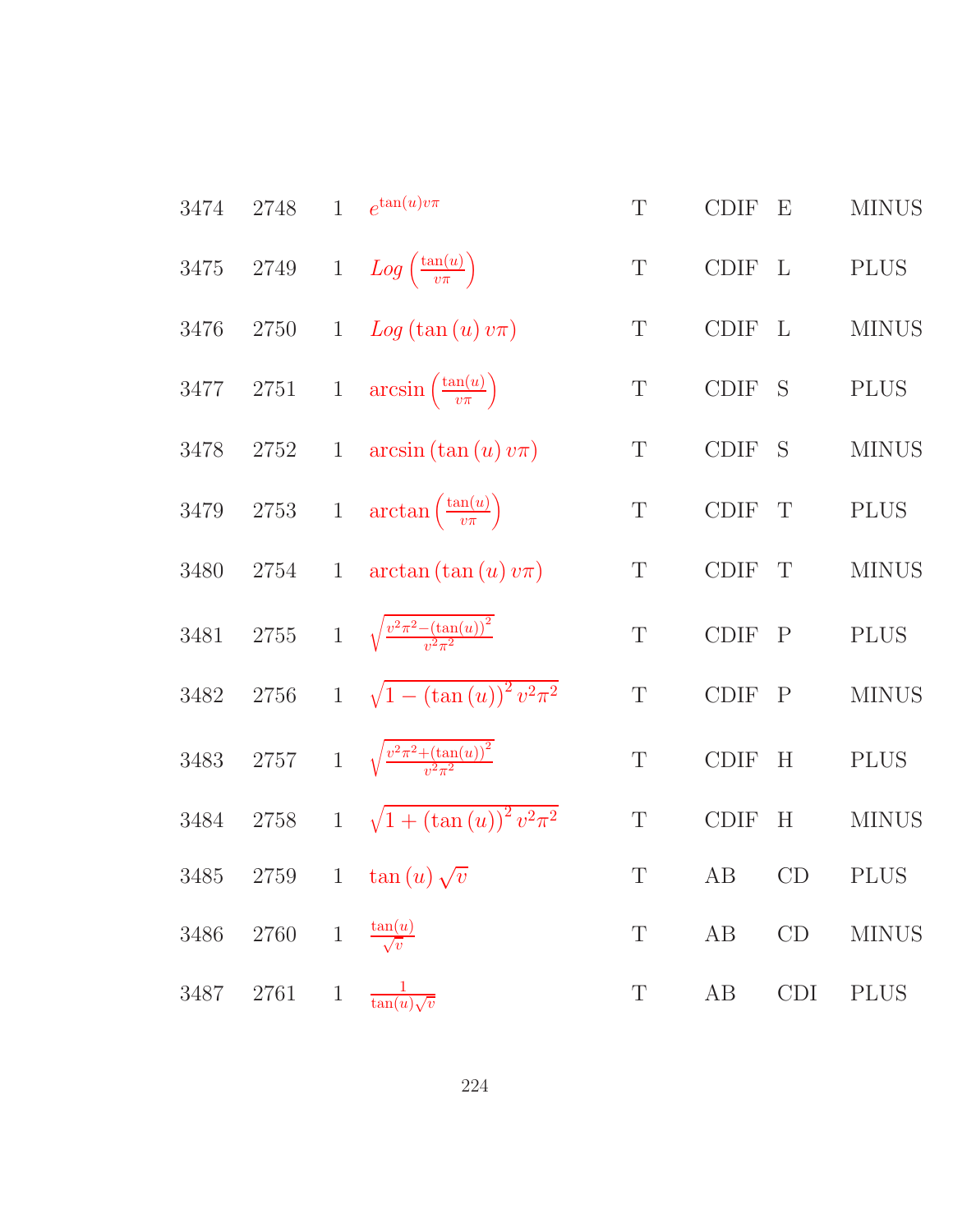| | | | | | | | |
|---|---|---|---|---|---|---|---|
| 3474 | 2748 | 1 | $e^{\tan(u)v\pi}$ | T | CDIF | E | MINUS |
| 3475 | 2749 | 1 | $Log\left(\frac{\tan(u)}{v\pi}\right)$ | T | CDIF | L | PLUS |
| 3476 | 2750 | 1 | $Log\left(\tan\left(u\right)v\pi\right)$ | T | CDIF | L | MINUS |
| 3477 | 2751 | 1 | $\arcsin\left(\frac{\tan(u)}{v\pi}\right)$ | T | CDIF | S | PLUS |
| 3478 | 2752 | 1 | $\arcsin\left(\tan\left(u\right)v\pi\right)$ | T | CDIF | S | MINUS |
| 3479 | 2753 | 1 | $\arctan\left(\frac{\tan(u)}{v\pi}\right)$ | T | CDIF | T | PLUS |
| 3480 | 2754 | 1 | $\arctan\left(\tan\left(u\right)v\pi\right)$ | T | CDIF | T | MINUS |
| 3481 | 2755 | 1 | $\sqrt{\frac{v^2\pi^2-(\tan(u))^2}{v^2\pi^2}}$ | T | CDIF | P | PLUS |
| 3482 | 2756 | 1 | $\sqrt{1-\left(\tan\left(u\right)\right)^2v^2\pi^2}$ | T | CDIF | P | MINUS |
| 3483 | 2757 | 1 | $\sqrt{\frac{v^2\pi^2+(\tan(u))^2}{v^2\pi^2}}$ | T | CDIF | H | PLUS |
| 3484 | 2758 | 1 | $\sqrt{1+\left(\tan\left(u\right)\right)^2v^2\pi^2}$ | T | CDIF | H | MINUS |
| 3485 | 2759 | 1 | $\tan\left(u\right)\sqrt{v}$ | T | AB | CD | PLUS |
| 3486 | 2760 | 1 | $\frac{\tan(u)}{\sqrt{v}}$ | T | AB | CD | MINUS |
| 3487 | 2761 | 1 | $\frac{1}{\tan(u)\sqrt{v}}$ | T | AB | CDI | PLUS |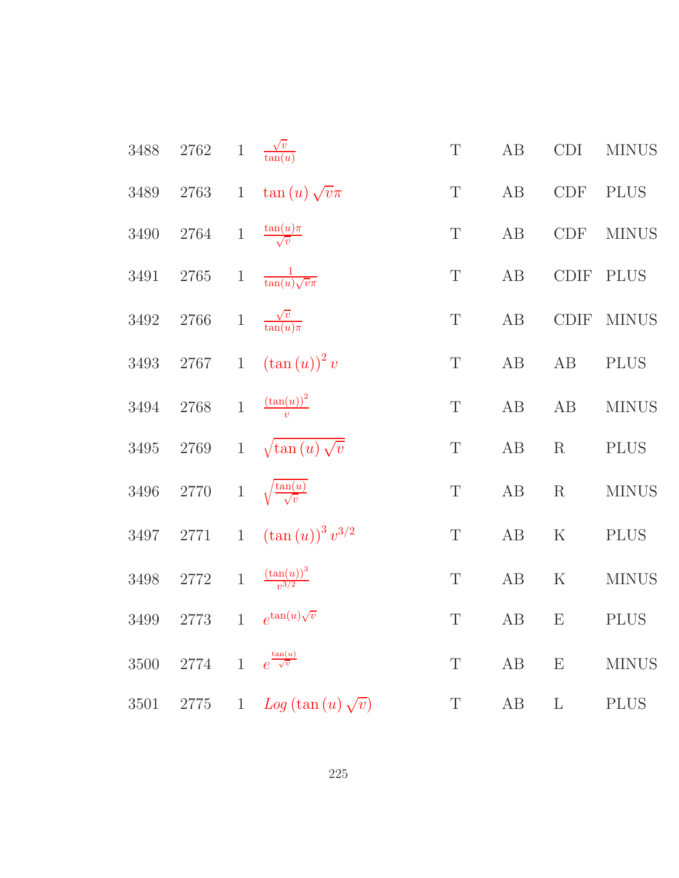| | | | | | | | |
|---|---|---|---|---|---|---|---|
| 3488 | 2762 | 1 | $\frac{\sqrt{v}}{\tan(u)}$ | T | AB | CDI | MINUS |
| 3489 | 2763 | 1 | $\tan(u)\sqrt{v}\pi$ | T | AB | CDF | PLUS |
| 3490 | 2764 | 1 | $\frac{\tan(u)\pi}{\sqrt{v}}$ | T | AB | CDF | MINUS |
| 3491 | 2765 | 1 | $\frac{1}{\tan(u)\sqrt{v}\pi}$ | T | AB | CDIF | PLUS |
| 3492 | 2766 | 1 | $\frac{\sqrt{v}}{\tan(u)\pi}$ | T | AB | CDIF | MINUS |
| 3493 | 2767 | 1 | $(\tan(u))^2 v$ | T | AB | AB | PLUS |
| 3494 | 2768 | 1 | $\frac{(\tan(u))^2}{v}$ | T | AB | AB | MINUS |
| 3495 | 2769 | 1 | $\sqrt{\tan(u)\sqrt{v}}$ | T | AB | R | PLUS |
| 3496 | 2770 | 1 | $\sqrt{\frac{\tan(u)}{\sqrt{v}}}$ | T | AB | R | MINUS |
| 3497 | 2771 | 1 | $(\tan(u))^3 v^{3/2}$ | T | AB | K | PLUS |
| 3498 | 2772 | 1 | $\frac{(\tan(u))^3}{v^{3/2}}$ | T | AB | K | MINUS |
| 3499 | 2773 | 1 | $e^{\tan(u)\sqrt{v}}$ | T | AB | E | PLUS |
| 3500 | 2774 | 1 | $e^{\frac{\tan(u)}{\sqrt{v}}}$ | T | AB | E | MINUS |
| 3501 | 2775 | 1 | $Log(\tan(u)\sqrt{v})$ | T | AB | L | PLUS |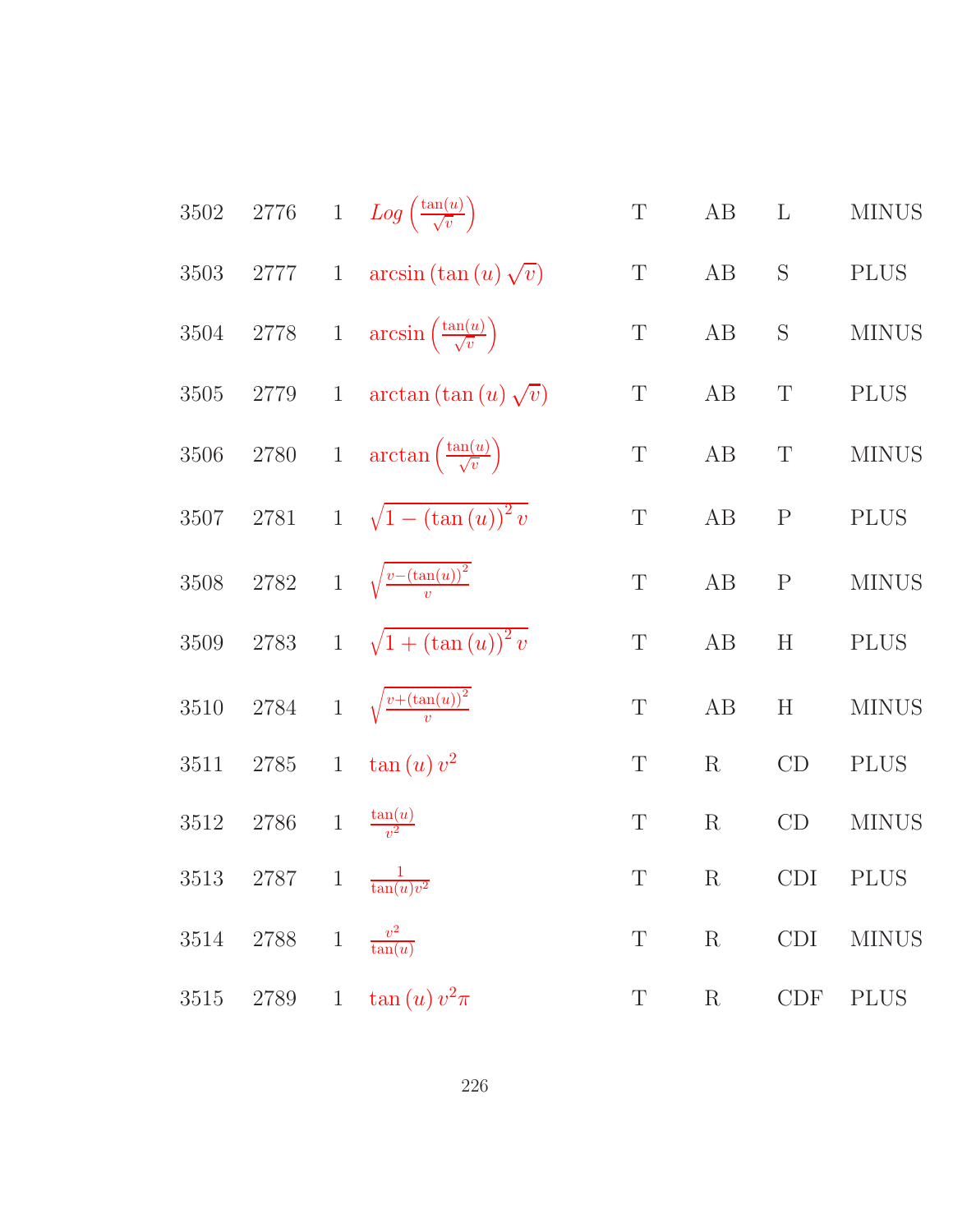| | | | | | | | |
|---|---|---|---|---|---|---|---|
| 3502 | 2776 | 1 | $Log\left(\frac{\tan(u)}{\sqrt{v}}\right)$ | T | AB | L | MINUS |
| 3503 | 2777 | 1 | $\arcsin\left(\tan\left(u\right)\sqrt{v}\right)$ | T | AB | S | PLUS |
| 3504 | 2778 | 1 | $\arcsin\left(\frac{\tan(u)}{\sqrt{v}}\right)$ | T | AB | S | MINUS |
| 3505 | 2779 | 1 | $\arctan\left(\tan\left(u\right)\sqrt{v}\right)$ | T | AB | T | PLUS |
| 3506 | 2780 | 1 | $\arctan\left(\frac{\tan(u)}{\sqrt{v}}\right)$ | T | AB | T | MINUS |
| 3507 | 2781 | 1 | $\sqrt{1-\left(\tan\left(u\right)\right)^{2}v}$ | T | AB | P | PLUS |
| 3508 | 2782 | 1 | $\sqrt{\frac{v-\left(\tan(u)\right)^{2}}{v}}$ | T | AB | P | MINUS |
| 3509 | 2783 | 1 | $\sqrt{1+\left(\tan\left(u\right)\right)^{2}v}$ | T | AB | H | PLUS |
| 3510 | 2784 | 1 | $\sqrt{\frac{v+\left(\tan(u)\right)^{2}}{v}}$ | T | AB | H | MINUS |
| 3511 | 2785 | 1 | $\tan\left(u\right)v^{2}$ | T | R | CD | PLUS |
| 3512 | 2786 | 1 | $\frac{\tan(u)}{v^{2}}$ | T | R | CD | MINUS |
| 3513 | 2787 | 1 | $\frac{1}{\tan(u)v^{2}}$ | T | R | CDI | PLUS |
| 3514 | 2788 | 1 | $\frac{v^{2}}{\tan(u)}$ | T | R | CDI | MINUS |
| 3515 | 2789 | 1 | $\tan\left(u\right)v^{2}\pi$ | T | R | CDF | PLUS |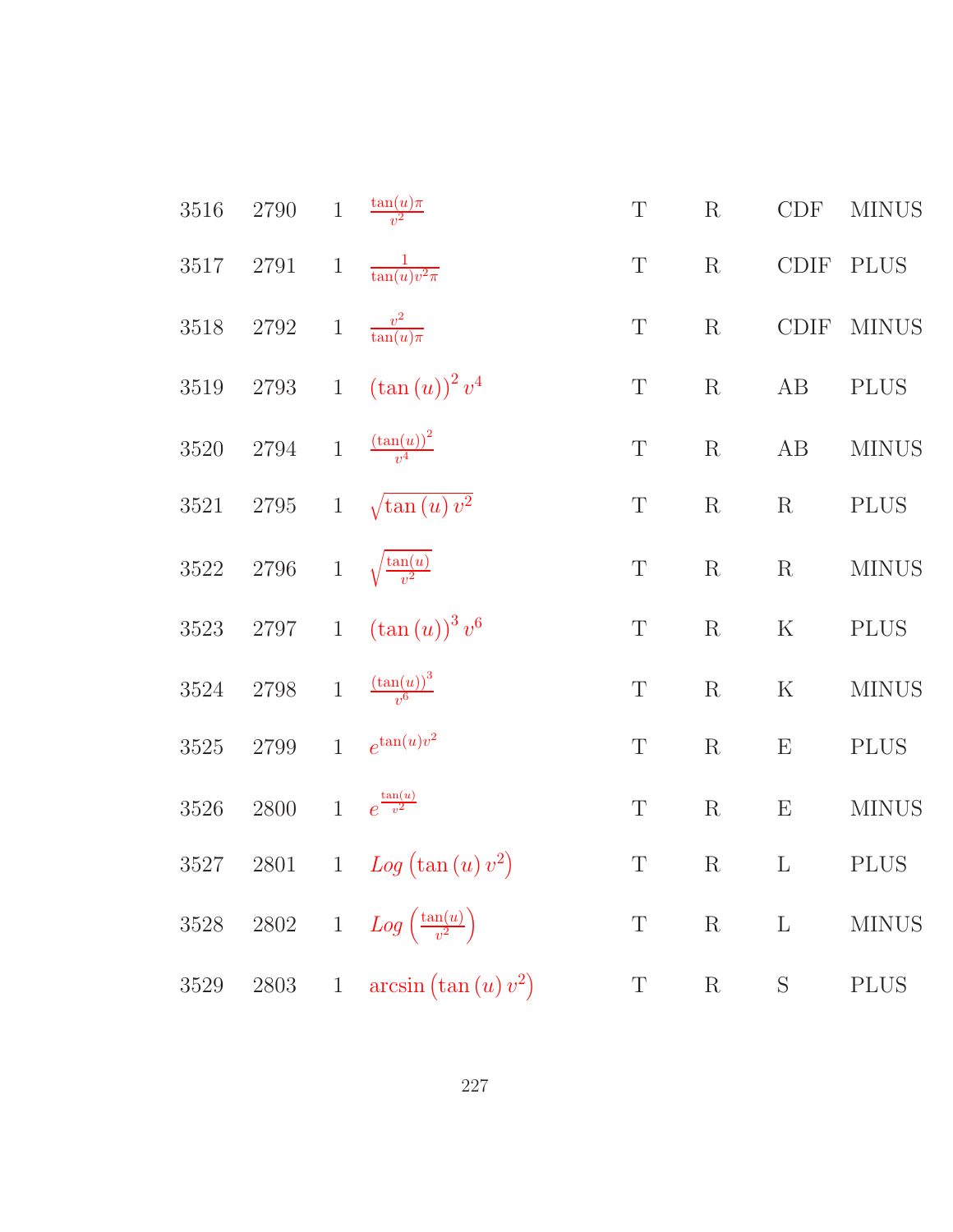| | | | | | | | |
|---|---|---|---|---|---|---|---|
| 3516 | 2790 | 1 | $\frac{\tan(u)\pi}{v^2}$ | T | R | CDF | MINUS |
| 3517 | 2791 | 1 | $\frac{1}{\tan(u)v^2\pi}$ | T | R | CDIF | PLUS |
| 3518 | 2792 | 1 | $\frac{v^2}{\tan(u)\pi}$ | T | R | CDIF | MINUS |
| 3519 | 2793 | 1 | $(\tan(u))^2 v^4$ | T | R | AB | PLUS |
| 3520 | 2794 | 1 | $\frac{(\tan(u))^2}{v^4}$ | T | R | AB | MINUS |
| 3521 | 2795 | 1 | $\sqrt{\tan(u) v^2}$ | T | R | R | PLUS |
| 3522 | 2796 | 1 | $\sqrt{\frac{\tan(u)}{v^2}}$ | T | R | R | MINUS |
| 3523 | 2797 | 1 | $(\tan(u))^3 v^6$ | T | R | K | PLUS |
| 3524 | 2798 | 1 | $\frac{(\tan(u))^3}{v^6}$ | T | R | K | MINUS |
| 3525 | 2799 | 1 | $e^{\tan(u)v^2}$ | T | R | E | PLUS |
| 3526 | 2800 | 1 | $e^{\frac{\tan(u)}{v^2}}$ | T | R | E | MINUS |
| 3527 | 2801 | 1 | $Log\left(\tan(u) v^2\right)$ | T | R | L | PLUS |
| 3528 | 2802 | 1 | $Log\left(\frac{\tan(u)}{v^2}\right)$ | T | R | L | MINUS |
| 3529 | 2803 | 1 | $\arcsin\left(\tan(u) v^2\right)$ | T | R | S | PLUS |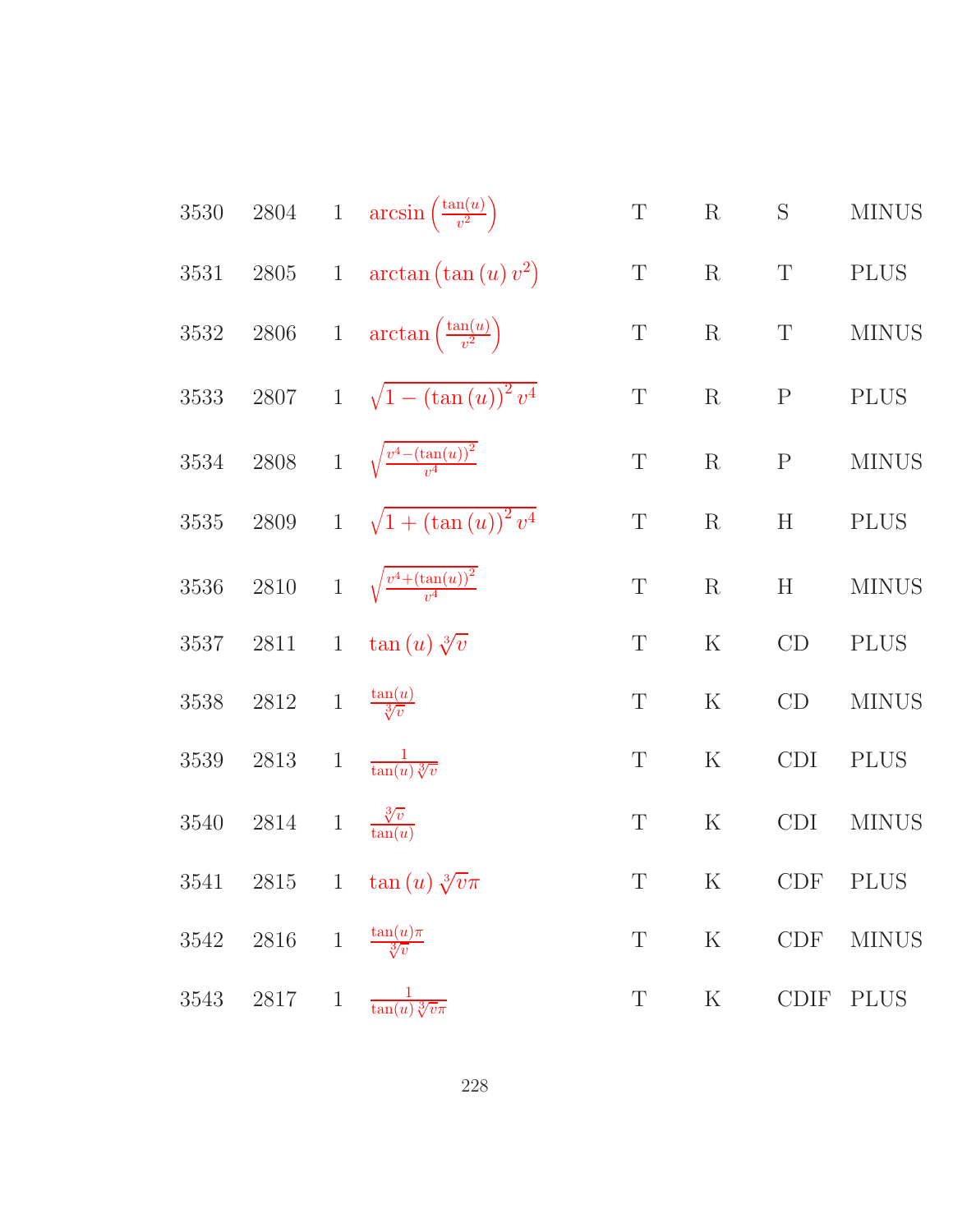| | | | | | | | |
|---|---|---|---|---|---|---|---|
| 3530 | 2804 | 1 | $\arcsin\left(\frac{\tan(u)}{v^2}\right)$ | T | R | S | MINUS |
| 3531 | 2805 | 1 | $\arctan\left(\tan(u)\,v^2\right)$ | T | R | T | PLUS |
| 3532 | 2806 | 1 | $\arctan\left(\frac{\tan(u)}{v^2}\right)$ | T | R | T | MINUS |
| 3533 | 2807 | 1 | $\sqrt{1-(\tan(u))^2\,v^4}$ | T | R | P | PLUS |
| 3534 | 2808 | 1 | $\sqrt{\frac{v^4-(\tan(u))^2}{v^4}}$ | T | R | P | MINUS |
| 3535 | 2809 | 1 | $\sqrt{1+(\tan(u))^2\,v^4}$ | T | R | H | PLUS |
| 3536 | 2810 | 1 | $\sqrt{\frac{v^4+(\tan(u))^2}{v^4}}$ | T | R | H | MINUS |
| 3537 | 2811 | 1 | $\tan(u)\,\sqrt[3]{v}$ | T | K | CD | PLUS |
| 3538 | 2812 | 1 | $\frac{\tan(u)}{\sqrt[3]{v}}$ | T | K | CD | MINUS |
| 3539 | 2813 | 1 | $\frac{1}{\tan(u)\sqrt[3]{v}}$ | T | K | CDI | PLUS |
| 3540 | 2814 | 1 | $\frac{\sqrt[3]{v}}{\tan(u)}$ | T | K | CDI | MINUS |
| 3541 | 2815 | 1 | $\tan(u)\,\sqrt[3]{v}\pi$ | T | K | CDF | PLUS |
| 3542 | 2816 | 1 | $\frac{\tan(u)\pi}{\sqrt[3]{v}}$ | T | K | CDF | MINUS |
| 3543 | 2817 | 1 | $\frac{1}{\tan(u)\sqrt[3]{v}\pi}$ | T | K | CDIF | PLUS |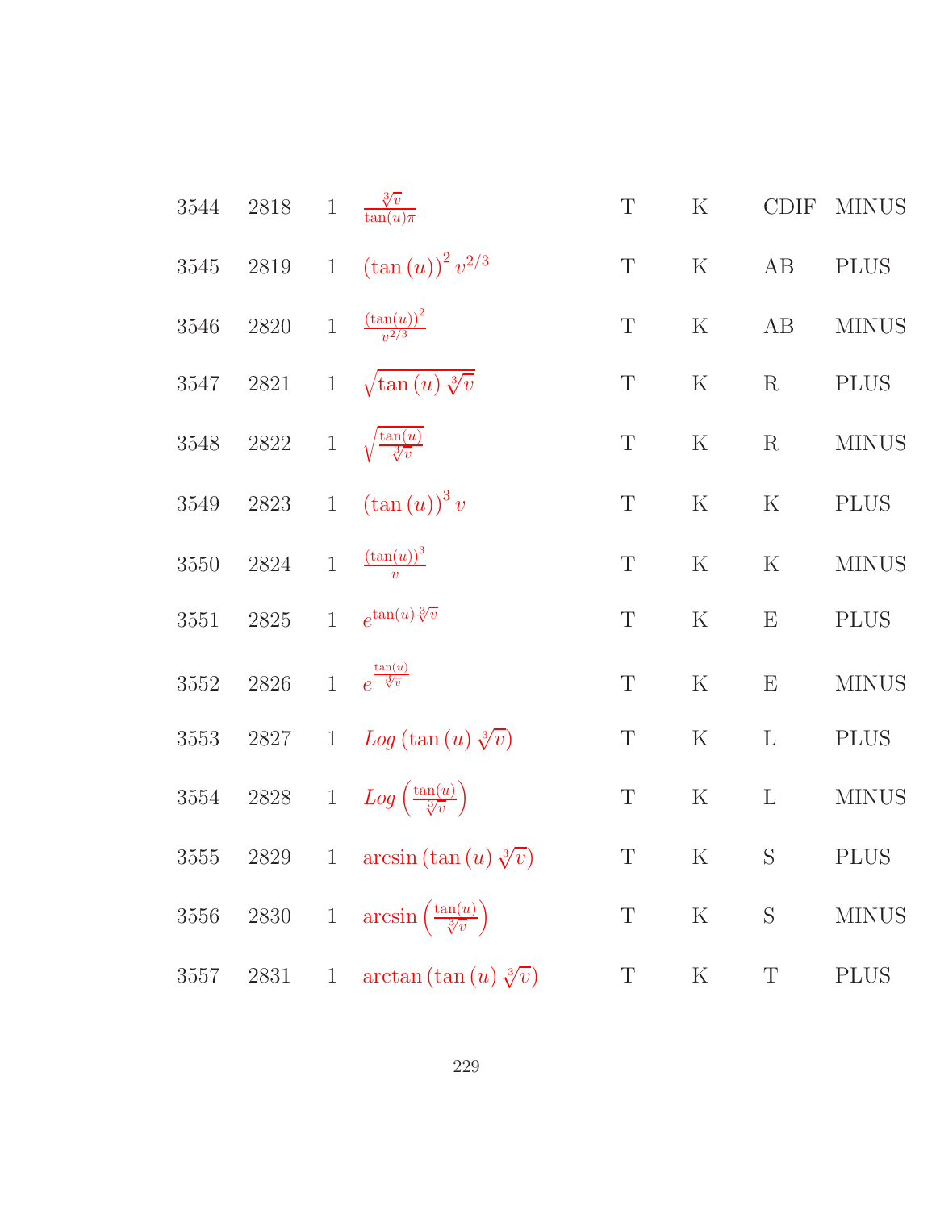| | | | | | | | |
|---|---|---|---|---|---|---|---|
| 3544 | 2818 | 1 | $\frac{\sqrt[3]{v}}{\tan(u)\pi}$ | T | K | CDIF | MINUS |
| 3545 | 2819 | 1 | $(\tan(u))^2 v^{2/3}$ | T | K | AB | PLUS |
| 3546 | 2820 | 1 | $\frac{(\tan(u))^2}{v^{2/3}}$ | T | K | AB | MINUS |
| 3547 | 2821 | 1 | $\sqrt{\tan(u)\sqrt[3]{v}}$ | T | K | R | PLUS |
| 3548 | 2822 | 1 | $\sqrt{\frac{\tan(u)}{\sqrt[3]{v}}}$ | T | K | R | MINUS |
| 3549 | 2823 | 1 | $(\tan(u))^3 v$ | T | K | K | PLUS |
| 3550 | 2824 | 1 | $\frac{(\tan(u))^3}{v}$ | T | K | K | MINUS |
| 3551 | 2825 | 1 | $e^{\tan(u)\sqrt[3]{v}}$ | T | K | E | PLUS |
| 3552 | 2826 | 1 | $e^{\frac{\tan(u)}{\sqrt[3]{v}}}$ | T | K | E | MINUS |
| 3553 | 2827 | 1 | $Log(\tan(u)\sqrt[3]{v})$ | T | K | L | PLUS |
| 3554 | 2828 | 1 | $Log\left(\frac{\tan(u)}{\sqrt[3]{v}}\right)$ | T | K | L | MINUS |
| 3555 | 2829 | 1 | $\arcsin(\tan(u)\sqrt[3]{v})$ | T | K | S | PLUS |
| 3556 | 2830 | 1 | $\arcsin\left(\frac{\tan(u)}{\sqrt[3]{v}}\right)$ | T | K | S | MINUS |
| 3557 | 2831 | 1 | $\arctan(\tan(u)\sqrt[3]{v})$ | T | K | T | PLUS |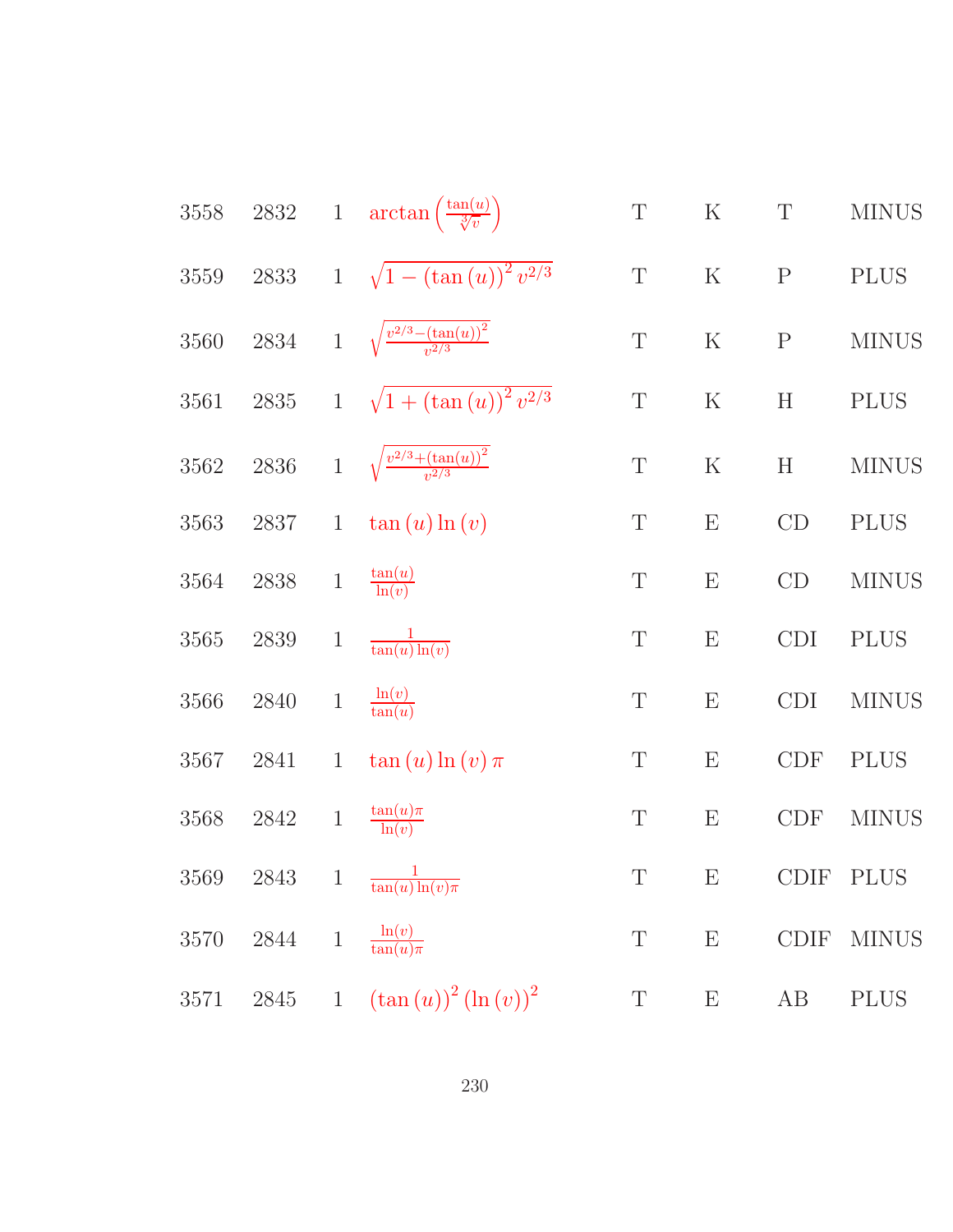| | | | | | | | |
|---|---|---|---|---|---|---|---|
| 3558 | 2832 | 1 | $\arctan\left(\frac{\tan(u)}{\sqrt[3]{v}}\right)$ | T | K | T | MINUS |
| 3559 | 2833 | 1 | $\sqrt{1-(\tan(u))^2 v^{2/3}}$ | T | K | P | PLUS |
| 3560 | 2834 | 1 | $\sqrt{\frac{v^{2/3}-(\tan(u))^2}{v^{2/3}}}$ | T | K | P | MINUS |
| 3561 | 2835 | 1 | $\sqrt{1+(\tan(u))^2 v^{2/3}}$ | T | K | H | PLUS |
| 3562 | 2836 | 1 | $\sqrt{\frac{v^{2/3}+(\tan(u))^2}{v^{2/3}}}$ | T | K | H | MINUS |
| 3563 | 2837 | 1 | $\tan(u)\ln(v)$ | T | E | CD | PLUS |
| 3564 | 2838 | 1 | $\frac{\tan(u)}{\ln(v)}$ | T | E | CD | MINUS |
| 3565 | 2839 | 1 | $\frac{1}{\tan(u)\ln(v)}$ | T | E | CDI | PLUS |
| 3566 | 2840 | 1 | $\frac{\ln(v)}{\tan(u)}$ | T | E | CDI | MINUS |
| 3567 | 2841 | 1 | $\tan(u)\ln(v)\pi$ | T | E | CDF | PLUS |
| 3568 | 2842 | 1 | $\frac{\tan(u)\pi}{\ln(v)}$ | T | E | CDF | MINUS |
| 3569 | 2843 | 1 | $\frac{1}{\tan(u)\ln(v)\pi}$ | T | E | CDIF | PLUS |
| 3570 | 2844 | 1 | $\frac{\ln(v)}{\tan(u)\pi}$ | T | E | CDIF | MINUS |
| 3571 | 2845 | 1 | $(\tan(u))^2(\ln(v))^2$ | T | E | AB | PLUS |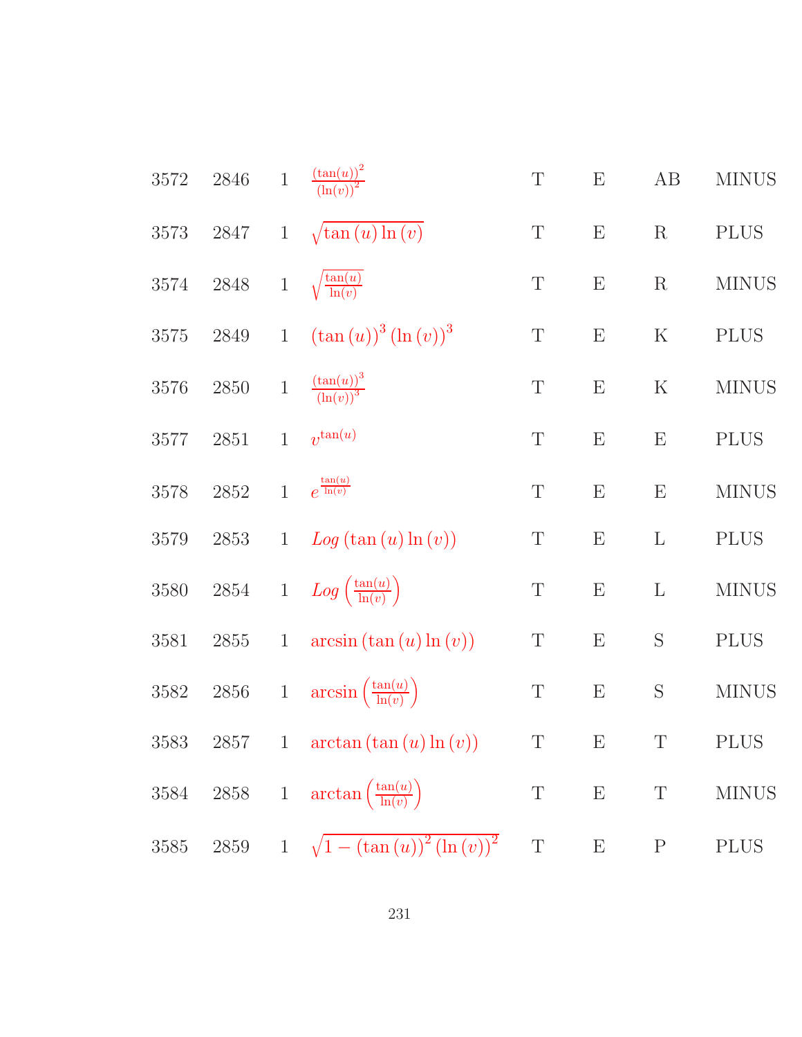| | | | | | | | |
|---|---|---|---|---|---|---|---|
| 3572 | 2846 | 1 | $\frac{(\tan(u))^2}{(\ln(v))^2}$ | T | E | AB | MINUS |
| 3573 | 2847 | 1 | $\sqrt{\tan(u)\ln(v)}$ | T | E | R | PLUS |
| 3574 | 2848 | 1 | $\sqrt{\frac{\tan(u)}{\ln(v)}}$ | T | E | R | MINUS |
| 3575 | 2849 | 1 | $(\tan(u))^3 (\ln(v))^3$ | T | E | K | PLUS |
| 3576 | 2850 | 1 | $\frac{(\tan(u))^3}{(\ln(v))^3}$ | T | E | K | MINUS |
| 3577 | 2851 | 1 | $v^{\tan(u)}$ | T | E | E | PLUS |
| 3578 | 2852 | 1 | $e^{\frac{\tan(u)}{\ln(v)}}$ | T | E | E | MINUS |
| 3579 | 2853 | 1 | $Log(\tan(u)\ln(v))$ | T | E | L | PLUS |
| 3580 | 2854 | 1 | $Log\left(\frac{\tan(u)}{\ln(v)}\right)$ | T | E | L | MINUS |
| 3581 | 2855 | 1 | $\arcsin(\tan(u)\ln(v))$ | T | E | S | PLUS |
| 3582 | 2856 | 1 | $\arcsin\left(\frac{\tan(u)}{\ln(v)}\right)$ | T | E | S | MINUS |
| 3583 | 2857 | 1 | $\arctan(\tan(u)\ln(v))$ | T | E | T | PLUS |
| 3584 | 2858 | 1 | $\arctan\left(\frac{\tan(u)}{\ln(v)}\right)$ | T | E | T | MINUS |
| 3585 | 2859 | 1 | $\sqrt{1-(\tan(u))^2(\ln(v))^2}$ | T | E | P | PLUS |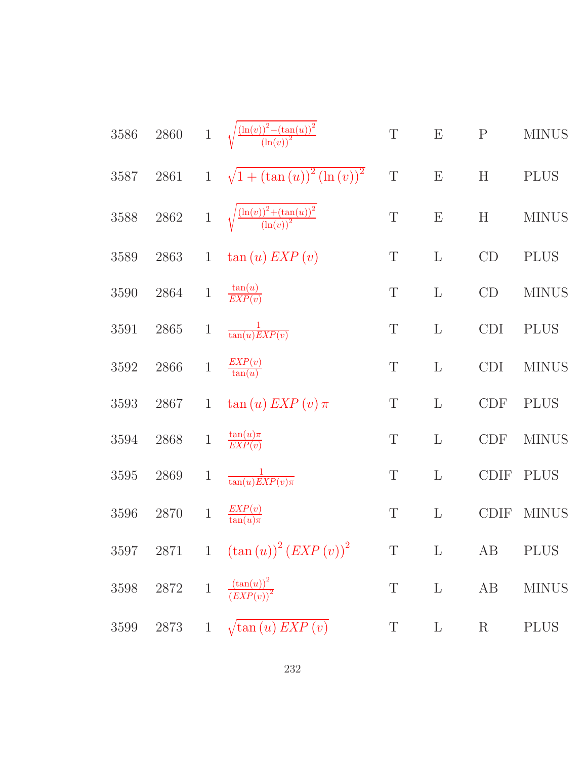| | | | | | | | |
|---|---|---|---|---|---|---|---|
| 3586 | 2860 | 1 | $\sqrt{\frac{(\ln(v))^2-(\tan(u))^2}{(\ln(v))^2}}$ | T | E | P | MINUS |
| 3587 | 2861 | 1 | $\sqrt{1+(\tan(u))^2(\ln(v))^2}$ | T | E | H | PLUS |
| 3588 | 2862 | 1 | $\sqrt{\frac{(\ln(v))^2+(\tan(u))^2}{(\ln(v))^2}}$ | T | E | H | MINUS |
| 3589 | 2863 | 1 | $\tan(u)\,EXP(v)$ | T | L | CD | PLUS |
| 3590 | 2864 | 1 | $\frac{\tan(u)}{EXP(v)}$ | T | L | CD | MINUS |
| 3591 | 2865 | 1 | $\frac{1}{\tan(u)EXP(v)}$ | T | L | CDI | PLUS |
| 3592 | 2866 | 1 | $\frac{EXP(v)}{\tan(u)}$ | T | L | CDI | MINUS |
| 3593 | 2867 | 1 | $\tan(u)\,EXP(v)\,\pi$ | T | L | CDF | PLUS |
| 3594 | 2868 | 1 | $\frac{\tan(u)\pi}{EXP(v)}$ | T | L | CDF | MINUS |
| 3595 | 2869 | 1 | $\frac{1}{\tan(u)EXP(v)\pi}$ | T | L | CDIF | PLUS |
| 3596 | 2870 | 1 | $\frac{EXP(v)}{\tan(u)\pi}$ | T | L | CDIF | MINUS |
| 3597 | 2871 | 1 | $(\tan(u))^2(EXP(v))^2$ | T | L | AB | PLUS |
| 3598 | 2872 | 1 | $\frac{(\tan(u))^2}{(EXP(v))^2}$ | T | L | AB | MINUS |
| 3599 | 2873 | 1 | $\sqrt{\tan(u)\,EXP(v)}$ | T | L | R | PLUS |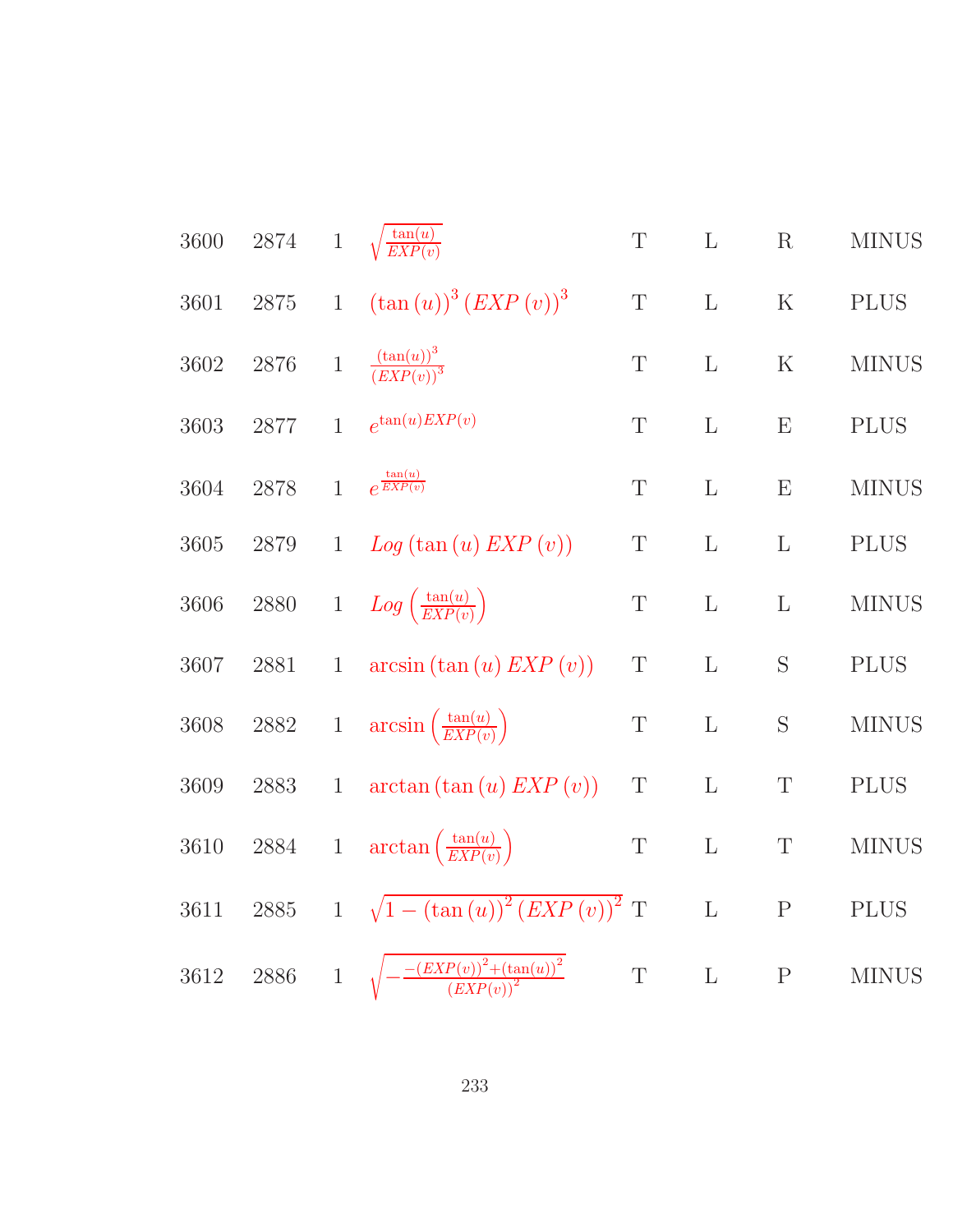| | | | | | | | |
|---|---|---|---|---|---|---|---|
| 3600 | 2874 | 1 | $\sqrt{\frac{\tan(u)}{EXP(v)}}$ | T | L | R | MINUS |
| 3601 | 2875 | 1 | $(\tan(u))^3 (EXP(v))^3$ | T | L | K | PLUS |
| 3602 | 2876 | 1 | $\frac{(\tan(u))^3}{(EXP(v))^3}$ | T | L | K | MINUS |
| 3603 | 2877 | 1 | $e^{\tan(u)EXP(v)}$ | T | L | E | PLUS |
| 3604 | 2878 | 1 | $e^{\frac{\tan(u)}{EXP(v)}}$ | T | L | E | MINUS |
| 3605 | 2879 | 1 | $Log(\tan(u) EXP(v))$ | T | L | L | PLUS |
| 3606 | 2880 | 1 | $Log\left(\frac{\tan(u)}{EXP(v)}\right)$ | T | L | L | MINUS |
| 3607 | 2881 | 1 | $\arcsin(\tan(u) EXP(v))$ | T | L | S | PLUS |
| 3608 | 2882 | 1 | $\arcsin\left(\frac{\tan(u)}{EXP(v)}\right)$ | T | L | S | MINUS |
| 3609 | 2883 | 1 | $\arctan(\tan(u) EXP(v))$ | T | L | T | PLUS |
| 3610 | 2884 | 1 | $\arctan\left(\frac{\tan(u)}{EXP(v)}\right)$ | T | L | T | MINUS |
| 3611 | 2885 | 1 | $\sqrt{1-(\tan(u))^2 (EXP(v))^2}$ | T | L | P | PLUS |
| 3612 | 2886 | 1 | $\sqrt{-\frac{-(EXP(v))^2+(\tan(u))^2}{(EXP(v))^2}}$ | T | L | P | MINUS |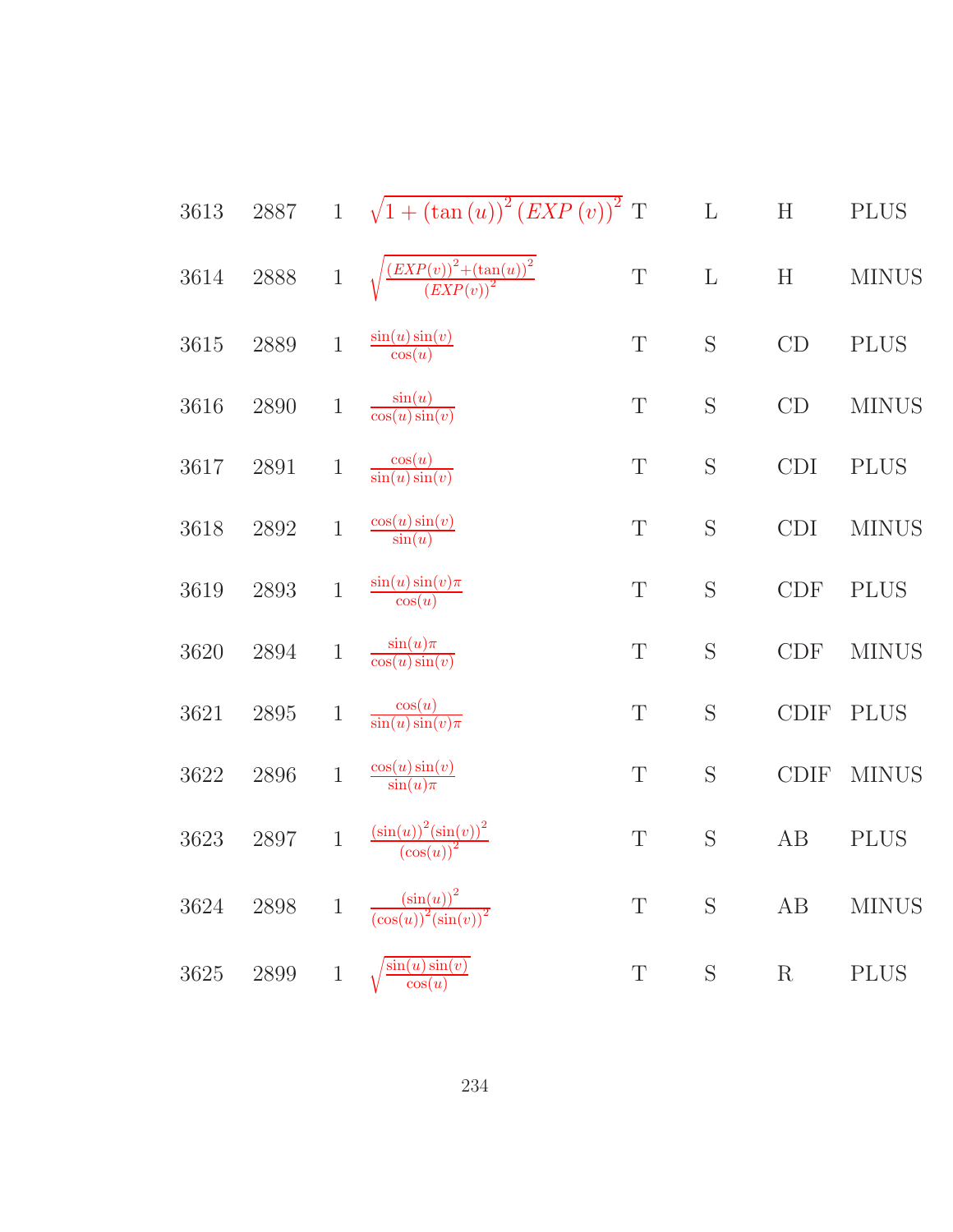| | | | | | | | |
|---|---|---|---|---|---|---|---|
| 3613 | 2887 | 1 | $\sqrt{1+(\tan(u))^2(EXP(v))^2}$ | T | L | H | PLUS |
| 3614 | 2888 | 1 | $\sqrt{\frac{(EXP(v))^2+(\tan(u))^2}{(EXP(v))^2}}$ | T | L | H | MINUS |
| 3615 | 2889 | 1 | $\frac{\sin(u)\sin(v)}{\cos(u)}$ | T | S | CD | PLUS |
| 3616 | 2890 | 1 | $\frac{\sin(u)}{\cos(u)\sin(v)}$ | T | S | CD | MINUS |
| 3617 | 2891 | 1 | $\frac{\cos(u)}{\sin(u)\sin(v)}$ | T | S | CDI | PLUS |
| 3618 | 2892 | 1 | $\frac{\cos(u)\sin(v)}{\sin(u)}$ | T | S | CDI | MINUS |
| 3619 | 2893 | 1 | $\frac{\sin(u)\sin(v)\pi}{\cos(u)}$ | T | S | CDF | PLUS |
| 3620 | 2894 | 1 | $\frac{\sin(u)\pi}{\cos(u)\sin(v)}$ | T | S | CDF | MINUS |
| 3621 | 2895 | 1 | $\frac{\cos(u)}{\sin(u)\sin(v)\pi}$ | T | S | CDIF | PLUS |
| 3622 | 2896 | 1 | $\frac{\cos(u)\sin(v)}{\sin(u)\pi}$ | T | S | CDIF | MINUS |
| 3623 | 2897 | 1 | $\frac{(\sin(u))^2(\sin(v))^2}{(\cos(u))^2}$ | T | S | AB | PLUS |
| 3624 | 2898 | 1 | $\frac{(\sin(u))^2}{(\cos(u))^2(\sin(v))^2}$ | T | S | AB | MINUS |
| 3625 | 2899 | 1 | $\sqrt{\frac{\sin(u)\sin(v)}{\cos(u)}}$ | T | S | R | PLUS |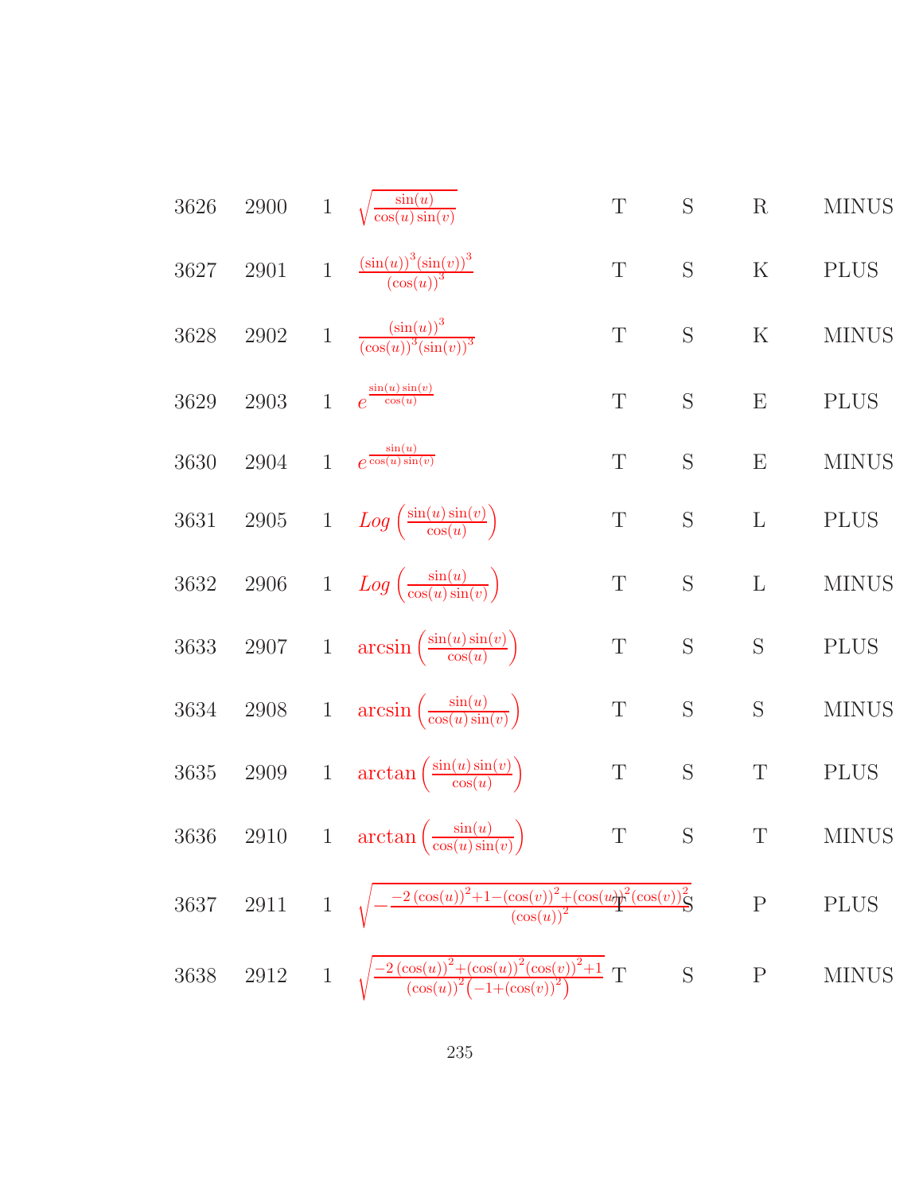| | | | | | | | |
|---|---|---|---|---|---|---|---|
| 3626 | 2900 | 1 | $\sqrt{\frac{\sin(u)}{\cos(u)\sin(v)}}$ | T | S | R | MINUS |
| 3627 | 2901 | 1 | $\frac{(\sin(u))^3(\sin(v))^3}{(\cos(u))^3}$ | T | S | K | PLUS |
| 3628 | 2902 | 1 | $\frac{(\sin(u))^3}{(\cos(u))^3(\sin(v))^3}$ | T | S | K | MINUS |
| 3629 | 2903 | 1 | $e^{\frac{\sin(u)\sin(v)}{\cos(u)}}$ | T | S | E | PLUS |
| 3630 | 2904 | 1 | $e^{\frac{\sin(u)}{\cos(u)\sin(v)}}$ | T | S | E | MINUS |
| 3631 | 2905 | 1 | $Log\left(\frac{\sin(u)\sin(v)}{\cos(u)}\right)$ | T | S | L | PLUS |
| 3632 | 2906 | 1 | $Log\left(\frac{\sin(u)}{\cos(u)\sin(v)}\right)$ | T | S | L | MINUS |
| 3633 | 2907 | 1 | $\arcsin\left(\frac{\sin(u)\sin(v)}{\cos(u)}\right)$ | T | S | S | PLUS |
| 3634 | 2908 | 1 | $\arcsin\left(\frac{\sin(u)}{\cos(u)\sin(v)}\right)$ | T | S | S | MINUS |
| 3635 | 2909 | 1 | $\arctan\left(\frac{\sin(u)\sin(v)}{\cos(u)}\right)$ | T | S | T | PLUS |
| 3636 | 2910 | 1 | $\arctan\left(\frac{\sin(u)}{\cos(u)\sin(v)}\right)$ | T | S | T | MINUS |
| 3637 | 2911 | 1 | $\sqrt{-\frac{-2(\cos(u))^2+1-(\cos(v))^2+(\cos(u))^2(\cos(v))^2}{(\cos(u))^2}}$ | T | S | P | PLUS |
| 3638 | 2912 | 1 | $\sqrt{\frac{-2(\cos(u))^2+(\cos(u))^2(\cos(v))^2+1}{(\cos(u))^2\left(-1+(\cos(v))^2\right)}}$ | T | S | P | MINUS |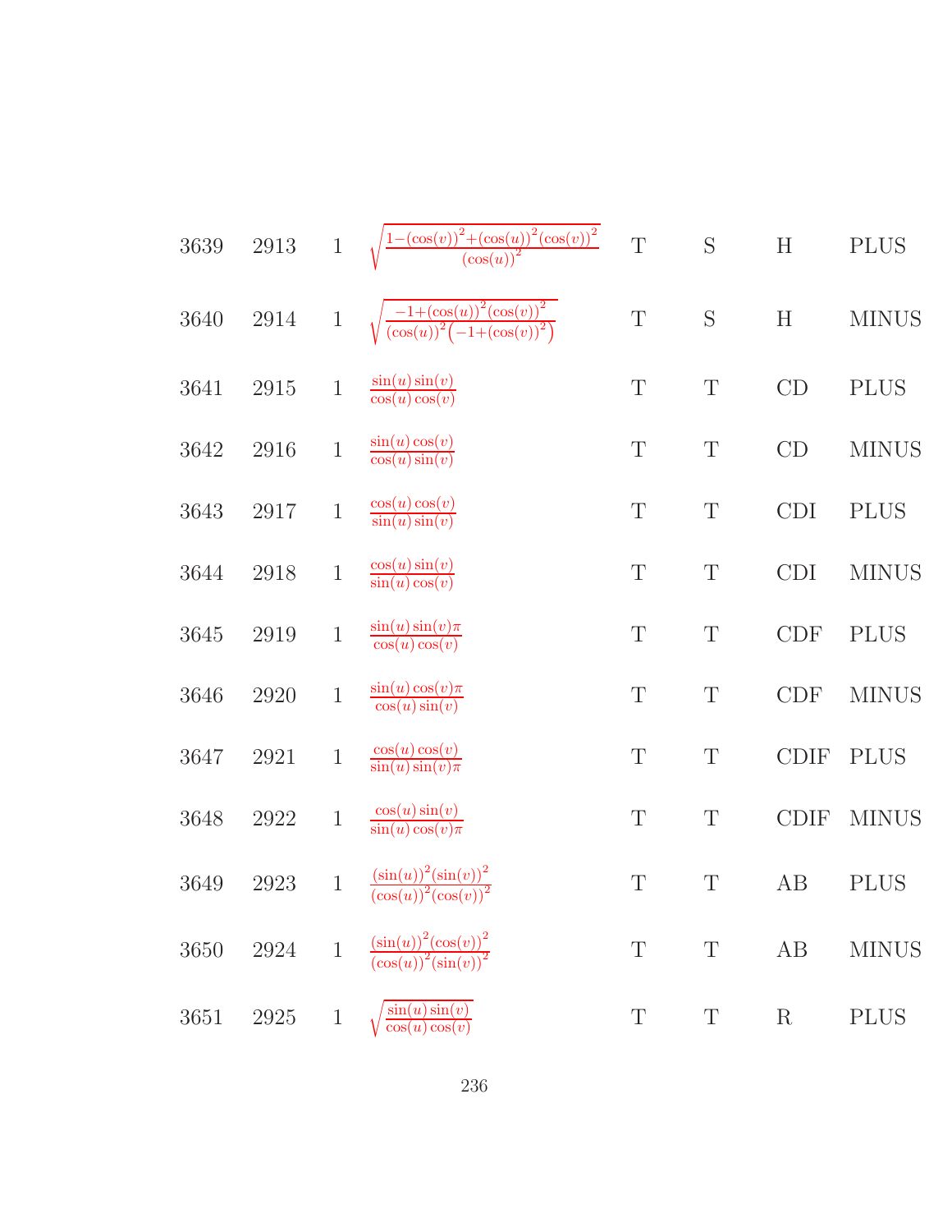| | | | | | | | |
|---|---|---|---|---|---|---|---|
| 3639 | 2913 | 1 | $\sqrt{\frac{1-(\cos(v))^2+(\cos(u))^2(\cos(v))^2}{(\cos(u))^2}}$ | T | S | H | PLUS |
| 3640 | 2914 | 1 | $\sqrt{\frac{-1+(\cos(u))^2(\cos(v))^2}{(\cos(u))^2\left(-1+(\cos(v))^2\right)}}$ | T | S | H | MINUS |
| 3641 | 2915 | 1 | $\frac{\sin(u)\sin(v)}{\cos(u)\cos(v)}$ | T | T | CD | PLUS |
| 3642 | 2916 | 1 | $\frac{\sin(u)\cos(v)}{\cos(u)\sin(v)}$ | T | T | CD | MINUS |
| 3643 | 2917 | 1 | $\frac{\cos(u)\cos(v)}{\sin(u)\sin(v)}$ | T | T | CDI | PLUS |
| 3644 | 2918 | 1 | $\frac{\cos(u)\sin(v)}{\sin(u)\cos(v)}$ | T | T | CDI | MINUS |
| 3645 | 2919 | 1 | $\frac{\sin(u)\sin(v)\pi}{\cos(u)\cos(v)}$ | T | T | CDF | PLUS |
| 3646 | 2920 | 1 | $\frac{\sin(u)\cos(v)\pi}{\cos(u)\sin(v)}$ | T | T | CDF | MINUS |
| 3647 | 2921 | 1 | $\frac{\cos(u)\cos(v)}{\sin(u)\sin(v)\pi}$ | T | T | CDIF | PLUS |
| 3648 | 2922 | 1 | $\frac{\cos(u)\sin(v)}{\sin(u)\cos(v)\pi}$ | T | T | CDIF | MINUS |
| 3649 | 2923 | 1 | $\frac{(\sin(u))^2(\sin(v))^2}{(\cos(u))^2(\cos(v))^2}$ | T | T | AB | PLUS |
| 3650 | 2924 | 1 | $\frac{(\sin(u))^2(\cos(v))^2}{(\cos(u))^2(\sin(v))^2}$ | T | T | AB | MINUS |
| 3651 | 2925 | 1 | $\sqrt{\frac{\sin(u)\sin(v)}{\cos(u)\cos(v)}}$ | T | T | R | PLUS |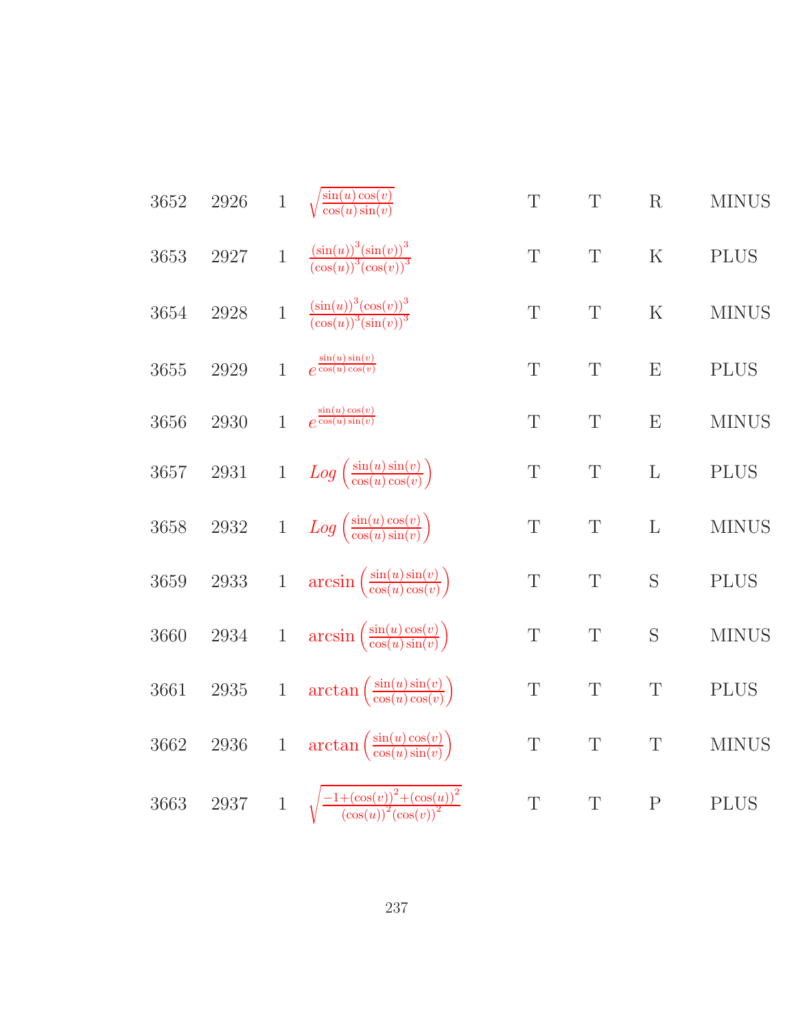| | | | | | | | |
|---|---|---|---|---|---|---|---|
| 3652 | 2926 | 1 | $\sqrt{\frac{\sin(u)\cos(v)}{\cos(u)\sin(v)}}$ | T | T | R | MINUS |
| 3653 | 2927 | 1 | $\frac{(\sin(u))^3(\sin(v))^3}{(\cos(u))^3(\cos(v))^3}$ | T | T | K | PLUS |
| 3654 | 2928 | 1 | $\frac{(\sin(u))^3(\cos(v))^3}{(\cos(u))^3(\sin(v))^3}$ | T | T | K | MINUS |
| 3655 | 2929 | 1 | $e^{\frac{\sin(u)\sin(v)}{\cos(u)\cos(v)}}$ | T | T | E | PLUS |
| 3656 | 2930 | 1 | $e^{\frac{\sin(u)\cos(v)}{\cos(u)\sin(v)}}$ | T | T | E | MINUS |
| 3657 | 2931 | 1 | $Log\left(\frac{\sin(u)\sin(v)}{\cos(u)\cos(v)}\right)$ | T | T | L | PLUS |
| 3658 | 2932 | 1 | $Log\left(\frac{\sin(u)\cos(v)}{\cos(u)\sin(v)}\right)$ | T | T | L | MINUS |
| 3659 | 2933 | 1 | $\arcsin\left(\frac{\sin(u)\sin(v)}{\cos(u)\cos(v)}\right)$ | T | T | S | PLUS |
| 3660 | 2934 | 1 | $\arcsin\left(\frac{\sin(u)\cos(v)}{\cos(u)\sin(v)}\right)$ | T | T | S | MINUS |
| 3661 | 2935 | 1 | $\arctan\left(\frac{\sin(u)\sin(v)}{\cos(u)\cos(v)}\right)$ | T | T | T | PLUS |
| 3662 | 2936 | 1 | $\arctan\left(\frac{\sin(u)\cos(v)}{\cos(u)\sin(v)}\right)$ | T | T | T | MINUS |
| 3663 | 2937 | 1 | $\sqrt{\frac{-1+(\cos(v))^2+(\cos(u))^2}{(\cos(u))^2(\cos(v))^2}}$ | T | T | P | PLUS |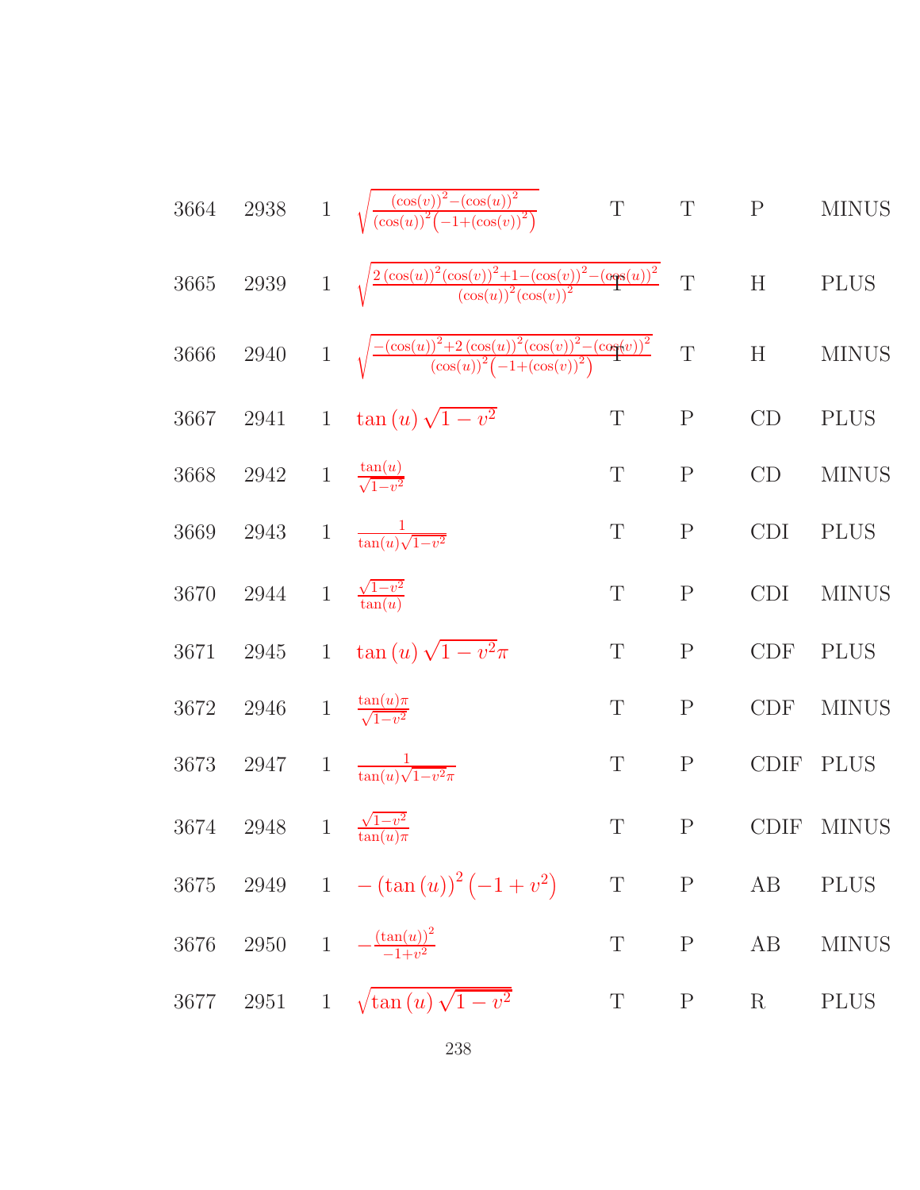| | | | | | | | |
|---|---|---|---|---|---|---|---|
| 3664 | 2938 | 1 | $\sqrt{\frac{(\cos(v))^2-(\cos(u))^2}{(\cos(u))^2\left(-1+(\cos(v))^2\right)}}$ | T | T | P | MINUS |
| 3665 | 2939 | 1 | $\sqrt{\frac{2(\cos(u))^2(\cos(v))^2+1-(\cos(v))^2-(\cos(u))^2}{(\cos(u))^2(\cos(v))^2}}$ | T | T | H | PLUS |
| 3666 | 2940 | 1 | $\sqrt{\frac{-(\cos(u))^2+2(\cos(u))^2(\cos(v))^2-(\cos(v))^2}{(\cos(u))^2\left(-1+(\cos(v))^2\right)}}$ | T | T | H | MINUS |
| 3667 | 2941 | 1 | $\tan(u)\sqrt{1-v^2}$ | T | P | CD | PLUS |
| 3668 | 2942 | 1 | $\frac{\tan(u)}{\sqrt{1-v^2}}$ | T | P | CD | MINUS |
| 3669 | 2943 | 1 | $\frac{1}{\tan(u)\sqrt{1-v^2}}$ | T | P | CDI | PLUS |
| 3670 | 2944 | 1 | $\frac{\sqrt{1-v^2}}{\tan(u)}$ | T | P | CDI | MINUS |
| 3671 | 2945 | 1 | $\tan(u)\sqrt{1-v^2}\pi$ | T | P | CDF | PLUS |
| 3672 | 2946 | 1 | $\frac{\tan(u)\pi}{\sqrt{1-v^2}}$ | T | P | CDF | MINUS |
| 3673 | 2947 | 1 | $\frac{1}{\tan(u)\sqrt{1-v^2}\pi}$ | T | P | CDIF | PLUS |
| 3674 | 2948 | 1 | $\frac{\sqrt{1-v^2}}{\tan(u)\pi}$ | T | P | CDIF | MINUS |
| 3675 | 2949 | 1 | $-(\tan(u))^2\left(-1+v^2\right)$ | T | P | AB | PLUS |
| 3676 | 2950 | 1 | $-\frac{(\tan(u))^2}{-1+v^2}$ | T | P | AB | MINUS |
| 3677 | 2951 | 1 | $\sqrt{\tan(u)\sqrt{1-v^2}}$ | T | P | R | PLUS |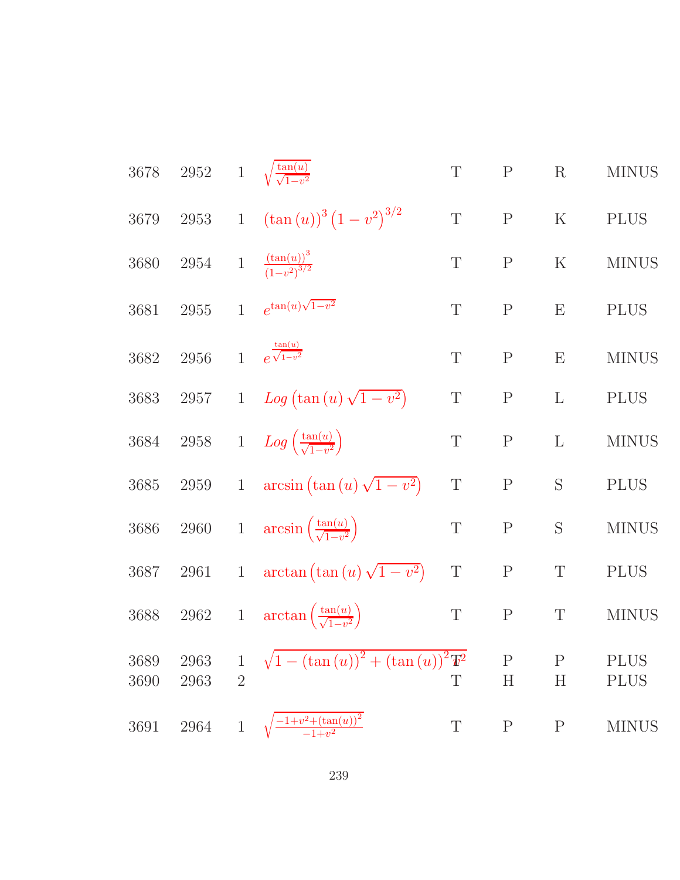| | | | | | | | |
|---|---|---|---|---|---|---|---|
| 3678 | 2952 | 1 | $\sqrt{\frac{\tan(u)}{\sqrt{1-v^2}}}$ | T | P | R | MINUS |
| 3679 | 2953 | 1 | $(\tan(u))^3 \left(1-v^2\right)^{3/2}$ | T | P | K | PLUS |
| 3680 | 2954 | 1 | $\frac{(\tan(u))^3}{(1-v^2)^{3/2}}$ | T | P | K | MINUS |
| 3681 | 2955 | 1 | $e^{\tan(u)\sqrt{1-v^2}}$ | T | P | E | PLUS |
| 3682 | 2956 | 1 | $e^{\frac{\tan(u)}{\sqrt{1-v^2}}}$ | T | P | E | MINUS |
| 3683 | 2957 | 1 | $Log\left(\tan(u)\sqrt{1-v^2}\right)$ | T | P | L | PLUS |
| 3684 | 2958 | 1 | $Log\left(\frac{\tan(u)}{\sqrt{1-v^2}}\right)$ | T | P | L | MINUS |
| 3685 | 2959 | 1 | $\arcsin\left(\tan(u)\sqrt{1-v^2}\right)$ | T | P | S | PLUS |
| 3686 | 2960 | 1 | $\arcsin\left(\frac{\tan(u)}{\sqrt{1-v^2}}\right)$ | T | P | S | MINUS |
| 3687 | 2961 | 1 | $\arctan\left(\tan(u)\sqrt{1-v^2}\right)$ | T | P | T | PLUS |
| 3688 | 2962 | 1 | $\arctan\left(\frac{\tan(u)}{\sqrt{1-v^2}}\right)$ | T | P | T | MINUS |
| 3689 | 2963 | 1 | $\sqrt{1-(\tan(u))^2+(\tan(u))^2 v^2}$ | T | P | P | PLUS |
| 3690 | 2963 | 2 | | T | H | H | PLUS |
| 3691 | 2964 | 1 | $\sqrt{\frac{-1+v^2+(\tan(u))^2}{-1+v^2}}$ | T | P | P | MINUS |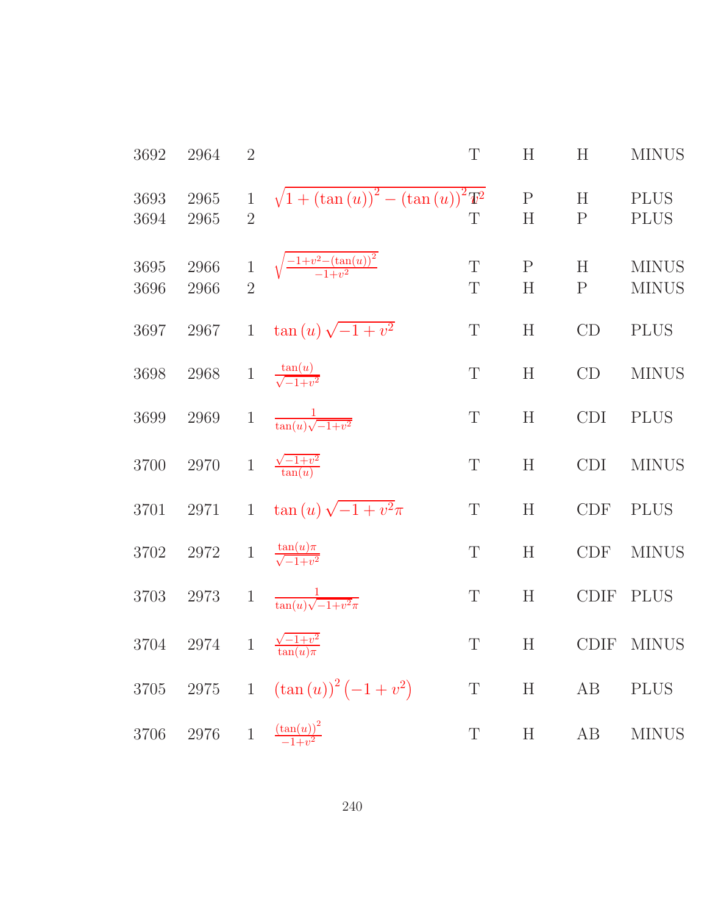| | | | | | | | |
|---|---|---|---|---|---|---|---|
| 3692 | 2964 | 2 | | T | H | H | MINUS |
| 3693 | 2965 | 1 | $\sqrt{1+(\tan(u))^2-(\tan(u))^2 v^2}$ | T | P | H | PLUS |
| 3694 | 2965 | 2 | | T | H | P | PLUS |
| 3695 | 2966 | 1 | $\sqrt{\frac{-1+v^2-(\tan(u))^2}{-1+v^2}}$ | T | P | H | MINUS |
| 3696 | 2966 | 2 | | T | H | P | MINUS |
| 3697 | 2967 | 1 | $\tan(u)\sqrt{-1+v^2}$ | T | H | CD | PLUS |
| 3698 | 2968 | 1 | $\frac{\tan(u)}{\sqrt{-1+v^2}}$ | T | H | CD | MINUS |
| 3699 | 2969 | 1 | $\frac{1}{\tan(u)\sqrt{-1+v^2}}$ | T | H | CDI | PLUS |
| 3700 | 2970 | 1 | $\frac{\sqrt{-1+v^2}}{\tan(u)}$ | T | H | CDI | MINUS |
| 3701 | 2971 | 1 | $\tan(u)\sqrt{-1+v^2}\pi$ | T | H | CDF | PLUS |
| 3702 | 2972 | 1 | $\frac{\tan(u)\pi}{\sqrt{-1+v^2}}$ | T | H | CDF | MINUS |
| 3703 | 2973 | 1 | $\frac{1}{\tan(u)\sqrt{-1+v^2}\pi}$ | T | H | CDIF | PLUS |
| 3704 | 2974 | 1 | $\frac{\sqrt{-1+v^2}}{\tan(u)\pi}$ | T | H | CDIF | MINUS |
| 3705 | 2975 | 1 | $(\tan(u))^2(-1+v^2)$ | T | H | AB | PLUS |
| 3706 | 2976 | 1 | $\frac{(\tan(u))^2}{-1+v^2}$ | T | H | AB | MINUS |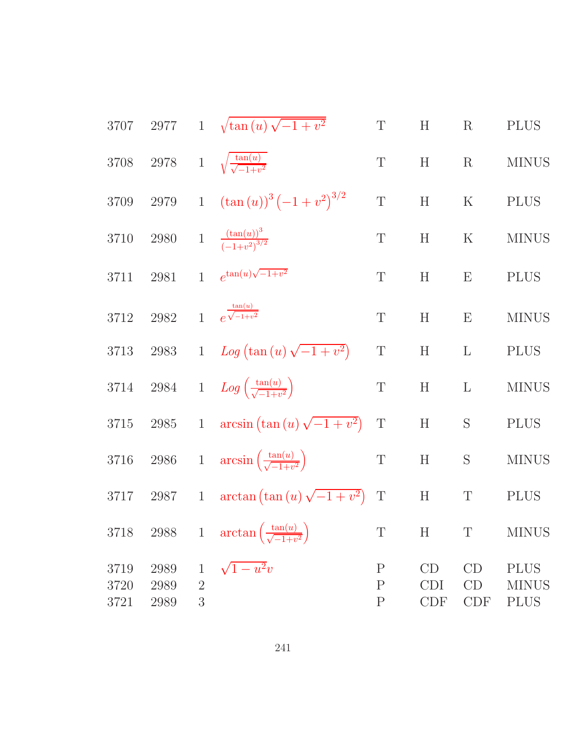| | | | | | | | |
|---|---|---|---|---|---|---|---|
| 3707 | 2977 | 1 | $\sqrt{\tan(u)\sqrt{-1+v^2}}$ | T | H | R | PLUS |
| 3708 | 2978 | 1 | $\sqrt{\frac{\tan(u)}{\sqrt{-1+v^2}}}$ | T | H | R | MINUS |
| 3709 | 2979 | 1 | $(\tan(u))^3\left(-1+v^2\right)^{3/2}$ | T | H | K | PLUS |
| 3710 | 2980 | 1 | $\frac{(\tan(u))^3}{(-1+v^2)^{3/2}}$ | T | H | K | MINUS |
| 3711 | 2981 | 1 | $e^{\tan(u)\sqrt{-1+v^2}}$ | T | H | E | PLUS |
| 3712 | 2982 | 1 | $e^{\frac{\tan(u)}{\sqrt{-1+v^2}}}$ | T | H | E | MINUS |
| 3713 | 2983 | 1 | $Log\left(\tan(u)\sqrt{-1+v^2}\right)$ | T | H | L | PLUS |
| 3714 | 2984 | 1 | $Log\left(\frac{\tan(u)}{\sqrt{-1+v^2}}\right)$ | T | H | L | MINUS |
| 3715 | 2985 | 1 | $\arcsin\left(\tan(u)\sqrt{-1+v^2}\right)$ | T | H | S | PLUS |
| 3716 | 2986 | 1 | $\arcsin\left(\frac{\tan(u)}{\sqrt{-1+v^2}}\right)$ | T | H | S | MINUS |
| 3717 | 2987 | 1 | $\arctan\left(\tan(u)\sqrt{-1+v^2}\right)$ | T | H | T | PLUS |
| 3718 | 2988 | 1 | $\arctan\left(\frac{\tan(u)}{\sqrt{-1+v^2}}\right)$ | T | H | T | MINUS |
| 3719 | 2989 | 1 | $\sqrt{1-u^2}v$ | P | CD | CD | PLUS |
| 3720 | 2989 | 2 | | P | CDI | CD | MINUS |
| 3721 | 2989 | 3 | | P | CDF | CDF | PLUS |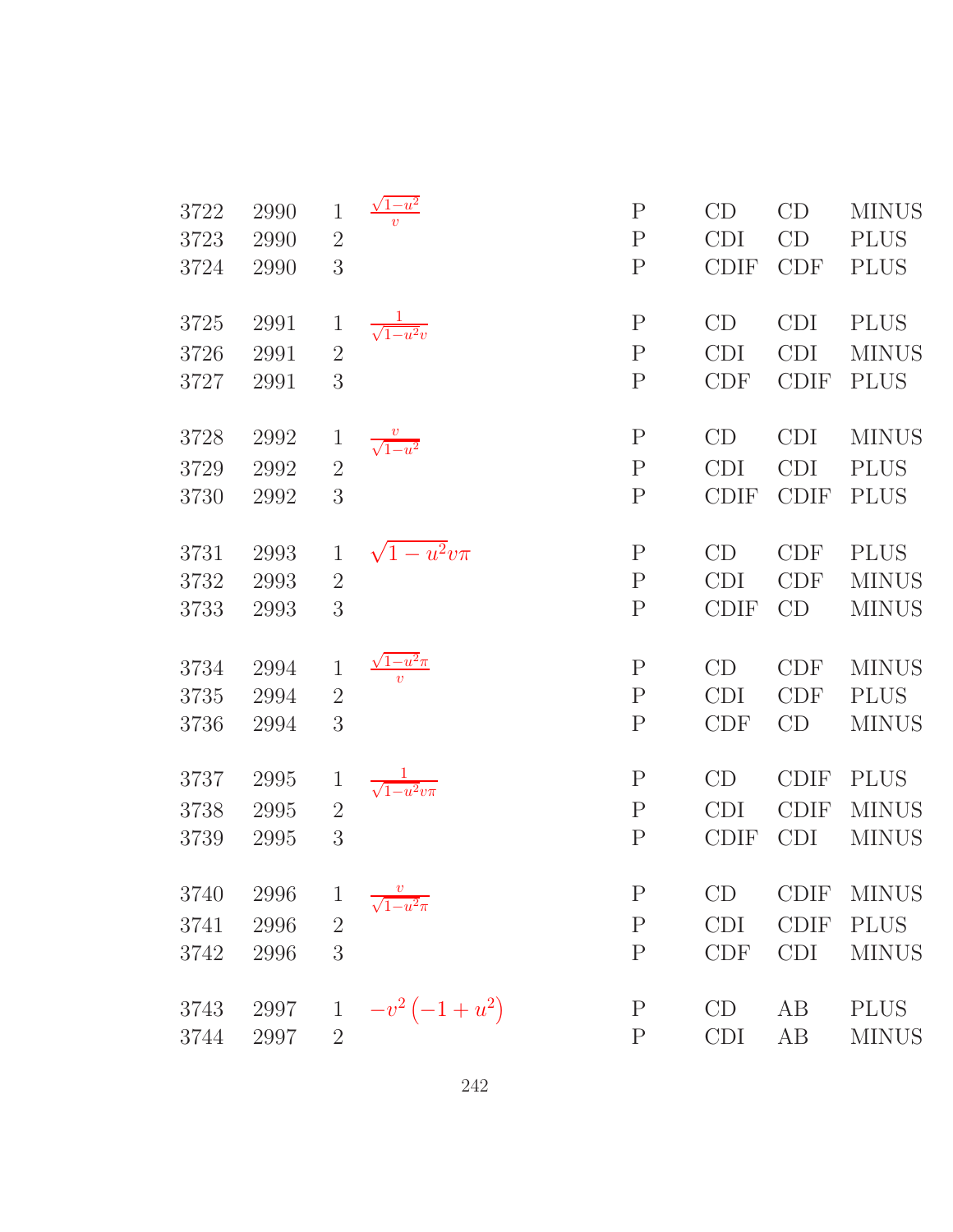| | | | | | | | |
|---|---|---|---|---|---|---|---|
| 3722 | 2990 | 1 | $\frac{\sqrt{1-u^2}}{v}$ | P | CD | CD | MINUS |
| 3723 | 2990 | 2 | | P | CDI | CD | PLUS |
| 3724 | 2990 | 3 | | P | CDIF | CDF | PLUS |
| 3725 | 2991 | 1 | $\frac{1}{\sqrt{1-u^2}v}$ | P | CD | CDI | PLUS |
| 3726 | 2991 | 2 | | P | CDI | CDI | MINUS |
| 3727 | 2991 | 3 | | P | CDF | CDIF | PLUS |
| 3728 | 2992 | 1 | $\frac{v}{\sqrt{1-u^2}}$ | P | CD | CDI | MINUS |
| 3729 | 2992 | 2 | | P | CDI | CDI | PLUS |
| 3730 | 2992 | 3 | | P | CDIF | CDIF | PLUS |
| 3731 | 2993 | 1 | $\sqrt{1-u^2}v\pi$ | P | CD | CDF | PLUS |
| 3732 | 2993 | 2 | | P | CDI | CDF | MINUS |
| 3733 | 2993 | 3 | | P | CDIF | CD | MINUS |
| 3734 | 2994 | 1 | $\frac{\sqrt{1-u^2}\pi}{v}$ | P | CD | CDF | MINUS |
| 3735 | 2994 | 2 | | P | CDI | CDF | PLUS |
| 3736 | 2994 | 3 | | P | CDF | CD | MINUS |
| 3737 | 2995 | 1 | $\frac{1}{\sqrt{1-u^2}v\pi}$ | P | CD | CDIF | PLUS |
| 3738 | 2995 | 2 | | P | CDI | CDIF | MINUS |
| 3739 | 2995 | 3 | | P | CDIF | CDI | MINUS |
| 3740 | 2996 | 1 | $\frac{v}{\sqrt{1-u^2}\pi}$ | P | CD | CDIF | MINUS |
| 3741 | 2996 | 2 | | P | CDI | CDIF | PLUS |
| 3742 | 2996 | 3 | | P | CDF | CDI | MINUS |
| 3743 | 2997 | 1 | $-v^2\left(-1+u^2\right)$ | P | CD | AB | PLUS |
| 3744 | 2997 | 2 | | P | CDI | AB | MINUS |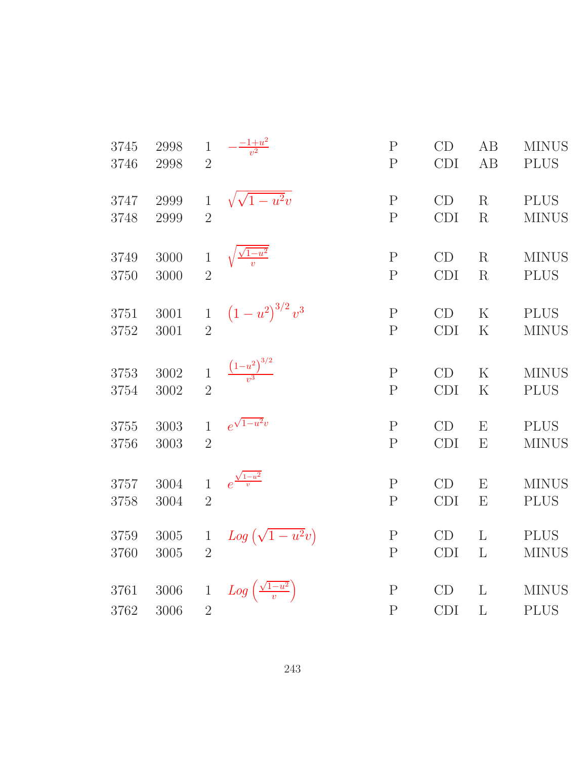| | | | | | | | |
|---|---|---|---|---|---|---|---|
| 3745 | 2998 | 1 | $-\frac{-1+u^2}{v^2}$ | P | CD | AB | MINUS |
| 3746 | 2998 | 2 | | P | CDI | AB | PLUS |
| 3747 | 2999 | 1 | $\sqrt{\sqrt{1-u^2}v}$ | P | CD | R | PLUS |
| 3748 | 2999 | 2 | | P | CDI | R | MINUS |
| 3749 | 3000 | 1 | $\sqrt{\frac{\sqrt{1-u^2}}{v}}$ | P | CD | R | MINUS |
| 3750 | 3000 | 2 | | P | CDI | R | PLUS |
| 3751 | 3001 | 1 | $\left(1-u^2\right)^{3/2}v^3$ | P | CD | K | PLUS |
| 3752 | 3001 | 2 | | P | CDI | K | MINUS |
| 3753 | 3002 | 1 | $\frac{\left(1-u^2\right)^{3/2}}{v^3}$ | P | CD | K | MINUS |
| 3754 | 3002 | 2 | | P | CDI | K | PLUS |
| 3755 | 3003 | 1 | $e^{\sqrt{1-u^2}v}$ | P | CD | E | PLUS |
| 3756 | 3003 | 2 | | P | CDI | E | MINUS |
| 3757 | 3004 | 1 | $e^{\frac{\sqrt{1-u^2}}{v}}$ | P | CD | E | MINUS |
| 3758 | 3004 | 2 | | P | CDI | E | PLUS |
| 3759 | 3005 | 1 | $Log\left(\sqrt{1-u^2}v\right)$ | P | CD | L | PLUS |
| 3760 | 3005 | 2 | | P | CDI | L | MINUS |
| 3761 | 3006 | 1 | $Log\left(\frac{\sqrt{1-u^2}}{v}\right)$ | P | CD | L | MINUS |
| 3762 | 3006 | 2 | | P | CDI | L | PLUS |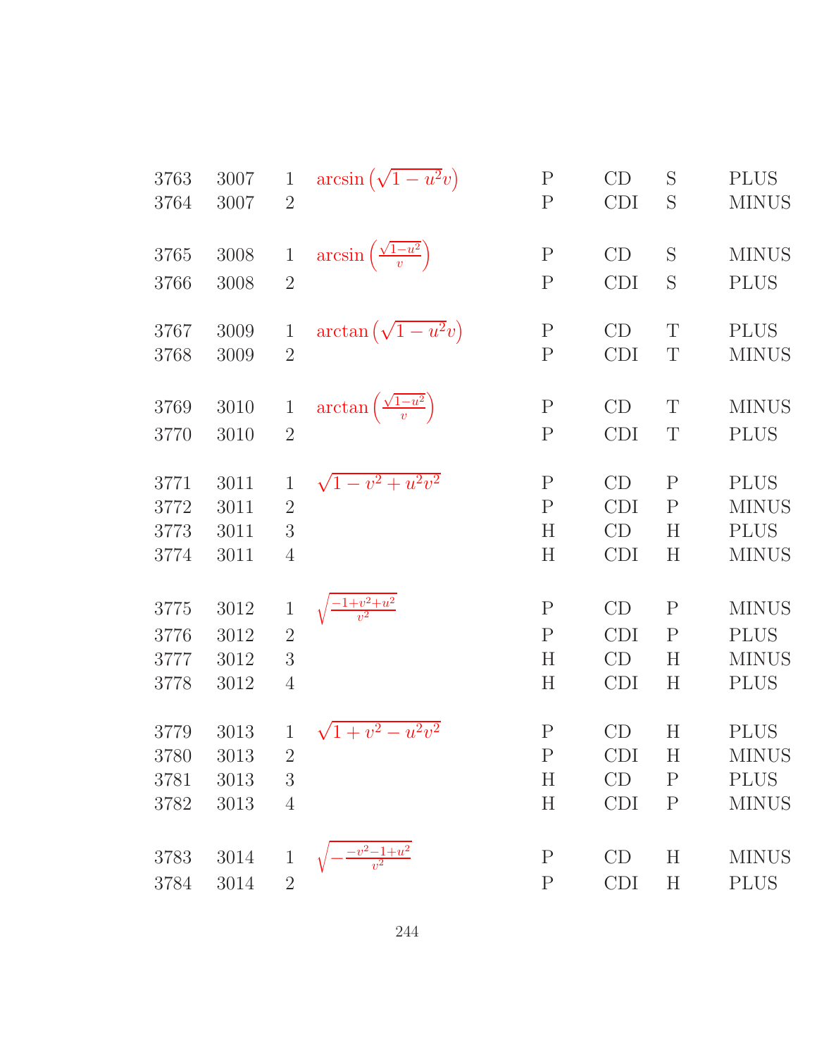| | | | | | | | |
|---|---|---|---|---|---|---|---|
| 3763 | 3007 | 1 | $\arcsin\left(\sqrt{1-u^2}v\right)$ | P | CD | S | PLUS |
| 3764 | 3007 | 2 | | P | CDI | S | MINUS |
| 3765 | 3008 | 1 | $\arcsin\left(\frac{\sqrt{1-u^2}}{v}\right)$ | P | CD | S | MINUS |
| 3766 | 3008 | 2 | | P | CDI | S | PLUS |
| 3767 | 3009 | 1 | $\arctan\left(\sqrt{1-u^2}v\right)$ | P | CD | T | PLUS |
| 3768 | 3009 | 2 | | P | CDI | T | MINUS |
| 3769 | 3010 | 1 | $\arctan\left(\frac{\sqrt{1-u^2}}{v}\right)$ | P | CD | T | MINUS |
| 3770 | 3010 | 2 | | P | CDI | T | PLUS |
| 3771 | 3011 | 1 | $\sqrt{1-v^2+u^2v^2}$ | P | CD | P | PLUS |
| 3772 | 3011 | 2 | | P | CDI | P | MINUS |
| 3773 | 3011 | 3 | | H | CD | H | PLUS |
| 3774 | 3011 | 4 | | H | CDI | H | MINUS |
| 3775 | 3012 | 1 | $\sqrt{\frac{-1+v^2+u^2}{v^2}}$ | P | CD | P | MINUS |
| 3776 | 3012 | 2 | | P | CDI | P | PLUS |
| 3777 | 3012 | 3 | | H | CD | H | MINUS |
| 3778 | 3012 | 4 | | H | CDI | H | PLUS |
| 3779 | 3013 | 1 | $\sqrt{1+v^2-u^2v^2}$ | P | CD | H | PLUS |
| 3780 | 3013 | 2 | | P | CDI | H | MINUS |
| 3781 | 3013 | 3 | | H | CD | P | PLUS |
| 3782 | 3013 | 4 | | H | CDI | P | MINUS |
| 3783 | 3014 | 1 | $\sqrt{-\frac{-v^2-1+u^2}{v^2}}$ | P | CD | H | MINUS |
| 3784 | 3014 | 2 | | P | CDI | H | PLUS |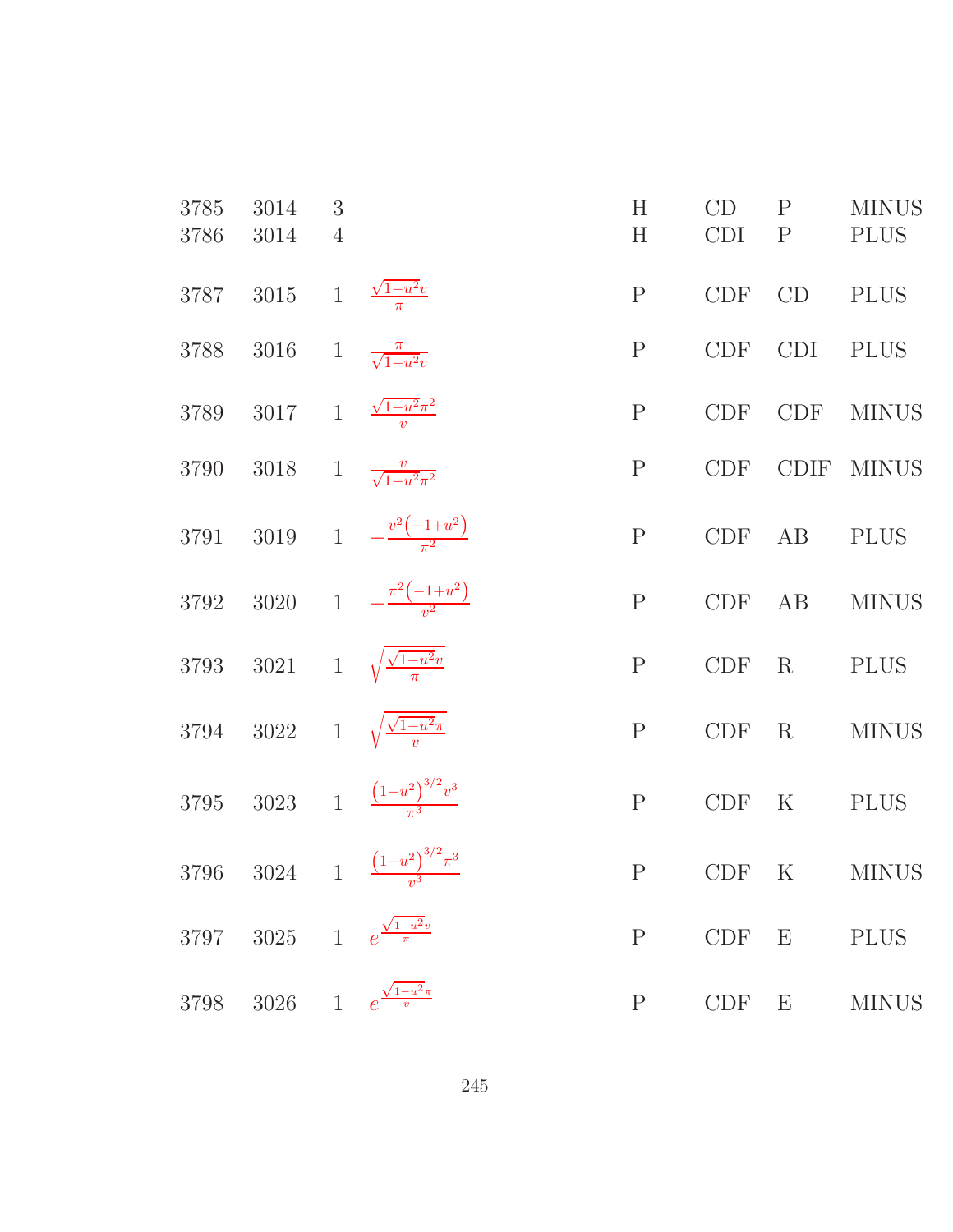| | | | | | | | |
|---|---|---|---|---|---|---|---|
| 3785 | 3014 | 3 | | H | CD | P | MINUS |
| 3786 | 3014 | 4 | | H | CDI | P | PLUS |
| 3787 | 3015 | 1 | $\frac{\sqrt{1-u^2}v}{\pi}$ | P | CDF | CD | PLUS |
| 3788 | 3016 | 1 | $\frac{\pi}{\sqrt{1-u^2}v}$ | P | CDF | CDI | PLUS |
| 3789 | 3017 | 1 | $\frac{\sqrt{1-u^2}\pi^2}{v}$ | P | CDF | CDF | MINUS |
| 3790 | 3018 | 1 | $\frac{v}{\sqrt{1-u^2}\pi^2}$ | P | CDF | CDIF | MINUS |
| 3791 | 3019 | 1 | $-\frac{v^2\left(-1+u^2\right)}{\pi^2}$ | P | CDF | AB | PLUS |
| 3792 | 3020 | 1 | $-\frac{\pi^2\left(-1+u^2\right)}{v^2}$ | P | CDF | AB | MINUS |
| 3793 | 3021 | 1 | $\sqrt{\frac{\sqrt{1-u^2}v}{\pi}}$ | P | CDF | R | PLUS |
| 3794 | 3022 | 1 | $\sqrt{\frac{\sqrt{1-u^2}\pi}{v}}$ | P | CDF | R | MINUS |
| 3795 | 3023 | 1 | $\frac{\left(1-u^2\right)^{3/2}v^3}{\pi^3}$ | P | CDF | K | PLUS |
| 3796 | 3024 | 1 | $\frac{\left(1-u^2\right)^{3/2}\pi^3}{v^3}$ | P | CDF | K | MINUS |
| 3797 | 3025 | 1 | $e^{\frac{\sqrt{1-u^2}v}{\pi}}$ | P | CDF | E | PLUS |
| 3798 | 3026 | 1 | $e^{\frac{\sqrt{1-u^2}\pi}{v}}$ | P | CDF | E | MINUS |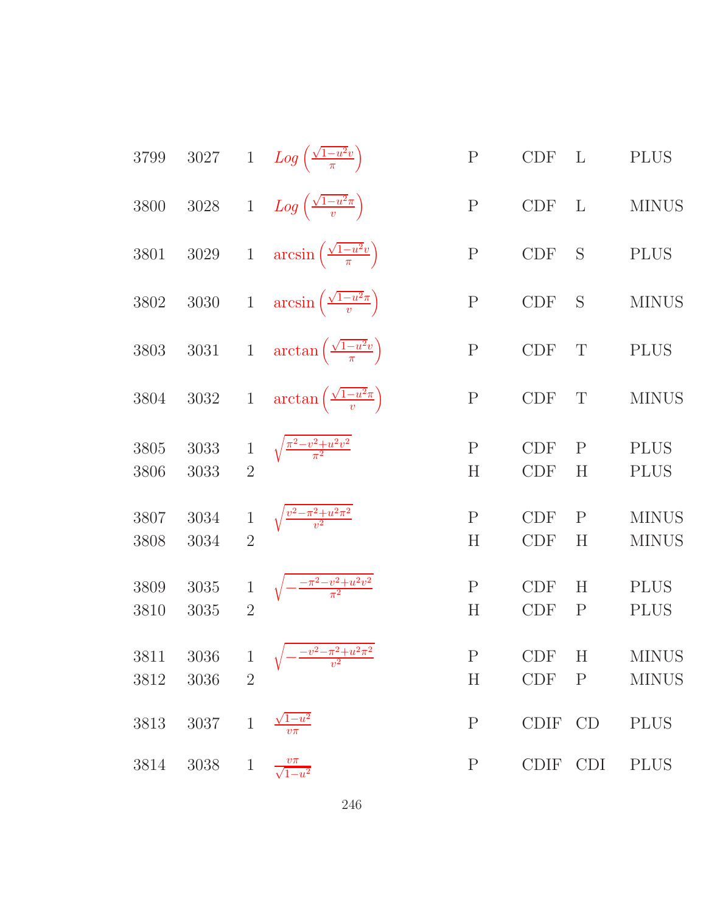| | | | | | | | |
|---|---|---|---|---|---|---|---|
| 3799 | 3027 | 1 | $Log\left(\frac{\sqrt{1-u^2}v}{\pi}\right)$ | P | CDF | L | PLUS |
| 3800 | 3028 | 1 | $Log\left(\frac{\sqrt{1-u^2}\pi}{v}\right)$ | P | CDF | L | MINUS |
| 3801 | 3029 | 1 | $\arcsin\left(\frac{\sqrt{1-u^2}v}{\pi}\right)$ | P | CDF | S | PLUS |
| 3802 | 3030 | 1 | $\arcsin\left(\frac{\sqrt{1-u^2}\pi}{v}\right)$ | P | CDF | S | MINUS |
| 3803 | 3031 | 1 | $\arctan\left(\frac{\sqrt{1-u^2}v}{\pi}\right)$ | P | CDF | T | PLUS |
| 3804 | 3032 | 1 | $\arctan\left(\frac{\sqrt{1-u^2}\pi}{v}\right)$ | P | CDF | T | MINUS |
| 3805 | 3033 | 1 | $\sqrt{\frac{\pi^2-v^2+u^2v^2}{\pi^2}}$ | P | CDF | P | PLUS |
| 3806 | 3033 | 2 | | H | CDF | H | PLUS |
| 3807 | 3034 | 1 | $\sqrt{\frac{v^2-\pi^2+u^2\pi^2}{v^2}}$ | P | CDF | P | MINUS |
| 3808 | 3034 | 2 | | H | CDF | H | MINUS |
| 3809 | 3035 | 1 | $\sqrt{-\frac{-\pi^2-v^2+u^2v^2}{\pi^2}}$ | P | CDF | H | PLUS |
| 3810 | 3035 | 2 | | H | CDF | P | PLUS |
| 3811 | 3036 | 1 | $\sqrt{-\frac{-v^2-\pi^2+u^2\pi^2}{v^2}}$ | P | CDF | H | MINUS |
| 3812 | 3036 | 2 | | H | CDF | P | MINUS |
| 3813 | 3037 | 1 | $\frac{\sqrt{1-u^2}}{v\pi}$ | P | CDIF | CD | PLUS |
| 3814 | 3038 | 1 | $\frac{v\pi}{\sqrt{1-u^2}}$ | P | CDIF | CDI | PLUS |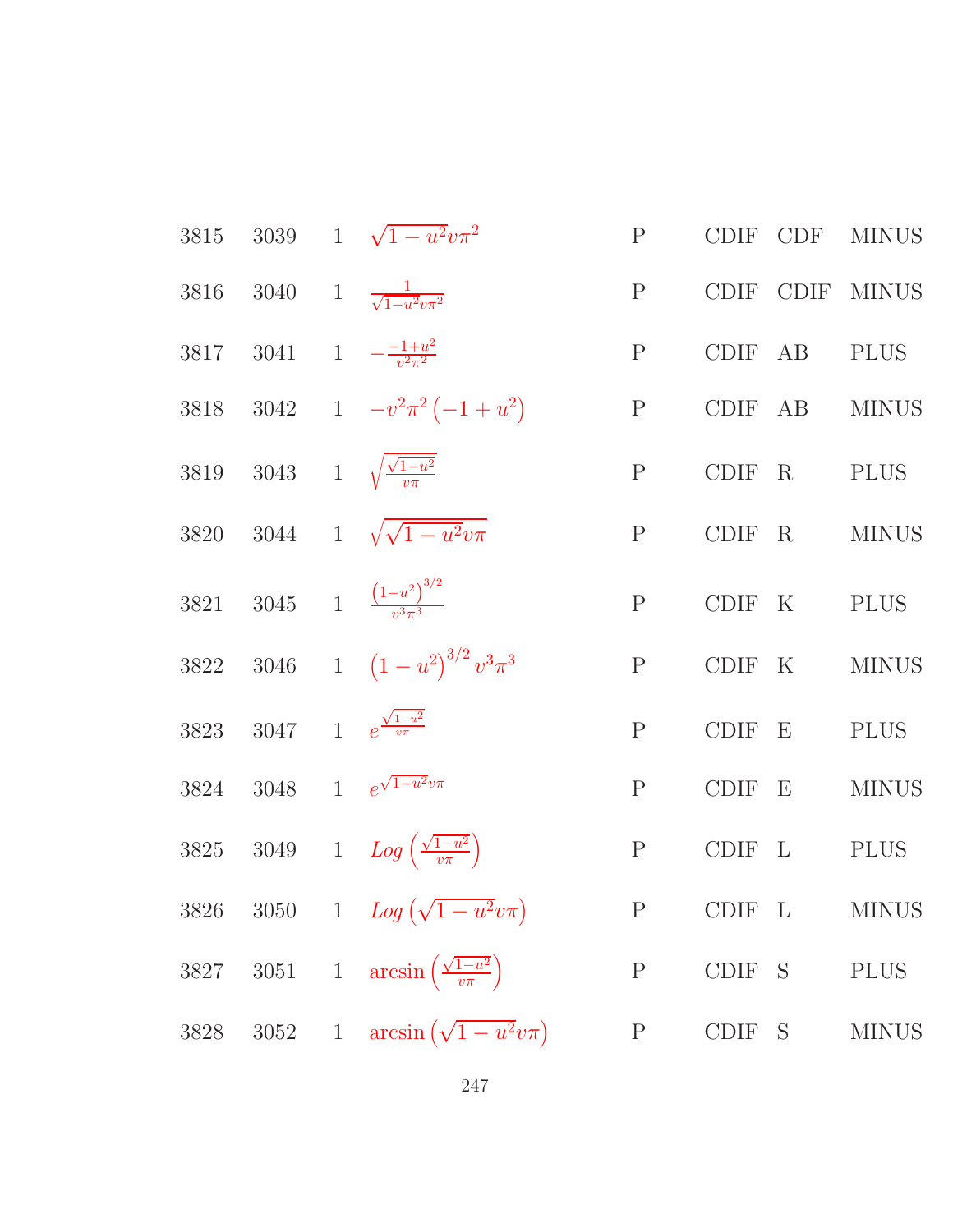| | | | | | | | |
|---|---|---|---|---|---|---|---|
| 3815 | 3039 | 1 | $\sqrt{1-u^2}v\pi^2$ | P | CDIF | CDF | MINUS |
| 3816 | 3040 | 1 | $\frac{1}{\sqrt{1-u^2}v\pi^2}$ | P | CDIF | CDIF | MINUS |
| 3817 | 3041 | 1 | $-\frac{-1+u^2}{v^2\pi^2}$ | P | CDIF | AB | PLUS |
| 3818 | 3042 | 1 | $-v^2\pi^2\left(-1+u^2\right)$ | P | CDIF | AB | MINUS |
| 3819 | 3043 | 1 | $\sqrt{\frac{\sqrt{1-u^2}}{v\pi}}$ | P | CDIF | R | PLUS |
| 3820 | 3044 | 1 | $\sqrt{\sqrt{1-u^2}v\pi}$ | P | CDIF | R | MINUS |
| 3821 | 3045 | 1 | $\frac{\left(1-u^2\right)^{3/2}}{v^3\pi^3}$ | P | CDIF | K | PLUS |
| 3822 | 3046 | 1 | $\left(1-u^2\right)^{3/2}v^3\pi^3$ | P | CDIF | K | MINUS |
| 3823 | 3047 | 1 | $e^{\frac{\sqrt{1-u^2}}{v\pi}}$ | P | CDIF | E | PLUS |
| 3824 | 3048 | 1 | $e^{\sqrt{1-u^2}v\pi}$ | P | CDIF | E | MINUS |
| 3825 | 3049 | 1 | $Log\left(\frac{\sqrt{1-u^2}}{v\pi}\right)$ | P | CDIF | L | PLUS |
| 3826 | 3050 | 1 | $Log\left(\sqrt{1-u^2}v\pi\right)$ | P | CDIF | L | MINUS |
| 3827 | 3051 | 1 | $\arcsin\left(\frac{\sqrt{1-u^2}}{v\pi}\right)$ | P | CDIF | S | PLUS |
| 3828 | 3052 | 1 | $\arcsin\left(\sqrt{1-u^2}v\pi\right)$ | P | CDIF | S | MINUS |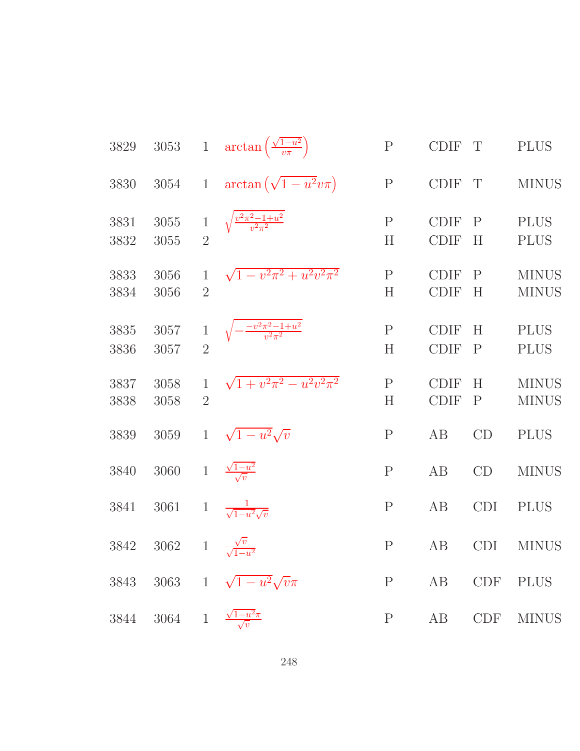| | | | | | | | |
|---|---|---|---|---|---|---|---|
| 3829 | 3053 | 1 | $\arctan\left(\frac{\sqrt{1-u^2}}{v\pi}\right)$ | P | CDIF | T | PLUS |
| 3830 | 3054 | 1 | $\arctan\left(\sqrt{1-u^2}v\pi\right)$ | P | CDIF | T | MINUS |
| 3831 | 3055 | 1 | $\sqrt{\frac{v^2\pi^2-1+u^2}{v^2\pi^2}}$ | P | CDIF | P | PLUS |
| 3832 | 3055 | 2 | | H | CDIF | H | PLUS |
| 3833 | 3056 | 1 | $\sqrt{1-v^2\pi^2+u^2v^2\pi^2}$ | P | CDIF | P | MINUS |
| 3834 | 3056 | 2 | | H | CDIF | H | MINUS |
| 3835 | 3057 | 1 | $\sqrt{-\frac{-v^2\pi^2-1+u^2}{v^2\pi^2}}$ | P | CDIF | H | PLUS |
| 3836 | 3057 | 2 | | H | CDIF | P | PLUS |
| 3837 | 3058 | 1 | $\sqrt{1+v^2\pi^2-u^2v^2\pi^2}$ | P | CDIF | H | MINUS |
| 3838 | 3058 | 2 | | H | CDIF | P | MINUS |
| 3839 | 3059 | 1 | $\sqrt{1-u^2}\sqrt{v}$ | P | AB | CD | PLUS |
| 3840 | 3060 | 1 | $\frac{\sqrt{1-u^2}}{\sqrt{v}}$ | P | AB | CD | MINUS |
| 3841 | 3061 | 1 | $\frac{1}{\sqrt{1-u^2}\sqrt{v}}$ | P | AB | CDI | PLUS |
| 3842 | 3062 | 1 | $\frac{\sqrt{v}}{\sqrt{1-u^2}}$ | P | AB | CDI | MINUS |
| 3843 | 3063 | 1 | $\sqrt{1-u^2}\sqrt{v}\pi$ | P | AB | CDF | PLUS |
| 3844 | 3064 | 1 | $\frac{\sqrt{1-u^2}\pi}{\sqrt{v}}$ | P | AB | CDF | MINUS |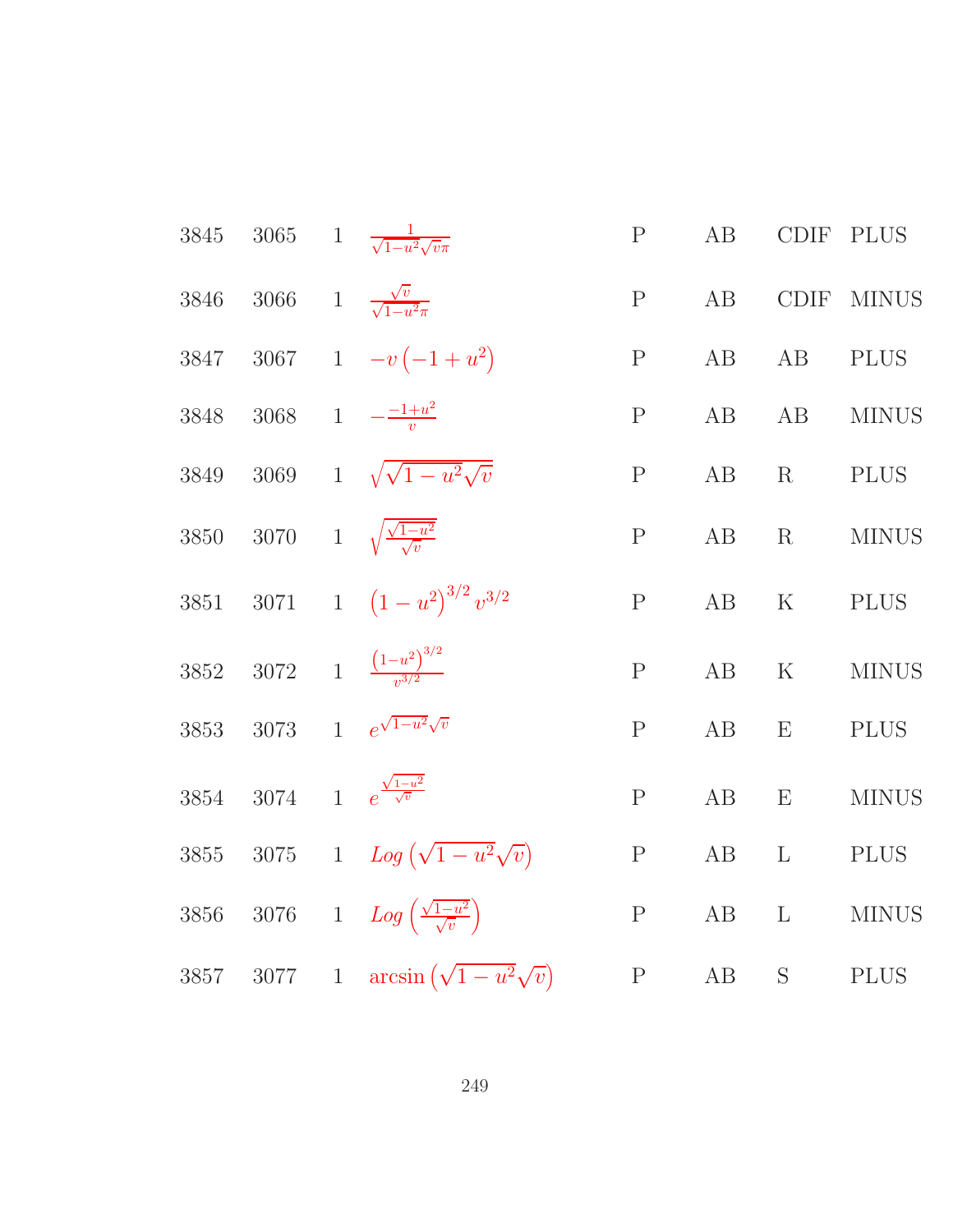| | | | | | | | |
|---|---|---|---|---|---|---|---|
| 3845 | 3065 | 1 | $\frac{1}{\sqrt{1-u^2}\sqrt{v}\pi}$ | P | AB | CDIF | PLUS |
| 3846 | 3066 | 1 | $\frac{\sqrt{v}}{\sqrt{1-u^2}\pi}$ | P | AB | CDIF | MINUS |
| 3847 | 3067 | 1 | $-v\left(-1+u^2\right)$ | P | AB | AB | PLUS |
| 3848 | 3068 | 1 | $-\frac{-1+u^2}{v}$ | P | AB | AB | MINUS |
| 3849 | 3069 | 1 | $\sqrt{\sqrt{1-u^2}\sqrt{v}}$ | P | AB | R | PLUS |
| 3850 | 3070 | 1 | $\sqrt{\frac{\sqrt{1-u^2}}{\sqrt{v}}}$ | P | AB | R | MINUS |
| 3851 | 3071 | 1 | $\left(1-u^2\right)^{3/2}v^{3/2}$ | P | AB | K | PLUS |
| 3852 | 3072 | 1 | $\frac{\left(1-u^2\right)^{3/2}}{v^{3/2}}$ | P | AB | K | MINUS |
| 3853 | 3073 | 1 | $e^{\sqrt{1-u^2}\sqrt{v}}$ | P | AB | E | PLUS |
| 3854 | 3074 | 1 | $e^{\frac{\sqrt{1-u^2}}{\sqrt{v}}}$ | P | AB | E | MINUS |
| 3855 | 3075 | 1 | $Log\left(\sqrt{1-u^2}\sqrt{v}\right)$ | P | AB | L | PLUS |
| 3856 | 3076 | 1 | $Log\left(\frac{\sqrt{1-u^2}}{\sqrt{v}}\right)$ | P | AB | L | MINUS |
| 3857 | 3077 | 1 | $\arcsin\left(\sqrt{1-u^2}\sqrt{v}\right)$ | P | AB | S | PLUS |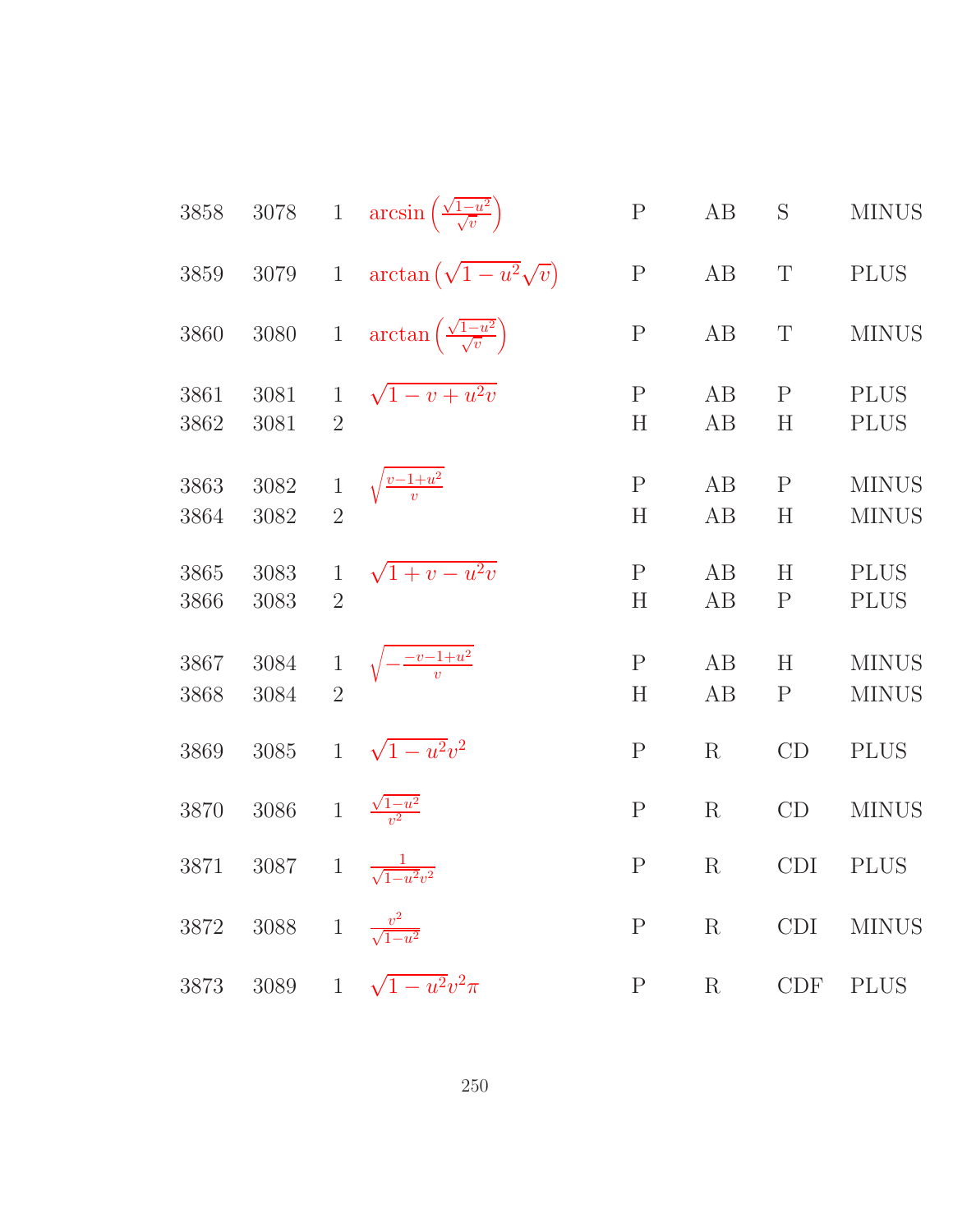| | | | | | | | |
|---|---|---|---|---|---|---|---|
| 3858 | 3078 | 1 | $\arcsin\left(\frac{\sqrt{1-u^2}}{\sqrt{v}}\right)$ | P | AB | S | MINUS |
| 3859 | 3079 | 1 | $\arctan\left(\sqrt{1-u^2}\sqrt{v}\right)$ | P | AB | T | PLUS |
| 3860 | 3080 | 1 | $\arctan\left(\frac{\sqrt{1-u^2}}{\sqrt{v}}\right)$ | P | AB | T | MINUS |
| 3861 | 3081 | 1 | $\sqrt{1-v+u^2v}$ | P | AB | P | PLUS |
| 3862 | 3081 | 2 | | H | AB | H | PLUS |
| 3863 | 3082 | 1 | $\sqrt{\frac{v-1+u^2}{v}}$ | P | AB | P | MINUS |
| 3864 | 3082 | 2 | | H | AB | H | MINUS |
| 3865 | 3083 | 1 | $\sqrt{1+v-u^2v}$ | P | AB | H | PLUS |
| 3866 | 3083 | 2 | | H | AB | P | PLUS |
| 3867 | 3084 | 1 | $\sqrt{-\frac{-v-1+u^2}{v}}$ | P | AB | H | MINUS |
| 3868 | 3084 | 2 | | H | AB | P | MINUS |
| 3869 | 3085 | 1 | $\sqrt{1-u^2}v^2$ | P | R | CD | PLUS |
| 3870 | 3086 | 1 | $\frac{\sqrt{1-u^2}}{v^2}$ | P | R | CD | MINUS |
| 3871 | 3087 | 1 | $\frac{1}{\sqrt{1-u^2}v^2}$ | P | R | CDI | PLUS |
| 3872 | 3088 | 1 | $\frac{v^2}{\sqrt{1-u^2}}$ | P | R | CDI | MINUS |
| 3873 | 3089 | 1 | $\sqrt{1-u^2}v^2\pi$ | P | R | CDF | PLUS |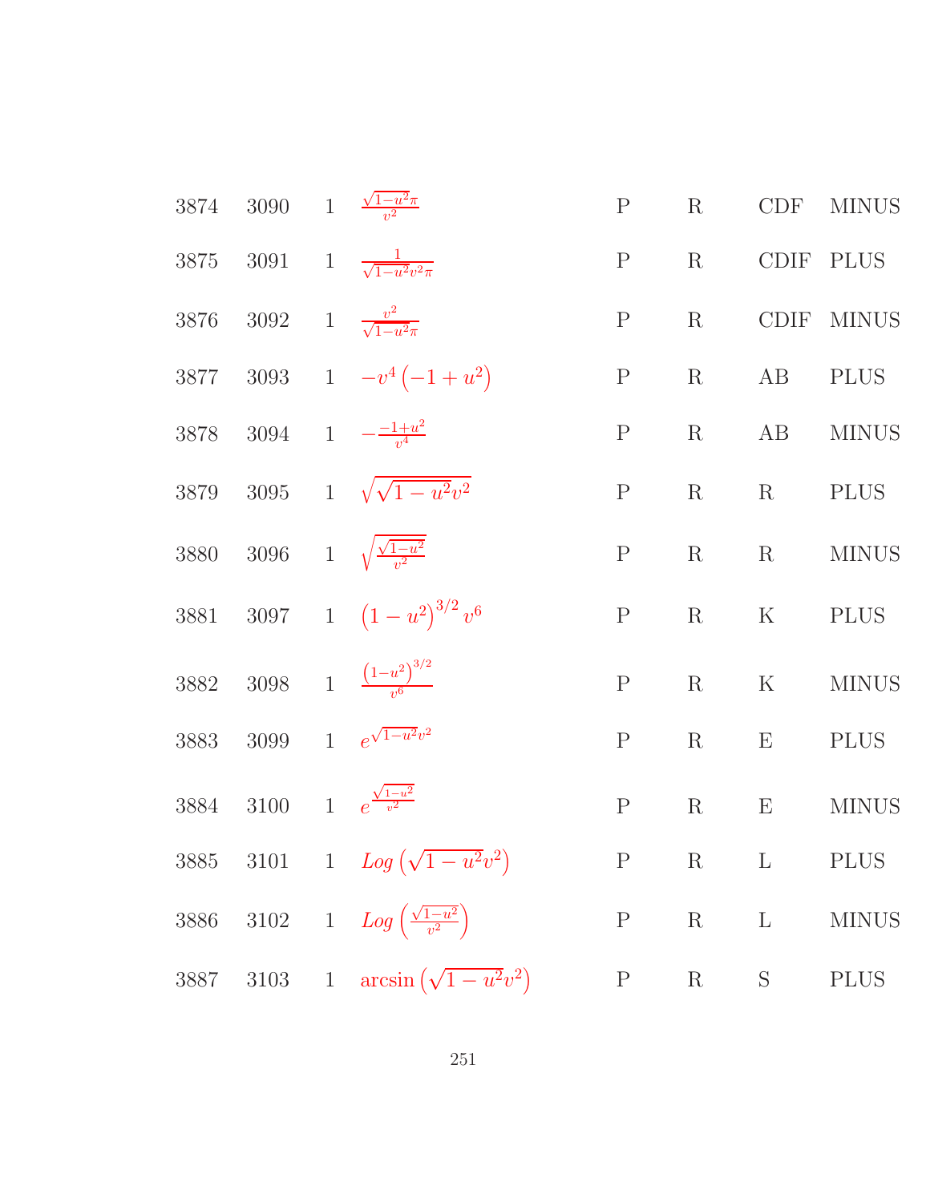| | | | | | | | |
|---|---|---|---|---|---|---|---|
| 3874 | 3090 | 1 | $\frac{\sqrt{1-u^2}\pi}{v^2}$ | P | R | CDF | MINUS |
| 3875 | 3091 | 1 | $\frac{1}{\sqrt{1-u^2}v^2\pi}$ | P | R | CDIF | PLUS |
| 3876 | 3092 | 1 | $\frac{v^2}{\sqrt{1-u^2}\pi}$ | P | R | CDIF | MINUS |
| 3877 | 3093 | 1 | $-v^4\left(-1+u^2\right)$ | P | R | AB | PLUS |
| 3878 | 3094 | 1 | $-\frac{-1+u^2}{v^4}$ | P | R | AB | MINUS |
| 3879 | 3095 | 1 | $\sqrt{\sqrt{1-u^2}v^2}$ | P | R | R | PLUS |
| 3880 | 3096 | 1 | $\sqrt{\frac{\sqrt{1-u^2}}{v^2}}$ | P | R | R | MINUS |
| 3881 | 3097 | 1 | $\left(1-u^2\right)^{3/2}v^6$ | P | R | K | PLUS |
| 3882 | 3098 | 1 | $\frac{\left(1-u^2\right)^{3/2}}{v^6}$ | P | R | K | MINUS |
| 3883 | 3099 | 1 | $e^{\sqrt{1-u^2}v^2}$ | P | R | E | PLUS |
| 3884 | 3100 | 1 | $e^{\frac{\sqrt{1-u^2}}{v^2}}$ | P | R | E | MINUS |
| 3885 | 3101 | 1 | $Log\left(\sqrt{1-u^2}v^2\right)$ | P | R | L | PLUS |
| 3886 | 3102 | 1 | $Log\left(\frac{\sqrt{1-u^2}}{v^2}\right)$ | P | R | L | MINUS |
| 3887 | 3103 | 1 | $\arcsin\left(\sqrt{1-u^2}v^2\right)$ | P | R | S | PLUS |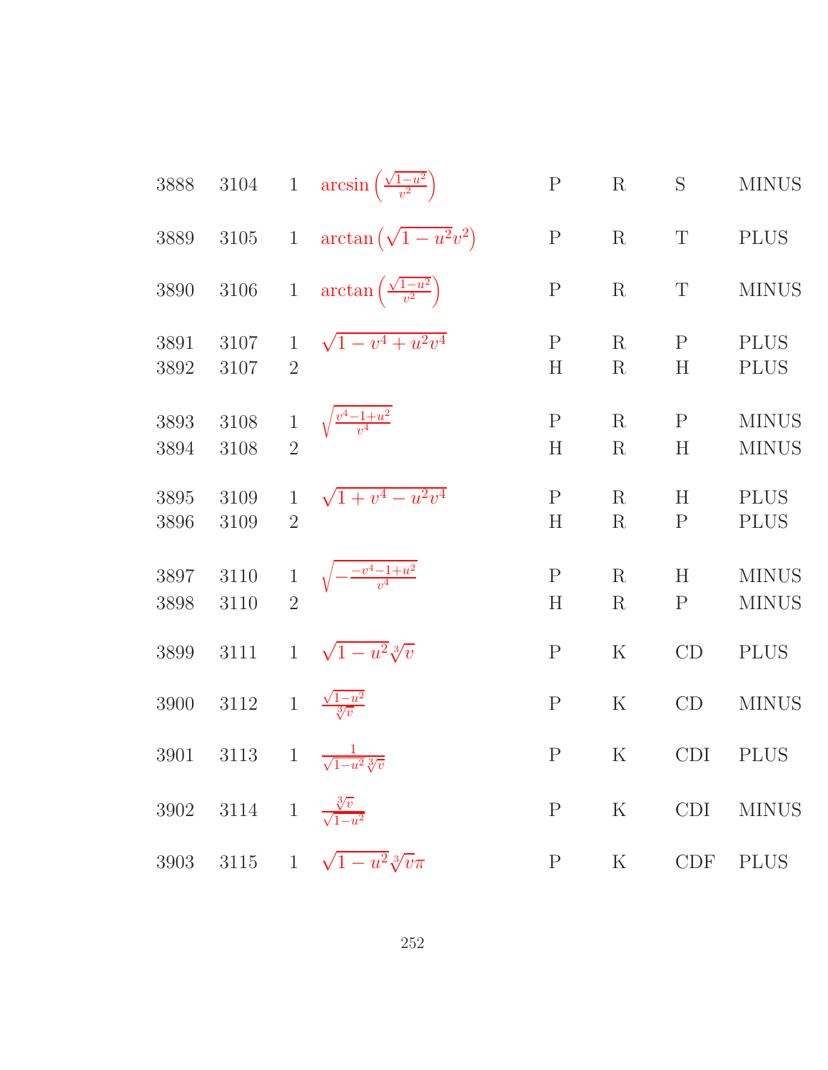| | | | | | | | |
|---|---|---|---|---|---|---|---|
| 3888 | 3104 | 1 | $\arcsin\left(\frac{\sqrt{1-u^2}}{v^2}\right)$ | P | R | S | MINUS |
| 3889 | 3105 | 1 | $\arctan\left(\sqrt{1-u^2}v^2\right)$ | P | R | T | PLUS |
| 3890 | 3106 | 1 | $\arctan\left(\frac{\sqrt{1-u^2}}{v^2}\right)$ | P | R | T | MINUS |
| 3891 | 3107 | 1 | $\sqrt{1-v^4+u^2v^4}$ | P | R | P | PLUS |
| 3892 | 3107 | 2 | | H | R | H | PLUS |
| 3893 | 3108 | 1 | $\sqrt{\frac{v^4-1+u^2}{v^4}}$ | P | R | P | MINUS |
| 3894 | 3108 | 2 | | H | R | H | MINUS |
| 3895 | 3109 | 1 | $\sqrt{1+v^4-u^2v^4}$ | P | R | H | PLUS |
| 3896 | 3109 | 2 | | H | R | P | PLUS |
| 3897 | 3110 | 1 | $\sqrt{-\frac{-v^4-1+u^2}{v^4}}$ | P | R | H | MINUS |
| 3898 | 3110 | 2 | | H | R | P | MINUS |
| 3899 | 3111 | 1 | $\sqrt{1-u^2}\sqrt[3]{v}$ | P | K | CD | PLUS |
| 3900 | 3112 | 1 | $\frac{\sqrt{1-u^2}}{\sqrt[3]{v}}$ | P | K | CD | MINUS |
| 3901 | 3113 | 1 | $\frac{1}{\sqrt{1-u^2}\sqrt[3]{v}}$ | P | K | CDI | PLUS |
| 3902 | 3114 | 1 | $\frac{\sqrt[3]{v}}{\sqrt{1-u^2}}$ | P | K | CDI | MINUS |
| 3903 | 3115 | 1 | $\sqrt{1-u^2}\sqrt[3]{v}\pi$ | P | K | CDF | PLUS |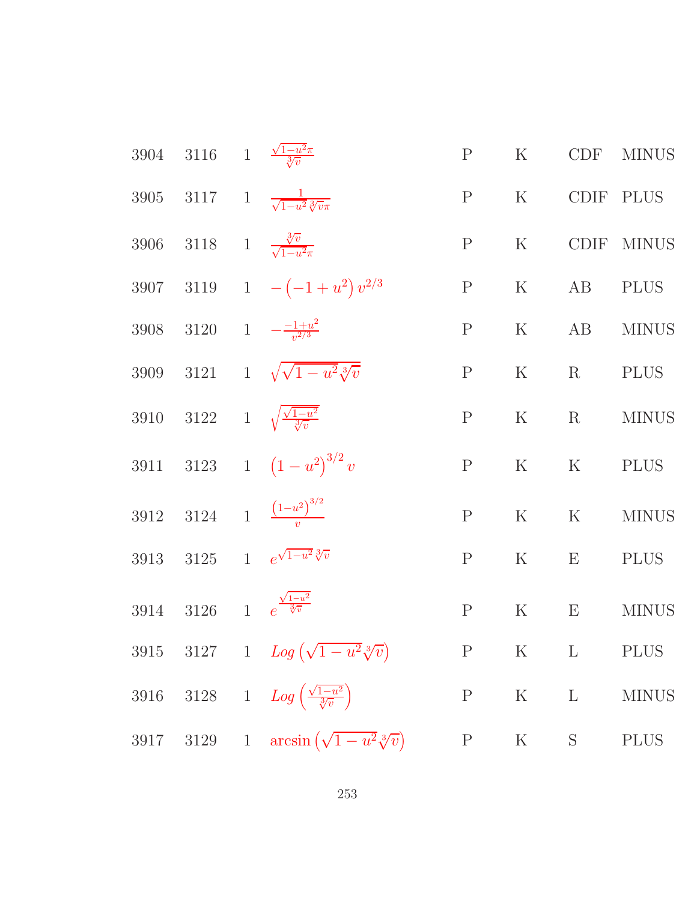| | | | | | | | |
|---|---|---|---|---|---|---|---|
| 3904 | 3116 | 1 | $\frac{\sqrt{1-u^2}\pi}{\sqrt[3]{v}}$ | P | K | CDF | MINUS |
| 3905 | 3117 | 1 | $\frac{1}{\sqrt{1-u^2}\sqrt[3]{v}\pi}$ | P | K | CDIF | PLUS |
| 3906 | 3118 | 1 | $\frac{\sqrt[3]{v}}{\sqrt{1-u^2}\pi}$ | P | K | CDIF | MINUS |
| 3907 | 3119 | 1 | $-\left(-1+u^2\right)v^{2/3}$ | P | K | AB | PLUS |
| 3908 | 3120 | 1 | $-\frac{-1+u^2}{v^{2/3}}$ | P | K | AB | MINUS |
| 3909 | 3121 | 1 | $\sqrt{\sqrt{1-u^2}\sqrt[3]{v}}$ | P | K | R | PLUS |
| 3910 | 3122 | 1 | $\sqrt{\frac{\sqrt{1-u^2}}{\sqrt[3]{v}}}$ | P | K | R | MINUS |
| 3911 | 3123 | 1 | $\left(1-u^2\right)^{3/2}v$ | P | K | K | PLUS |
| 3912 | 3124 | 1 | $\frac{\left(1-u^2\right)^{3/2}}{v}$ | P | K | K | MINUS |
| 3913 | 3125 | 1 | $e^{\sqrt{1-u^2}\sqrt[3]{v}}$ | P | K | E | PLUS |
| 3914 | 3126 | 1 | $e^{\frac{\sqrt{1-u^2}}{\sqrt[3]{v}}}$ | P | K | E | MINUS |
| 3915 | 3127 | 1 | $Log\left(\sqrt{1-u^2}\sqrt[3]{v}\right)$ | P | K | L | PLUS |
| 3916 | 3128 | 1 | $Log\left(\frac{\sqrt{1-u^2}}{\sqrt[3]{v}}\right)$ | P | K | L | MINUS |
| 3917 | 3129 | 1 | $\arcsin\left(\sqrt{1-u^2}\sqrt[3]{v}\right)$ | P | K | S | PLUS |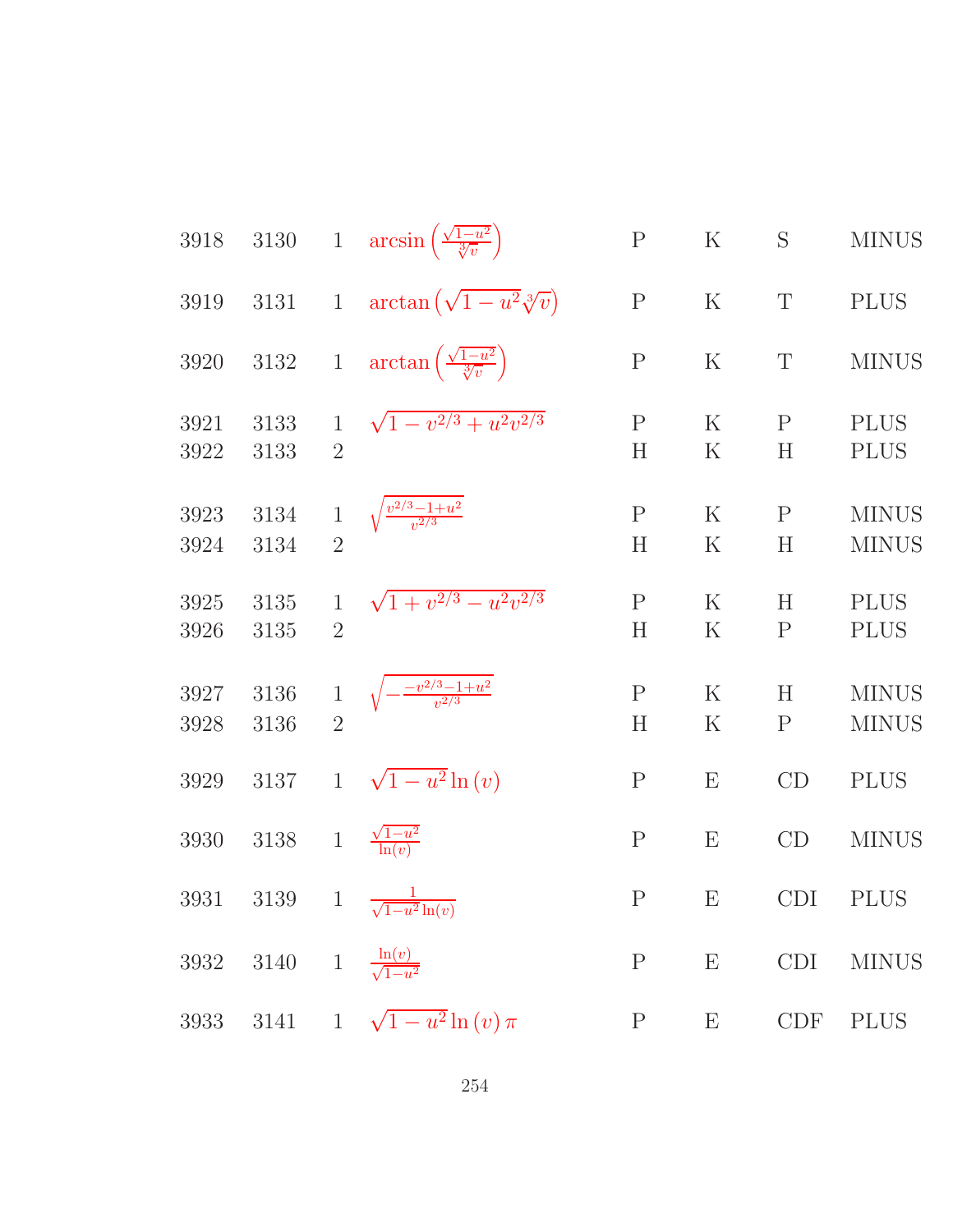| | | | | | | | |
|---|---|---|---|---|---|---|---|
| 3918 | 3130 | 1 | $\arcsin\left(\frac{\sqrt{1-u^2}}{\sqrt[3]{v}}\right)$ | P | K | S | MINUS |
| 3919 | 3131 | 1 | $\arctan\left(\sqrt{1-u^2}\sqrt[3]{v}\right)$ | P | K | T | PLUS |
| 3920 | 3132 | 1 | $\arctan\left(\frac{\sqrt{1-u^2}}{\sqrt[3]{v}}\right)$ | P | K | T | MINUS |
| 3921 | 3133 | 1 | $\sqrt{1-v^{2/3}+u^2v^{2/3}}$ | P | K | P | PLUS |
| 3922 | 3133 | 2 | | H | K | H | PLUS |
| 3923 | 3134 | 1 | $\sqrt{\frac{v^{2/3}-1+u^2}{v^{2/3}}}$ | P | K | P | MINUS |
| 3924 | 3134 | 2 | | H | K | H | MINUS |
| 3925 | 3135 | 1 | $\sqrt{1+v^{2/3}-u^2v^{2/3}}$ | P | K | H | PLUS |
| 3926 | 3135 | 2 | | H | K | P | PLUS |
| 3927 | 3136 | 1 | $\sqrt{-\frac{-v^{2/3}-1+u^2}{v^{2/3}}}$ | P | K | H | MINUS |
| 3928 | 3136 | 2 | | H | K | P | MINUS |
| 3929 | 3137 | 1 | $\sqrt{1-u^2}\ln(v)$ | P | E | CD | PLUS |
| 3930 | 3138 | 1 | $\frac{\sqrt{1-u^2}}{\ln(v)}$ | P | E | CD | MINUS |
| 3931 | 3139 | 1 | $\frac{1}{\sqrt{1-u^2}\ln(v)}$ | P | E | CDI | PLUS |
| 3932 | 3140 | 1 | $\frac{\ln(v)}{\sqrt{1-u^2}}$ | P | E | CDI | MINUS |
| 3933 | 3141 | 1 | $\sqrt{1-u^2}\ln(v)\pi$ | P | E | CDF | PLUS |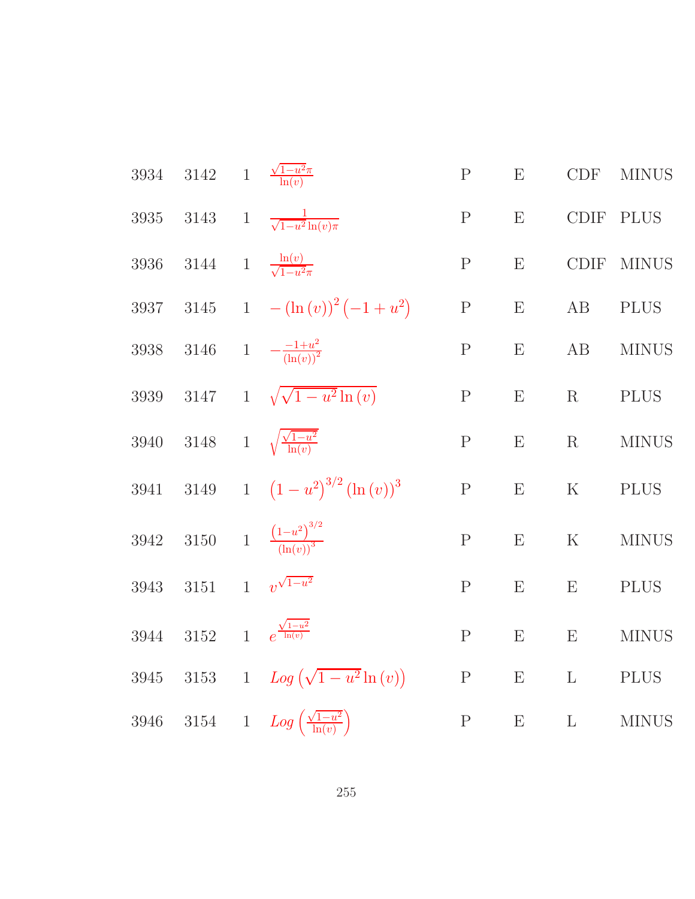| | | | | | | | |
|---|---|---|---|---|---|---|---|
| 3934 | 3142 | 1 | $\frac{\sqrt{1-u^2}\pi}{\ln(v)}$ | P | E | CDF | MINUS |
| 3935 | 3143 | 1 | $\frac{1}{\sqrt{1-u^2}\ln(v)\pi}$ | P | E | CDIF | PLUS |
| 3936 | 3144 | 1 | $\frac{\ln(v)}{\sqrt{1-u^2}\pi}$ | P | E | CDIF | MINUS |
| 3937 | 3145 | 1 | $-(\ln(v))^2(-1+u^2)$ | P | E | AB | PLUS |
| 3938 | 3146 | 1 | $-\frac{-1+u^2}{(\ln(v))^2}$ | P | E | AB | MINUS |
| 3939 | 3147 | 1 | $\sqrt{\sqrt{1-u^2}\ln(v)}$ | P | E | R | PLUS |
| 3940 | 3148 | 1 | $\sqrt{\frac{\sqrt{1-u^2}}{\ln(v)}}$ | P | E | R | MINUS |
| 3941 | 3149 | 1 | $(1-u^2)^{3/2}(\ln(v))^3$ | P | E | K | PLUS |
| 3942 | 3150 | 1 | $\frac{(1-u^2)^{3/2}}{(\ln(v))^3}$ | P | E | K | MINUS |
| 3943 | 3151 | 1 | $v^{\sqrt{1-u^2}}$ | P | E | E | PLUS |
| 3944 | 3152 | 1 | $e^{\frac{\sqrt{1-u^2}}{\ln(v)}}$ | P | E | E | MINUS |
| 3945 | 3153 | 1 | $Log\left(\sqrt{1-u^2}\ln(v)\right)$ | P | E | L | PLUS |
| 3946 | 3154 | 1 | $Log\left(\frac{\sqrt{1-u^2}}{\ln(v)}\right)$ | P | E | L | MINUS |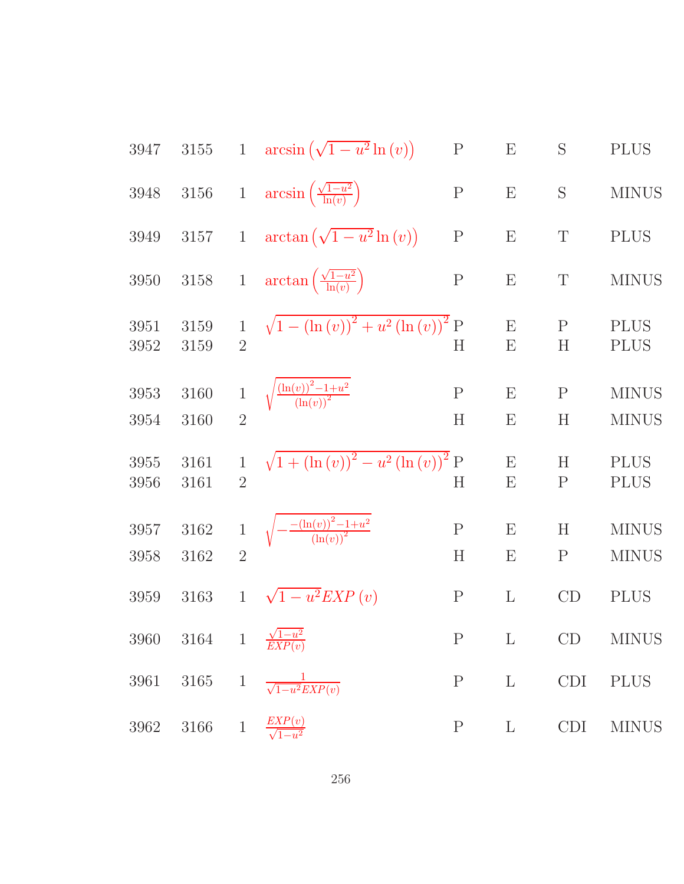| | | | | | | | |
|---|---|---|---|---|---|---|---|
| 3947 | 3155 | 1 | $\arcsin\left(\sqrt{1-u^2}\ln(v)\right)$ | P | E | S | PLUS |
| 3948 | 3156 | 1 | $\arcsin\left(\frac{\sqrt{1-u^2}}{\ln(v)}\right)$ | P | E | S | MINUS |
| 3949 | 3157 | 1 | $\arctan\left(\sqrt{1-u^2}\ln(v)\right)$ | P | E | T | PLUS |
| 3950 | 3158 | 1 | $\arctan\left(\frac{\sqrt{1-u^2}}{\ln(v)}\right)$ | P | E | T | MINUS |
| 3951 | 3159 | 1 | $\sqrt{1-(\ln(v))^2+u^2(\ln(v))^2}$ | P | E | P | PLUS |
| 3952 | 3159 | 2 | | H | E | H | PLUS |
| 3953 | 3160 | 1 | $\sqrt{\frac{(\ln(v))^2-1+u^2}{(\ln(v))^2}}$ | P | E | P | MINUS |
| 3954 | 3160 | 2 | | H | E | H | MINUS |
| 3955 | 3161 | 1 | $\sqrt{1+(\ln(v))^2-u^2(\ln(v))^2}$ | P | E | H | PLUS |
| 3956 | 3161 | 2 | | H | E | P | PLUS |
| 3957 | 3162 | 1 | $\sqrt{-\frac{-(\ln(v))^2-1+u^2}{(\ln(v))^2}}$ | P | E | H | MINUS |
| 3958 | 3162 | 2 | | H | E | P | MINUS |
| 3959 | 3163 | 1 | $\sqrt{1-u^2}EXP(v)$ | P | L | CD | PLUS |
| 3960 | 3164 | 1 | $\frac{\sqrt{1-u^2}}{EXP(v)}$ | P | L | CD | MINUS |
| 3961 | 3165 | 1 | $\frac{1}{\sqrt{1-u^2}EXP(v)}$ | P | L | CDI | PLUS |
| 3962 | 3166 | 1 | $\frac{EXP(v)}{\sqrt{1-u^2}}$ | P | L | CDI | MINUS |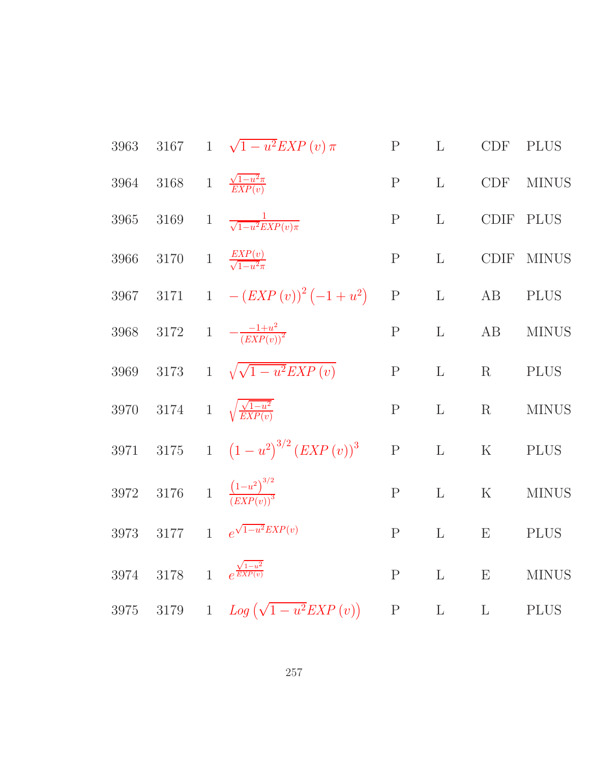| | | | | | | | |
|---|---|---|---|---|---|---|---|
| 3963 | 3167 | 1 | $\sqrt{1-u^2}EXP\left(v\right)\pi$ | P | L | CDF | PLUS |
| 3964 | 3168 | 1 | $\frac{\sqrt{1-u^2}\pi}{EXP(v)}$ | P | L | CDF | MINUS |
| 3965 | 3169 | 1 | $\frac{1}{\sqrt{1-u^2}EXP(v)\pi}$ | P | L | CDIF | PLUS |
| 3966 | 3170 | 1 | $\frac{EXP(v)}{\sqrt{1-u^2}\pi}$ | P | L | CDIF | MINUS |
| 3967 | 3171 | 1 | $-\left(EXP\left(v\right)\right)^2\left(-1+u^2\right)$ | P | L | AB | PLUS |
| 3968 | 3172 | 1 | $-\frac{-1+u^2}{\left(EXP(v)\right)^2}$ | P | L | AB | MINUS |
| 3969 | 3173 | 1 | $\sqrt{\sqrt{1-u^2}EXP\left(v\right)}$ | P | L | R | PLUS |
| 3970 | 3174 | 1 | $\sqrt{\frac{\sqrt{1-u^2}}{EXP(v)}}$ | P | L | R | MINUS |
| 3971 | 3175 | 1 | $\left(1-u^2\right)^{3/2}\left(EXP\left(v\right)\right)^3$ | P | L | K | PLUS |
| 3972 | 3176 | 1 | $\frac{\left(1-u^2\right)^{3/2}}{\left(EXP(v)\right)^3}$ | P | L | K | MINUS |
| 3973 | 3177 | 1 | $e^{\sqrt{1-u^2}EXP(v)}$ | P | L | E | PLUS |
| 3974 | 3178 | 1 | $e^{\frac{\sqrt{1-u^2}}{EXP(v)}}$ | P | L | E | MINUS |
| 3975 | 3179 | 1 | $Log\left(\sqrt{1-u^2}EXP\left(v\right)\right)$ | P | L | L | PLUS |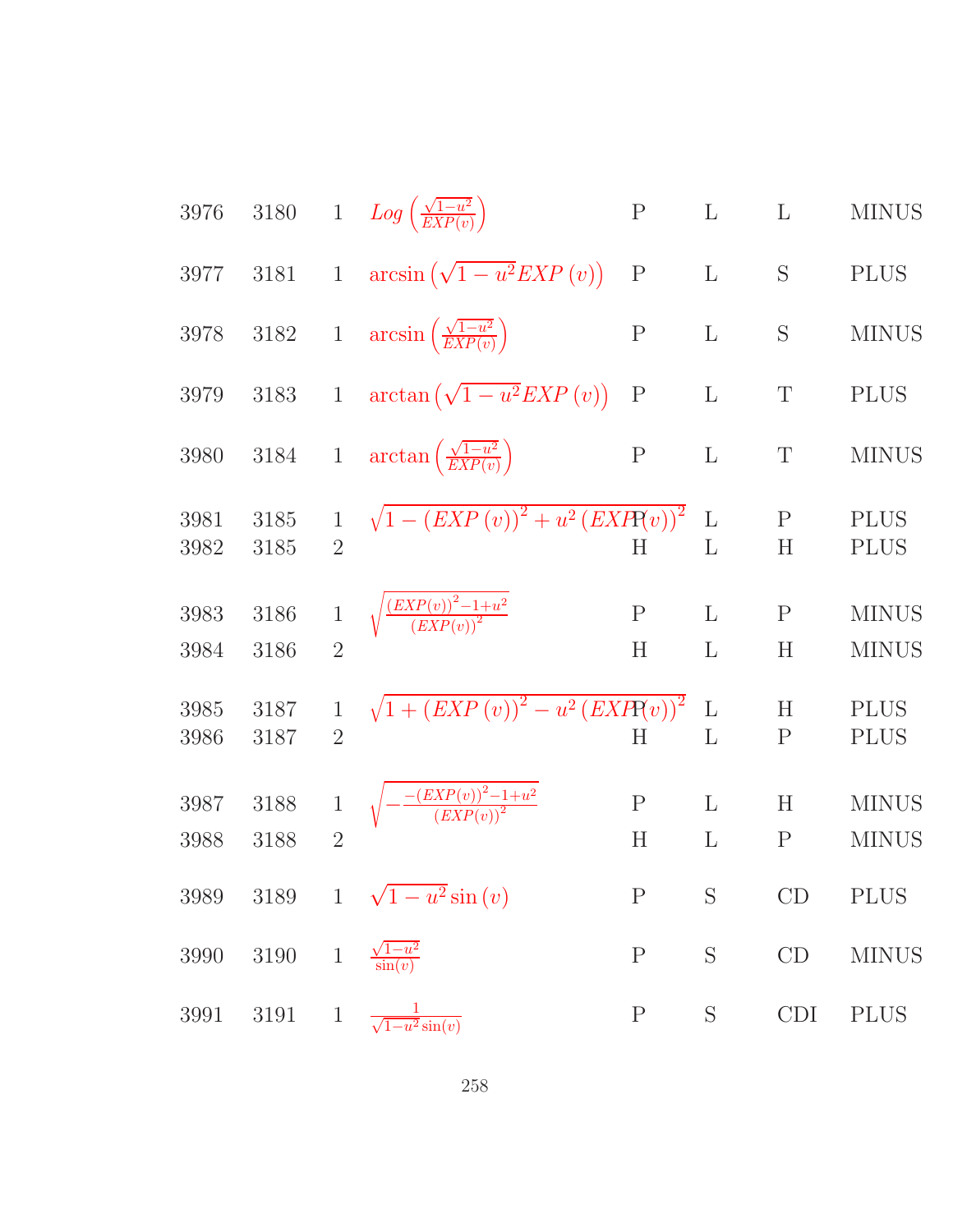| | | | | | | | |
|---|---|---|---|---|---|---|---|
| 3976 | 3180 | 1 | $Log\left(\frac{\sqrt{1-u^2}}{EXP(v)}\right)$ | P | L | L | MINUS |
| 3977 | 3181 | 1 | $\arcsin\left(\sqrt{1-u^2}EXP\left(v\right)\right)$ | P | L | S | PLUS |
| 3978 | 3182 | 1 | $\arcsin\left(\frac{\sqrt{1-u^2}}{EXP(v)}\right)$ | P | L | S | MINUS |
| 3979 | 3183 | 1 | $\arctan\left(\sqrt{1-u^2}EXP\left(v\right)\right)$ | P | L | T | PLUS |
| 3980 | 3184 | 1 | $\arctan\left(\frac{\sqrt{1-u^2}}{EXP(v)}\right)$ | P | L | T | MINUS |
| 3981 | 3185 | 1 | $\sqrt{1-\left(EXP\left(v\right)\right)^2+u^2\left(EXP\left(v\right)\right)^2}$ | P | L | P | PLUS |
| 3982 | 3185 | 2 | | H | L | H | PLUS |
| 3983 | 3186 | 1 | $\sqrt{\frac{\left(EXP(v)\right)^2-1+u^2}{\left(EXP(v)\right)^2}}$ | P | L | P | MINUS |
| 3984 | 3186 | 2 | | H | L | H | MINUS |
| 3985 | 3187 | 1 | $\sqrt{1+\left(EXP\left(v\right)\right)^2-u^2\left(EXP\left(v\right)\right)^2}$ | P | L | H | PLUS |
| 3986 | 3187 | 2 | | H | L | P | PLUS |
| 3987 | 3188 | 1 | $\sqrt{-\frac{-\left(EXP(v)\right)^2-1+u^2}{\left(EXP(v)\right)^2}}$ | P | L | H | MINUS |
| 3988 | 3188 | 2 | | H | L | P | MINUS |
| 3989 | 3189 | 1 | $\sqrt{1-u^2}\sin\left(v\right)$ | P | S | CD | PLUS |
| 3990 | 3190 | 1 | $\frac{\sqrt{1-u^2}}{\sin(v)}$ | P | S | CD | MINUS |
| 3991 | 3191 | 1 | $\frac{1}{\sqrt{1-u^2}\sin(v)}$ | P | S | CDI | PLUS |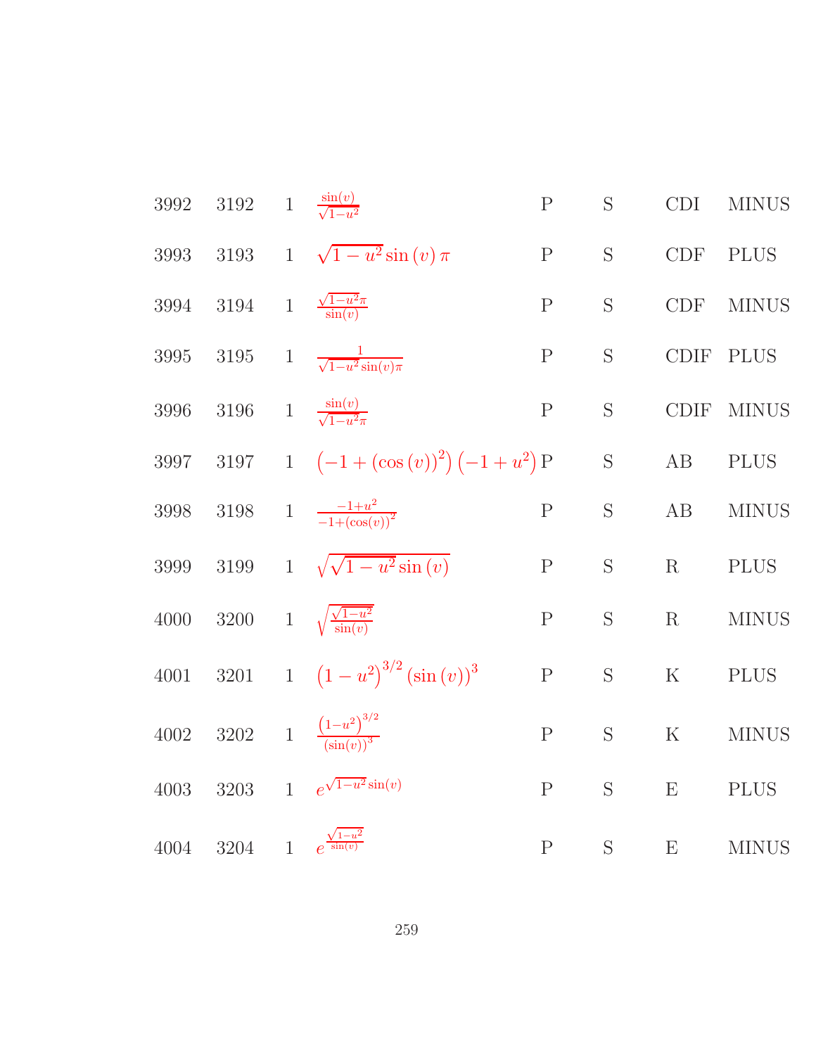| | | | | | | | |
|---|---|---|---|---|---|---|---|
| 3992 | 3192 | 1 | $\frac{\sin(v)}{\sqrt{1-u^2}}$ | P | S | CDI | MINUS |
| 3993 | 3193 | 1 | $\sqrt{1-u^2}\sin(v)\,\pi$ | P | S | CDF | PLUS |
| 3994 | 3194 | 1 | $\frac{\sqrt{1-u^2}\pi}{\sin(v)}$ | P | S | CDF | MINUS |
| 3995 | 3195 | 1 | $\frac{1}{\sqrt{1-u^2}\sin(v)\pi}$ | P | S | CDIF | PLUS |
| 3996 | 3196 | 1 | $\frac{\sin(v)}{\sqrt{1-u^2}\pi}$ | P | S | CDIF | MINUS |
| 3997 | 3197 | 1 | $\left(-1+(\cos(v))^2\right)\left(-1+u^2\right)$ | P | S | AB | PLUS |
| 3998 | 3198 | 1 | $\frac{-1+u^2}{-1+(\cos(v))^2}$ | P | S | AB | MINUS |
| 3999 | 3199 | 1 | $\sqrt{\sqrt{1-u^2}\sin(v)}$ | P | S | R | PLUS |
| 4000 | 3200 | 1 | $\sqrt{\frac{\sqrt{1-u^2}}{\sin(v)}}$ | P | S | R | MINUS |
| 4001 | 3201 | 1 | $\left(1-u^2\right)^{3/2}(\sin(v))^3$ | P | S | K | PLUS |
| 4002 | 3202 | 1 | $\frac{\left(1-u^2\right)^{3/2}}{(\sin(v))^3}$ | P | S | K | MINUS |
| 4003 | 3203 | 1 | $e^{\sqrt{1-u^2}\sin(v)}$ | P | S | E | PLUS |
| 4004 | 3204 | 1 | $e^{\frac{\sqrt{1-u^2}}{\sin(v)}}$ | P | S | E | MINUS |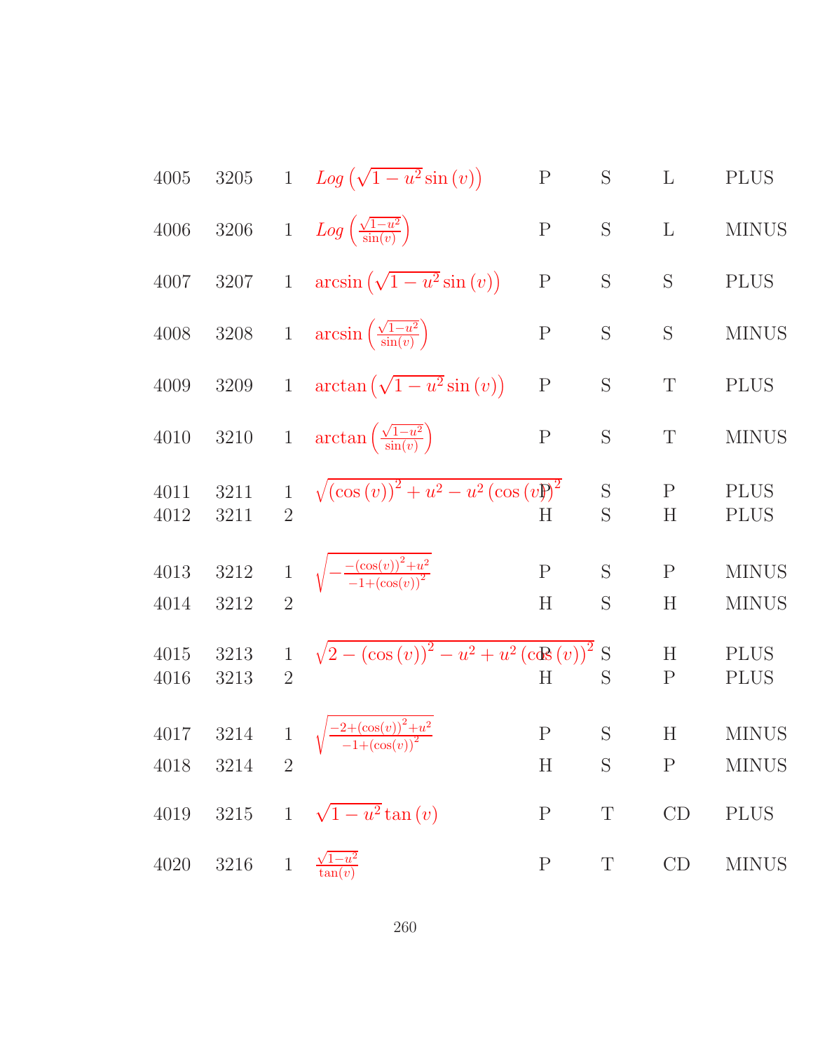| | | | | | | | |
|---|---|---|---|---|---|---|---|
| 4005 | 3205 | 1 | $Log\left(\sqrt{1-u^2}\sin(v)\right)$ | P | S | L | PLUS |
| 4006 | 3206 | 1 | $Log\left(\frac{\sqrt{1-u^2}}{\sin(v)}\right)$ | P | S | L | MINUS |
| 4007 | 3207 | 1 | $\arcsin\left(\sqrt{1-u^2}\sin(v)\right)$ | P | S | S | PLUS |
| 4008 | 3208 | 1 | $\arcsin\left(\frac{\sqrt{1-u^2}}{\sin(v)}\right)$ | P | S | S | MINUS |
| 4009 | 3209 | 1 | $\arctan\left(\sqrt{1-u^2}\sin(v)\right)$ | P | S | T | PLUS |
| 4010 | 3210 | 1 | $\arctan\left(\frac{\sqrt{1-u^2}}{\sin(v)}\right)$ | P | S | T | MINUS |
| 4011 | 3211 | 1 | $\sqrt{(\cos(v))^2+u^2-u^2(\cos(v))^2}$ | P | S | P | PLUS |
| 4012 | 3211 | 2 | | H | S | H | PLUS |
| 4013 | 3212 | 1 | $\sqrt{-\frac{-(\cos(v))^2+u^2}{-1+(\cos(v))^2}}$ | P | S | P | MINUS |
| 4014 | 3212 | 2 | | H | S | H | MINUS |
| 4015 | 3213 | 1 | $\sqrt{2-(\cos(v))^2-u^2+u^2(\cos(v))^2}$ | P | S | H | PLUS |
| 4016 | 3213 | 2 | | H | S | P | PLUS |
| 4017 | 3214 | 1 | $\sqrt{\frac{-2+(\cos(v))^2+u^2}{-1+(\cos(v))^2}}$ | P | S | H | MINUS |
| 4018 | 3214 | 2 | | H | S | P | MINUS |
| 4019 | 3215 | 1 | $\sqrt{1-u^2}\tan(v)$ | P | T | CD | PLUS |
| 4020 | 3216 | 1 | $\frac{\sqrt{1-u^2}}{\tan(v)}$ | P | T | CD | MINUS |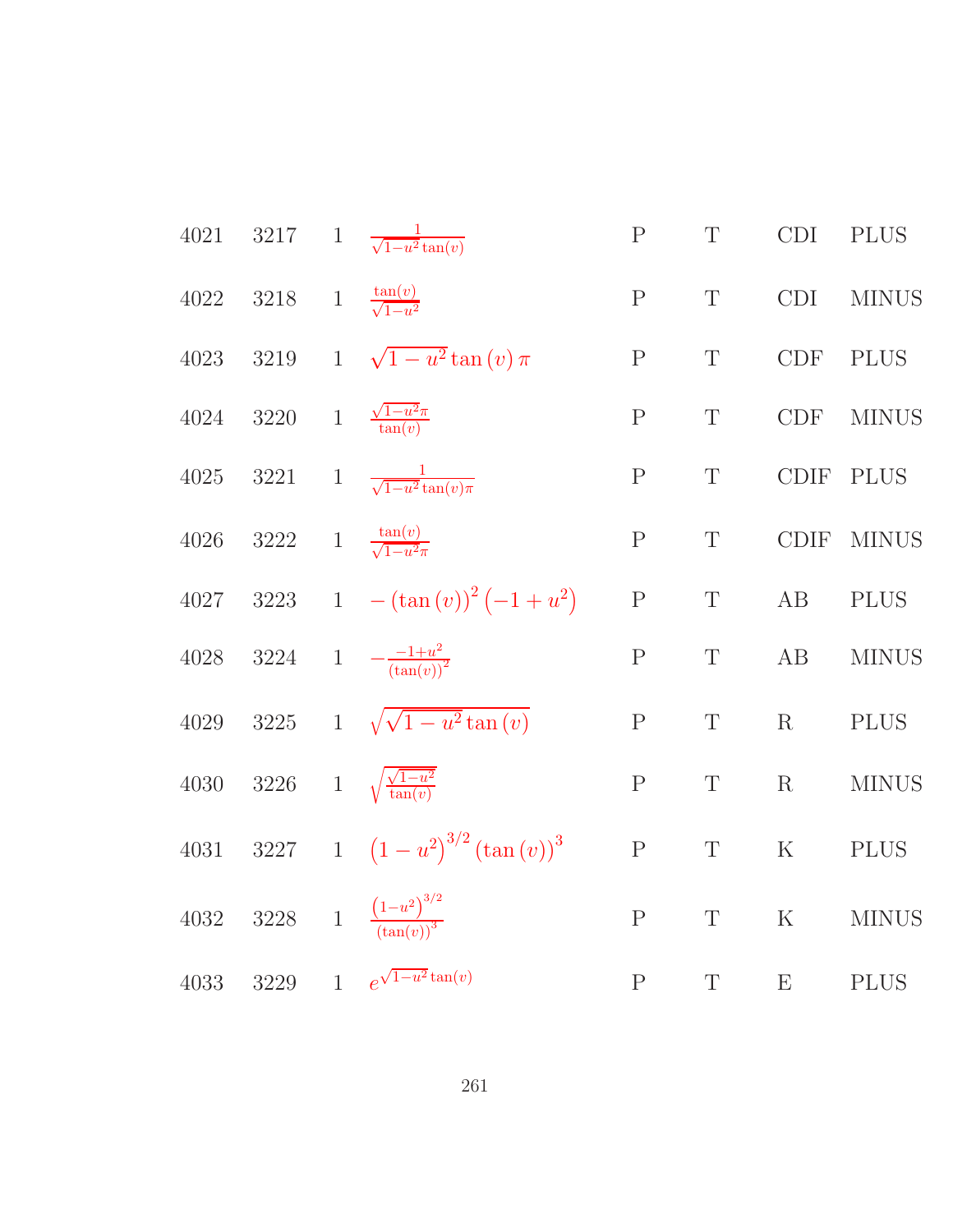| | | | | | | | |
|---|---|---|---|---|---|---|---|
| 4021 | 3217 | 1 | $\frac{1}{\sqrt{1-u^2}\tan(v)}$ | P | T | CDI | PLUS |
| 4022 | 3218 | 1 | $\frac{\tan(v)}{\sqrt{1-u^2}}$ | P | T | CDI | MINUS |
| 4023 | 3219 | 1 | $\sqrt{1-u^2}\tan(v)\,\pi$ | P | T | CDF | PLUS |
| 4024 | 3220 | 1 | $\frac{\sqrt{1-u^2}\pi}{\tan(v)}$ | P | T | CDF | MINUS |
| 4025 | 3221 | 1 | $\frac{1}{\sqrt{1-u^2}\tan(v)\pi}$ | P | T | CDIF | PLUS |
| 4026 | 3222 | 1 | $\frac{\tan(v)}{\sqrt{1-u^2}\pi}$ | P | T | CDIF | MINUS |
| 4027 | 3223 | 1 | $-(\tan(v))^2(-1+u^2)$ | P | T | AB | PLUS |
| 4028 | 3224 | 1 | $-\frac{-1+u^2}{(\tan(v))^2}$ | P | T | AB | MINUS |
| 4029 | 3225 | 1 | $\sqrt{\sqrt{1-u^2}\tan(v)}$ | P | T | R | PLUS |
| 4030 | 3226 | 1 | $\sqrt{\frac{\sqrt{1-u^2}}{\tan(v)}}$ | P | T | R | MINUS |
| 4031 | 3227 | 1 | $(1-u^2)^{3/2}(\tan(v))^3$ | P | T | K | PLUS |
| 4032 | 3228 | 1 | $\frac{(1-u^2)^{3/2}}{(\tan(v))^3}$ | P | T | K | MINUS |
| 4033 | 3229 | 1 | $e^{\sqrt{1-u^2}\tan(v)}$ | P | T | E | PLUS |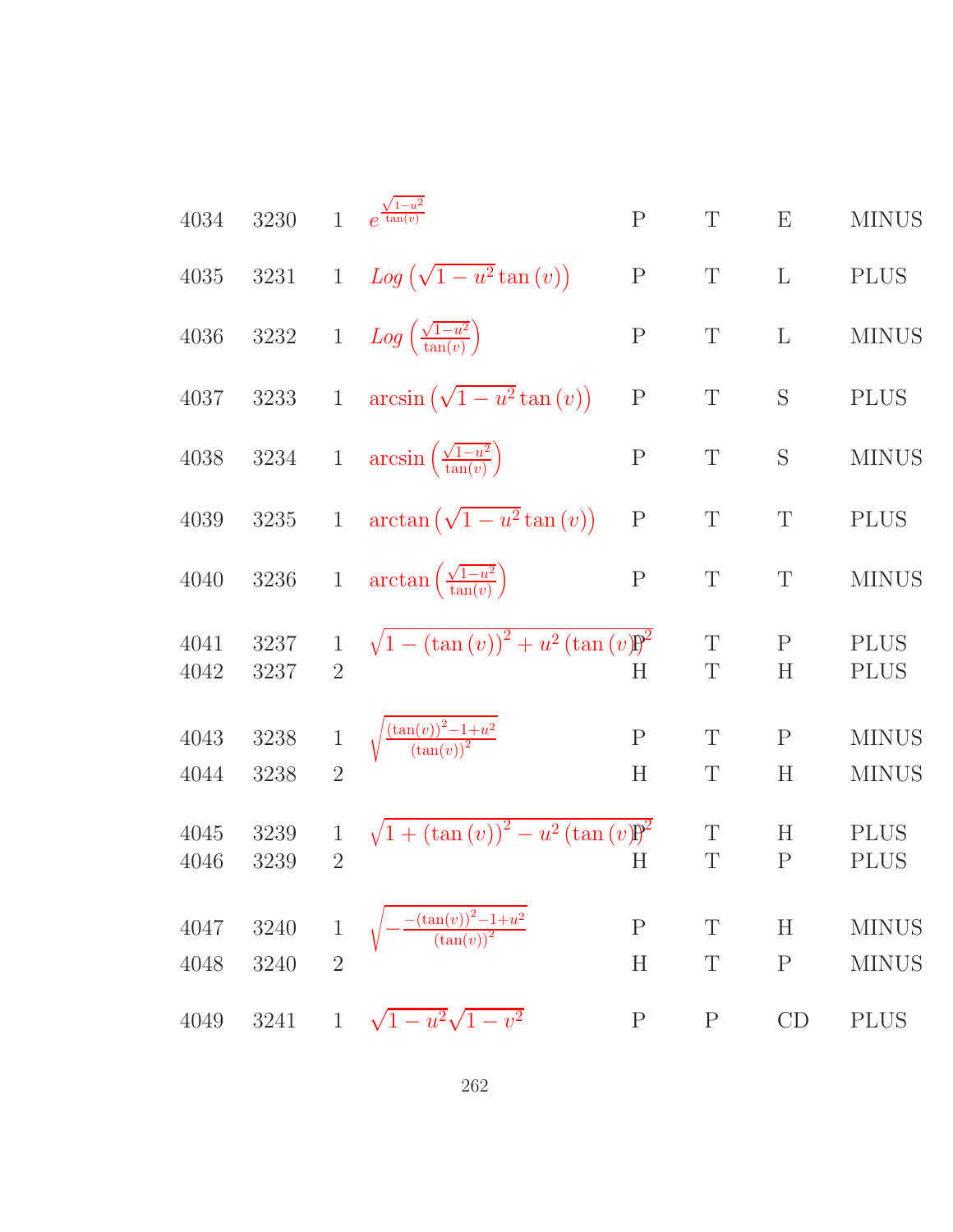| | | | | | | | |
|---|---|---|---|---|---|---|---|
| 4034 | 3230 | 1 | $e^{\frac{\sqrt{1-u^2}}{\tan(v)}}$ | P | T | E | MINUS |
| 4035 | 3231 | 1 | $Log\left(\sqrt{1-u^2}\tan(v)\right)$ | P | T | L | PLUS |
| 4036 | 3232 | 1 | $Log\left(\frac{\sqrt{1-u^2}}{\tan(v)}\right)$ | P | T | L | MINUS |
| 4037 | 3233 | 1 | $\arcsin\left(\sqrt{1-u^2}\tan(v)\right)$ | P | T | S | PLUS |
| 4038 | 3234 | 1 | $\arcsin\left(\frac{\sqrt{1-u^2}}{\tan(v)}\right)$ | P | T | S | MINUS |
| 4039 | 3235 | 1 | $\arctan\left(\sqrt{1-u^2}\tan(v)\right)$ | P | T | T | PLUS |
| 4040 | 3236 | 1 | $\arctan\left(\frac{\sqrt{1-u^2}}{\tan(v)}\right)$ | P | T | T | MINUS |
| 4041 | 3237 | 1 | $\sqrt{1-(\tan(v))^2+u^2(\tan(v))^2}$ | P | T | P | PLUS |
| 4042 | 3237 | 2 | | H | T | H | PLUS |
| 4043 | 3238 | 1 | $\sqrt{\frac{(\tan(v))^2-1+u^2}{(\tan(v))^2}}$ | P | T | P | MINUS |
| 4044 | 3238 | 2 | | H | T | H | MINUS |
| 4045 | 3239 | 1 | $\sqrt{1+(\tan(v))^2-u^2(\tan(v))^2}$ | P | T | H | PLUS |
| 4046 | 3239 | 2 | | H | T | P | PLUS |
| 4047 | 3240 | 1 | $\sqrt{-\frac{-(\tan(v))^2-1+u^2}{(\tan(v))^2}}$ | P | T | H | MINUS |
| 4048 | 3240 | 2 | | H | T | P | MINUS |
| 4049 | 3241 | 1 | $\sqrt{1-u^2}\sqrt{1-v^2}$ | P | P | CD | PLUS |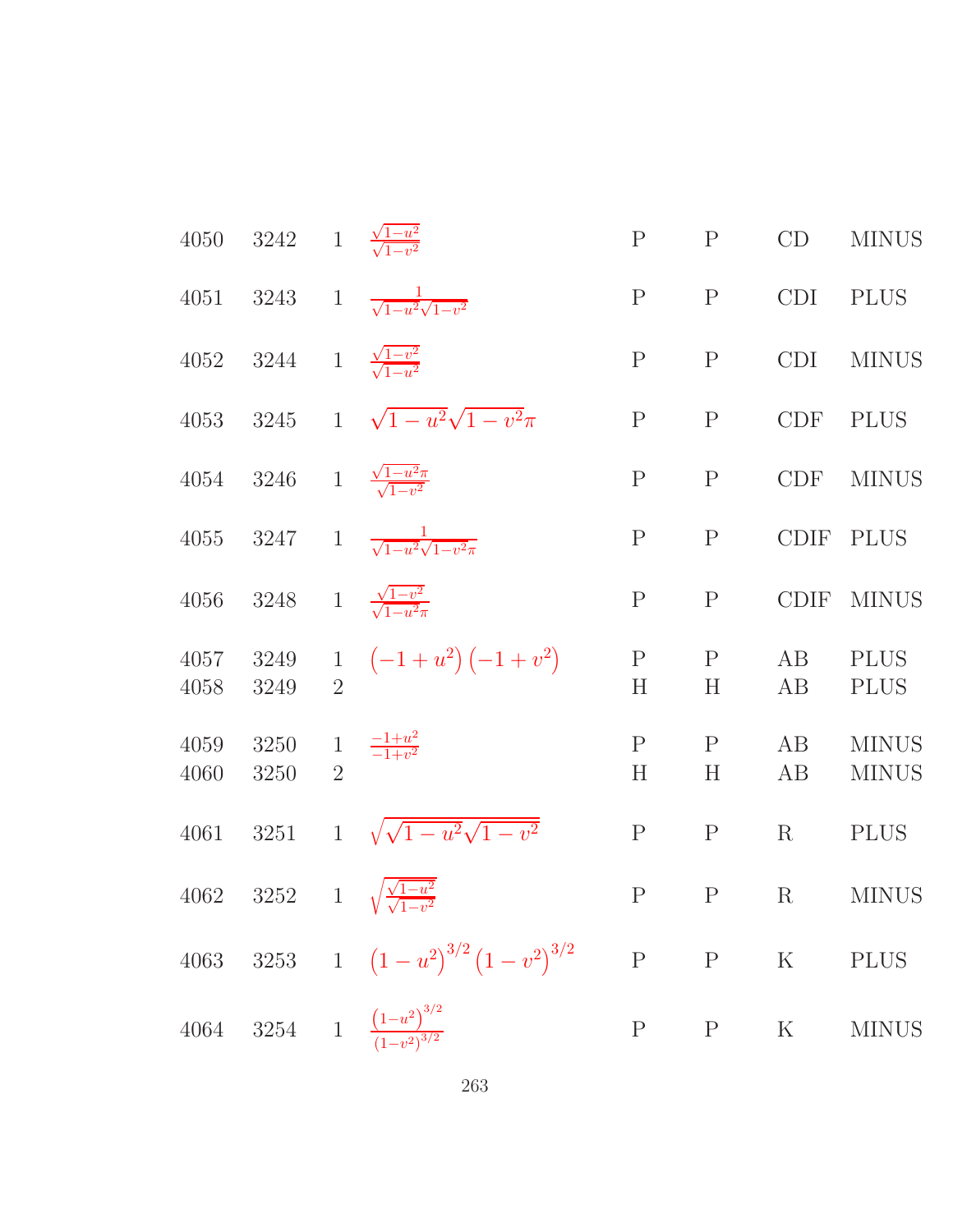| | | | | | | | |
|---|---|---|---|---|---|---|---|
| 4050 | 3242 | 1 | $\frac{\sqrt{1-u^2}}{\sqrt{1-v^2}}$ | P | P | CD | MINUS |
| 4051 | 3243 | 1 | $\frac{1}{\sqrt{1-u^2}\sqrt{1-v^2}}$ | P | P | CDI | PLUS |
| 4052 | 3244 | 1 | $\frac{\sqrt{1-v^2}}{\sqrt{1-u^2}}$ | P | P | CDI | MINUS |
| 4053 | 3245 | 1 | $\sqrt{1-u^2}\sqrt{1-v^2}\pi$ | P | P | CDF | PLUS |
| 4054 | 3246 | 1 | $\frac{\sqrt{1-u^2}\pi}{\sqrt{1-v^2}}$ | P | P | CDF | MINUS |
| 4055 | 3247 | 1 | $\frac{1}{\sqrt{1-u^2}\sqrt{1-v^2}\pi}$ | P | P | CDIF | PLUS |
| 4056 | 3248 | 1 | $\frac{\sqrt{1-v^2}}{\sqrt{1-u^2}\pi}$ | P | P | CDIF | MINUS |
| 4057 | 3249 | 1 | $\left(-1+u^2\right)\left(-1+v^2\right)$ | P | P | AB | PLUS |
| 4058 | 3249 | 2 | | H | H | AB | PLUS |
| 4059 | 3250 | 1 | $\frac{-1+u^2}{-1+v^2}$ | P | P | AB | MINUS |
| 4060 | 3250 | 2 | | H | H | AB | MINUS |
| 4061 | 3251 | 1 | $\sqrt{\sqrt{1-u^2}\sqrt{1-v^2}}$ | P | P | R | PLUS |
| 4062 | 3252 | 1 | $\sqrt{\frac{\sqrt{1-u^2}}{\sqrt{1-v^2}}}$ | P | P | R | MINUS |
| 4063 | 3253 | 1 | $\left(1-u^2\right)^{3/2}\left(1-v^2\right)^{3/2}$ | P | P | K | PLUS |
| 4064 | 3254 | 1 | $\frac{\left(1-u^2\right)^{3/2}}{\left(1-v^2\right)^{3/2}}$ | P | P | K | MINUS |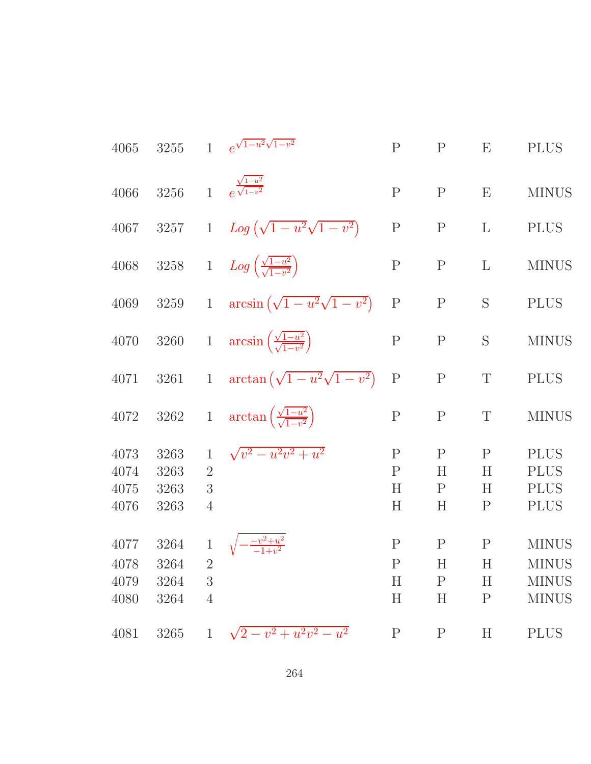| | | | | | | | |
|---|---|---|---|---|---|---|---|
| 4065 | 3255 | 1 | $e^{\sqrt{1-u^2}\sqrt{1-v^2}}$ | P | P | E | PLUS |
| 4066 | 3256 | 1 | $e^{\frac{\sqrt{1-u^2}}{\sqrt{1-v^2}}}$ | P | P | E | MINUS |
| 4067 | 3257 | 1 | $Log\left(\sqrt{1-u^2}\sqrt{1-v^2}\right)$ | P | P | L | PLUS |
| 4068 | 3258 | 1 | $Log\left(\frac{\sqrt{1-u^2}}{\sqrt{1-v^2}}\right)$ | P | P | L | MINUS |
| 4069 | 3259 | 1 | $\arcsin\left(\sqrt{1-u^2}\sqrt{1-v^2}\right)$ | P | P | S | PLUS |
| 4070 | 3260 | 1 | $\arcsin\left(\frac{\sqrt{1-u^2}}{\sqrt{1-v^2}}\right)$ | P | P | S | MINUS |
| 4071 | 3261 | 1 | $\arctan\left(\sqrt{1-u^2}\sqrt{1-v^2}\right)$ | P | P | T | PLUS |
| 4072 | 3262 | 1 | $\arctan\left(\frac{\sqrt{1-u^2}}{\sqrt{1-v^2}}\right)$ | P | P | T | MINUS |
| 4073 | 3263 | 1 | $\sqrt{v^2-u^2v^2+u^2}$ | P | P | P | PLUS |
| 4074 | 3263 | 2 | | P | H | H | PLUS |
| 4075 | 3263 | 3 | | H | P | H | PLUS |
| 4076 | 3263 | 4 | | H | H | P | PLUS |
| 4077 | 3264 | 1 | $\sqrt{-\frac{-v^2+u^2}{-1+v^2}}$ | P | P | P | MINUS |
| 4078 | 3264 | 2 | | P | H | H | MINUS |
| 4079 | 3264 | 3 | | H | P | H | MINUS |
| 4080 | 3264 | 4 | | H | H | P | MINUS |
| 4081 | 3265 | 1 | $\sqrt{2-v^2+u^2v^2-u^2}$ | P | P | H | PLUS |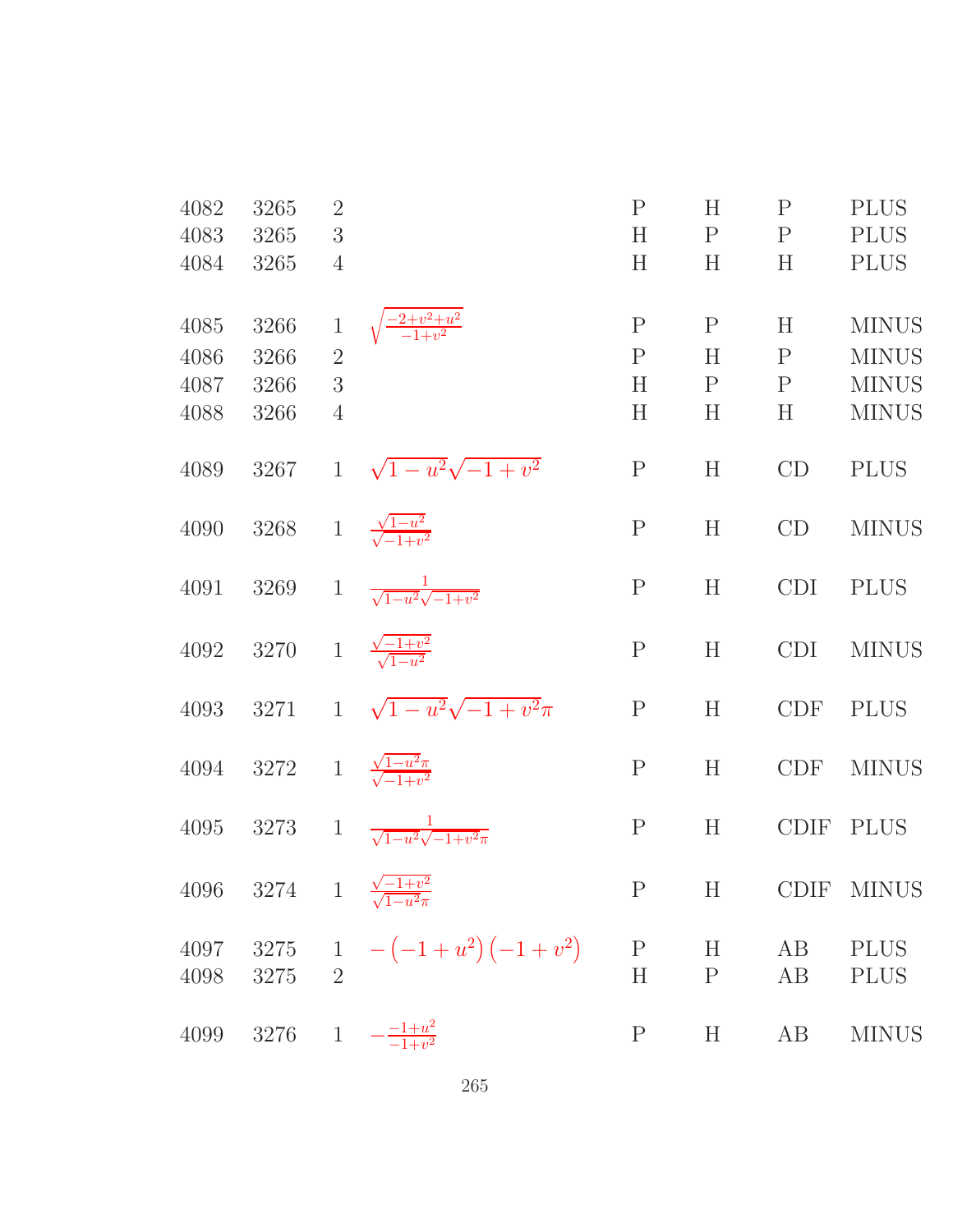| | | | | | | | |
|---|---|---|---|---|---|---|---|
| 4082 | 3265 | 2 | | P | H | P | PLUS |
| 4083 | 3265 | 3 | | H | P | P | PLUS |
| 4084 | 3265 | 4 | | H | H | H | PLUS |
| 4085 | 3266 | 1 | $\sqrt{\frac{-2+v^2+u^2}{-1+v^2}}$ | P | P | H | MINUS |
| 4086 | 3266 | 2 | | P | H | P | MINUS |
| 4087 | 3266 | 3 | | H | P | P | MINUS |
| 4088 | 3266 | 4 | | H | H | H | MINUS |
| 4089 | 3267 | 1 | $\sqrt{1-u^2}\sqrt{-1+v^2}$ | P | H | CD | PLUS |
| 4090 | 3268 | 1 | $\frac{\sqrt{1-u^2}}{\sqrt{-1+v^2}}$ | P | H | CD | MINUS |
| 4091 | 3269 | 1 | $\frac{1}{\sqrt{1-u^2}\sqrt{-1+v^2}}$ | P | H | CDI | PLUS |
| 4092 | 3270 | 1 | $\frac{\sqrt{-1+v^2}}{\sqrt{1-u^2}}$ | P | H | CDI | MINUS |
| 4093 | 3271 | 1 | $\sqrt{1-u^2}\sqrt{-1+v^2}\pi$ | P | H | CDF | PLUS |
| 4094 | 3272 | 1 | $\frac{\sqrt{1-u^2}\pi}{\sqrt{-1+v^2}}$ | P | H | CDF | MINUS |
| 4095 | 3273 | 1 | $\frac{1}{\sqrt{1-u^2}\sqrt{-1+v^2}\pi}$ | P | H | CDIF | PLUS |
| 4096 | 3274 | 1 | $\frac{\sqrt{-1+v^2}}{\sqrt{1-u^2}\pi}$ | P | H | CDIF | MINUS |
| 4097 | 3275 | 1 | $-\left(-1+u^2\right)\left(-1+v^2\right)$ | P | H | AB | PLUS |
| 4098 | 3275 | 2 | | H | P | AB | PLUS |
| 4099 | 3276 | 1 | $-\frac{-1+u^2}{-1+v^2}$ | P | H | AB | MINUS |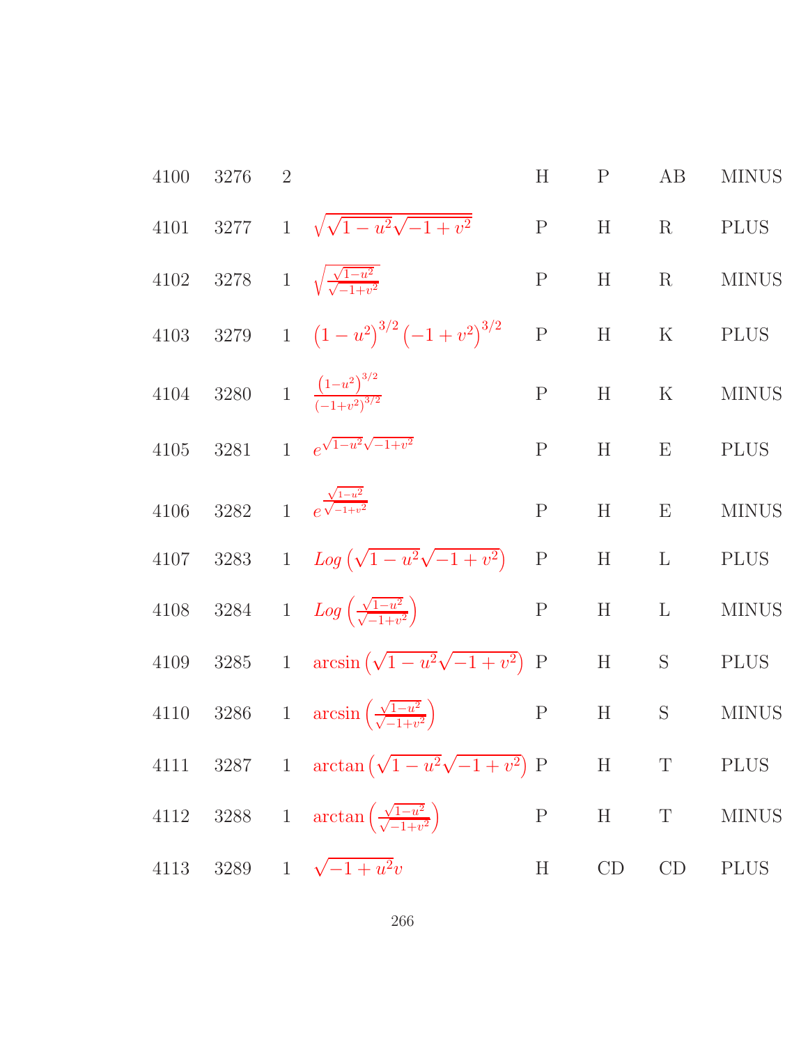| | | | | | | | |
|---|---|---|---|---|---|---|---|
| 4100 | 3276 | 2 | | H | P | AB | MINUS |
| 4101 | 3277 | 1 | $\sqrt{\sqrt{1-u^2}\sqrt{-1+v^2}}$ | P | H | R | PLUS |
| 4102 | 3278 | 1 | $\sqrt{\frac{\sqrt{1-u^2}}{\sqrt{-1+v^2}}}$ | P | H | R | MINUS |
| 4103 | 3279 | 1 | $\left(1-u^2\right)^{3/2}\left(-1+v^2\right)^{3/2}$ | P | H | K | PLUS |
| 4104 | 3280 | 1 | $\frac{\left(1-u^2\right)^{3/2}}{\left(-1+v^2\right)^{3/2}}$ | P | H | K | MINUS |
| 4105 | 3281 | 1 | $e^{\sqrt{1-u^2}\sqrt{-1+v^2}}$ | P | H | E | PLUS |
| 4106 | 3282 | 1 | $e^{\frac{\sqrt{1-u^2}}{\sqrt{-1+v^2}}}$ | P | H | E | MINUS |
| 4107 | 3283 | 1 | $Log\left(\sqrt{1-u^2}\sqrt{-1+v^2}\right)$ | P | H | L | PLUS |
| 4108 | 3284 | 1 | $Log\left(\frac{\sqrt{1-u^2}}{\sqrt{-1+v^2}}\right)$ | P | H | L | MINUS |
| 4109 | 3285 | 1 | $\arcsin\left(\sqrt{1-u^2}\sqrt{-1+v^2}\right)$ | P | H | S | PLUS |
| 4110 | 3286 | 1 | $\arcsin\left(\frac{\sqrt{1-u^2}}{\sqrt{-1+v^2}}\right)$ | P | H | S | MINUS |
| 4111 | 3287 | 1 | $\arctan\left(\sqrt{1-u^2}\sqrt{-1+v^2}\right)$ | P | H | T | PLUS |
| 4112 | 3288 | 1 | $\arctan\left(\frac{\sqrt{1-u^2}}{\sqrt{-1+v^2}}\right)$ | P | H | T | MINUS |
| 4113 | 3289 | 1 | $\sqrt{-1+u^2}v$ | H | CD | CD | PLUS |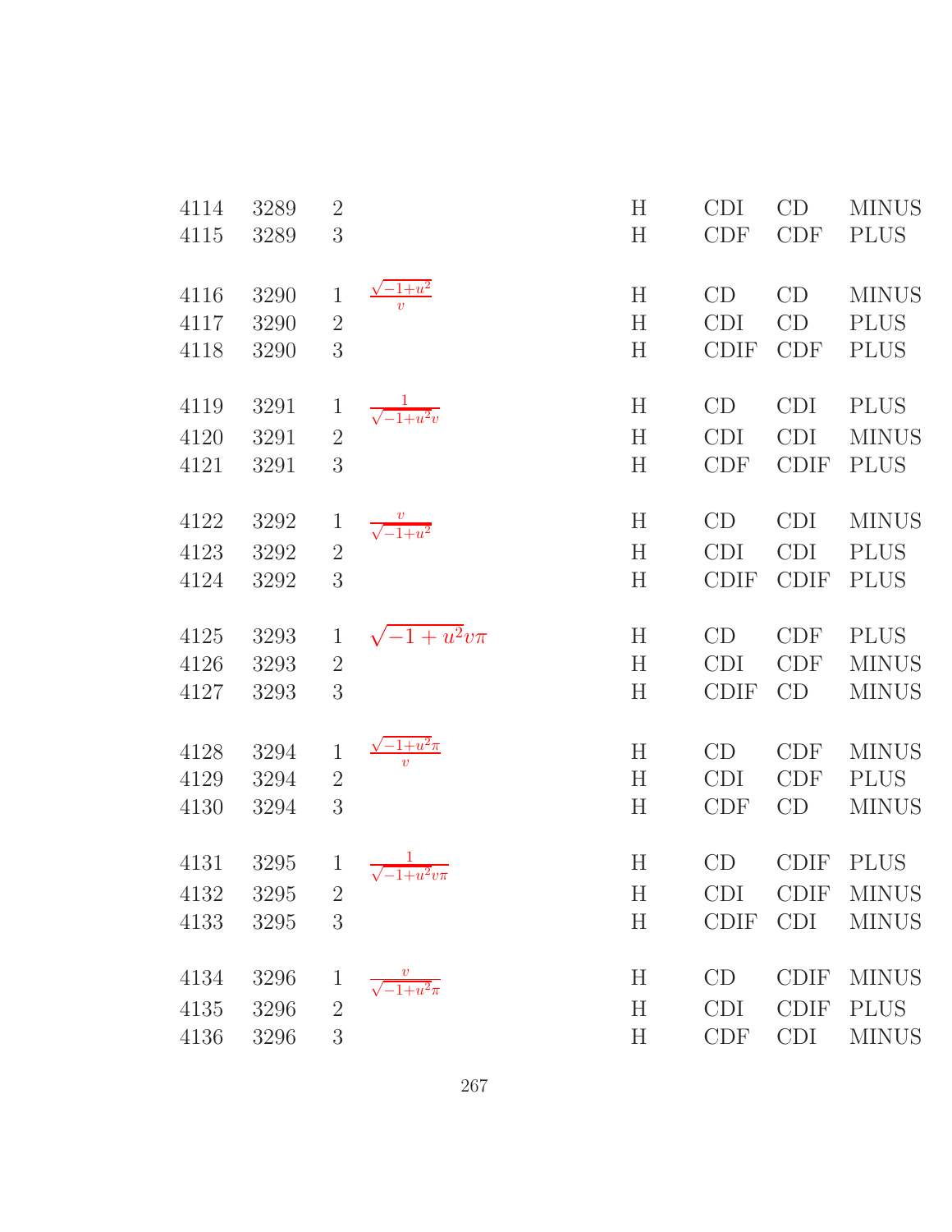| | | | | | | | |
|---|---|---|---|---|---|---|---|
| 4114 | 3289 | 2 | | H | CDI | CD | MINUS |
| 4115 | 3289 | 3 | | H | CDF | CDF | PLUS |
| 4116 | 3290 | 1 | $\frac{\sqrt{-1+u^2}}{v}$ | H | CD | CD | MINUS |
| 4117 | 3290 | 2 | | H | CDI | CD | PLUS |
| 4118 | 3290 | 3 | | H | CDIF | CDF | PLUS |
| 4119 | 3291 | 1 | $\frac{1}{\sqrt{-1+u^2}v}$ | H | CD | CDI | PLUS |
| 4120 | 3291 | 2 | | H | CDI | CDI | MINUS |
| 4121 | 3291 | 3 | | H | CDF | CDIF | PLUS |
| 4122 | 3292 | 1 | $\frac{v}{\sqrt{-1+u^2}}$ | H | CD | CDI | MINUS |
| 4123 | 3292 | 2 | | H | CDI | CDI | PLUS |
| 4124 | 3292 | 3 | | H | CDIF | CDIF | PLUS |
| 4125 | 3293 | 1 | $\sqrt{-1+u^2}v\pi$ | H | CD | CDF | PLUS |
| 4126 | 3293 | 2 | | H | CDI | CDF | MINUS |
| 4127 | 3293 | 3 | | H | CDIF | CD | MINUS |
| 4128 | 3294 | 1 | $\frac{\sqrt{-1+u^2}\pi}{v}$ | H | CD | CDF | MINUS |
| 4129 | 3294 | 2 | | H | CDI | CDF | PLUS |
| 4130 | 3294 | 3 | | H | CDF | CD | MINUS |
| 4131 | 3295 | 1 | $\frac{1}{\sqrt{-1+u^2}v\pi}$ | H | CD | CDIF | PLUS |
| 4132 | 3295 | 2 | | H | CDI | CDIF | MINUS |
| 4133 | 3295 | 3 | | H | CDIF | CDI | MINUS |
| 4134 | 3296 | 1 | $\frac{v}{\sqrt{-1+u^2}\pi}$ | H | CD | CDIF | MINUS |
| 4135 | 3296 | 2 | | H | CDI | CDIF | PLUS |
| 4136 | 3296 | 3 | | H | CDF | CDI | MINUS |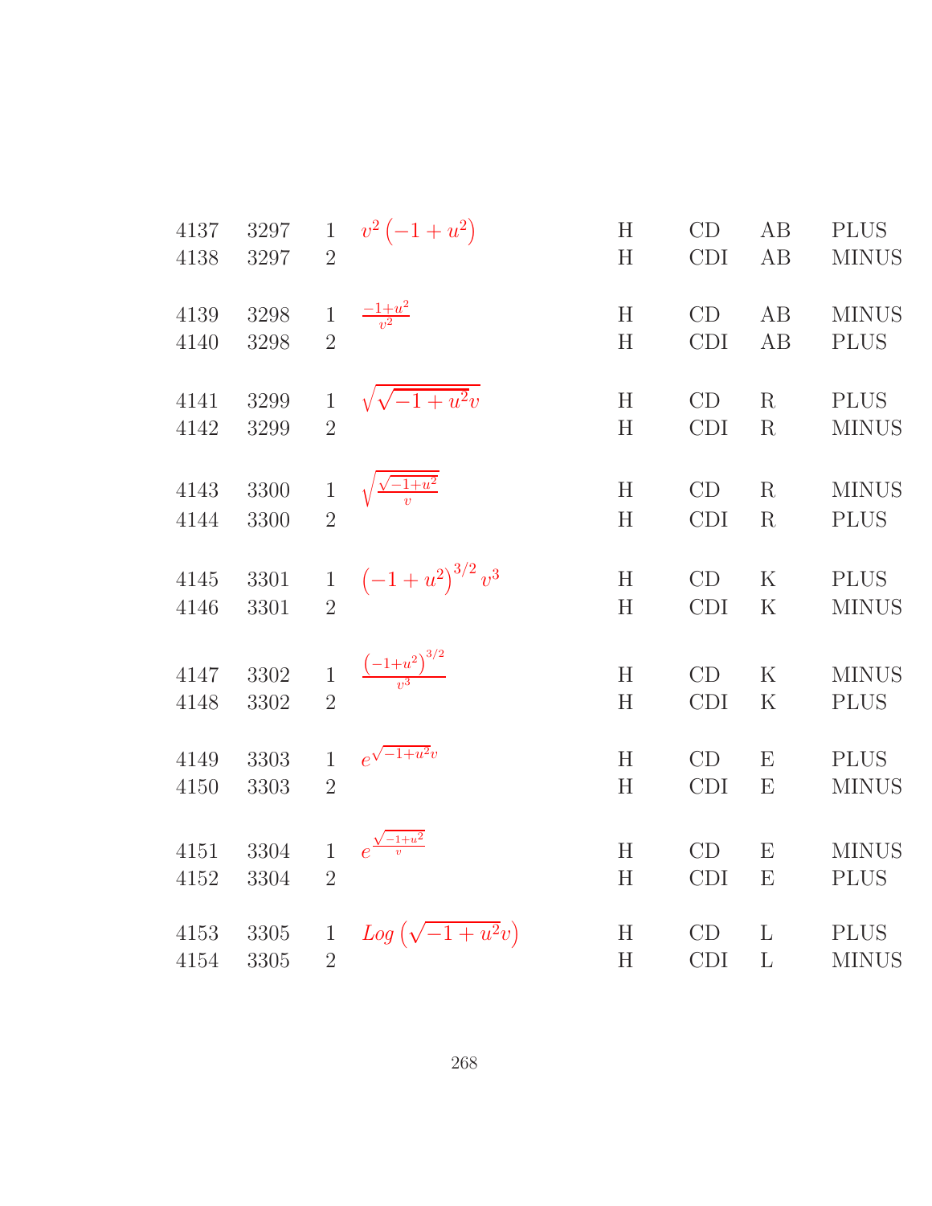| | | | | | | | |
|---|---|---|---|---|---|---|---|
| 4137 | 3297 | 1 | $v^2\left(-1+u^2\right)$ | H | CD | AB | PLUS |
| 4138 | 3297 | 2 | | H | CDI | AB | MINUS |
| 4139 | 3298 | 1 | $\frac{-1+u^2}{v^2}$ | H | CD | AB | MINUS |
| 4140 | 3298 | 2 | | H | CDI | AB | PLUS |
| 4141 | 3299 | 1 | $\sqrt{\sqrt{-1+u^2}v}$ | H | CD | R | PLUS |
| 4142 | 3299 | 2 | | H | CDI | R | MINUS |
| 4143 | 3300 | 1 | $\sqrt{\frac{\sqrt{-1+u^2}}{v}}$ | H | CD | R | MINUS |
| 4144 | 3300 | 2 | | H | CDI | R | PLUS |
| 4145 | 3301 | 1 | $\left(-1+u^2\right)^{3/2}v^3$ | H | CD | K | PLUS |
| 4146 | 3301 | 2 | | H | CDI | K | MINUS |
| 4147 | 3302 | 1 | $\frac{\left(-1+u^2\right)^{3/2}}{v^3}$ | H | CD | K | MINUS |
| 4148 | 3302 | 2 | | H | CDI | K | PLUS |
| 4149 | 3303 | 1 | $e^{\sqrt{-1+u^2}v}$ | H | CD | E | PLUS |
| 4150 | 3303 | 2 | | H | CDI | E | MINUS |
| 4151 | 3304 | 1 | $e^{\frac{\sqrt{-1+u^2}}{v}}$ | H | CD | E | MINUS |
| 4152 | 3304 | 2 | | H | CDI | E | PLUS |
| 4153 | 3305 | 1 | $Log\left(\sqrt{-1+u^2}v\right)$ | H | CD | L | PLUS |
| 4154 | 3305 | 2 | | H | CDI | L | MINUS |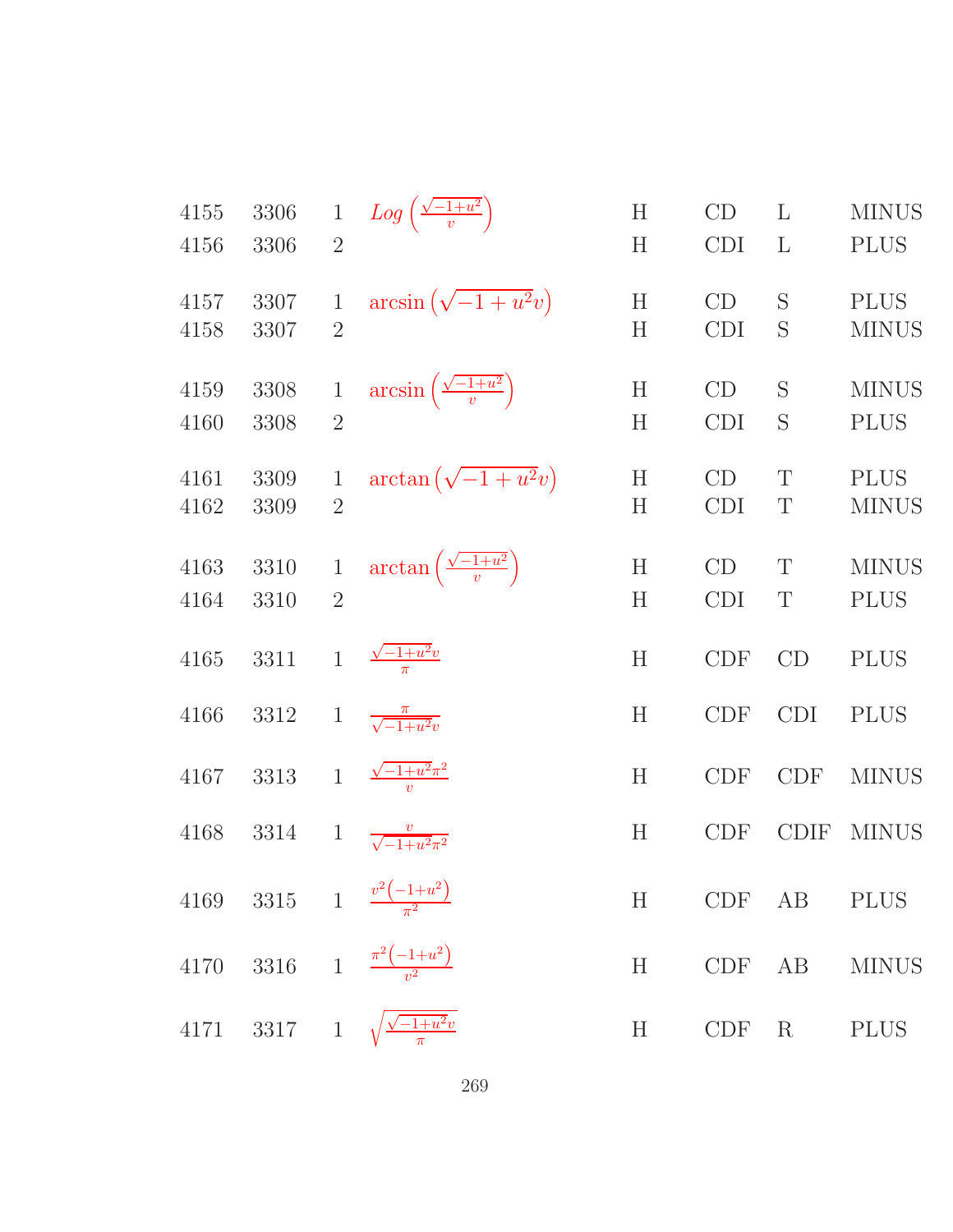| | | | | | | | |
|---|---|---|---|---|---|---|---|
| 4155 | 3306 | 1 | $Log\left(\frac{\sqrt{-1+u^2}}{v}\right)$ | H | CD | L | MINUS |
| 4156 | 3306 | 2 | | H | CDI | L | PLUS |
| 4157 | 3307 | 1 | $\arcsin\left(\sqrt{-1+u^2}v\right)$ | H | CD | S | PLUS |
| 4158 | 3307 | 2 | | H | CDI | S | MINUS |
| 4159 | 3308 | 1 | $\arcsin\left(\frac{\sqrt{-1+u^2}}{v}\right)$ | H | CD | S | MINUS |
| 4160 | 3308 | 2 | | H | CDI | S | PLUS |
| 4161 | 3309 | 1 | $\arctan\left(\sqrt{-1+u^2}v\right)$ | H | CD | T | PLUS |
| 4162 | 3309 | 2 | | H | CDI | T | MINUS |
| 4163 | 3310 | 1 | $\arctan\left(\frac{\sqrt{-1+u^2}}{v}\right)$ | H | CD | T | MINUS |
| 4164 | 3310 | 2 | | H | CDI | T | PLUS |
| 4165 | 3311 | 1 | $\frac{\sqrt{-1+u^2}v}{\pi}$ | H | CDF | CD | PLUS |
| 4166 | 3312 | 1 | $\frac{\pi}{\sqrt{-1+u^2}v}$ | H | CDF | CDI | PLUS |
| 4167 | 3313 | 1 | $\frac{\sqrt{-1+u^2}\pi^2}{v}$ | H | CDF | CDF | MINUS |
| 4168 | 3314 | 1 | $\frac{v}{\sqrt{-1+u^2}\pi^2}$ | H | CDF | CDIF | MINUS |
| 4169 | 3315 | 1 | $\frac{v^2\left(-1+u^2\right)}{\pi^2}$ | H | CDF | AB | PLUS |
| 4170 | 3316 | 1 | $\frac{\pi^2\left(-1+u^2\right)}{v^2}$ | H | CDF | AB | MINUS |
| 4171 | 3317 | 1 | $\sqrt{\frac{\sqrt{-1+u^2}v}{\pi}}$ | H | CDF | R | PLUS |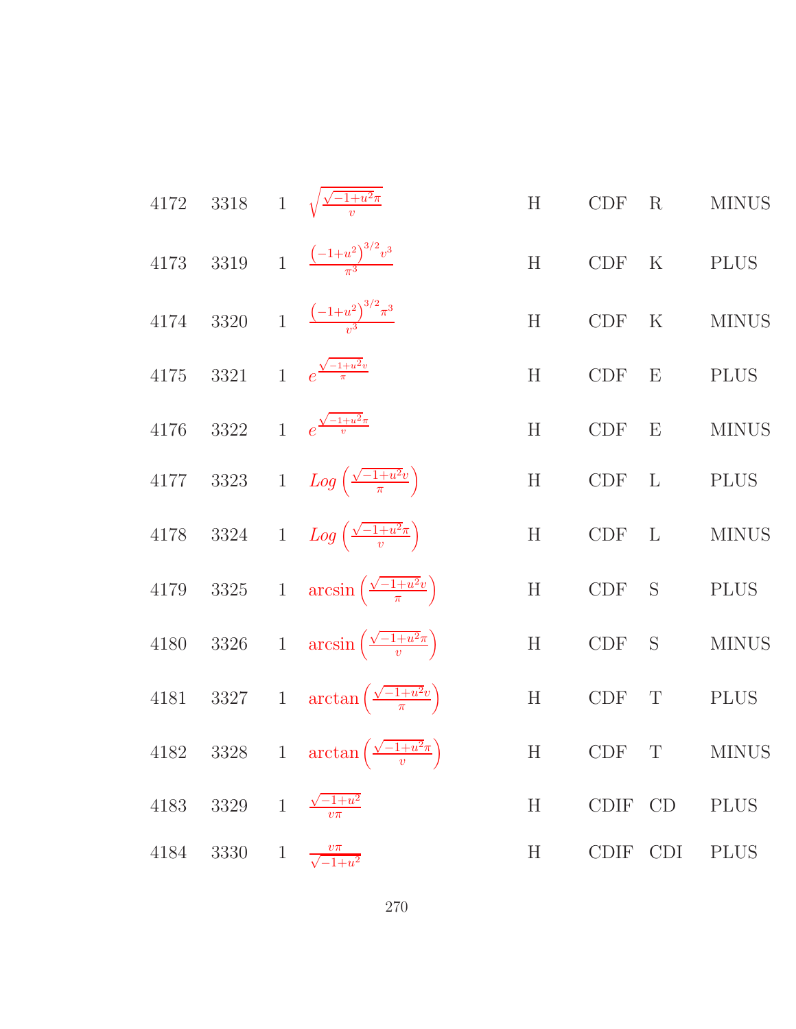| | | | | | | | |
|---|---|---|---|---|---|---|---|
| 4172 | 3318 | 1 | $\sqrt{\frac{\sqrt{-1+u^2}\pi}{v}}$ | H | CDF | R | MINUS |
| 4173 | 3319 | 1 | $\frac{\left(-1+u^2\right)^{3/2}v^3}{\pi^3}$ | H | CDF | K | PLUS |
| 4174 | 3320 | 1 | $\frac{\left(-1+u^2\right)^{3/2}\pi^3}{v^3}$ | H | CDF | K | MINUS |
| 4175 | 3321 | 1 | $e^{\frac{\sqrt{-1+u^2}v}{\pi}}$ | H | CDF | E | PLUS |
| 4176 | 3322 | 1 | $e^{\frac{\sqrt{-1+u^2}\pi}{v}}$ | H | CDF | E | MINUS |
| 4177 | 3323 | 1 | $Log\left(\frac{\sqrt{-1+u^2}v}{\pi}\right)$ | H | CDF | L | PLUS |
| 4178 | 3324 | 1 | $Log\left(\frac{\sqrt{-1+u^2}\pi}{v}\right)$ | H | CDF | L | MINUS |
| 4179 | 3325 | 1 | $\arcsin\left(\frac{\sqrt{-1+u^2}v}{\pi}\right)$ | H | CDF | S | PLUS |
| 4180 | 3326 | 1 | $\arcsin\left(\frac{\sqrt{-1+u^2}\pi}{v}\right)$ | H | CDF | S | MINUS |
| 4181 | 3327 | 1 | $\arctan\left(\frac{\sqrt{-1+u^2}v}{\pi}\right)$ | H | CDF | T | PLUS |
| 4182 | 3328 | 1 | $\arctan\left(\frac{\sqrt{-1+u^2}\pi}{v}\right)$ | H | CDF | T | MINUS |
| 4183 | 3329 | 1 | $\frac{\sqrt{-1+u^2}}{v\pi}$ | H | CDIF | CD | PLUS |
| 4184 | 3330 | 1 | $\frac{v\pi}{\sqrt{-1+u^2}}$ | H | CDIF | CDI | PLUS |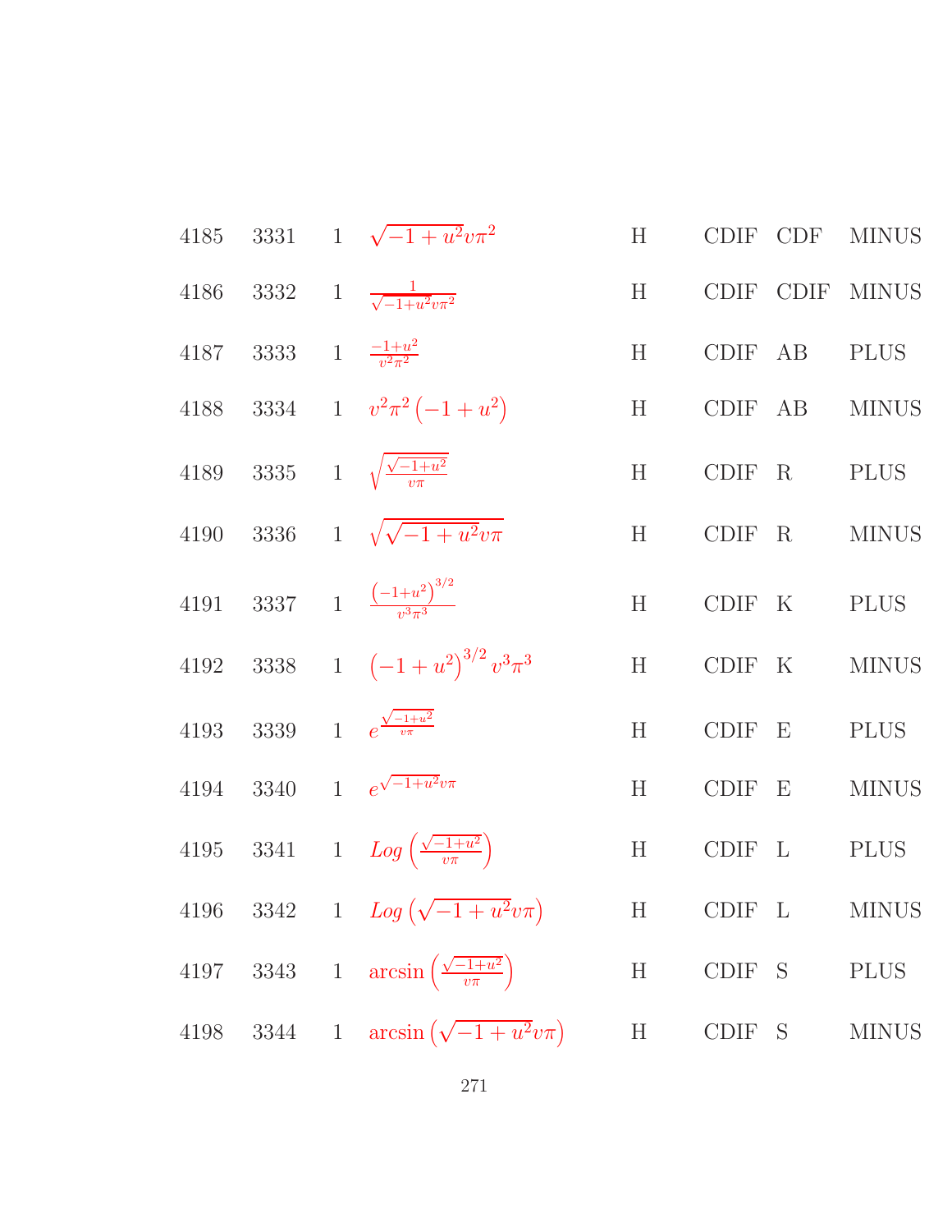| | | | | | | | |
|---|---|---|---|---|---|---|---|
| 4185 | 3331 | 1 | $\sqrt{-1+u^2}v\pi^2$ | H | CDIF | CDF | MINUS |
| 4186 | 3332 | 1 | $\frac{1}{\sqrt{-1+u^2}v\pi^2}$ | H | CDIF | CDIF | MINUS |
| 4187 | 3333 | 1 | $\frac{-1+u^2}{v^2\pi^2}$ | H | CDIF | AB | PLUS |
| 4188 | 3334 | 1 | $v^2\pi^2\left(-1+u^2\right)$ | H | CDIF | AB | MINUS |
| 4189 | 3335 | 1 | $\sqrt{\frac{\sqrt{-1+u^2}}{v\pi}}$ | H | CDIF | R | PLUS |
| 4190 | 3336 | 1 | $\sqrt{\sqrt{-1+u^2}v\pi}$ | H | CDIF | R | MINUS |
| 4191 | 3337 | 1 | $\frac{\left(-1+u^2\right)^{3/2}}{v^3\pi^3}$ | H | CDIF | K | PLUS |
| 4192 | 3338 | 1 | $\left(-1+u^2\right)^{3/2}v^3\pi^3$ | H | CDIF | K | MINUS |
| 4193 | 3339 | 1 | $e^{\frac{\sqrt{-1+u^2}}{v\pi}}$ | H | CDIF | E | PLUS |
| 4194 | 3340 | 1 | $e^{\sqrt{-1+u^2}v\pi}$ | H | CDIF | E | MINUS |
| 4195 | 3341 | 1 | $Log\left(\frac{\sqrt{-1+u^2}}{v\pi}\right)$ | H | CDIF | L | PLUS |
| 4196 | 3342 | 1 | $Log\left(\sqrt{-1+u^2}v\pi\right)$ | H | CDIF | L | MINUS |
| 4197 | 3343 | 1 | $\arcsin\left(\frac{\sqrt{-1+u^2}}{v\pi}\right)$ | H | CDIF | S | PLUS |
| 4198 | 3344 | 1 | $\arcsin\left(\sqrt{-1+u^2}v\pi\right)$ | H | CDIF | S | MINUS |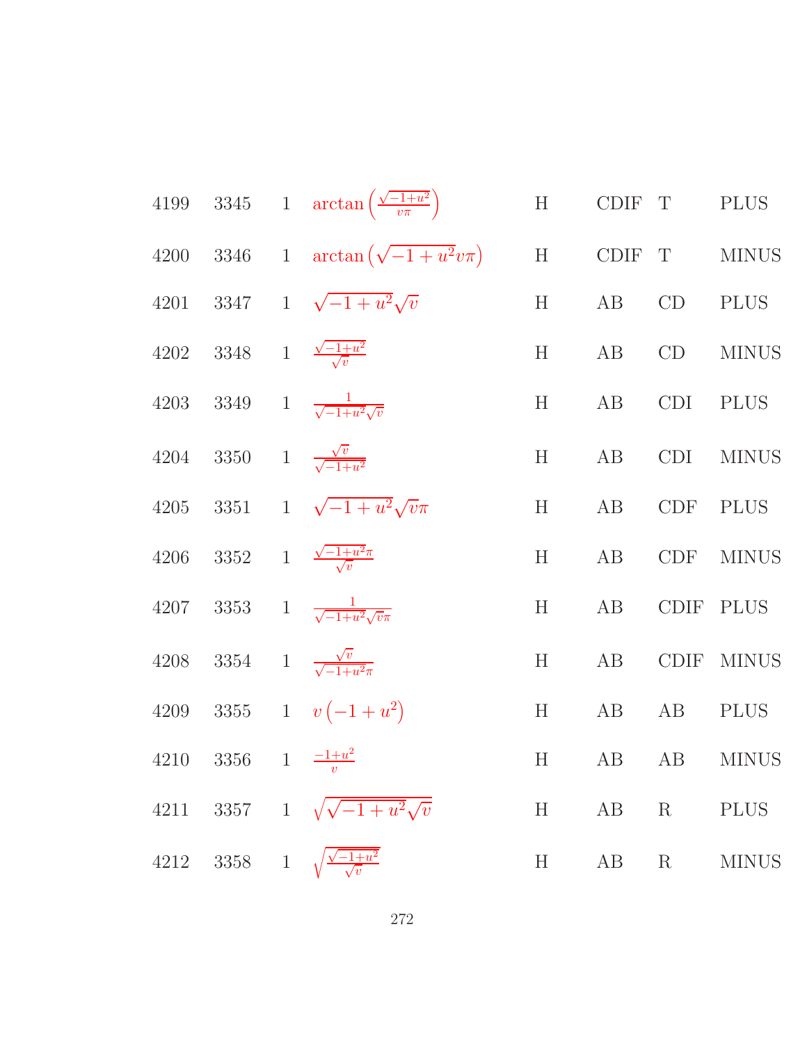| | | | | | | | |
|---|---|---|---|---|---|---|---|
| 4199 | 3345 | 1 | $\arctan\left(\frac{\sqrt{-1+u^2}}{v\pi}\right)$ | H | CDIF | T | PLUS |
| 4200 | 3346 | 1 | $\arctan\left(\sqrt{-1+u^2}v\pi\right)$ | H | CDIF | T | MINUS |
| 4201 | 3347 | 1 | $\sqrt{-1+u^2}\sqrt{v}$ | H | AB | CD | PLUS |
| 4202 | 3348 | 1 | $\frac{\sqrt{-1+u^2}}{\sqrt{v}}$ | H | AB | CD | MINUS |
| 4203 | 3349 | 1 | $\frac{1}{\sqrt{-1+u^2}\sqrt{v}}$ | H | AB | CDI | PLUS |
| 4204 | 3350 | 1 | $\frac{\sqrt{v}}{\sqrt{-1+u^2}}$ | H | AB | CDI | MINUS |
| 4205 | 3351 | 1 | $\sqrt{-1+u^2}\sqrt{v}\pi$ | H | AB | CDF | PLUS |
| 4206 | 3352 | 1 | $\frac{\sqrt{-1+u^2}\pi}{\sqrt{v}}$ | H | AB | CDF | MINUS |
| 4207 | 3353 | 1 | $\frac{1}{\sqrt{-1+u^2}\sqrt{v}\pi}$ | H | AB | CDIF | PLUS |
| 4208 | 3354 | 1 | $\frac{\sqrt{v}}{\sqrt{-1+u^2}\pi}$ | H | AB | CDIF | MINUS |
| 4209 | 3355 | 1 | $v\left(-1+u^2\right)$ | H | AB | AB | PLUS |
| 4210 | 3356 | 1 | $\frac{-1+u^2}{v}$ | H | AB | AB | MINUS |
| 4211 | 3357 | 1 | $\sqrt{\sqrt{-1+u^2}\sqrt{v}}$ | H | AB | R | PLUS |
| 4212 | 3358 | 1 | $\sqrt{\frac{\sqrt{-1+u^2}}{\sqrt{v}}}$ | H | AB | R | MINUS |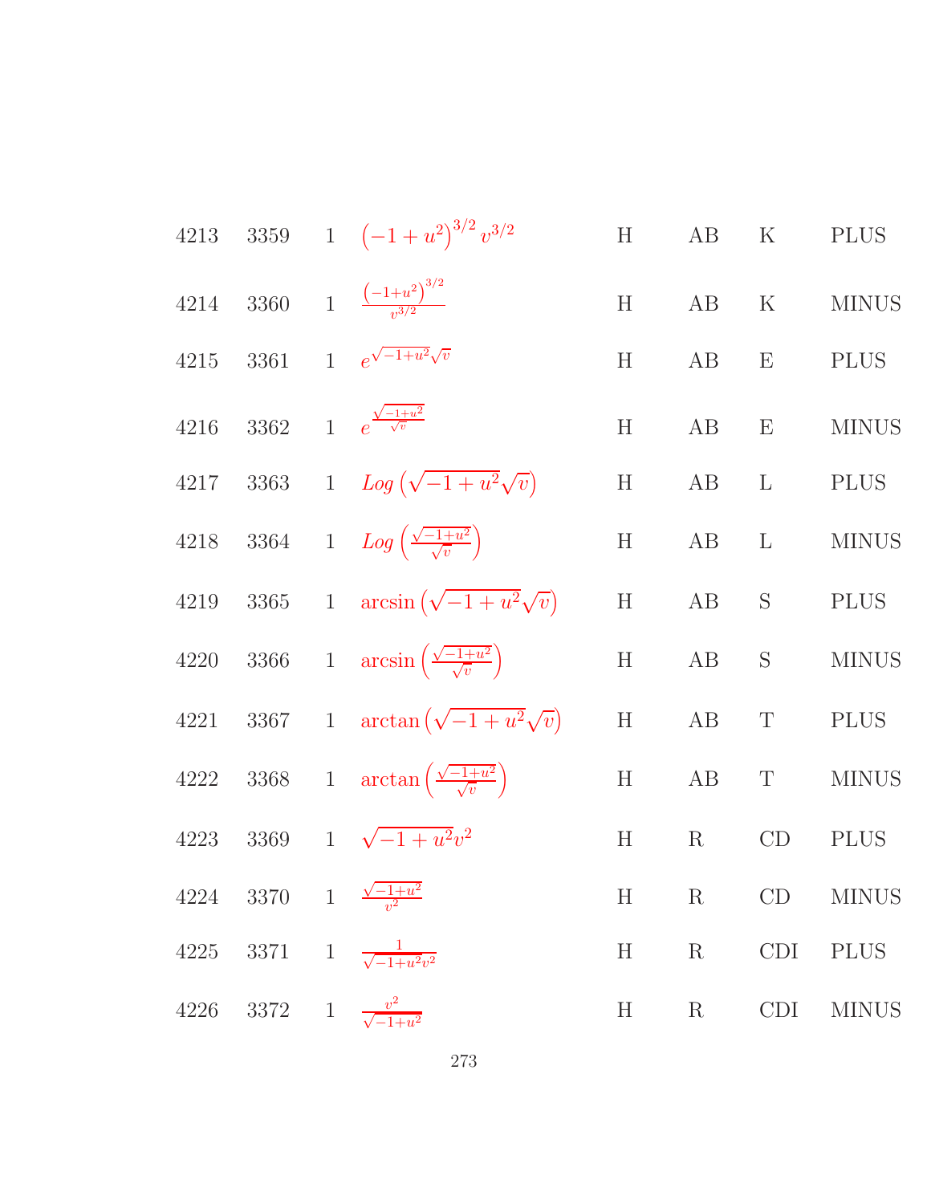| | | | | | | | |
|---|---|---|---|---|---|---|---|
| 4213 | 3359 | 1 | $\left(-1+u^2\right)^{3/2} v^{3/2}$ | H | AB | K | PLUS |
| 4214 | 3360 | 1 | $\frac{\left(-1+u^2\right)^{3/2}}{v^{3/2}}$ | H | AB | K | MINUS |
| 4215 | 3361 | 1 | $e^{\sqrt{-1+u^2}\sqrt{v}}$ | H | AB | E | PLUS |
| 4216 | 3362 | 1 | $e^{\frac{\sqrt{-1+u^2}}{\sqrt{v}}}$ | H | AB | E | MINUS |
| 4217 | 3363 | 1 | $Log\left(\sqrt{-1+u^2}\sqrt{v}\right)$ | H | AB | L | PLUS |
| 4218 | 3364 | 1 | $Log\left(\frac{\sqrt{-1+u^2}}{\sqrt{v}}\right)$ | H | AB | L | MINUS |
| 4219 | 3365 | 1 | $\arcsin\left(\sqrt{-1+u^2}\sqrt{v}\right)$ | H | AB | S | PLUS |
| 4220 | 3366 | 1 | $\arcsin\left(\frac{\sqrt{-1+u^2}}{\sqrt{v}}\right)$ | H | AB | S | MINUS |
| 4221 | 3367 | 1 | $\arctan\left(\sqrt{-1+u^2}\sqrt{v}\right)$ | H | AB | T | PLUS |
| 4222 | 3368 | 1 | $\arctan\left(\frac{\sqrt{-1+u^2}}{\sqrt{v}}\right)$ | H | AB | T | MINUS |
| 4223 | 3369 | 1 | $\sqrt{-1+u^2}v^2$ | H | R | CD | PLUS |
| 4224 | 3370 | 1 | $\frac{\sqrt{-1+u^2}}{v^2}$ | H | R | CD | MINUS |
| 4225 | 3371 | 1 | $\frac{1}{\sqrt{-1+u^2}v^2}$ | H | R | CDI | PLUS |
| 4226 | 3372 | 1 | $\frac{v^2}{\sqrt{-1+u^2}}$ | H | R | CDI | MINUS |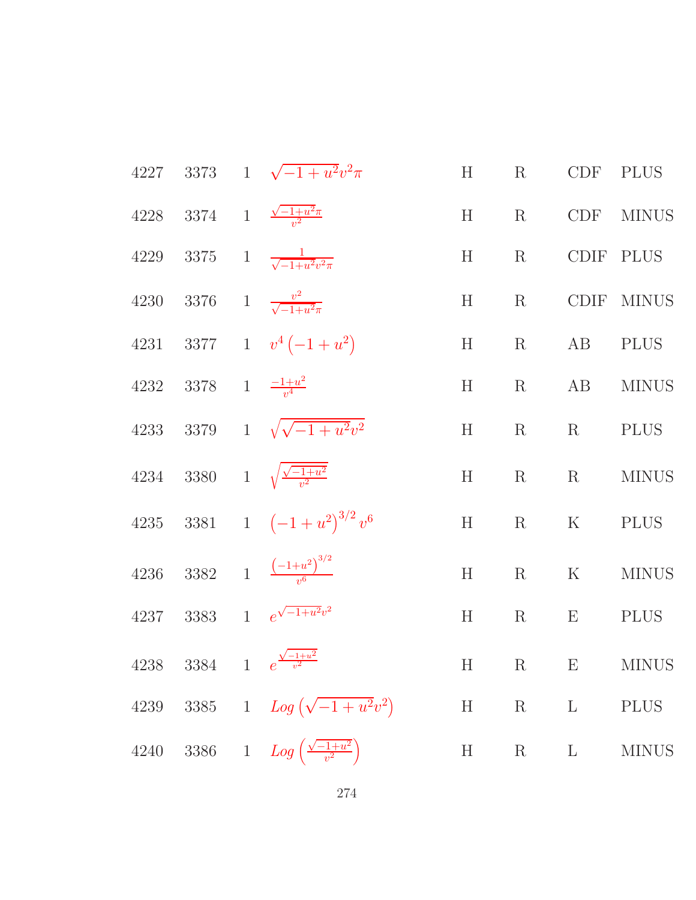| | | | | | | | |
|---|---|---|---|---|---|---|---|
| 4227 | 3373 | 1 | $\sqrt{-1+u^2}v^2\pi$ | H | R | CDF | PLUS |
| 4228 | 3374 | 1 | $\frac{\sqrt{-1+u^2}\pi}{v^2}$ | H | R | CDF | MINUS |
| 4229 | 3375 | 1 | $\frac{1}{\sqrt{-1+u^2}v^2\pi}$ | H | R | CDIF | PLUS |
| 4230 | 3376 | 1 | $\frac{v^2}{\sqrt{-1+u^2}\pi}$ | H | R | CDIF | MINUS |
| 4231 | 3377 | 1 | $v^4\left(-1+u^2\right)$ | H | R | AB | PLUS |
| 4232 | 3378 | 1 | $\frac{-1+u^2}{v^4}$ | H | R | AB | MINUS |
| 4233 | 3379 | 1 | $\sqrt{\sqrt{-1+u^2}v^2}$ | H | R | R | PLUS |
| 4234 | 3380 | 1 | $\sqrt{\frac{\sqrt{-1+u^2}}{v^2}}$ | H | R | R | MINUS |
| 4235 | 3381 | 1 | $\left(-1+u^2\right)^{3/2}v^6$ | H | R | K | PLUS |
| 4236 | 3382 | 1 | $\frac{\left(-1+u^2\right)^{3/2}}{v^6}$ | H | R | K | MINUS |
| 4237 | 3383 | 1 | $e^{\sqrt{-1+u^2}v^2}$ | H | R | E | PLUS |
| 4238 | 3384 | 1 | $e^{\frac{\sqrt{-1+u^2}}{v^2}}$ | H | R | E | MINUS |
| 4239 | 3385 | 1 | $Log\left(\sqrt{-1+u^2}v^2\right)$ | H | R | L | PLUS |
| 4240 | 3386 | 1 | $Log\left(\frac{\sqrt{-1+u^2}}{v^2}\right)$ | H | R | L | MINUS |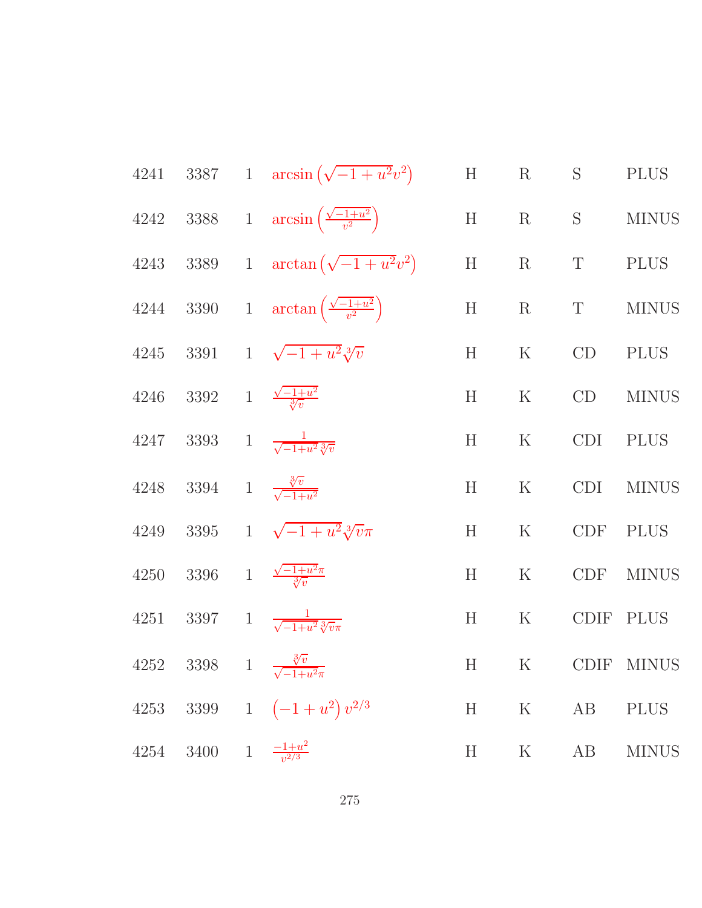| | | | | | | | |
|---|---|---|---|---|---|---|---|
| 4241 | 3387 | 1 | $\arcsin\left(\sqrt{-1+u^2}v^2\right)$ | H | R | S | PLUS |
| 4242 | 3388 | 1 | $\arcsin\left(\frac{\sqrt{-1+u^2}}{v^2}\right)$ | H | R | S | MINUS |
| 4243 | 3389 | 1 | $\arctan\left(\sqrt{-1+u^2}v^2\right)$ | H | R | T | PLUS |
| 4244 | 3390 | 1 | $\arctan\left(\frac{\sqrt{-1+u^2}}{v^2}\right)$ | H | R | T | MINUS |
| 4245 | 3391 | 1 | $\sqrt{-1+u^2}\sqrt[3]{v}$ | H | K | CD | PLUS |
| 4246 | 3392 | 1 | $\frac{\sqrt{-1+u^2}}{\sqrt[3]{v}}$ | H | K | CD | MINUS |
| 4247 | 3393 | 1 | $\frac{1}{\sqrt{-1+u^2}\sqrt[3]{v}}$ | H | K | CDI | PLUS |
| 4248 | 3394 | 1 | $\frac{\sqrt[3]{v}}{\sqrt{-1+u^2}}$ | H | K | CDI | MINUS |
| 4249 | 3395 | 1 | $\sqrt{-1+u^2}\sqrt[3]{v}\pi$ | H | K | CDF | PLUS |
| 4250 | 3396 | 1 | $\frac{\sqrt{-1+u^2}\pi}{\sqrt[3]{v}}$ | H | K | CDF | MINUS |
| 4251 | 3397 | 1 | $\frac{1}{\sqrt{-1+u^2}\sqrt[3]{v}\pi}$ | H | K | CDIF | PLUS |
| 4252 | 3398 | 1 | $\frac{\sqrt[3]{v}}{\sqrt{-1+u^2}\pi}$ | H | K | CDIF | MINUS |
| 4253 | 3399 | 1 | $\left(-1+u^2\right)v^{2/3}$ | H | K | AB | PLUS |
| 4254 | 3400 | 1 | $\frac{-1+u^2}{v^{2/3}}$ | H | K | AB | MINUS |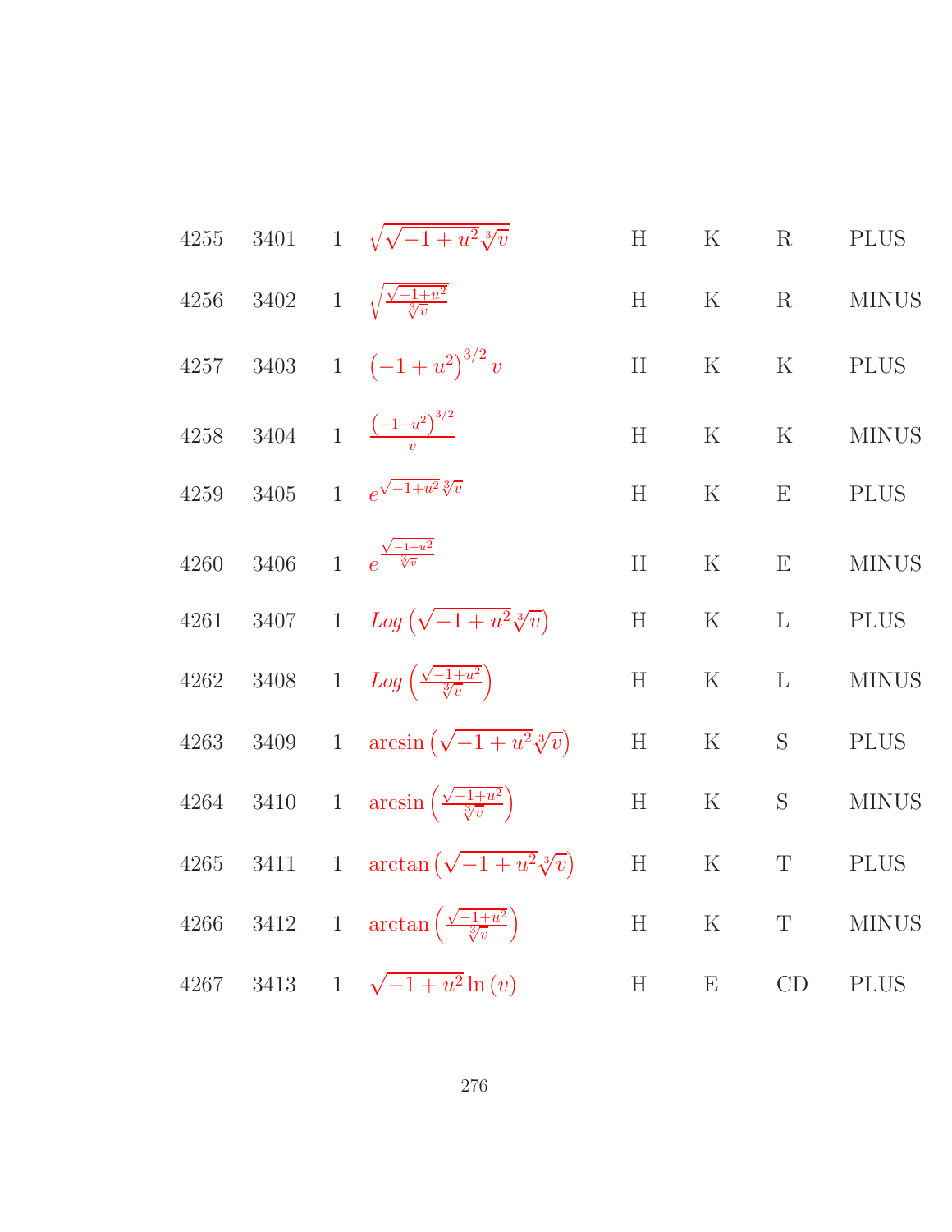| | | | | | | |
|---|---|---|---|---|---|---|
| 4255 | 3401 | 1 | $\sqrt{\sqrt{-1+u^2}\sqrt[3]{v}}$ | H | K | R | PLUS |
| 4256 | 3402 | 1 | $\sqrt{\frac{\sqrt{-1+u^2}}{\sqrt[3]{v}}}$ | H | K | R | MINUS |
| 4257 | 3403 | 1 | $\left(-1+u^2\right)^{3/2} v$ | H | K | K | PLUS |
| 4258 | 3404 | 1 | $\frac{\left(-1+u^2\right)^{3/2}}{v}$ | H | K | K | MINUS |
| 4259 | 3405 | 1 | $e^{\sqrt{-1+u^2}\sqrt[3]{v}}$ | H | K | E | PLUS |
| 4260 | 3406 | 1 | $e^{\frac{\sqrt{-1+u^2}}{\sqrt[3]{v}}}$ | H | K | E | MINUS |
| 4261 | 3407 | 1 | $Log\left(\sqrt{-1+u^2}\sqrt[3]{v}\right)$ | H | K | L | PLUS |
| 4262 | 3408 | 1 | $Log\left(\frac{\sqrt{-1+u^2}}{\sqrt[3]{v}}\right)$ | H | K | L | MINUS |
| 4263 | 3409 | 1 | $\arcsin\left(\sqrt{-1+u^2}\sqrt[3]{v}\right)$ | H | K | S | PLUS |
| 4264 | 3410 | 1 | $\arcsin\left(\frac{\sqrt{-1+u^2}}{\sqrt[3]{v}}\right)$ | H | K | S | MINUS |
| 4265 | 3411 | 1 | $\arctan\left(\sqrt{-1+u^2}\sqrt[3]{v}\right)$ | H | K | T | PLUS |
| 4266 | 3412 | 1 | $\arctan\left(\frac{\sqrt{-1+u^2}}{\sqrt[3]{v}}\right)$ | H | K | T | MINUS |
| 4267 | 3413 | 1 | $\sqrt{-1+u^2}\ln(v)$ | H | E | CD | PLUS |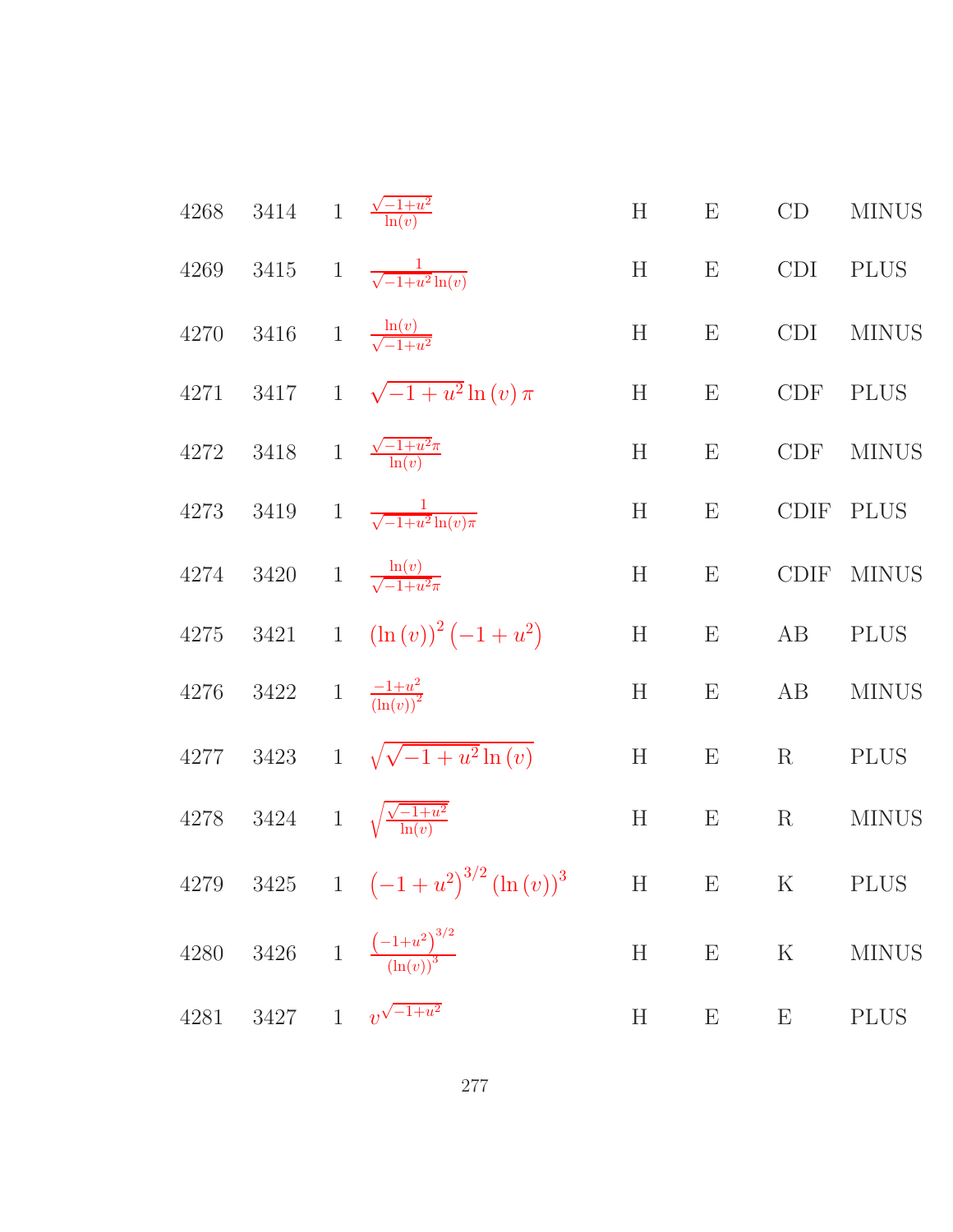| | | | | | | | |
|---|---|---|---|---|---|---|---|
| 4268 | 3414 | 1 | $\frac{\sqrt{-1+u^2}}{\ln(v)}$ | H | E | CD | MINUS |
| 4269 | 3415 | 1 | $\frac{1}{\sqrt{-1+u^2}\ln(v)}$ | H | E | CDI | PLUS |
| 4270 | 3416 | 1 | $\frac{\ln(v)}{\sqrt{-1+u^2}}$ | H | E | CDI | MINUS |
| 4271 | 3417 | 1 | $\sqrt{-1+u^2}\ln(v)\pi$ | H | E | CDF | PLUS |
| 4272 | 3418 | 1 | $\frac{\sqrt{-1+u^2}\pi}{\ln(v)}$ | H | E | CDF | MINUS |
| 4273 | 3419 | 1 | $\frac{1}{\sqrt{-1+u^2}\ln(v)\pi}$ | H | E | CDIF | PLUS |
| 4274 | 3420 | 1 | $\frac{\ln(v)}{\sqrt{-1+u^2}\pi}$ | H | E | CDIF | MINUS |
| 4275 | 3421 | 1 | $(\ln(v))^2(-1+u^2)$ | H | E | AB | PLUS |
| 4276 | 3422 | 1 | $\frac{-1+u^2}{(\ln(v))^2}$ | H | E | AB | MINUS |
| 4277 | 3423 | 1 | $\sqrt{\sqrt{-1+u^2}\ln(v)}$ | H | E | R | PLUS |
| 4278 | 3424 | 1 | $\sqrt{\frac{\sqrt{-1+u^2}}{\ln(v)}}$ | H | E | R | MINUS |
| 4279 | 3425 | 1 | $(-1+u^2)^{3/2}(\ln(v))^3$ | H | E | K | PLUS |
| 4280 | 3426 | 1 | $\frac{(-1+u^2)^{3/2}}{(\ln(v))^3}$ | H | E | K | MINUS |
| 4281 | 3427 | 1 | $v^{\sqrt{-1+u^2}}$ | H | E | E | PLUS |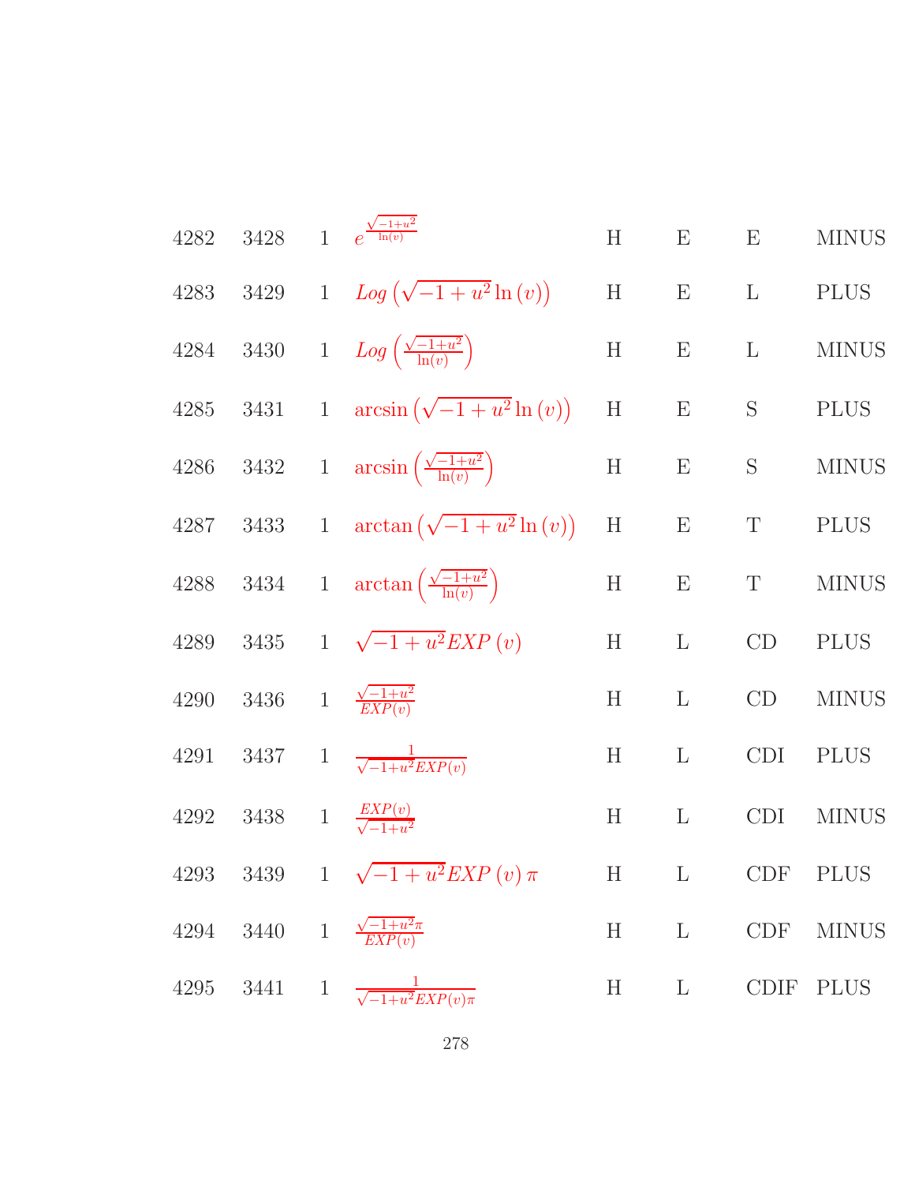| | | | | | | | |
|---|---|---|---|---|---|---|---|
| 4282 | 3428 | 1 | $e^{\frac{\sqrt{-1+u^2}}{\ln(v)}}$ | H | E | E | MINUS |
| 4283 | 3429 | 1 | $Log\left(\sqrt{-1+u^2}\ln(v)\right)$ | H | E | L | PLUS |
| 4284 | 3430 | 1 | $Log\left(\frac{\sqrt{-1+u^2}}{\ln(v)}\right)$ | H | E | L | MINUS |
| 4285 | 3431 | 1 | $\arcsin\left(\sqrt{-1+u^2}\ln(v)\right)$ | H | E | S | PLUS |
| 4286 | 3432 | 1 | $\arcsin\left(\frac{\sqrt{-1+u^2}}{\ln(v)}\right)$ | H | E | S | MINUS |
| 4287 | 3433 | 1 | $\arctan\left(\sqrt{-1+u^2}\ln(v)\right)$ | H | E | T | PLUS |
| 4288 | 3434 | 1 | $\arctan\left(\frac{\sqrt{-1+u^2}}{\ln(v)}\right)$ | H | E | T | MINUS |
| 4289 | 3435 | 1 | $\sqrt{-1+u^2}EXP(v)$ | H | L | CD | PLUS |
| 4290 | 3436 | 1 | $\frac{\sqrt{-1+u^2}}{EXP(v)}$ | H | L | CD | MINUS |
| 4291 | 3437 | 1 | $\frac{1}{\sqrt{-1+u^2}EXP(v)}$ | H | L | CDI | PLUS |
| 4292 | 3438 | 1 | $\frac{EXP(v)}{\sqrt{-1+u^2}}$ | H | L | CDI | MINUS |
| 4293 | 3439 | 1 | $\sqrt{-1+u^2}EXP(v)\pi$ | H | L | CDF | PLUS |
| 4294 | 3440 | 1 | $\frac{\sqrt{-1+u^2}\pi}{EXP(v)}$ | H | L | CDF | MINUS |
| 4295 | 3441 | 1 | $\frac{1}{\sqrt{-1+u^2}EXP(v)\pi}$ | H | L | CDIF | PLUS |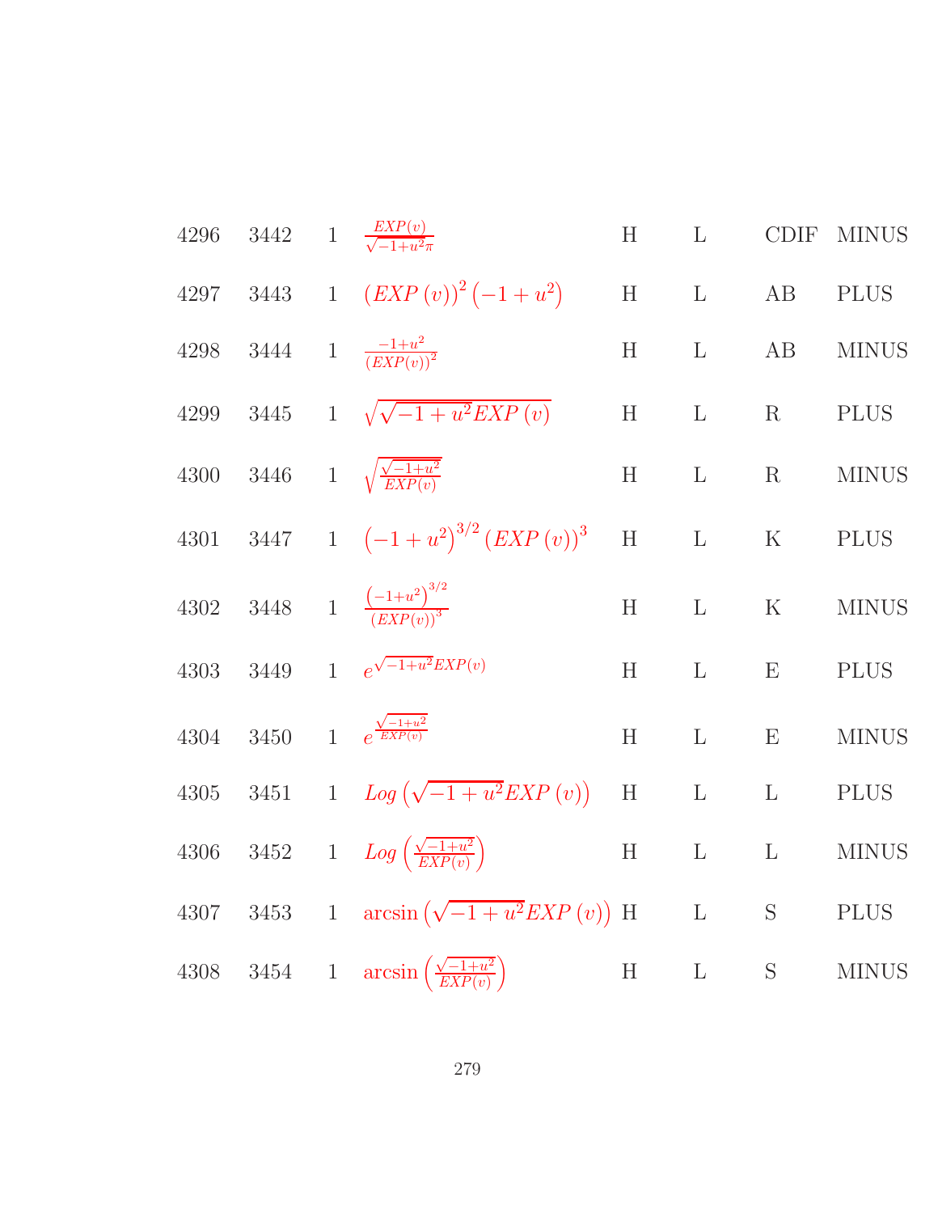| | | | | | | | |
|---|---|---|---|---|---|---|---|
| 4296 | 3442 | 1 | $\frac{EXP(v)}{\sqrt{-1+u^2}\pi}$ | H | L | CDIF | MINUS |
| 4297 | 3443 | 1 | $(EXP\,(v))^2\left(-1+u^2\right)$ | H | L | AB | PLUS |
| 4298 | 3444 | 1 | $\frac{-1+u^2}{(EXP(v))^2}$ | H | L | AB | MINUS |
| 4299 | 3445 | 1 | $\sqrt{\sqrt{-1+u^2}EXP\,(v)}$ | H | L | R | PLUS |
| 4300 | 3446 | 1 | $\sqrt{\frac{\sqrt{-1+u^2}}{EXP(v)}}$ | H | L | R | MINUS |
| 4301 | 3447 | 1 | $\left(-1+u^2\right)^{3/2}(EXP\,(v))^3$ | H | L | K | PLUS |
| 4302 | 3448 | 1 | $\frac{\left(-1+u^2\right)^{3/2}}{(EXP(v))^3}$ | H | L | K | MINUS |
| 4303 | 3449 | 1 | $e^{\sqrt{-1+u^2}EXP(v)}$ | H | L | E | PLUS |
| 4304 | 3450 | 1 | $e^{\frac{\sqrt{-1+u^2}}{EXP(v)}}$ | H | L | E | MINUS |
| 4305 | 3451 | 1 | $Log\left(\sqrt{-1+u^2}EXP\,(v)\right)$ | H | L | L | PLUS |
| 4306 | 3452 | 1 | $Log\left(\frac{\sqrt{-1+u^2}}{EXP(v)}\right)$ | H | L | L | MINUS |
| 4307 | 3453 | 1 | $\arcsin\left(\sqrt{-1+u^2}EXP\,(v)\right)$ | H | L | S | PLUS |
| 4308 | 3454 | 1 | $\arcsin\left(\frac{\sqrt{-1+u^2}}{EXP(v)}\right)$ | H | L | S | MINUS |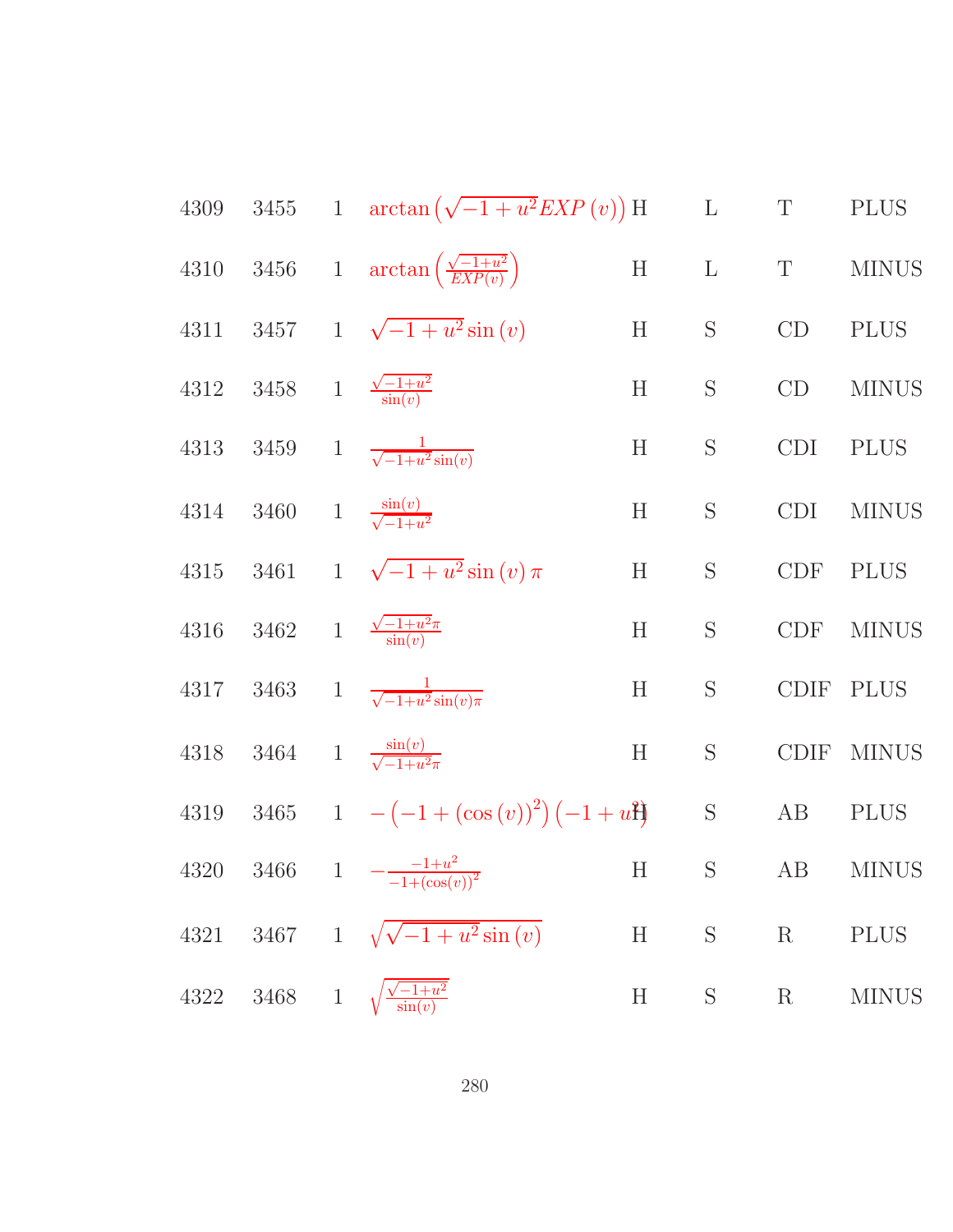| | | | | | | | |
|---|---|---|---|---|---|---|---|
| 4309 | 3455 | 1 | $\arctan\left(\sqrt{-1+u^2}EXP(v)\right)$ | H | L | T | PLUS |
| 4310 | 3456 | 1 | $\arctan\left(\frac{\sqrt{-1+u^2}}{EXP(v)}\right)$ | H | L | T | MINUS |
| 4311 | 3457 | 1 | $\sqrt{-1+u^2}\sin(v)$ | H | S | CD | PLUS |
| 4312 | 3458 | 1 | $\frac{\sqrt{-1+u^2}}{\sin(v)}$ | H | S | CD | MINUS |
| 4313 | 3459 | 1 | $\frac{1}{\sqrt{-1+u^2}\sin(v)}$ | H | S | CDI | PLUS |
| 4314 | 3460 | 1 | $\frac{\sin(v)}{\sqrt{-1+u^2}}$ | H | S | CDI | MINUS |
| 4315 | 3461 | 1 | $\sqrt{-1+u^2}\sin(v)\pi$ | H | S | CDF | PLUS |
| 4316 | 3462 | 1 | $\frac{\sqrt{-1+u^2}\pi}{\sin(v)}$ | H | S | CDF | MINUS |
| 4317 | 3463 | 1 | $\frac{1}{\sqrt{-1+u^2}\sin(v)\pi}$ | H | S | CDIF | PLUS |
| 4318 | 3464 | 1 | $\frac{\sin(v)}{\sqrt{-1+u^2}\pi}$ | H | S | CDIF | MINUS |
| 4319 | 3465 | 1 | $-\left(-1+(\cos(v))^2\right)\left(-1+u^2\right)$ | H | S | AB | PLUS |
| 4320 | 3466 | 1 | $-\frac{-1+u^2}{-1+(\cos(v))^2}$ | H | S | AB | MINUS |
| 4321 | 3467 | 1 | $\sqrt{\sqrt{-1+u^2}\sin(v)}$ | H | S | R | PLUS |
| 4322 | 3468 | 1 | $\sqrt{\frac{\sqrt{-1+u^2}}{\sin(v)}}$ | H | S | R | MINUS |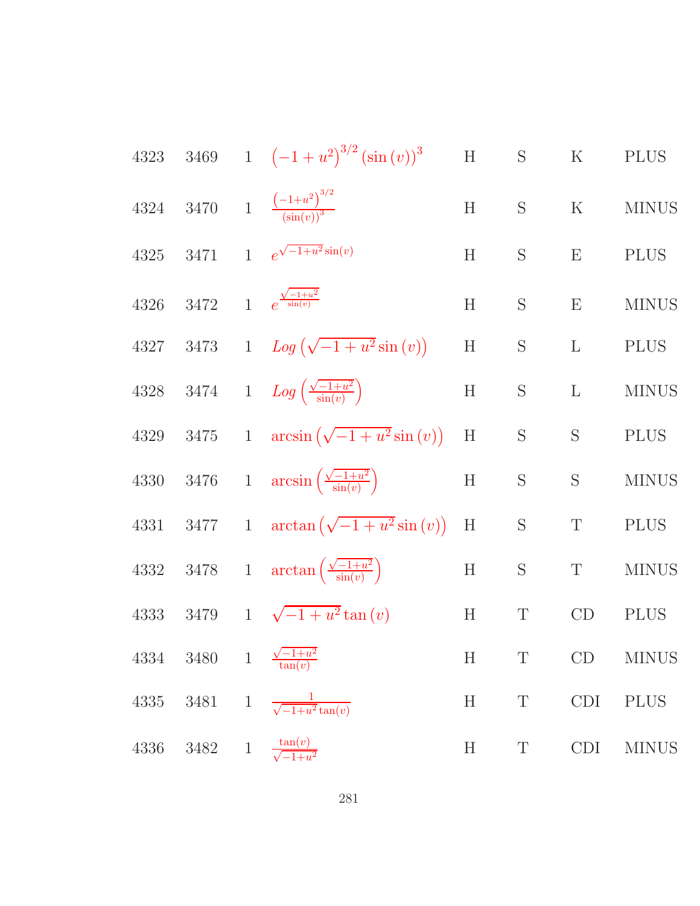| | | | | | | | |
|---|---|---|---|---|---|---|---|
| 4323 | 3469 | 1 | $\left(-1+u^2\right)^{3/2}\left(\sin\left(v\right)\right)^3$ | H | S | K | PLUS |
| 4324 | 3470 | 1 | $\frac{\left(-1+u^2\right)^{3/2}}{\left(\sin(v)\right)^3}$ | H | S | K | MINUS |
| 4325 | 3471 | 1 | $e^{\sqrt{-1+u^2}\sin(v)}$ | H | S | E | PLUS |
| 4326 | 3472 | 1 | $e^{\frac{\sqrt{-1+u^2}}{\sin(v)}}$ | H | S | E | MINUS |
| 4327 | 3473 | 1 | $Log\left(\sqrt{-1+u^2}\sin\left(v\right)\right)$ | H | S | L | PLUS |
| 4328 | 3474 | 1 | $Log\left(\frac{\sqrt{-1+u^2}}{\sin(v)}\right)$ | H | S | L | MINUS |
| 4329 | 3475 | 1 | $\arcsin\left(\sqrt{-1+u^2}\sin\left(v\right)\right)$ | H | S | S | PLUS |
| 4330 | 3476 | 1 | $\arcsin\left(\frac{\sqrt{-1+u^2}}{\sin(v)}\right)$ | H | S | S | MINUS |
| 4331 | 3477 | 1 | $\arctan\left(\sqrt{-1+u^2}\sin\left(v\right)\right)$ | H | S | T | PLUS |
| 4332 | 3478 | 1 | $\arctan\left(\frac{\sqrt{-1+u^2}}{\sin(v)}\right)$ | H | S | T | MINUS |
| 4333 | 3479 | 1 | $\sqrt{-1+u^2}\tan\left(v\right)$ | H | T | CD | PLUS |
| 4334 | 3480 | 1 | $\frac{\sqrt{-1+u^2}}{\tan(v)}$ | H | T | CD | MINUS |
| 4335 | 3481 | 1 | $\frac{1}{\sqrt{-1+u^2}\tan(v)}$ | H | T | CDI | PLUS |
| 4336 | 3482 | 1 | $\frac{\tan(v)}{\sqrt{-1+u^2}}$ | H | T | CDI | MINUS |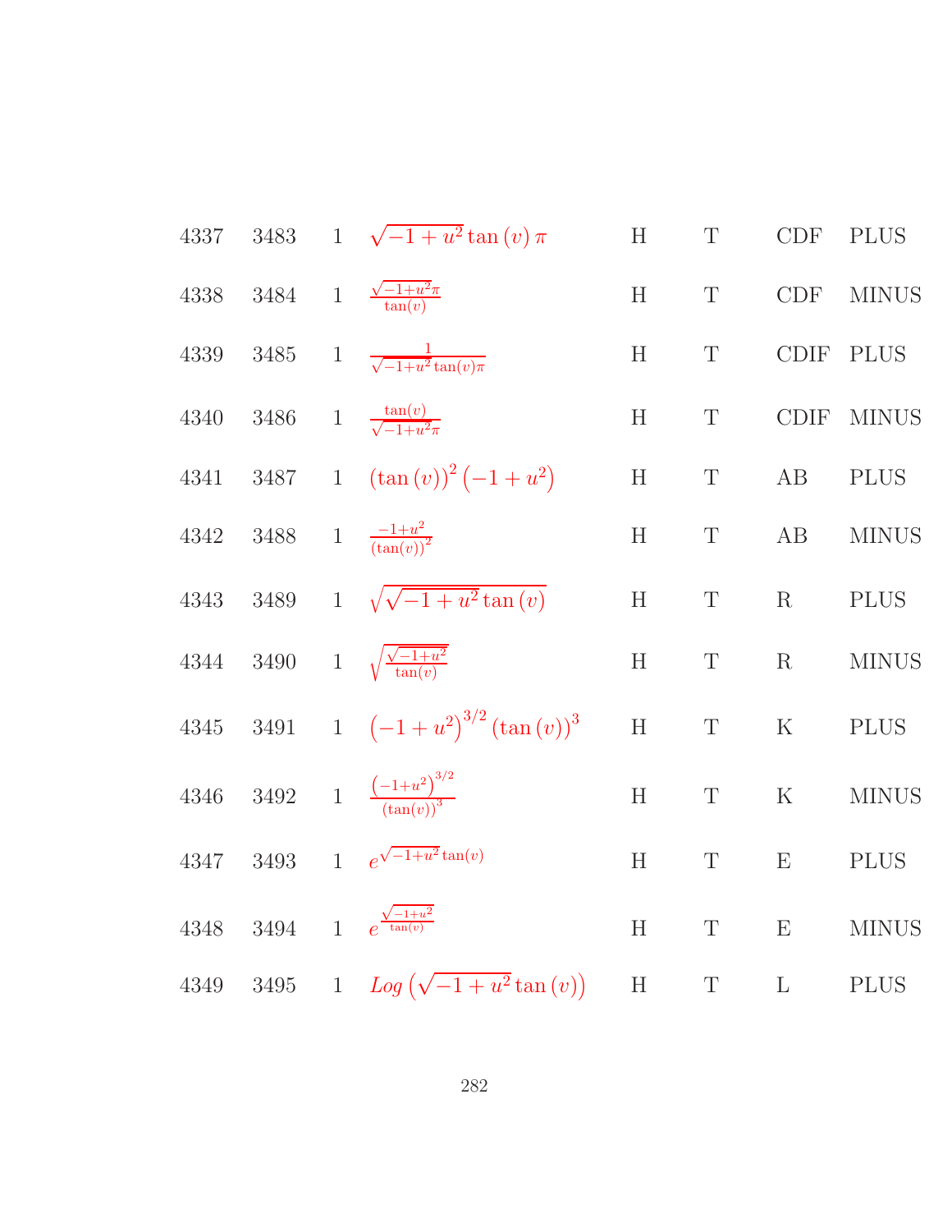| | | | | | | | |
|---|---|---|---|---|---|---|---|
| 4337 | 3483 | 1 | $\sqrt{-1+u^2}\tan(v)\,\pi$ | H | T | CDF | PLUS |
| 4338 | 3484 | 1 | $\frac{\sqrt{-1+u^2}\pi}{\tan(v)}$ | H | T | CDF | MINUS |
| 4339 | 3485 | 1 | $\frac{1}{\sqrt{-1+u^2}\tan(v)\pi}$ | H | T | CDIF | PLUS |
| 4340 | 3486 | 1 | $\frac{\tan(v)}{\sqrt{-1+u^2}\pi}$ | H | T | CDIF | MINUS |
| 4341 | 3487 | 1 | $(\tan(v))^2\left(-1+u^2\right)$ | H | T | AB | PLUS |
| 4342 | 3488 | 1 | $\frac{-1+u^2}{(\tan(v))^2}$ | H | T | AB | MINUS |
| 4343 | 3489 | 1 | $\sqrt{\sqrt{-1+u^2}\tan(v)}$ | H | T | R | PLUS |
| 4344 | 3490 | 1 | $\sqrt{\frac{\sqrt{-1+u^2}}{\tan(v)}}$ | H | T | R | MINUS |
| 4345 | 3491 | 1 | $\left(-1+u^2\right)^{3/2}(\tan(v))^3$ | H | T | K | PLUS |
| 4346 | 3492 | 1 | $\frac{\left(-1+u^2\right)^{3/2}}{(\tan(v))^3}$ | H | T | K | MINUS |
| 4347 | 3493 | 1 | $e^{\sqrt{-1+u^2}\tan(v)}$ | H | T | E | PLUS |
| 4348 | 3494 | 1 | $e^{\frac{\sqrt{-1+u^2}}{\tan(v)}}$ | H | T | E | MINUS |
| 4349 | 3495 | 1 | $Log\left(\sqrt{-1+u^2}\tan(v)\right)$ | H | T | L | PLUS |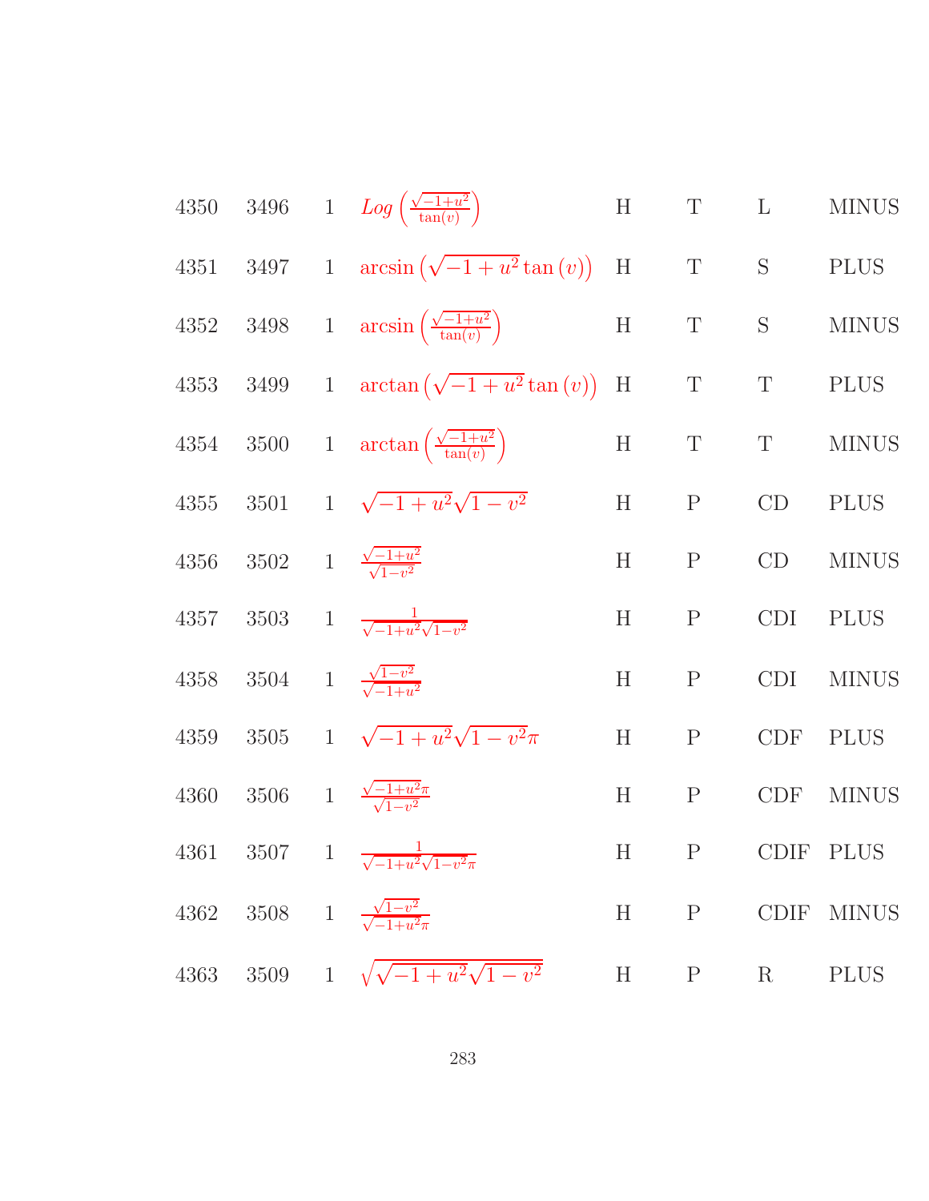| | | | | | | | |
|---|---|---|---|---|---|---|---|
| 4350 | 3496 | 1 | $Log\left(\frac{\sqrt{-1+u^2}}{\tan(v)}\right)$ | H | T | L | MINUS |
| 4351 | 3497 | 1 | $\arcsin\left(\sqrt{-1+u^2}\tan(v)\right)$ | H | T | S | PLUS |
| 4352 | 3498 | 1 | $\arcsin\left(\frac{\sqrt{-1+u^2}}{\tan(v)}\right)$ | H | T | S | MINUS |
| 4353 | 3499 | 1 | $\arctan\left(\sqrt{-1+u^2}\tan(v)\right)$ | H | T | T | PLUS |
| 4354 | 3500 | 1 | $\arctan\left(\frac{\sqrt{-1+u^2}}{\tan(v)}\right)$ | H | T | T | MINUS |
| 4355 | 3501 | 1 | $\sqrt{-1+u^2}\sqrt{1-v^2}$ | H | P | CD | PLUS |
| 4356 | 3502 | 1 | $\frac{\sqrt{-1+u^2}}{\sqrt{1-v^2}}$ | H | P | CD | MINUS |
| 4357 | 3503 | 1 | $\frac{1}{\sqrt{-1+u^2}\sqrt{1-v^2}}$ | H | P | CDI | PLUS |
| 4358 | 3504 | 1 | $\frac{\sqrt{1-v^2}}{\sqrt{-1+u^2}}$ | H | P | CDI | MINUS |
| 4359 | 3505 | 1 | $\sqrt{-1+u^2}\sqrt{1-v^2}\pi$ | H | P | CDF | PLUS |
| 4360 | 3506 | 1 | $\frac{\sqrt{-1+u^2}\pi}{\sqrt{1-v^2}}$ | H | P | CDF | MINUS |
| 4361 | 3507 | 1 | $\frac{1}{\sqrt{-1+u^2}\sqrt{1-v^2}\pi}$ | H | P | CDIF | PLUS |
| 4362 | 3508 | 1 | $\frac{\sqrt{1-v^2}}{\sqrt{-1+u^2}\pi}$ | H | P | CDIF | MINUS |
| 4363 | 3509 | 1 | $\sqrt{\sqrt{-1+u^2}\sqrt{1-v^2}}$ | H | P | R | PLUS |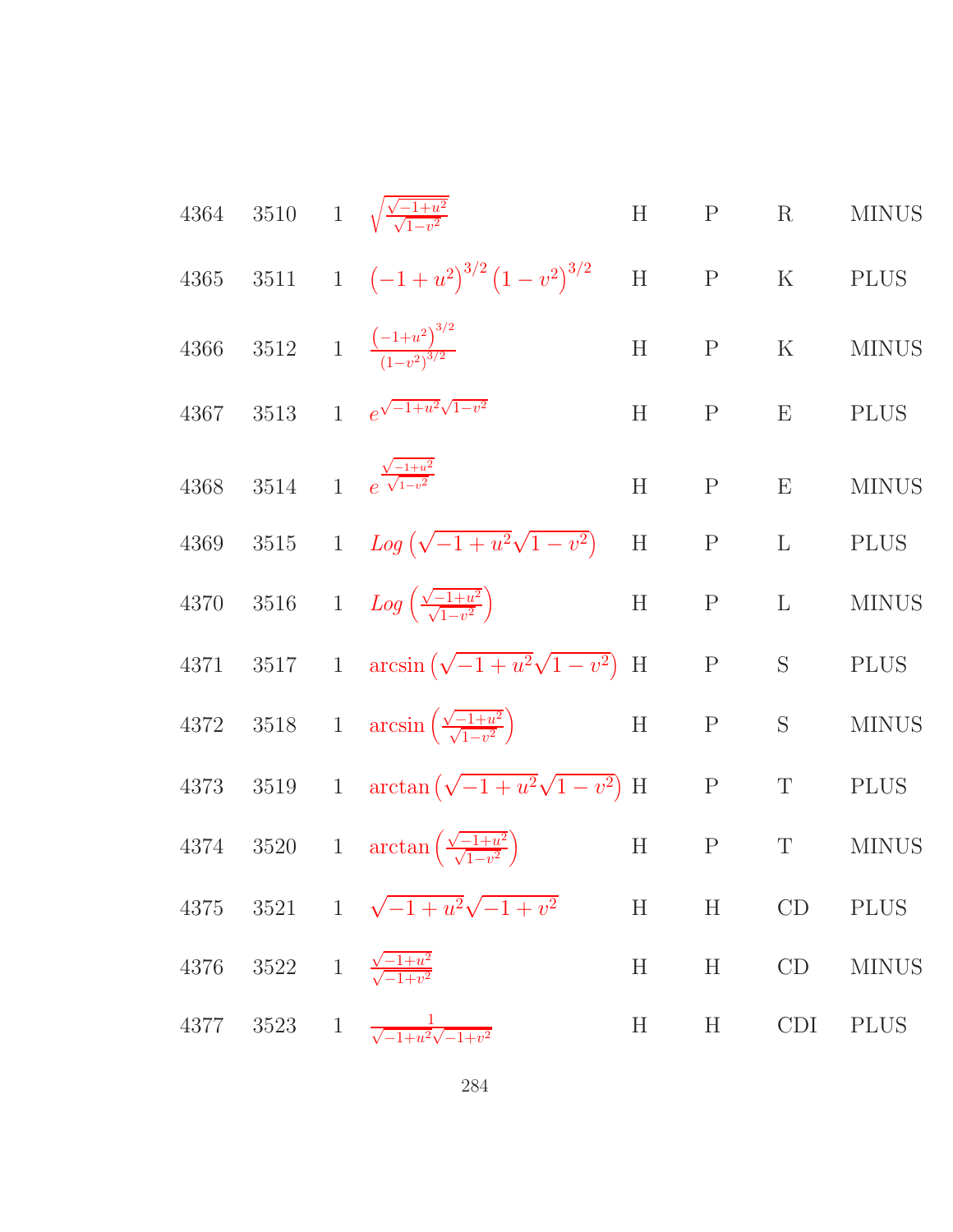| | | | | | | | |
|---|---|---|---|---|---|---|---|
| 4364 | 3510 | 1 | $\sqrt{\frac{\sqrt{-1+u^2}}{\sqrt{1-v^2}}}$ | H | P | R | MINUS |
| 4365 | 3511 | 1 | $\left(-1+u^2\right)^{3/2}\left(1-v^2\right)^{3/2}$ | H | P | K | PLUS |
| 4366 | 3512 | 1 | $\frac{\left(-1+u^2\right)^{3/2}}{\left(1-v^2\right)^{3/2}}$ | H | P | K | MINUS |
| 4367 | 3513 | 1 | $e^{\sqrt{-1+u^2}\sqrt{1-v^2}}$ | H | P | E | PLUS |
| 4368 | 3514 | 1 | $e^{\frac{\sqrt{-1+u^2}}{\sqrt{1-v^2}}}$ | H | P | E | MINUS |
| 4369 | 3515 | 1 | $Log\left(\sqrt{-1+u^2}\sqrt{1-v^2}\right)$ | H | P | L | PLUS |
| 4370 | 3516 | 1 | $Log\left(\frac{\sqrt{-1+u^2}}{\sqrt{1-v^2}}\right)$ | H | P | L | MINUS |
| 4371 | 3517 | 1 | $\arcsin\left(\sqrt{-1+u^2}\sqrt{1-v^2}\right)$ | H | P | S | PLUS |
| 4372 | 3518 | 1 | $\arcsin\left(\frac{\sqrt{-1+u^2}}{\sqrt{1-v^2}}\right)$ | H | P | S | MINUS |
| 4373 | 3519 | 1 | $\arctan\left(\sqrt{-1+u^2}\sqrt{1-v^2}\right)$ | H | P | T | PLUS |
| 4374 | 3520 | 1 | $\arctan\left(\frac{\sqrt{-1+u^2}}{\sqrt{1-v^2}}\right)$ | H | P | T | MINUS |
| 4375 | 3521 | 1 | $\sqrt{-1+u^2}\sqrt{-1+v^2}$ | H | H | CD | PLUS |
| 4376 | 3522 | 1 | $\frac{\sqrt{-1+u^2}}{\sqrt{-1+v^2}}$ | H | H | CD | MINUS |
| 4377 | 3523 | 1 | $\frac{1}{\sqrt{-1+u^2}\sqrt{-1+v^2}}$ | H | H | CDI | PLUS |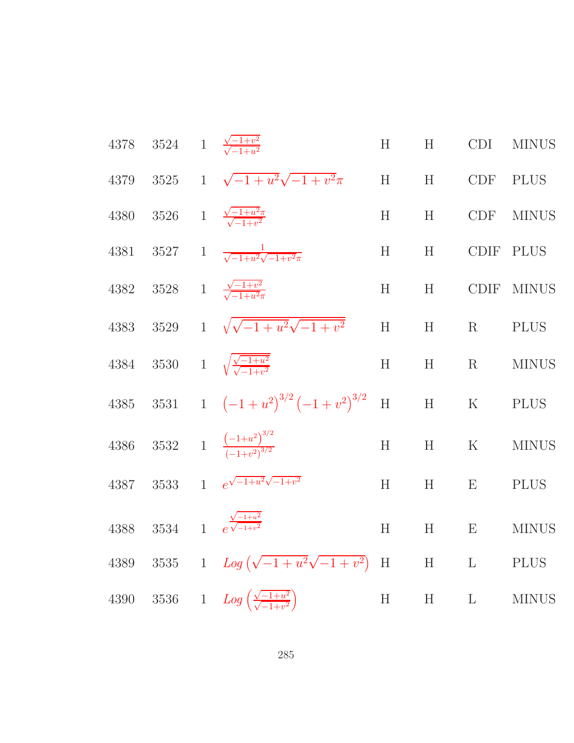| | | | | | | | |
|---|---|---|---|---|---|---|---|
| 4378 | 3524 | 1 | $\frac{\sqrt{-1+v^2}}{\sqrt{-1+u^2}}$ | H | H | CDI | MINUS |
| 4379 | 3525 | 1 | $\sqrt{-1+u^2}\sqrt{-1+v^2}\pi$ | H | H | CDF | PLUS |
| 4380 | 3526 | 1 | $\frac{\sqrt{-1+u^2}\pi}{\sqrt{-1+v^2}}$ | H | H | CDF | MINUS |
| 4381 | 3527 | 1 | $\frac{1}{\sqrt{-1+u^2}\sqrt{-1+v^2}\pi}$ | H | H | CDIF | PLUS |
| 4382 | 3528 | 1 | $\frac{\sqrt{-1+v^2}}{\sqrt{-1+u^2}\pi}$ | H | H | CDIF | MINUS |
| 4383 | 3529 | 1 | $\sqrt{\sqrt{-1+u^2}\sqrt{-1+v^2}}$ | H | H | R | PLUS |
| 4384 | 3530 | 1 | $\sqrt{\frac{\sqrt{-1+u^2}}{\sqrt{-1+v^2}}}$ | H | H | R | MINUS |
| 4385 | 3531 | 1 | $\left(-1+u^2\right)^{3/2}\left(-1+v^2\right)^{3/2}$ | H | H | K | PLUS |
| 4386 | 3532 | 1 | $\frac{\left(-1+u^2\right)^{3/2}}{\left(-1+v^2\right)^{3/2}}$ | H | H | K | MINUS |
| 4387 | 3533 | 1 | $e^{\sqrt{-1+u^2}\sqrt{-1+v^2}}$ | H | H | E | PLUS |
| 4388 | 3534 | 1 | $e^{\frac{\sqrt{-1+u^2}}{\sqrt{-1+v^2}}}$ | H | H | E | MINUS |
| 4389 | 3535 | 1 | $Log\left(\sqrt{-1+u^2}\sqrt{-1+v^2}\right)$ | H | H | L | PLUS |
| 4390 | 3536 | 1 | $Log\left(\frac{\sqrt{-1+u^2}}{\sqrt{-1+v^2}}\right)$ | H | H | L | MINUS |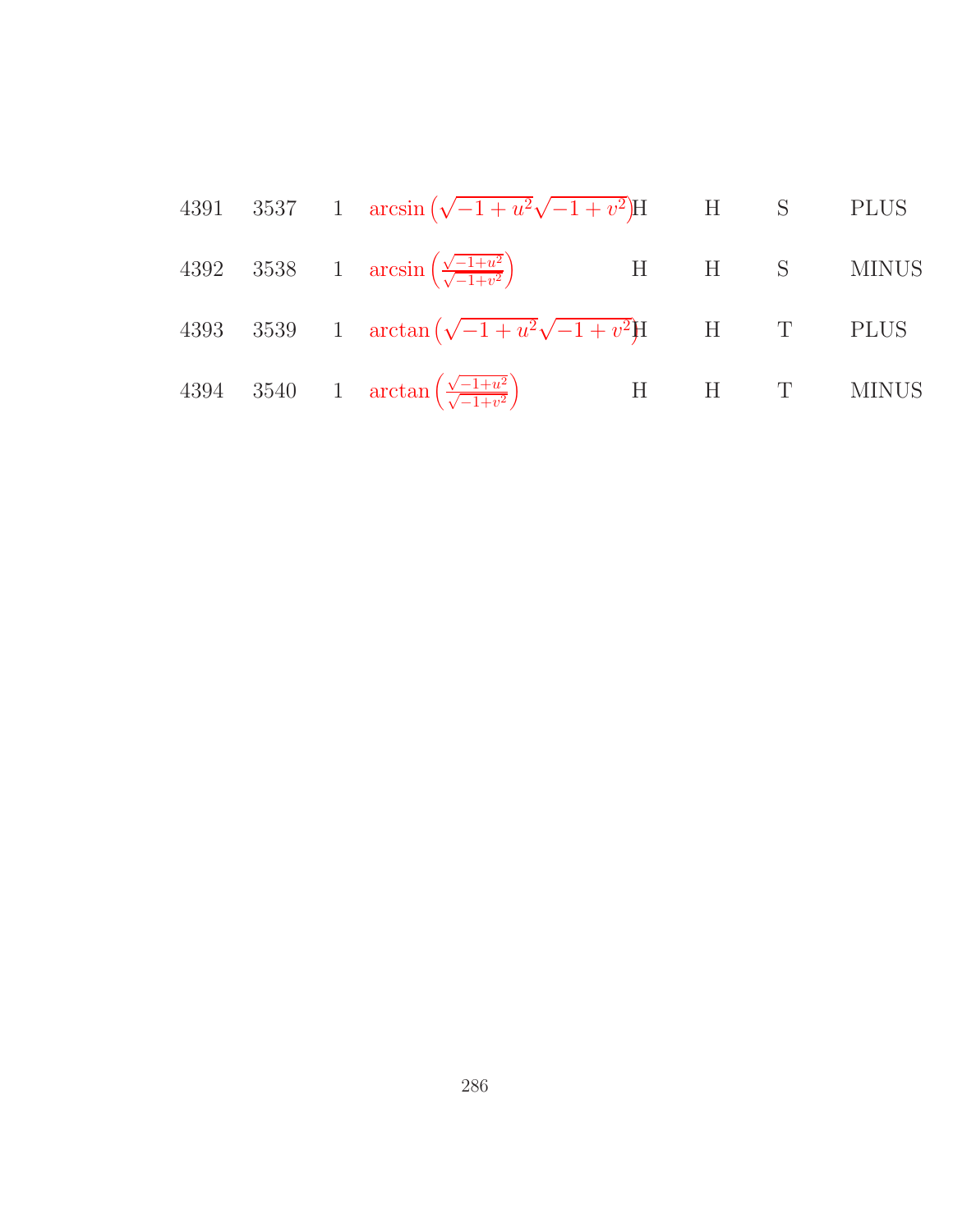| | | | | | | | |
|---|---|---|---|---|---|---|---|
| 4391 | 3537 | 1 | $\arcsin\left(\sqrt{-1+u^2}\sqrt{-1+v^2}\right)$ | H | H | S | PLUS |
| 4392 | 3538 | 1 | $\arcsin\left(\frac{\sqrt{-1+u^2}}{\sqrt{-1+v^2}}\right)$ | H | H | S | MINUS |
| 4393 | 3539 | 1 | $\arctan\left(\sqrt{-1+u^2}\sqrt{-1+v^2}\right)$ | H | H | T | PLUS |
| 4394 | 3540 | 1 | $\arctan\left(\frac{\sqrt{-1+u^2}}{\sqrt{-1+v^2}}\right)$ | H | H | T | MINUS |